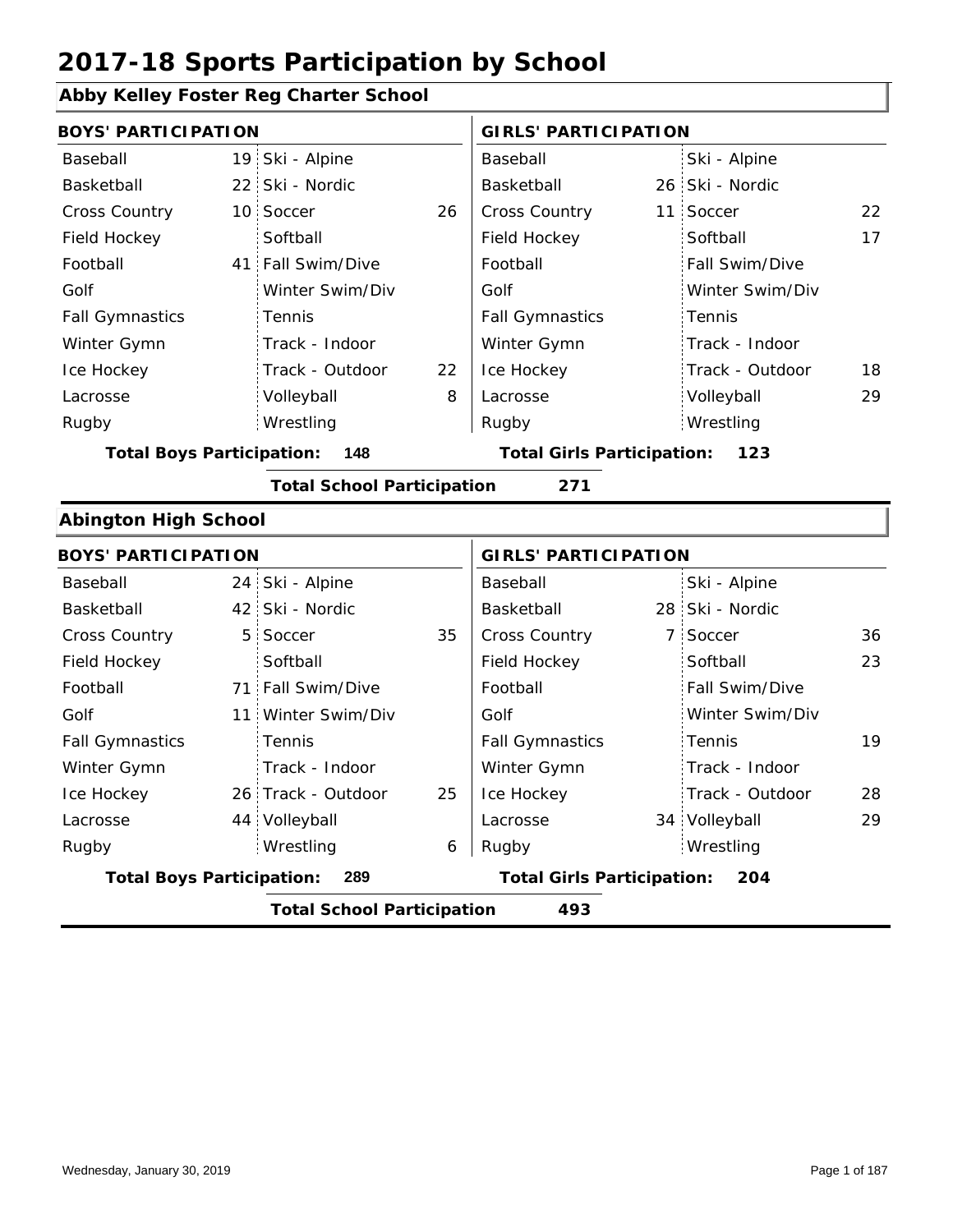# 2017-18 Sports Participation by School

## Abby Kelley Foster Reg Charter School

| BOYS' PARTICIPATION | | | | GIRLS' PARTICIPATION | | | |
|---|---|---|---|---|---|---|---|
| Baseball | 19 | Ski - Alpine | | Baseball | | Ski - Alpine | |
| Basketball | 22 | Ski - Nordic | | Basketball | 26 | Ski - Nordic | |
| Cross Country | 10 | Soccer | 26 | Cross Country | 11 | Soccer | 22 |
| Field Hockey | | Softball | | Field Hockey | | Softball | 17 |
| Football | 41 | Fall Swim/Dive | | Football | | Fall Swim/Dive | |
| Golf | | Winter Swim/Div | | Golf | | Winter Swim/Div | |
| Fall Gymnastics | | Tennis | | Fall Gymnastics | | Tennis | |
| Winter Gymn | | Track - Indoor | | Winter Gymn | | Track - Indoor | |
| Ice Hockey | | Track - Outdoor | 22 | Ice Hockey | | Track - Outdoor | 18 |
| Lacrosse | | Volleyball | 8 | Lacrosse | | Volleyball | 29 |
| Rugby | | Wrestling | | Rugby | | Wrestling | |

**Total Boys Participation: 148** | **Total Girls Participation: 123**

**Total School Participation 271**

## Abington High School

| BOYS' PARTICIPATION | | | | GIRLS' PARTICIPATION | | | |
|---|---|---|---|---|---|---|---|
| Baseball | 24 | Ski - Alpine | | Baseball | | Ski - Alpine | |
| Basketball | 42 | Ski - Nordic | | Basketball | 28 | Ski - Nordic | |
| Cross Country | 5 | Soccer | 35 | Cross Country | 7 | Soccer | 36 |
| Field Hockey | | Softball | | Field Hockey | | Softball | 23 |
| Football | 71 | Fall Swim/Dive | | Football | | Fall Swim/Dive | |
| Golf | 11 | Winter Swim/Div | | Golf | | Winter Swim/Div | |
| Fall Gymnastics | | Tennis | | Fall Gymnastics | | Tennis | 19 |
| Winter Gymn | | Track - Indoor | | Winter Gymn | | Track - Indoor | |
| Ice Hockey | 26 | Track - Outdoor | 25 | Ice Hockey | | Track - Outdoor | 28 |
| Lacrosse | 44 | Volleyball | | Lacrosse | 34 | Volleyball | 29 |
| Rugby | | Wrestling | 6 | Rugby | | Wrestling | |

**Total Boys Participation: 289** | **Total Girls Participation: 204**

**Total School Participation 493**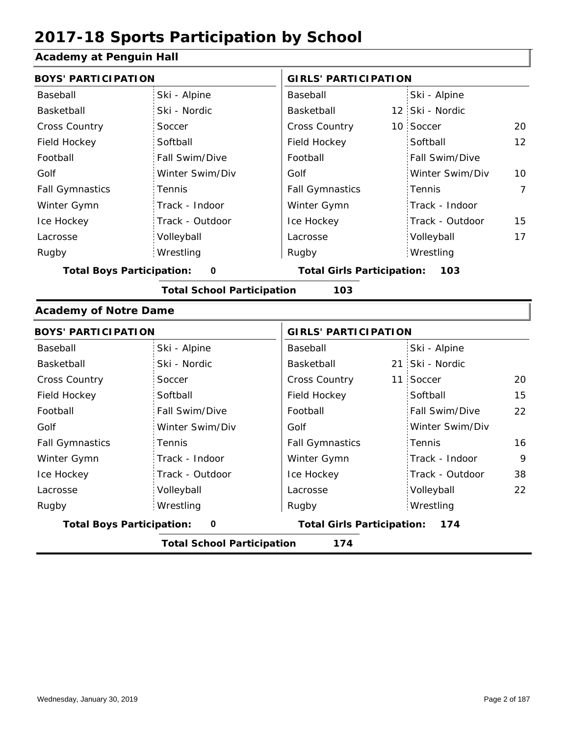# 2017-18 Sports Participation by School

## Academy at Penguin Hall

| BOYS' PARTICIPATION | | | | GIRLS' PARTICIPATION | | | |
|---|---|---|---|---|---|---|---|
| Baseball | | Ski - Alpine | | Baseball | | Ski - Alpine | |
| Basketball | | Ski - Nordic | | Basketball | 12 | Ski - Nordic | |
| Cross Country | | Soccer | | Cross Country | 10 | Soccer | 20 |
| Field Hockey | | Softball | | Field Hockey | | Softball | 12 |
| Football | | Fall Swim/Dive | | Football | | Fall Swim/Dive | |
| Golf | | Winter Swim/Div | | Golf | | Winter Swim/Div | 10 |
| Fall Gymnastics | | Tennis | | Fall Gymnastics | | Tennis | 7 |
| Winter Gymn | | Track - Indoor | | Winter Gymn | | Track - Indoor | |
| Ice Hockey | | Track - Outdoor | | Ice Hockey | | Track - Outdoor | 15 |
| Lacrosse | | Volleyball | | Lacrosse | | Volleyball | 17 |
| Rugby | | Wrestling | | Rugby | | Wrestling | |

**Total Boys Participation:** 0 **Total Girls Participation:** 103

**Total School Participation** 103

## Academy of Notre Dame

| BOYS' PARTICIPATION | | | | GIRLS' PARTICIPATION | | | |
|---|---|---|---|---|---|---|---|
| Baseball | | Ski - Alpine | | Baseball | | Ski - Alpine | |
| Basketball | | Ski - Nordic | | Basketball | 21 | Ski - Nordic | |
| Cross Country | | Soccer | | Cross Country | 11 | Soccer | 20 |
| Field Hockey | | Softball | | Field Hockey | | Softball | 15 |
| Football | | Fall Swim/Dive | | Football | | Fall Swim/Dive | 22 |
| Golf | | Winter Swim/Div | | Golf | | Winter Swim/Div | |
| Fall Gymnastics | | Tennis | | Fall Gymnastics | | Tennis | 16 |
| Winter Gymn | | Track - Indoor | | Winter Gymn | | Track - Indoor | 9 |
| Ice Hockey | | Track - Outdoor | | Ice Hockey | | Track - Outdoor | 38 |
| Lacrosse | | Volleyball | | Lacrosse | | Volleyball | 22 |
| Rugby | | Wrestling | | Rugby | | Wrestling | |

**Total Boys Participation:** 0 **Total Girls Participation:** 174

**Total School Participation** 174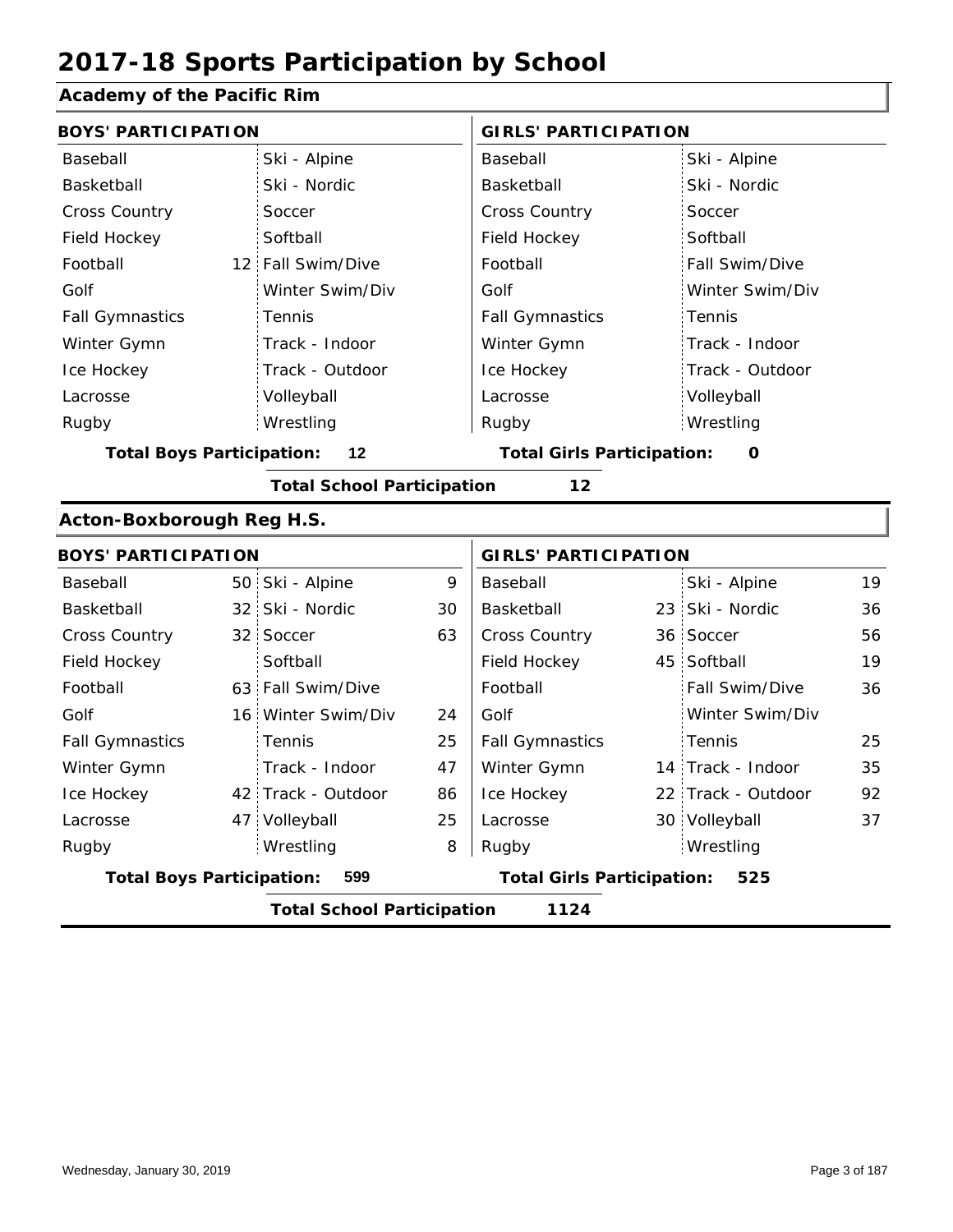# 2017-18 Sports Participation by School

## Academy of the Pacific Rim

| BOYS' PARTICIPATION | | | | GIRLS' PARTICIPATION | | | |
|---|---|---|---|---|---|---|---|
| Baseball | | Ski - Alpine | | Baseball | | Ski - Alpine | |
| Basketball | | Ski - Nordic | | Basketball | | Ski - Nordic | |
| Cross Country | | Soccer | | Cross Country | | Soccer | |
| Field Hockey | | Softball | | Field Hockey | | Softball | |
| Football | 12 | Fall Swim/Dive | | Football | | Fall Swim/Dive | |
| Golf | | Winter Swim/Div | | Golf | | Winter Swim/Div | |
| Fall Gymnastics | | Tennis | | Fall Gymnastics | | Tennis | |
| Winter Gymn | | Track - Indoor | | Winter Gymn | | Track - Indoor | |
| Ice Hockey | | Track - Outdoor | | Ice Hockey | | Track - Outdoor | |
| Lacrosse | | Volleyball | | Lacrosse | | Volleyball | |
| Rugby | | Wrestling | | Rugby | | Wrestling | |

**Total Boys Participation: 12** | **Total Girls Participation: 0**

**Total School Participation 12**

## Acton-Boxborough Reg H.S.

| BOYS' PARTICIPATION | | | | GIRLS' PARTICIPATION | | | |
|---|---|---|---|---|---|---|---|
| Baseball | 50 | Ski - Alpine | 9 | Baseball | | Ski - Alpine | 19 |
| Basketball | 32 | Ski - Nordic | 30 | Basketball | 23 | Ski - Nordic | 36 |
| Cross Country | 32 | Soccer | 63 | Cross Country | 36 | Soccer | 56 |
| Field Hockey | | Softball | | Field Hockey | 45 | Softball | 19 |
| Football | 63 | Fall Swim/Dive | | Football | | Fall Swim/Dive | 36 |
| Golf | 16 | Winter Swim/Div | 24 | Golf | | Winter Swim/Div | |
| Fall Gymnastics | | Tennis | 25 | Fall Gymnastics | | Tennis | 25 |
| Winter Gymn | | Track - Indoor | 47 | Winter Gymn | 14 | Track - Indoor | 35 |
| Ice Hockey | 42 | Track - Outdoor | 86 | Ice Hockey | 22 | Track - Outdoor | 92 |
| Lacrosse | 47 | Volleyball | 25 | Lacrosse | 30 | Volleyball | 37 |
| Rugby | | Wrestling | 8 | Rugby | | Wrestling | |

**Total Boys Participation: 599** | **Total Girls Participation: 525**

**Total School Participation 1124**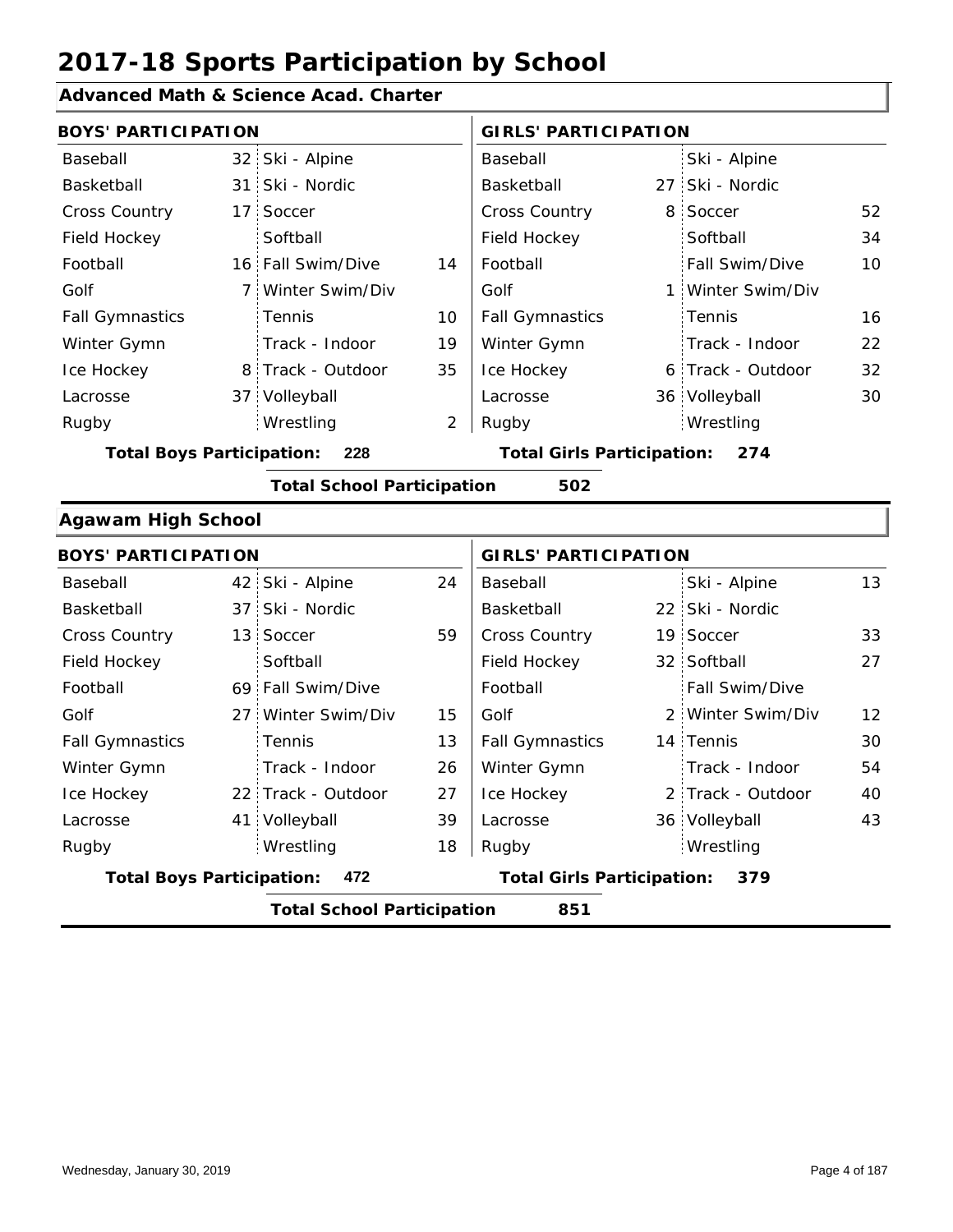# 2017-18 Sports Participation by School

## Advanced Math & Science Acad. Charter

| BOYS' PARTICIPATION | | | | GIRLS' PARTICIPATION | | | |
|---|---|---|---|---|---|---|---|
| Baseball | 32 | Ski - Alpine | | Baseball | | Ski - Alpine | |
| Basketball | 31 | Ski - Nordic | | Basketball | 27 | Ski - Nordic | |
| Cross Country | 17 | Soccer | | Cross Country | 8 | Soccer | 52 |
| Field Hockey | | Softball | | Field Hockey | | Softball | 34 |
| Football | 16 | Fall Swim/Dive | 14 | Football | | Fall Swim/Dive | 10 |
| Golf | 7 | Winter Swim/Div | | Golf | 1 | Winter Swim/Div | |
| Fall Gymnastics | | Tennis | 10 | Fall Gymnastics | | Tennis | 16 |
| Winter Gymn | | Track - Indoor | 19 | Winter Gymn | | Track - Indoor | 22 |
| Ice Hockey | 8 | Track - Outdoor | 35 | Ice Hockey | 6 | Track - Outdoor | 32 |
| Lacrosse | 37 | Volleyball | | Lacrosse | 36 | Volleyball | 30 |
| Rugby | | Wrestling | 2 | Rugby | | Wrestling | |

**Total Boys Participation: 228** **Total Girls Participation: 274**

**Total School Participation 502**

## Agawam High School

| BOYS' PARTICIPATION | | | | GIRLS' PARTICIPATION | | | |
|---|---|---|---|---|---|---|---|
| Baseball | 42 | Ski - Alpine | 24 | Baseball | | Ski - Alpine | 13 |
| Basketball | 37 | Ski - Nordic | | Basketball | 22 | Ski - Nordic | |
| Cross Country | 13 | Soccer | 59 | Cross Country | 19 | Soccer | 33 |
| Field Hockey | | Softball | | Field Hockey | 32 | Softball | 27 |
| Football | 69 | Fall Swim/Dive | | Football | | Fall Swim/Dive | |
| Golf | 27 | Winter Swim/Div | 15 | Golf | 2 | Winter Swim/Div | 12 |
| Fall Gymnastics | | Tennis | 13 | Fall Gymnastics | 14 | Tennis | 30 |
| Winter Gymn | | Track - Indoor | 26 | Winter Gymn | | Track - Indoor | 54 |
| Ice Hockey | 22 | Track - Outdoor | 27 | Ice Hockey | 2 | Track - Outdoor | 40 |
| Lacrosse | 41 | Volleyball | 39 | Lacrosse | 36 | Volleyball | 43 |
| Rugby | | Wrestling | 18 | Rugby | | Wrestling | |

**Total Boys Participation: 472** **Total Girls Participation: 379**

**Total School Participation 851**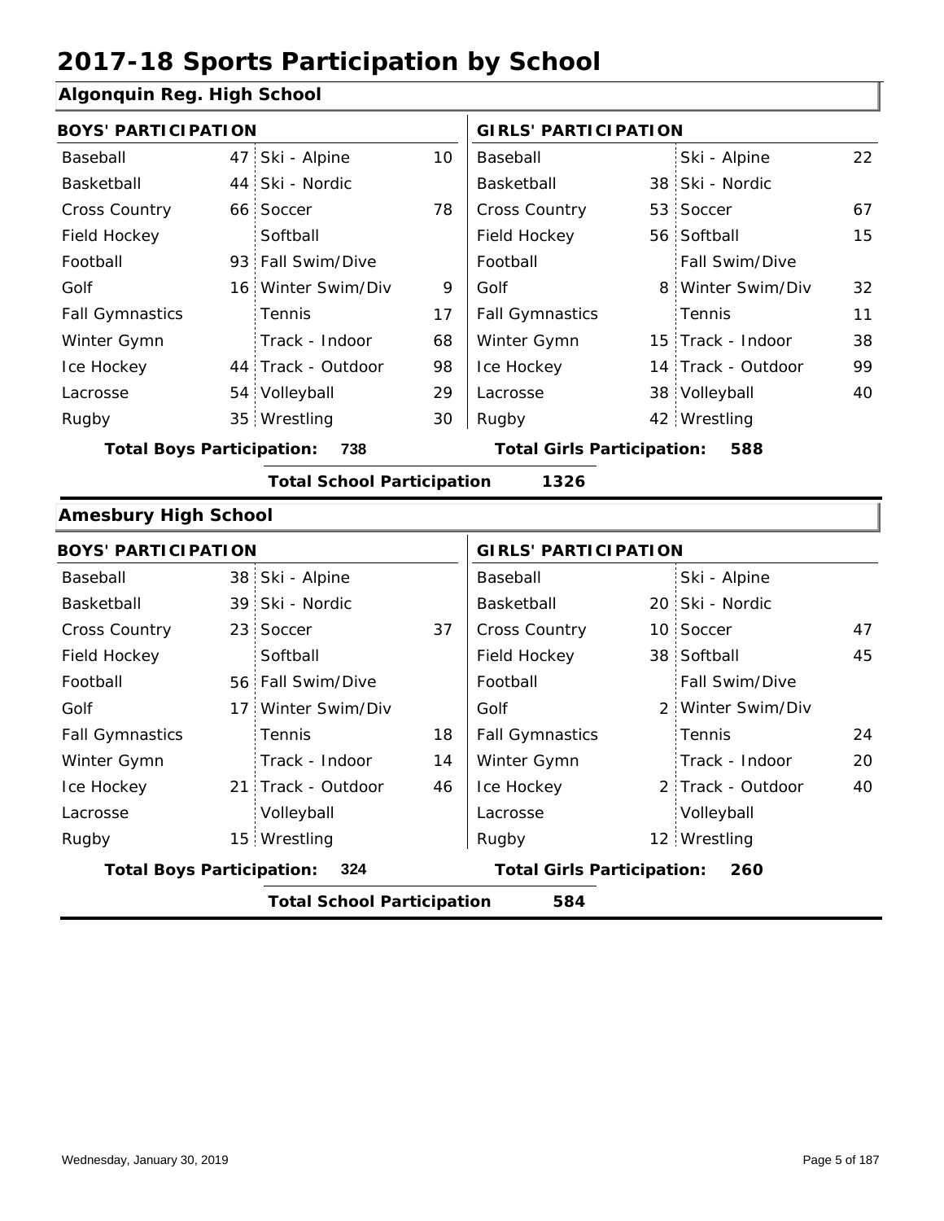# 2017-18 Sports Participation by School

## Algonquin Reg. High School

| BOYS' PARTICIPATION | | | | GIRLS' PARTICIPATION | | | |
|---|---|---|---|---|---|---|---|
| Baseball | 47 | Ski - Alpine | 10 | Baseball | | Ski - Alpine | 22 |
| Basketball | 44 | Ski - Nordic | | Basketball | 38 | Ski - Nordic | |
| Cross Country | 66 | Soccer | 78 | Cross Country | 53 | Soccer | 67 |
| Field Hockey | | Softball | | Field Hockey | 56 | Softball | 15 |
| Football | 93 | Fall Swim/Dive | | Football | | Fall Swim/Dive | |
| Golf | 16 | Winter Swim/Div | 9 | Golf | 8 | Winter Swim/Div | 32 |
| Fall Gymnastics | | Tennis | 17 | Fall Gymnastics | | Tennis | 11 |
| Winter Gymn | | Track - Indoor | 68 | Winter Gymn | 15 | Track - Indoor | 38 |
| Ice Hockey | 44 | Track - Outdoor | 98 | Ice Hockey | 14 | Track - Outdoor | 99 |
| Lacrosse | 54 | Volleyball | 29 | Lacrosse | 38 | Volleyball | 40 |
| Rugby | 35 | Wrestling | 30 | Rugby | 42 | Wrestling | |

**Total Boys Participation: 738** **Total Girls Participation: 588**

**Total School Participation 1326**

## Amesbury High School

| BOYS' PARTICIPATION | | | | GIRLS' PARTICIPATION | | | |
|---|---|---|---|---|---|---|---|
| Baseball | 38 | Ski - Alpine | | Baseball | | Ski - Alpine | |
| Basketball | 39 | Ski - Nordic | | Basketball | 20 | Ski - Nordic | |
| Cross Country | 23 | Soccer | 37 | Cross Country | 10 | Soccer | 47 |
| Field Hockey | | Softball | | Field Hockey | 38 | Softball | 45 |
| Football | 56 | Fall Swim/Dive | | Football | | Fall Swim/Dive | |
| Golf | 17 | Winter Swim/Div | | Golf | 2 | Winter Swim/Div | |
| Fall Gymnastics | | Tennis | 18 | Fall Gymnastics | | Tennis | 24 |
| Winter Gymn | | Track - Indoor | 14 | Winter Gymn | | Track - Indoor | 20 |
| Ice Hockey | 21 | Track - Outdoor | 46 | Ice Hockey | 2 | Track - Outdoor | 40 |
| Lacrosse | | Volleyball | | Lacrosse | | Volleyball | |
| Rugby | 15 | Wrestling | | Rugby | 12 | Wrestling | |

**Total Boys Participation: 324** **Total Girls Participation: 260**

**Total School Participation 584**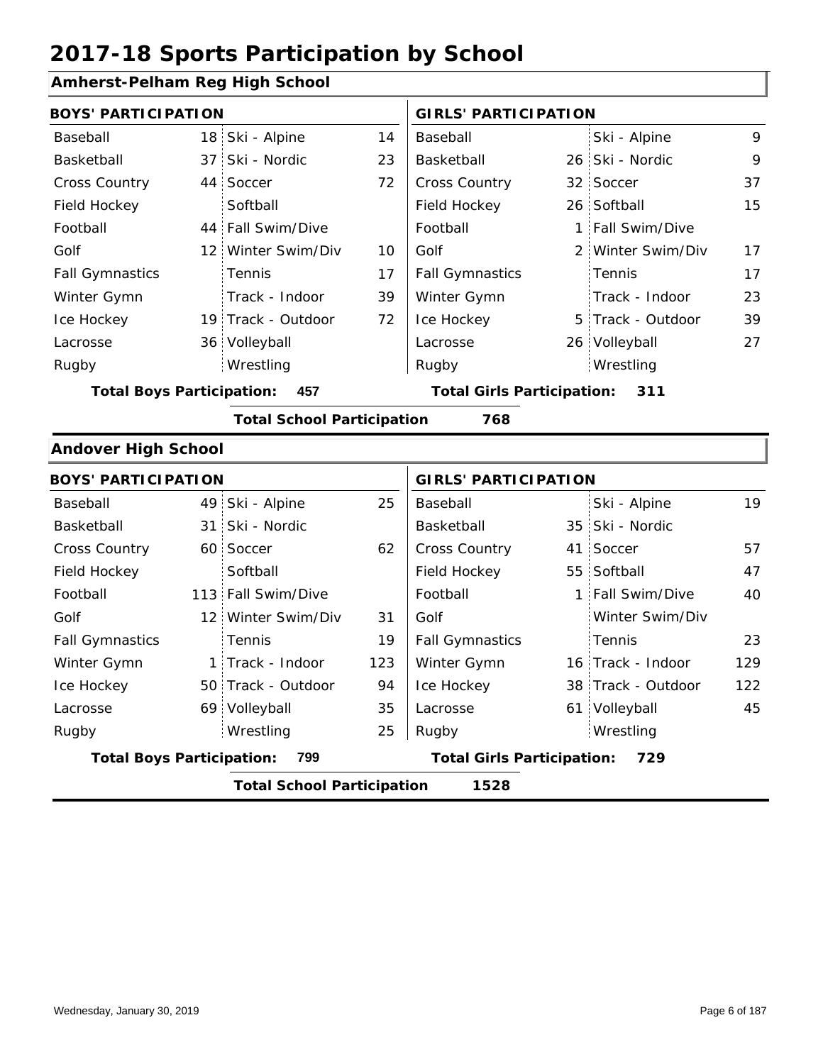# 2017-18 Sports Participation by School

## Amherst-Pelham Reg High School

| BOYS' PARTICIPATION | | | | GIRLS' PARTICIPATION | | | |
|---|---|---|---|---|---|---|---|
| Baseball | 18 | Ski - Alpine | 14 | Baseball | | Ski - Alpine | 9 |
| Basketball | 37 | Ski - Nordic | 23 | Basketball | 26 | Ski - Nordic | 9 |
| Cross Country | 44 | Soccer | 72 | Cross Country | 32 | Soccer | 37 |
| Field Hockey | | Softball | | Field Hockey | 26 | Softball | 15 |
| Football | 44 | Fall Swim/Dive | | Football | 1 | Fall Swim/Dive | |
| Golf | 12 | Winter Swim/Div | 10 | Golf | 2 | Winter Swim/Div | 17 |
| Fall Gymnastics | | Tennis | 17 | Fall Gymnastics | | Tennis | 17 |
| Winter Gymn | | Track - Indoor | 39 | Winter Gymn | | Track - Indoor | 23 |
| Ice Hockey | 19 | Track - Outdoor | 72 | Ice Hockey | 5 | Track - Outdoor | 39 |
| Lacrosse | 36 | Volleyball | | Lacrosse | 26 | Volleyball | 27 |
| Rugby | | Wrestling | | Rugby | | Wrestling | |

**Total Boys Participation: 457** **Total Girls Participation: 311**

**Total School Participation 768**

## Andover High School

| BOYS' PARTICIPATION | | | | GIRLS' PARTICIPATION | | | |
|---|---|---|---|---|---|---|---|
| Baseball | 49 | Ski - Alpine | 25 | Baseball | | Ski - Alpine | 19 |
| Basketball | 31 | Ski - Nordic | | Basketball | 35 | Ski - Nordic | |
| Cross Country | 60 | Soccer | 62 | Cross Country | 41 | Soccer | 57 |
| Field Hockey | | Softball | | Field Hockey | 55 | Softball | 47 |
| Football | 113 | Fall Swim/Dive | | Football | 1 | Fall Swim/Dive | 40 |
| Golf | 12 | Winter Swim/Div | 31 | Golf | | Winter Swim/Div | |
| Fall Gymnastics | | Tennis | 19 | Fall Gymnastics | | Tennis | 23 |
| Winter Gymn | 1 | Track - Indoor | 123 | Winter Gymn | 16 | Track - Indoor | 129 |
| Ice Hockey | 50 | Track - Outdoor | 94 | Ice Hockey | 38 | Track - Outdoor | 122 |
| Lacrosse | 69 | Volleyball | 35 | Lacrosse | 61 | Volleyball | 45 |
| Rugby | | Wrestling | 25 | Rugby | | Wrestling | |

**Total Boys Participation: 799** **Total Girls Participation: 729**

**Total School Participation 1528**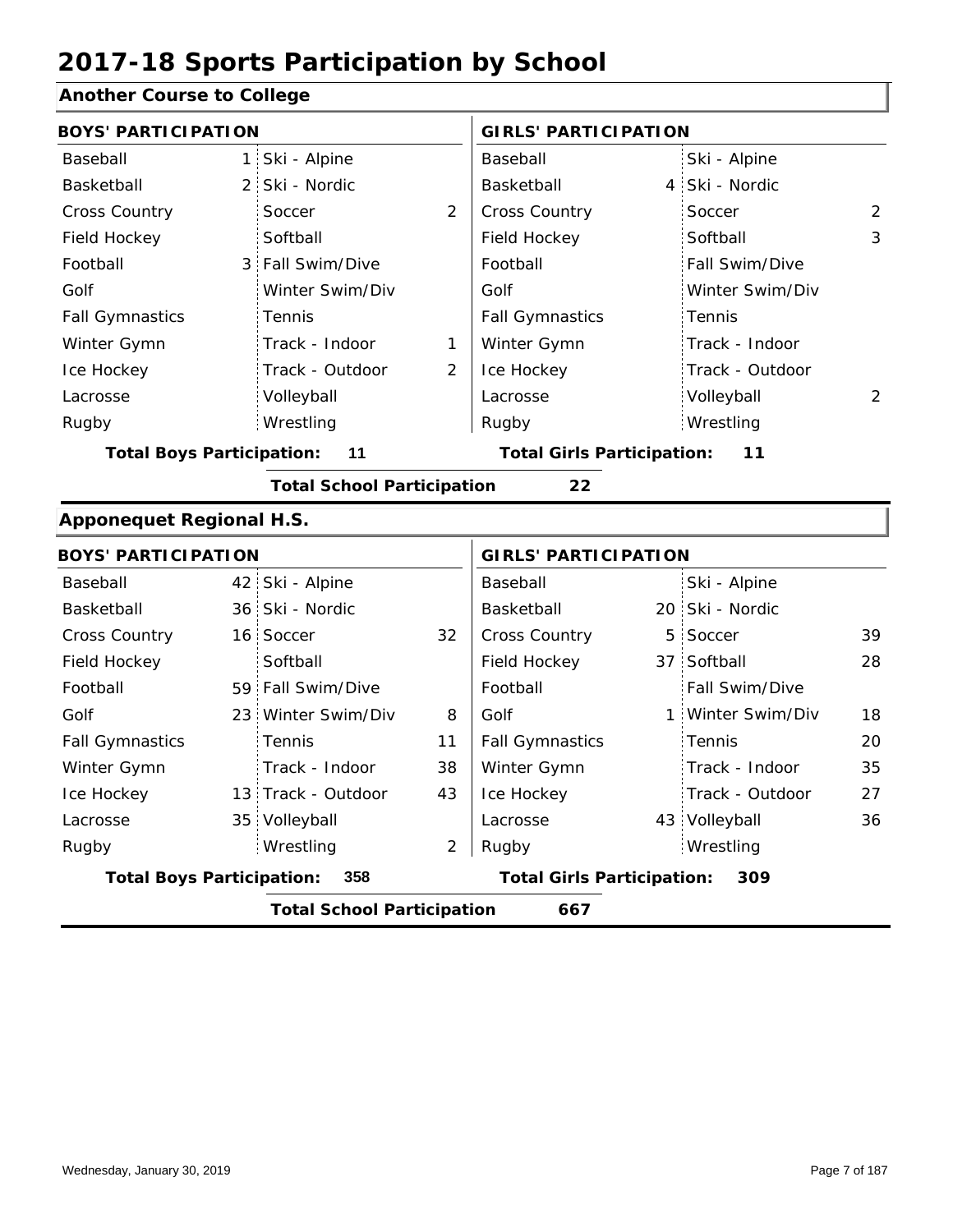# 2017-18 Sports Participation by School

## Another Course to College

| BOYS' PARTICIPATION | | | | GIRLS' PARTICIPATION | | | |
|---|---|---|---|---|---|---|---|
| Baseball | 1 | Ski - Alpine | | Baseball | | Ski - Alpine | |
| Basketball | 2 | Ski - Nordic | | Basketball | 4 | Ski - Nordic | |
| Cross Country | | Soccer | 2 | Cross Country | | Soccer | 2 |
| Field Hockey | | Softball | | Field Hockey | | Softball | 3 |
| Football | 3 | Fall Swim/Dive | | Football | | Fall Swim/Dive | |
| Golf | | Winter Swim/Div | | Golf | | Winter Swim/Div | |
| Fall Gymnastics | | Tennis | | Fall Gymnastics | | Tennis | |
| Winter Gymn | | Track - Indoor | 1 | Winter Gymn | | Track - Indoor | |
| Ice Hockey | | Track - Outdoor | 2 | Ice Hockey | | Track - Outdoor | |
| Lacrosse | | Volleyball | | Lacrosse | | Volleyball | 2 |
| Rugby | | Wrestling | | Rugby | | Wrestling | |

**Total Boys Participation: 11** | **Total Girls Participation: 11**

**Total School Participation 22**

## Apponequet Regional H.S.

| BOYS' PARTICIPATION | | | | GIRLS' PARTICIPATION | | | |
|---|---|---|---|---|---|---|---|
| Baseball | 42 | Ski - Alpine | | Baseball | | Ski - Alpine | |
| Basketball | 36 | Ski - Nordic | | Basketball | 20 | Ski - Nordic | |
| Cross Country | 16 | Soccer | 32 | Cross Country | 5 | Soccer | 39 |
| Field Hockey | | Softball | | Field Hockey | 37 | Softball | 28 |
| Football | 59 | Fall Swim/Dive | | Football | | Fall Swim/Dive | |
| Golf | 23 | Winter Swim/Div | 8 | Golf | 1 | Winter Swim/Div | 18 |
| Fall Gymnastics | | Tennis | 11 | Fall Gymnastics | | Tennis | 20 |
| Winter Gymn | | Track - Indoor | 38 | Winter Gymn | | Track - Indoor | 35 |
| Ice Hockey | 13 | Track - Outdoor | 43 | Ice Hockey | | Track - Outdoor | 27 |
| Lacrosse | 35 | Volleyball | | Lacrosse | 43 | Volleyball | 36 |
| Rugby | | Wrestling | 2 | Rugby | | Wrestling | |

**Total Boys Participation: 358** | **Total Girls Participation: 309**

**Total School Participation 667**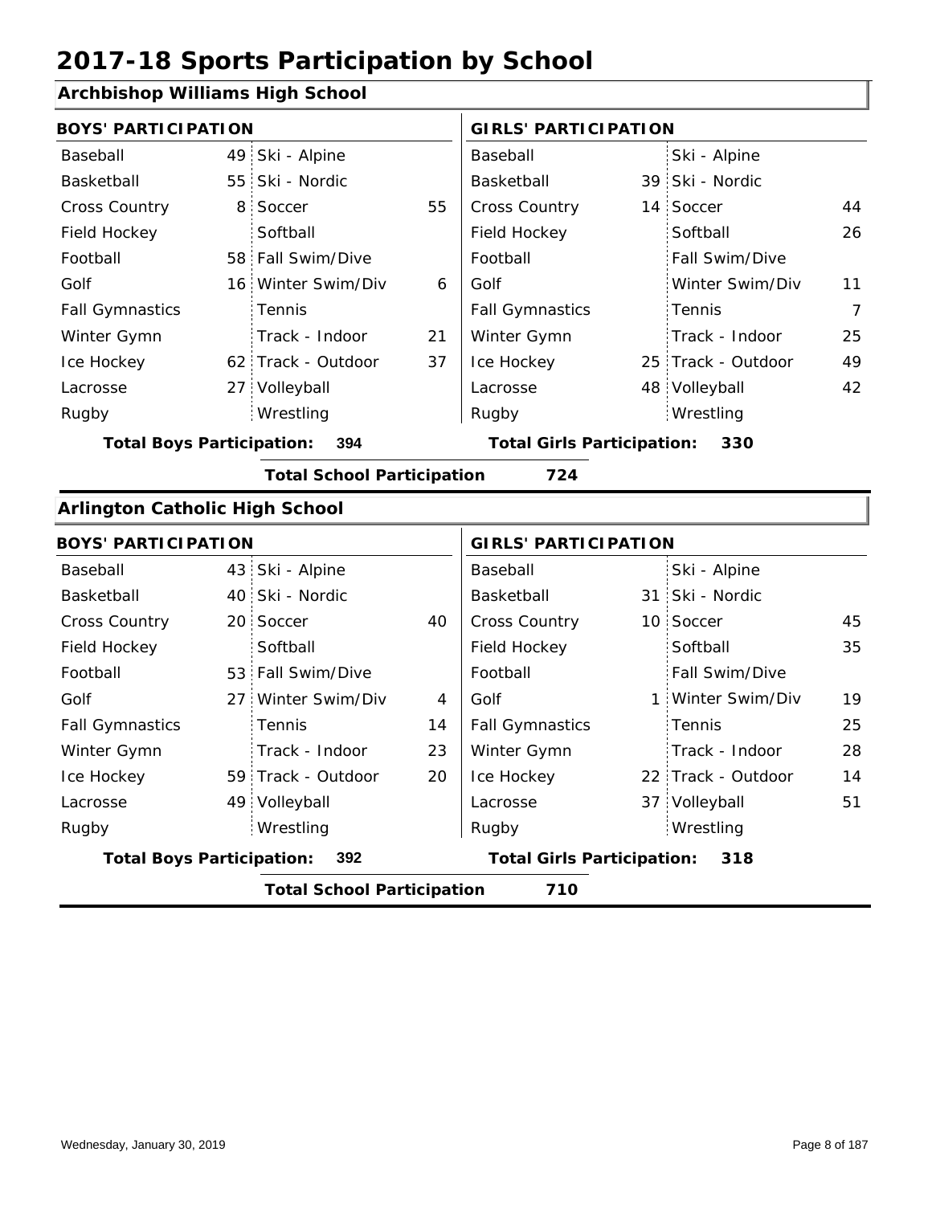# 2017-18 Sports Participation by School

## Archbishop Williams High School

| BOYS' PARTICIPATION | | | | GIRLS' PARTICIPATION | | | |
|---|---|---|---|---|---|---|---|
| Baseball | 49 | Ski - Alpine | | Baseball | | Ski - Alpine | |
| Basketball | 55 | Ski - Nordic | | Basketball | 39 | Ski - Nordic | |
| Cross Country | 8 | Soccer | 55 | Cross Country | 14 | Soccer | 44 |
| Field Hockey | | Softball | | Field Hockey | | Softball | 26 |
| Football | 58 | Fall Swim/Dive | | Football | | Fall Swim/Dive | |
| Golf | 16 | Winter Swim/Div | 6 | Golf | | Winter Swim/Div | 11 |
| Fall Gymnastics | | Tennis | | Fall Gymnastics | | Tennis | 7 |
| Winter Gymn | | Track - Indoor | 21 | Winter Gymn | | Track - Indoor | 25 |
| Ice Hockey | 62 | Track - Outdoor | 37 | Ice Hockey | 25 | Track - Outdoor | 49 |
| Lacrosse | 27 | Volleyball | | Lacrosse | 48 | Volleyball | 42 |
| Rugby | | Wrestling | | Rugby | | Wrestling | |

**Total Boys Participation: 394** **Total Girls Participation: 330**

**Total School Participation 724**

## Arlington Catholic High School

| BOYS' PARTICIPATION | | | | GIRLS' PARTICIPATION | | | |
|---|---|---|---|---|---|---|---|
| Baseball | 43 | Ski - Alpine | | Baseball | | Ski - Alpine | |
| Basketball | 40 | Ski - Nordic | | Basketball | 31 | Ski - Nordic | |
| Cross Country | 20 | Soccer | 40 | Cross Country | 10 | Soccer | 45 |
| Field Hockey | | Softball | | Field Hockey | | Softball | 35 |
| Football | 53 | Fall Swim/Dive | | Football | | Fall Swim/Dive | |
| Golf | 27 | Winter Swim/Div | 4 | Golf | 1 | Winter Swim/Div | 19 |
| Fall Gymnastics | | Tennis | 14 | Fall Gymnastics | | Tennis | 25 |
| Winter Gymn | | Track - Indoor | 23 | Winter Gymn | | Track - Indoor | 28 |
| Ice Hockey | 59 | Track - Outdoor | 20 | Ice Hockey | 22 | Track - Outdoor | 14 |
| Lacrosse | 49 | Volleyball | | Lacrosse | 37 | Volleyball | 51 |
| Rugby | | Wrestling | | Rugby | | Wrestling | |

**Total Boys Participation: 392** **Total Girls Participation: 318**

**Total School Participation 710**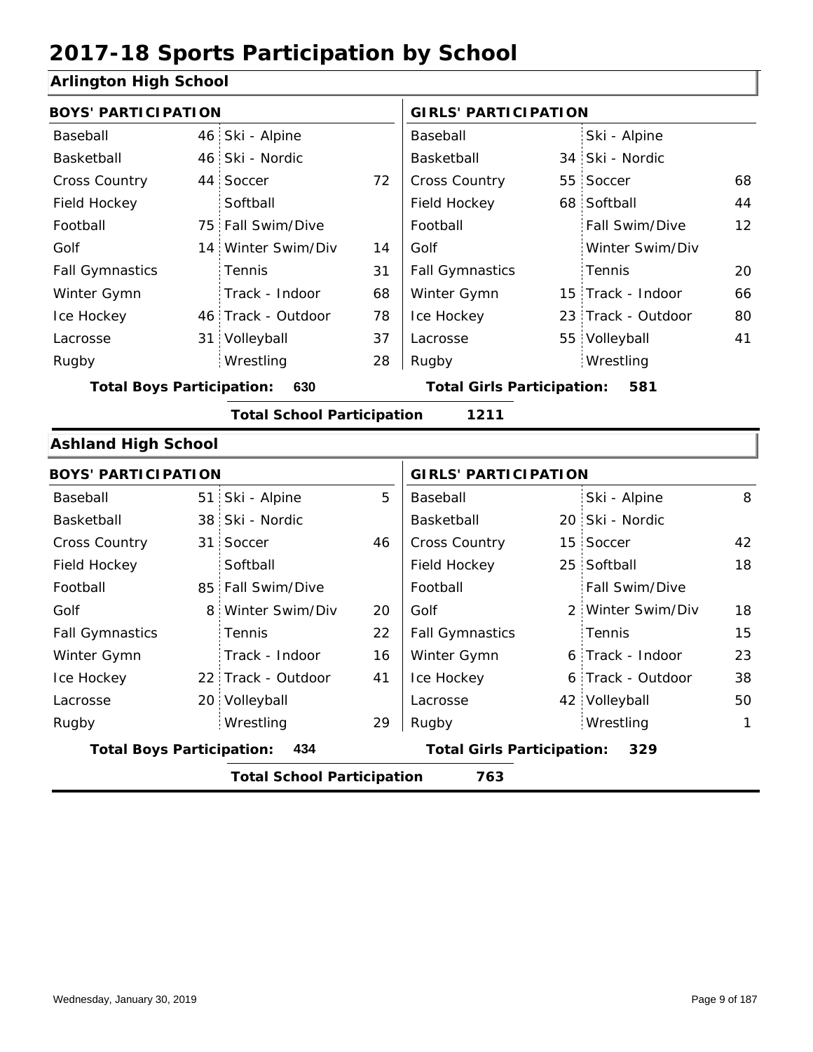# 2017-18 Sports Participation by School

## Arlington High School

| BOYS' PARTICIPATION | | | | GIRLS' PARTICIPATION | | | |
|---|---|---|---|---|---|---|---|
| Baseball | 46 | Ski - Alpine | | Baseball | | Ski - Alpine | |
| Basketball | 46 | Ski - Nordic | | Basketball | 34 | Ski - Nordic | |
| Cross Country | 44 | Soccer | 72 | Cross Country | 55 | Soccer | 68 |
| Field Hockey | | Softball | | Field Hockey | 68 | Softball | 44 |
| Football | 75 | Fall Swim/Dive | | Football | | Fall Swim/Dive | 12 |
| Golf | 14 | Winter Swim/Div | 14 | Golf | | Winter Swim/Div | |
| Fall Gymnastics | | Tennis | 31 | Fall Gymnastics | | Tennis | 20 |
| Winter Gymn | | Track - Indoor | 68 | Winter Gymn | 15 | Track - Indoor | 66 |
| Ice Hockey | 46 | Track - Outdoor | 78 | Ice Hockey | 23 | Track - Outdoor | 80 |
| Lacrosse | 31 | Volleyball | 37 | Lacrosse | 55 | Volleyball | 41 |
| Rugby | | Wrestling | 28 | Rugby | | Wrestling | |

**Total Boys Participation:** 630 **Total Girls Participation:** 581

**Total School Participation** 1211

## Ashland High School

| BOYS' PARTICIPATION | | | | GIRLS' PARTICIPATION | | | |
|---|---|---|---|---|---|---|---|
| Baseball | 51 | Ski - Alpine | 5 | Baseball | | Ski - Alpine | 8 |
| Basketball | 38 | Ski - Nordic | | Basketball | 20 | Ski - Nordic | |
| Cross Country | 31 | Soccer | 46 | Cross Country | 15 | Soccer | 42 |
| Field Hockey | | Softball | | Field Hockey | 25 | Softball | 18 |
| Football | 85 | Fall Swim/Dive | | Football | | Fall Swim/Dive | |
| Golf | 8 | Winter Swim/Div | 20 | Golf | 2 | Winter Swim/Div | 18 |
| Fall Gymnastics | | Tennis | 22 | Fall Gymnastics | | Tennis | 15 |
| Winter Gymn | | Track - Indoor | 16 | Winter Gymn | 6 | Track - Indoor | 23 |
| Ice Hockey | 22 | Track - Outdoor | 41 | Ice Hockey | 6 | Track - Outdoor | 38 |
| Lacrosse | 20 | Volleyball | | Lacrosse | 42 | Volleyball | 50 |
| Rugby | | Wrestling | 29 | Rugby | | Wrestling | 1 |

**Total Boys Participation:** 434 **Total Girls Participation:** 329

**Total School Participation** 763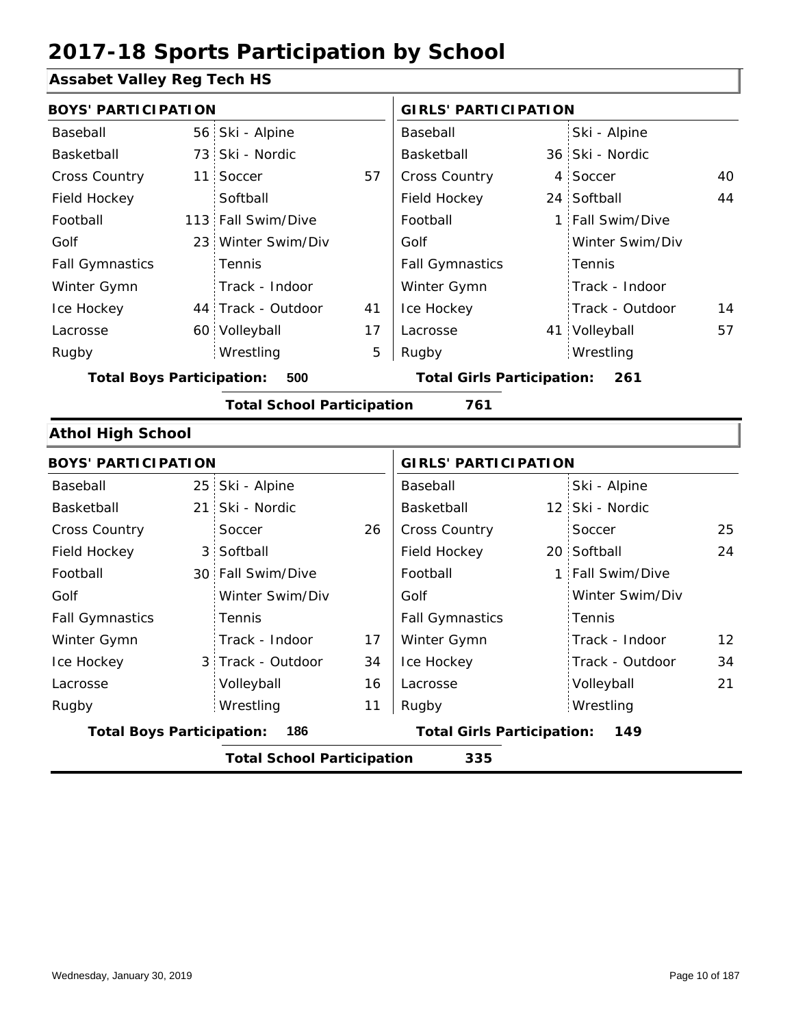# 2017-18 Sports Participation by School

## Assabet Valley Reg Tech HS

| BOYS' PARTICIPATION | | | | GIRLS' PARTICIPATION | | | |
|---|---|---|---|---|---|---|---|
| Baseball | 56 | Ski - Alpine | | Baseball | | Ski - Alpine | |
| Basketball | 73 | Ski - Nordic | | Basketball | 36 | Ski - Nordic | |
| Cross Country | 11 | Soccer | 57 | Cross Country | 4 | Soccer | 40 |
| Field Hockey | | Softball | | Field Hockey | 24 | Softball | 44 |
| Football | 113 | Fall Swim/Dive | | Football | 1 | Fall Swim/Dive | |
| Golf | 23 | Winter Swim/Div | | Golf | | Winter Swim/Div | |
| Fall Gymnastics | | Tennis | | Fall Gymnastics | | Tennis | |
| Winter Gymn | | Track - Indoor | | Winter Gymn | | Track - Indoor | |
| Ice Hockey | 44 | Track - Outdoor | 41 | Ice Hockey | | Track - Outdoor | 14 |
| Lacrosse | 60 | Volleyball | 17 | Lacrosse | 41 | Volleyball | 57 |
| Rugby | | Wrestling | 5 | Rugby | | Wrestling | |

**Total Boys Participation: 500** **Total Girls Participation: 261**

**Total School Participation 761**

## Athol High School

| BOYS' PARTICIPATION | | | | GIRLS' PARTICIPATION | | | |
|---|---|---|---|---|---|---|---|
| Baseball | 25 | Ski - Alpine | | Baseball | | Ski - Alpine | |
| Basketball | 21 | Ski - Nordic | | Basketball | 12 | Ski - Nordic | |
| Cross Country | | Soccer | 26 | Cross Country | | Soccer | 25 |
| Field Hockey | 3 | Softball | | Field Hockey | 20 | Softball | 24 |
| Football | 30 | Fall Swim/Dive | | Football | 1 | Fall Swim/Dive | |
| Golf | | Winter Swim/Div | | Golf | | Winter Swim/Div | |
| Fall Gymnastics | | Tennis | | Fall Gymnastics | | Tennis | |
| Winter Gymn | | Track - Indoor | 17 | Winter Gymn | | Track - Indoor | 12 |
| Ice Hockey | 3 | Track - Outdoor | 34 | Ice Hockey | | Track - Outdoor | 34 |
| Lacrosse | | Volleyball | 16 | Lacrosse | | Volleyball | 21 |
| Rugby | | Wrestling | 11 | Rugby | | Wrestling | |

**Total Boys Participation: 186** **Total Girls Participation: 149**

**Total School Participation 335**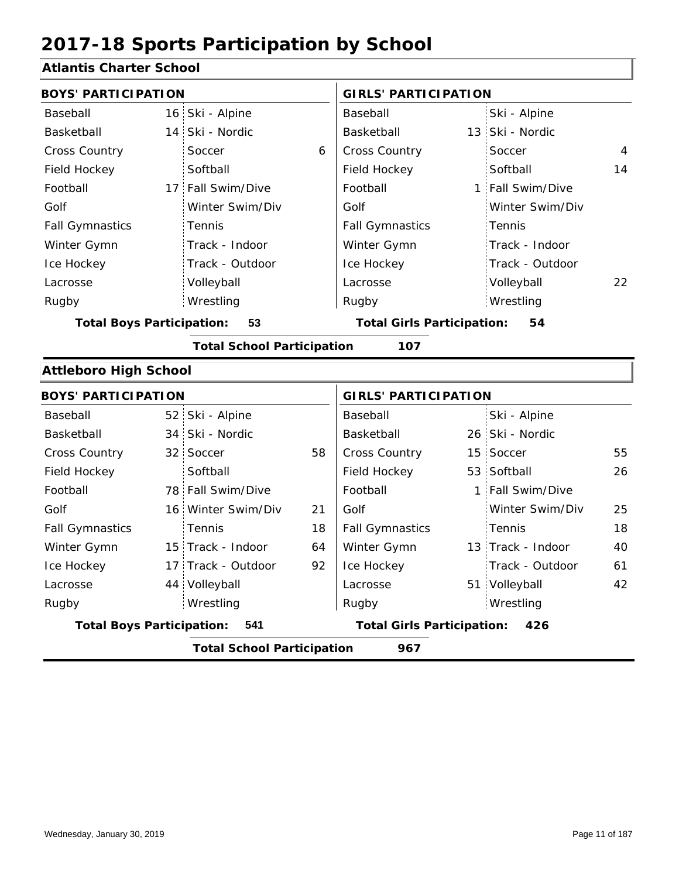# 2017-18 Sports Participation by School

## Atlantis Charter School

| BOYS' PARTICIPATION | | | | GIRLS' PARTICIPATION | | | |
|---|---|---|---|---|---|---|---|
| Baseball | 16 | Ski - Alpine | | Baseball | | Ski - Alpine | |
| Basketball | 14 | Ski - Nordic | | Basketball | 13 | Ski - Nordic | |
| Cross Country | | Soccer | 6 | Cross Country | | Soccer | 4 |
| Field Hockey | | Softball | | Field Hockey | | Softball | 14 |
| Football | 17 | Fall Swim/Dive | | Football | 1 | Fall Swim/Dive | |
| Golf | | Winter Swim/Div | | Golf | | Winter Swim/Div | |
| Fall Gymnastics | | Tennis | | Fall Gymnastics | | Tennis | |
| Winter Gymn | | Track - Indoor | | Winter Gymn | | Track - Indoor | |
| Ice Hockey | | Track - Outdoor | | Ice Hockey | | Track - Outdoor | |
| Lacrosse | | Volleyball | | Lacrosse | | Volleyball | 22 |
| Rugby | | Wrestling | | Rugby | | Wrestling | |

**Total Boys Participation: 53** **Total Girls Participation: 54**

**Total School Participation 107**

## Attleboro High School

| BOYS' PARTICIPATION | | | | GIRLS' PARTICIPATION | | | |
|---|---|---|---|---|---|---|---|
| Baseball | 52 | Ski - Alpine | | Baseball | | Ski - Alpine | |
| Basketball | 34 | Ski - Nordic | | Basketball | 26 | Ski - Nordic | |
| Cross Country | 32 | Soccer | 58 | Cross Country | 15 | Soccer | 55 |
| Field Hockey | | Softball | | Field Hockey | 53 | Softball | 26 |
| Football | 78 | Fall Swim/Dive | | Football | 1 | Fall Swim/Dive | |
| Golf | 16 | Winter Swim/Div | 21 | Golf | | Winter Swim/Div | 25 |
| Fall Gymnastics | | Tennis | 18 | Fall Gymnastics | | Tennis | 18 |
| Winter Gymn | 15 | Track - Indoor | 64 | Winter Gymn | 13 | Track - Indoor | 40 |
| Ice Hockey | 17 | Track - Outdoor | 92 | Ice Hockey | | Track - Outdoor | 61 |
| Lacrosse | 44 | Volleyball | | Lacrosse | 51 | Volleyball | 42 |
| Rugby | | Wrestling | | Rugby | | Wrestling | |

**Total Boys Participation: 541** **Total Girls Participation: 426**

**Total School Participation 967**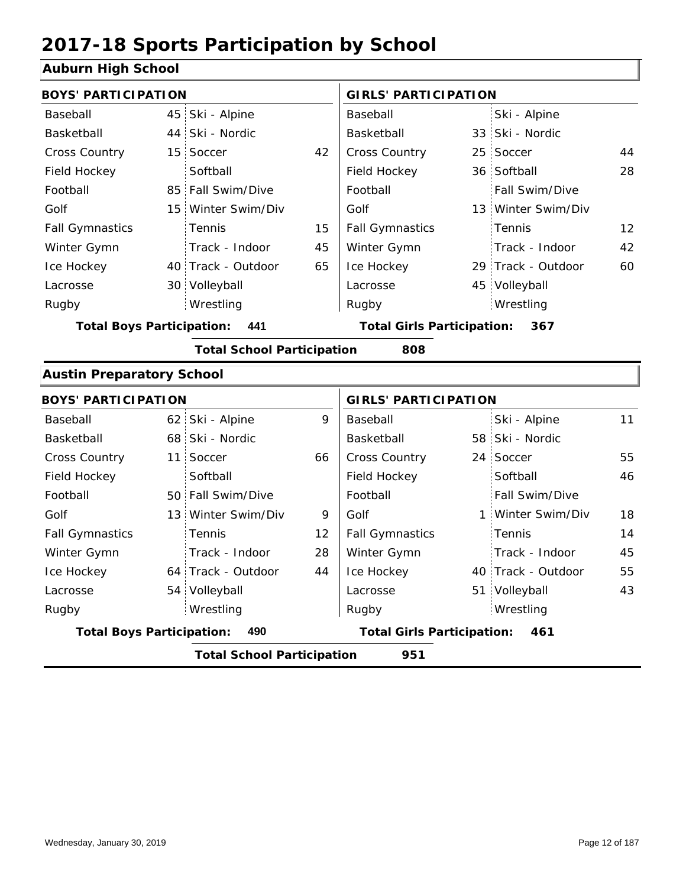# 2017-18 Sports Participation by School

## Auburn High School

| BOYS' PARTICIPATION | | | | GIRLS' PARTICIPATION | | | |
|---|---|---|---|---|---|---|---|
| Baseball | 45 | Ski - Alpine | | Baseball | | Ski - Alpine | |
| Basketball | 44 | Ski - Nordic | | Basketball | 33 | Ski - Nordic | |
| Cross Country | 15 | Soccer | 42 | Cross Country | 25 | Soccer | 44 |
| Field Hockey | | Softball | | Field Hockey | 36 | Softball | 28 |
| Football | 85 | Fall Swim/Dive | | Football | | Fall Swim/Dive | |
| Golf | 15 | Winter Swim/Div | | Golf | 13 | Winter Swim/Div | |
| Fall Gymnastics | | Tennis | 15 | Fall Gymnastics | | Tennis | 12 |
| Winter Gymn | | Track - Indoor | 45 | Winter Gymn | | Track - Indoor | 42 |
| Ice Hockey | 40 | Track - Outdoor | 65 | Ice Hockey | 29 | Track - Outdoor | 60 |
| Lacrosse | 30 | Volleyball | | Lacrosse | 45 | Volleyball | |
| Rugby | | Wrestling | | Rugby | | Wrestling | |

**Total Boys Participation: 441** **Total Girls Participation: 367**

**Total School Participation 808**

## Austin Preparatory School

| BOYS' PARTICIPATION | | | | GIRLS' PARTICIPATION | | | |
|---|---|---|---|---|---|---|---|
| Baseball | 62 | Ski - Alpine | 9 | Baseball | | Ski - Alpine | 11 |
| Basketball | 68 | Ski - Nordic | | Basketball | 58 | Ski - Nordic | |
| Cross Country | 11 | Soccer | 66 | Cross Country | 24 | Soccer | 55 |
| Field Hockey | | Softball | | Field Hockey | | Softball | 46 |
| Football | 50 | Fall Swim/Dive | | Football | | Fall Swim/Dive | |
| Golf | 13 | Winter Swim/Div | 9 | Golf | 1 | Winter Swim/Div | 18 |
| Fall Gymnastics | | Tennis | 12 | Fall Gymnastics | | Tennis | 14 |
| Winter Gymn | | Track - Indoor | 28 | Winter Gymn | | Track - Indoor | 45 |
| Ice Hockey | 64 | Track - Outdoor | 44 | Ice Hockey | 40 | Track - Outdoor | 55 |
| Lacrosse | 54 | Volleyball | | Lacrosse | 51 | Volleyball | 43 |
| Rugby | | Wrestling | | Rugby | | Wrestling | |

**Total Boys Participation: 490** **Total Girls Participation: 461**

**Total School Participation 951**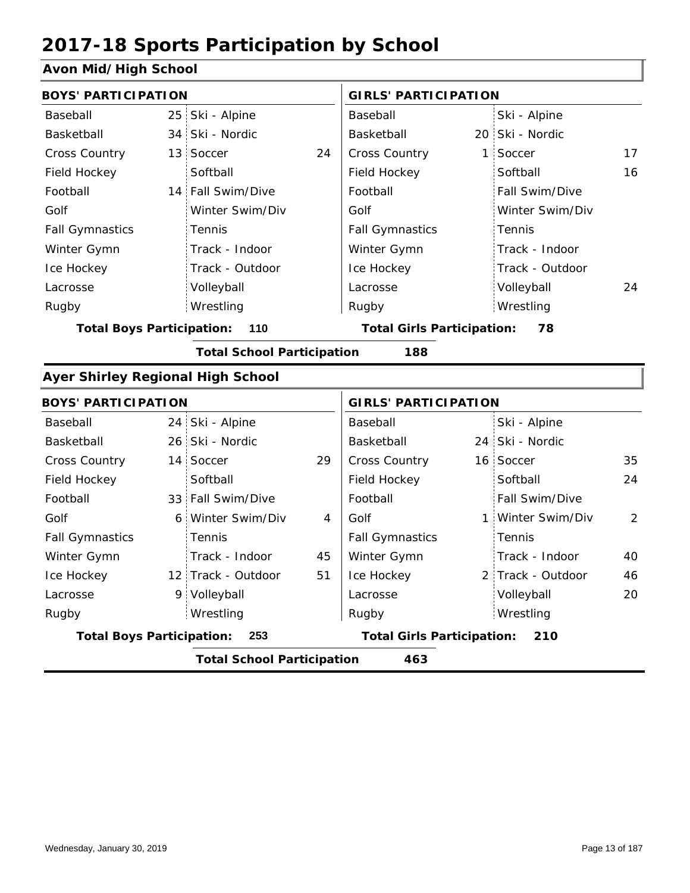# 2017-18 Sports Participation by School

## Avon Mid/High School

| BOYS' PARTICIPATION | | | | GIRLS' PARTICIPATION | | | |
|---|---|---|---|---|---|---|---|
| Baseball | 25 | Ski - Alpine | | Baseball | | Ski - Alpine | |
| Basketball | 34 | Ski - Nordic | | Basketball | 20 | Ski - Nordic | |
| Cross Country | 13 | Soccer | 24 | Cross Country | 1 | Soccer | 17 |
| Field Hockey | | Softball | | Field Hockey | | Softball | 16 |
| Football | 14 | Fall Swim/Dive | | Football | | Fall Swim/Dive | |
| Golf | | Winter Swim/Div | | Golf | | Winter Swim/Div | |
| Fall Gymnastics | | Tennis | | Fall Gymnastics | | Tennis | |
| Winter Gymn | | Track - Indoor | | Winter Gymn | | Track - Indoor | |
| Ice Hockey | | Track - Outdoor | | Ice Hockey | | Track - Outdoor | |
| Lacrosse | | Volleyball | | Lacrosse | | Volleyball | 24 |
| Rugby | | Wrestling | | Rugby | | Wrestling | |

**Total Boys Participation: 110** **Total Girls Participation: 78**

**Total School Participation 188**

## Ayer Shirley Regional High School

| BOYS' PARTICIPATION | | | | GIRLS' PARTICIPATION | | | |
|---|---|---|---|---|---|---|---|
| Baseball | 24 | Ski - Alpine | | Baseball | | Ski - Alpine | |
| Basketball | 26 | Ski - Nordic | | Basketball | 24 | Ski - Nordic | |
| Cross Country | 14 | Soccer | 29 | Cross Country | 16 | Soccer | 35 |
| Field Hockey | | Softball | | Field Hockey | | Softball | 24 |
| Football | 33 | Fall Swim/Dive | | Football | | Fall Swim/Dive | |
| Golf | 6 | Winter Swim/Div | 4 | Golf | 1 | Winter Swim/Div | 2 |
| Fall Gymnastics | | Tennis | | Fall Gymnastics | | Tennis | |
| Winter Gymn | | Track - Indoor | 45 | Winter Gymn | | Track - Indoor | 40 |
| Ice Hockey | 12 | Track - Outdoor | 51 | Ice Hockey | 2 | Track - Outdoor | 46 |
| Lacrosse | 9 | Volleyball | | Lacrosse | | Volleyball | 20 |
| Rugby | | Wrestling | | Rugby | | Wrestling | |

**Total Boys Participation: 253** **Total Girls Participation: 210**

**Total School Participation 463**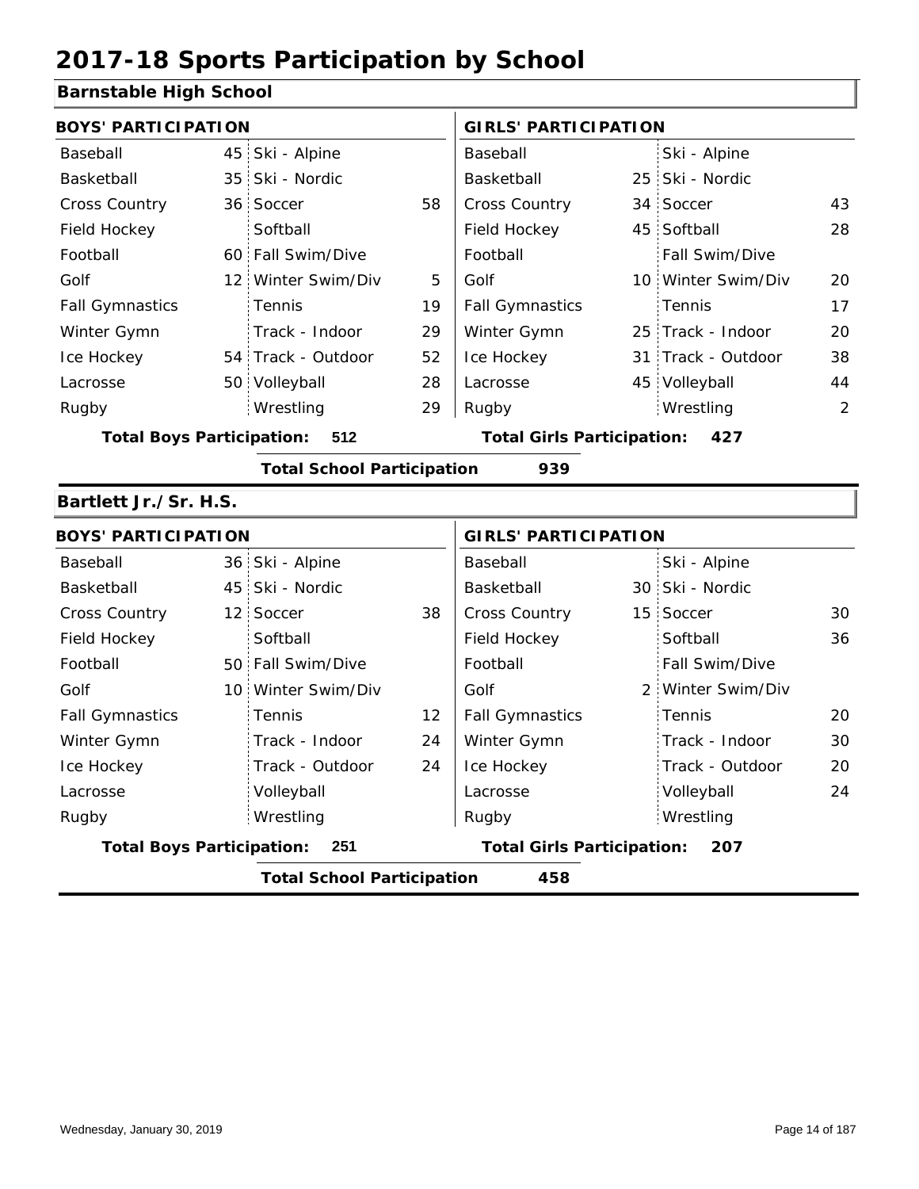# 2017-18 Sports Participation by School

## Barnstable High School

| BOYS' PARTICIPATION | | | | GIRLS' PARTICIPATION | | | |
|---|---|---|---|---|---|---|---|
| Baseball | 45 | Ski - Alpine | | Baseball | | Ski - Alpine | |
| Basketball | 35 | Ski - Nordic | | Basketball | 25 | Ski - Nordic | |
| Cross Country | 36 | Soccer | 58 | Cross Country | 34 | Soccer | 43 |
| Field Hockey | | Softball | | Field Hockey | 45 | Softball | 28 |
| Football | 60 | Fall Swim/Dive | | Football | | Fall Swim/Dive | |
| Golf | 12 | Winter Swim/Div | 5 | Golf | 10 | Winter Swim/Div | 20 |
| Fall Gymnastics | | Tennis | 19 | Fall Gymnastics | | Tennis | 17 |
| Winter Gymn | | Track - Indoor | 29 | Winter Gymn | 25 | Track - Indoor | 20 |
| Ice Hockey | 54 | Track - Outdoor | 52 | Ice Hockey | 31 | Track - Outdoor | 38 |
| Lacrosse | 50 | Volleyball | 28 | Lacrosse | 45 | Volleyball | 44 |
| Rugby | | Wrestling | 29 | Rugby | | Wrestling | 2 |

**Total Boys Participation: 512** | **Total Girls Participation: 427**

**Total School Participation 939**

## Bartlett Jr./Sr. H.S.

| BOYS' PARTICIPATION | | | | GIRLS' PARTICIPATION | | | |
|---|---|---|---|---|---|---|---|
| Baseball | 36 | Ski - Alpine | | Baseball | | Ski - Alpine | |
| Basketball | 45 | Ski - Nordic | | Basketball | 30 | Ski - Nordic | |
| Cross Country | 12 | Soccer | 38 | Cross Country | 15 | Soccer | 30 |
| Field Hockey | | Softball | | Field Hockey | | Softball | 36 |
| Football | 50 | Fall Swim/Dive | | Football | | Fall Swim/Dive | |
| Golf | 10 | Winter Swim/Div | | Golf | 2 | Winter Swim/Div | |
| Fall Gymnastics | | Tennis | 12 | Fall Gymnastics | | Tennis | 20 |
| Winter Gymn | | Track - Indoor | 24 | Winter Gymn | | Track - Indoor | 30 |
| Ice Hockey | | Track - Outdoor | 24 | Ice Hockey | | Track - Outdoor | 20 |
| Lacrosse | | Volleyball | | Lacrosse | | Volleyball | 24 |
| Rugby | | Wrestling | | Rugby | | Wrestling | |

**Total Boys Participation: 251** | **Total Girls Participation: 207**

**Total School Participation 458**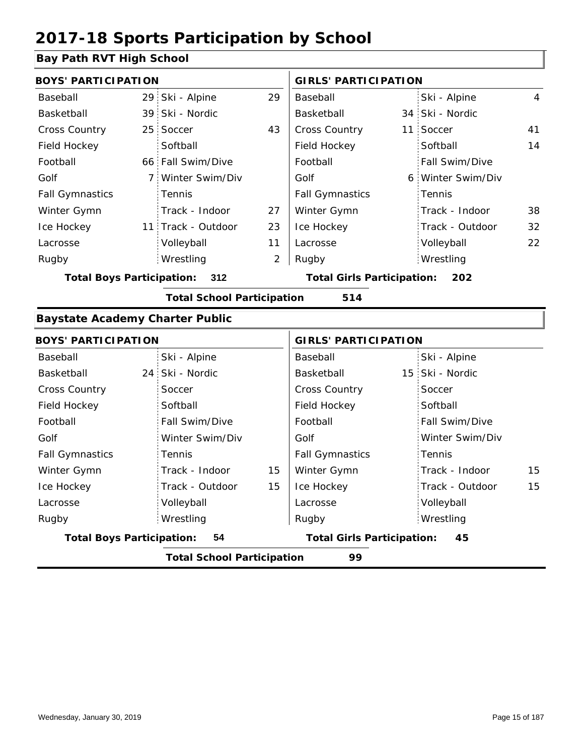# 2017-18 Sports Participation by School

## Bay Path RVT High School

| BOYS' PARTICIPATION | | | | GIRLS' PARTICIPATION | | | |
|---|---|---|---|---|---|---|---|
| Baseball | 29 | Ski - Alpine | 29 | Baseball | | Ski - Alpine | 4 |
| Basketball | 39 | Ski - Nordic | | Basketball | 34 | Ski - Nordic | |
| Cross Country | 25 | Soccer | 43 | Cross Country | 11 | Soccer | 41 |
| Field Hockey | | Softball | | Field Hockey | | Softball | 14 |
| Football | 66 | Fall Swim/Dive | | Football | | Fall Swim/Dive | |
| Golf | 7 | Winter Swim/Div | | Golf | 6 | Winter Swim/Div | |
| Fall Gymnastics | | Tennis | | Fall Gymnastics | | Tennis | |
| Winter Gymn | | Track - Indoor | 27 | Winter Gymn | | Track - Indoor | 38 |
| Ice Hockey | 11 | Track - Outdoor | 23 | Ice Hockey | | Track - Outdoor | 32 |
| Lacrosse | | Volleyball | 11 | Lacrosse | | Volleyball | 22 |
| Rugby | | Wrestling | 2 | Rugby | | Wrestling | |

**Total Boys Participation:** 312 **Total Girls Participation:** 202

**Total School Participation** 514

## Baystate Academy Charter Public

| BOYS' PARTICIPATION | | | | GIRLS' PARTICIPATION | | | |
|---|---|---|---|---|---|---|---|
| Baseball | | Ski - Alpine | | Baseball | | Ski - Alpine | |
| Basketball | 24 | Ski - Nordic | | Basketball | 15 | Ski - Nordic | |
| Cross Country | | Soccer | | Cross Country | | Soccer | |
| Field Hockey | | Softball | | Field Hockey | | Softball | |
| Football | | Fall Swim/Dive | | Football | | Fall Swim/Dive | |
| Golf | | Winter Swim/Div | | Golf | | Winter Swim/Div | |
| Fall Gymnastics | | Tennis | | Fall Gymnastics | | Tennis | |
| Winter Gymn | | Track - Indoor | 15 | Winter Gymn | | Track - Indoor | 15 |
| Ice Hockey | | Track - Outdoor | 15 | Ice Hockey | | Track - Outdoor | 15 |
| Lacrosse | | Volleyball | | Lacrosse | | Volleyball | |
| Rugby | | Wrestling | | Rugby | | Wrestling | |

**Total Boys Participation:** 54 **Total Girls Participation:** 45

**Total School Participation** 99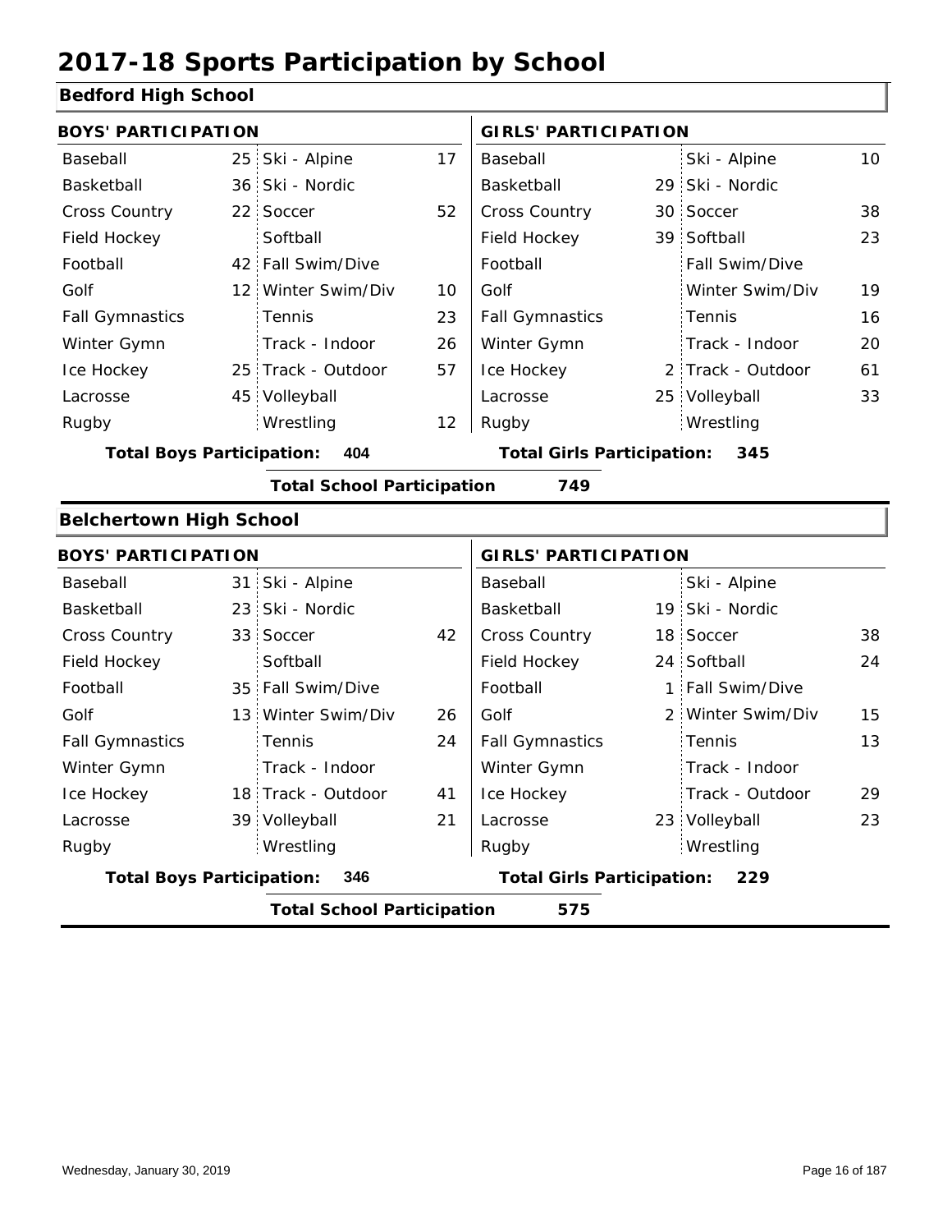# 2017-18 Sports Participation by School

## Bedford High School

| BOYS' PARTICIPATION | | | | GIRLS' PARTICIPATION | | | |
|---|---|---|---|---|---|---|---|
| Baseball | 25 | Ski - Alpine | 17 | Baseball | | Ski - Alpine | 10 |
| Basketball | 36 | Ski - Nordic | | Basketball | 29 | Ski - Nordic | |
| Cross Country | 22 | Soccer | 52 | Cross Country | 30 | Soccer | 38 |
| Field Hockey | | Softball | | Field Hockey | 39 | Softball | 23 |
| Football | 42 | Fall Swim/Dive | | Football | | Fall Swim/Dive | |
| Golf | 12 | Winter Swim/Div | 10 | Golf | | Winter Swim/Div | 19 |
| Fall Gymnastics | | Tennis | 23 | Fall Gymnastics | | Tennis | 16 |
| Winter Gymn | | Track - Indoor | 26 | Winter Gymn | | Track - Indoor | 20 |
| Ice Hockey | 25 | Track - Outdoor | 57 | Ice Hockey | 2 | Track - Outdoor | 61 |
| Lacrosse | 45 | Volleyball | | Lacrosse | 25 | Volleyball | 33 |
| Rugby | | Wrestling | 12 | Rugby | | Wrestling | |

**Total Boys Participation: 404** | **Total Girls Participation: 345**

**Total School Participation 749**

## Belchertown High School

| BOYS' PARTICIPATION | | | | GIRLS' PARTICIPATION | | | |
|---|---|---|---|---|---|---|---|
| Baseball | 31 | Ski - Alpine | | Baseball | | Ski - Alpine | |
| Basketball | 23 | Ski - Nordic | | Basketball | 19 | Ski - Nordic | |
| Cross Country | 33 | Soccer | 42 | Cross Country | 18 | Soccer | 38 |
| Field Hockey | | Softball | | Field Hockey | 24 | Softball | 24 |
| Football | 35 | Fall Swim/Dive | | Football | 1 | Fall Swim/Dive | |
| Golf | 13 | Winter Swim/Div | 26 | Golf | 2 | Winter Swim/Div | 15 |
| Fall Gymnastics | | Tennis | 24 | Fall Gymnastics | | Tennis | 13 |
| Winter Gymn | | Track - Indoor | | Winter Gymn | | Track - Indoor | |
| Ice Hockey | 18 | Track - Outdoor | 41 | Ice Hockey | | Track - Outdoor | 29 |
| Lacrosse | 39 | Volleyball | 21 | Lacrosse | 23 | Volleyball | 23 |
| Rugby | | Wrestling | | Rugby | | Wrestling | |

**Total Boys Participation: 346** | **Total Girls Participation: 229**

**Total School Participation 575**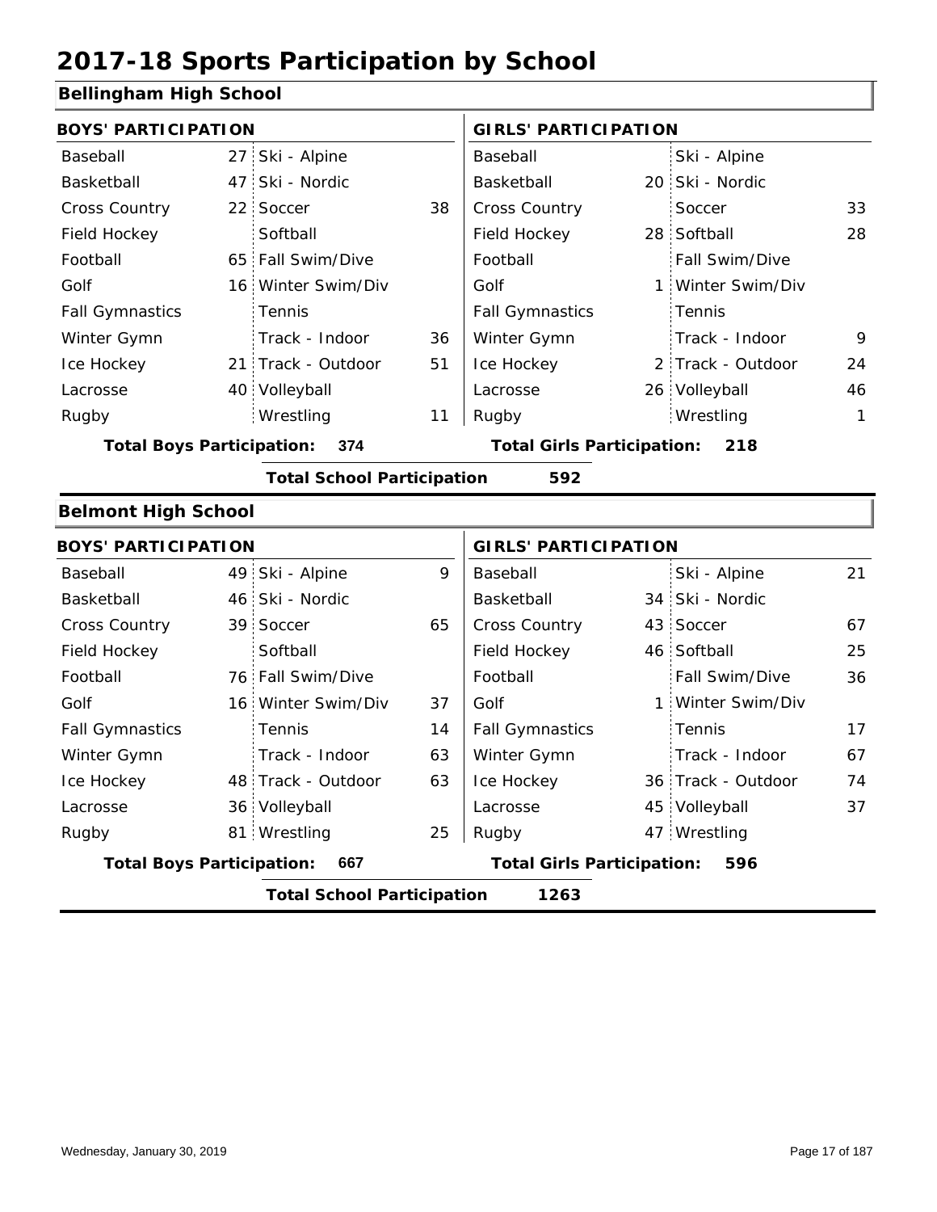# 2017-18 Sports Participation by School

## Bellingham High School

| BOYS' PARTICIPATION | | | | GIRLS' PARTICIPATION | | | |
|---|---|---|---|---|---|---|---|
| Baseball | 27 | Ski - Alpine | | Baseball | | Ski - Alpine | |
| Basketball | 47 | Ski - Nordic | | Basketball | 20 | Ski - Nordic | |
| Cross Country | 22 | Soccer | 38 | Cross Country | | Soccer | 33 |
| Field Hockey | | Softball | | Field Hockey | 28 | Softball | 28 |
| Football | 65 | Fall Swim/Dive | | Football | | Fall Swim/Dive | |
| Golf | 16 | Winter Swim/Div | | Golf | 1 | Winter Swim/Div | |
| Fall Gymnastics | | Tennis | | Fall Gymnastics | | Tennis | |
| Winter Gymn | | Track - Indoor | 36 | Winter Gymn | | Track - Indoor | 9 |
| Ice Hockey | 21 | Track - Outdoor | 51 | Ice Hockey | 2 | Track - Outdoor | 24 |
| Lacrosse | 40 | Volleyball | | Lacrosse | 26 | Volleyball | 46 |
| Rugby | | Wrestling | 11 | Rugby | | Wrestling | 1 |

**Total Boys Participation:** 374 **Total Girls Participation:** 218

**Total School Participation** 592

## Belmont High School

| BOYS' PARTICIPATION | | | | GIRLS' PARTICIPATION | | | |
|---|---|---|---|---|---|---|---|
| Baseball | 49 | Ski - Alpine | 9 | Baseball | | Ski - Alpine | 21 |
| Basketball | 46 | Ski - Nordic | | Basketball | 34 | Ski - Nordic | |
| Cross Country | 39 | Soccer | 65 | Cross Country | 43 | Soccer | 67 |
| Field Hockey | | Softball | | Field Hockey | 46 | Softball | 25 |
| Football | 76 | Fall Swim/Dive | | Football | | Fall Swim/Dive | 36 |
| Golf | 16 | Winter Swim/Div | 37 | Golf | 1 | Winter Swim/Div | |
| Fall Gymnastics | | Tennis | 14 | Fall Gymnastics | | Tennis | 17 |
| Winter Gymn | | Track - Indoor | 63 | Winter Gymn | | Track - Indoor | 67 |
| Ice Hockey | 48 | Track - Outdoor | 63 | Ice Hockey | 36 | Track - Outdoor | 74 |
| Lacrosse | 36 | Volleyball | | Lacrosse | 45 | Volleyball | 37 |
| Rugby | 81 | Wrestling | 25 | Rugby | 47 | Wrestling | |

**Total Boys Participation:** 667 **Total Girls Participation:** 596

**Total School Participation** 1263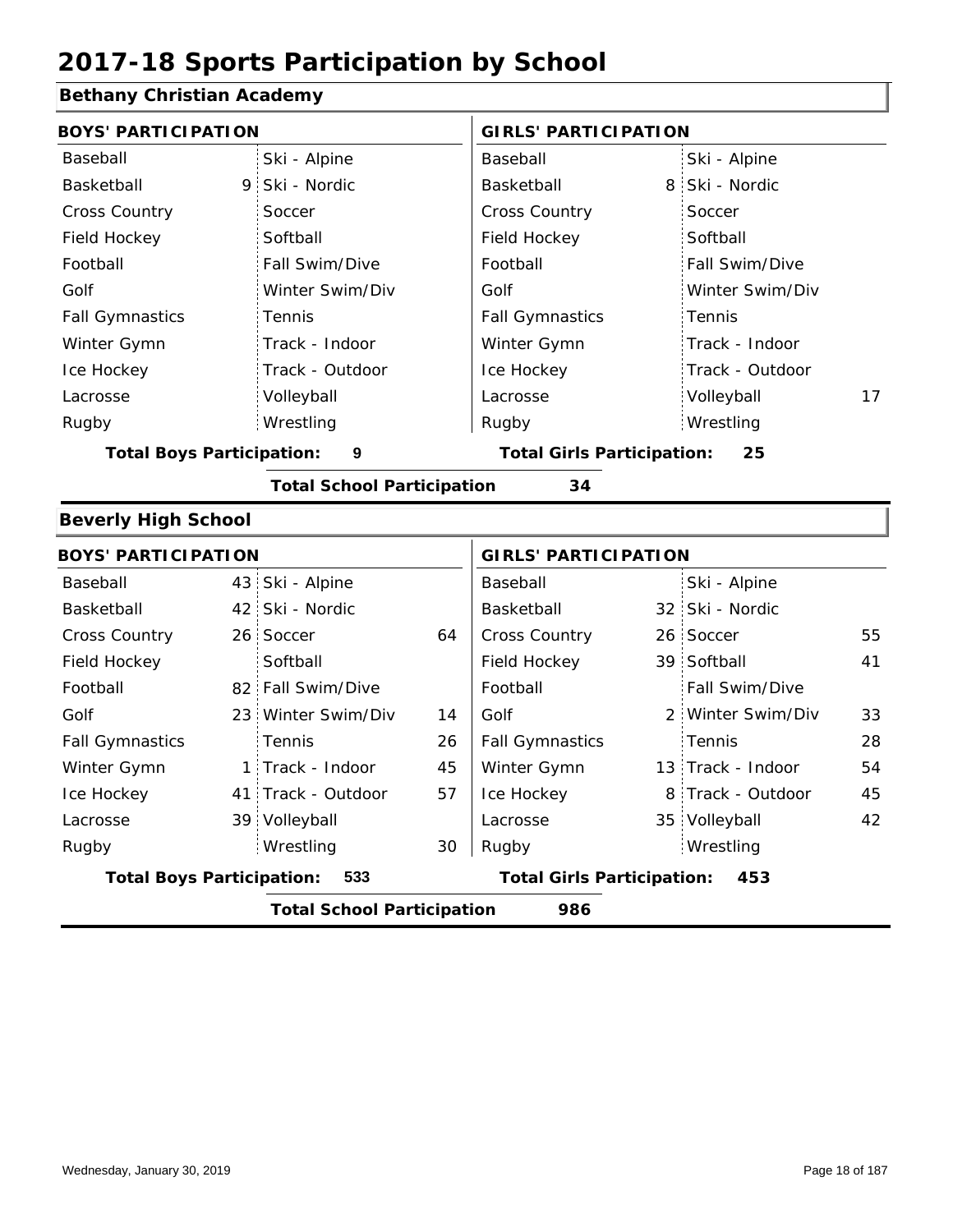# 2017-18 Sports Participation by School

## Bethany Christian Academy

| BOYS' PARTICIPATION | | | | GIRLS' PARTICIPATION | | | |
|---|---|---|---|---|---|---|---|
| Baseball | | Ski - Alpine | | Baseball | | Ski - Alpine | |
| Basketball | 9 | Ski - Nordic | | Basketball | 8 | Ski - Nordic | |
| Cross Country | | Soccer | | Cross Country | | Soccer | |
| Field Hockey | | Softball | | Field Hockey | | Softball | |
| Football | | Fall Swim/Dive | | Football | | Fall Swim/Dive | |
| Golf | | Winter Swim/Div | | Golf | | Winter Swim/Div | |
| Fall Gymnastics | | Tennis | | Fall Gymnastics | | Tennis | |
| Winter Gymn | | Track - Indoor | | Winter Gymn | | Track - Indoor | |
| Ice Hockey | | Track - Outdoor | | Ice Hockey | | Track - Outdoor | |
| Lacrosse | | Volleyball | | Lacrosse | | Volleyball | 17 |
| Rugby | | Wrestling | | Rugby | | Wrestling | |

**Total Boys Participation: 9** | **Total Girls Participation: 25**

**Total School Participation 34**

## Beverly High School

| BOYS' PARTICIPATION | | | | GIRLS' PARTICIPATION | | | |
|---|---|---|---|---|---|---|---|
| Baseball | 43 | Ski - Alpine | | Baseball | | Ski - Alpine | |
| Basketball | 42 | Ski - Nordic | | Basketball | 32 | Ski - Nordic | |
| Cross Country | 26 | Soccer | 64 | Cross Country | 26 | Soccer | 55 |
| Field Hockey | | Softball | | Field Hockey | 39 | Softball | 41 |
| Football | 82 | Fall Swim/Dive | | Football | | Fall Swim/Dive | |
| Golf | 23 | Winter Swim/Div | 14 | Golf | 2 | Winter Swim/Div | 33 |
| Fall Gymnastics | | Tennis | 26 | Fall Gymnastics | | Tennis | 28 |
| Winter Gymn | 1 | Track - Indoor | 45 | Winter Gymn | 13 | Track - Indoor | 54 |
| Ice Hockey | 41 | Track - Outdoor | 57 | Ice Hockey | 8 | Track - Outdoor | 45 |
| Lacrosse | 39 | Volleyball | | Lacrosse | 35 | Volleyball | 42 |
| Rugby | | Wrestling | 30 | Rugby | | Wrestling | |

**Total Boys Participation: 533** | **Total Girls Participation: 453**

**Total School Participation 986**

Wednesday, January 30, 2019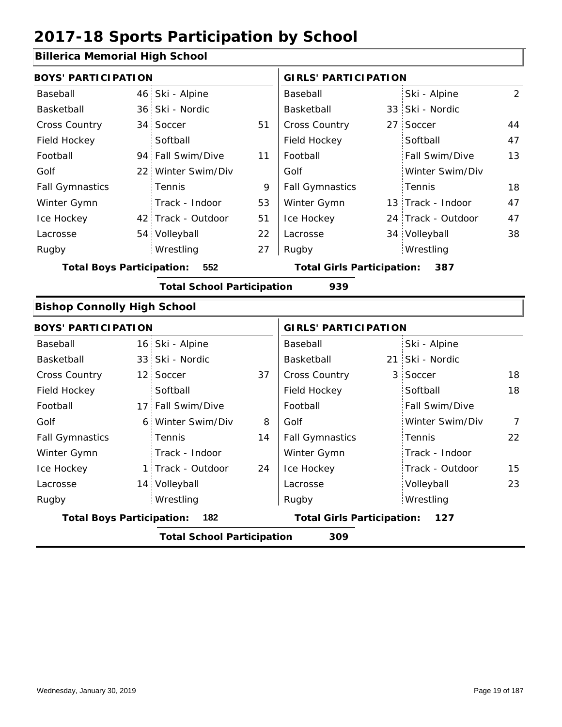# 2017-18 Sports Participation by School

## Billerica Memorial High School

**BOYS' PARTICIPATION**

| Sport | | Sport | |
|---|---|---|---|
| Baseball | 46 | Ski - Alpine | |
| Basketball | 36 | Ski - Nordic | |
| Cross Country | 34 | Soccer | 51 |
| Field Hockey | | Softball | |
| Football | 94 | Fall Swim/Dive | 11 |
| Golf | 22 | Winter Swim/Div | |
| Fall Gymnastics | | Tennis | 9 |
| Winter Gymn | | Track - Indoor | 53 |
| Ice Hockey | 42 | Track - Outdoor | 51 |
| Lacrosse | 54 | Volleyball | 22 |
| Rugby | | Wrestling | 27 |

**Total Boys Participation: 552**

**GIRLS' PARTICIPATION**

| Sport | | Sport | |
|---|---|---|---|
| Baseball | | Ski - Alpine | 2 |
| Basketball | 33 | Ski - Nordic | |
| Cross Country | 27 | Soccer | 44 |
| Field Hockey | | Softball | 47 |
| Football | | Fall Swim/Dive | 13 |
| Golf | | Winter Swim/Div | |
| Fall Gymnastics | | Tennis | 18 |
| Winter Gymn | 13 | Track - Indoor | 47 |
| Ice Hockey | 24 | Track - Outdoor | 47 |
| Lacrosse | 34 | Volleyball | 38 |
| Rugby | | Wrestling | |

**Total Girls Participation: 387**

**Total School Participation 939**

## Bishop Connolly High School

**BOYS' PARTICIPATION**

| Sport | | Sport | |
|---|---|---|---|
| Baseball | 16 | Ski - Alpine | |
| Basketball | 33 | Ski - Nordic | |
| Cross Country | 12 | Soccer | 37 |
| Field Hockey | | Softball | |
| Football | 17 | Fall Swim/Dive | |
| Golf | 6 | Winter Swim/Div | 8 |
| Fall Gymnastics | | Tennis | 14 |
| Winter Gymn | | Track - Indoor | |
| Ice Hockey | 1 | Track - Outdoor | 24 |
| Lacrosse | 14 | Volleyball | |
| Rugby | | Wrestling | |

**Total Boys Participation: 182**

**GIRLS' PARTICIPATION**

| Sport | | Sport | |
|---|---|---|---|
| Baseball | | Ski - Alpine | |
| Basketball | 21 | Ski - Nordic | |
| Cross Country | 3 | Soccer | 18 |
| Field Hockey | | Softball | 18 |
| Football | | Fall Swim/Dive | |
| Golf | | Winter Swim/Div | 7 |
| Fall Gymnastics | | Tennis | 22 |
| Winter Gymn | | Track - Indoor | |
| Ice Hockey | | Track - Outdoor | 15 |
| Lacrosse | | Volleyball | 23 |
| Rugby | | Wrestling | |

**Total Girls Participation: 127**

**Total School Participation 309**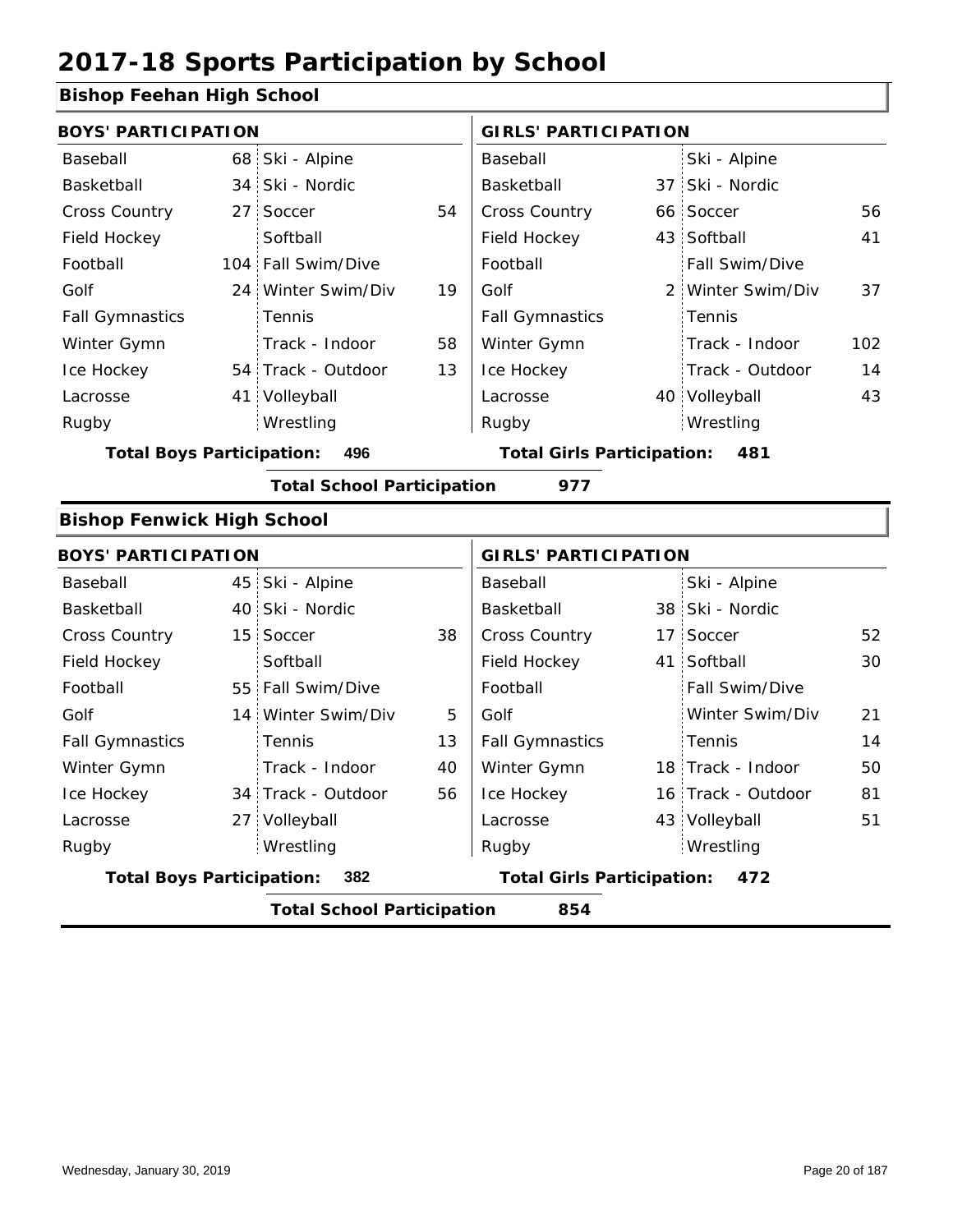# 2017-18 Sports Participation by School

## Bishop Feehan High School

### BOYS' PARTICIPATION

| Sport | # | Sport | # |
|---|---|---|---|
| Baseball | 68 | Ski - Alpine | |
| Basketball | 34 | Ski - Nordic | |
| Cross Country | 27 | Soccer | 54 |
| Field Hockey | | Softball | |
| Football | 104 | Fall Swim/Dive | |
| Golf | 24 | Winter Swim/Div | 19 |
| Fall Gymnastics | | Tennis | |
| Winter Gymn | | Track - Indoor | 58 |
| Ice Hockey | 54 | Track - Outdoor | 13 |
| Lacrosse | 41 | Volleyball | |
| Rugby | | Wrestling | |

**Total Boys Participation: 496**

### GIRLS' PARTICIPATION

| Sport | # | Sport | # |
|---|---|---|---|
| Baseball | | Ski - Alpine | |
| Basketball | 37 | Ski - Nordic | |
| Cross Country | 66 | Soccer | 56 |
| Field Hockey | 43 | Softball | 41 |
| Football | | Fall Swim/Dive | |
| Golf | 2 | Winter Swim/Div | 37 |
| Fall Gymnastics | | Tennis | |
| Winter Gymn | | Track - Indoor | 102 |
| Ice Hockey | | Track - Outdoor | 14 |
| Lacrosse | 40 | Volleyball | 43 |
| Rugby | | Wrestling | |

**Total Girls Participation: 481**

**Total School Participation 977**

## Bishop Fenwick High School

### BOYS' PARTICIPATION

| Sport | # | Sport | # |
|---|---|---|---|
| Baseball | 45 | Ski - Alpine | |
| Basketball | 40 | Ski - Nordic | |
| Cross Country | 15 | Soccer | 38 |
| Field Hockey | | Softball | |
| Football | 55 | Fall Swim/Dive | |
| Golf | 14 | Winter Swim/Div | 5 |
| Fall Gymnastics | | Tennis | 13 |
| Winter Gymn | | Track - Indoor | 40 |
| Ice Hockey | 34 | Track - Outdoor | 56 |
| Lacrosse | 27 | Volleyball | |
| Rugby | | Wrestling | |

**Total Boys Participation: 382**

### GIRLS' PARTICIPATION

| Sport | # | Sport | # |
|---|---|---|---|
| Baseball | | Ski - Alpine | |
| Basketball | 38 | Ski - Nordic | |
| Cross Country | 17 | Soccer | 52 |
| Field Hockey | 41 | Softball | 30 |
| Football | | Fall Swim/Dive | |
| Golf | | Winter Swim/Div | 21 |
| Fall Gymnastics | | Tennis | 14 |
| Winter Gymn | 18 | Track - Indoor | 50 |
| Ice Hockey | 16 | Track - Outdoor | 81 |
| Lacrosse | 43 | Volleyball | 51 |
| Rugby | | Wrestling | |

**Total Girls Participation: 472**

**Total School Participation 854**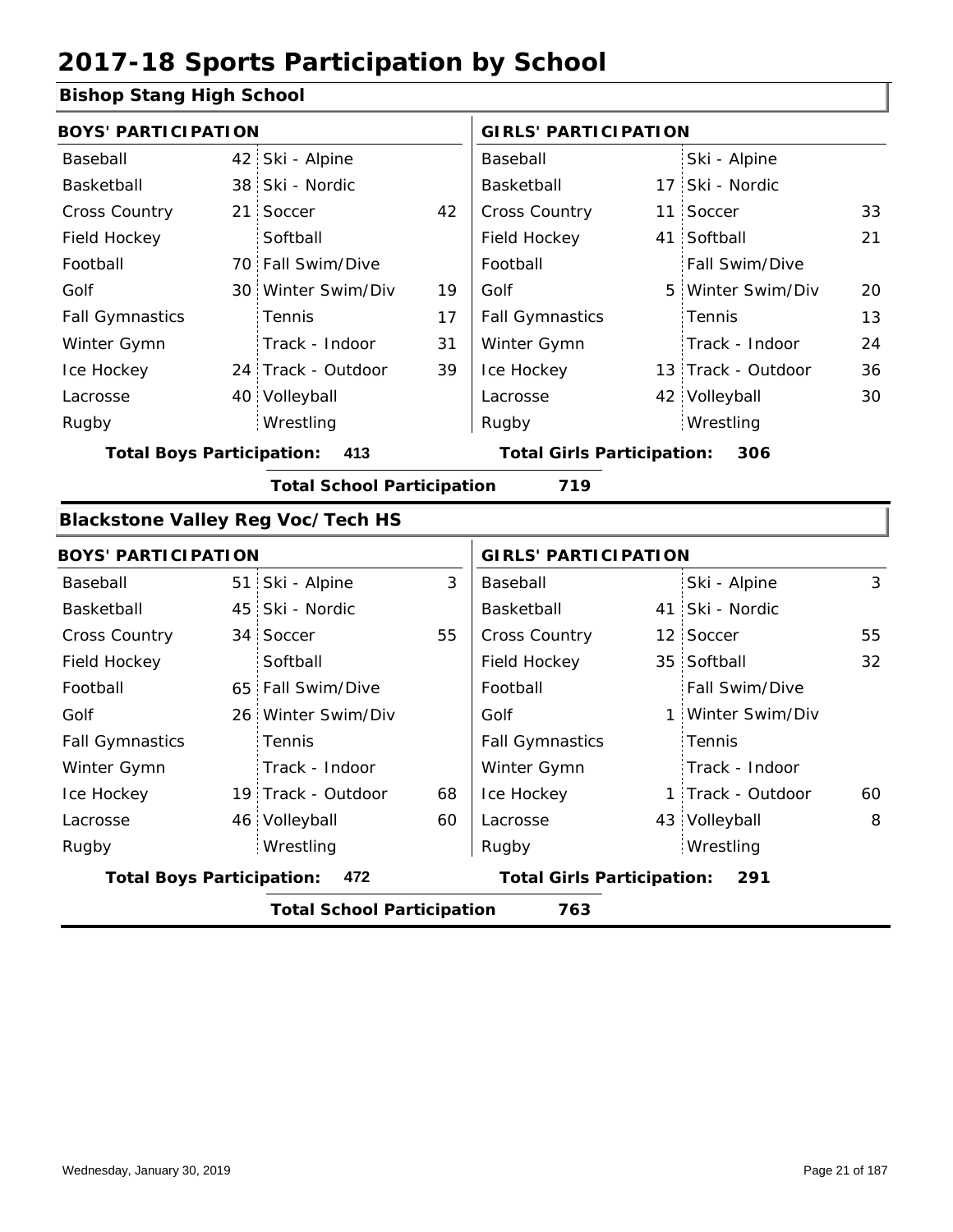# 2017-18 Sports Participation by School

## Bishop Stang High School

| BOYS' PARTICIPATION | | | | GIRLS' PARTICIPATION | | | |
|---|---|---|---|---|---|---|---|
| Baseball | 42 | Ski - Alpine | | Baseball | | Ski - Alpine | |
| Basketball | 38 | Ski - Nordic | | Basketball | 17 | Ski - Nordic | |
| Cross Country | 21 | Soccer | 42 | Cross Country | 11 | Soccer | 33 |
| Field Hockey | | Softball | | Field Hockey | 41 | Softball | 21 |
| Football | 70 | Fall Swim/Dive | | Football | | Fall Swim/Dive | |
| Golf | 30 | Winter Swim/Div | 19 | Golf | 5 | Winter Swim/Div | 20 |
| Fall Gymnastics | | Tennis | 17 | Fall Gymnastics | | Tennis | 13 |
| Winter Gymn | | Track - Indoor | 31 | Winter Gymn | | Track - Indoor | 24 |
| Ice Hockey | 24 | Track - Outdoor | 39 | Ice Hockey | 13 | Track - Outdoor | 36 |
| Lacrosse | 40 | Volleyball | | Lacrosse | 42 | Volleyball | 30 |
| Rugby | | Wrestling | | Rugby | | Wrestling | |

**Total Boys Participation: 413** **Total Girls Participation: 306**

**Total School Participation 719**

## Blackstone Valley Reg Voc/Tech HS

| BOYS' PARTICIPATION | | | | GIRLS' PARTICIPATION | | | |
|---|---|---|---|---|---|---|---|
| Baseball | 51 | Ski - Alpine | 3 | Baseball | | Ski - Alpine | 3 |
| Basketball | 45 | Ski - Nordic | | Basketball | 41 | Ski - Nordic | |
| Cross Country | 34 | Soccer | 55 | Cross Country | 12 | Soccer | 55 |
| Field Hockey | | Softball | | Field Hockey | 35 | Softball | 32 |
| Football | 65 | Fall Swim/Dive | | Football | | Fall Swim/Dive | |
| Golf | 26 | Winter Swim/Div | | Golf | 1 | Winter Swim/Div | |
| Fall Gymnastics | | Tennis | | Fall Gymnastics | | Tennis | |
| Winter Gymn | | Track - Indoor | | Winter Gymn | | Track - Indoor | |
| Ice Hockey | 19 | Track - Outdoor | 68 | Ice Hockey | 1 | Track - Outdoor | 60 |
| Lacrosse | 46 | Volleyball | 60 | Lacrosse | 43 | Volleyball | 8 |
| Rugby | | Wrestling | | Rugby | | Wrestling | |

**Total Boys Participation: 472** **Total Girls Participation: 291**

**Total School Participation 763**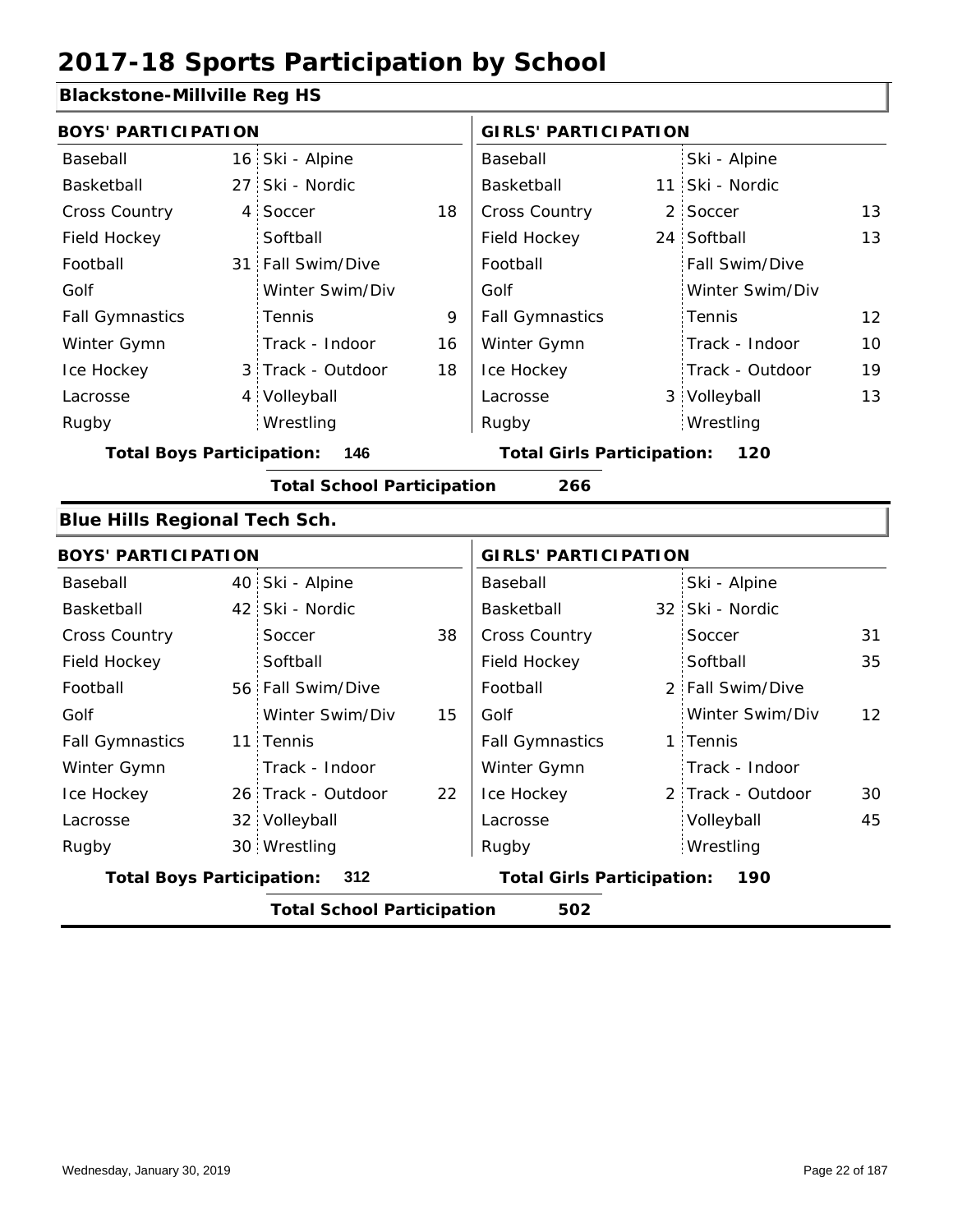# 2017-18 Sports Participation by School

## Blackstone-Millville Reg HS

| BOYS' PARTICIPATION | | | | GIRLS' PARTICIPATION | | | |
|---|---|---|---|---|---|---|---|
| Baseball | 16 | Ski - Alpine | | Baseball | | Ski - Alpine | |
| Basketball | 27 | Ski - Nordic | | Basketball | 11 | Ski - Nordic | |
| Cross Country | 4 | Soccer | 18 | Cross Country | 2 | Soccer | 13 |
| Field Hockey | | Softball | | Field Hockey | 24 | Softball | 13 |
| Football | 31 | Fall Swim/Dive | | Football | | Fall Swim/Dive | |
| Golf | | Winter Swim/Div | | Golf | | Winter Swim/Div | |
| Fall Gymnastics | | Tennis | 9 | Fall Gymnastics | | Tennis | 12 |
| Winter Gymn | | Track - Indoor | 16 | Winter Gymn | | Track - Indoor | 10 |
| Ice Hockey | 3 | Track - Outdoor | 18 | Ice Hockey | | Track - Outdoor | 19 |
| Lacrosse | 4 | Volleyball | | Lacrosse | 3 | Volleyball | 13 |
| Rugby | | Wrestling | | Rugby | | Wrestling | |

**Total Boys Participation:** 146 **Total Girls Participation:** 120

**Total School Participation** 266

## Blue Hills Regional Tech Sch.

| BOYS' PARTICIPATION | | | | GIRLS' PARTICIPATION | | | |
|---|---|---|---|---|---|---|---|
| Baseball | 40 | Ski - Alpine | | Baseball | | Ski - Alpine | |
| Basketball | 42 | Ski - Nordic | | Basketball | 32 | Ski - Nordic | |
| Cross Country | | Soccer | 38 | Cross Country | | Soccer | 31 |
| Field Hockey | | Softball | | Field Hockey | | Softball | 35 |
| Football | 56 | Fall Swim/Dive | | Football | 2 | Fall Swim/Dive | |
| Golf | | Winter Swim/Div | 15 | Golf | | Winter Swim/Div | 12 |
| Fall Gymnastics | 11 | Tennis | | Fall Gymnastics | 1 | Tennis | |
| Winter Gymn | | Track - Indoor | | Winter Gymn | | Track - Indoor | |
| Ice Hockey | 26 | Track - Outdoor | 22 | Ice Hockey | 2 | Track - Outdoor | 30 |
| Lacrosse | 32 | Volleyball | | Lacrosse | | Volleyball | 45 |
| Rugby | 30 | Wrestling | | Rugby | | Wrestling | |

**Total Boys Participation:** 312 **Total Girls Participation:** 190

**Total School Participation** 502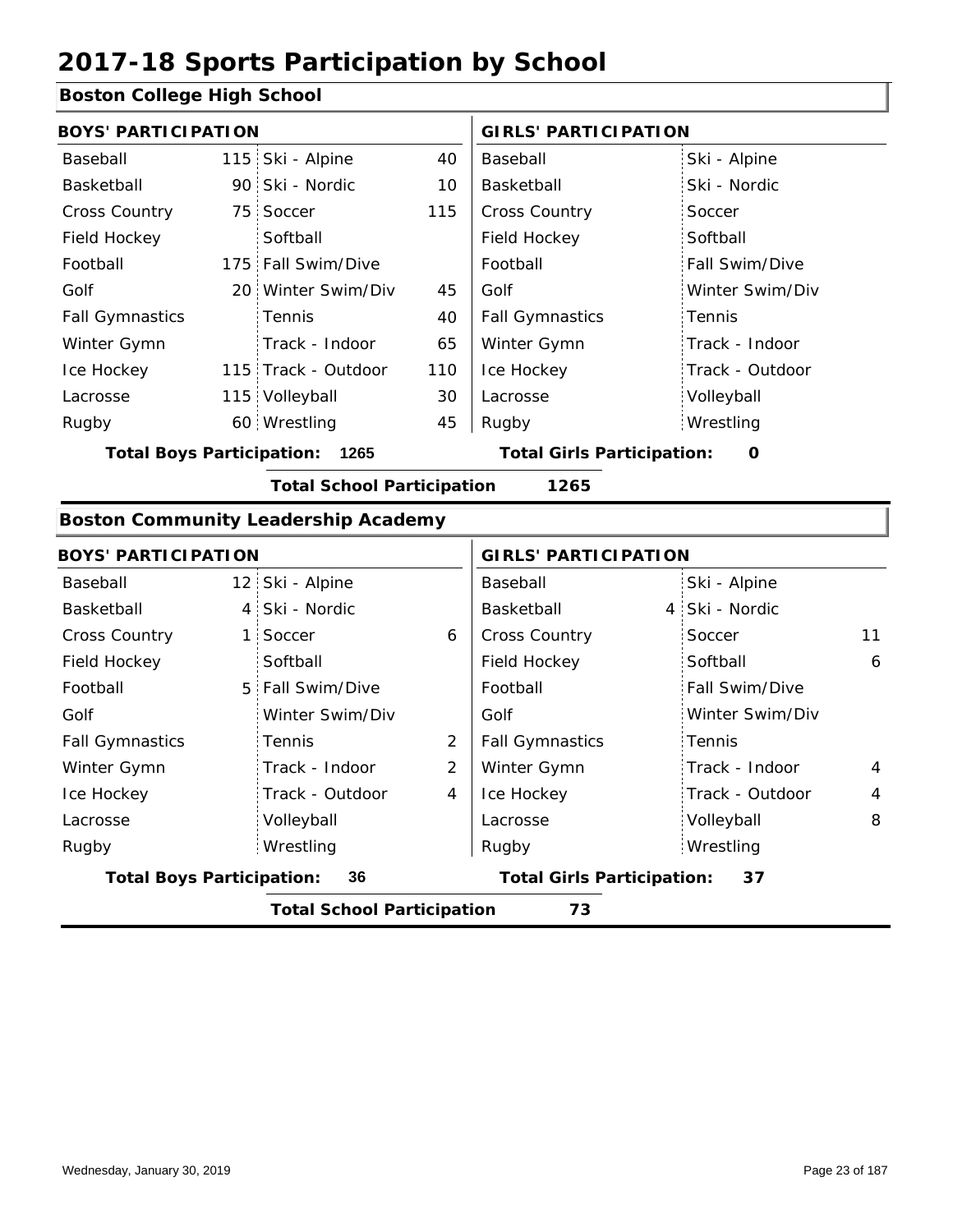# 2017-18 Sports Participation by School

## Boston College High School

| BOYS' PARTICIPATION | | | | GIRLS' PARTICIPATION | | | |
|---|---|---|---|---|---|---|---|
| Baseball | 115 | Ski - Alpine | 40 | Baseball | | Ski - Alpine | |
| Basketball | 90 | Ski - Nordic | 10 | Basketball | | Ski - Nordic | |
| Cross Country | 75 | Soccer | 115 | Cross Country | | Soccer | |
| Field Hockey | | Softball | | Field Hockey | | Softball | |
| Football | 175 | Fall Swim/Dive | | Football | | Fall Swim/Dive | |
| Golf | 20 | Winter Swim/Div | 45 | Golf | | Winter Swim/Div | |
| Fall Gymnastics | | Tennis | 40 | Fall Gymnastics | | Tennis | |
| Winter Gymn | | Track - Indoor | 65 | Winter Gymn | | Track - Indoor | |
| Ice Hockey | 115 | Track - Outdoor | 110 | Ice Hockey | | Track - Outdoor | |
| Lacrosse | 115 | Volleyball | 30 | Lacrosse | | Volleyball | |
| Rugby | 60 | Wrestling | 45 | Rugby | | Wrestling | |

**Total Boys Participation: 1265** **Total Girls Participation: 0**

**Total School Participation 1265**

## Boston Community Leadership Academy

| BOYS' PARTICIPATION | | | | GIRLS' PARTICIPATION | | | |
|---|---|---|---|---|---|---|---|
| Baseball | 12 | Ski - Alpine | | Baseball | | Ski - Alpine | |
| Basketball | 4 | Ski - Nordic | | Basketball | 4 | Ski - Nordic | |
| Cross Country | 1 | Soccer | 6 | Cross Country | | Soccer | 11 |
| Field Hockey | | Softball | | Field Hockey | | Softball | 6 |
| Football | 5 | Fall Swim/Dive | | Football | | Fall Swim/Dive | |
| Golf | | Winter Swim/Div | | Golf | | Winter Swim/Div | |
| Fall Gymnastics | | Tennis | 2 | Fall Gymnastics | | Tennis | |
| Winter Gymn | | Track - Indoor | 2 | Winter Gymn | | Track - Indoor | 4 |
| Ice Hockey | | Track - Outdoor | 4 | Ice Hockey | | Track - Outdoor | 4 |
| Lacrosse | | Volleyball | | Lacrosse | | Volleyball | 8 |
| Rugby | | Wrestling | | Rugby | | Wrestling | |

**Total Boys Participation: 36** **Total Girls Participation: 37**

**Total School Participation 73**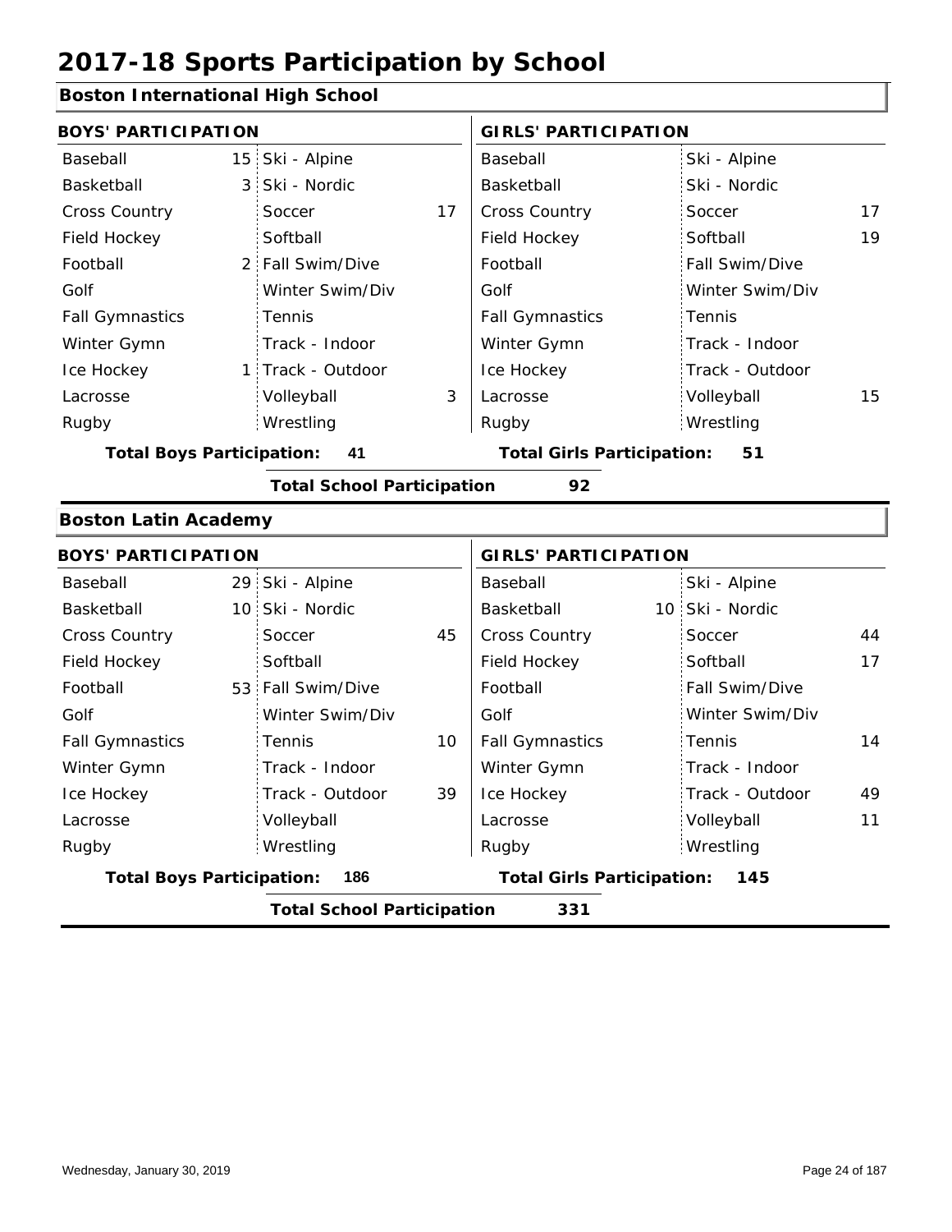# 2017-18 Sports Participation by School

## Boston International High School

| BOYS' PARTICIPATION | | | | GIRLS' PARTICIPATION | | | |
|---|---|---|---|---|---|---|---|
| Baseball | 15 | Ski - Alpine | | Baseball | | Ski - Alpine | |
| Basketball | 3 | Ski - Nordic | | Basketball | | Ski - Nordic | |
| Cross Country | | Soccer | 17 | Cross Country | | Soccer | 17 |
| Field Hockey | | Softball | | Field Hockey | | Softball | 19 |
| Football | 2 | Fall Swim/Dive | | Football | | Fall Swim/Dive | |
| Golf | | Winter Swim/Div | | Golf | | Winter Swim/Div | |
| Fall Gymnastics | | Tennis | | Fall Gymnastics | | Tennis | |
| Winter Gymn | | Track - Indoor | | Winter Gymn | | Track - Indoor | |
| Ice Hockey | 1 | Track - Outdoor | | Ice Hockey | | Track - Outdoor | |
| Lacrosse | | Volleyball | 3 | Lacrosse | | Volleyball | 15 |
| Rugby | | Wrestling | | Rugby | | Wrestling | |

**Total Boys Participation:** 41 **Total Girls Participation:** 51

**Total School Participation** 92

## Boston Latin Academy

| BOYS' PARTICIPATION | | | | GIRLS' PARTICIPATION | | | |
|---|---|---|---|---|---|---|---|
| Baseball | 29 | Ski - Alpine | | Baseball | | Ski - Alpine | |
| Basketball | 10 | Ski - Nordic | | Basketball | 10 | Ski - Nordic | |
| Cross Country | | Soccer | 45 | Cross Country | | Soccer | 44 |
| Field Hockey | | Softball | | Field Hockey | | Softball | 17 |
| Football | 53 | Fall Swim/Dive | | Football | | Fall Swim/Dive | |
| Golf | | Winter Swim/Div | | Golf | | Winter Swim/Div | |
| Fall Gymnastics | | Tennis | 10 | Fall Gymnastics | | Tennis | 14 |
| Winter Gymn | | Track - Indoor | | Winter Gymn | | Track - Indoor | |
| Ice Hockey | | Track - Outdoor | 39 | Ice Hockey | | Track - Outdoor | 49 |
| Lacrosse | | Volleyball | | Lacrosse | | Volleyball | 11 |
| Rugby | | Wrestling | | Rugby | | Wrestling | |

**Total Boys Participation:** 186 **Total Girls Participation:** 145

**Total School Participation** 331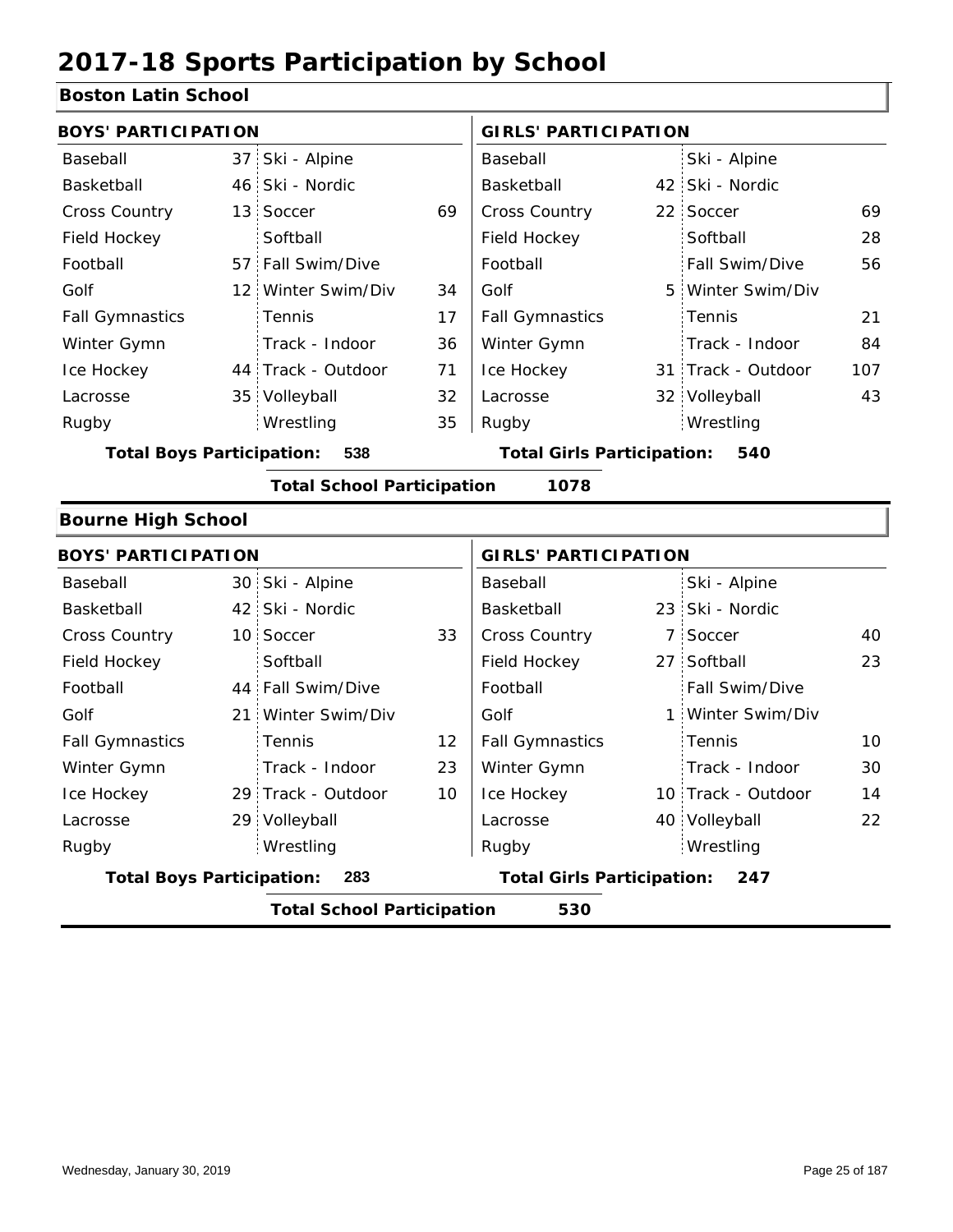# 2017-18 Sports Participation by School

## Boston Latin School

| BOYS' PARTICIPATION | | | | GIRLS' PARTICIPATION | | | |
|---|---|---|---|---|---|---|---|
| Baseball | 37 | Ski - Alpine | | Baseball | | Ski - Alpine | |
| Basketball | 46 | Ski - Nordic | | Basketball | 42 | Ski - Nordic | |
| Cross Country | 13 | Soccer | 69 | Cross Country | 22 | Soccer | 69 |
| Field Hockey | | Softball | | Field Hockey | | Softball | 28 |
| Football | 57 | Fall Swim/Dive | | Football | | Fall Swim/Dive | 56 |
| Golf | 12 | Winter Swim/Div | 34 | Golf | 5 | Winter Swim/Div | |
| Fall Gymnastics | | Tennis | 17 | Fall Gymnastics | | Tennis | 21 |
| Winter Gymn | | Track - Indoor | 36 | Winter Gymn | | Track - Indoor | 84 |
| Ice Hockey | 44 | Track - Outdoor | 71 | Ice Hockey | 31 | Track - Outdoor | 107 |
| Lacrosse | 35 | Volleyball | 32 | Lacrosse | 32 | Volleyball | 43 |
| Rugby | | Wrestling | 35 | Rugby | | Wrestling | |

**Total Boys Participation:** 538 **Total Girls Participation:** 540

**Total School Participation** 1078

## Bourne High School

| BOYS' PARTICIPATION | | | | GIRLS' PARTICIPATION | | | |
|---|---|---|---|---|---|---|---|
| Baseball | 30 | Ski - Alpine | | Baseball | | Ski - Alpine | |
| Basketball | 42 | Ski - Nordic | | Basketball | 23 | Ski - Nordic | |
| Cross Country | 10 | Soccer | 33 | Cross Country | 7 | Soccer | 40 |
| Field Hockey | | Softball | | Field Hockey | 27 | Softball | 23 |
| Football | 44 | Fall Swim/Dive | | Football | | Fall Swim/Dive | |
| Golf | 21 | Winter Swim/Div | | Golf | 1 | Winter Swim/Div | |
| Fall Gymnastics | | Tennis | 12 | Fall Gymnastics | | Tennis | 10 |
| Winter Gymn | | Track - Indoor | 23 | Winter Gymn | | Track - Indoor | 30 |
| Ice Hockey | 29 | Track - Outdoor | 10 | Ice Hockey | 10 | Track - Outdoor | 14 |
| Lacrosse | 29 | Volleyball | | Lacrosse | 40 | Volleyball | 22 |
| Rugby | | Wrestling | | Rugby | | Wrestling | |

**Total Boys Participation:** 283 **Total Girls Participation:** 247

**Total School Participation** 530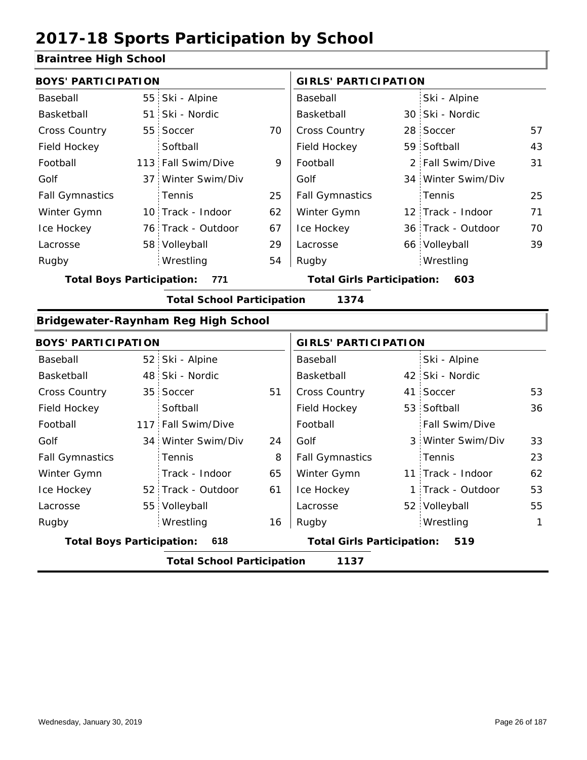# 2017-18 Sports Participation by School

## Braintree High School

| BOYS' PARTICIPATION | | | | GIRLS' PARTICIPATION | | | |
|---|---|---|---|---|---|---|---|
| Baseball | 55 | Ski - Alpine | | Baseball | | Ski - Alpine | |
| Basketball | 51 | Ski - Nordic | | Basketball | 30 | Ski - Nordic | |
| Cross Country | 55 | Soccer | 70 | Cross Country | 28 | Soccer | 57 |
| Field Hockey | | Softball | | Field Hockey | 59 | Softball | 43 |
| Football | 113 | Fall Swim/Dive | 9 | Football | 2 | Fall Swim/Dive | 31 |
| Golf | 37 | Winter Swim/Div | | Golf | 34 | Winter Swim/Div | |
| Fall Gymnastics | | Tennis | 25 | Fall Gymnastics | | Tennis | 25 |
| Winter Gymn | 10 | Track - Indoor | 62 | Winter Gymn | 12 | Track - Indoor | 71 |
| Ice Hockey | 76 | Track - Outdoor | 67 | Ice Hockey | 36 | Track - Outdoor | 70 |
| Lacrosse | 58 | Volleyball | 29 | Lacrosse | 66 | Volleyball | 39 |
| Rugby | | Wrestling | 54 | Rugby | | Wrestling | |

**Total Boys Participation: 771** **Total Girls Participation: 603**

**Total School Participation 1374**

## Bridgewater-Raynham Reg High School

| BOYS' PARTICIPATION | | | | GIRLS' PARTICIPATION | | | |
|---|---|---|---|---|---|---|---|
| Baseball | 52 | Ski - Alpine | | Baseball | | Ski - Alpine | |
| Basketball | 48 | Ski - Nordic | | Basketball | 42 | Ski - Nordic | |
| Cross Country | 35 | Soccer | 51 | Cross Country | 41 | Soccer | 53 |
| Field Hockey | | Softball | | Field Hockey | 53 | Softball | 36 |
| Football | 117 | Fall Swim/Dive | | Football | | Fall Swim/Dive | |
| Golf | 34 | Winter Swim/Div | 24 | Golf | 3 | Winter Swim/Div | 33 |
| Fall Gymnastics | | Tennis | 8 | Fall Gymnastics | | Tennis | 23 |
| Winter Gymn | | Track - Indoor | 65 | Winter Gymn | 11 | Track - Indoor | 62 |
| Ice Hockey | 52 | Track - Outdoor | 61 | Ice Hockey | 1 | Track - Outdoor | 53 |
| Lacrosse | 55 | Volleyball | | Lacrosse | 52 | Volleyball | 55 |
| Rugby | | Wrestling | 16 | Rugby | | Wrestling | 1 |

**Total Boys Participation: 618** **Total Girls Participation: 519**

**Total School Participation 1137**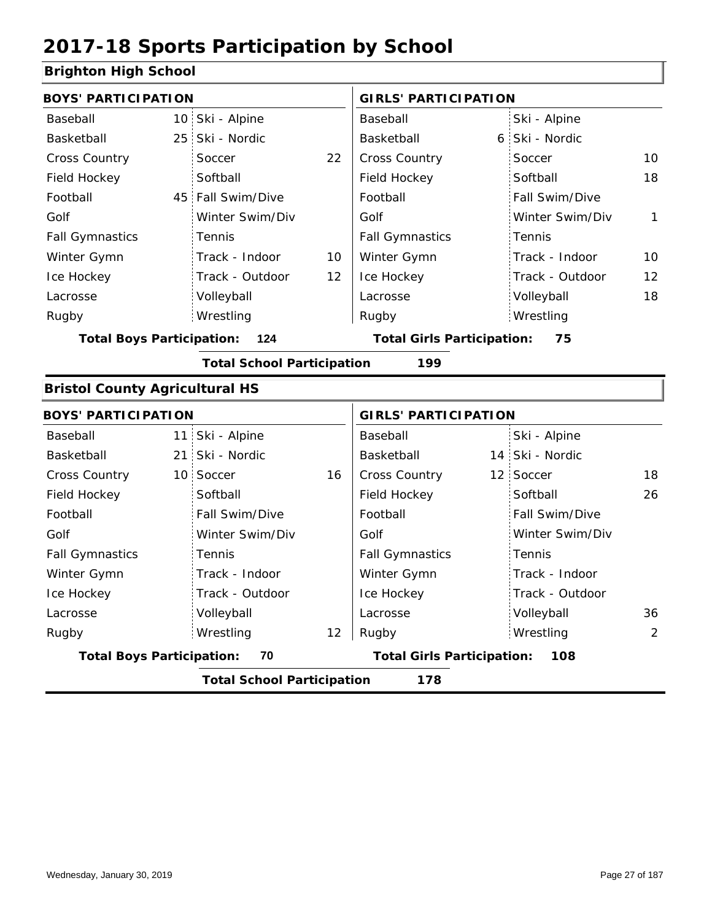# 2017-18 Sports Participation by School

## Brighton High School

| BOYS' PARTICIPATION | | | | GIRLS' PARTICIPATION | | | |
|---|---|---|---|---|---|---|---|
| Baseball | 10 | Ski - Alpine | | Baseball | | Ski - Alpine | |
| Basketball | 25 | Ski - Nordic | | Basketball | 6 | Ski - Nordic | |
| Cross Country | | Soccer | 22 | Cross Country | | Soccer | 10 |
| Field Hockey | | Softball | | Field Hockey | | Softball | 18 |
| Football | 45 | Fall Swim/Dive | | Football | | Fall Swim/Dive | |
| Golf | | Winter Swim/Div | | Golf | | Winter Swim/Div | 1 |
| Fall Gymnastics | | Tennis | | Fall Gymnastics | | Tennis | |
| Winter Gymn | | Track - Indoor | 10 | Winter Gymn | | Track - Indoor | 10 |
| Ice Hockey | | Track - Outdoor | 12 | Ice Hockey | | Track - Outdoor | 12 |
| Lacrosse | | Volleyball | | Lacrosse | | Volleyball | 18 |
| Rugby | | Wrestling | | Rugby | | Wrestling | |

**Total Boys Participation: 124** **Total Girls Participation: 75**

**Total School Participation 199**

## Bristol County Agricultural HS

| BOYS' PARTICIPATION | | | | GIRLS' PARTICIPATION | | | |
|---|---|---|---|---|---|---|---|
| Baseball | 11 | Ski - Alpine | | Baseball | | Ski - Alpine | |
| Basketball | 21 | Ski - Nordic | | Basketball | 14 | Ski - Nordic | |
| Cross Country | 10 | Soccer | 16 | Cross Country | 12 | Soccer | 18 |
| Field Hockey | | Softball | | Field Hockey | | Softball | 26 |
| Football | | Fall Swim/Dive | | Football | | Fall Swim/Dive | |
| Golf | | Winter Swim/Div | | Golf | | Winter Swim/Div | |
| Fall Gymnastics | | Tennis | | Fall Gymnastics | | Tennis | |
| Winter Gymn | | Track - Indoor | | Winter Gymn | | Track - Indoor | |
| Ice Hockey | | Track - Outdoor | | Ice Hockey | | Track - Outdoor | |
| Lacrosse | | Volleyball | | Lacrosse | | Volleyball | 36 |
| Rugby | | Wrestling | 12 | Rugby | | Wrestling | 2 |

**Total Boys Participation: 70** **Total Girls Participation: 108**

**Total School Participation 178**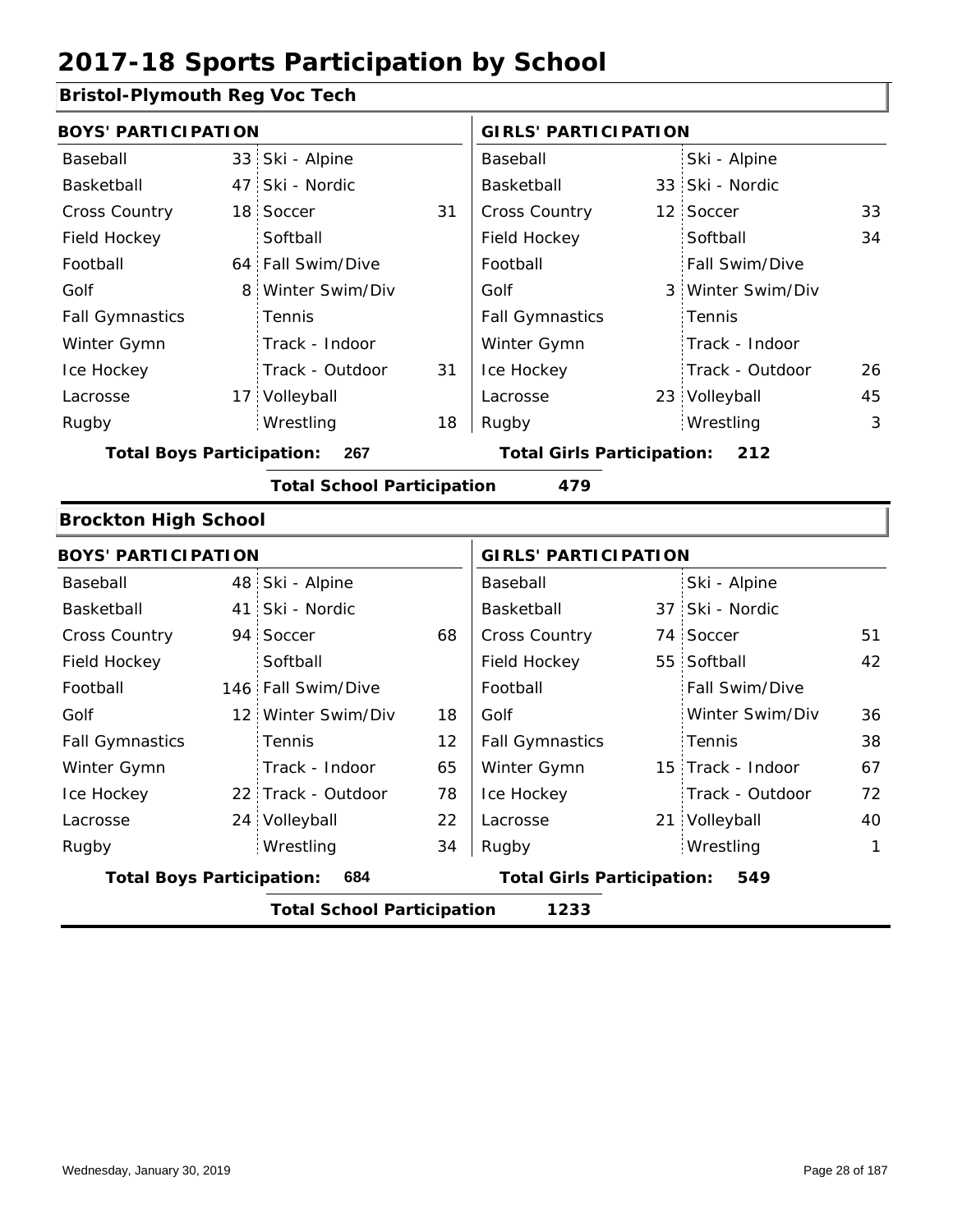# 2017-18 Sports Participation by School

## Bristol-Plymouth Reg Voc Tech

| BOYS' PARTICIPATION | | | | GIRLS' PARTICIPATION | | | |
|---|---|---|---|---|---|---|---|
| Baseball | 33 | Ski - Alpine | | Baseball | | Ski - Alpine | |
| Basketball | 47 | Ski - Nordic | | Basketball | 33 | Ski - Nordic | |
| Cross Country | 18 | Soccer | 31 | Cross Country | 12 | Soccer | 33 |
| Field Hockey | | Softball | | Field Hockey | | Softball | 34 |
| Football | 64 | Fall Swim/Dive | | Football | | Fall Swim/Dive | |
| Golf | 8 | Winter Swim/Div | | Golf | 3 | Winter Swim/Div | |
| Fall Gymnastics | | Tennis | | Fall Gymnastics | | Tennis | |
| Winter Gymn | | Track - Indoor | | Winter Gymn | | Track - Indoor | |
| Ice Hockey | | Track - Outdoor | 31 | Ice Hockey | | Track - Outdoor | 26 |
| Lacrosse | 17 | Volleyball | | Lacrosse | 23 | Volleyball | 45 |
| Rugby | | Wrestling | 18 | Rugby | | Wrestling | 3 |

**Total Boys Participation: 267** **Total Girls Participation: 212**

**Total School Participation 479**

## Brockton High School

| BOYS' PARTICIPATION | | | | GIRLS' PARTICIPATION | | | |
|---|---|---|---|---|---|---|---|
| Baseball | 48 | Ski - Alpine | | Baseball | | Ski - Alpine | |
| Basketball | 41 | Ski - Nordic | | Basketball | 37 | Ski - Nordic | |
| Cross Country | 94 | Soccer | 68 | Cross Country | 74 | Soccer | 51 |
| Field Hockey | | Softball | | Field Hockey | 55 | Softball | 42 |
| Football | 146 | Fall Swim/Dive | | Football | | Fall Swim/Dive | |
| Golf | 12 | Winter Swim/Div | 18 | Golf | | Winter Swim/Div | 36 |
| Fall Gymnastics | | Tennis | 12 | Fall Gymnastics | | Tennis | 38 |
| Winter Gymn | | Track - Indoor | 65 | Winter Gymn | 15 | Track - Indoor | 67 |
| Ice Hockey | 22 | Track - Outdoor | 78 | Ice Hockey | | Track - Outdoor | 72 |
| Lacrosse | 24 | Volleyball | 22 | Lacrosse | 21 | Volleyball | 40 |
| Rugby | | Wrestling | 34 | Rugby | | Wrestling | 1 |

**Total Boys Participation: 684** **Total Girls Participation: 549**

**Total School Participation 1233**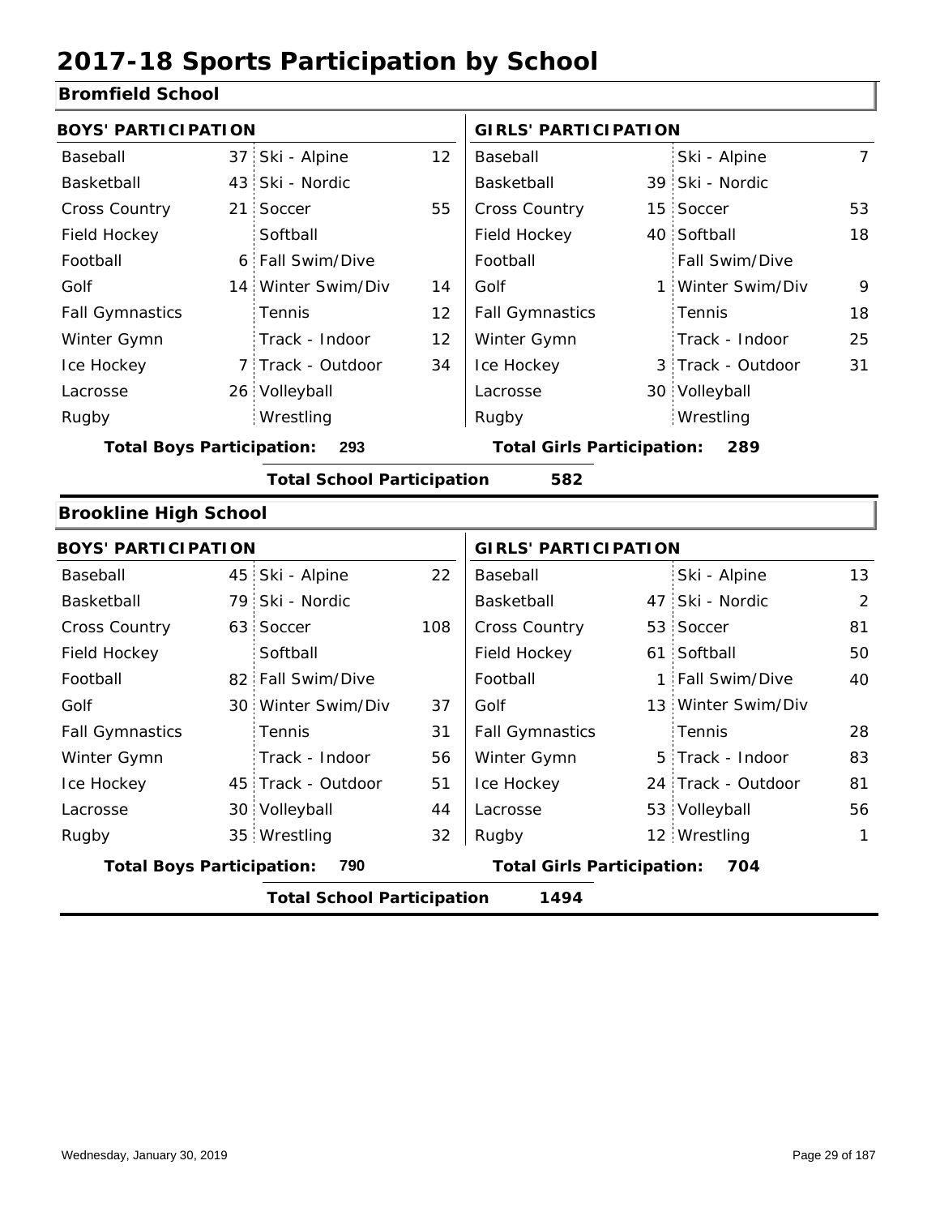# 2017-18 Sports Participation by School

## Bromfield School

| BOYS' PARTICIPATION | | | | GIRLS' PARTICIPATION | | | |
|---|---|---|---|---|---|---|---|
| Baseball | 37 | Ski - Alpine | 12 | Baseball | | Ski - Alpine | 7 |
| Basketball | 43 | Ski - Nordic | | Basketball | 39 | Ski - Nordic | |
| Cross Country | 21 | Soccer | 55 | Cross Country | 15 | Soccer | 53 |
| Field Hockey | | Softball | | Field Hockey | 40 | Softball | 18 |
| Football | 6 | Fall Swim/Dive | | Football | | Fall Swim/Dive | |
| Golf | 14 | Winter Swim/Div | 14 | Golf | 1 | Winter Swim/Div | 9 |
| Fall Gymnastics | | Tennis | 12 | Fall Gymnastics | | Tennis | 18 |
| Winter Gymn | | Track - Indoor | 12 | Winter Gymn | | Track - Indoor | 25 |
| Ice Hockey | 7 | Track - Outdoor | 34 | Ice Hockey | 3 | Track - Outdoor | 31 |
| Lacrosse | 26 | Volleyball | | Lacrosse | 30 | Volleyball | |
| Rugby | | Wrestling | | Rugby | | Wrestling | |

**Total Boys Participation:** 293 | **Total Girls Participation:** 289

**Total School Participation** 582

## Brookline High School

| BOYS' PARTICIPATION | | | | GIRLS' PARTICIPATION | | | |
|---|---|---|---|---|---|---|---|
| Baseball | 45 | Ski - Alpine | 22 | Baseball | | Ski - Alpine | 13 |
| Basketball | 79 | Ski - Nordic | | Basketball | 47 | Ski - Nordic | 2 |
| Cross Country | 63 | Soccer | 108 | Cross Country | 53 | Soccer | 81 |
| Field Hockey | | Softball | | Field Hockey | 61 | Softball | 50 |
| Football | 82 | Fall Swim/Dive | | Football | 1 | Fall Swim/Dive | 40 |
| Golf | 30 | Winter Swim/Div | 37 | Golf | 13 | Winter Swim/Div | |
| Fall Gymnastics | | Tennis | 31 | Fall Gymnastics | | Tennis | 28 |
| Winter Gymn | | Track - Indoor | 56 | Winter Gymn | 5 | Track - Indoor | 83 |
| Ice Hockey | 45 | Track - Outdoor | 51 | Ice Hockey | 24 | Track - Outdoor | 81 |
| Lacrosse | 30 | Volleyball | 44 | Lacrosse | 53 | Volleyball | 56 |
| Rugby | 35 | Wrestling | 32 | Rugby | 12 | Wrestling | 1 |

**Total Boys Participation:** 790 | **Total Girls Participation:** 704

**Total School Participation** 1494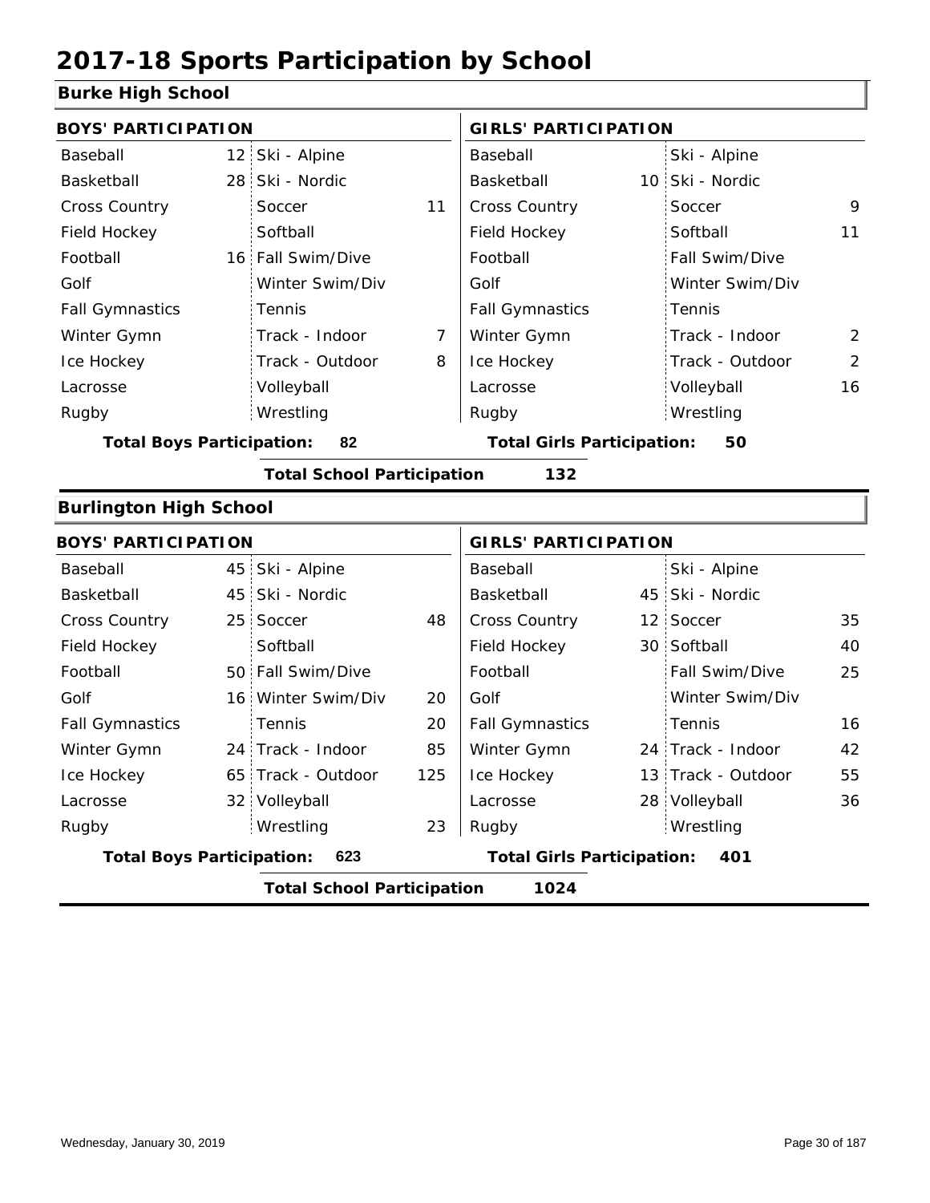# 2017-18 Sports Participation by School

## Burke High School

| BOYS' PARTICIPATION | | | | GIRLS' PARTICIPATION | | | |
|---|---|---|---|---|---|---|---|
| Baseball | 12 | Ski - Alpine | | Baseball | | Ski - Alpine | |
| Basketball | 28 | Ski - Nordic | | Basketball | 10 | Ski - Nordic | |
| Cross Country | | Soccer | 11 | Cross Country | | Soccer | 9 |
| Field Hockey | | Softball | | Field Hockey | | Softball | 11 |
| Football | 16 | Fall Swim/Dive | | Football | | Fall Swim/Dive | |
| Golf | | Winter Swim/Div | | Golf | | Winter Swim/Div | |
| Fall Gymnastics | | Tennis | | Fall Gymnastics | | Tennis | |
| Winter Gymn | | Track - Indoor | 7 | Winter Gymn | | Track - Indoor | 2 |
| Ice Hockey | | Track - Outdoor | 8 | Ice Hockey | | Track - Outdoor | 2 |
| Lacrosse | | Volleyball | | Lacrosse | | Volleyball | 16 |
| Rugby | | Wrestling | | Rugby | | Wrestling | |

**Total Boys Participation: 82** | **Total Girls Participation: 50**

**Total School Participation 132**

## Burlington High School

| BOYS' PARTICIPATION | | | | GIRLS' PARTICIPATION | | | |
|---|---|---|---|---|---|---|---|
| Baseball | 45 | Ski - Alpine | | Baseball | | Ski - Alpine | |
| Basketball | 45 | Ski - Nordic | | Basketball | 45 | Ski - Nordic | |
| Cross Country | 25 | Soccer | 48 | Cross Country | 12 | Soccer | 35 |
| Field Hockey | | Softball | | Field Hockey | 30 | Softball | 40 |
| Football | 50 | Fall Swim/Dive | | Football | | Fall Swim/Dive | 25 |
| Golf | 16 | Winter Swim/Div | 20 | Golf | | Winter Swim/Div | |
| Fall Gymnastics | | Tennis | 20 | Fall Gymnastics | | Tennis | 16 |
| Winter Gymn | 24 | Track - Indoor | 85 | Winter Gymn | 24 | Track - Indoor | 42 |
| Ice Hockey | 65 | Track - Outdoor | 125 | Ice Hockey | 13 | Track - Outdoor | 55 |
| Lacrosse | 32 | Volleyball | | Lacrosse | 28 | Volleyball | 36 |
| Rugby | | Wrestling | 23 | Rugby | | Wrestling | |

**Total Boys Participation: 623** | **Total Girls Participation: 401**

**Total School Participation 1024**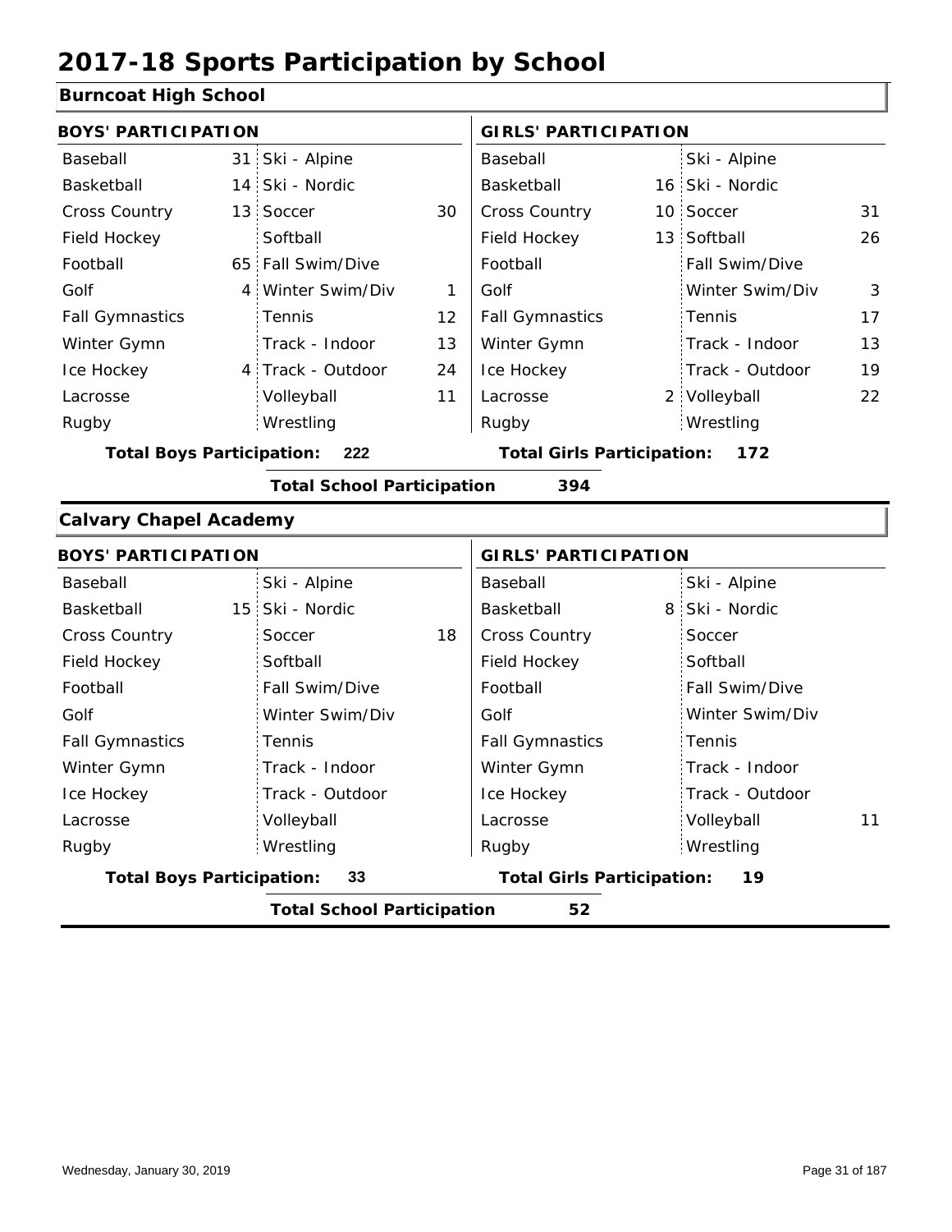# 2017-18 Sports Participation by School

## Burncoat High School

| BOYS' PARTICIPATION | | | | GIRLS' PARTICIPATION | | | |
|---|---|---|---|---|---|---|---|
| Baseball | 31 | Ski - Alpine | | Baseball | | Ski - Alpine | |
| Basketball | 14 | Ski - Nordic | | Basketball | 16 | Ski - Nordic | |
| Cross Country | 13 | Soccer | 30 | Cross Country | 10 | Soccer | 31 |
| Field Hockey | | Softball | | Field Hockey | 13 | Softball | 26 |
| Football | 65 | Fall Swim/Dive | | Football | | Fall Swim/Dive | |
| Golf | 4 | Winter Swim/Div | 1 | Golf | | Winter Swim/Div | 3 |
| Fall Gymnastics | | Tennis | 12 | Fall Gymnastics | | Tennis | 17 |
| Winter Gymn | | Track - Indoor | 13 | Winter Gymn | | Track - Indoor | 13 |
| Ice Hockey | 4 | Track - Outdoor | 24 | Ice Hockey | | Track - Outdoor | 19 |
| Lacrosse | | Volleyball | 11 | Lacrosse | 2 | Volleyball | 22 |
| Rugby | | Wrestling | | Rugby | | Wrestling | |

**Total Boys Participation: 222** | **Total Girls Participation: 172**

**Total School Participation 394**

## Calvary Chapel Academy

| BOYS' PARTICIPATION | | | | GIRLS' PARTICIPATION | | | |
|---|---|---|---|---|---|---|---|
| Baseball | | Ski - Alpine | | Baseball | | Ski - Alpine | |
| Basketball | 15 | Ski - Nordic | | Basketball | 8 | Ski - Nordic | |
| Cross Country | | Soccer | 18 | Cross Country | | Soccer | |
| Field Hockey | | Softball | | Field Hockey | | Softball | |
| Football | | Fall Swim/Dive | | Football | | Fall Swim/Dive | |
| Golf | | Winter Swim/Div | | Golf | | Winter Swim/Div | |
| Fall Gymnastics | | Tennis | | Fall Gymnastics | | Tennis | |
| Winter Gymn | | Track - Indoor | | Winter Gymn | | Track - Indoor | |
| Ice Hockey | | Track - Outdoor | | Ice Hockey | | Track - Outdoor | |
| Lacrosse | | Volleyball | | Lacrosse | | Volleyball | 11 |
| Rugby | | Wrestling | | Rugby | | Wrestling | |

**Total Boys Participation: 33** | **Total Girls Participation: 19**

**Total School Participation 52**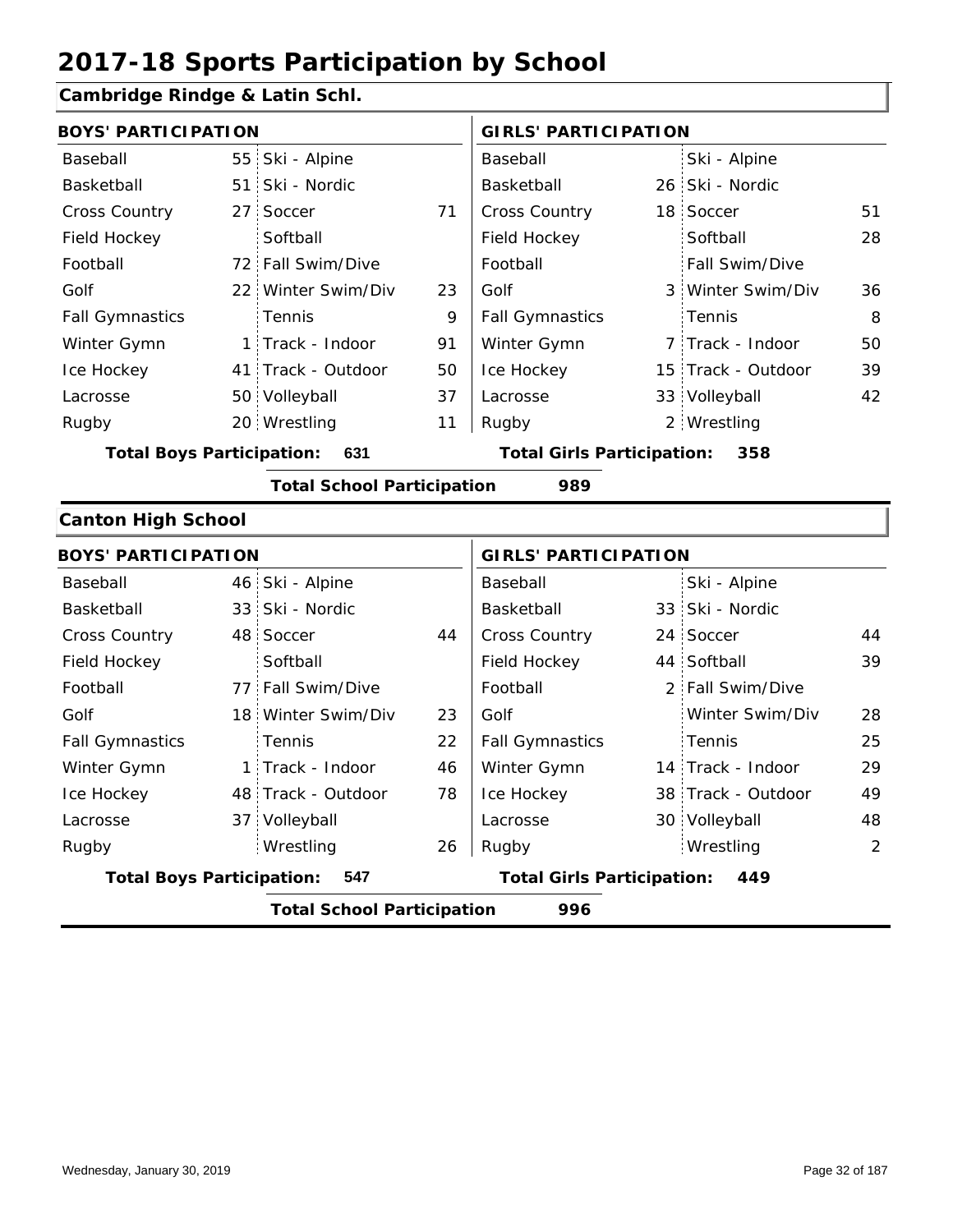# 2017-18 Sports Participation by School

## Cambridge Rindge & Latin Schl.

| BOYS' PARTICIPATION | | | | GIRLS' PARTICIPATION | | | |
|---|---|---|---|---|---|---|---|
| Baseball | 55 | Ski - Alpine | | Baseball | | Ski - Alpine | |
| Basketball | 51 | Ski - Nordic | | Basketball | 26 | Ski - Nordic | |
| Cross Country | 27 | Soccer | 71 | Cross Country | 18 | Soccer | 51 |
| Field Hockey | | Softball | | Field Hockey | | Softball | 28 |
| Football | 72 | Fall Swim/Dive | | Football | | Fall Swim/Dive | |
| Golf | 22 | Winter Swim/Div | 23 | Golf | 3 | Winter Swim/Div | 36 |
| Fall Gymnastics | | Tennis | 9 | Fall Gymnastics | | Tennis | 8 |
| Winter Gymn | 1 | Track - Indoor | 91 | Winter Gymn | 7 | Track - Indoor | 50 |
| Ice Hockey | 41 | Track - Outdoor | 50 | Ice Hockey | 15 | Track - Outdoor | 39 |
| Lacrosse | 50 | Volleyball | 37 | Lacrosse | 33 | Volleyball | 42 |
| Rugby | 20 | Wrestling | 11 | Rugby | 2 | Wrestling | |

**Total Boys Participation: 631** | **Total Girls Participation: 358**

**Total School Participation 989**

## Canton High School

| BOYS' PARTICIPATION | | | | GIRLS' PARTICIPATION | | | |
|---|---|---|---|---|---|---|---|
| Baseball | 46 | Ski - Alpine | | Baseball | | Ski - Alpine | |
| Basketball | 33 | Ski - Nordic | | Basketball | 33 | Ski - Nordic | |
| Cross Country | 48 | Soccer | 44 | Cross Country | 24 | Soccer | 44 |
| Field Hockey | | Softball | | Field Hockey | 44 | Softball | 39 |
| Football | 77 | Fall Swim/Dive | | Football | 2 | Fall Swim/Dive | |
| Golf | 18 | Winter Swim/Div | 23 | Golf | | Winter Swim/Div | 28 |
| Fall Gymnastics | | Tennis | 22 | Fall Gymnastics | | Tennis | 25 |
| Winter Gymn | 1 | Track - Indoor | 46 | Winter Gymn | 14 | Track - Indoor | 29 |
| Ice Hockey | 48 | Track - Outdoor | 78 | Ice Hockey | 38 | Track - Outdoor | 49 |
| Lacrosse | 37 | Volleyball | | Lacrosse | 30 | Volleyball | 48 |
| Rugby | | Wrestling | 26 | Rugby | | Wrestling | 2 |

**Total Boys Participation: 547** | **Total Girls Participation: 449**

**Total School Participation 996**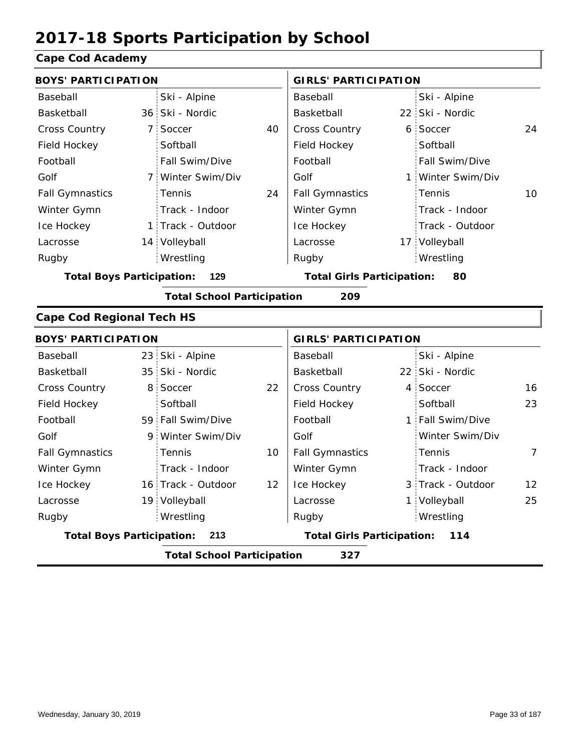# 2017-18 Sports Participation by School

## Cape Cod Academy

**BOYS' PARTICIPATION**

| Sport | Count | Sport | Count |
|---|---|---|---|
| Baseball | | Ski - Alpine | |
| Basketball | 36 | Ski - Nordic | |
| Cross Country | 7 | Soccer | 40 |
| Field Hockey | | Softball | |
| Football | | Fall Swim/Dive | |
| Golf | 7 | Winter Swim/Div | |
| Fall Gymnastics | | Tennis | 24 |
| Winter Gymn | | Track - Indoor | |
| Ice Hockey | 1 | Track - Outdoor | |
| Lacrosse | 14 | Volleyball | |
| Rugby | | Wrestling | |

**Total Boys Participation: 129**

**GIRLS' PARTICIPATION**

| Sport | Count | Sport | Count |
|---|---|---|---|
| Baseball | | Ski - Alpine | |
| Basketball | 22 | Ski - Nordic | |
| Cross Country | 6 | Soccer | 24 |
| Field Hockey | | Softball | |
| Football | | Fall Swim/Dive | |
| Golf | 1 | Winter Swim/Div | |
| Fall Gymnastics | | Tennis | 10 |
| Winter Gymn | | Track - Indoor | |
| Ice Hockey | | Track - Outdoor | |
| Lacrosse | 17 | Volleyball | |
| Rugby | | Wrestling | |

**Total Girls Participation: 80**

**Total School Participation 209**

## Cape Cod Regional Tech HS

**BOYS' PARTICIPATION**

| Sport | Count | Sport | Count |
|---|---|---|---|
| Baseball | 23 | Ski - Alpine | |
| Basketball | 35 | Ski - Nordic | |
| Cross Country | 8 | Soccer | 22 |
| Field Hockey | | Softball | |
| Football | 59 | Fall Swim/Dive | |
| Golf | 9 | Winter Swim/Div | |
| Fall Gymnastics | | Tennis | 10 |
| Winter Gymn | | Track - Indoor | |
| Ice Hockey | 16 | Track - Outdoor | 12 |
| Lacrosse | 19 | Volleyball | |
| Rugby | | Wrestling | |

**Total Boys Participation: 213**

**GIRLS' PARTICIPATION**

| Sport | Count | Sport | Count |
|---|---|---|---|
| Baseball | | Ski - Alpine | |
| Basketball | 22 | Ski - Nordic | |
| Cross Country | 4 | Soccer | 16 |
| Field Hockey | | Softball | 23 |
| Football | 1 | Fall Swim/Dive | |
| Golf | | Winter Swim/Div | |
| Fall Gymnastics | | Tennis | 7 |
| Winter Gymn | | Track - Indoor | |
| Ice Hockey | 3 | Track - Outdoor | 12 |
| Lacrosse | 1 | Volleyball | 25 |
| Rugby | | Wrestling | |

**Total Girls Participation: 114**

**Total School Participation 327**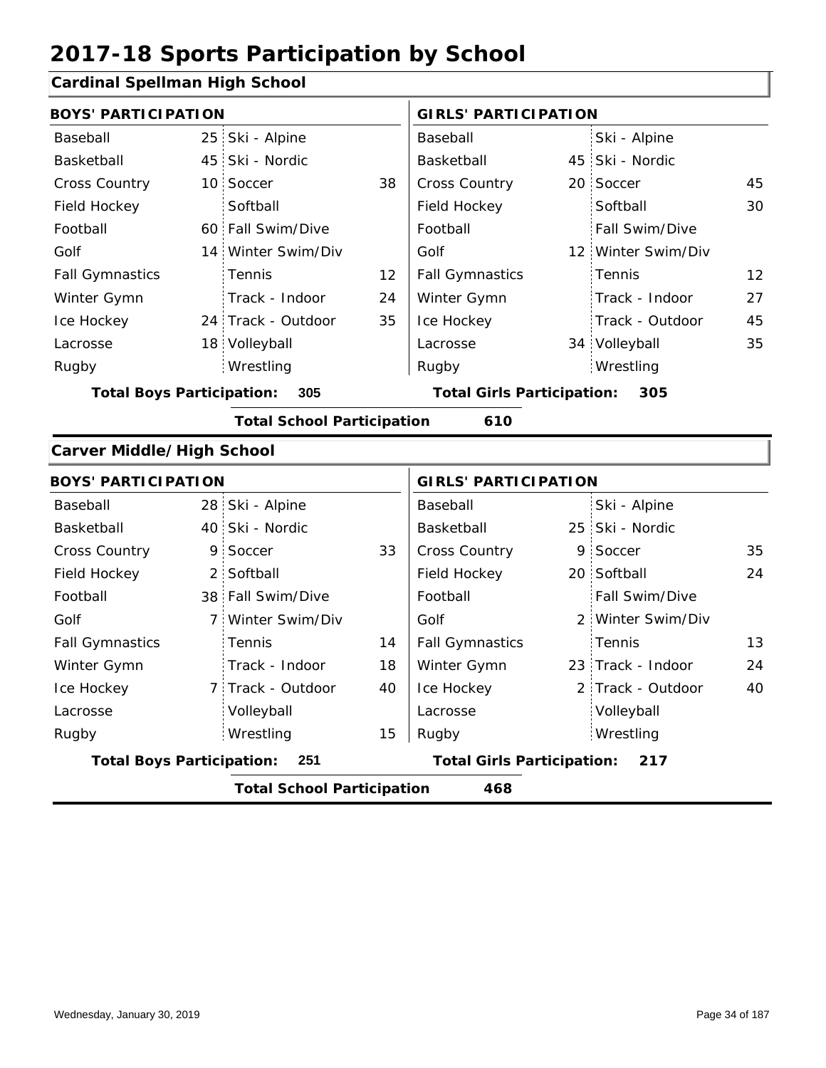# 2017-18 Sports Participation by School

## Cardinal Spellman High School

| BOYS' PARTICIPATION | | | | GIRLS' PARTICIPATION | | | |
|---|---|---|---|---|---|---|---|
| Baseball | 25 | Ski - Alpine | | Baseball | | Ski - Alpine | |
| Basketball | 45 | Ski - Nordic | | Basketball | 45 | Ski - Nordic | |
| Cross Country | 10 | Soccer | 38 | Cross Country | 20 | Soccer | 45 |
| Field Hockey | | Softball | | Field Hockey | | Softball | 30 |
| Football | 60 | Fall Swim/Dive | | Football | | Fall Swim/Dive | |
| Golf | 14 | Winter Swim/Div | | Golf | 12 | Winter Swim/Div | |
| Fall Gymnastics | | Tennis | 12 | Fall Gymnastics | | Tennis | 12 |
| Winter Gymn | | Track - Indoor | 24 | Winter Gymn | | Track - Indoor | 27 |
| Ice Hockey | 24 | Track - Outdoor | 35 | Ice Hockey | | Track - Outdoor | 45 |
| Lacrosse | 18 | Volleyball | | Lacrosse | 34 | Volleyball | 35 |
| Rugby | | Wrestling | | Rugby | | Wrestling | |

**Total Boys Participation: 305** **Total Girls Participation: 305**

**Total School Participation 610**

## Carver Middle/High School

| BOYS' PARTICIPATION | | | | GIRLS' PARTICIPATION | | | |
|---|---|---|---|---|---|---|---|
| Baseball | 28 | Ski - Alpine | | Baseball | | Ski - Alpine | |
| Basketball | 40 | Ski - Nordic | | Basketball | 25 | Ski - Nordic | |
| Cross Country | 9 | Soccer | 33 | Cross Country | 9 | Soccer | 35 |
| Field Hockey | 2 | Softball | | Field Hockey | 20 | Softball | 24 |
| Football | 38 | Fall Swim/Dive | | Football | | Fall Swim/Dive | |
| Golf | 7 | Winter Swim/Div | | Golf | 2 | Winter Swim/Div | |
| Fall Gymnastics | | Tennis | 14 | Fall Gymnastics | | Tennis | 13 |
| Winter Gymn | | Track - Indoor | 18 | Winter Gymn | 23 | Track - Indoor | 24 |
| Ice Hockey | 7 | Track - Outdoor | 40 | Ice Hockey | 2 | Track - Outdoor | 40 |
| Lacrosse | | Volleyball | | Lacrosse | | Volleyball | |
| Rugby | | Wrestling | 15 | Rugby | | Wrestling | |

**Total Boys Participation: 251** **Total Girls Participation: 217**

**Total School Participation 468**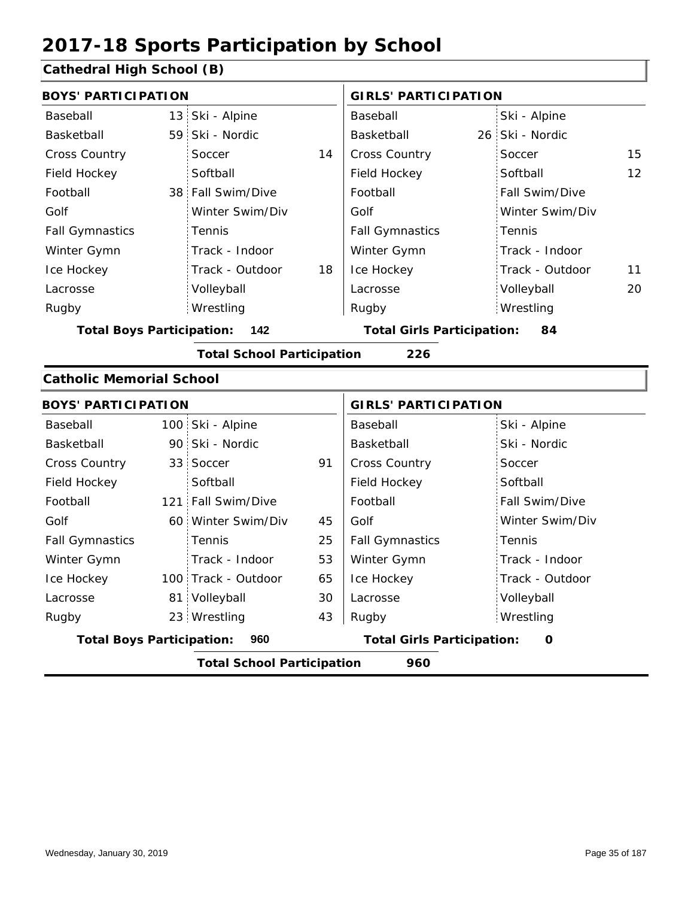# 2017-18 Sports Participation by School

## Cathedral High School (B)

| BOYS' PARTICIPATION | | | | GIRLS' PARTICIPATION | | | |
|---|---|---|---|---|---|---|---|
| Baseball | 13 | Ski - Alpine | | Baseball | | Ski - Alpine | |
| Basketball | 59 | Ski - Nordic | | Basketball | 26 | Ski - Nordic | |
| Cross Country | | Soccer | 14 | Cross Country | | Soccer | 15 |
| Field Hockey | | Softball | | Field Hockey | | Softball | 12 |
| Football | 38 | Fall Swim/Dive | | Football | | Fall Swim/Dive | |
| Golf | | Winter Swim/Div | | Golf | | Winter Swim/Div | |
| Fall Gymnastics | | Tennis | | Fall Gymnastics | | Tennis | |
| Winter Gymn | | Track - Indoor | | Winter Gymn | | Track - Indoor | |
| Ice Hockey | | Track - Outdoor | 18 | Ice Hockey | | Track - Outdoor | 11 |
| Lacrosse | | Volleyball | | Lacrosse | | Volleyball | 20 |
| Rugby | | Wrestling | | Rugby | | Wrestling | |

**Total Boys Participation: 142** **Total Girls Participation: 84**

**Total School Participation 226**

## Catholic Memorial School

| BOYS' PARTICIPATION | | | | GIRLS' PARTICIPATION | | | |
|---|---|---|---|---|---|---|---|
| Baseball | 100 | Ski - Alpine | | Baseball | | Ski - Alpine | |
| Basketball | 90 | Ski - Nordic | | Basketball | | Ski - Nordic | |
| Cross Country | 33 | Soccer | 91 | Cross Country | | Soccer | |
| Field Hockey | | Softball | | Field Hockey | | Softball | |
| Football | 121 | Fall Swim/Dive | | Football | | Fall Swim/Dive | |
| Golf | 60 | Winter Swim/Div | 45 | Golf | | Winter Swim/Div | |
| Fall Gymnastics | | Tennis | 25 | Fall Gymnastics | | Tennis | |
| Winter Gymn | | Track - Indoor | 53 | Winter Gymn | | Track - Indoor | |
| Ice Hockey | 100 | Track - Outdoor | 65 | Ice Hockey | | Track - Outdoor | |
| Lacrosse | 81 | Volleyball | 30 | Lacrosse | | Volleyball | |
| Rugby | 23 | Wrestling | 43 | Rugby | | Wrestling | |

**Total Boys Participation: 960** **Total Girls Participation: 0**

**Total School Participation 960**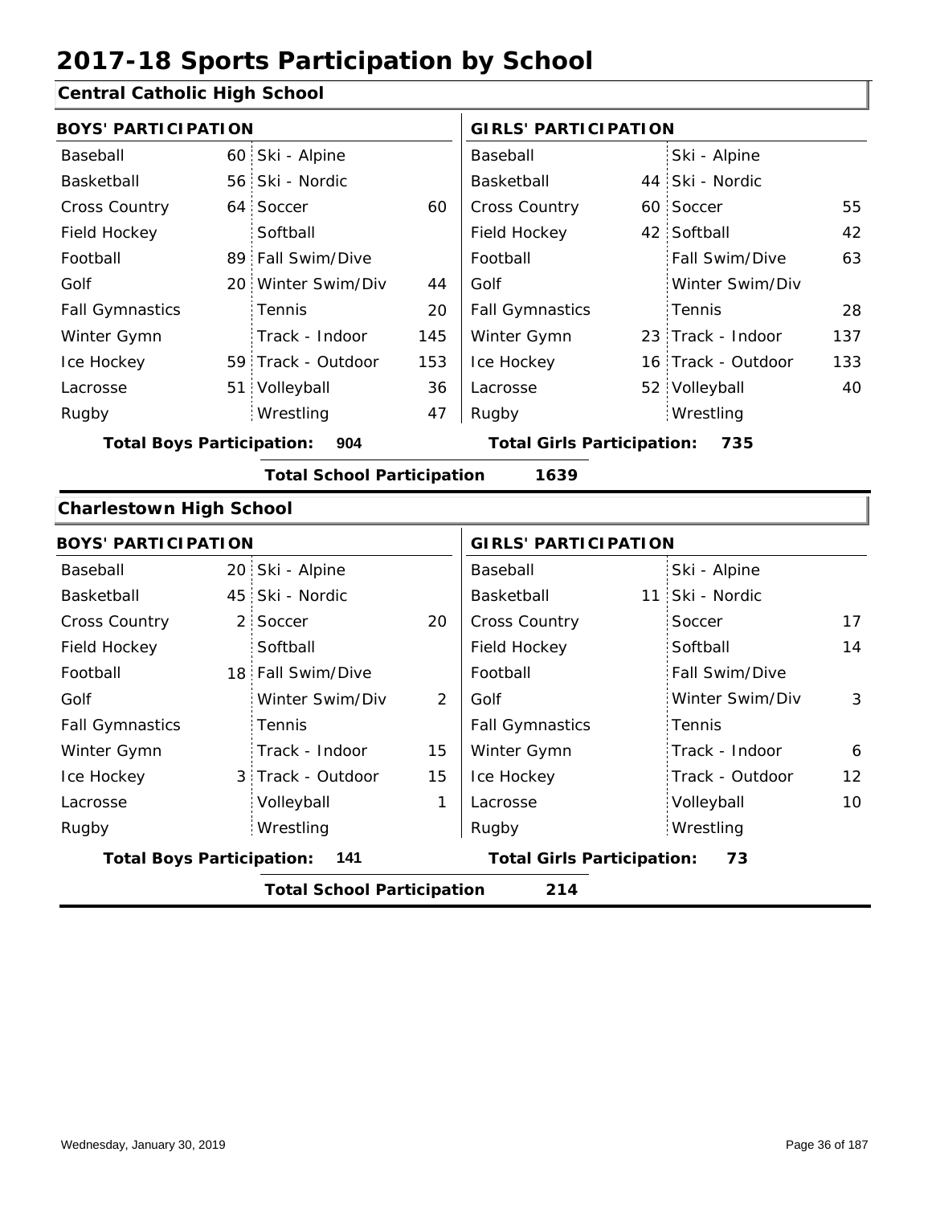# 2017-18 Sports Participation by School

## Central Catholic High School

| BOYS' PARTICIPATION | | | | GIRLS' PARTICIPATION | | | |
|---|---|---|---|---|---|---|---|
| Baseball | 60 | Ski - Alpine | | Baseball | | Ski - Alpine | |
| Basketball | 56 | Ski - Nordic | | Basketball | 44 | Ski - Nordic | |
| Cross Country | 64 | Soccer | 60 | Cross Country | 60 | Soccer | 55 |
| Field Hockey | | Softball | | Field Hockey | 42 | Softball | 42 |
| Football | 89 | Fall Swim/Dive | | Football | | Fall Swim/Dive | 63 |
| Golf | 20 | Winter Swim/Div | 44 | Golf | | Winter Swim/Div | |
| Fall Gymnastics | | Tennis | 20 | Fall Gymnastics | | Tennis | 28 |
| Winter Gymn | | Track - Indoor | 145 | Winter Gymn | 23 | Track - Indoor | 137 |
| Ice Hockey | 59 | Track - Outdoor | 153 | Ice Hockey | 16 | Track - Outdoor | 133 |
| Lacrosse | 51 | Volleyball | 36 | Lacrosse | 52 | Volleyball | 40 |
| Rugby | | Wrestling | 47 | Rugby | | Wrestling | |

**Total Boys Participation: 904** **Total Girls Participation: 735**

**Total School Participation 1639**

## Charlestown High School

| BOYS' PARTICIPATION | | | | GIRLS' PARTICIPATION | | | |
|---|---|---|---|---|---|---|---|
| Baseball | 20 | Ski - Alpine | | Baseball | | Ski - Alpine | |
| Basketball | 45 | Ski - Nordic | | Basketball | 11 | Ski - Nordic | |
| Cross Country | 2 | Soccer | 20 | Cross Country | | Soccer | 17 |
| Field Hockey | | Softball | | Field Hockey | | Softball | 14 |
| Football | 18 | Fall Swim/Dive | | Football | | Fall Swim/Dive | |
| Golf | | Winter Swim/Div | 2 | Golf | | Winter Swim/Div | 3 |
| Fall Gymnastics | | Tennis | | Fall Gymnastics | | Tennis | |
| Winter Gymn | | Track - Indoor | 15 | Winter Gymn | | Track - Indoor | 6 |
| Ice Hockey | 3 | Track - Outdoor | 15 | Ice Hockey | | Track - Outdoor | 12 |
| Lacrosse | | Volleyball | 1 | Lacrosse | | Volleyball | 10 |
| Rugby | | Wrestling | | Rugby | | Wrestling | |

**Total Boys Participation: 141** **Total Girls Participation: 73**

**Total School Participation 214**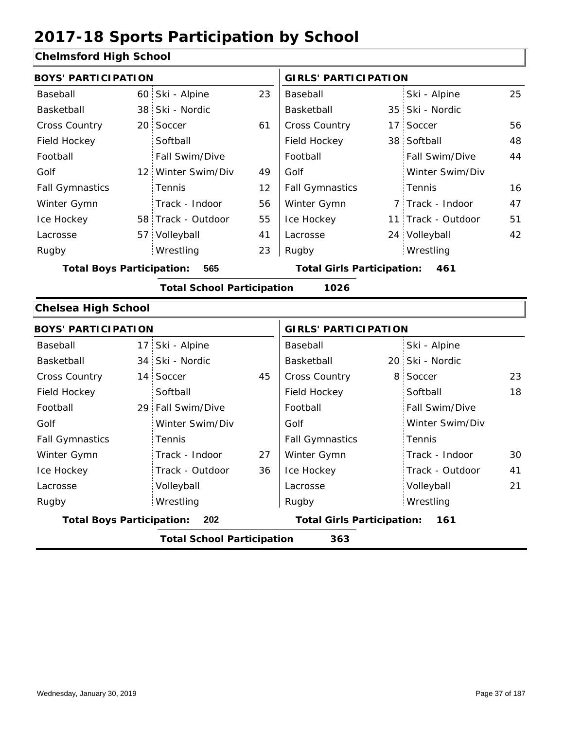# 2017-18 Sports Participation by School

## Chelmsford High School

| BOYS' PARTICIPATION | | | | GIRLS' PARTICIPATION | | | |
|---|---|---|---|---|---|---|---|
| Baseball | 60 | Ski - Alpine | 23 | Baseball | | Ski - Alpine | 25 |
| Basketball | 38 | Ski - Nordic | | Basketball | 35 | Ski - Nordic | |
| Cross Country | 20 | Soccer | 61 | Cross Country | 17 | Soccer | 56 |
| Field Hockey | | Softball | | Field Hockey | 38 | Softball | 48 |
| Football | | Fall Swim/Dive | | Football | | Fall Swim/Dive | 44 |
| Golf | 12 | Winter Swim/Div | 49 | Golf | | Winter Swim/Div | |
| Fall Gymnastics | | Tennis | 12 | Fall Gymnastics | | Tennis | 16 |
| Winter Gymn | | Track - Indoor | 56 | Winter Gymn | 7 | Track - Indoor | 47 |
| Ice Hockey | 58 | Track - Outdoor | 55 | Ice Hockey | 11 | Track - Outdoor | 51 |
| Lacrosse | 57 | Volleyball | 41 | Lacrosse | 24 | Volleyball | 42 |
| Rugby | | Wrestling | 23 | Rugby | | Wrestling | |

**Total Boys Participation: 565** | **Total Girls Participation: 461**

**Total School Participation 1026**

## Chelsea High School

| BOYS' PARTICIPATION | | | | GIRLS' PARTICIPATION | | | |
|---|---|---|---|---|---|---|---|
| Baseball | 17 | Ski - Alpine | | Baseball | | Ski - Alpine | |
| Basketball | 34 | Ski - Nordic | | Basketball | 20 | Ski - Nordic | |
| Cross Country | 14 | Soccer | 45 | Cross Country | 8 | Soccer | 23 |
| Field Hockey | | Softball | | Field Hockey | | Softball | 18 |
| Football | 29 | Fall Swim/Dive | | Football | | Fall Swim/Dive | |
| Golf | | Winter Swim/Div | | Golf | | Winter Swim/Div | |
| Fall Gymnastics | | Tennis | | Fall Gymnastics | | Tennis | |
| Winter Gymn | | Track - Indoor | 27 | Winter Gymn | | Track - Indoor | 30 |
| Ice Hockey | | Track - Outdoor | 36 | Ice Hockey | | Track - Outdoor | 41 |
| Lacrosse | | Volleyball | | Lacrosse | | Volleyball | 21 |
| Rugby | | Wrestling | | Rugby | | Wrestling | |

**Total Boys Participation: 202** | **Total Girls Participation: 161**

**Total School Participation 363**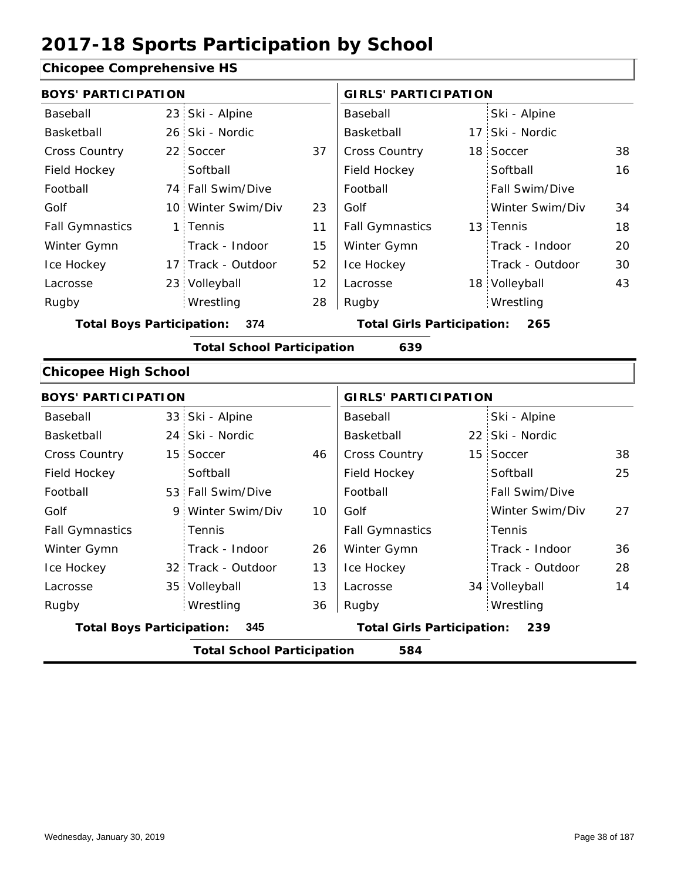# 2017-18 Sports Participation by School

## Chicopee Comprehensive HS

| BOYS' PARTICIPATION | | | | GIRLS' PARTICIPATION | | | |
|---|---|---|---|---|---|---|---|
| Baseball | 23 | Ski - Alpine | | Baseball | | Ski - Alpine | |
| Basketball | 26 | Ski - Nordic | | Basketball | 17 | Ski - Nordic | |
| Cross Country | 22 | Soccer | 37 | Cross Country | 18 | Soccer | 38 |
| Field Hockey | | Softball | | Field Hockey | | Softball | 16 |
| Football | 74 | Fall Swim/Dive | | Football | | Fall Swim/Dive | |
| Golf | 10 | Winter Swim/Div | 23 | Golf | | Winter Swim/Div | 34 |
| Fall Gymnastics | 1 | Tennis | 11 | Fall Gymnastics | 13 | Tennis | 18 |
| Winter Gymn | | Track - Indoor | 15 | Winter Gymn | | Track - Indoor | 20 |
| Ice Hockey | 17 | Track - Outdoor | 52 | Ice Hockey | | Track - Outdoor | 30 |
| Lacrosse | 23 | Volleyball | 12 | Lacrosse | 18 | Volleyball | 43 |
| Rugby | | Wrestling | 28 | Rugby | | Wrestling | |

**Total Boys Participation: 374** **Total Girls Participation: 265**

**Total School Participation 639**

## Chicopee High School

| BOYS' PARTICIPATION | | | | GIRLS' PARTICIPATION | | | |
|---|---|---|---|---|---|---|---|
| Baseball | 33 | Ski - Alpine | | Baseball | | Ski - Alpine | |
| Basketball | 24 | Ski - Nordic | | Basketball | 22 | Ski - Nordic | |
| Cross Country | 15 | Soccer | 46 | Cross Country | 15 | Soccer | 38 |
| Field Hockey | | Softball | | Field Hockey | | Softball | 25 |
| Football | 53 | Fall Swim/Dive | | Football | | Fall Swim/Dive | |
| Golf | 9 | Winter Swim/Div | 10 | Golf | | Winter Swim/Div | 27 |
| Fall Gymnastics | | Tennis | | Fall Gymnastics | | Tennis | |
| Winter Gymn | | Track - Indoor | 26 | Winter Gymn | | Track - Indoor | 36 |
| Ice Hockey | 32 | Track - Outdoor | 13 | Ice Hockey | | Track - Outdoor | 28 |
| Lacrosse | 35 | Volleyball | 13 | Lacrosse | 34 | Volleyball | 14 |
| Rugby | | Wrestling | 36 | Rugby | | Wrestling | |

**Total Boys Participation: 345** **Total Girls Participation: 239**

**Total School Participation 584**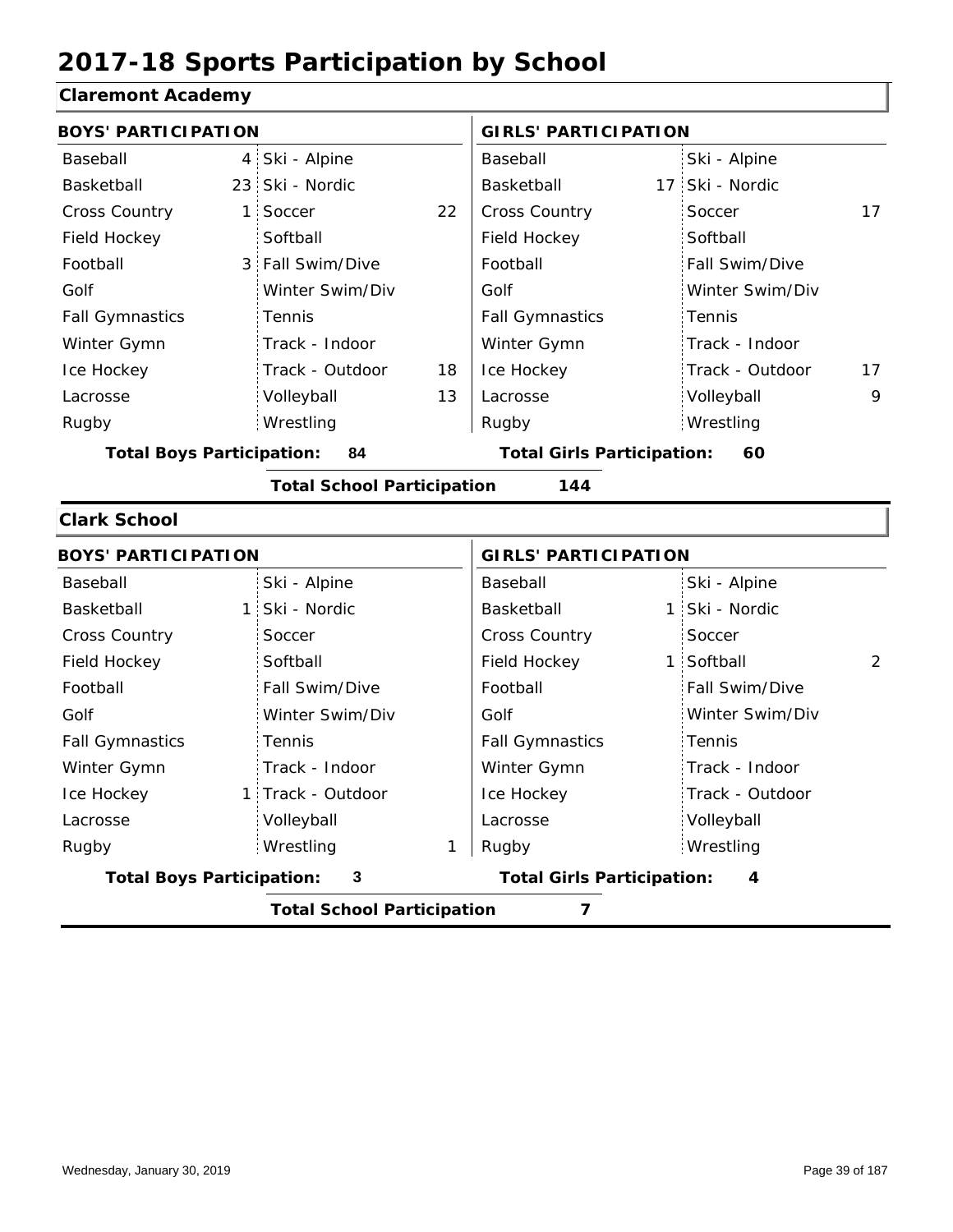# 2017-18 Sports Participation by School

## Claremont Academy

| BOYS' PARTICIPATION | | | | GIRLS' PARTICIPATION | | | |
|---|---|---|---|---|---|---|---|
| Baseball | 4 | Ski - Alpine | | Baseball | | Ski - Alpine | |
| Basketball | 23 | Ski - Nordic | | Basketball | 17 | Ski - Nordic | |
| Cross Country | 1 | Soccer | 22 | Cross Country | | Soccer | 17 |
| Field Hockey | | Softball | | Field Hockey | | Softball | |
| Football | 3 | Fall Swim/Dive | | Football | | Fall Swim/Dive | |
| Golf | | Winter Swim/Div | | Golf | | Winter Swim/Div | |
| Fall Gymnastics | | Tennis | | Fall Gymnastics | | Tennis | |
| Winter Gymn | | Track - Indoor | | Winter Gymn | | Track - Indoor | |
| Ice Hockey | | Track - Outdoor | 18 | Ice Hockey | | Track - Outdoor | 17 |
| Lacrosse | | Volleyball | 13 | Lacrosse | | Volleyball | 9 |
| Rugby | | Wrestling | | Rugby | | Wrestling | |

**Total Boys Participation: 84** | **Total Girls Participation: 60**

**Total School Participation 144**

## Clark School

| BOYS' PARTICIPATION | | | | GIRLS' PARTICIPATION | | | |
|---|---|---|---|---|---|---|---|
| Baseball | | Ski - Alpine | | Baseball | | Ski - Alpine | |
| Basketball | 1 | Ski - Nordic | | Basketball | 1 | Ski - Nordic | |
| Cross Country | | Soccer | | Cross Country | | Soccer | |
| Field Hockey | | Softball | | Field Hockey | 1 | Softball | 2 |
| Football | | Fall Swim/Dive | | Football | | Fall Swim/Dive | |
| Golf | | Winter Swim/Div | | Golf | | Winter Swim/Div | |
| Fall Gymnastics | | Tennis | | Fall Gymnastics | | Tennis | |
| Winter Gymn | | Track - Indoor | | Winter Gymn | | Track - Indoor | |
| Ice Hockey | 1 | Track - Outdoor | | Ice Hockey | | Track - Outdoor | |
| Lacrosse | | Volleyball | | Lacrosse | | Volleyball | |
| Rugby | | Wrestling | 1 | Rugby | | Wrestling | |

**Total Boys Participation: 3** | **Total Girls Participation: 4**

**Total School Participation 7**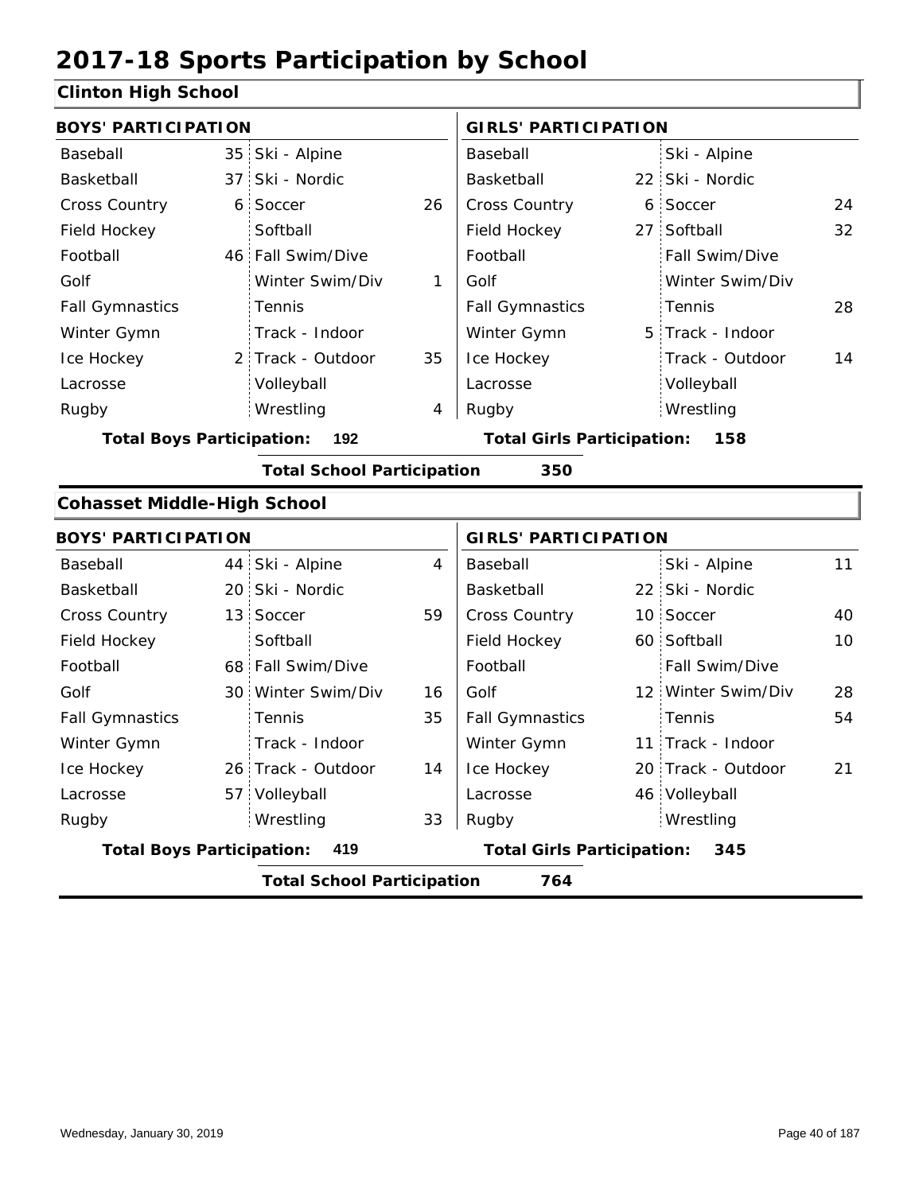# 2017-18 Sports Participation by School

## Clinton High School

| BOYS' PARTICIPATION | | | | GIRLS' PARTICIPATION | | | |
|---|---|---|---|---|---|---|---|
| Baseball | 35 | Ski - Alpine | | Baseball | | Ski - Alpine | |
| Basketball | 37 | Ski - Nordic | | Basketball | 22 | Ski - Nordic | |
| Cross Country | 6 | Soccer | 26 | Cross Country | 6 | Soccer | 24 |
| Field Hockey | | Softball | | Field Hockey | 27 | Softball | 32 |
| Football | 46 | Fall Swim/Dive | | Football | | Fall Swim/Dive | |
| Golf | | Winter Swim/Div | 1 | Golf | | Winter Swim/Div | |
| Fall Gymnastics | | Tennis | | Fall Gymnastics | | Tennis | 28 |
| Winter Gymn | | Track - Indoor | | Winter Gymn | 5 | Track - Indoor | |
| Ice Hockey | 2 | Track - Outdoor | 35 | Ice Hockey | | Track - Outdoor | 14 |
| Lacrosse | | Volleyball | | Lacrosse | | Volleyball | |
| Rugby | | Wrestling | 4 | Rugby | | Wrestling | |

**Total Boys Participation: 192**

**Total Girls Participation: 158**

**Total School Participation 350**

## Cohasset Middle-High School

| BOYS' PARTICIPATION | | | | GIRLS' PARTICIPATION | | | |
|---|---|---|---|---|---|---|---|
| Baseball | 44 | Ski - Alpine | 4 | Baseball | | Ski - Alpine | 11 |
| Basketball | 20 | Ski - Nordic | | Basketball | 22 | Ski - Nordic | |
| Cross Country | 13 | Soccer | 59 | Cross Country | 10 | Soccer | 40 |
| Field Hockey | | Softball | | Field Hockey | 60 | Softball | 10 |
| Football | 68 | Fall Swim/Dive | | Football | | Fall Swim/Dive | |
| Golf | 30 | Winter Swim/Div | 16 | Golf | 12 | Winter Swim/Div | 28 |
| Fall Gymnastics | | Tennis | 35 | Fall Gymnastics | | Tennis | 54 |
| Winter Gymn | | Track - Indoor | | Winter Gymn | 11 | Track - Indoor | |
| Ice Hockey | 26 | Track - Outdoor | 14 | Ice Hockey | 20 | Track - Outdoor | 21 |
| Lacrosse | 57 | Volleyball | | Lacrosse | 46 | Volleyball | |
| Rugby | | Wrestling | 33 | Rugby | | Wrestling | |

**Total Boys Participation: 419**

**Total Girls Participation: 345**

**Total School Participation 764**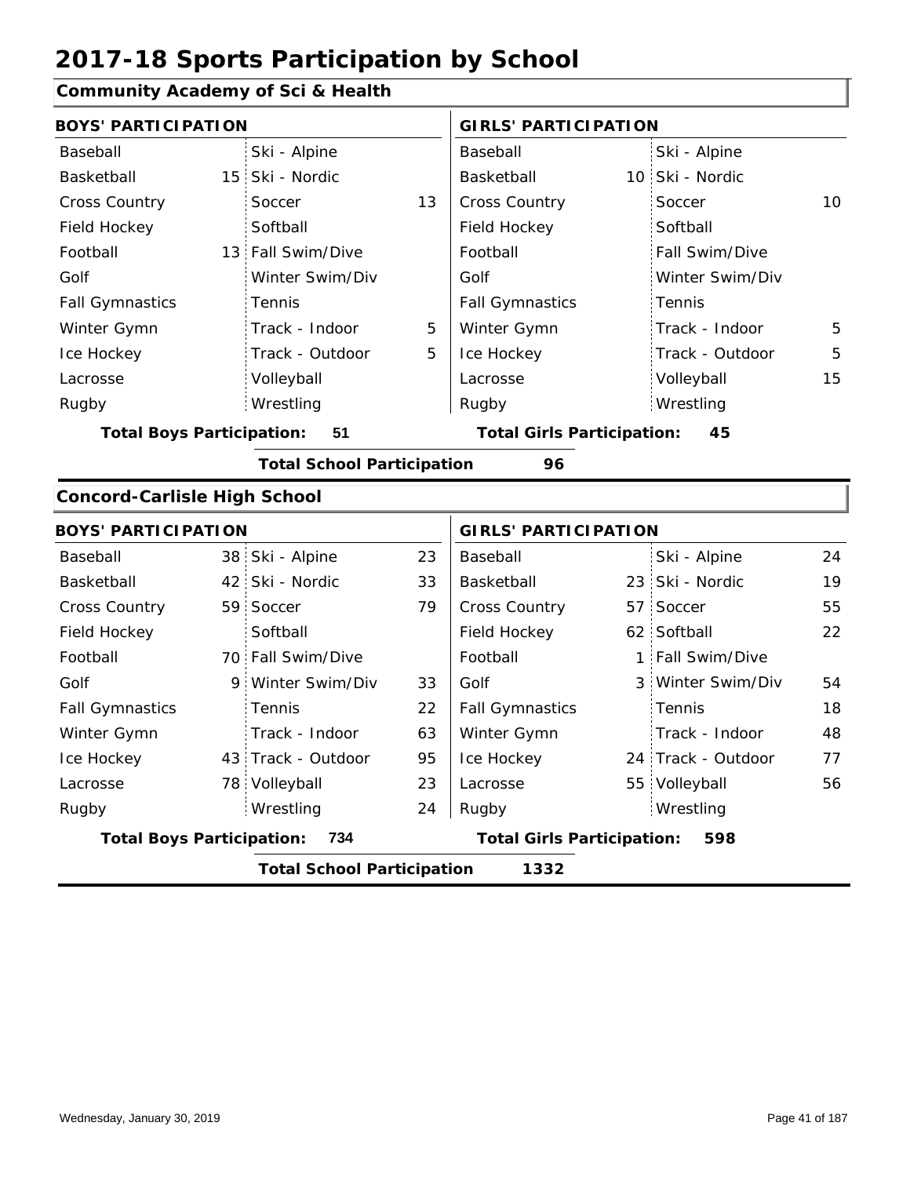# 2017-18 Sports Participation by School

## Community Academy of Sci & Health

| BOYS' PARTICIPATION | | | | GIRLS' PARTICIPATION | | | |
|---|---|---|---|---|---|---|---|
| Baseball | | Ski - Alpine | | Baseball | | Ski - Alpine | |
| Basketball | 15 | Ski - Nordic | | Basketball | 10 | Ski - Nordic | |
| Cross Country | | Soccer | 13 | Cross Country | | Soccer | 10 |
| Field Hockey | | Softball | | Field Hockey | | Softball | |
| Football | 13 | Fall Swim/Dive | | Football | | Fall Swim/Dive | |
| Golf | | Winter Swim/Div | | Golf | | Winter Swim/Div | |
| Fall Gymnastics | | Tennis | | Fall Gymnastics | | Tennis | |
| Winter Gymn | | Track - Indoor | 5 | Winter Gymn | | Track - Indoor | 5 |
| Ice Hockey | | Track - Outdoor | 5 | Ice Hockey | | Track - Outdoor | 5 |
| Lacrosse | | Volleyball | | Lacrosse | | Volleyball | 15 |
| Rugby | | Wrestling | | Rugby | | Wrestling | |

**Total Boys Participation:** 51 **Total Girls Participation:** 45

**Total School Participation** 96

## Concord-Carlisle High School

| BOYS' PARTICIPATION | | | | GIRLS' PARTICIPATION | | | |
|---|---|---|---|---|---|---|---|
| Baseball | 38 | Ski - Alpine | 23 | Baseball | | Ski - Alpine | 24 |
| Basketball | 42 | Ski - Nordic | 33 | Basketball | 23 | Ski - Nordic | 19 |
| Cross Country | 59 | Soccer | 79 | Cross Country | 57 | Soccer | 55 |
| Field Hockey | | Softball | | Field Hockey | 62 | Softball | 22 |
| Football | 70 | Fall Swim/Dive | | Football | 1 | Fall Swim/Dive | |
| Golf | 9 | Winter Swim/Div | 33 | Golf | 3 | Winter Swim/Div | 54 |
| Fall Gymnastics | | Tennis | 22 | Fall Gymnastics | | Tennis | 18 |
| Winter Gymn | | Track - Indoor | 63 | Winter Gymn | | Track - Indoor | 48 |
| Ice Hockey | 43 | Track - Outdoor | 95 | Ice Hockey | 24 | Track - Outdoor | 77 |
| Lacrosse | 78 | Volleyball | 23 | Lacrosse | 55 | Volleyball | 56 |
| Rugby | | Wrestling | 24 | Rugby | | Wrestling | |

**Total Boys Participation:** 734 **Total Girls Participation:** 598

**Total School Participation** 1332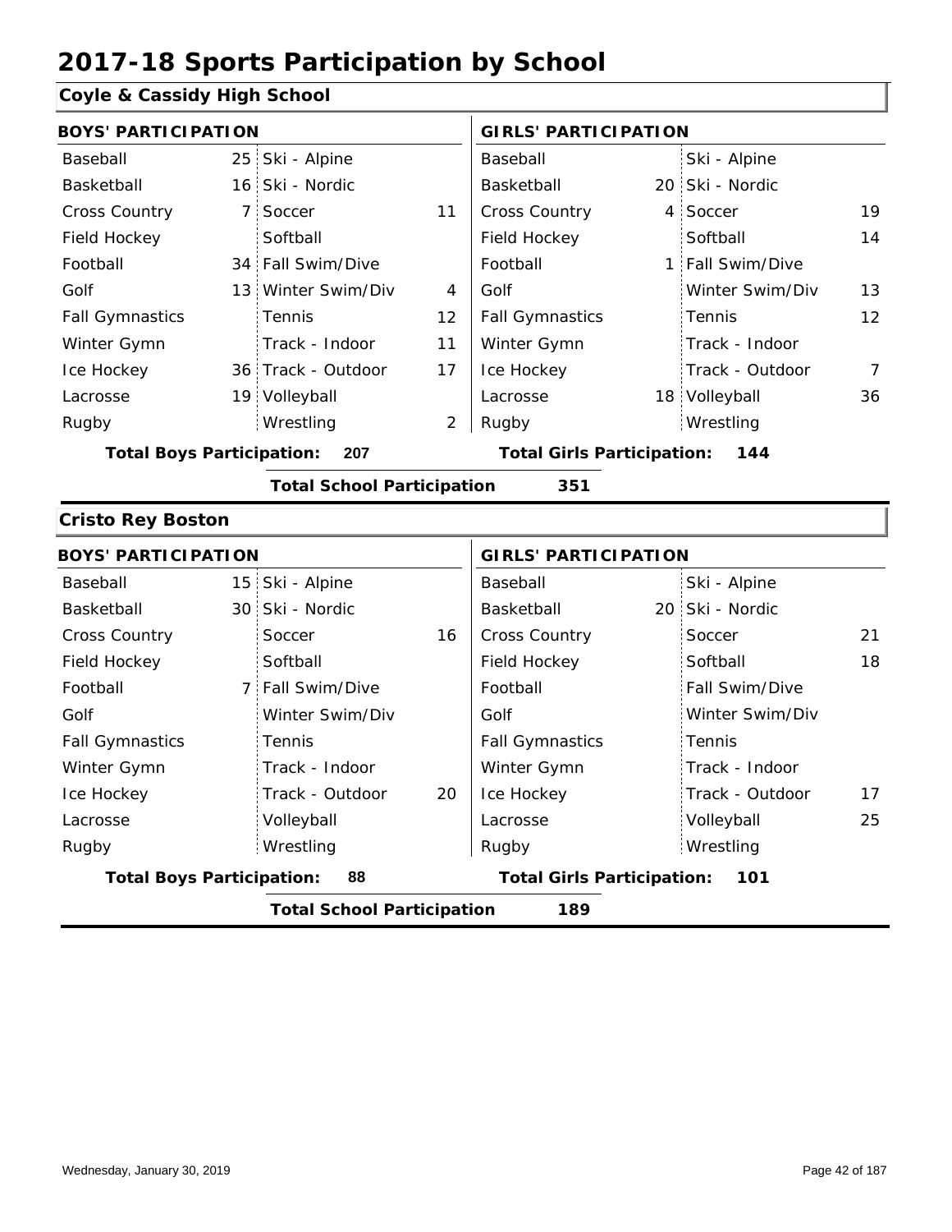# 2017-18 Sports Participation by School

## Coyle & Cassidy High School

| BOYS' PARTICIPATION | | | | GIRLS' PARTICIPATION | | | |
|---|---|---|---|---|---|---|---|
| Baseball | 25 | Ski - Alpine | | Baseball | | Ski - Alpine | |
| Basketball | 16 | Ski - Nordic | | Basketball | 20 | Ski - Nordic | |
| Cross Country | 7 | Soccer | 11 | Cross Country | 4 | Soccer | 19 |
| Field Hockey | | Softball | | Field Hockey | | Softball | 14 |
| Football | 34 | Fall Swim/Dive | | Football | 1 | Fall Swim/Dive | |
| Golf | 13 | Winter Swim/Div | 4 | Golf | | Winter Swim/Div | 13 |
| Fall Gymnastics | | Tennis | 12 | Fall Gymnastics | | Tennis | 12 |
| Winter Gymn | | Track - Indoor | 11 | Winter Gymn | | Track - Indoor | |
| Ice Hockey | 36 | Track - Outdoor | 17 | Ice Hockey | | Track - Outdoor | 7 |
| Lacrosse | 19 | Volleyball | | Lacrosse | 18 | Volleyball | 36 |
| Rugby | | Wrestling | 2 | Rugby | | Wrestling | |

**Total Boys Participation: 207** | **Total Girls Participation: 144**

**Total School Participation 351**

## Cristo Rey Boston

| BOYS' PARTICIPATION | | | | GIRLS' PARTICIPATION | | | |
|---|---|---|---|---|---|---|---|
| Baseball | 15 | Ski - Alpine | | Baseball | | Ski - Alpine | |
| Basketball | 30 | Ski - Nordic | | Basketball | 20 | Ski - Nordic | |
| Cross Country | | Soccer | 16 | Cross Country | | Soccer | 21 |
| Field Hockey | | Softball | | Field Hockey | | Softball | 18 |
| Football | 7 | Fall Swim/Dive | | Football | | Fall Swim/Dive | |
| Golf | | Winter Swim/Div | | Golf | | Winter Swim/Div | |
| Fall Gymnastics | | Tennis | | Fall Gymnastics | | Tennis | |
| Winter Gymn | | Track - Indoor | | Winter Gymn | | Track - Indoor | |
| Ice Hockey | | Track - Outdoor | 20 | Ice Hockey | | Track - Outdoor | 17 |
| Lacrosse | | Volleyball | | Lacrosse | | Volleyball | 25 |
| Rugby | | Wrestling | | Rugby | | Wrestling | |

**Total Boys Participation: 88** | **Total Girls Participation: 101**

**Total School Participation 189**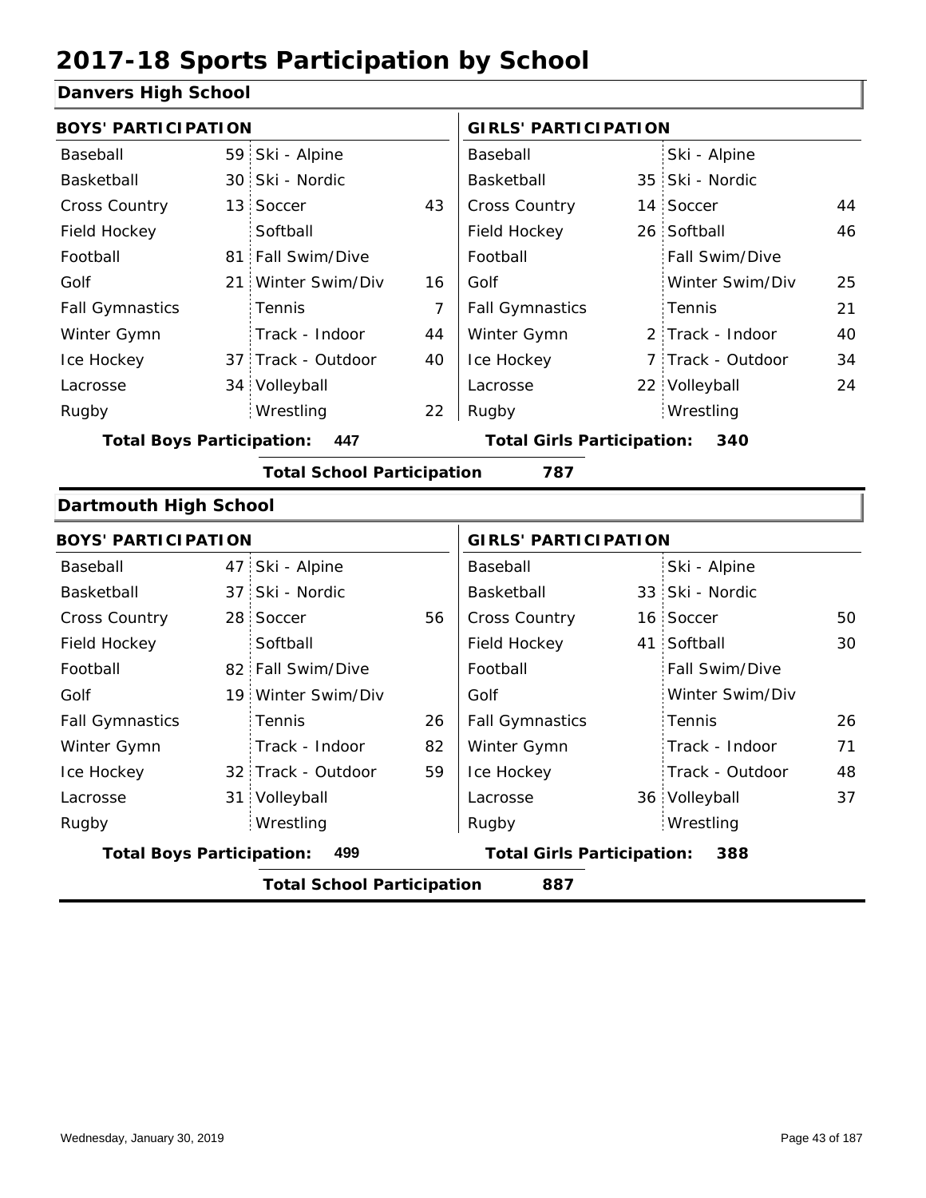# 2017-18 Sports Participation by School

## Danvers High School

| BOYS' PARTICIPATION | | | | GIRLS' PARTICIPATION | | | |
|---|---|---|---|---|---|---|---|
| Baseball | 59 | Ski - Alpine | | Baseball | | Ski - Alpine | |
| Basketball | 30 | Ski - Nordic | | Basketball | 35 | Ski - Nordic | |
| Cross Country | 13 | Soccer | 43 | Cross Country | 14 | Soccer | 44 |
| Field Hockey | | Softball | | Field Hockey | 26 | Softball | 46 |
| Football | 81 | Fall Swim/Dive | | Football | | Fall Swim/Dive | |
| Golf | 21 | Winter Swim/Div | 16 | Golf | | Winter Swim/Div | 25 |
| Fall Gymnastics | | Tennis | 7 | Fall Gymnastics | | Tennis | 21 |
| Winter Gymn | | Track - Indoor | 44 | Winter Gymn | 2 | Track - Indoor | 40 |
| Ice Hockey | 37 | Track - Outdoor | 40 | Ice Hockey | 7 | Track - Outdoor | 34 |
| Lacrosse | 34 | Volleyball | | Lacrosse | 22 | Volleyball | 24 |
| Rugby | | Wrestling | 22 | Rugby | | Wrestling | |

**Total Boys Participation:** 447 **Total Girls Participation:** 340

**Total School Participation** 787

## Dartmouth High School

| BOYS' PARTICIPATION | | | | GIRLS' PARTICIPATION | | | |
|---|---|---|---|---|---|---|---|
| Baseball | 47 | Ski - Alpine | | Baseball | | Ski - Alpine | |
| Basketball | 37 | Ski - Nordic | | Basketball | 33 | Ski - Nordic | |
| Cross Country | 28 | Soccer | 56 | Cross Country | 16 | Soccer | 50 |
| Field Hockey | | Softball | | Field Hockey | 41 | Softball | 30 |
| Football | 82 | Fall Swim/Dive | | Football | | Fall Swim/Dive | |
| Golf | 19 | Winter Swim/Div | | Golf | | Winter Swim/Div | |
| Fall Gymnastics | | Tennis | 26 | Fall Gymnastics | | Tennis | 26 |
| Winter Gymn | | Track - Indoor | 82 | Winter Gymn | | Track - Indoor | 71 |
| Ice Hockey | 32 | Track - Outdoor | 59 | Ice Hockey | | Track - Outdoor | 48 |
| Lacrosse | 31 | Volleyball | | Lacrosse | 36 | Volleyball | 37 |
| Rugby | | Wrestling | | Rugby | | Wrestling | |

**Total Boys Participation:** 499 **Total Girls Participation:** 388

**Total School Participation** 887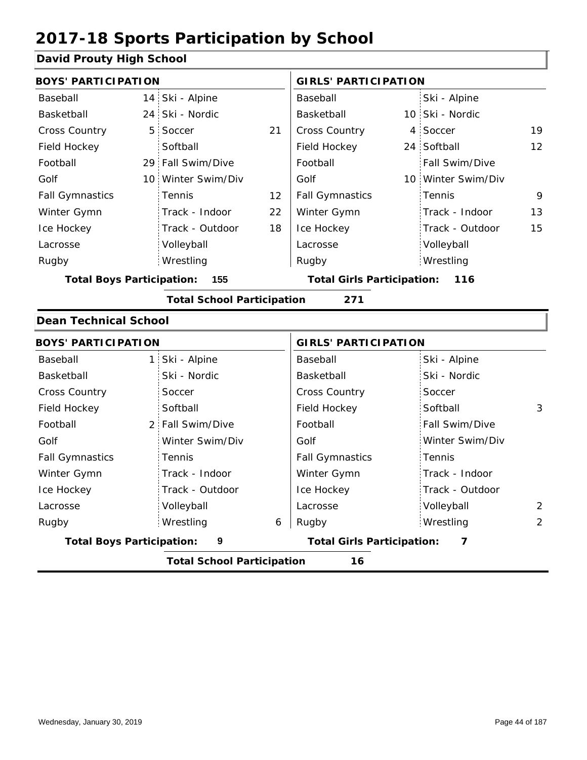# 2017-18 Sports Participation by School

## David Prouty High School

| BOYS' PARTICIPATION | | | | GIRLS' PARTICIPATION | | | |
|---|---|---|---|---|---|---|---|
| Baseball | 14 | Ski - Alpine | | Baseball | | Ski - Alpine | |
| Basketball | 24 | Ski - Nordic | | Basketball | 10 | Ski - Nordic | |
| Cross Country | 5 | Soccer | 21 | Cross Country | 4 | Soccer | 19 |
| Field Hockey | | Softball | | Field Hockey | 24 | Softball | 12 |
| Football | 29 | Fall Swim/Dive | | Football | | Fall Swim/Dive | |
| Golf | 10 | Winter Swim/Div | | Golf | 10 | Winter Swim/Div | |
| Fall Gymnastics | | Tennis | 12 | Fall Gymnastics | | Tennis | 9 |
| Winter Gymn | | Track - Indoor | 22 | Winter Gymn | | Track - Indoor | 13 |
| Ice Hockey | | Track - Outdoor | 18 | Ice Hockey | | Track - Outdoor | 15 |
| Lacrosse | | Volleyball | | Lacrosse | | Volleyball | |
| Rugby | | Wrestling | | Rugby | | Wrestling | |

**Total Boys Participation: 155** **Total Girls Participation: 116**

**Total School Participation 271**

## Dean Technical School

| BOYS' PARTICIPATION | | | | GIRLS' PARTICIPATION | | | |
|---|---|---|---|---|---|---|---|
| Baseball | 1 | Ski - Alpine | | Baseball | | Ski - Alpine | |
| Basketball | | Ski - Nordic | | Basketball | | Ski - Nordic | |
| Cross Country | | Soccer | | Cross Country | | Soccer | |
| Field Hockey | | Softball | | Field Hockey | | Softball | 3 |
| Football | 2 | Fall Swim/Dive | | Football | | Fall Swim/Dive | |
| Golf | | Winter Swim/Div | | Golf | | Winter Swim/Div | |
| Fall Gymnastics | | Tennis | | Fall Gymnastics | | Tennis | |
| Winter Gymn | | Track - Indoor | | Winter Gymn | | Track - Indoor | |
| Ice Hockey | | Track - Outdoor | | Ice Hockey | | Track - Outdoor | |
| Lacrosse | | Volleyball | | Lacrosse | | Volleyball | 2 |
| Rugby | | Wrestling | 6 | Rugby | | Wrestling | 2 |

**Total Boys Participation: 9** **Total Girls Participation: 7**

**Total School Participation 16**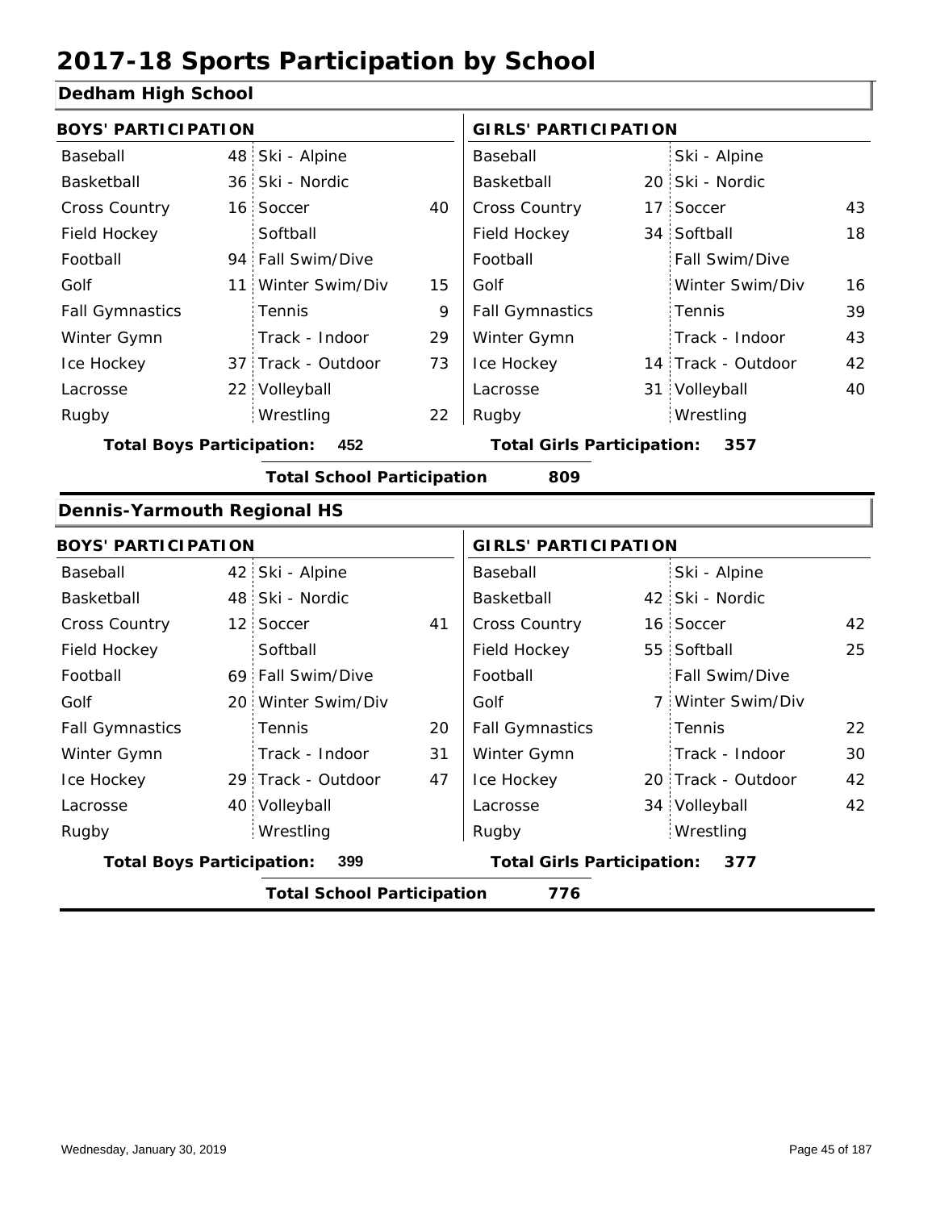# 2017-18 Sports Participation by School

## Dedham High School

| BOYS' PARTICIPATION | | | | GIRLS' PARTICIPATION | | | |
|---|---|---|---|---|---|---|---|
| Baseball | 48 | Ski - Alpine | | Baseball | | Ski - Alpine | |
| Basketball | 36 | Ski - Nordic | | Basketball | 20 | Ski - Nordic | |
| Cross Country | 16 | Soccer | 40 | Cross Country | 17 | Soccer | 43 |
| Field Hockey | | Softball | | Field Hockey | 34 | Softball | 18 |
| Football | 94 | Fall Swim/Dive | | Football | | Fall Swim/Dive | |
| Golf | 11 | Winter Swim/Div | 15 | Golf | | Winter Swim/Div | 16 |
| Fall Gymnastics | | Tennis | 9 | Fall Gymnastics | | Tennis | 39 |
| Winter Gymn | | Track - Indoor | 29 | Winter Gymn | | Track - Indoor | 43 |
| Ice Hockey | 37 | Track - Outdoor | 73 | Ice Hockey | 14 | Track - Outdoor | 42 |
| Lacrosse | 22 | Volleyball | | Lacrosse | 31 | Volleyball | 40 |
| Rugby | | Wrestling | 22 | Rugby | | Wrestling | |

**Total Boys Participation: 452** | **Total Girls Participation: 357**

**Total School Participation 809**

## Dennis-Yarmouth Regional HS

| BOYS' PARTICIPATION | | | | GIRLS' PARTICIPATION | | | |
|---|---|---|---|---|---|---|---|
| Baseball | 42 | Ski - Alpine | | Baseball | | Ski - Alpine | |
| Basketball | 48 | Ski - Nordic | | Basketball | 42 | Ski - Nordic | |
| Cross Country | 12 | Soccer | 41 | Cross Country | 16 | Soccer | 42 |
| Field Hockey | | Softball | | Field Hockey | 55 | Softball | 25 |
| Football | 69 | Fall Swim/Dive | | Football | | Fall Swim/Dive | |
| Golf | 20 | Winter Swim/Div | | Golf | 7 | Winter Swim/Div | |
| Fall Gymnastics | | Tennis | 20 | Fall Gymnastics | | Tennis | 22 |
| Winter Gymn | | Track - Indoor | 31 | Winter Gymn | | Track - Indoor | 30 |
| Ice Hockey | 29 | Track - Outdoor | 47 | Ice Hockey | 20 | Track - Outdoor | 42 |
| Lacrosse | 40 | Volleyball | | Lacrosse | 34 | Volleyball | 42 |
| Rugby | | Wrestling | | Rugby | | Wrestling | |

**Total Boys Participation: 399** | **Total Girls Participation: 377**

**Total School Participation 776**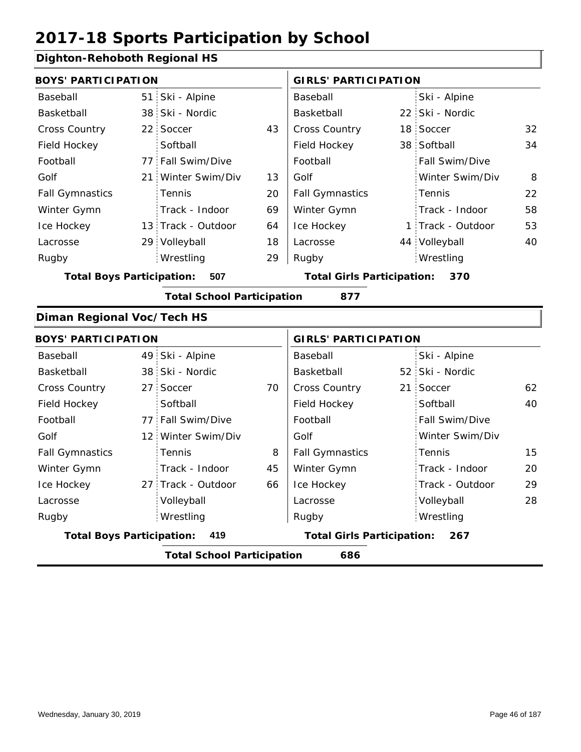# 2017-18 Sports Participation by School

## Dighton-Rehoboth Regional HS

| BOYS' PARTICIPATION | | | | GIRLS' PARTICIPATION | | | |
|---|---|---|---|---|---|---|---|
| Baseball | 51 | Ski - Alpine | | Baseball | | Ski - Alpine | |
| Basketball | 38 | Ski - Nordic | | Basketball | 22 | Ski - Nordic | |
| Cross Country | 22 | Soccer | 43 | Cross Country | 18 | Soccer | 32 |
| Field Hockey | | Softball | | Field Hockey | 38 | Softball | 34 |
| Football | 77 | Fall Swim/Dive | | Football | | Fall Swim/Dive | |
| Golf | 21 | Winter Swim/Div | 13 | Golf | | Winter Swim/Div | 8 |
| Fall Gymnastics | | Tennis | 20 | Fall Gymnastics | | Tennis | 22 |
| Winter Gymn | | Track - Indoor | 69 | Winter Gymn | | Track - Indoor | 58 |
| Ice Hockey | 13 | Track - Outdoor | 64 | Ice Hockey | 1 | Track - Outdoor | 53 |
| Lacrosse | 29 | Volleyball | 18 | Lacrosse | 44 | Volleyball | 40 |
| Rugby | | Wrestling | 29 | Rugby | | Wrestling | |

**Total Boys Participation: 507** **Total Girls Participation: 370**

**Total School Participation 877**

## Diman Regional Voc/Tech HS

| BOYS' PARTICIPATION | | | | GIRLS' PARTICIPATION | | | |
|---|---|---|---|---|---|---|---|
| Baseball | 49 | Ski - Alpine | | Baseball | | Ski - Alpine | |
| Basketball | 38 | Ski - Nordic | | Basketball | 52 | Ski - Nordic | |
| Cross Country | 27 | Soccer | 70 | Cross Country | 21 | Soccer | 62 |
| Field Hockey | | Softball | | Field Hockey | | Softball | 40 |
| Football | 77 | Fall Swim/Dive | | Football | | Fall Swim/Dive | |
| Golf | 12 | Winter Swim/Div | | Golf | | Winter Swim/Div | |
| Fall Gymnastics | | Tennis | 8 | Fall Gymnastics | | Tennis | 15 |
| Winter Gymn | | Track - Indoor | 45 | Winter Gymn | | Track - Indoor | 20 |
| Ice Hockey | 27 | Track - Outdoor | 66 | Ice Hockey | | Track - Outdoor | 29 |
| Lacrosse | | Volleyball | | Lacrosse | | Volleyball | 28 |
| Rugby | | Wrestling | | Rugby | | Wrestling | |

**Total Boys Participation: 419** **Total Girls Participation: 267**

**Total School Participation 686**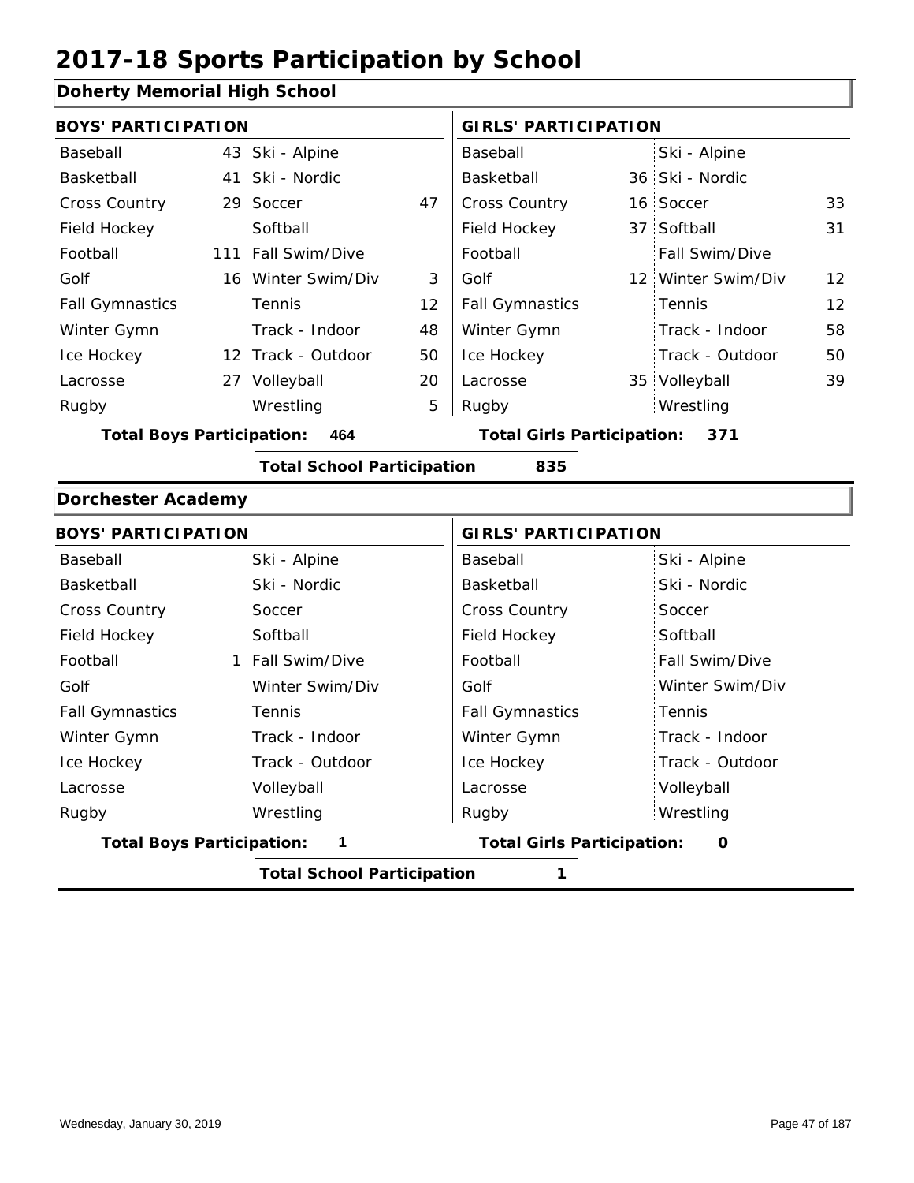# 2017-18 Sports Participation by School

## Doherty Memorial High School

| BOYS' PARTICIPATION | | | | GIRLS' PARTICIPATION | | | |
|---|---|---|---|---|---|---|---|
| Baseball | 43 | Ski - Alpine | | Baseball | | Ski - Alpine | |
| Basketball | 41 | Ski - Nordic | | Basketball | 36 | Ski - Nordic | |
| Cross Country | 29 | Soccer | 47 | Cross Country | 16 | Soccer | 33 |
| Field Hockey | | Softball | | Field Hockey | 37 | Softball | 31 |
| Football | 111 | Fall Swim/Dive | | Football | | Fall Swim/Dive | |
| Golf | 16 | Winter Swim/Div | 3 | Golf | 12 | Winter Swim/Div | 12 |
| Fall Gymnastics | | Tennis | 12 | Fall Gymnastics | | Tennis | 12 |
| Winter Gymn | | Track - Indoor | 48 | Winter Gymn | | Track - Indoor | 58 |
| Ice Hockey | 12 | Track - Outdoor | 50 | Ice Hockey | | Track - Outdoor | 50 |
| Lacrosse | 27 | Volleyball | 20 | Lacrosse | 35 | Volleyball | 39 |
| Rugby | | Wrestling | 5 | Rugby | | Wrestling | |

**Total Boys Participation:** **464**

**Total Girls Participation:** **371**

**Total School Participation** **835**

## Dorchester Academy

| BOYS' PARTICIPATION | | | | GIRLS' PARTICIPATION | | | |
|---|---|---|---|---|---|---|---|
| Baseball | | Ski - Alpine | | Baseball | | Ski - Alpine | |
| Basketball | | Ski - Nordic | | Basketball | | Ski - Nordic | |
| Cross Country | | Soccer | | Cross Country | | Soccer | |
| Field Hockey | | Softball | | Field Hockey | | Softball | |
| Football | 1 | Fall Swim/Dive | | Football | | Fall Swim/Dive | |
| Golf | | Winter Swim/Div | | Golf | | Winter Swim/Div | |
| Fall Gymnastics | | Tennis | | Fall Gymnastics | | Tennis | |
| Winter Gymn | | Track - Indoor | | Winter Gymn | | Track - Indoor | |
| Ice Hockey | | Track - Outdoor | | Ice Hockey | | Track - Outdoor | |
| Lacrosse | | Volleyball | | Lacrosse | | Volleyball | |
| Rugby | | Wrestling | | Rugby | | Wrestling | |

**Total Boys Participation:** **1**

**Total Girls Participation:** **0**

**Total School Participation** **1**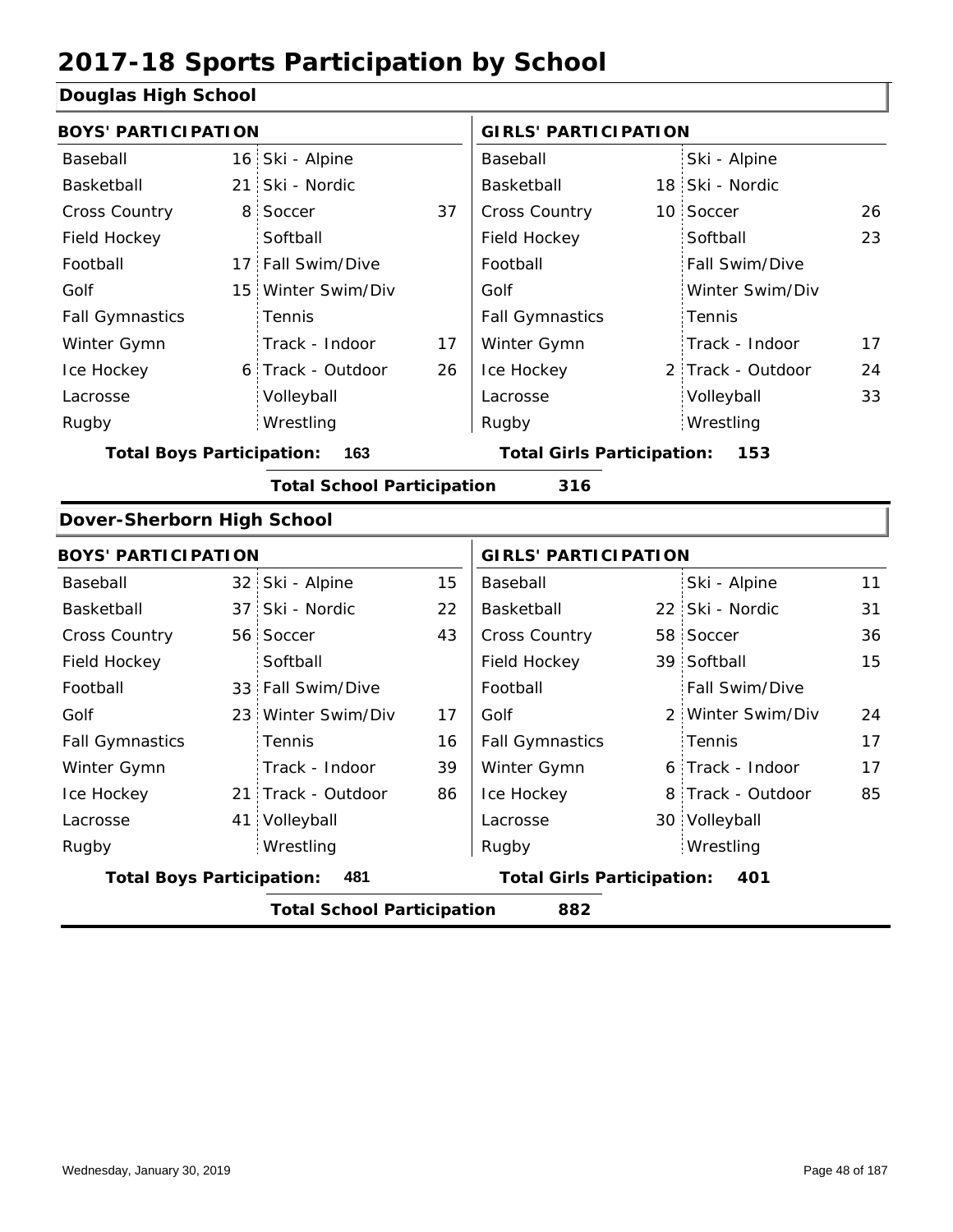# 2017-18 Sports Participation by School

## Douglas High School

| BOYS' PARTICIPATION | | | | GIRLS' PARTICIPATION | | | |
|---|---|---|---|---|---|---|---|
| Baseball | 16 | Ski - Alpine | | Baseball | | Ski - Alpine | |
| Basketball | 21 | Ski - Nordic | | Basketball | 18 | Ski - Nordic | |
| Cross Country | 8 | Soccer | 37 | Cross Country | 10 | Soccer | 26 |
| Field Hockey | | Softball | | Field Hockey | | Softball | 23 |
| Football | 17 | Fall Swim/Dive | | Football | | Fall Swim/Dive | |
| Golf | 15 | Winter Swim/Div | | Golf | | Winter Swim/Div | |
| Fall Gymnastics | | Tennis | | Fall Gymnastics | | Tennis | |
| Winter Gymn | | Track - Indoor | 17 | Winter Gymn | | Track - Indoor | 17 |
| Ice Hockey | 6 | Track - Outdoor | 26 | Ice Hockey | 2 | Track - Outdoor | 24 |
| Lacrosse | | Volleyball | | Lacrosse | | Volleyball | 33 |
| Rugby | | Wrestling | | Rugby | | Wrestling | |

**Total Boys Participation: 163** **Total Girls Participation: 153**

**Total School Participation 316**

## Dover-Sherborn High School

| BOYS' PARTICIPATION | | | | GIRLS' PARTICIPATION | | | |
|---|---|---|---|---|---|---|---|
| Baseball | 32 | Ski - Alpine | 15 | Baseball | | Ski - Alpine | 11 |
| Basketball | 37 | Ski - Nordic | 22 | Basketball | 22 | Ski - Nordic | 31 |
| Cross Country | 56 | Soccer | 43 | Cross Country | 58 | Soccer | 36 |
| Field Hockey | | Softball | | Field Hockey | 39 | Softball | 15 |
| Football | 33 | Fall Swim/Dive | | Football | | Fall Swim/Dive | |
| Golf | 23 | Winter Swim/Div | 17 | Golf | 2 | Winter Swim/Div | 24 |
| Fall Gymnastics | | Tennis | 16 | Fall Gymnastics | | Tennis | 17 |
| Winter Gymn | | Track - Indoor | 39 | Winter Gymn | 6 | Track - Indoor | 17 |
| Ice Hockey | 21 | Track - Outdoor | 86 | Ice Hockey | 8 | Track - Outdoor | 85 |
| Lacrosse | 41 | Volleyball | | Lacrosse | 30 | Volleyball | |
| Rugby | | Wrestling | | Rugby | | Wrestling | |

**Total Boys Participation: 481** **Total Girls Participation: 401**

**Total School Participation 882**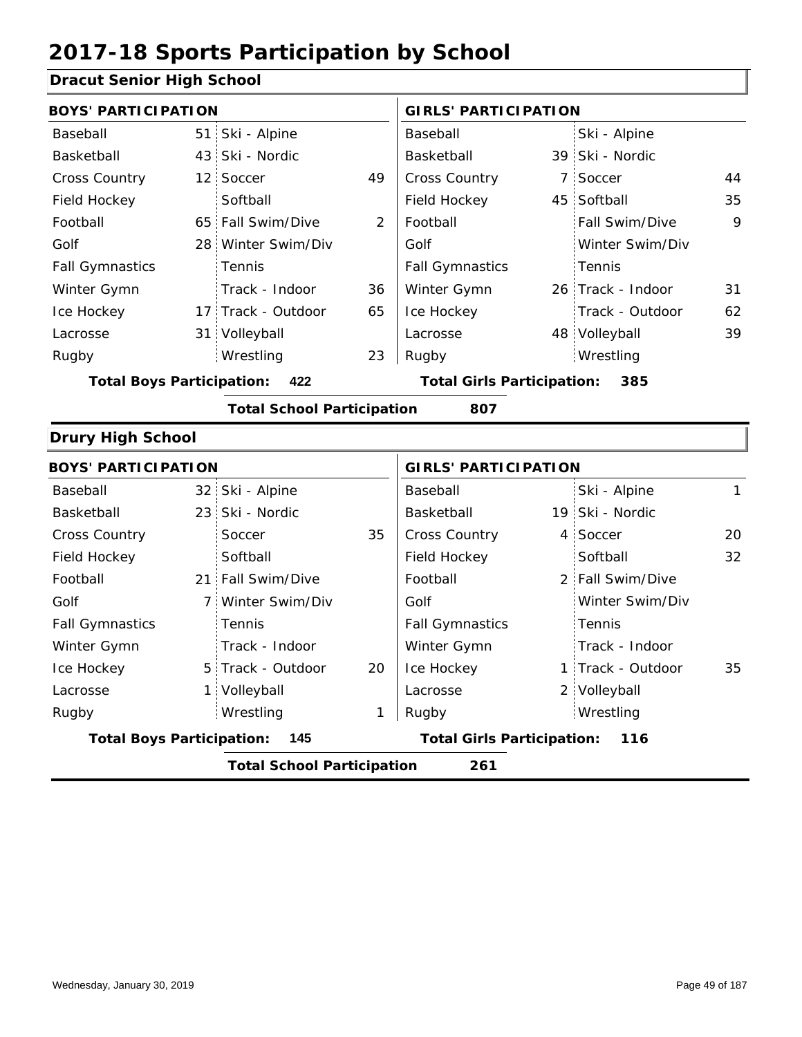# 2017-18 Sports Participation by School

## Dracut Senior High School

| BOYS' PARTICIPATION | | | | GIRLS' PARTICIPATION | | | |
|---|---|---|---|---|---|---|---|
| Baseball | 51 | Ski - Alpine | | Baseball | | Ski - Alpine | |
| Basketball | 43 | Ski - Nordic | | Basketball | 39 | Ski - Nordic | |
| Cross Country | 12 | Soccer | 49 | Cross Country | 7 | Soccer | 44 |
| Field Hockey | | Softball | | Field Hockey | 45 | Softball | 35 |
| Football | 65 | Fall Swim/Dive | 2 | Football | | Fall Swim/Dive | 9 |
| Golf | 28 | Winter Swim/Div | | Golf | | Winter Swim/Div | |
| Fall Gymnastics | | Tennis | | Fall Gymnastics | | Tennis | |
| Winter Gymn | | Track - Indoor | 36 | Winter Gymn | 26 | Track - Indoor | 31 |
| Ice Hockey | 17 | Track - Outdoor | 65 | Ice Hockey | | Track - Outdoor | 62 |
| Lacrosse | 31 | Volleyball | | Lacrosse | 48 | Volleyball | 39 |
| Rugby | | Wrestling | 23 | Rugby | | Wrestling | |

**Total Boys Participation:** 422 **Total Girls Participation:** 385

**Total School Participation** 807

## Drury High School

| BOYS' PARTICIPATION | | | | GIRLS' PARTICIPATION | | | |
|---|---|---|---|---|---|---|---|
| Baseball | 32 | Ski - Alpine | | Baseball | | Ski - Alpine | 1 |
| Basketball | 23 | Ski - Nordic | | Basketball | 19 | Ski - Nordic | |
| Cross Country | | Soccer | 35 | Cross Country | 4 | Soccer | 20 |
| Field Hockey | | Softball | | Field Hockey | | Softball | 32 |
| Football | 21 | Fall Swim/Dive | | Football | 2 | Fall Swim/Dive | |
| Golf | 7 | Winter Swim/Div | | Golf | | Winter Swim/Div | |
| Fall Gymnastics | | Tennis | | Fall Gymnastics | | Tennis | |
| Winter Gymn | | Track - Indoor | | Winter Gymn | | Track - Indoor | |
| Ice Hockey | 5 | Track - Outdoor | 20 | Ice Hockey | 1 | Track - Outdoor | 35 |
| Lacrosse | 1 | Volleyball | | Lacrosse | 2 | Volleyball | |
| Rugby | | Wrestling | 1 | Rugby | | Wrestling | |

**Total Boys Participation:** 145 **Total Girls Participation:** 116

**Total School Participation** 261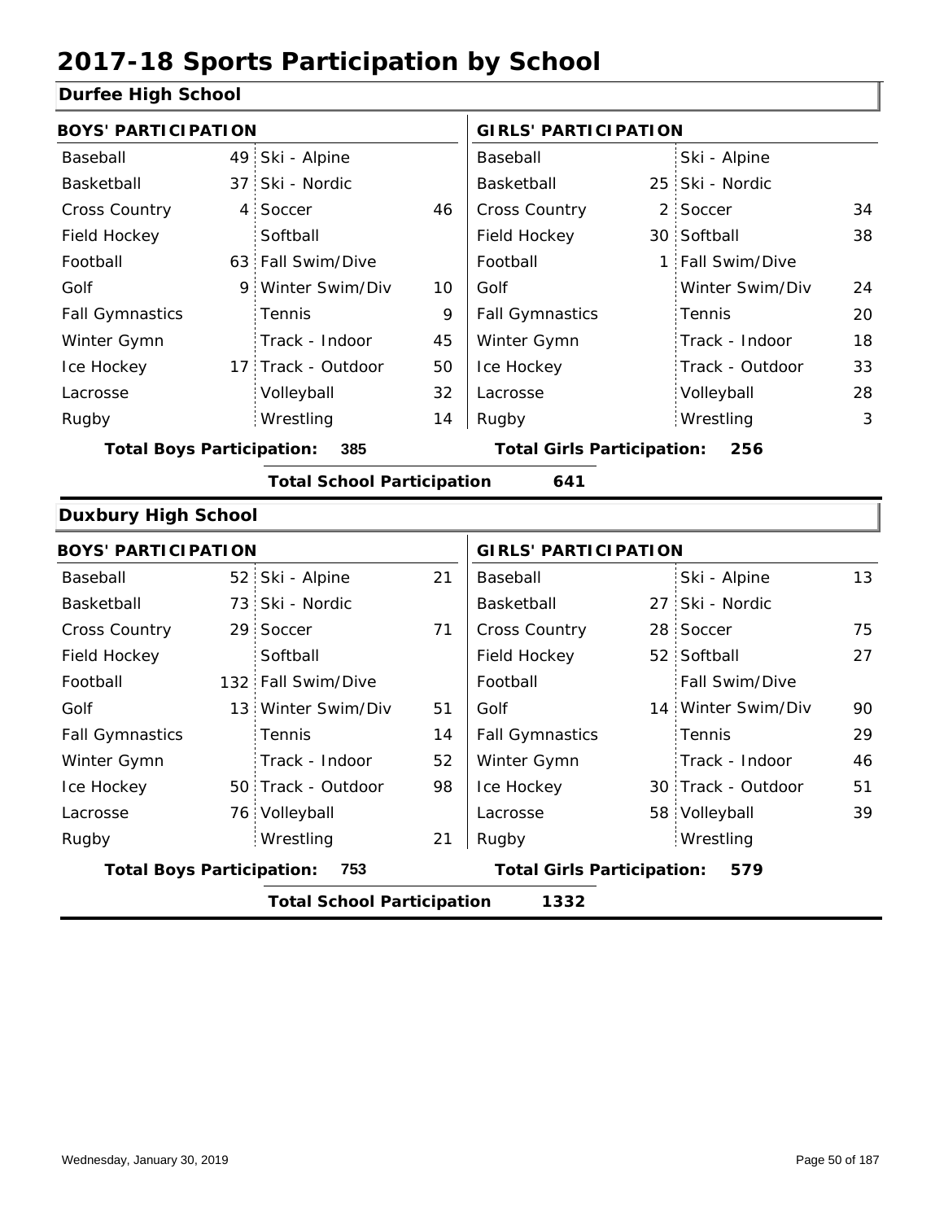# 2017-18 Sports Participation by School

## Durfee High School

| BOYS' PARTICIPATION | | | | GIRLS' PARTICIPATION | | | |
|---|---|---|---|---|---|---|---|
| Baseball | 49 | Ski - Alpine | | Baseball | | Ski - Alpine | |
| Basketball | 37 | Ski - Nordic | | Basketball | 25 | Ski - Nordic | |
| Cross Country | 4 | Soccer | 46 | Cross Country | 2 | Soccer | 34 |
| Field Hockey | | Softball | | Field Hockey | 30 | Softball | 38 |
| Football | 63 | Fall Swim/Dive | | Football | 1 | Fall Swim/Dive | |
| Golf | 9 | Winter Swim/Div | 10 | Golf | | Winter Swim/Div | 24 |
| Fall Gymnastics | | Tennis | 9 | Fall Gymnastics | | Tennis | 20 |
| Winter Gymn | | Track - Indoor | 45 | Winter Gymn | | Track - Indoor | 18 |
| Ice Hockey | 17 | Track - Outdoor | 50 | Ice Hockey | | Track - Outdoor | 33 |
| Lacrosse | | Volleyball | 32 | Lacrosse | | Volleyball | 28 |
| Rugby | | Wrestling | 14 | Rugby | | Wrestling | 3 |

**Total Boys Participation: 385** **Total Girls Participation: 256**

**Total School Participation 641**

## Duxbury High School

| BOYS' PARTICIPATION | | | | GIRLS' PARTICIPATION | | | |
|---|---|---|---|---|---|---|---|
| Baseball | 52 | Ski - Alpine | 21 | Baseball | | Ski - Alpine | 13 |
| Basketball | 73 | Ski - Nordic | | Basketball | 27 | Ski - Nordic | |
| Cross Country | 29 | Soccer | 71 | Cross Country | 28 | Soccer | 75 |
| Field Hockey | | Softball | | Field Hockey | 52 | Softball | 27 |
| Football | 132 | Fall Swim/Dive | | Football | | Fall Swim/Dive | |
| Golf | 13 | Winter Swim/Div | 51 | Golf | 14 | Winter Swim/Div | 90 |
| Fall Gymnastics | | Tennis | 14 | Fall Gymnastics | | Tennis | 29 |
| Winter Gymn | | Track - Indoor | 52 | Winter Gymn | | Track - Indoor | 46 |
| Ice Hockey | 50 | Track - Outdoor | 98 | Ice Hockey | 30 | Track - Outdoor | 51 |
| Lacrosse | 76 | Volleyball | | Lacrosse | 58 | Volleyball | 39 |
| Rugby | | Wrestling | 21 | Rugby | | Wrestling | |

**Total Boys Participation: 753** **Total Girls Participation: 579**

**Total School Participation 1332**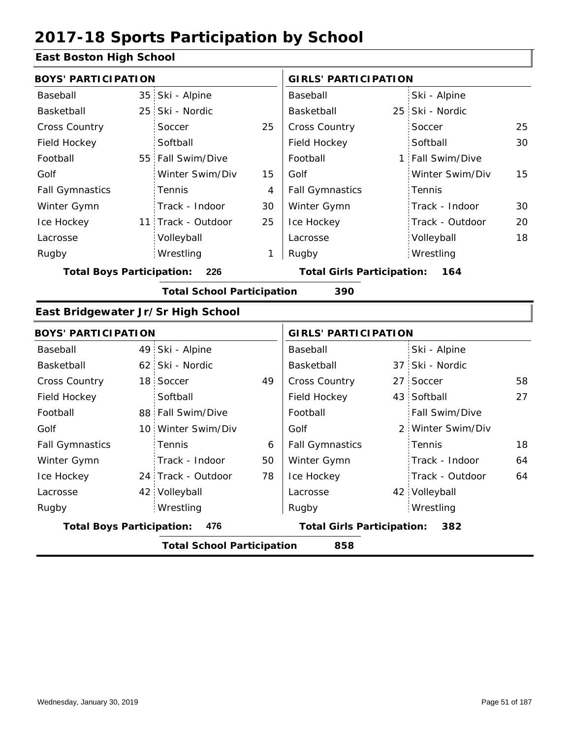# 2017-18 Sports Participation by School

## East Boston High School

| BOYS' PARTICIPATION | | | | GIRLS' PARTICIPATION | | | |
|---|---|---|---|---|---|---|---|
| Baseball | 35 | Ski - Alpine | | Baseball | | Ski - Alpine | |
| Basketball | 25 | Ski - Nordic | | Basketball | 25 | Ski - Nordic | |
| Cross Country | | Soccer | 25 | Cross Country | | Soccer | 25 |
| Field Hockey | | Softball | | Field Hockey | | Softball | 30 |
| Football | 55 | Fall Swim/Dive | | Football | 1 | Fall Swim/Dive | |
| Golf | | Winter Swim/Div | 15 | Golf | | Winter Swim/Div | 15 |
| Fall Gymnastics | | Tennis | 4 | Fall Gymnastics | | Tennis | |
| Winter Gymn | | Track - Indoor | 30 | Winter Gymn | | Track - Indoor | 30 |
| Ice Hockey | 11 | Track - Outdoor | 25 | Ice Hockey | | Track - Outdoor | 20 |
| Lacrosse | | Volleyball | | Lacrosse | | Volleyball | 18 |
| Rugby | | Wrestling | 1 | Rugby | | Wrestling | |

**Total Boys Participation: 226** | **Total Girls Participation: 164**

**Total School Participation 390**

## East Bridgewater Jr/Sr High School

| BOYS' PARTICIPATION | | | | GIRLS' PARTICIPATION | | | |
|---|---|---|---|---|---|---|---|
| Baseball | 49 | Ski - Alpine | | Baseball | | Ski - Alpine | |
| Basketball | 62 | Ski - Nordic | | Basketball | 37 | Ski - Nordic | |
| Cross Country | 18 | Soccer | 49 | Cross Country | 27 | Soccer | 58 |
| Field Hockey | | Softball | | Field Hockey | 43 | Softball | 27 |
| Football | 88 | Fall Swim/Dive | | Football | | Fall Swim/Dive | |
| Golf | 10 | Winter Swim/Div | | Golf | 2 | Winter Swim/Div | |
| Fall Gymnastics | | Tennis | 6 | Fall Gymnastics | | Tennis | 18 |
| Winter Gymn | | Track - Indoor | 50 | Winter Gymn | | Track - Indoor | 64 |
| Ice Hockey | 24 | Track - Outdoor | 78 | Ice Hockey | | Track - Outdoor | 64 |
| Lacrosse | 42 | Volleyball | | Lacrosse | 42 | Volleyball | |
| Rugby | | Wrestling | | Rugby | | Wrestling | |

**Total Boys Participation: 476** | **Total Girls Participation: 382**

**Total School Participation 858**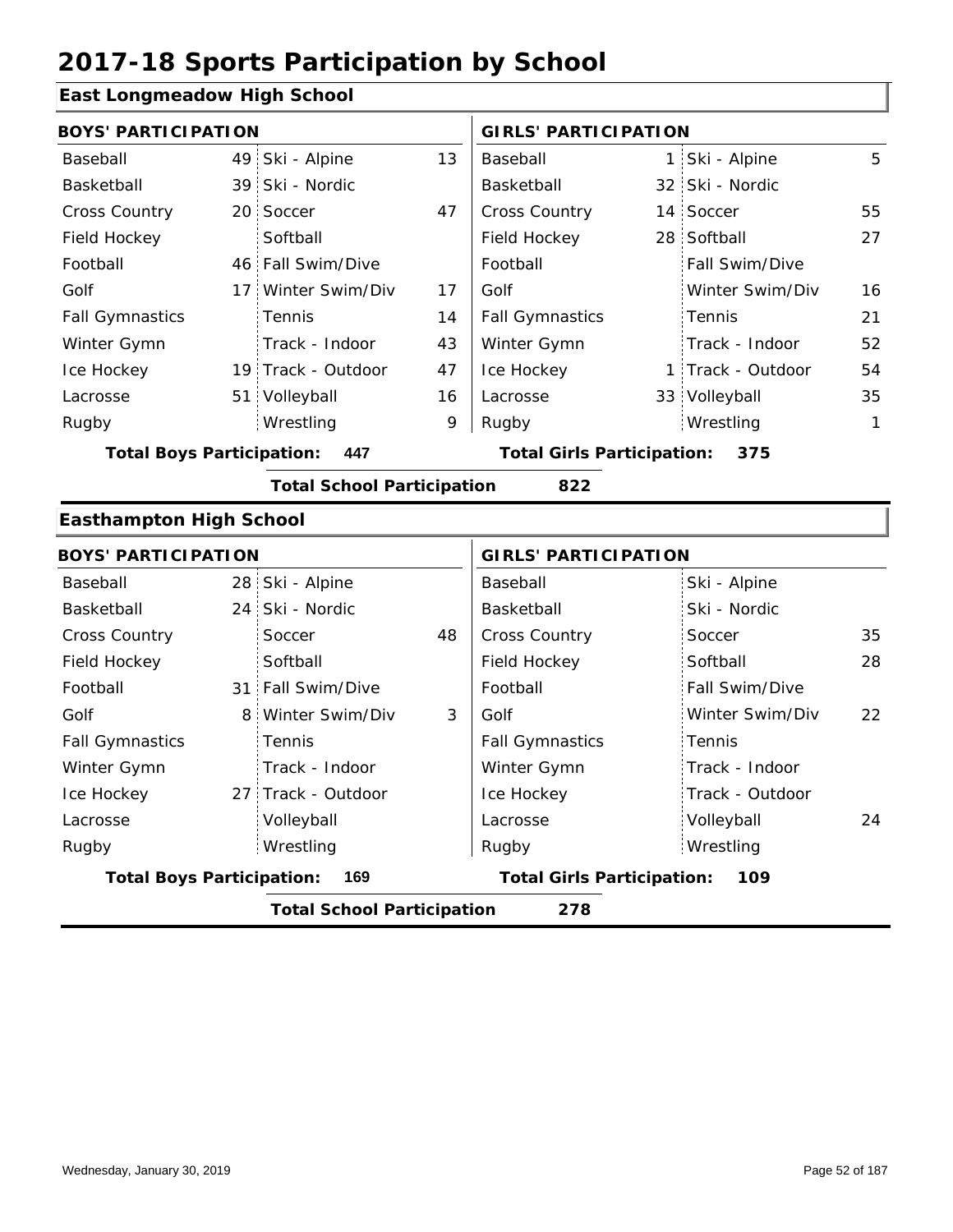# 2017-18 Sports Participation by School

## East Longmeadow High School

| BOYS' PARTICIPATION | | | | GIRLS' PARTICIPATION | | | |
|---|---|---|---|---|---|---|---|
| Baseball | 49 | Ski - Alpine | 13 | Baseball | 1 | Ski - Alpine | 5 |
| Basketball | 39 | Ski - Nordic | | Basketball | 32 | Ski - Nordic | |
| Cross Country | 20 | Soccer | 47 | Cross Country | 14 | Soccer | 55 |
| Field Hockey | | Softball | | Field Hockey | 28 | Softball | 27 |
| Football | 46 | Fall Swim/Dive | | Football | | Fall Swim/Dive | |
| Golf | 17 | Winter Swim/Div | 17 | Golf | | Winter Swim/Div | 16 |
| Fall Gymnastics | | Tennis | 14 | Fall Gymnastics | | Tennis | 21 |
| Winter Gymn | | Track - Indoor | 43 | Winter Gymn | | Track - Indoor | 52 |
| Ice Hockey | 19 | Track - Outdoor | 47 | Ice Hockey | 1 | Track - Outdoor | 54 |
| Lacrosse | 51 | Volleyball | 16 | Lacrosse | 33 | Volleyball | 35 |
| Rugby | | Wrestling | 9 | Rugby | | Wrestling | 1 |

**Total Boys Participation: 447** **Total Girls Participation: 375**

**Total School Participation 822**

## Easthampton High School

| BOYS' PARTICIPATION | | | | GIRLS' PARTICIPATION | | | |
|---|---|---|---|---|---|---|---|
| Baseball | 28 | Ski - Alpine | | Baseball | | Ski - Alpine | |
| Basketball | 24 | Ski - Nordic | | Basketball | | Ski - Nordic | |
| Cross Country | | Soccer | 48 | Cross Country | | Soccer | 35 |
| Field Hockey | | Softball | | Field Hockey | | Softball | 28 |
| Football | 31 | Fall Swim/Dive | | Football | | Fall Swim/Dive | |
| Golf | 8 | Winter Swim/Div | 3 | Golf | | Winter Swim/Div | 22 |
| Fall Gymnastics | | Tennis | | Fall Gymnastics | | Tennis | |
| Winter Gymn | | Track - Indoor | | Winter Gymn | | Track - Indoor | |
| Ice Hockey | 27 | Track - Outdoor | | Ice Hockey | | Track - Outdoor | |
| Lacrosse | | Volleyball | | Lacrosse | | Volleyball | 24 |
| Rugby | | Wrestling | | Rugby | | Wrestling | |

**Total Boys Participation: 169** **Total Girls Participation: 109**

**Total School Participation 278**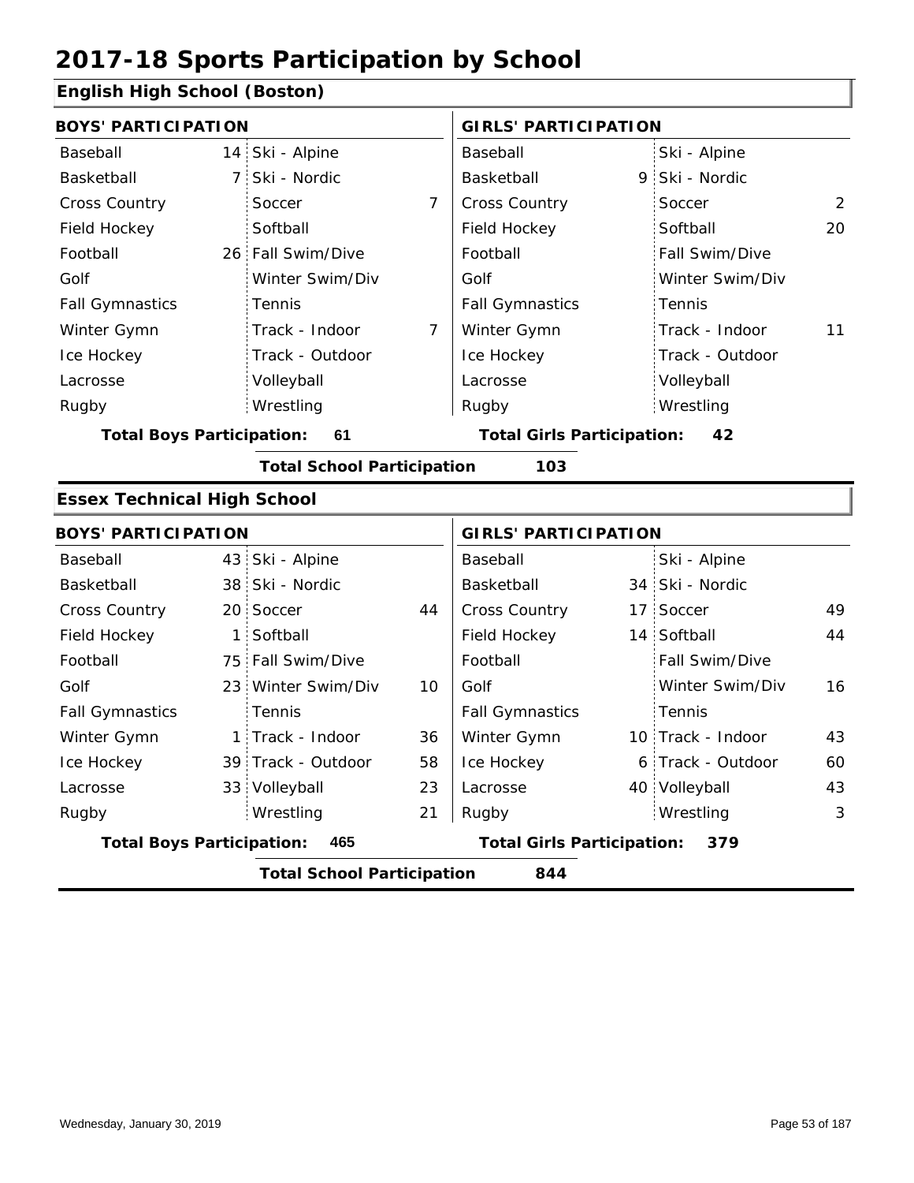# 2017-18 Sports Participation by School

## English High School (Boston)

| BOYS' PARTICIPATION | | | | GIRLS' PARTICIPATION | | | |
|---|---|---|---|---|---|---|---|
| Baseball | 14 | Ski - Alpine | | Baseball | | Ski - Alpine | |
| Basketball | 7 | Ski - Nordic | | Basketball | 9 | Ski - Nordic | |
| Cross Country | | Soccer | 7 | Cross Country | | Soccer | 2 |
| Field Hockey | | Softball | | Field Hockey | | Softball | 20 |
| Football | 26 | Fall Swim/Dive | | Football | | Fall Swim/Dive | |
| Golf | | Winter Swim/Div | | Golf | | Winter Swim/Div | |
| Fall Gymnastics | | Tennis | | Fall Gymnastics | | Tennis | |
| Winter Gymn | | Track - Indoor | 7 | Winter Gymn | | Track - Indoor | 11 |
| Ice Hockey | | Track - Outdoor | | Ice Hockey | | Track - Outdoor | |
| Lacrosse | | Volleyball | | Lacrosse | | Volleyball | |
| Rugby | | Wrestling | | Rugby | | Wrestling | |

**Total Boys Participation:** 61 **Total Girls Participation:** 42

**Total School Participation** 103

## Essex Technical High School

| BOYS' PARTICIPATION | | | | GIRLS' PARTICIPATION | | | |
|---|---|---|---|---|---|---|---|
| Baseball | 43 | Ski - Alpine | | Baseball | | Ski - Alpine | |
| Basketball | 38 | Ski - Nordic | | Basketball | 34 | Ski - Nordic | |
| Cross Country | 20 | Soccer | 44 | Cross Country | 17 | Soccer | 49 |
| Field Hockey | 1 | Softball | | Field Hockey | 14 | Softball | 44 |
| Football | 75 | Fall Swim/Dive | | Football | | Fall Swim/Dive | |
| Golf | 23 | Winter Swim/Div | 10 | Golf | | Winter Swim/Div | 16 |
| Fall Gymnastics | | Tennis | | Fall Gymnastics | | Tennis | |
| Winter Gymn | 1 | Track - Indoor | 36 | Winter Gymn | 10 | Track - Indoor | 43 |
| Ice Hockey | 39 | Track - Outdoor | 58 | Ice Hockey | 6 | Track - Outdoor | 60 |
| Lacrosse | 33 | Volleyball | 23 | Lacrosse | 40 | Volleyball | 43 |
| Rugby | | Wrestling | 21 | Rugby | | Wrestling | 3 |

**Total Boys Participation:** 465 **Total Girls Participation:** 379

**Total School Participation** 844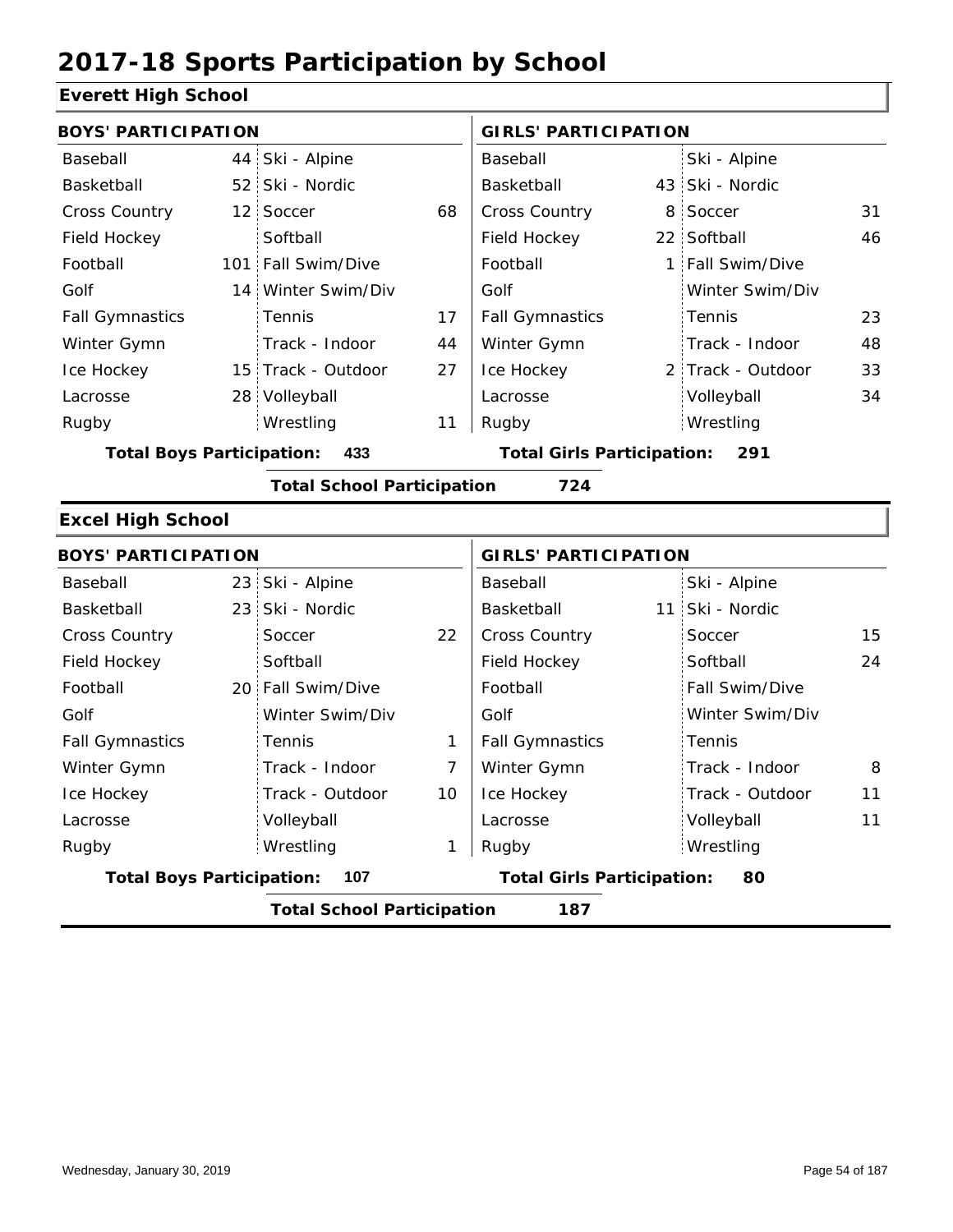# 2017-18 Sports Participation by School

## Everett High School

| BOYS' PARTICIPATION | | | | GIRLS' PARTICIPATION | | | |
|---|---|---|---|---|---|---|---|
| Baseball | 44 | Ski - Alpine | | Baseball | | Ski - Alpine | |
| Basketball | 52 | Ski - Nordic | | Basketball | 43 | Ski - Nordic | |
| Cross Country | 12 | Soccer | 68 | Cross Country | 8 | Soccer | 31 |
| Field Hockey | | Softball | | Field Hockey | 22 | Softball | 46 |
| Football | 101 | Fall Swim/Dive | | Football | 1 | Fall Swim/Dive | |
| Golf | 14 | Winter Swim/Div | | Golf | | Winter Swim/Div | |
| Fall Gymnastics | | Tennis | 17 | Fall Gymnastics | | Tennis | 23 |
| Winter Gymn | | Track - Indoor | 44 | Winter Gymn | | Track - Indoor | 48 |
| Ice Hockey | 15 | Track - Outdoor | 27 | Ice Hockey | 2 | Track - Outdoor | 33 |
| Lacrosse | 28 | Volleyball | | Lacrosse | | Volleyball | 34 |
| Rugby | | Wrestling | 11 | Rugby | | Wrestling | |

**Total Boys Participation:** 433 **Total Girls Participation:** 291

**Total School Participation** 724

## Excel High School

| BOYS' PARTICIPATION | | | | GIRLS' PARTICIPATION | | | |
|---|---|---|---|---|---|---|---|
| Baseball | 23 | Ski - Alpine | | Baseball | | Ski - Alpine | |
| Basketball | 23 | Ski - Nordic | | Basketball | 11 | Ski - Nordic | |
| Cross Country | | Soccer | 22 | Cross Country | | Soccer | 15 |
| Field Hockey | | Softball | | Field Hockey | | Softball | 24 |
| Football | 20 | Fall Swim/Dive | | Football | | Fall Swim/Dive | |
| Golf | | Winter Swim/Div | | Golf | | Winter Swim/Div | |
| Fall Gymnastics | | Tennis | 1 | Fall Gymnastics | | Tennis | |
| Winter Gymn | | Track - Indoor | 7 | Winter Gymn | | Track - Indoor | 8 |
| Ice Hockey | | Track - Outdoor | 10 | Ice Hockey | | Track - Outdoor | 11 |
| Lacrosse | | Volleyball | | Lacrosse | | Volleyball | 11 |
| Rugby | | Wrestling | 1 | Rugby | | Wrestling | |

**Total Boys Participation:** 107 **Total Girls Participation:** 80

**Total School Participation** 187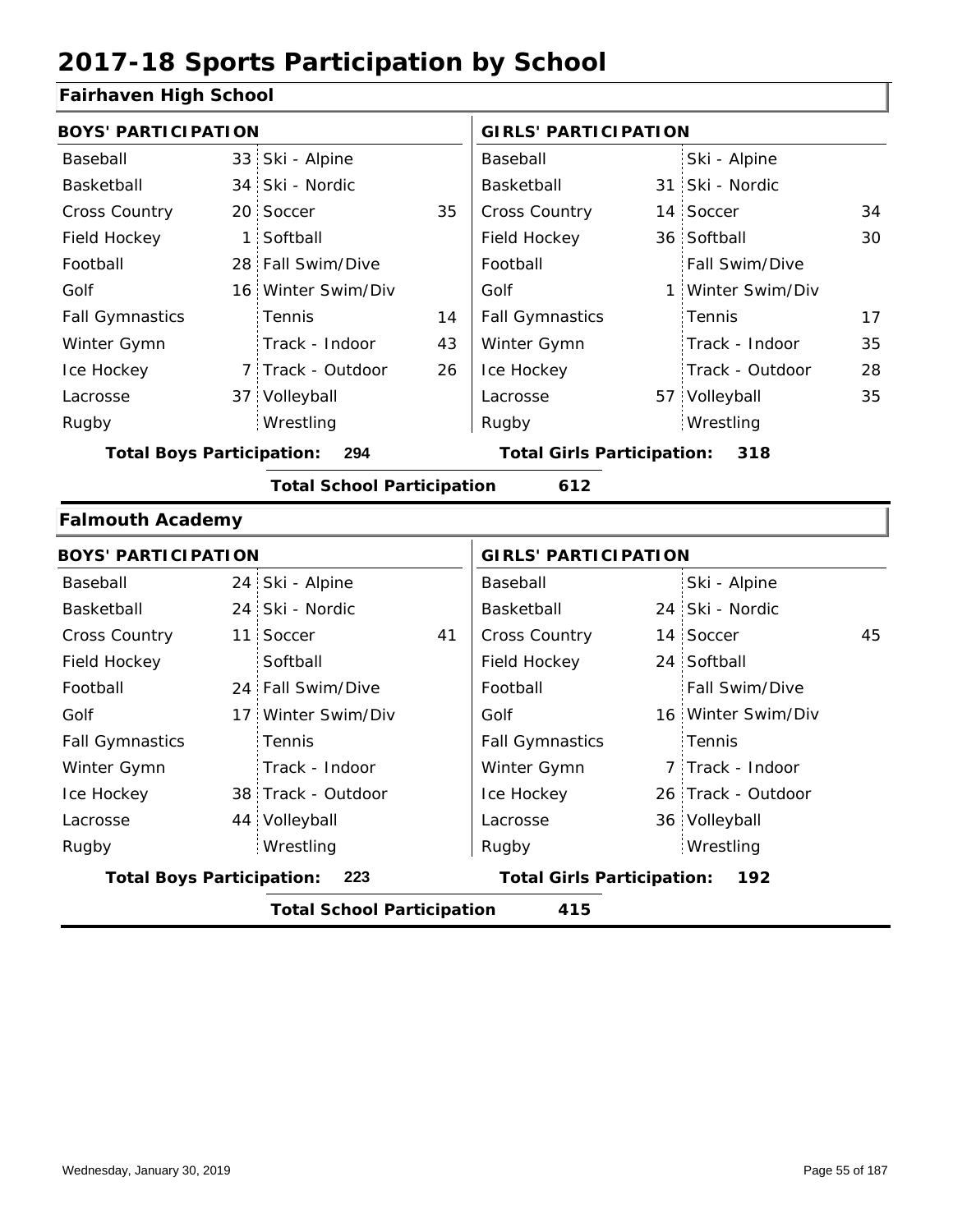# 2017-18 Sports Participation by School

## Fairhaven High School

| BOYS' PARTICIPATION | | | | GIRLS' PARTICIPATION | | | |
|---|---|---|---|---|---|---|---|
| Baseball | 33 | Ski - Alpine | | Baseball | | Ski - Alpine | |
| Basketball | 34 | Ski - Nordic | | Basketball | 31 | Ski - Nordic | |
| Cross Country | 20 | Soccer | 35 | Cross Country | 14 | Soccer | 34 |
| Field Hockey | 1 | Softball | | Field Hockey | 36 | Softball | 30 |
| Football | 28 | Fall Swim/Dive | | Football | | Fall Swim/Dive | |
| Golf | 16 | Winter Swim/Div | | Golf | 1 | Winter Swim/Div | |
| Fall Gymnastics | | Tennis | 14 | Fall Gymnastics | | Tennis | 17 |
| Winter Gymn | | Track - Indoor | 43 | Winter Gymn | | Track - Indoor | 35 |
| Ice Hockey | 7 | Track - Outdoor | 26 | Ice Hockey | | Track - Outdoor | 28 |
| Lacrosse | 37 | Volleyball | | Lacrosse | 57 | Volleyball | 35 |
| Rugby | | Wrestling | | Rugby | | Wrestling | |

**Total Boys Participation: 294** | **Total Girls Participation: 318**

**Total School Participation 612**

## Falmouth Academy

| BOYS' PARTICIPATION | | | | GIRLS' PARTICIPATION | | | |
|---|---|---|---|---|---|---|---|
| Baseball | 24 | Ski - Alpine | | Baseball | | Ski - Alpine | |
| Basketball | 24 | Ski - Nordic | | Basketball | 24 | Ski - Nordic | |
| Cross Country | 11 | Soccer | 41 | Cross Country | 14 | Soccer | 45 |
| Field Hockey | | Softball | | Field Hockey | 24 | Softball | |
| Football | 24 | Fall Swim/Dive | | Football | | Fall Swim/Dive | |
| Golf | 17 | Winter Swim/Div | | Golf | 16 | Winter Swim/Div | |
| Fall Gymnastics | | Tennis | | Fall Gymnastics | | Tennis | |
| Winter Gymn | | Track - Indoor | | Winter Gymn | 7 | Track - Indoor | |
| Ice Hockey | 38 | Track - Outdoor | | Ice Hockey | 26 | Track - Outdoor | |
| Lacrosse | 44 | Volleyball | | Lacrosse | 36 | Volleyball | |
| Rugby | | Wrestling | | Rugby | | Wrestling | |

**Total Boys Participation: 223** | **Total Girls Participation: 192**

**Total School Participation 415**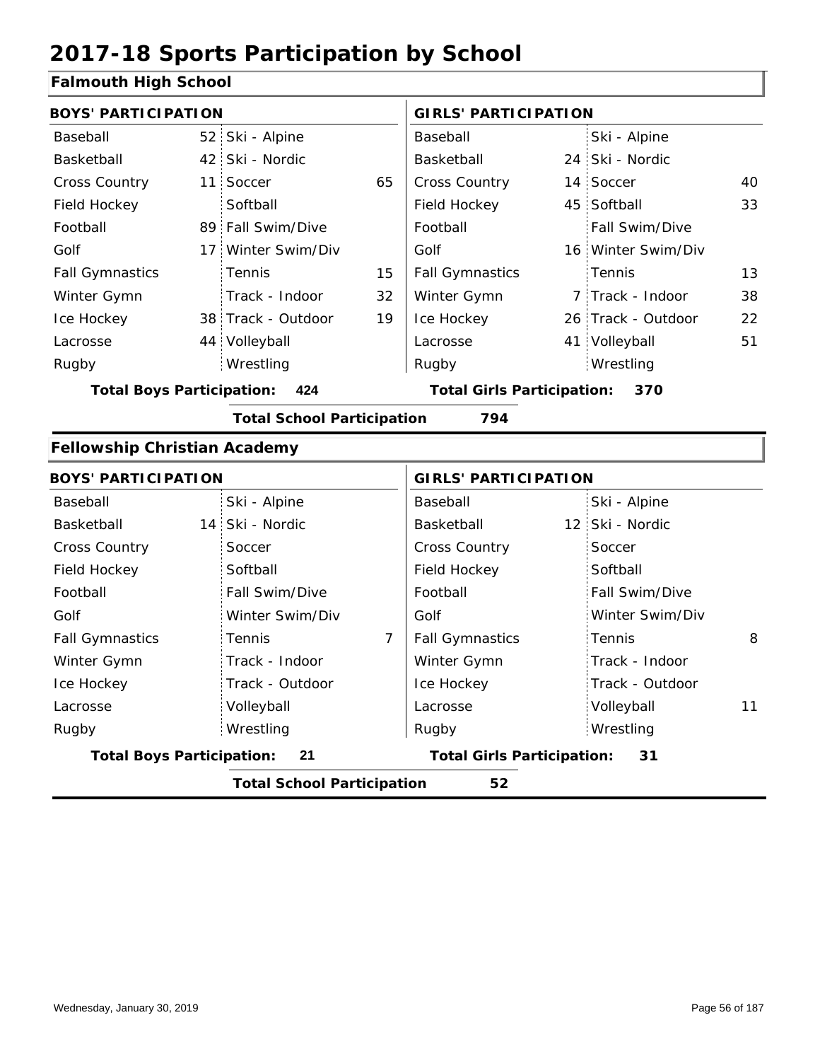# 2017-18 Sports Participation by School

## Falmouth High School

| BOYS' PARTICIPATION | | | | GIRLS' PARTICIPATION | | | |
|---|---|---|---|---|---|---|---|
| Baseball | 52 | Ski - Alpine | | Baseball | | Ski - Alpine | |
| Basketball | 42 | Ski - Nordic | | Basketball | 24 | Ski - Nordic | |
| Cross Country | 11 | Soccer | 65 | Cross Country | 14 | Soccer | 40 |
| Field Hockey | | Softball | | Field Hockey | 45 | Softball | 33 |
| Football | 89 | Fall Swim/Dive | | Football | | Fall Swim/Dive | |
| Golf | 17 | Winter Swim/Div | | Golf | 16 | Winter Swim/Div | |
| Fall Gymnastics | | Tennis | 15 | Fall Gymnastics | | Tennis | 13 |
| Winter Gymn | | Track - Indoor | 32 | Winter Gymn | 7 | Track - Indoor | 38 |
| Ice Hockey | 38 | Track - Outdoor | 19 | Ice Hockey | 26 | Track - Outdoor | 22 |
| Lacrosse | 44 | Volleyball | | Lacrosse | 41 | Volleyball | 51 |
| Rugby | | Wrestling | | Rugby | | Wrestling | |

**Total Boys Participation: 424** **Total Girls Participation: 370**

**Total School Participation 794**

## Fellowship Christian Academy

| BOYS' PARTICIPATION | | | | GIRLS' PARTICIPATION | | | |
|---|---|---|---|---|---|---|---|
| Baseball | | Ski - Alpine | | Baseball | | Ski - Alpine | |
| Basketball | 14 | Ski - Nordic | | Basketball | 12 | Ski - Nordic | |
| Cross Country | | Soccer | | Cross Country | | Soccer | |
| Field Hockey | | Softball | | Field Hockey | | Softball | |
| Football | | Fall Swim/Dive | | Football | | Fall Swim/Dive | |
| Golf | | Winter Swim/Div | | Golf | | Winter Swim/Div | |
| Fall Gymnastics | | Tennis | 7 | Fall Gymnastics | | Tennis | 8 |
| Winter Gymn | | Track - Indoor | | Winter Gymn | | Track - Indoor | |
| Ice Hockey | | Track - Outdoor | | Ice Hockey | | Track - Outdoor | |
| Lacrosse | | Volleyball | | Lacrosse | | Volleyball | 11 |
| Rugby | | Wrestling | | Rugby | | Wrestling | |

**Total Boys Participation: 21** **Total Girls Participation: 31**

**Total School Participation 52**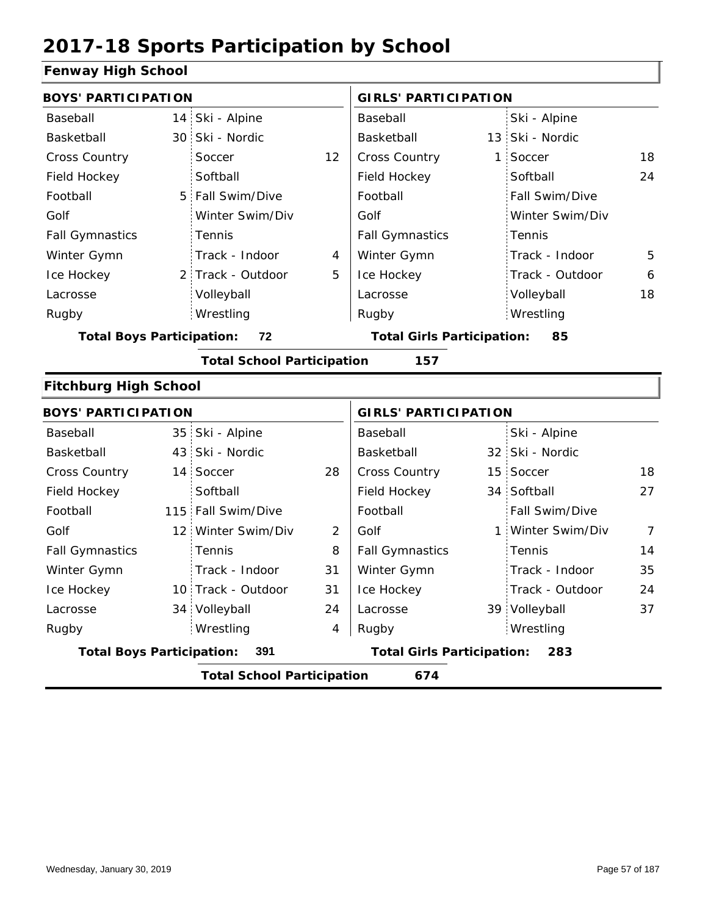# 2017-18 Sports Participation by School

## Fenway High School

| BOYS' PARTICIPATION | | | | GIRLS' PARTICIPATION | | | |
|---|---|---|---|---|---|---|---|
| Baseball | 14 | Ski - Alpine | | Baseball | | Ski - Alpine | |
| Basketball | 30 | Ski - Nordic | | Basketball | 13 | Ski - Nordic | |
| Cross Country | | Soccer | 12 | Cross Country | 1 | Soccer | 18 |
| Field Hockey | | Softball | | Field Hockey | | Softball | 24 |
| Football | 5 | Fall Swim/Dive | | Football | | Fall Swim/Dive | |
| Golf | | Winter Swim/Div | | Golf | | Winter Swim/Div | |
| Fall Gymnastics | | Tennis | | Fall Gymnastics | | Tennis | |
| Winter Gymn | | Track - Indoor | 4 | Winter Gymn | | Track - Indoor | 5 |
| Ice Hockey | 2 | Track - Outdoor | 5 | Ice Hockey | | Track - Outdoor | 6 |
| Lacrosse | | Volleyball | | Lacrosse | | Volleyball | 18 |
| Rugby | | Wrestling | | Rugby | | Wrestling | |

**Total Boys Participation: 72** **Total Girls Participation: 85**

**Total School Participation 157**

## Fitchburg High School

| BOYS' PARTICIPATION | | | | GIRLS' PARTICIPATION | | | |
|---|---|---|---|---|---|---|---|
| Baseball | 35 | Ski - Alpine | | Baseball | | Ski - Alpine | |
| Basketball | 43 | Ski - Nordic | | Basketball | 32 | Ski - Nordic | |
| Cross Country | 14 | Soccer | 28 | Cross Country | 15 | Soccer | 18 |
| Field Hockey | | Softball | | Field Hockey | 34 | Softball | 27 |
| Football | 115 | Fall Swim/Dive | | Football | | Fall Swim/Dive | |
| Golf | 12 | Winter Swim/Div | 2 | Golf | 1 | Winter Swim/Div | 7 |
| Fall Gymnastics | | Tennis | 8 | Fall Gymnastics | | Tennis | 14 |
| Winter Gymn | | Track - Indoor | 31 | Winter Gymn | | Track - Indoor | 35 |
| Ice Hockey | 10 | Track - Outdoor | 31 | Ice Hockey | | Track - Outdoor | 24 |
| Lacrosse | 34 | Volleyball | 24 | Lacrosse | 39 | Volleyball | 37 |
| Rugby | | Wrestling | 4 | Rugby | | Wrestling | |

**Total Boys Participation: 391** **Total Girls Participation: 283**

**Total School Participation 674**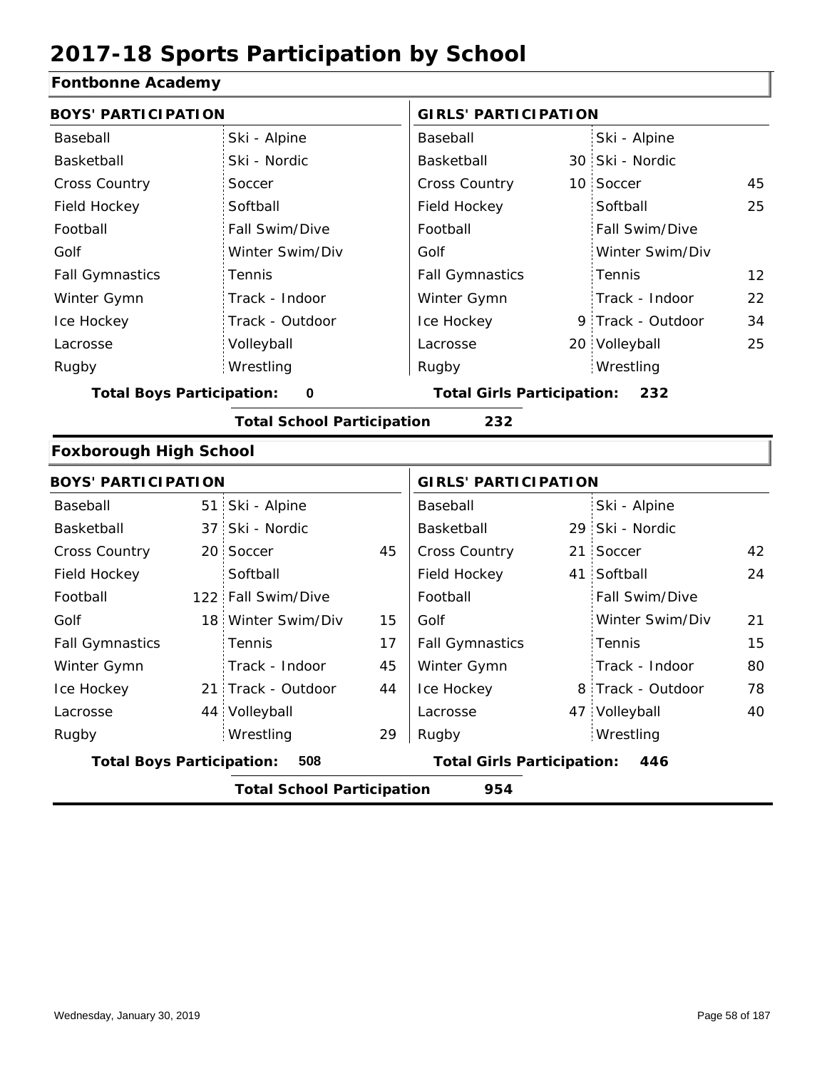# 2017-18 Sports Participation by School

## Fontbonne Academy

| BOYS' PARTICIPATION | | | | GIRLS' PARTICIPATION | | | |
|---|---|---|---|---|---|---|---|
| Baseball | | Ski - Alpine | | Baseball | | Ski - Alpine | |
| Basketball | | Ski - Nordic | | Basketball | 30 | Ski - Nordic | |
| Cross Country | | Soccer | | Cross Country | 10 | Soccer | 45 |
| Field Hockey | | Softball | | Field Hockey | | Softball | 25 |
| Football | | Fall Swim/Dive | | Football | | Fall Swim/Dive | |
| Golf | | Winter Swim/Div | | Golf | | Winter Swim/Div | |
| Fall Gymnastics | | Tennis | | Fall Gymnastics | | Tennis | 12 |
| Winter Gymn | | Track - Indoor | | Winter Gymn | | Track - Indoor | 22 |
| Ice Hockey | | Track - Outdoor | | Ice Hockey | 9 | Track - Outdoor | 34 |
| Lacrosse | | Volleyball | | Lacrosse | 20 | Volleyball | 25 |
| Rugby | | Wrestling | | Rugby | | Wrestling | |

**Total Boys Participation:** 0 **Total Girls Participation:** 232

**Total School Participation** 232

## Foxborough High School

| BOYS' PARTICIPATION | | | | GIRLS' PARTICIPATION | | | |
|---|---|---|---|---|---|---|---|
| Baseball | 51 | Ski - Alpine | | Baseball | | Ski - Alpine | |
| Basketball | 37 | Ski - Nordic | | Basketball | 29 | Ski - Nordic | |
| Cross Country | 20 | Soccer | 45 | Cross Country | 21 | Soccer | 42 |
| Field Hockey | | Softball | | Field Hockey | 41 | Softball | 24 |
| Football | 122 | Fall Swim/Dive | | Football | | Fall Swim/Dive | |
| Golf | 18 | Winter Swim/Div | 15 | Golf | | Winter Swim/Div | 21 |
| Fall Gymnastics | | Tennis | 17 | Fall Gymnastics | | Tennis | 15 |
| Winter Gymn | | Track - Indoor | 45 | Winter Gymn | | Track - Indoor | 80 |
| Ice Hockey | 21 | Track - Outdoor | 44 | Ice Hockey | 8 | Track - Outdoor | 78 |
| Lacrosse | 44 | Volleyball | | Lacrosse | 47 | Volleyball | 40 |
| Rugby | | Wrestling | 29 | Rugby | | Wrestling | |

**Total Boys Participation:** 508 **Total Girls Participation:** 446

**Total School Participation** 954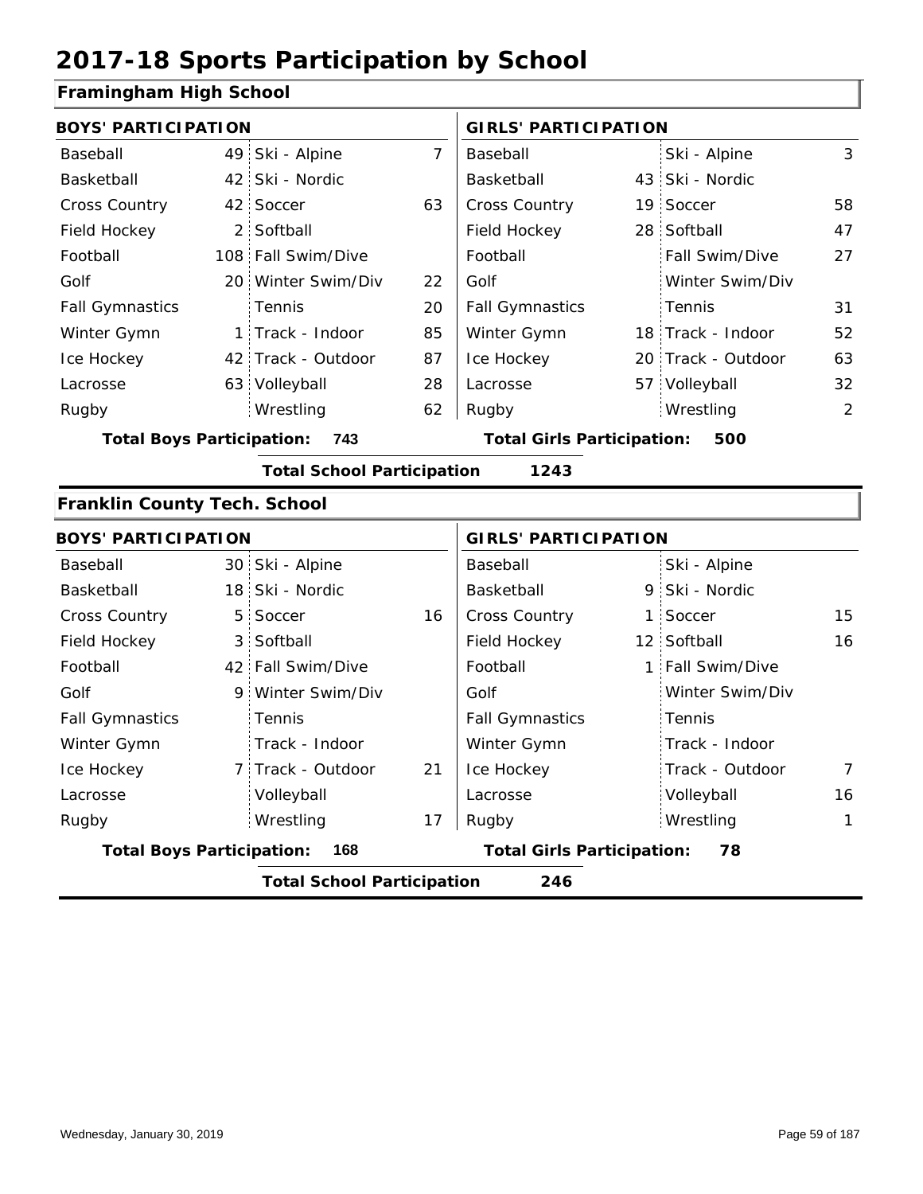# 2017-18 Sports Participation by School

## Framingham High School

| BOYS' PARTICIPATION | | | | GIRLS' PARTICIPATION | | | |
|---|---|---|---|---|---|---|---|
| Baseball | 49 | Ski - Alpine | 7 | Baseball | | Ski - Alpine | 3 |
| Basketball | 42 | Ski - Nordic | | Basketball | 43 | Ski - Nordic | |
| Cross Country | 42 | Soccer | 63 | Cross Country | 19 | Soccer | 58 |
| Field Hockey | 2 | Softball | | Field Hockey | 28 | Softball | 47 |
| Football | 108 | Fall Swim/Dive | | Football | | Fall Swim/Dive | 27 |
| Golf | 20 | Winter Swim/Div | 22 | Golf | | Winter Swim/Div | |
| Fall Gymnastics | | Tennis | 20 | Fall Gymnastics | | Tennis | 31 |
| Winter Gymn | 1 | Track - Indoor | 85 | Winter Gymn | 18 | Track - Indoor | 52 |
| Ice Hockey | 42 | Track - Outdoor | 87 | Ice Hockey | 20 | Track - Outdoor | 63 |
| Lacrosse | 63 | Volleyball | 28 | Lacrosse | 57 | Volleyball | 32 |
| Rugby | | Wrestling | 62 | Rugby | | Wrestling | 2 |

**Total Boys Participation: 743** | **Total Girls Participation: 500**

**Total School Participation 1243**

## Franklin County Tech. School

| BOYS' PARTICIPATION | | | | GIRLS' PARTICIPATION | | | |
|---|---|---|---|---|---|---|---|
| Baseball | 30 | Ski - Alpine | | Baseball | | Ski - Alpine | |
| Basketball | 18 | Ski - Nordic | | Basketball | 9 | Ski - Nordic | |
| Cross Country | 5 | Soccer | 16 | Cross Country | 1 | Soccer | 15 |
| Field Hockey | 3 | Softball | | Field Hockey | 12 | Softball | 16 |
| Football | 42 | Fall Swim/Dive | | Football | 1 | Fall Swim/Dive | |
| Golf | 9 | Winter Swim/Div | | Golf | | Winter Swim/Div | |
| Fall Gymnastics | | Tennis | | Fall Gymnastics | | Tennis | |
| Winter Gymn | | Track - Indoor | | Winter Gymn | | Track - Indoor | |
| Ice Hockey | 7 | Track - Outdoor | 21 | Ice Hockey | | Track - Outdoor | 7 |
| Lacrosse | | Volleyball | | Lacrosse | | Volleyball | 16 |
| Rugby | | Wrestling | 17 | Rugby | | Wrestling | 1 |

**Total Boys Participation: 168** | **Total Girls Participation: 78**

**Total School Participation 246**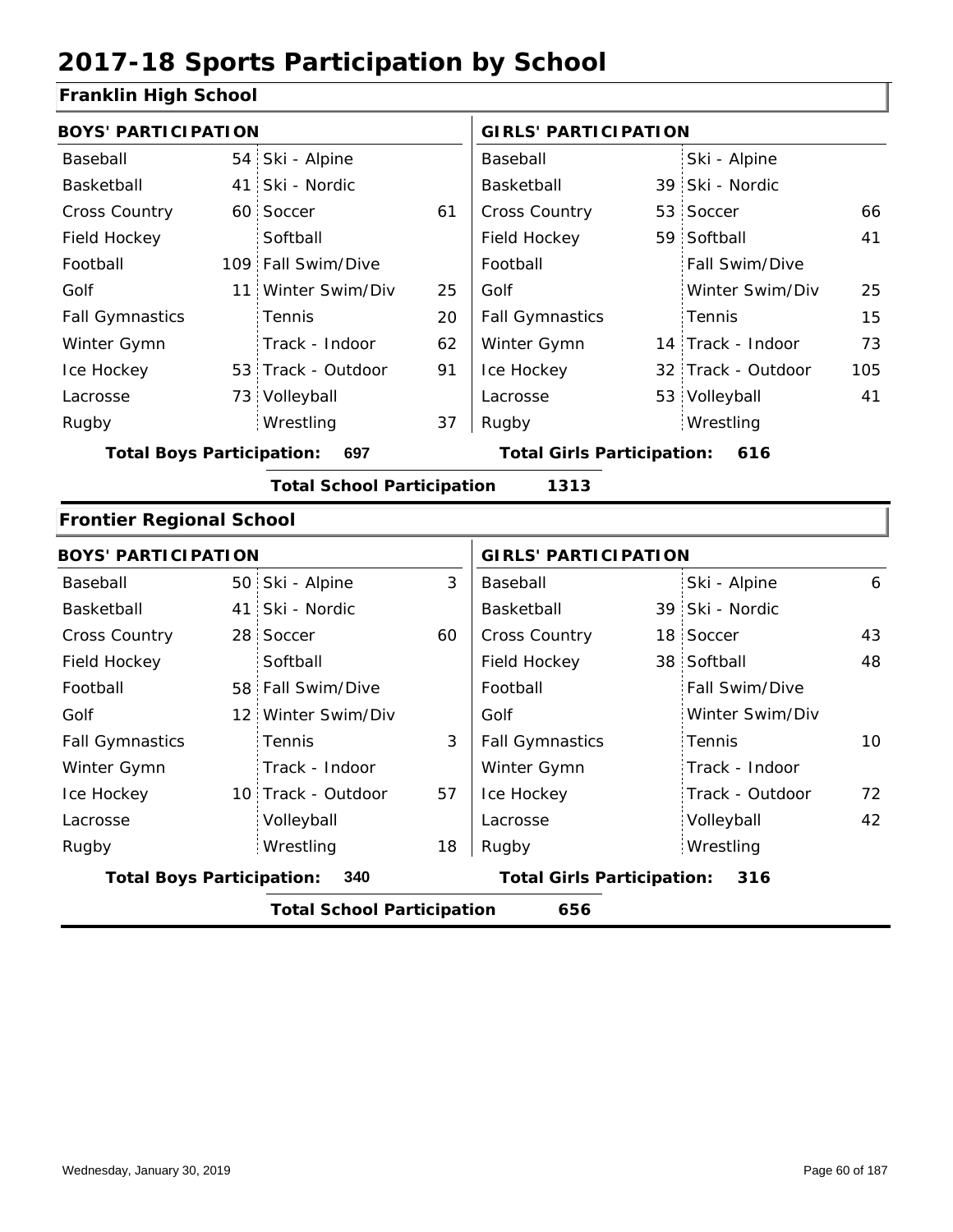# 2017-18 Sports Participation by School

## Franklin High School

| BOYS' PARTICIPATION | | | | GIRLS' PARTICIPATION | | | |
|---|---|---|---|---|---|---|---|
| Baseball | 54 | Ski - Alpine | | Baseball | | Ski - Alpine | |
| Basketball | 41 | Ski - Nordic | | Basketball | 39 | Ski - Nordic | |
| Cross Country | 60 | Soccer | 61 | Cross Country | 53 | Soccer | 66 |
| Field Hockey | | Softball | | Field Hockey | 59 | Softball | 41 |
| Football | 109 | Fall Swim/Dive | | Football | | Fall Swim/Dive | |
| Golf | 11 | Winter Swim/Div | 25 | Golf | | Winter Swim/Div | 25 |
| Fall Gymnastics | | Tennis | 20 | Fall Gymnastics | | Tennis | 15 |
| Winter Gymn | | Track - Indoor | 62 | Winter Gymn | 14 | Track - Indoor | 73 |
| Ice Hockey | 53 | Track - Outdoor | 91 | Ice Hockey | 32 | Track - Outdoor | 105 |
| Lacrosse | 73 | Volleyball | | Lacrosse | 53 | Volleyball | 41 |
| Rugby | | Wrestling | 37 | Rugby | | Wrestling | |

**Total Boys Participation: 697** **Total Girls Participation: 616**

**Total School Participation 1313**

## Frontier Regional School

| BOYS' PARTICIPATION | | | | GIRLS' PARTICIPATION | | | |
|---|---|---|---|---|---|---|---|
| Baseball | 50 | Ski - Alpine | 3 | Baseball | | Ski - Alpine | 6 |
| Basketball | 41 | Ski - Nordic | | Basketball | 39 | Ski - Nordic | |
| Cross Country | 28 | Soccer | 60 | Cross Country | 18 | Soccer | 43 |
| Field Hockey | | Softball | | Field Hockey | 38 | Softball | 48 |
| Football | 58 | Fall Swim/Dive | | Football | | Fall Swim/Dive | |
| Golf | 12 | Winter Swim/Div | | Golf | | Winter Swim/Div | |
| Fall Gymnastics | | Tennis | 3 | Fall Gymnastics | | Tennis | 10 |
| Winter Gymn | | Track - Indoor | | Winter Gymn | | Track - Indoor | |
| Ice Hockey | 10 | Track - Outdoor | 57 | Ice Hockey | | Track - Outdoor | 72 |
| Lacrosse | | Volleyball | | Lacrosse | | Volleyball | 42 |
| Rugby | | Wrestling | 18 | Rugby | | Wrestling | |

**Total Boys Participation: 340** **Total Girls Participation: 316**

**Total School Participation 656**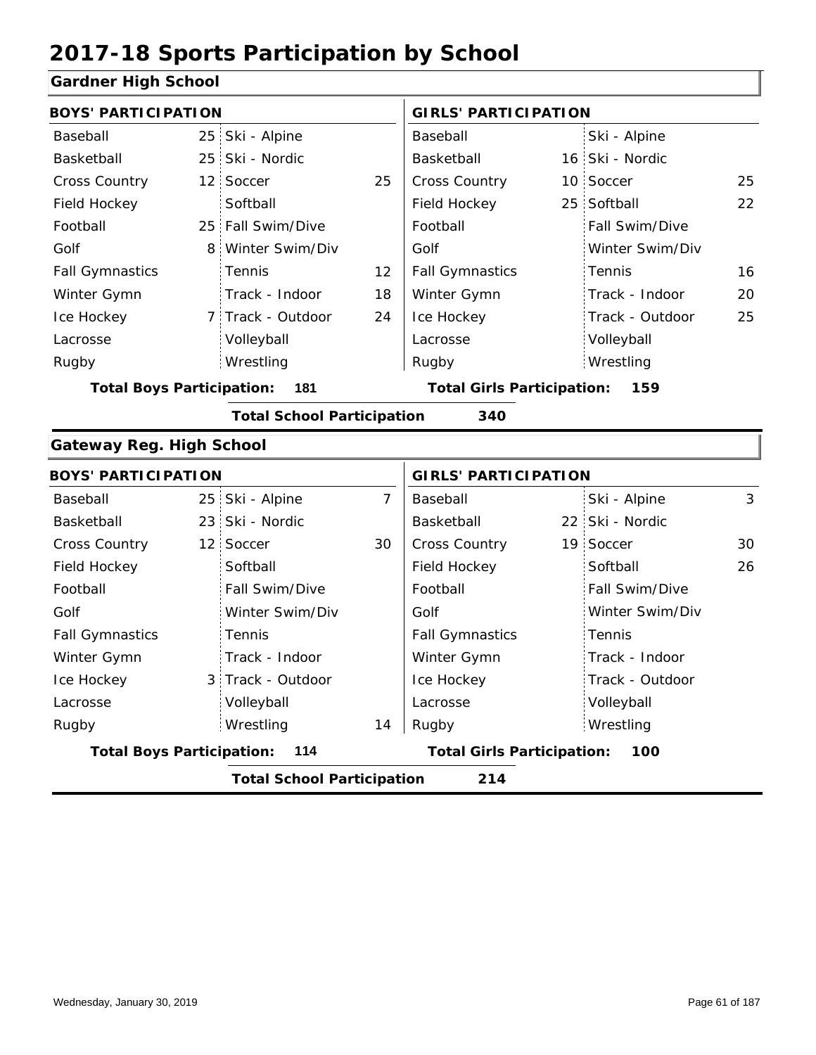# 2017-18 Sports Participation by School

## Gardner High School

| BOYS' PARTICIPATION | | | | GIRLS' PARTICIPATION | | | |
|---|---|---|---|---|---|---|---|
| Baseball | 25 | Ski - Alpine | | Baseball | | Ski - Alpine | |
| Basketball | 25 | Ski - Nordic | | Basketball | 16 | Ski - Nordic | |
| Cross Country | 12 | Soccer | 25 | Cross Country | 10 | Soccer | 25 |
| Field Hockey | | Softball | | Field Hockey | 25 | Softball | 22 |
| Football | 25 | Fall Swim/Dive | | Football | | Fall Swim/Dive | |
| Golf | 8 | Winter Swim/Div | | Golf | | Winter Swim/Div | |
| Fall Gymnastics | | Tennis | 12 | Fall Gymnastics | | Tennis | 16 |
| Winter Gymn | | Track - Indoor | 18 | Winter Gymn | | Track - Indoor | 20 |
| Ice Hockey | 7 | Track - Outdoor | 24 | Ice Hockey | | Track - Outdoor | 25 |
| Lacrosse | | Volleyball | | Lacrosse | | Volleyball | |
| Rugby | | Wrestling | | Rugby | | Wrestling | |

**Total Boys Participation: 181** **Total Girls Participation: 159**

**Total School Participation 340**

## Gateway Reg. High School

| BOYS' PARTICIPATION | | | | GIRLS' PARTICIPATION | | | |
|---|---|---|---|---|---|---|---|
| Baseball | 25 | Ski - Alpine | 7 | Baseball | | Ski - Alpine | 3 |
| Basketball | 23 | Ski - Nordic | | Basketball | 22 | Ski - Nordic | |
| Cross Country | 12 | Soccer | 30 | Cross Country | 19 | Soccer | 30 |
| Field Hockey | | Softball | | Field Hockey | | Softball | 26 |
| Football | | Fall Swim/Dive | | Football | | Fall Swim/Dive | |
| Golf | | Winter Swim/Div | | Golf | | Winter Swim/Div | |
| Fall Gymnastics | | Tennis | | Fall Gymnastics | | Tennis | |
| Winter Gymn | | Track - Indoor | | Winter Gymn | | Track - Indoor | |
| Ice Hockey | 3 | Track - Outdoor | | Ice Hockey | | Track - Outdoor | |
| Lacrosse | | Volleyball | | Lacrosse | | Volleyball | |
| Rugby | | Wrestling | 14 | Rugby | | Wrestling | |

**Total Boys Participation: 114** **Total Girls Participation: 100**

**Total School Participation 214**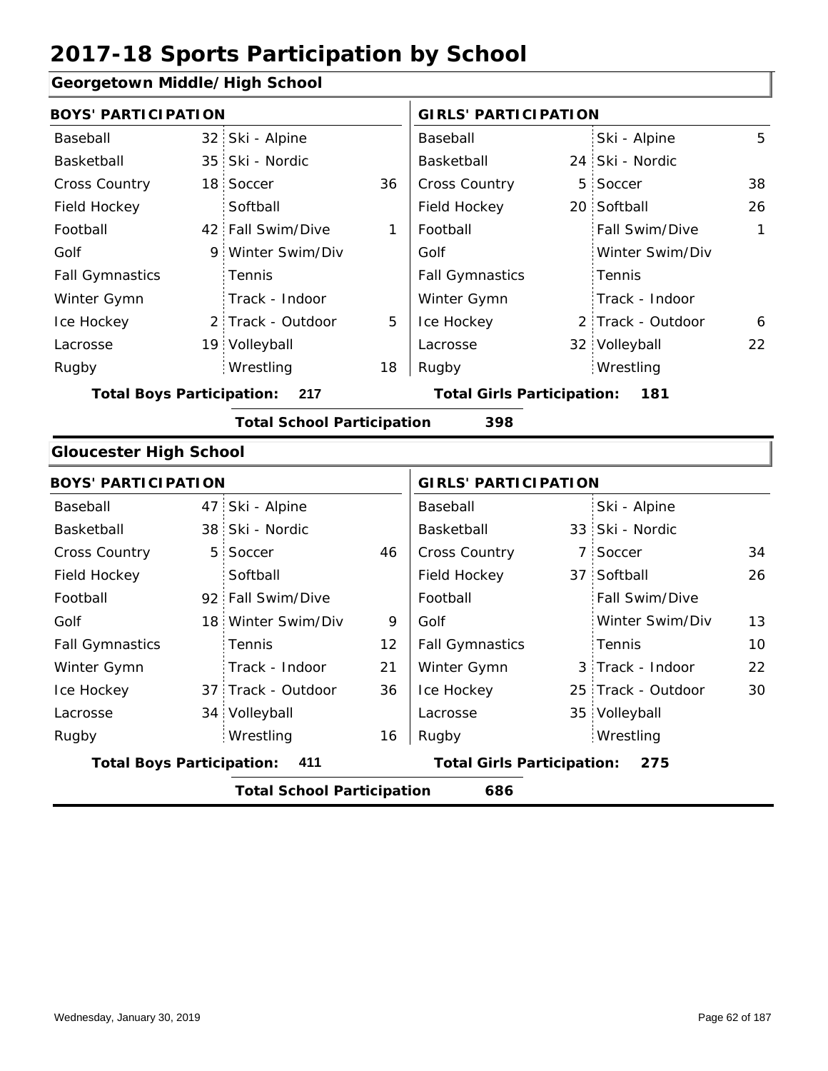# 2017-18 Sports Participation by School

## Georgetown Middle/High School

| BOYS' PARTICIPATION | | | | GIRLS' PARTICIPATION | | | |
|---|---|---|---|---|---|---|---|
| Baseball | 32 | Ski - Alpine | | Baseball | | Ski - Alpine | 5 |
| Basketball | 35 | Ski - Nordic | | Basketball | 24 | Ski - Nordic | |
| Cross Country | 18 | Soccer | 36 | Cross Country | 5 | Soccer | 38 |
| Field Hockey | | Softball | | Field Hockey | 20 | Softball | 26 |
| Football | 42 | Fall Swim/Dive | 1 | Football | | Fall Swim/Dive | 1 |
| Golf | 9 | Winter Swim/Div | | Golf | | Winter Swim/Div | |
| Fall Gymnastics | | Tennis | | Fall Gymnastics | | Tennis | |
| Winter Gymn | | Track - Indoor | | Winter Gymn | | Track - Indoor | |
| Ice Hockey | 2 | Track - Outdoor | 5 | Ice Hockey | 2 | Track - Outdoor | 6 |
| Lacrosse | 19 | Volleyball | | Lacrosse | 32 | Volleyball | 22 |
| Rugby | | Wrestling | 18 | Rugby | | Wrestling | |

**Total Boys Participation: 217** **Total Girls Participation: 181**

**Total School Participation 398**

## Gloucester High School

| BOYS' PARTICIPATION | | | | GIRLS' PARTICIPATION | | | |
|---|---|---|---|---|---|---|---|
| Baseball | 47 | Ski - Alpine | | Baseball | | Ski - Alpine | |
| Basketball | 38 | Ski - Nordic | | Basketball | 33 | Ski - Nordic | |
| Cross Country | 5 | Soccer | 46 | Cross Country | 7 | Soccer | 34 |
| Field Hockey | | Softball | | Field Hockey | 37 | Softball | 26 |
| Football | 92 | Fall Swim/Dive | | Football | | Fall Swim/Dive | |
| Golf | 18 | Winter Swim/Div | 9 | Golf | | Winter Swim/Div | 13 |
| Fall Gymnastics | | Tennis | 12 | Fall Gymnastics | | Tennis | 10 |
| Winter Gymn | | Track - Indoor | 21 | Winter Gymn | 3 | Track - Indoor | 22 |
| Ice Hockey | 37 | Track - Outdoor | 36 | Ice Hockey | 25 | Track - Outdoor | 30 |
| Lacrosse | 34 | Volleyball | | Lacrosse | 35 | Volleyball | |
| Rugby | | Wrestling | 16 | Rugby | | Wrestling | |

**Total Boys Participation: 411** **Total Girls Participation: 275**

**Total School Participation 686**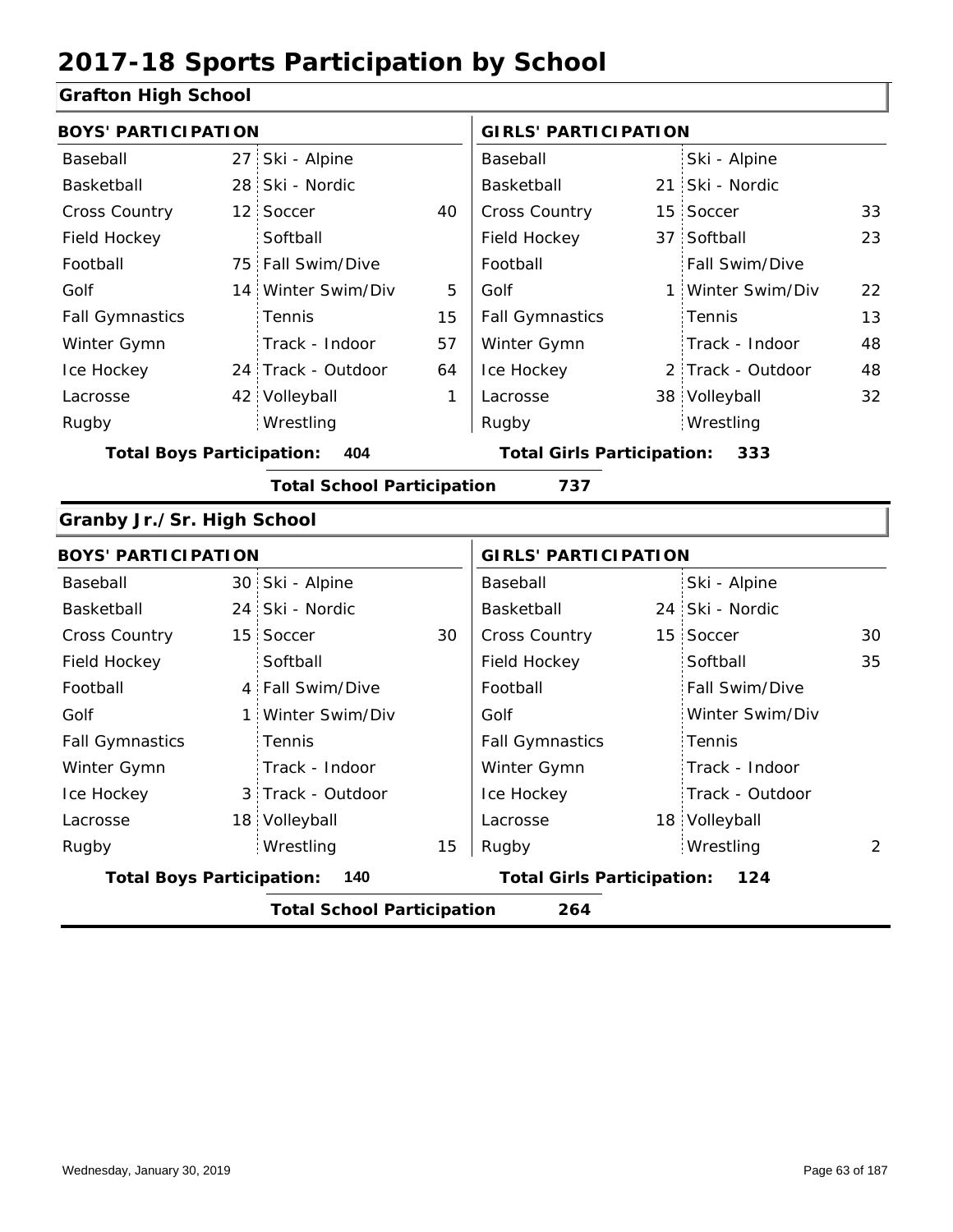# 2017-18 Sports Participation by School

## Grafton High School

| BOYS' PARTICIPATION | | | | GIRLS' PARTICIPATION | | | |
|---|---|---|---|---|---|---|---|
| Baseball | 27 | Ski - Alpine | | Baseball | | Ski - Alpine | |
| Basketball | 28 | Ski - Nordic | | Basketball | 21 | Ski - Nordic | |
| Cross Country | 12 | Soccer | 40 | Cross Country | 15 | Soccer | 33 |
| Field Hockey | | Softball | | Field Hockey | 37 | Softball | 23 |
| Football | 75 | Fall Swim/Dive | | Football | | Fall Swim/Dive | |
| Golf | 14 | Winter Swim/Div | 5 | Golf | 1 | Winter Swim/Div | 22 |
| Fall Gymnastics | | Tennis | 15 | Fall Gymnastics | | Tennis | 13 |
| Winter Gymn | | Track - Indoor | 57 | Winter Gymn | | Track - Indoor | 48 |
| Ice Hockey | 24 | Track - Outdoor | 64 | Ice Hockey | 2 | Track - Outdoor | 48 |
| Lacrosse | 42 | Volleyball | 1 | Lacrosse | 38 | Volleyball | 32 |
| Rugby | | Wrestling | | Rugby | | Wrestling | |

**Total Boys Participation: 404** **Total Girls Participation: 333**

**Total School Participation 737**

## Granby Jr./Sr. High School

| BOYS' PARTICIPATION | | | | GIRLS' PARTICIPATION | | | |
|---|---|---|---|---|---|---|---|
| Baseball | 30 | Ski - Alpine | | Baseball | | Ski - Alpine | |
| Basketball | 24 | Ski - Nordic | | Basketball | 24 | Ski - Nordic | |
| Cross Country | 15 | Soccer | 30 | Cross Country | 15 | Soccer | 30 |
| Field Hockey | | Softball | | Field Hockey | | Softball | 35 |
| Football | 4 | Fall Swim/Dive | | Football | | Fall Swim/Dive | |
| Golf | 1 | Winter Swim/Div | | Golf | | Winter Swim/Div | |
| Fall Gymnastics | | Tennis | | Fall Gymnastics | | Tennis | |
| Winter Gymn | | Track - Indoor | | Winter Gymn | | Track - Indoor | |
| Ice Hockey | 3 | Track - Outdoor | | Ice Hockey | | Track - Outdoor | |
| Lacrosse | 18 | Volleyball | | Lacrosse | 18 | Volleyball | |
| Rugby | | Wrestling | 15 | Rugby | | Wrestling | 2 |

**Total Boys Participation: 140** **Total Girls Participation: 124**

**Total School Participation 264**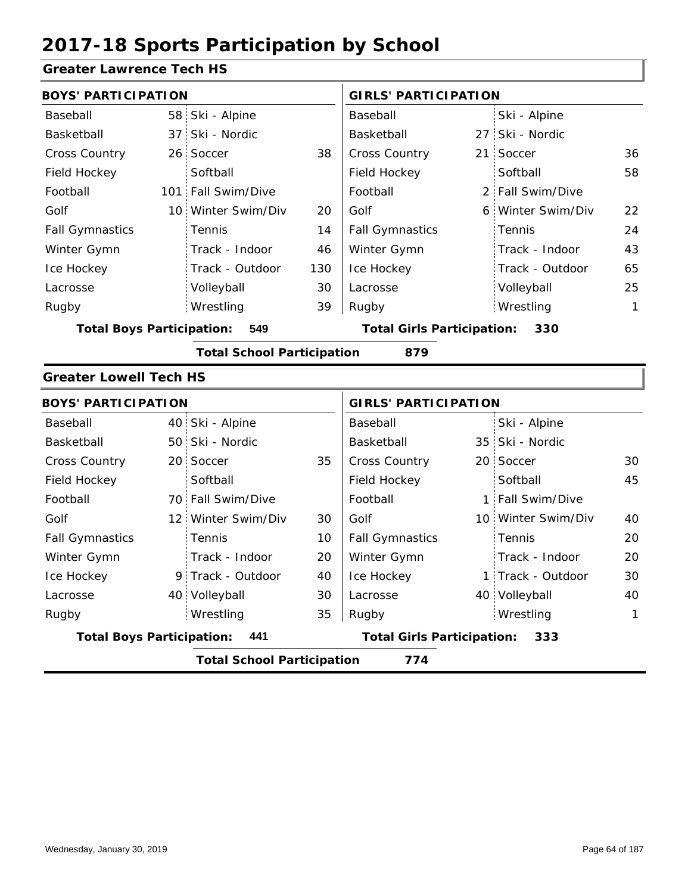# 2017-18 Sports Participation by School

## Greater Lawrence Tech HS

| BOYS' PARTICIPATION | | | | GIRLS' PARTICIPATION | | | |
|---|---|---|---|---|---|---|---|
| Baseball | 58 | Ski - Alpine | | Baseball | | Ski - Alpine | |
| Basketball | 37 | Ski - Nordic | | Basketball | 27 | Ski - Nordic | |
| Cross Country | 26 | Soccer | 38 | Cross Country | 21 | Soccer | 36 |
| Field Hockey | | Softball | | Field Hockey | | Softball | 58 |
| Football | 101 | Fall Swim/Dive | | Football | 2 | Fall Swim/Dive | |
| Golf | 10 | Winter Swim/Div | 20 | Golf | 6 | Winter Swim/Div | 22 |
| Fall Gymnastics | | Tennis | 14 | Fall Gymnastics | | Tennis | 24 |
| Winter Gymn | | Track - Indoor | 46 | Winter Gymn | | Track - Indoor | 43 |
| Ice Hockey | | Track - Outdoor | 130 | Ice Hockey | | Track - Outdoor | 65 |
| Lacrosse | | Volleyball | 30 | Lacrosse | | Volleyball | 25 |
| Rugby | | Wrestling | 39 | Rugby | | Wrestling | 1 |

**Total Boys Participation: 549** **Total Girls Participation: 330**

**Total School Participation 879**

## Greater Lowell Tech HS

| BOYS' PARTICIPATION | | | | GIRLS' PARTICIPATION | | | |
|---|---|---|---|---|---|---|---|
| Baseball | 40 | Ski - Alpine | | Baseball | | Ski - Alpine | |
| Basketball | 50 | Ski - Nordic | | Basketball | 35 | Ski - Nordic | |
| Cross Country | 20 | Soccer | 35 | Cross Country | 20 | Soccer | 30 |
| Field Hockey | | Softball | | Field Hockey | | Softball | 45 |
| Football | 70 | Fall Swim/Dive | | Football | 1 | Fall Swim/Dive | |
| Golf | 12 | Winter Swim/Div | 30 | Golf | 10 | Winter Swim/Div | 40 |
| Fall Gymnastics | | Tennis | 10 | Fall Gymnastics | | Tennis | 20 |
| Winter Gymn | | Track - Indoor | 20 | Winter Gymn | | Track - Indoor | 20 |
| Ice Hockey | 9 | Track - Outdoor | 40 | Ice Hockey | 1 | Track - Outdoor | 30 |
| Lacrosse | 40 | Volleyball | 30 | Lacrosse | 40 | Volleyball | 40 |
| Rugby | | Wrestling | 35 | Rugby | | Wrestling | 1 |

**Total Boys Participation: 441** **Total Girls Participation: 333**

**Total School Participation 774**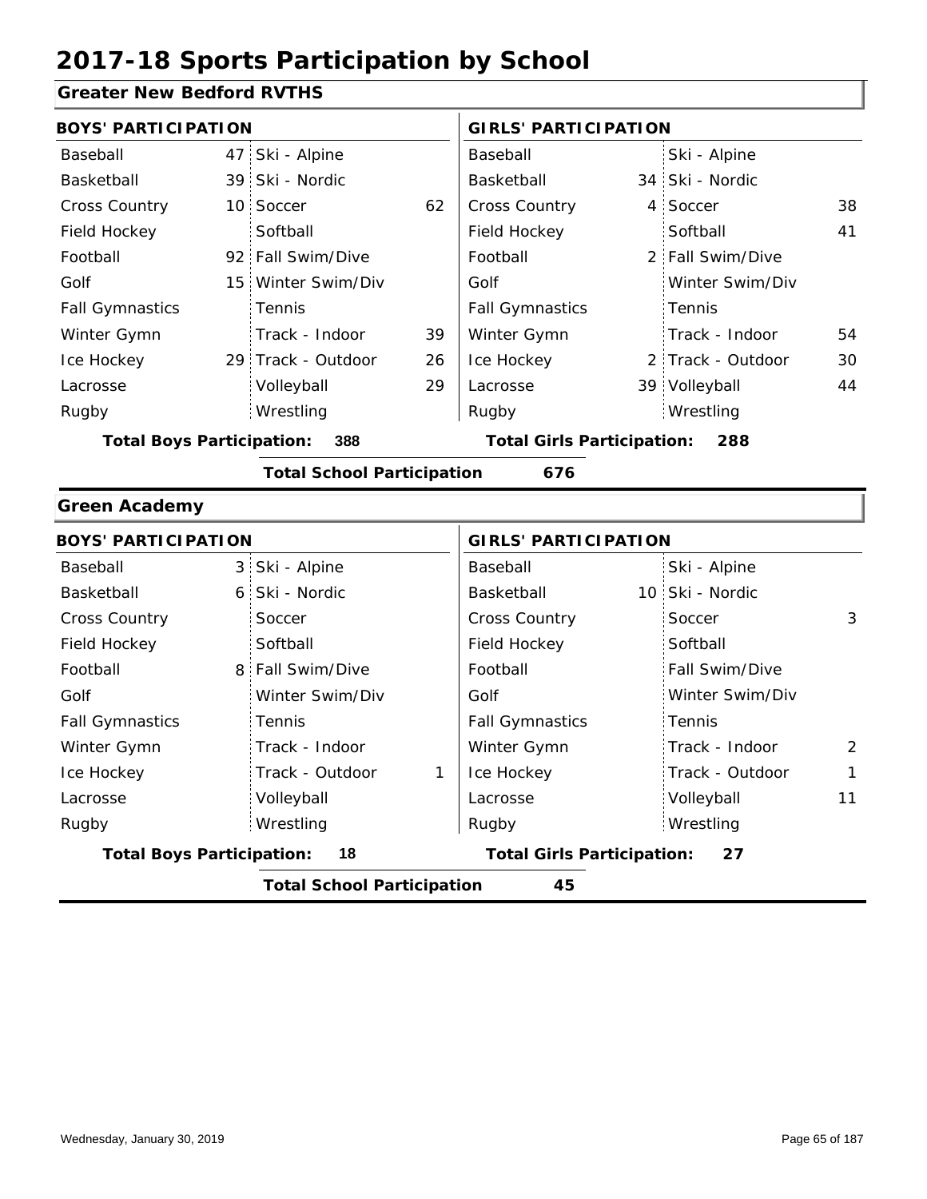# 2017-18 Sports Participation by School

## Greater New Bedford RVTHS

| BOYS' PARTICIPATION | | | | GIRLS' PARTICIPATION | | | |
|---|---|---|---|---|---|---|---|
| Baseball | 47 | Ski - Alpine | | Baseball | | Ski - Alpine | |
| Basketball | 39 | Ski - Nordic | | Basketball | 34 | Ski - Nordic | |
| Cross Country | 10 | Soccer | 62 | Cross Country | 4 | Soccer | 38 |
| Field Hockey | | Softball | | Field Hockey | | Softball | 41 |
| Football | 92 | Fall Swim/Dive | | Football | 2 | Fall Swim/Dive | |
| Golf | 15 | Winter Swim/Div | | Golf | | Winter Swim/Div | |
| Fall Gymnastics | | Tennis | | Fall Gymnastics | | Tennis | |
| Winter Gymn | | Track - Indoor | 39 | Winter Gymn | | Track - Indoor | 54 |
| Ice Hockey | 29 | Track - Outdoor | 26 | Ice Hockey | 2 | Track - Outdoor | 30 |
| Lacrosse | | Volleyball | 29 | Lacrosse | 39 | Volleyball | 44 |
| Rugby | | Wrestling | | Rugby | | Wrestling | |

**Total Boys Participation:** 388 **Total Girls Participation:** 288

**Total School Participation** 676

## Green Academy

| BOYS' PARTICIPATION | | | | GIRLS' PARTICIPATION | | | |
|---|---|---|---|---|---|---|---|
| Baseball | 3 | Ski - Alpine | | Baseball | | Ski - Alpine | |
| Basketball | 6 | Ski - Nordic | | Basketball | 10 | Ski - Nordic | |
| Cross Country | | Soccer | | Cross Country | | Soccer | 3 |
| Field Hockey | | Softball | | Field Hockey | | Softball | |
| Football | 8 | Fall Swim/Dive | | Football | | Fall Swim/Dive | |
| Golf | | Winter Swim/Div | | Golf | | Winter Swim/Div | |
| Fall Gymnastics | | Tennis | | Fall Gymnastics | | Tennis | |
| Winter Gymn | | Track - Indoor | | Winter Gymn | | Track - Indoor | 2 |
| Ice Hockey | | Track - Outdoor | 1 | Ice Hockey | | Track - Outdoor | 1 |
| Lacrosse | | Volleyball | | Lacrosse | | Volleyball | 11 |
| Rugby | | Wrestling | | Rugby | | Wrestling | |

**Total Boys Participation:** 18 **Total Girls Participation:** 27

**Total School Participation** 45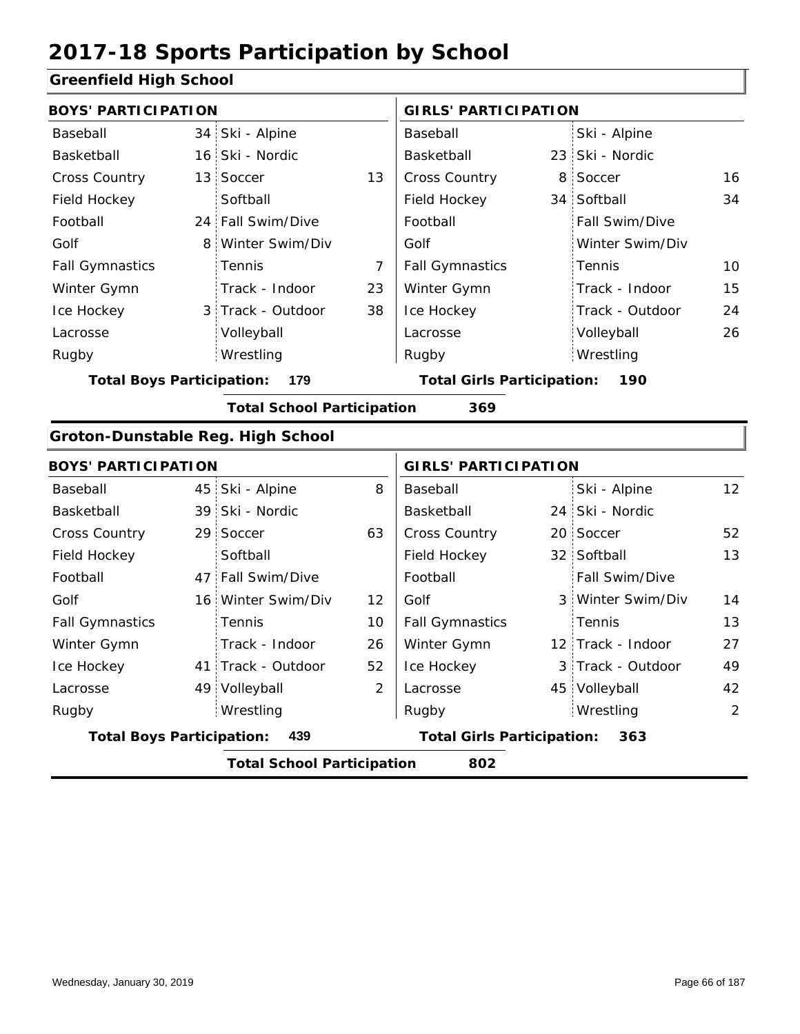# 2017-18 Sports Participation by School

## Greenfield High School

| BOYS' PARTICIPATION | | | | GIRLS' PARTICIPATION | | | |
|---|---|---|---|---|---|---|---|
| Baseball | 34 | Ski - Alpine | | Baseball | | Ski - Alpine | |
| Basketball | 16 | Ski - Nordic | | Basketball | 23 | Ski - Nordic | |
| Cross Country | 13 | Soccer | 13 | Cross Country | 8 | Soccer | 16 |
| Field Hockey | | Softball | | Field Hockey | 34 | Softball | 34 |
| Football | 24 | Fall Swim/Dive | | Football | | Fall Swim/Dive | |
| Golf | 8 | Winter Swim/Div | | Golf | | Winter Swim/Div | |
| Fall Gymnastics | | Tennis | 7 | Fall Gymnastics | | Tennis | 10 |
| Winter Gymn | | Track - Indoor | 23 | Winter Gymn | | Track - Indoor | 15 |
| Ice Hockey | 3 | Track - Outdoor | 38 | Ice Hockey | | Track - Outdoor | 24 |
| Lacrosse | | Volleyball | | Lacrosse | | Volleyball | 26 |
| Rugby | | Wrestling | | Rugby | | Wrestling | |

**Total Boys Participation:** 179 **Total Girls Participation:** 190

**Total School Participation** 369

## Groton-Dunstable Reg. High School

| BOYS' PARTICIPATION | | | | GIRLS' PARTICIPATION | | | |
|---|---|---|---|---|---|---|---|
| Baseball | 45 | Ski - Alpine | 8 | Baseball | | Ski - Alpine | 12 |
| Basketball | 39 | Ski - Nordic | | Basketball | 24 | Ski - Nordic | |
| Cross Country | 29 | Soccer | 63 | Cross Country | 20 | Soccer | 52 |
| Field Hockey | | Softball | | Field Hockey | 32 | Softball | 13 |
| Football | 47 | Fall Swim/Dive | | Football | | Fall Swim/Dive | |
| Golf | 16 | Winter Swim/Div | 12 | Golf | 3 | Winter Swim/Div | 14 |
| Fall Gymnastics | | Tennis | 10 | Fall Gymnastics | | Tennis | 13 |
| Winter Gymn | | Track - Indoor | 26 | Winter Gymn | 12 | Track - Indoor | 27 |
| Ice Hockey | 41 | Track - Outdoor | 52 | Ice Hockey | 3 | Track - Outdoor | 49 |
| Lacrosse | 49 | Volleyball | 2 | Lacrosse | 45 | Volleyball | 42 |
| Rugby | | Wrestling | | Rugby | | Wrestling | 2 |

**Total Boys Participation:** 439 **Total Girls Participation:** 363

**Total School Participation** 802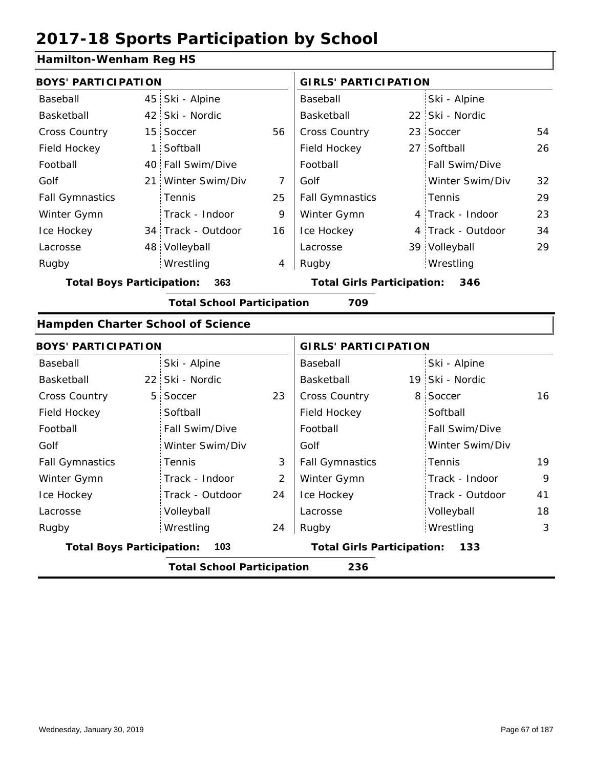# 2017-18 Sports Participation by School

## Hamilton-Wenham Reg HS

| BOYS' PARTICIPATION | | | | GIRLS' PARTICIPATION | | | |
|---|---|---|---|---|---|---|---|
| Baseball | 45 | Ski - Alpine | | Baseball | | Ski - Alpine | |
| Basketball | 42 | Ski - Nordic | | Basketball | 22 | Ski - Nordic | |
| Cross Country | 15 | Soccer | 56 | Cross Country | 23 | Soccer | 54 |
| Field Hockey | 1 | Softball | | Field Hockey | 27 | Softball | 26 |
| Football | 40 | Fall Swim/Dive | | Football | | Fall Swim/Dive | |
| Golf | 21 | Winter Swim/Div | 7 | Golf | | Winter Swim/Div | 32 |
| Fall Gymnastics | | Tennis | 25 | Fall Gymnastics | | Tennis | 29 |
| Winter Gymn | | Track - Indoor | 9 | Winter Gymn | 4 | Track - Indoor | 23 |
| Ice Hockey | 34 | Track - Outdoor | 16 | Ice Hockey | 4 | Track - Outdoor | 34 |
| Lacrosse | 48 | Volleyball | | Lacrosse | 39 | Volleyball | 29 |
| Rugby | | Wrestling | 4 | Rugby | | Wrestling | |

**Total Boys Participation: 363** **Total Girls Participation: 346**

**Total School Participation 709**

## Hampden Charter School of Science

| BOYS' PARTICIPATION | | | | GIRLS' PARTICIPATION | | | |
|---|---|---|---|---|---|---|---|
| Baseball | | Ski - Alpine | | Baseball | | Ski - Alpine | |
| Basketball | 22 | Ski - Nordic | | Basketball | 19 | Ski - Nordic | |
| Cross Country | 5 | Soccer | 23 | Cross Country | 8 | Soccer | 16 |
| Field Hockey | | Softball | | Field Hockey | | Softball | |
| Football | | Fall Swim/Dive | | Football | | Fall Swim/Dive | |
| Golf | | Winter Swim/Div | | Golf | | Winter Swim/Div | |
| Fall Gymnastics | | Tennis | 3 | Fall Gymnastics | | Tennis | 19 |
| Winter Gymn | | Track - Indoor | 2 | Winter Gymn | | Track - Indoor | 9 |
| Ice Hockey | | Track - Outdoor | 24 | Ice Hockey | | Track - Outdoor | 41 |
| Lacrosse | | Volleyball | | Lacrosse | | Volleyball | 18 |
| Rugby | | Wrestling | 24 | Rugby | | Wrestling | 3 |

**Total Boys Participation: 103** **Total Girls Participation: 133**

**Total School Participation 236**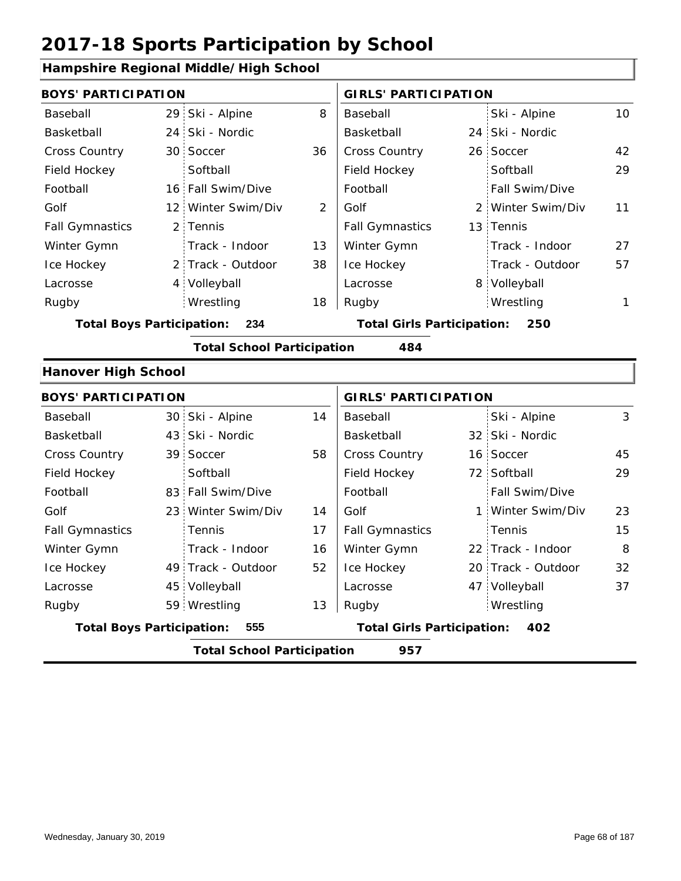# 2017-18 Sports Participation by School

## Hampshire Regional Middle/High School

**BOYS' PARTICIPATION**

| Sport | Count | Sport | Count |
|---|---|---|---|
| Baseball | 29 | Ski - Alpine | 8 |
| Basketball | 24 | Ski - Nordic | |
| Cross Country | 30 | Soccer | 36 |
| Field Hockey | | Softball | |
| Football | 16 | Fall Swim/Dive | |
| Golf | 12 | Winter Swim/Div | 2 |
| Fall Gymnastics | 2 | Tennis | |
| Winter Gymn | | Track - Indoor | 13 |
| Ice Hockey | 2 | Track - Outdoor | 38 |
| Lacrosse | 4 | Volleyball | |
| Rugby | | Wrestling | 18 |

**Total Boys Participation: 234**

**GIRLS' PARTICIPATION**

| Sport | Count | Sport | Count |
|---|---|---|---|
| Baseball | | Ski - Alpine | 10 |
| Basketball | 24 | Ski - Nordic | |
| Cross Country | 26 | Soccer | 42 |
| Field Hockey | | Softball | 29 |
| Football | | Fall Swim/Dive | |
| Golf | 2 | Winter Swim/Div | 11 |
| Fall Gymnastics | 13 | Tennis | |
| Winter Gymn | | Track - Indoor | 27 |
| Ice Hockey | | Track - Outdoor | 57 |
| Lacrosse | 8 | Volleyball | |
| Rugby | | Wrestling | 1 |

**Total Girls Participation: 250**

**Total School Participation 484**

## Hanover High School

**BOYS' PARTICIPATION**

| Sport | Count | Sport | Count |
|---|---|---|---|
| Baseball | 30 | Ski - Alpine | 14 |
| Basketball | 43 | Ski - Nordic | |
| Cross Country | 39 | Soccer | 58 |
| Field Hockey | | Softball | |
| Football | 83 | Fall Swim/Dive | |
| Golf | 23 | Winter Swim/Div | 14 |
| Fall Gymnastics | | Tennis | 17 |
| Winter Gymn | | Track - Indoor | 16 |
| Ice Hockey | 49 | Track - Outdoor | 52 |
| Lacrosse | 45 | Volleyball | |
| Rugby | 59 | Wrestling | 13 |

**Total Boys Participation: 555**

**GIRLS' PARTICIPATION**

| Sport | Count | Sport | Count |
|---|---|---|---|
| Baseball | | Ski - Alpine | 3 |
| Basketball | 32 | Ski - Nordic | |
| Cross Country | 16 | Soccer | 45 |
| Field Hockey | 72 | Softball | 29 |
| Football | | Fall Swim/Dive | |
| Golf | 1 | Winter Swim/Div | 23 |
| Fall Gymnastics | | Tennis | 15 |
| Winter Gymn | 22 | Track - Indoor | 8 |
| Ice Hockey | 20 | Track - Outdoor | 32 |
| Lacrosse | 47 | Volleyball | 37 |
| Rugby | | Wrestling | |

**Total Girls Participation: 402**

**Total School Participation 957**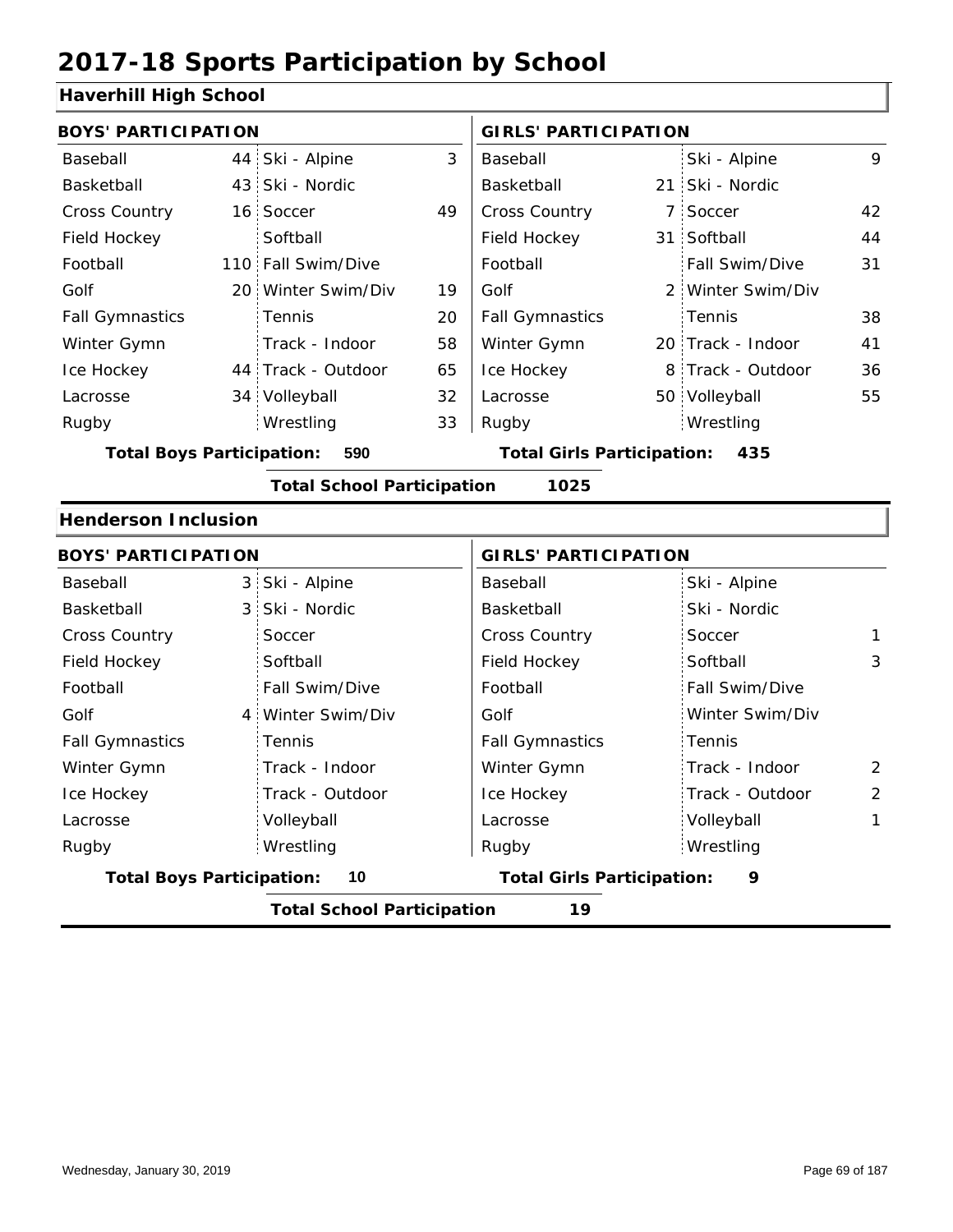# 2017-18 Sports Participation by School

## Haverhill High School

| BOYS' PARTICIPATION | | | | GIRLS' PARTICIPATION | | | |
|---|---|---|---|---|---|---|---|
| Baseball | 44 | Ski - Alpine | 3 | Baseball | | Ski - Alpine | 9 |
| Basketball | 43 | Ski - Nordic | | Basketball | 21 | Ski - Nordic | |
| Cross Country | 16 | Soccer | 49 | Cross Country | 7 | Soccer | 42 |
| Field Hockey | | Softball | | Field Hockey | 31 | Softball | 44 |
| Football | 110 | Fall Swim/Dive | | Football | | Fall Swim/Dive | 31 |
| Golf | 20 | Winter Swim/Div | 19 | Golf | 2 | Winter Swim/Div | |
| Fall Gymnastics | | Tennis | 20 | Fall Gymnastics | | Tennis | 38 |
| Winter Gymn | | Track - Indoor | 58 | Winter Gymn | 20 | Track - Indoor | 41 |
| Ice Hockey | 44 | Track - Outdoor | 65 | Ice Hockey | 8 | Track - Outdoor | 36 |
| Lacrosse | 34 | Volleyball | 32 | Lacrosse | 50 | Volleyball | 55 |
| Rugby | | Wrestling | 33 | Rugby | | Wrestling | |

**Total Boys Participation: 590** **Total Girls Participation: 435**

**Total School Participation 1025**

## Henderson Inclusion

| BOYS' PARTICIPATION | | | | GIRLS' PARTICIPATION | | | |
|---|---|---|---|---|---|---|---|
| Baseball | 3 | Ski - Alpine | | Baseball | | Ski - Alpine | |
| Basketball | 3 | Ski - Nordic | | Basketball | | Ski - Nordic | |
| Cross Country | | Soccer | | Cross Country | | Soccer | 1 |
| Field Hockey | | Softball | | Field Hockey | | Softball | 3 |
| Football | | Fall Swim/Dive | | Football | | Fall Swim/Dive | |
| Golf | 4 | Winter Swim/Div | | Golf | | Winter Swim/Div | |
| Fall Gymnastics | | Tennis | | Fall Gymnastics | | Tennis | |
| Winter Gymn | | Track - Indoor | | Winter Gymn | | Track - Indoor | 2 |
| Ice Hockey | | Track - Outdoor | | Ice Hockey | | Track - Outdoor | 2 |
| Lacrosse | | Volleyball | | Lacrosse | | Volleyball | 1 |
| Rugby | | Wrestling | | Rugby | | Wrestling | |

**Total Boys Participation: 10** **Total Girls Participation: 9**

**Total School Participation 19**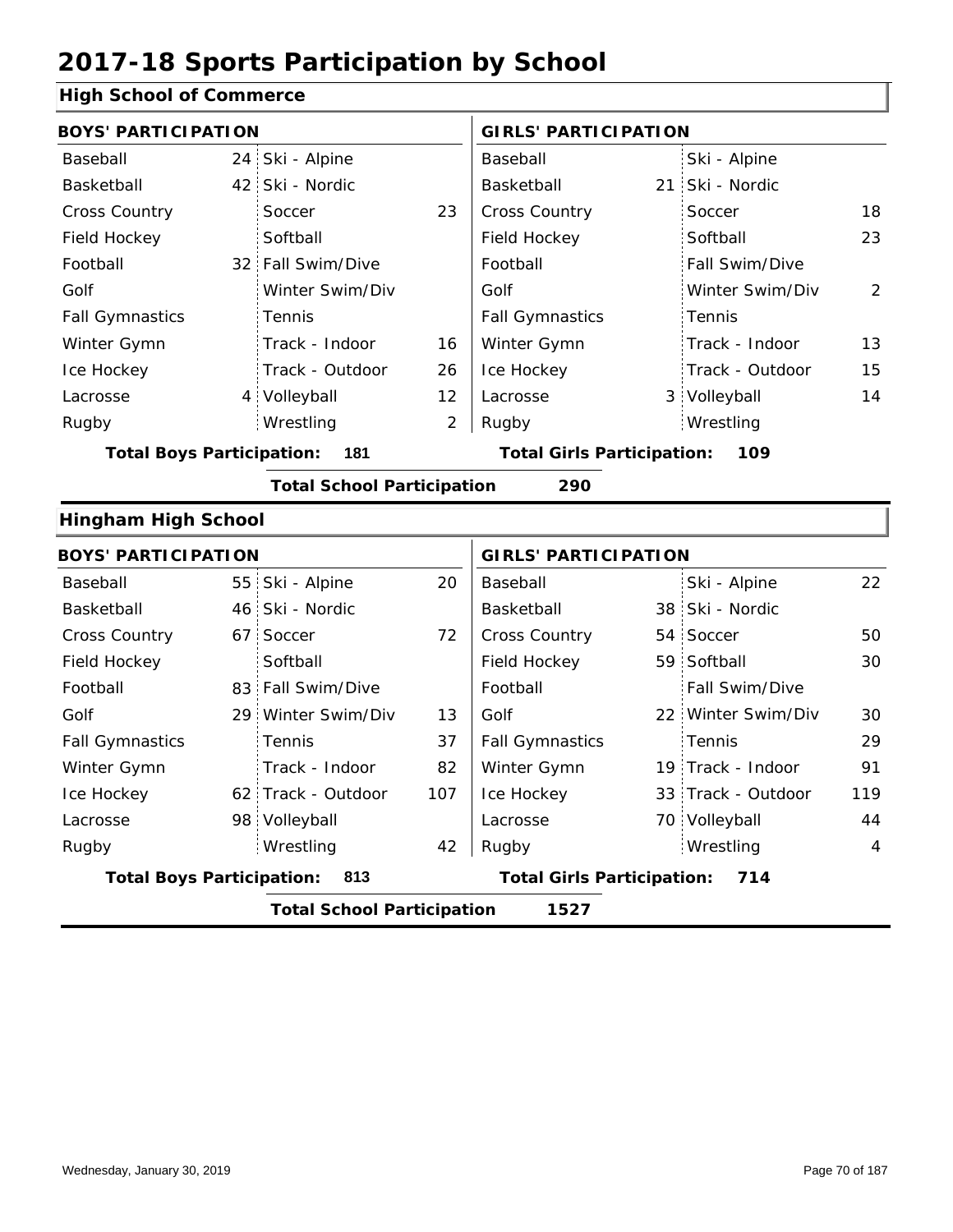# 2017-18 Sports Participation by School

## High School of Commerce

| BOYS' PARTICIPATION | | | | GIRLS' PARTICIPATION | | | |
|---|---|---|---|---|---|---|---|
| Baseball | 24 | Ski - Alpine | | Baseball | | Ski - Alpine | |
| Basketball | 42 | Ski - Nordic | | Basketball | 21 | Ski - Nordic | |
| Cross Country | | Soccer | 23 | Cross Country | | Soccer | 18 |
| Field Hockey | | Softball | | Field Hockey | | Softball | 23 |
| Football | 32 | Fall Swim/Dive | | Football | | Fall Swim/Dive | |
| Golf | | Winter Swim/Div | | Golf | | Winter Swim/Div | 2 |
| Fall Gymnastics | | Tennis | | Fall Gymnastics | | Tennis | |
| Winter Gymn | | Track - Indoor | 16 | Winter Gymn | | Track - Indoor | 13 |
| Ice Hockey | | Track - Outdoor | 26 | Ice Hockey | | Track - Outdoor | 15 |
| Lacrosse | 4 | Volleyball | 12 | Lacrosse | 3 | Volleyball | 14 |
| Rugby | | Wrestling | 2 | Rugby | | Wrestling | |

**Total Boys Participation: 181** | **Total Girls Participation: 109**

**Total School Participation 290**

## Hingham High School

| BOYS' PARTICIPATION | | | | GIRLS' PARTICIPATION | | | |
|---|---|---|---|---|---|---|---|
| Baseball | 55 | Ski - Alpine | 20 | Baseball | | Ski - Alpine | 22 |
| Basketball | 46 | Ski - Nordic | | Basketball | 38 | Ski - Nordic | |
| Cross Country | 67 | Soccer | 72 | Cross Country | 54 | Soccer | 50 |
| Field Hockey | | Softball | | Field Hockey | 59 | Softball | 30 |
| Football | 83 | Fall Swim/Dive | | Football | | Fall Swim/Dive | |
| Golf | 29 | Winter Swim/Div | 13 | Golf | 22 | Winter Swim/Div | 30 |
| Fall Gymnastics | | Tennis | 37 | Fall Gymnastics | | Tennis | 29 |
| Winter Gymn | | Track - Indoor | 82 | Winter Gymn | 19 | Track - Indoor | 91 |
| Ice Hockey | 62 | Track - Outdoor | 107 | Ice Hockey | 33 | Track - Outdoor | 119 |
| Lacrosse | 98 | Volleyball | | Lacrosse | 70 | Volleyball | 44 |
| Rugby | | Wrestling | 42 | Rugby | | Wrestling | 4 |

**Total Boys Participation: 813** | **Total Girls Participation: 714**

**Total School Participation 1527**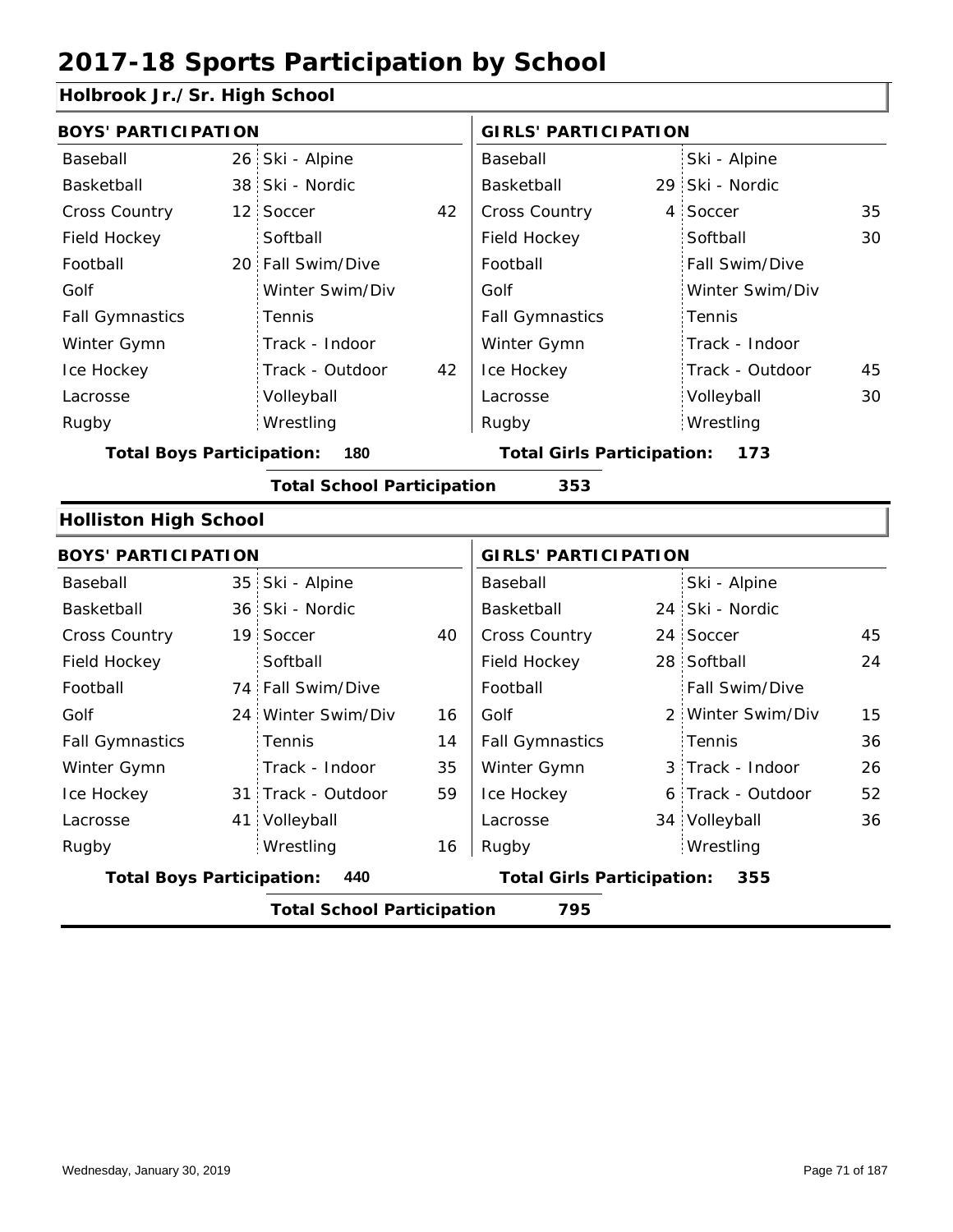# 2017-18 Sports Participation by School

## Holbrook Jr./Sr. High School

| BOYS' PARTICIPATION | | | | GIRLS' PARTICIPATION | | | |
|---|---|---|---|---|---|---|---|
| Baseball | 26 | Ski - Alpine | | Baseball | | Ski - Alpine | |
| Basketball | 38 | Ski - Nordic | | Basketball | 29 | Ski - Nordic | |
| Cross Country | 12 | Soccer | 42 | Cross Country | 4 | Soccer | 35 |
| Field Hockey | | Softball | | Field Hockey | | Softball | 30 |
| Football | 20 | Fall Swim/Dive | | Football | | Fall Swim/Dive | |
| Golf | | Winter Swim/Div | | Golf | | Winter Swim/Div | |
| Fall Gymnastics | | Tennis | | Fall Gymnastics | | Tennis | |
| Winter Gymn | | Track - Indoor | | Winter Gymn | | Track - Indoor | |
| Ice Hockey | | Track - Outdoor | 42 | Ice Hockey | | Track - Outdoor | 45 |
| Lacrosse | | Volleyball | | Lacrosse | | Volleyball | 30 |
| Rugby | | Wrestling | | Rugby | | Wrestling | |

**Total Boys Participation: 180** **Total Girls Participation: 173**

**Total School Participation 353**

## Holliston High School

| BOYS' PARTICIPATION | | | | GIRLS' PARTICIPATION | | | |
|---|---|---|---|---|---|---|---|
| Baseball | 35 | Ski - Alpine | | Baseball | | Ski - Alpine | |
| Basketball | 36 | Ski - Nordic | | Basketball | 24 | Ski - Nordic | |
| Cross Country | 19 | Soccer | 40 | Cross Country | 24 | Soccer | 45 |
| Field Hockey | | Softball | | Field Hockey | 28 | Softball | 24 |
| Football | 74 | Fall Swim/Dive | | Football | | Fall Swim/Dive | |
| Golf | 24 | Winter Swim/Div | 16 | Golf | 2 | Winter Swim/Div | 15 |
| Fall Gymnastics | | Tennis | 14 | Fall Gymnastics | | Tennis | 36 |
| Winter Gymn | | Track - Indoor | 35 | Winter Gymn | 3 | Track - Indoor | 26 |
| Ice Hockey | 31 | Track - Outdoor | 59 | Ice Hockey | 6 | Track - Outdoor | 52 |
| Lacrosse | 41 | Volleyball | | Lacrosse | 34 | Volleyball | 36 |
| Rugby | | Wrestling | 16 | Rugby | | Wrestling | |

**Total Boys Participation: 440** **Total Girls Participation: 355**

**Total School Participation 795**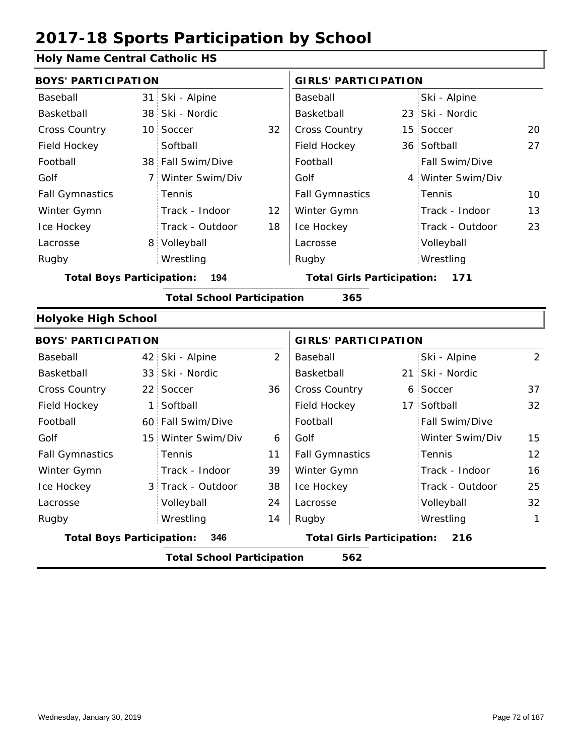# 2017-18 Sports Participation by School

## Holy Name Central Catholic HS

| BOYS' PARTICIPATION | | | | GIRLS' PARTICIPATION | | | |
|---|---|---|---|---|---|---|---|
| Baseball | 31 | Ski - Alpine | | Baseball | | Ski - Alpine | |
| Basketball | 38 | Ski - Nordic | | Basketball | 23 | Ski - Nordic | |
| Cross Country | 10 | Soccer | 32 | Cross Country | 15 | Soccer | 20 |
| Field Hockey | | Softball | | Field Hockey | 36 | Softball | 27 |
| Football | 38 | Fall Swim/Dive | | Football | | Fall Swim/Dive | |
| Golf | 7 | Winter Swim/Div | | Golf | 4 | Winter Swim/Div | |
| Fall Gymnastics | | Tennis | | Fall Gymnastics | | Tennis | 10 |
| Winter Gymn | | Track - Indoor | 12 | Winter Gymn | | Track - Indoor | 13 |
| Ice Hockey | | Track - Outdoor | 18 | Ice Hockey | | Track - Outdoor | 23 |
| Lacrosse | 8 | Volleyball | | Lacrosse | | Volleyball | |
| Rugby | | Wrestling | | Rugby | | Wrestling | |

**Total Boys Participation: 194**

**Total Girls Participation: 171**

**Total School Participation 365**

## Holyoke High School

| BOYS' PARTICIPATION | | | | GIRLS' PARTICIPATION | | | |
|---|---|---|---|---|---|---|---|
| Baseball | 42 | Ski - Alpine | 2 | Baseball | | Ski - Alpine | 2 |
| Basketball | 33 | Ski - Nordic | | Basketball | 21 | Ski - Nordic | |
| Cross Country | 22 | Soccer | 36 | Cross Country | 6 | Soccer | 37 |
| Field Hockey | 1 | Softball | | Field Hockey | 17 | Softball | 32 |
| Football | 60 | Fall Swim/Dive | | Football | | Fall Swim/Dive | |
| Golf | 15 | Winter Swim/Div | 6 | Golf | | Winter Swim/Div | 15 |
| Fall Gymnastics | | Tennis | 11 | Fall Gymnastics | | Tennis | 12 |
| Winter Gymn | | Track - Indoor | 39 | Winter Gymn | | Track - Indoor | 16 |
| Ice Hockey | 3 | Track - Outdoor | 38 | Ice Hockey | | Track - Outdoor | 25 |
| Lacrosse | | Volleyball | 24 | Lacrosse | | Volleyball | 32 |
| Rugby | | Wrestling | 14 | Rugby | | Wrestling | 1 |

**Total Boys Participation: 346**

**Total Girls Participation: 216**

**Total School Participation 562**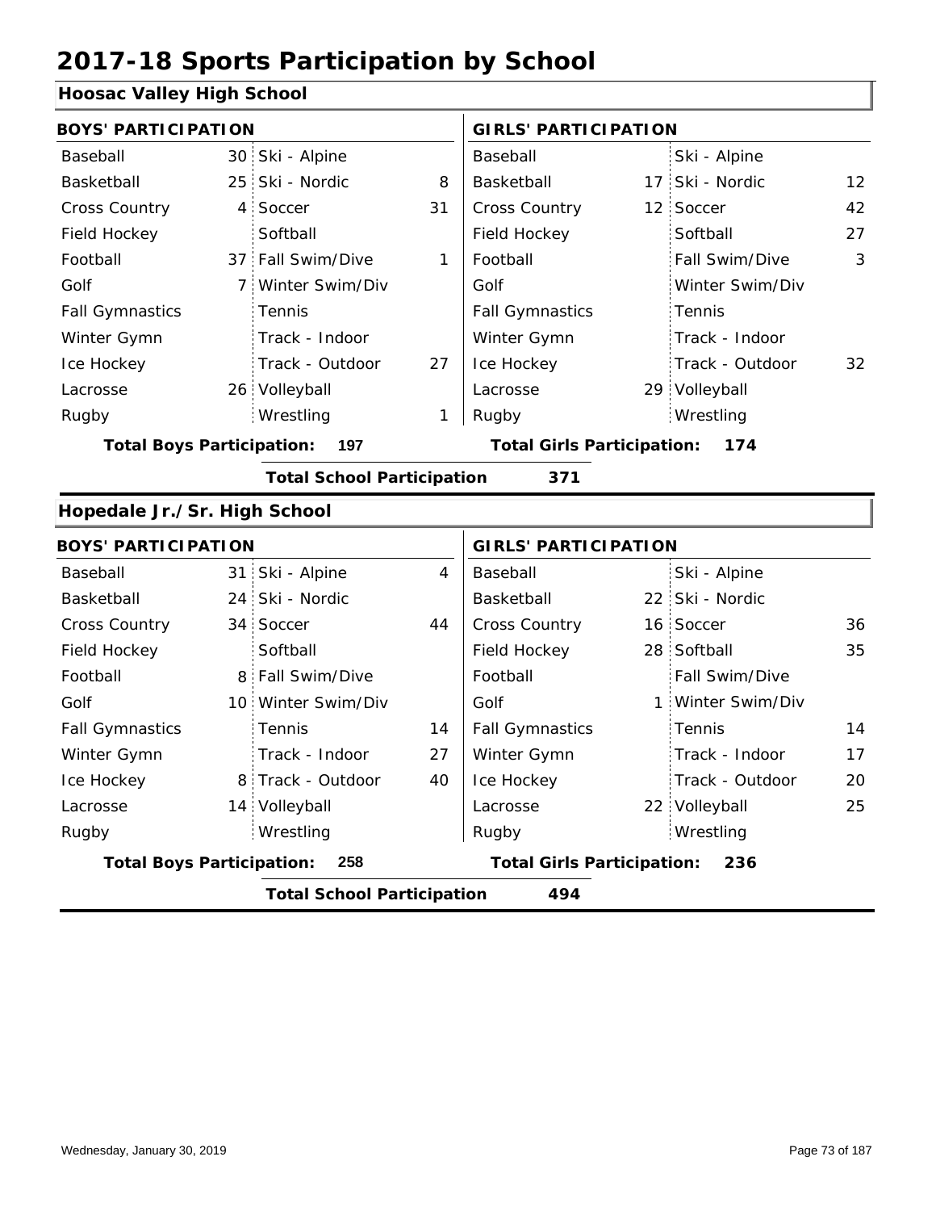# 2017-18 Sports Participation by School

## Hoosac Valley High School

| BOYS' PARTICIPATION | | | | GIRLS' PARTICIPATION | | | |
|---|---|---|---|---|---|---|---|
| Baseball | 30 | Ski - Alpine | | Baseball | | Ski - Alpine | |
| Basketball | 25 | Ski - Nordic | 8 | Basketball | 17 | Ski - Nordic | 12 |
| Cross Country | 4 | Soccer | 31 | Cross Country | 12 | Soccer | 42 |
| Field Hockey | | Softball | | Field Hockey | | Softball | 27 |
| Football | 37 | Fall Swim/Dive | 1 | Football | | Fall Swim/Dive | 3 |
| Golf | 7 | Winter Swim/Div | | Golf | | Winter Swim/Div | |
| Fall Gymnastics | | Tennis | | Fall Gymnastics | | Tennis | |
| Winter Gymn | | Track - Indoor | | Winter Gymn | | Track - Indoor | |
| Ice Hockey | | Track - Outdoor | 27 | Ice Hockey | | Track - Outdoor | 32 |
| Lacrosse | 26 | Volleyball | | Lacrosse | 29 | Volleyball | |
| Rugby | | Wrestling | 1 | Rugby | | Wrestling | |

**Total Boys Participation: 197** | **Total Girls Participation: 174**

**Total School Participation 371**

## Hopedale Jr./Sr. High School

| BOYS' PARTICIPATION | | | | GIRLS' PARTICIPATION | | | |
|---|---|---|---|---|---|---|---|
| Baseball | 31 | Ski - Alpine | 4 | Baseball | | Ski - Alpine | |
| Basketball | 24 | Ski - Nordic | | Basketball | 22 | Ski - Nordic | |
| Cross Country | 34 | Soccer | 44 | Cross Country | 16 | Soccer | 36 |
| Field Hockey | | Softball | | Field Hockey | 28 | Softball | 35 |
| Football | 8 | Fall Swim/Dive | | Football | | Fall Swim/Dive | |
| Golf | 10 | Winter Swim/Div | | Golf | 1 | Winter Swim/Div | |
| Fall Gymnastics | | Tennis | 14 | Fall Gymnastics | | Tennis | 14 |
| Winter Gymn | | Track - Indoor | 27 | Winter Gymn | | Track - Indoor | 17 |
| Ice Hockey | 8 | Track - Outdoor | 40 | Ice Hockey | | Track - Outdoor | 20 |
| Lacrosse | 14 | Volleyball | | Lacrosse | 22 | Volleyball | 25 |
| Rugby | | Wrestling | | Rugby | | Wrestling | |

**Total Boys Participation: 258** | **Total Girls Participation: 236**

**Total School Participation 494**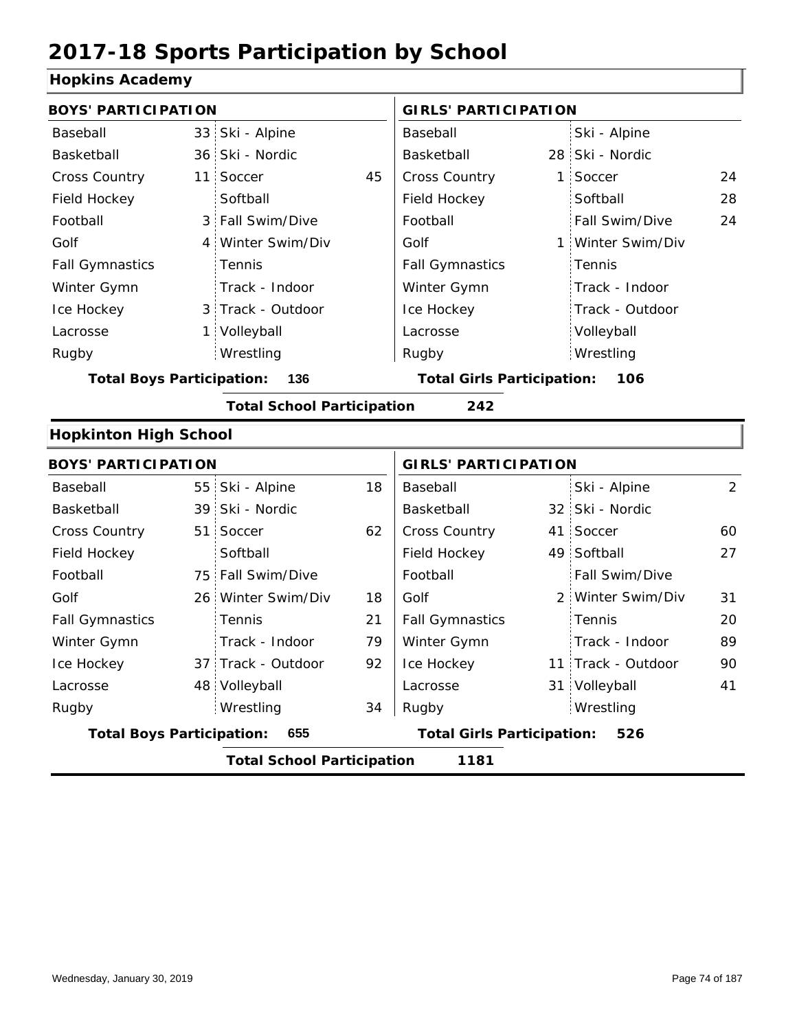# 2017-18 Sports Participation by School

## Hopkins Academy

| BOYS' PARTICIPATION | | | | GIRLS' PARTICIPATION | | | |
|---|---|---|---|---|---|---|---|
| Baseball | 33 | Ski - Alpine | | Baseball | | Ski - Alpine | |
| Basketball | 36 | Ski - Nordic | | Basketball | 28 | Ski - Nordic | |
| Cross Country | 11 | Soccer | 45 | Cross Country | 1 | Soccer | 24 |
| Field Hockey | | Softball | | Field Hockey | | Softball | 28 |
| Football | 3 | Fall Swim/Dive | | Football | | Fall Swim/Dive | 24 |
| Golf | 4 | Winter Swim/Div | | Golf | 1 | Winter Swim/Div | |
| Fall Gymnastics | | Tennis | | Fall Gymnastics | | Tennis | |
| Winter Gymn | | Track - Indoor | | Winter Gymn | | Track - Indoor | |
| Ice Hockey | 3 | Track - Outdoor | | Ice Hockey | | Track - Outdoor | |
| Lacrosse | 1 | Volleyball | | Lacrosse | | Volleyball | |
| Rugby | | Wrestling | | Rugby | | Wrestling | |

**Total Boys Participation:** 136 **Total Girls Participation:** 106

**Total School Participation** 242

## Hopkinton High School

| BOYS' PARTICIPATION | | | | GIRLS' PARTICIPATION | | | |
|---|---|---|---|---|---|---|---|
| Baseball | 55 | Ski - Alpine | 18 | Baseball | | Ski - Alpine | 2 |
| Basketball | 39 | Ski - Nordic | | Basketball | 32 | Ski - Nordic | |
| Cross Country | 51 | Soccer | 62 | Cross Country | 41 | Soccer | 60 |
| Field Hockey | | Softball | | Field Hockey | 49 | Softball | 27 |
| Football | 75 | Fall Swim/Dive | | Football | | Fall Swim/Dive | |
| Golf | 26 | Winter Swim/Div | 18 | Golf | 2 | Winter Swim/Div | 31 |
| Fall Gymnastics | | Tennis | 21 | Fall Gymnastics | | Tennis | 20 |
| Winter Gymn | | Track - Indoor | 79 | Winter Gymn | | Track - Indoor | 89 |
| Ice Hockey | 37 | Track - Outdoor | 92 | Ice Hockey | 11 | Track - Outdoor | 90 |
| Lacrosse | 48 | Volleyball | | Lacrosse | 31 | Volleyball | 41 |
| Rugby | | Wrestling | 34 | Rugby | | Wrestling | |

**Total Boys Participation:** 655 **Total Girls Participation:** 526

**Total School Participation** 1181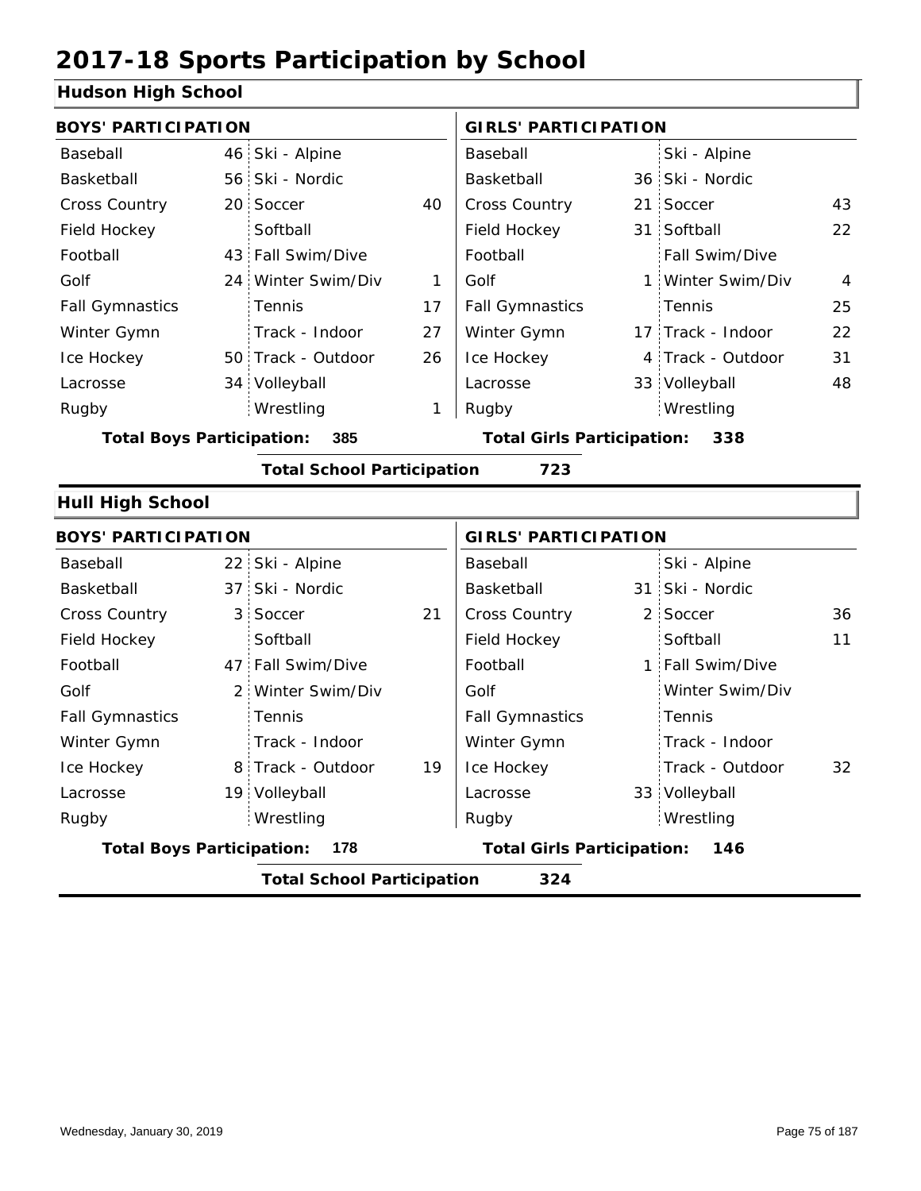# 2017-18 Sports Participation by School

## Hudson High School

| BOYS' PARTICIPATION | | | | GIRLS' PARTICIPATION | | | |
|---|---|---|---|---|---|---|---|
| Baseball | 46 | Ski - Alpine | | Baseball | | Ski - Alpine | |
| Basketball | 56 | Ski - Nordic | | Basketball | 36 | Ski - Nordic | |
| Cross Country | 20 | Soccer | 40 | Cross Country | 21 | Soccer | 43 |
| Field Hockey | | Softball | | Field Hockey | 31 | Softball | 22 |
| Football | 43 | Fall Swim/Dive | | Football | | Fall Swim/Dive | |
| Golf | 24 | Winter Swim/Div | 1 | Golf | 1 | Winter Swim/Div | 4 |
| Fall Gymnastics | | Tennis | 17 | Fall Gymnastics | | Tennis | 25 |
| Winter Gymn | | Track - Indoor | 27 | Winter Gymn | 17 | Track - Indoor | 22 |
| Ice Hockey | 50 | Track - Outdoor | 26 | Ice Hockey | 4 | Track - Outdoor | 31 |
| Lacrosse | 34 | Volleyball | | Lacrosse | 33 | Volleyball | 48 |
| Rugby | | Wrestling | 1 | Rugby | | Wrestling | |

**Total Boys Participation: 385** **Total Girls Participation: 338**

**Total School Participation 723**

## Hull High School

| BOYS' PARTICIPATION | | | | GIRLS' PARTICIPATION | | | |
|---|---|---|---|---|---|---|---|
| Baseball | 22 | Ski - Alpine | | Baseball | | Ski - Alpine | |
| Basketball | 37 | Ski - Nordic | | Basketball | 31 | Ski - Nordic | |
| Cross Country | 3 | Soccer | 21 | Cross Country | 2 | Soccer | 36 |
| Field Hockey | | Softball | | Field Hockey | | Softball | 11 |
| Football | 47 | Fall Swim/Dive | | Football | 1 | Fall Swim/Dive | |
| Golf | 2 | Winter Swim/Div | | Golf | | Winter Swim/Div | |
| Fall Gymnastics | | Tennis | | Fall Gymnastics | | Tennis | |
| Winter Gymn | | Track - Indoor | | Winter Gymn | | Track - Indoor | |
| Ice Hockey | 8 | Track - Outdoor | 19 | Ice Hockey | | Track - Outdoor | 32 |
| Lacrosse | 19 | Volleyball | | Lacrosse | 33 | Volleyball | |
| Rugby | | Wrestling | | Rugby | | Wrestling | |

**Total Boys Participation: 178** **Total Girls Participation: 146**

**Total School Participation 324**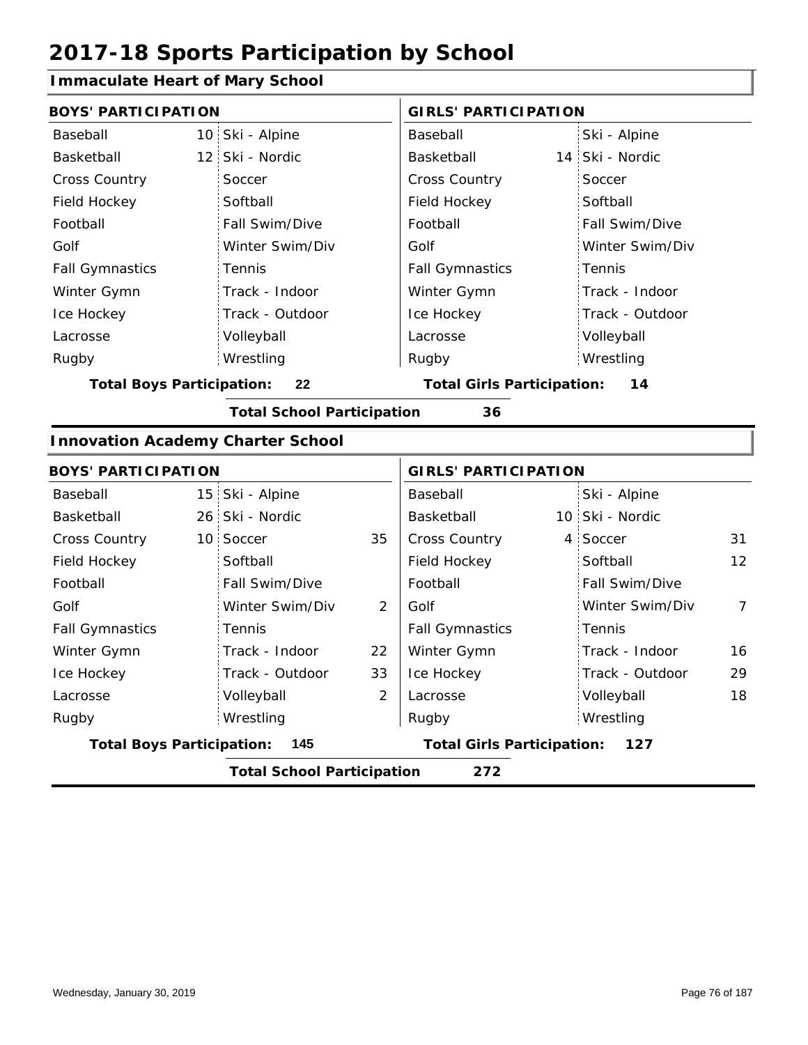# 2017-18 Sports Participation by School

## Immaculate Heart of Mary School

| BOYS' PARTICIPATION | | | | GIRLS' PARTICIPATION | | | |
|---|---|---|---|---|---|---|---|
| Baseball | 10 | Ski - Alpine | | Baseball | | Ski - Alpine | |
| Basketball | 12 | Ski - Nordic | | Basketball | 14 | Ski - Nordic | |
| Cross Country | | Soccer | | Cross Country | | Soccer | |
| Field Hockey | | Softball | | Field Hockey | | Softball | |
| Football | | Fall Swim/Dive | | Football | | Fall Swim/Dive | |
| Golf | | Winter Swim/Div | | Golf | | Winter Swim/Div | |
| Fall Gymnastics | | Tennis | | Fall Gymnastics | | Tennis | |
| Winter Gymn | | Track - Indoor | | Winter Gymn | | Track - Indoor | |
| Ice Hockey | | Track - Outdoor | | Ice Hockey | | Track - Outdoor | |
| Lacrosse | | Volleyball | | Lacrosse | | Volleyball | |
| Rugby | | Wrestling | | Rugby | | Wrestling | |

**Total Boys Participation: 22** | **Total Girls Participation: 14**

**Total School Participation 36**

## Innovation Academy Charter School

| BOYS' PARTICIPATION | | | | GIRLS' PARTICIPATION | | | |
|---|---|---|---|---|---|---|---|
| Baseball | 15 | Ski - Alpine | | Baseball | | Ski - Alpine | |
| Basketball | 26 | Ski - Nordic | | Basketball | 10 | Ski - Nordic | |
| Cross Country | 10 | Soccer | 35 | Cross Country | 4 | Soccer | 31 |
| Field Hockey | | Softball | | Field Hockey | | Softball | 12 |
| Football | | Fall Swim/Dive | | Football | | Fall Swim/Dive | |
| Golf | | Winter Swim/Div | 2 | Golf | | Winter Swim/Div | 7 |
| Fall Gymnastics | | Tennis | | Fall Gymnastics | | Tennis | |
| Winter Gymn | | Track - Indoor | 22 | Winter Gymn | | Track - Indoor | 16 |
| Ice Hockey | | Track - Outdoor | 33 | Ice Hockey | | Track - Outdoor | 29 |
| Lacrosse | | Volleyball | 2 | Lacrosse | | Volleyball | 18 |
| Rugby | | Wrestling | | Rugby | | Wrestling | |

**Total Boys Participation: 145** | **Total Girls Participation: 127**

**Total School Participation 272**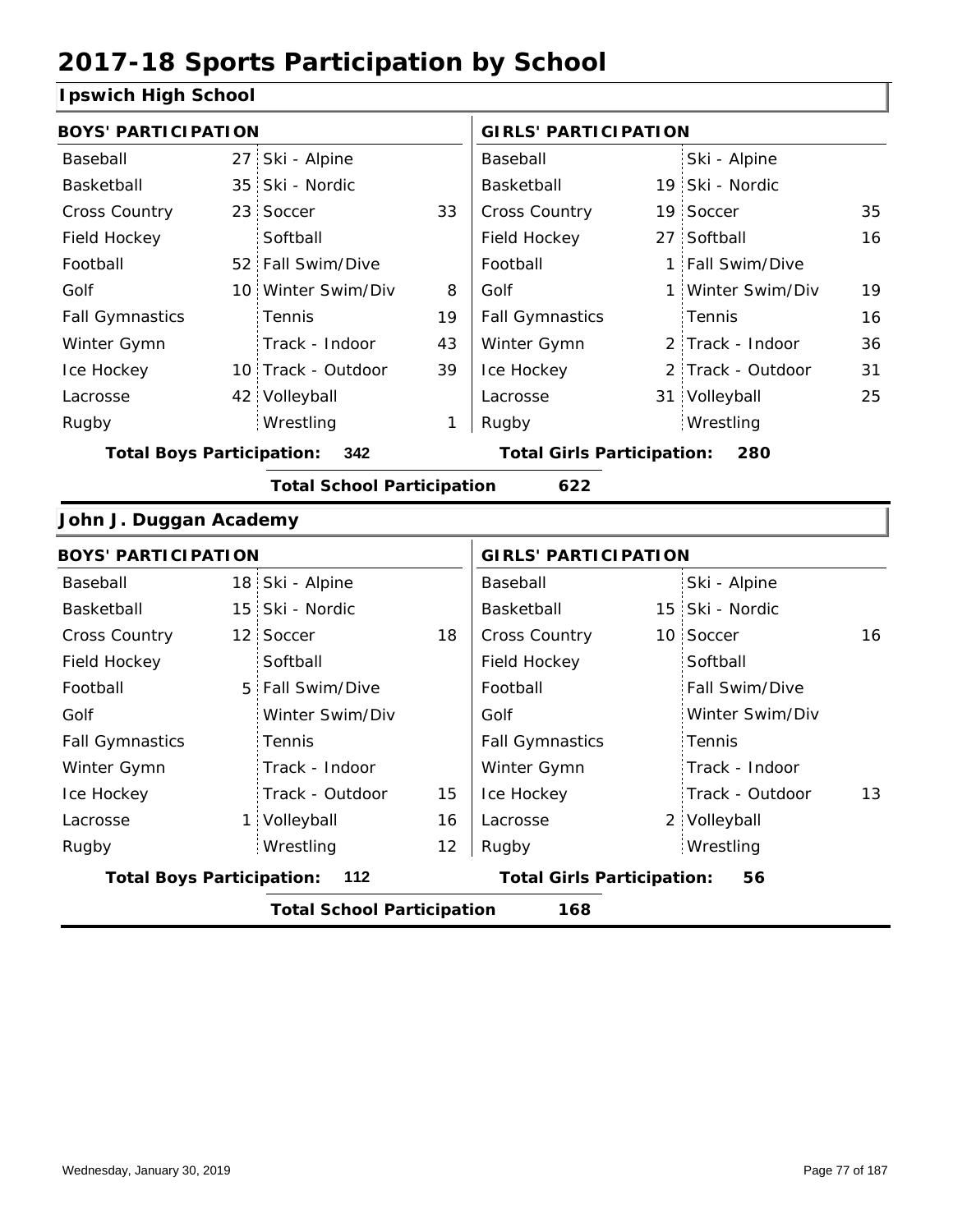# 2017-18 Sports Participation by School

## Ipswich High School

| BOYS' PARTICIPATION | | | | GIRLS' PARTICIPATION | | | |
|---|---|---|---|---|---|---|---|
| Baseball | 27 | Ski - Alpine | | Baseball | | Ski - Alpine | |
| Basketball | 35 | Ski - Nordic | | Basketball | 19 | Ski - Nordic | |
| Cross Country | 23 | Soccer | 33 | Cross Country | 19 | Soccer | 35 |
| Field Hockey | | Softball | | Field Hockey | 27 | Softball | 16 |
| Football | 52 | Fall Swim/Dive | | Football | 1 | Fall Swim/Dive | |
| Golf | 10 | Winter Swim/Div | 8 | Golf | 1 | Winter Swim/Div | 19 |
| Fall Gymnastics | | Tennis | 19 | Fall Gymnastics | | Tennis | 16 |
| Winter Gymn | | Track - Indoor | 43 | Winter Gymn | 2 | Track - Indoor | 36 |
| Ice Hockey | 10 | Track - Outdoor | 39 | Ice Hockey | 2 | Track - Outdoor | 31 |
| Lacrosse | 42 | Volleyball | | Lacrosse | 31 | Volleyball | 25 |
| Rugby | | Wrestling | 1 | Rugby | | Wrestling | |

**Total Boys Participation: 342** | **Total Girls Participation: 280**

**Total School Participation 622**

## John J. Duggan Academy

| BOYS' PARTICIPATION | | | | GIRLS' PARTICIPATION | | | |
|---|---|---|---|---|---|---|---|
| Baseball | 18 | Ski - Alpine | | Baseball | | Ski - Alpine | |
| Basketball | 15 | Ski - Nordic | | Basketball | 15 | Ski - Nordic | |
| Cross Country | 12 | Soccer | 18 | Cross Country | 10 | Soccer | 16 |
| Field Hockey | | Softball | | Field Hockey | | Softball | |
| Football | 5 | Fall Swim/Dive | | Football | | Fall Swim/Dive | |
| Golf | | Winter Swim/Div | | Golf | | Winter Swim/Div | |
| Fall Gymnastics | | Tennis | | Fall Gymnastics | | Tennis | |
| Winter Gymn | | Track - Indoor | | Winter Gymn | | Track - Indoor | |
| Ice Hockey | | Track - Outdoor | 15 | Ice Hockey | | Track - Outdoor | 13 |
| Lacrosse | 1 | Volleyball | 16 | Lacrosse | 2 | Volleyball | |
| Rugby | | Wrestling | 12 | Rugby | | Wrestling | |

**Total Boys Participation: 112** | **Total Girls Participation: 56**

**Total School Participation 168**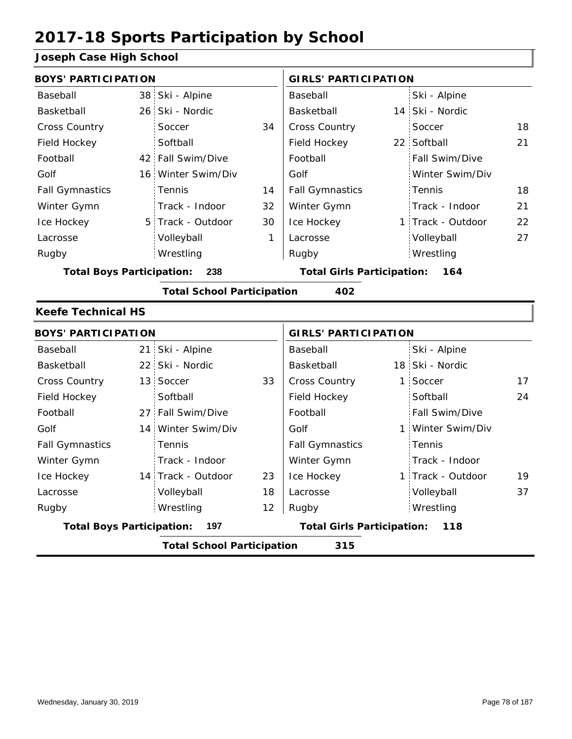# 2017-18 Sports Participation by School

## Joseph Case High School

| BOYS' PARTICIPATION | | | | GIRLS' PARTICIPATION | | | |
|---|---|---|---|---|---|---|---|
| Baseball | 38 | Ski - Alpine | | Baseball | | Ski - Alpine | |
| Basketball | 26 | Ski - Nordic | | Basketball | 14 | Ski - Nordic | |
| Cross Country | | Soccer | 34 | Cross Country | | Soccer | 18 |
| Field Hockey | | Softball | | Field Hockey | 22 | Softball | 21 |
| Football | 42 | Fall Swim/Dive | | Football | | Fall Swim/Dive | |
| Golf | 16 | Winter Swim/Div | | Golf | | Winter Swim/Div | |
| Fall Gymnastics | | Tennis | 14 | Fall Gymnastics | | Tennis | 18 |
| Winter Gymn | | Track - Indoor | 32 | Winter Gymn | | Track - Indoor | 21 |
| Ice Hockey | 5 | Track - Outdoor | 30 | Ice Hockey | 1 | Track - Outdoor | 22 |
| Lacrosse | | Volleyball | 1 | Lacrosse | | Volleyball | 27 |
| Rugby | | Wrestling | | Rugby | | Wrestling | |

**Total Boys Participation:** 238 **Total Girls Participation:** 164

**Total School Participation** 402

## Keefe Technical HS

| BOYS' PARTICIPATION | | | | GIRLS' PARTICIPATION | | | |
|---|---|---|---|---|---|---|---|
| Baseball | 21 | Ski - Alpine | | Baseball | | Ski - Alpine | |
| Basketball | 22 | Ski - Nordic | | Basketball | 18 | Ski - Nordic | |
| Cross Country | 13 | Soccer | 33 | Cross Country | 1 | Soccer | 17 |
| Field Hockey | | Softball | | Field Hockey | | Softball | 24 |
| Football | 27 | Fall Swim/Dive | | Football | | Fall Swim/Dive | |
| Golf | 14 | Winter Swim/Div | | Golf | 1 | Winter Swim/Div | |
| Fall Gymnastics | | Tennis | | Fall Gymnastics | | Tennis | |
| Winter Gymn | | Track - Indoor | | Winter Gymn | | Track - Indoor | |
| Ice Hockey | 14 | Track - Outdoor | 23 | Ice Hockey | 1 | Track - Outdoor | 19 |
| Lacrosse | | Volleyball | 18 | Lacrosse | | Volleyball | 37 |
| Rugby | | Wrestling | 12 | Rugby | | Wrestling | |

**Total Boys Participation:** 197 **Total Girls Participation:** 118

**Total School Participation** 315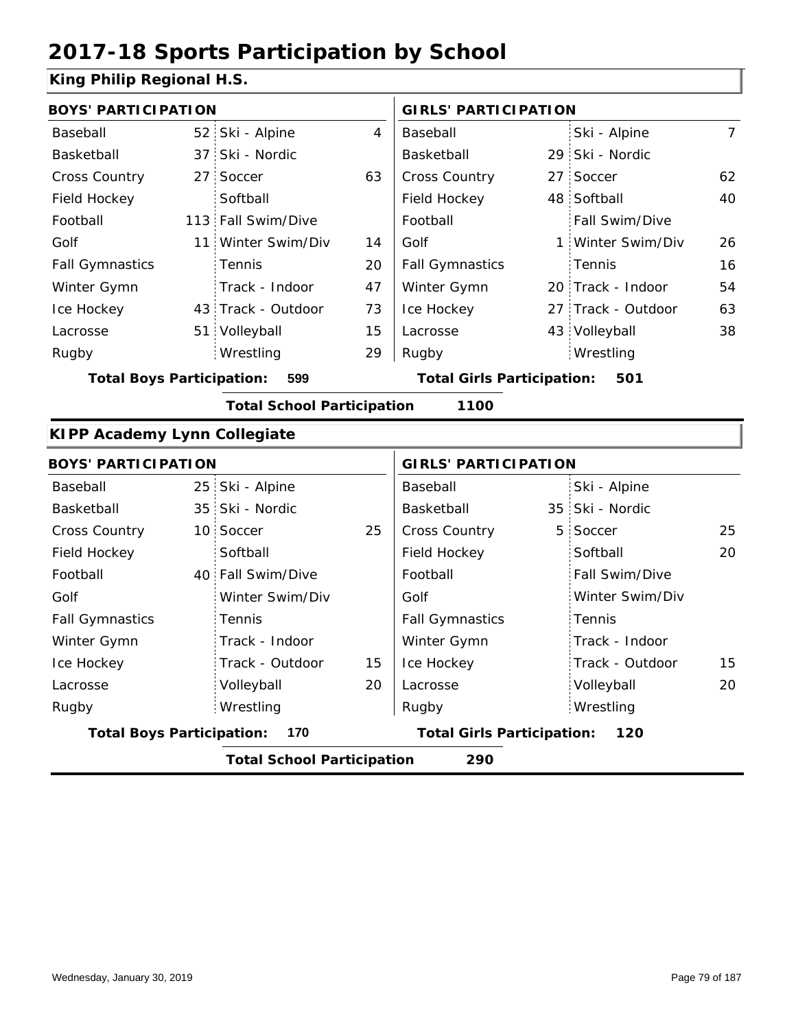# 2017-18 Sports Participation by School

## King Philip Regional H.S.

| BOYS' PARTICIPATION | | | | GIRLS' PARTICIPATION | | | |
|---|---|---|---|---|---|---|---|
| Baseball | 52 | Ski - Alpine | 4 | Baseball | | Ski - Alpine | 7 |
| Basketball | 37 | Ski - Nordic | | Basketball | 29 | Ski - Nordic | |
| Cross Country | 27 | Soccer | 63 | Cross Country | 27 | Soccer | 62 |
| Field Hockey | | Softball | | Field Hockey | 48 | Softball | 40 |
| Football | 113 | Fall Swim/Dive | | Football | | Fall Swim/Dive | |
| Golf | 11 | Winter Swim/Div | 14 | Golf | 1 | Winter Swim/Div | 26 |
| Fall Gymnastics | | Tennis | 20 | Fall Gymnastics | | Tennis | 16 |
| Winter Gymn | | Track - Indoor | 47 | Winter Gymn | 20 | Track - Indoor | 54 |
| Ice Hockey | 43 | Track - Outdoor | 73 | Ice Hockey | 27 | Track - Outdoor | 63 |
| Lacrosse | 51 | Volleyball | 15 | Lacrosse | 43 | Volleyball | 38 |
| Rugby | | Wrestling | 29 | Rugby | | Wrestling | |

**Total Boys Participation: 599** **Total Girls Participation: 501**

**Total School Participation 1100**

## KIPP Academy Lynn Collegiate

| BOYS' PARTICIPATION | | | | GIRLS' PARTICIPATION | | | |
|---|---|---|---|---|---|---|---|
| Baseball | 25 | Ski - Alpine | | Baseball | | Ski - Alpine | |
| Basketball | 35 | Ski - Nordic | | Basketball | 35 | Ski - Nordic | |
| Cross Country | 10 | Soccer | 25 | Cross Country | 5 | Soccer | 25 |
| Field Hockey | | Softball | | Field Hockey | | Softball | 20 |
| Football | 40 | Fall Swim/Dive | | Football | | Fall Swim/Dive | |
| Golf | | Winter Swim/Div | | Golf | | Winter Swim/Div | |
| Fall Gymnastics | | Tennis | | Fall Gymnastics | | Tennis | |
| Winter Gymn | | Track - Indoor | | Winter Gymn | | Track - Indoor | |
| Ice Hockey | | Track - Outdoor | 15 | Ice Hockey | | Track - Outdoor | 15 |
| Lacrosse | | Volleyball | 20 | Lacrosse | | Volleyball | 20 |
| Rugby | | Wrestling | | Rugby | | Wrestling | |

**Total Boys Participation: 170** **Total Girls Participation: 120**

**Total School Participation 290**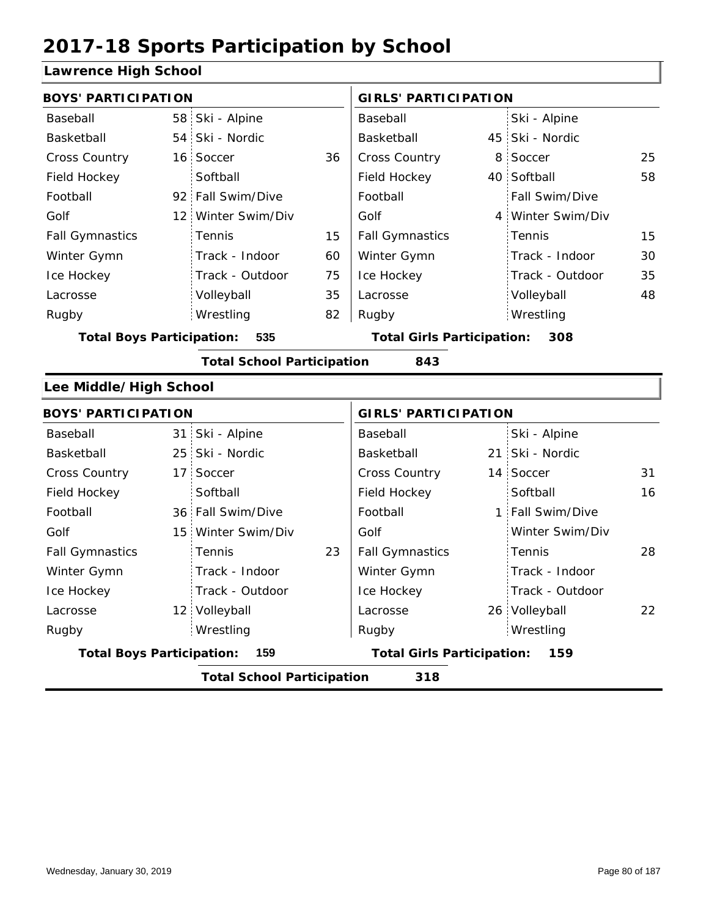# 2017-18 Sports Participation by School

## Lawrence High School

### BOYS' PARTICIPATION

| Sport | Count | Sport | Count |
|---|---|---|---|
| Baseball | 58 | Ski - Alpine | |
| Basketball | 54 | Ski - Nordic | |
| Cross Country | 16 | Soccer | 36 |
| Field Hockey | | Softball | |
| Football | 92 | Fall Swim/Dive | |
| Golf | 12 | Winter Swim/Div | |
| Fall Gymnastics | | Tennis | 15 |
| Winter Gymn | | Track - Indoor | 60 |
| Ice Hockey | | Track - Outdoor | 75 |
| Lacrosse | | Volleyball | 35 |
| Rugby | | Wrestling | 82 |

**Total Boys Participation: 535**

### GIRLS' PARTICIPATION

| Sport | Count | Sport | Count |
|---|---|---|---|
| Baseball | | Ski - Alpine | |
| Basketball | 45 | Ski - Nordic | |
| Cross Country | 8 | Soccer | 25 |
| Field Hockey | 40 | Softball | 58 |
| Football | | Fall Swim/Dive | |
| Golf | 4 | Winter Swim/Div | |
| Fall Gymnastics | | Tennis | 15 |
| Winter Gymn | | Track - Indoor | 30 |
| Ice Hockey | | Track - Outdoor | 35 |
| Lacrosse | | Volleyball | 48 |
| Rugby | | Wrestling | |

**Total Girls Participation: 308**

**Total School Participation 843**

## Lee Middle/High School

### BOYS' PARTICIPATION

| Sport | Count | Sport | Count |
|---|---|---|---|
| Baseball | 31 | Ski - Alpine | |
| Basketball | 25 | Ski - Nordic | |
| Cross Country | 17 | Soccer | |
| Field Hockey | | Softball | |
| Football | 36 | Fall Swim/Dive | |
| Golf | 15 | Winter Swim/Div | |
| Fall Gymnastics | | Tennis | 23 |
| Winter Gymn | | Track - Indoor | |
| Ice Hockey | | Track - Outdoor | |
| Lacrosse | 12 | Volleyball | |
| Rugby | | Wrestling | |

**Total Boys Participation: 159**

### GIRLS' PARTICIPATION

| Sport | Count | Sport | Count |
|---|---|---|---|
| Baseball | | Ski - Alpine | |
| Basketball | 21 | Ski - Nordic | |
| Cross Country | 14 | Soccer | 31 |
| Field Hockey | | Softball | 16 |
| Football | 1 | Fall Swim/Dive | |
| Golf | | Winter Swim/Div | |
| Fall Gymnastics | | Tennis | 28 |
| Winter Gymn | | Track - Indoor | |
| Ice Hockey | | Track - Outdoor | |
| Lacrosse | 26 | Volleyball | 22 |
| Rugby | | Wrestling | |

**Total Girls Participation: 159**

**Total School Participation 318**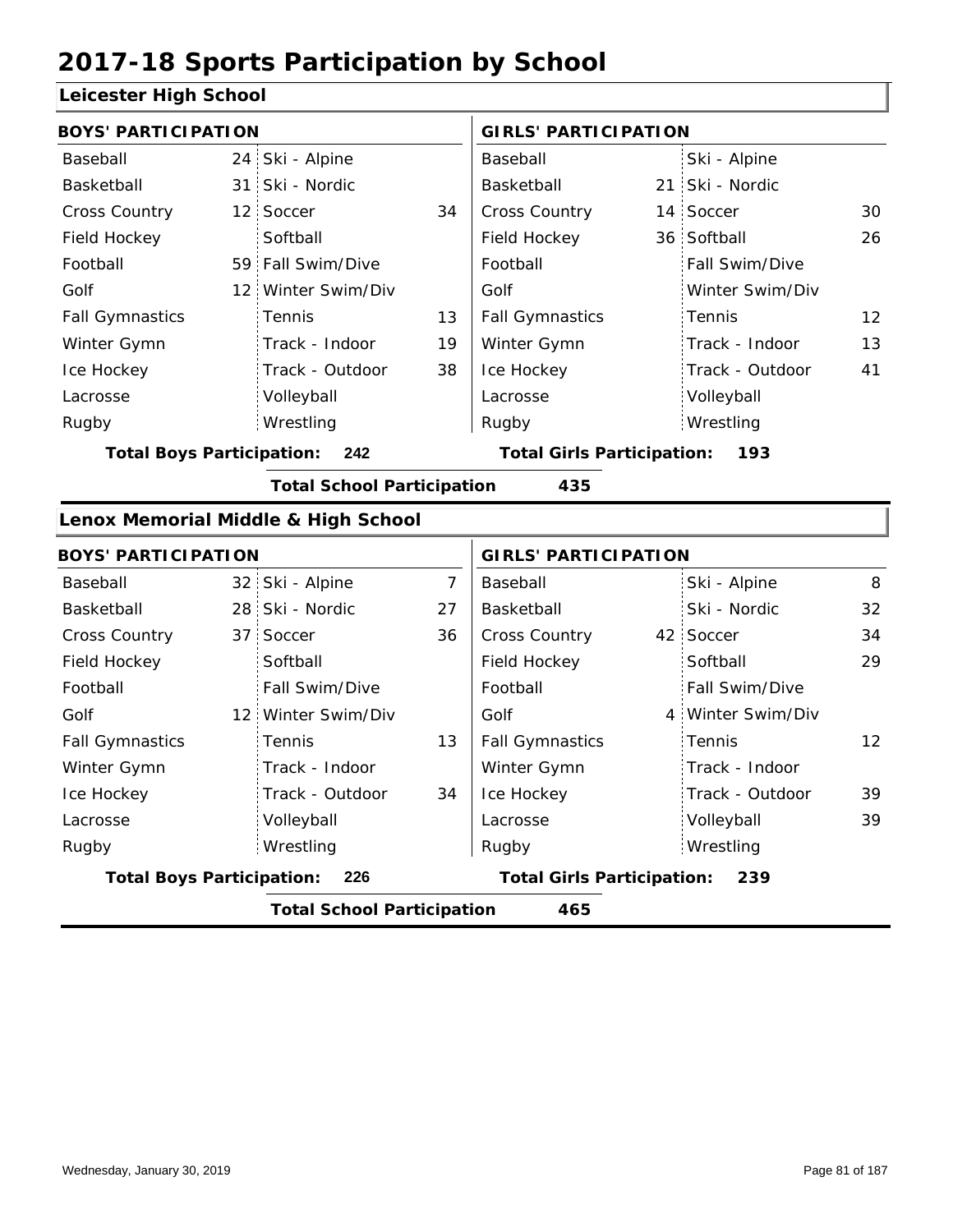# 2017-18 Sports Participation by School

## Leicester High School

| BOYS' PARTICIPATION | | | | GIRLS' PARTICIPATION | | | |
|---|---|---|---|---|---|---|---|
| Baseball | 24 | Ski - Alpine | | Baseball | | Ski - Alpine | |
| Basketball | 31 | Ski - Nordic | | Basketball | 21 | Ski - Nordic | |
| Cross Country | 12 | Soccer | 34 | Cross Country | 14 | Soccer | 30 |
| Field Hockey | | Softball | | Field Hockey | 36 | Softball | 26 |
| Football | 59 | Fall Swim/Dive | | Football | | Fall Swim/Dive | |
| Golf | 12 | Winter Swim/Div | | Golf | | Winter Swim/Div | |
| Fall Gymnastics | | Tennis | 13 | Fall Gymnastics | | Tennis | 12 |
| Winter Gymn | | Track - Indoor | 19 | Winter Gymn | | Track - Indoor | 13 |
| Ice Hockey | | Track - Outdoor | 38 | Ice Hockey | | Track - Outdoor | 41 |
| Lacrosse | | Volleyball | | Lacrosse | | Volleyball | |
| Rugby | | Wrestling | | Rugby | | Wrestling | |

**Total Boys Participation: 242** **Total Girls Participation: 193**

**Total School Participation 435**

## Lenox Memorial Middle & High School

| BOYS' PARTICIPATION | | | | GIRLS' PARTICIPATION | | | |
|---|---|---|---|---|---|---|---|
| Baseball | 32 | Ski - Alpine | 7 | Baseball | | Ski - Alpine | 8 |
| Basketball | 28 | Ski - Nordic | 27 | Basketball | | Ski - Nordic | 32 |
| Cross Country | 37 | Soccer | 36 | Cross Country | 42 | Soccer | 34 |
| Field Hockey | | Softball | | Field Hockey | | Softball | 29 |
| Football | | Fall Swim/Dive | | Football | | Fall Swim/Dive | |
| Golf | 12 | Winter Swim/Div | | Golf | 4 | Winter Swim/Div | |
| Fall Gymnastics | | Tennis | 13 | Fall Gymnastics | | Tennis | 12 |
| Winter Gymn | | Track - Indoor | | Winter Gymn | | Track - Indoor | |
| Ice Hockey | | Track - Outdoor | 34 | Ice Hockey | | Track - Outdoor | 39 |
| Lacrosse | | Volleyball | | Lacrosse | | Volleyball | 39 |
| Rugby | | Wrestling | | Rugby | | Wrestling | |

**Total Boys Participation: 226** **Total Girls Participation: 239**

**Total School Participation 465**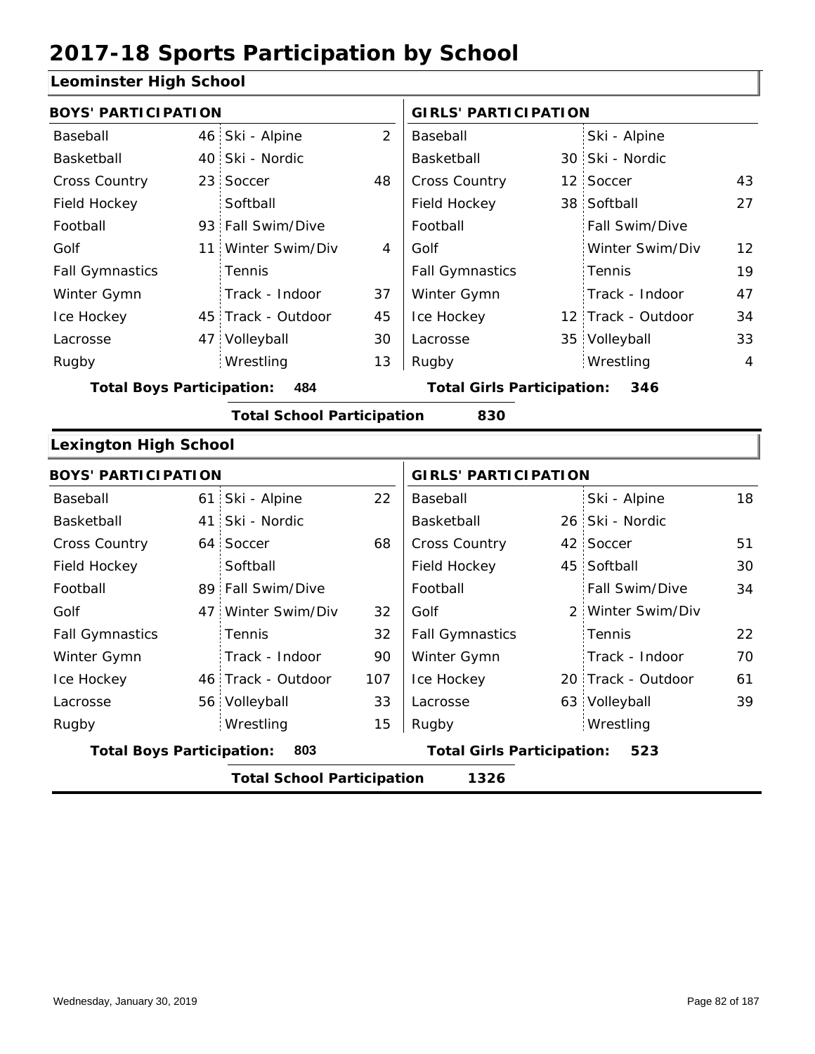# 2017-18 Sports Participation by School

## Leominster High School

| BOYS' PARTICIPATION | | | | GIRLS' PARTICIPATION | | | |
|---|---|---|---|---|---|---|---|
| Baseball | 46 | Ski - Alpine | 2 | Baseball | | Ski - Alpine | |
| Basketball | 40 | Ski - Nordic | | Basketball | 30 | Ski - Nordic | |
| Cross Country | 23 | Soccer | 48 | Cross Country | 12 | Soccer | 43 |
| Field Hockey | | Softball | | Field Hockey | 38 | Softball | 27 |
| Football | 93 | Fall Swim/Dive | | Football | | Fall Swim/Dive | |
| Golf | 11 | Winter Swim/Div | 4 | Golf | | Winter Swim/Div | 12 |
| Fall Gymnastics | | Tennis | | Fall Gymnastics | | Tennis | 19 |
| Winter Gymn | | Track - Indoor | 37 | Winter Gymn | | Track - Indoor | 47 |
| Ice Hockey | 45 | Track - Outdoor | 45 | Ice Hockey | 12 | Track - Outdoor | 34 |
| Lacrosse | 47 | Volleyball | 30 | Lacrosse | 35 | Volleyball | 33 |
| Rugby | | Wrestling | 13 | Rugby | | Wrestling | 4 |

**Total Boys Participation:** 484 **Total Girls Participation:** 346

**Total School Participation** 830

## Lexington High School

| BOYS' PARTICIPATION | | | | GIRLS' PARTICIPATION | | | |
|---|---|---|---|---|---|---|---|
| Baseball | 61 | Ski - Alpine | 22 | Baseball | | Ski - Alpine | 18 |
| Basketball | 41 | Ski - Nordic | | Basketball | 26 | Ski - Nordic | |
| Cross Country | 64 | Soccer | 68 | Cross Country | 42 | Soccer | 51 |
| Field Hockey | | Softball | | Field Hockey | 45 | Softball | 30 |
| Football | 89 | Fall Swim/Dive | | Football | | Fall Swim/Dive | 34 |
| Golf | 47 | Winter Swim/Div | 32 | Golf | 2 | Winter Swim/Div | |
| Fall Gymnastics | | Tennis | 32 | Fall Gymnastics | | Tennis | 22 |
| Winter Gymn | | Track - Indoor | 90 | Winter Gymn | | Track - Indoor | 70 |
| Ice Hockey | 46 | Track - Outdoor | 107 | Ice Hockey | 20 | Track - Outdoor | 61 |
| Lacrosse | 56 | Volleyball | 33 | Lacrosse | 63 | Volleyball | 39 |
| Rugby | | Wrestling | 15 | Rugby | | Wrestling | |

**Total Boys Participation:** 803 **Total Girls Participation:** 523

**Total School Participation** 1326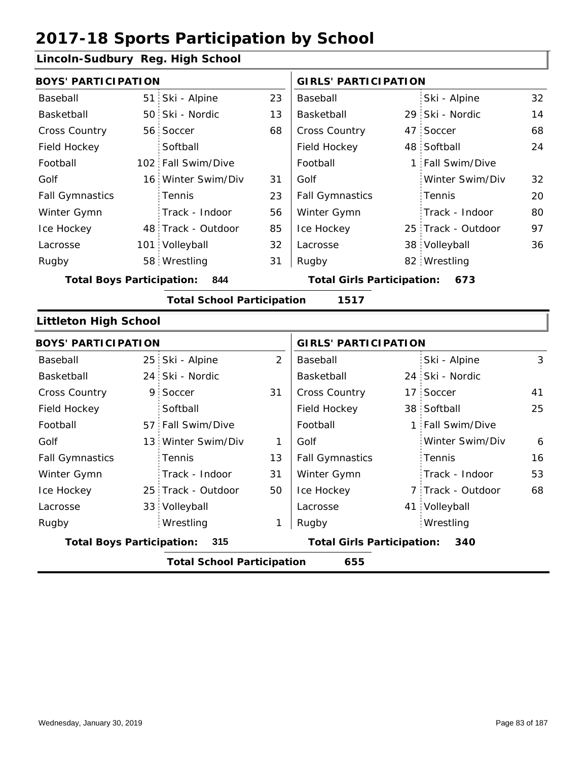# 2017-18 Sports Participation by School

## Lincoln-Sudbury Reg. High School

| BOYS' PARTICIPATION | | | | GIRLS' PARTICIPATION | | | |
|---|---|---|---|---|---|---|---|
| Baseball | 51 | Ski - Alpine | 23 | Baseball | | Ski - Alpine | 32 |
| Basketball | 50 | Ski - Nordic | 13 | Basketball | 29 | Ski - Nordic | 14 |
| Cross Country | 56 | Soccer | 68 | Cross Country | 47 | Soccer | 68 |
| Field Hockey | | Softball | | Field Hockey | 48 | Softball | 24 |
| Football | 102 | Fall Swim/Dive | | Football | 1 | Fall Swim/Dive | |
| Golf | 16 | Winter Swim/Div | 31 | Golf | | Winter Swim/Div | 32 |
| Fall Gymnastics | | Tennis | 23 | Fall Gymnastics | | Tennis | 20 |
| Winter Gymn | | Track - Indoor | 56 | Winter Gymn | | Track - Indoor | 80 |
| Ice Hockey | 48 | Track - Outdoor | 85 | Ice Hockey | 25 | Track - Outdoor | 97 |
| Lacrosse | 101 | Volleyball | 32 | Lacrosse | 38 | Volleyball | 36 |
| Rugby | 58 | Wrestling | 31 | Rugby | 82 | Wrestling | |

**Total Boys Participation:** 844 **Total Girls Participation:** 673

**Total School Participation** 1517

## Littleton High School

| BOYS' PARTICIPATION | | | | GIRLS' PARTICIPATION | | | |
|---|---|---|---|---|---|---|---|
| Baseball | 25 | Ski - Alpine | 2 | Baseball | | Ski - Alpine | 3 |
| Basketball | 24 | Ski - Nordic | | Basketball | 24 | Ski - Nordic | |
| Cross Country | 9 | Soccer | 31 | Cross Country | 17 | Soccer | 41 |
| Field Hockey | | Softball | | Field Hockey | 38 | Softball | 25 |
| Football | 57 | Fall Swim/Dive | | Football | 1 | Fall Swim/Dive | |
| Golf | 13 | Winter Swim/Div | 1 | Golf | | Winter Swim/Div | 6 |
| Fall Gymnastics | | Tennis | 13 | Fall Gymnastics | | Tennis | 16 |
| Winter Gymn | | Track - Indoor | 31 | Winter Gymn | | Track - Indoor | 53 |
| Ice Hockey | 25 | Track - Outdoor | 50 | Ice Hockey | 7 | Track - Outdoor | 68 |
| Lacrosse | 33 | Volleyball | | Lacrosse | 41 | Volleyball | |
| Rugby | | Wrestling | 1 | Rugby | | Wrestling | |

**Total Boys Participation:** 315 **Total Girls Participation:** 340

**Total School Participation** 655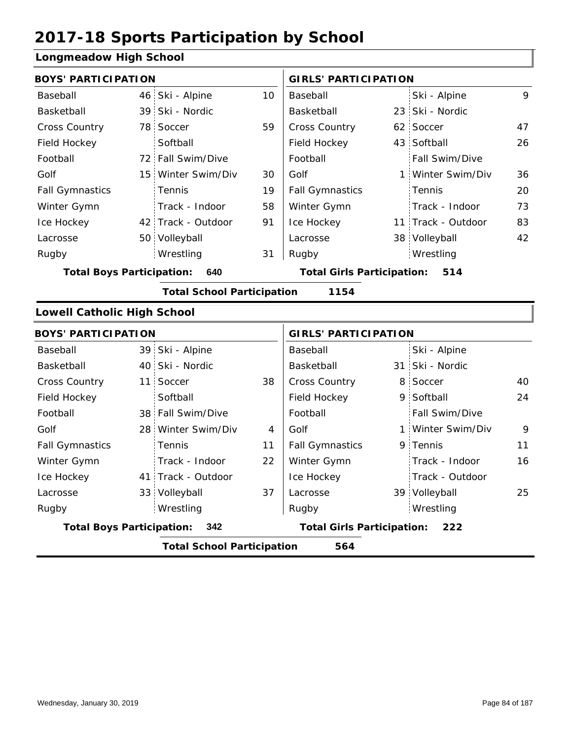# 2017-18 Sports Participation by School

## Longmeadow High School

| BOYS' PARTICIPATION | | | | GIRLS' PARTICIPATION | | | |
|---|---|---|---|---|---|---|---|
| Baseball | 46 | Ski - Alpine | 10 | Baseball | | Ski - Alpine | 9 |
| Basketball | 39 | Ski - Nordic | | Basketball | 23 | Ski - Nordic | |
| Cross Country | 78 | Soccer | 59 | Cross Country | 62 | Soccer | 47 |
| Field Hockey | | Softball | | Field Hockey | 43 | Softball | 26 |
| Football | 72 | Fall Swim/Dive | | Football | | Fall Swim/Dive | |
| Golf | 15 | Winter Swim/Div | 30 | Golf | 1 | Winter Swim/Div | 36 |
| Fall Gymnastics | | Tennis | 19 | Fall Gymnastics | | Tennis | 20 |
| Winter Gymn | | Track - Indoor | 58 | Winter Gymn | | Track - Indoor | 73 |
| Ice Hockey | 42 | Track - Outdoor | 91 | Ice Hockey | 11 | Track - Outdoor | 83 |
| Lacrosse | 50 | Volleyball | | Lacrosse | 38 | Volleyball | 42 |
| Rugby | | Wrestling | 31 | Rugby | | Wrestling | |

**Total Boys Participation: 640** | **Total Girls Participation: 514**

**Total School Participation 1154**

## Lowell Catholic High School

| BOYS' PARTICIPATION | | | | GIRLS' PARTICIPATION | | | |
|---|---|---|---|---|---|---|---|
| Baseball | 39 | Ski - Alpine | | Baseball | | Ski - Alpine | |
| Basketball | 40 | Ski - Nordic | | Basketball | 31 | Ski - Nordic | |
| Cross Country | 11 | Soccer | 38 | Cross Country | 8 | Soccer | 40 |
| Field Hockey | | Softball | | Field Hockey | 9 | Softball | 24 |
| Football | 38 | Fall Swim/Dive | | Football | | Fall Swim/Dive | |
| Golf | 28 | Winter Swim/Div | 4 | Golf | 1 | Winter Swim/Div | 9 |
| Fall Gymnastics | | Tennis | 11 | Fall Gymnastics | 9 | Tennis | 11 |
| Winter Gymn | | Track - Indoor | 22 | Winter Gymn | | Track - Indoor | 16 |
| Ice Hockey | 41 | Track - Outdoor | | Ice Hockey | | Track - Outdoor | |
| Lacrosse | 33 | Volleyball | 37 | Lacrosse | 39 | Volleyball | 25 |
| Rugby | | Wrestling | | Rugby | | Wrestling | |

**Total Boys Participation: 342** | **Total Girls Participation: 222**

**Total School Participation 564**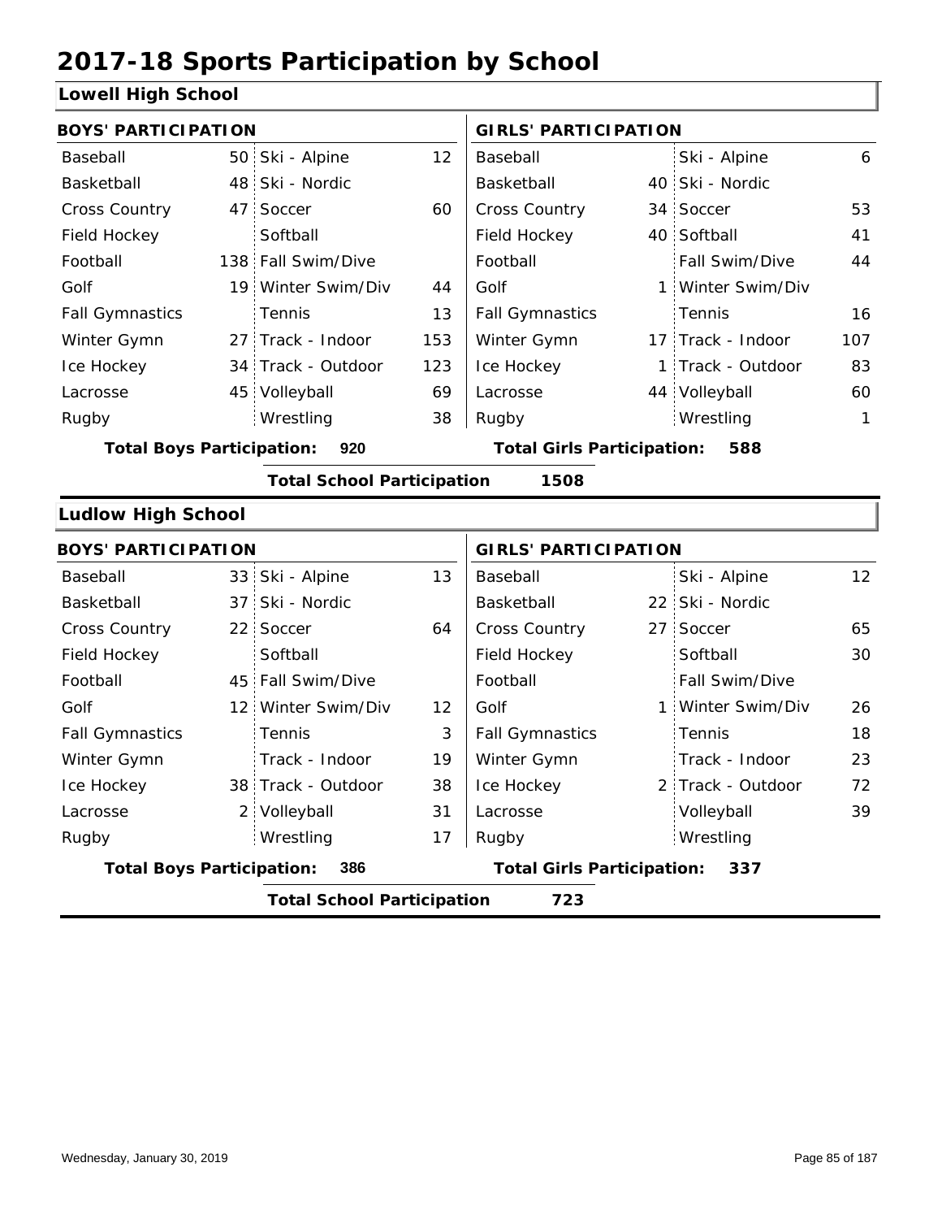# 2017-18 Sports Participation by School

## Lowell High School

| BOYS' PARTICIPATION | | | | GIRLS' PARTICIPATION | | | |
|---|---|---|---|---|---|---|---|
| Baseball | 50 | Ski - Alpine | 12 | Baseball | | Ski - Alpine | 6 |
| Basketball | 48 | Ski - Nordic | | Basketball | 40 | Ski - Nordic | |
| Cross Country | 47 | Soccer | 60 | Cross Country | 34 | Soccer | 53 |
| Field Hockey | | Softball | | Field Hockey | 40 | Softball | 41 |
| Football | 138 | Fall Swim/Dive | | Football | | Fall Swim/Dive | 44 |
| Golf | 19 | Winter Swim/Div | 44 | Golf | 1 | Winter Swim/Div | |
| Fall Gymnastics | | Tennis | 13 | Fall Gymnastics | | Tennis | 16 |
| Winter Gymn | 27 | Track - Indoor | 153 | Winter Gymn | 17 | Track - Indoor | 107 |
| Ice Hockey | 34 | Track - Outdoor | 123 | Ice Hockey | 1 | Track - Outdoor | 83 |
| Lacrosse | 45 | Volleyball | 69 | Lacrosse | 44 | Volleyball | 60 |
| Rugby | | Wrestling | 38 | Rugby | | Wrestling | 1 |

**Total Boys Participation: 920** **Total Girls Participation: 588**

**Total School Participation 1508**

## Ludlow High School

| BOYS' PARTICIPATION | | | | GIRLS' PARTICIPATION | | | |
|---|---|---|---|---|---|---|---|
| Baseball | 33 | Ski - Alpine | 13 | Baseball | | Ski - Alpine | 12 |
| Basketball | 37 | Ski - Nordic | | Basketball | 22 | Ski - Nordic | |
| Cross Country | 22 | Soccer | 64 | Cross Country | 27 | Soccer | 65 |
| Field Hockey | | Softball | | Field Hockey | | Softball | 30 |
| Football | 45 | Fall Swim/Dive | | Football | | Fall Swim/Dive | |
| Golf | 12 | Winter Swim/Div | 12 | Golf | 1 | Winter Swim/Div | 26 |
| Fall Gymnastics | | Tennis | 3 | Fall Gymnastics | | Tennis | 18 |
| Winter Gymn | | Track - Indoor | 19 | Winter Gymn | | Track - Indoor | 23 |
| Ice Hockey | 38 | Track - Outdoor | 38 | Ice Hockey | 2 | Track - Outdoor | 72 |
| Lacrosse | 2 | Volleyball | 31 | Lacrosse | | Volleyball | 39 |
| Rugby | | Wrestling | 17 | Rugby | | Wrestling | |

**Total Boys Participation: 386** **Total Girls Participation: 337**

**Total School Participation 723**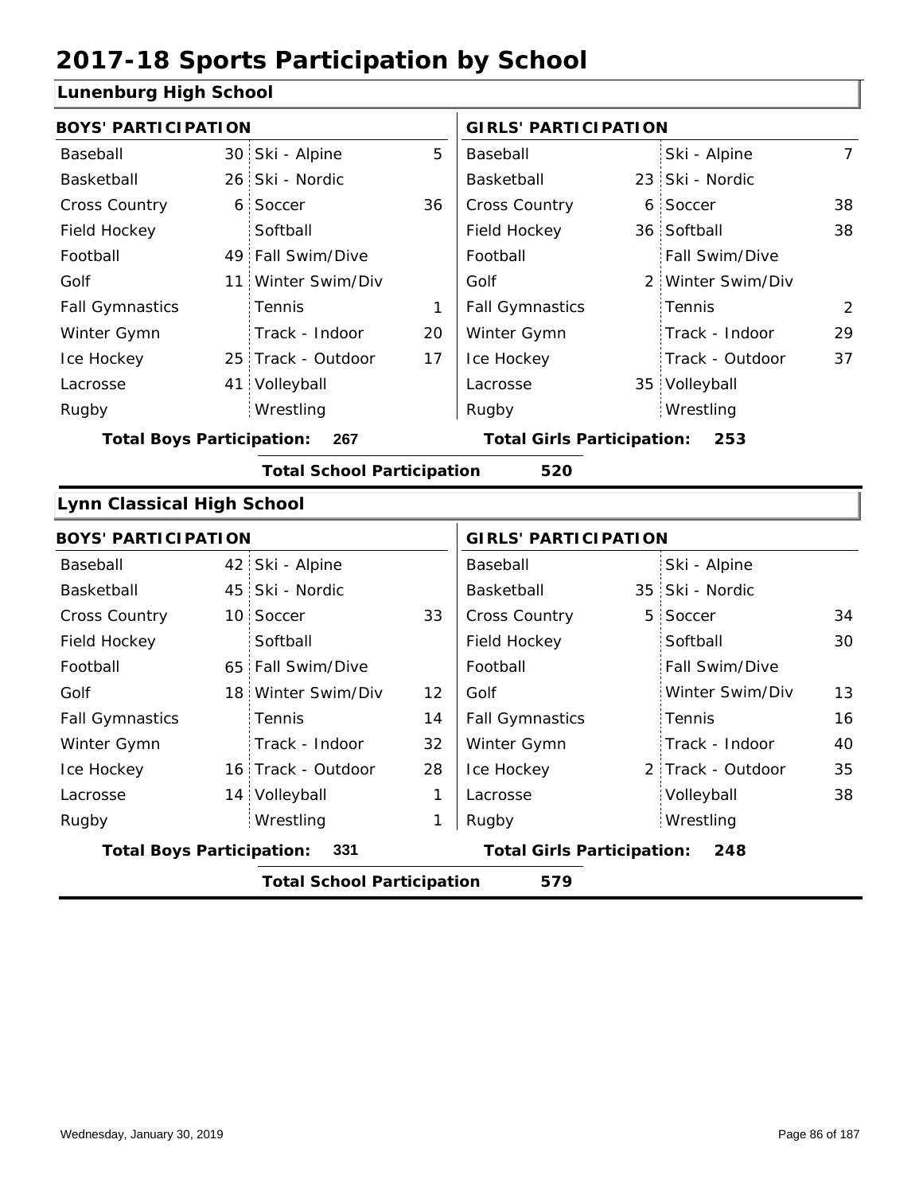# 2017-18 Sports Participation by School

## Lunenburg High School

| BOYS' PARTICIPATION | | | | GIRLS' PARTICIPATION | | | |
|---|---|---|---|---|---|---|---|
| Baseball | 30 | Ski - Alpine | 5 | Baseball | | Ski - Alpine | 7 |
| Basketball | 26 | Ski - Nordic | | Basketball | 23 | Ski - Nordic | |
| Cross Country | 6 | Soccer | 36 | Cross Country | 6 | Soccer | 38 |
| Field Hockey | | Softball | | Field Hockey | 36 | Softball | 38 |
| Football | 49 | Fall Swim/Dive | | Football | | Fall Swim/Dive | |
| Golf | 11 | Winter Swim/Div | | Golf | 2 | Winter Swim/Div | |
| Fall Gymnastics | | Tennis | 1 | Fall Gymnastics | | Tennis | 2 |
| Winter Gymn | | Track - Indoor | 20 | Winter Gymn | | Track - Indoor | 29 |
| Ice Hockey | 25 | Track - Outdoor | 17 | Ice Hockey | | Track - Outdoor | 37 |
| Lacrosse | 41 | Volleyball | | Lacrosse | 35 | Volleyball | |
| Rugby | | Wrestling | | Rugby | | Wrestling | |

**Total Boys Participation: 267** | **Total Girls Participation: 253**

**Total School Participation 520**

## Lynn Classical High School

| BOYS' PARTICIPATION | | | | GIRLS' PARTICIPATION | | | |
|---|---|---|---|---|---|---|---|
| Baseball | 42 | Ski - Alpine | | Baseball | | Ski - Alpine | |
| Basketball | 45 | Ski - Nordic | | Basketball | 35 | Ski - Nordic | |
| Cross Country | 10 | Soccer | 33 | Cross Country | 5 | Soccer | 34 |
| Field Hockey | | Softball | | Field Hockey | | Softball | 30 |
| Football | 65 | Fall Swim/Dive | | Football | | Fall Swim/Dive | |
| Golf | 18 | Winter Swim/Div | 12 | Golf | | Winter Swim/Div | 13 |
| Fall Gymnastics | | Tennis | 14 | Fall Gymnastics | | Tennis | 16 |
| Winter Gymn | | Track - Indoor | 32 | Winter Gymn | | Track - Indoor | 40 |
| Ice Hockey | 16 | Track - Outdoor | 28 | Ice Hockey | 2 | Track - Outdoor | 35 |
| Lacrosse | 14 | Volleyball | 1 | Lacrosse | | Volleyball | 38 |
| Rugby | | Wrestling | 1 | Rugby | | Wrestling | |

**Total Boys Participation: 331** | **Total Girls Participation: 248**

**Total School Participation 579**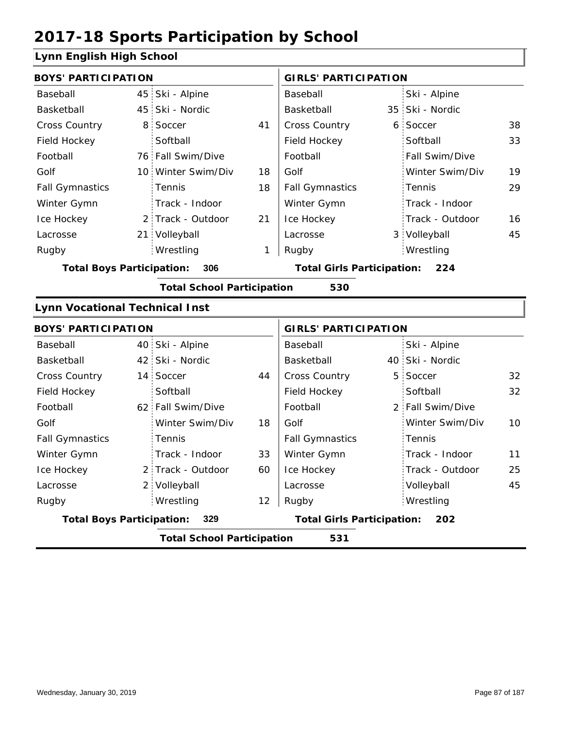# 2017-18 Sports Participation by School

## Lynn English High School

### BOYS' PARTICIPATION

| Sport | | Sport | |
|---|---|---|---|
| Baseball | 45 | Ski - Alpine | |
| Basketball | 45 | Ski - Nordic | |
| Cross Country | 8 | Soccer | 41 |
| Field Hockey | | Softball | |
| Football | 76 | Fall Swim/Dive | |
| Golf | 10 | Winter Swim/Div | 18 |
| Fall Gymnastics | | Tennis | 18 |
| Winter Gymn | | Track - Indoor | |
| Ice Hockey | 2 | Track - Outdoor | 21 |
| Lacrosse | 21 | Volleyball | |
| Rugby | | Wrestling | 1 |

**Total Boys Participation: 306**

### GIRLS' PARTICIPATION

| Sport | | Sport | |
|---|---|---|---|
| Baseball | | Ski - Alpine | |
| Basketball | 35 | Ski - Nordic | |
| Cross Country | 6 | Soccer | 38 |
| Field Hockey | | Softball | 33 |
| Football | | Fall Swim/Dive | |
| Golf | | Winter Swim/Div | 19 |
| Fall Gymnastics | | Tennis | 29 |
| Winter Gymn | | Track - Indoor | |
| Ice Hockey | | Track - Outdoor | 16 |
| Lacrosse | 3 | Volleyball | 45 |
| Rugby | | Wrestling | |

**Total Girls Participation: 224**

**Total School Participation 530**

## Lynn Vocational Technical Inst

### BOYS' PARTICIPATION

| Sport | | Sport | |
|---|---|---|---|
| Baseball | 40 | Ski - Alpine | |
| Basketball | 42 | Ski - Nordic | |
| Cross Country | 14 | Soccer | 44 |
| Field Hockey | | Softball | |
| Football | 62 | Fall Swim/Dive | |
| Golf | | Winter Swim/Div | 18 |
| Fall Gymnastics | | Tennis | |
| Winter Gymn | | Track - Indoor | 33 |
| Ice Hockey | 2 | Track - Outdoor | 60 |
| Lacrosse | 2 | Volleyball | |
| Rugby | | Wrestling | 12 |

**Total Boys Participation: 329**

### GIRLS' PARTICIPATION

| Sport | | Sport | |
|---|---|---|---|
| Baseball | | Ski - Alpine | |
| Basketball | 40 | Ski - Nordic | |
| Cross Country | 5 | Soccer | 32 |
| Field Hockey | | Softball | 32 |
| Football | 2 | Fall Swim/Dive | |
| Golf | | Winter Swim/Div | 10 |
| Fall Gymnastics | | Tennis | |
| Winter Gymn | | Track - Indoor | 11 |
| Ice Hockey | | Track - Outdoor | 25 |
| Lacrosse | | Volleyball | 45 |
| Rugby | | Wrestling | |

**Total Girls Participation: 202**

**Total School Participation 531**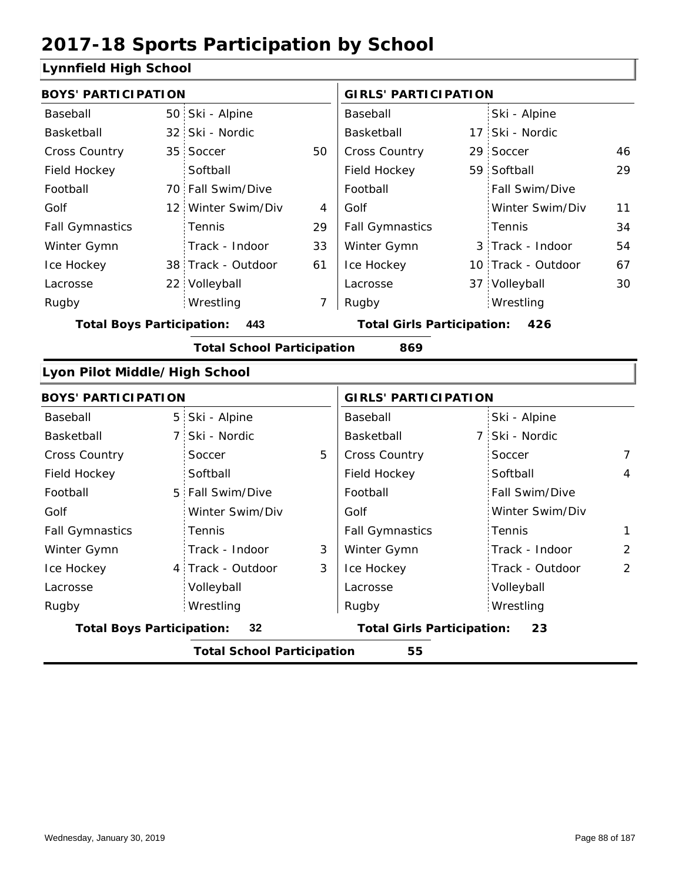# 2017-18 Sports Participation by School

## Lynnfield High School

| BOYS' PARTICIPATION | | | | GIRLS' PARTICIPATION | | | |
|---|---|---|---|---|---|---|---|
| Baseball | 50 | Ski - Alpine | | Baseball | | Ski - Alpine | |
| Basketball | 32 | Ski - Nordic | | Basketball | 17 | Ski - Nordic | |
| Cross Country | 35 | Soccer | 50 | Cross Country | 29 | Soccer | 46 |
| Field Hockey | | Softball | | Field Hockey | 59 | Softball | 29 |
| Football | 70 | Fall Swim/Dive | | Football | | Fall Swim/Dive | |
| Golf | 12 | Winter Swim/Div | 4 | Golf | | Winter Swim/Div | 11 |
| Fall Gymnastics | | Tennis | 29 | Fall Gymnastics | | Tennis | 34 |
| Winter Gymn | | Track - Indoor | 33 | Winter Gymn | 3 | Track - Indoor | 54 |
| Ice Hockey | 38 | Track - Outdoor | 61 | Ice Hockey | 10 | Track - Outdoor | 67 |
| Lacrosse | 22 | Volleyball | | Lacrosse | 37 | Volleyball | 30 |
| Rugby | | Wrestling | 7 | Rugby | | Wrestling | |

**Total Boys Participation: 443** **Total Girls Participation: 426**

**Total School Participation 869**

## Lyon Pilot Middle/High School

| BOYS' PARTICIPATION | | | | GIRLS' PARTICIPATION | | | |
|---|---|---|---|---|---|---|---|
| Baseball | 5 | Ski - Alpine | | Baseball | | Ski - Alpine | |
| Basketball | 7 | Ski - Nordic | | Basketball | 7 | Ski - Nordic | |
| Cross Country | | Soccer | 5 | Cross Country | | Soccer | 7 |
| Field Hockey | | Softball | | Field Hockey | | Softball | 4 |
| Football | 5 | Fall Swim/Dive | | Football | | Fall Swim/Dive | |
| Golf | | Winter Swim/Div | | Golf | | Winter Swim/Div | |
| Fall Gymnastics | | Tennis | | Fall Gymnastics | | Tennis | 1 |
| Winter Gymn | | Track - Indoor | 3 | Winter Gymn | | Track - Indoor | 2 |
| Ice Hockey | 4 | Track - Outdoor | 3 | Ice Hockey | | Track - Outdoor | 2 |
| Lacrosse | | Volleyball | | Lacrosse | | Volleyball | |
| Rugby | | Wrestling | | Rugby | | Wrestling | |

**Total Boys Participation: 32** **Total Girls Participation: 23**

**Total School Participation 55**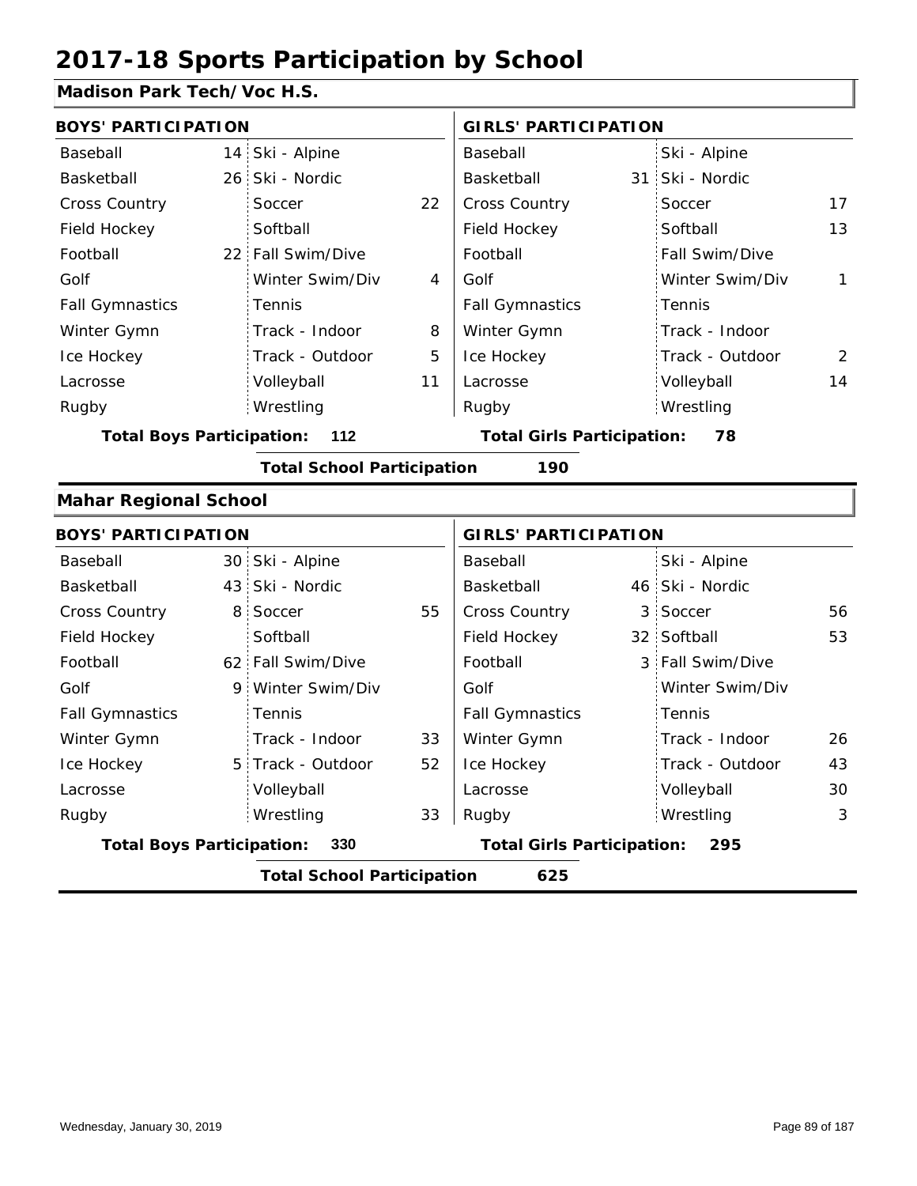# 2017-18 Sports Participation by School

## Madison Park Tech/Voc H.S.

| BOYS' PARTICIPATION | | | | GIRLS' PARTICIPATION | | | |
|---|---|---|---|---|---|---|---|
| Baseball | 14 | Ski - Alpine | | Baseball | | Ski - Alpine | |
| Basketball | 26 | Ski - Nordic | | Basketball | 31 | Ski - Nordic | |
| Cross Country | | Soccer | 22 | Cross Country | | Soccer | 17 |
| Field Hockey | | Softball | | Field Hockey | | Softball | 13 |
| Football | 22 | Fall Swim/Dive | | Football | | Fall Swim/Dive | |
| Golf | | Winter Swim/Div | 4 | Golf | | Winter Swim/Div | 1 |
| Fall Gymnastics | | Tennis | | Fall Gymnastics | | Tennis | |
| Winter Gymn | | Track - Indoor | 8 | Winter Gymn | | Track - Indoor | |
| Ice Hockey | | Track - Outdoor | 5 | Ice Hockey | | Track - Outdoor | 2 |
| Lacrosse | | Volleyball | 11 | Lacrosse | | Volleyball | 14 |
| Rugby | | Wrestling | | Rugby | | Wrestling | |

**Total Boys Participation: 112** **Total Girls Participation: 78**

**Total School Participation 190**

## Mahar Regional School

| BOYS' PARTICIPATION | | | | GIRLS' PARTICIPATION | | | |
|---|---|---|---|---|---|---|---|
| Baseball | 30 | Ski - Alpine | | Baseball | | Ski - Alpine | |
| Basketball | 43 | Ski - Nordic | | Basketball | 46 | Ski - Nordic | |
| Cross Country | 8 | Soccer | 55 | Cross Country | 3 | Soccer | 56 |
| Field Hockey | | Softball | | Field Hockey | 32 | Softball | 53 |
| Football | 62 | Fall Swim/Dive | | Football | 3 | Fall Swim/Dive | |
| Golf | 9 | Winter Swim/Div | | Golf | | Winter Swim/Div | |
| Fall Gymnastics | | Tennis | | Fall Gymnastics | | Tennis | |
| Winter Gymn | | Track - Indoor | 33 | Winter Gymn | | Track - Indoor | 26 |
| Ice Hockey | 5 | Track - Outdoor | 52 | Ice Hockey | | Track - Outdoor | 43 |
| Lacrosse | | Volleyball | | Lacrosse | | Volleyball | 30 |
| Rugby | | Wrestling | 33 | Rugby | | Wrestling | 3 |

**Total Boys Participation: 330** **Total Girls Participation: 295**

**Total School Participation 625**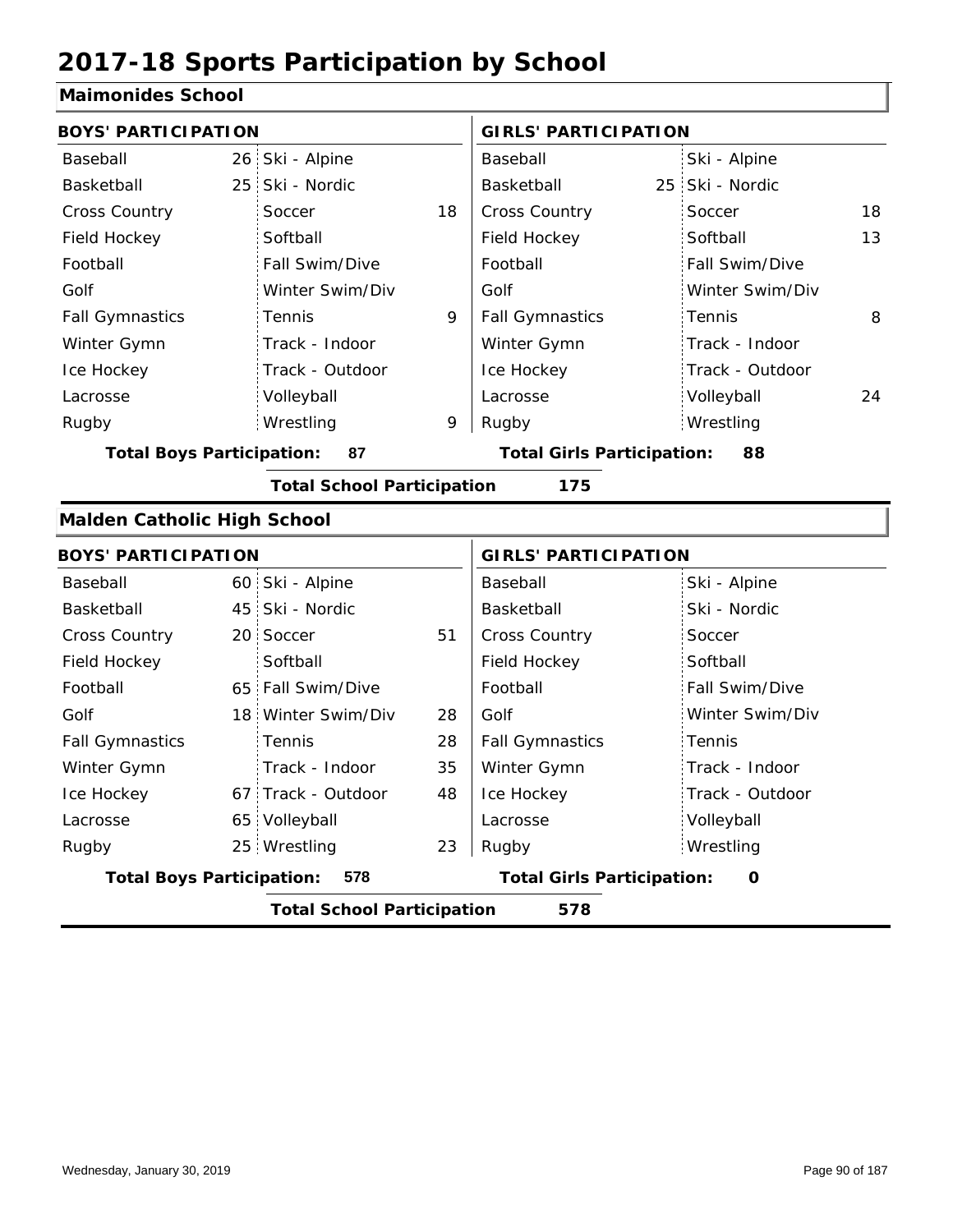# 2017-18 Sports Participation by School

## Maimonides School

| BOYS' PARTICIPATION | | | | GIRLS' PARTICIPATION | | | |
|---|---|---|---|---|---|---|---|
| Baseball | 26 | Ski - Alpine | | Baseball | | Ski - Alpine | |
| Basketball | 25 | Ski - Nordic | | Basketball | 25 | Ski - Nordic | |
| Cross Country | | Soccer | 18 | Cross Country | | Soccer | 18 |
| Field Hockey | | Softball | | Field Hockey | | Softball | 13 |
| Football | | Fall Swim/Dive | | Football | | Fall Swim/Dive | |
| Golf | | Winter Swim/Div | | Golf | | Winter Swim/Div | |
| Fall Gymnastics | | Tennis | 9 | Fall Gymnastics | | Tennis | 8 |
| Winter Gymn | | Track - Indoor | | Winter Gymn | | Track - Indoor | |
| Ice Hockey | | Track - Outdoor | | Ice Hockey | | Track - Outdoor | |
| Lacrosse | | Volleyball | | Lacrosse | | Volleyball | 24 |
| Rugby | | Wrestling | 9 | Rugby | | Wrestling | |

**Total Boys Participation:** 87 **Total Girls Participation:** 88

**Total School Participation** 175

## Malden Catholic High School

| BOYS' PARTICIPATION | | | | GIRLS' PARTICIPATION | | | |
|---|---|---|---|---|---|---|---|
| Baseball | 60 | Ski - Alpine | | Baseball | | Ski - Alpine | |
| Basketball | 45 | Ski - Nordic | | Basketball | | Ski - Nordic | |
| Cross Country | 20 | Soccer | 51 | Cross Country | | Soccer | |
| Field Hockey | | Softball | | Field Hockey | | Softball | |
| Football | 65 | Fall Swim/Dive | | Football | | Fall Swim/Dive | |
| Golf | 18 | Winter Swim/Div | 28 | Golf | | Winter Swim/Div | |
| Fall Gymnastics | | Tennis | 28 | Fall Gymnastics | | Tennis | |
| Winter Gymn | | Track - Indoor | 35 | Winter Gymn | | Track - Indoor | |
| Ice Hockey | 67 | Track - Outdoor | 48 | Ice Hockey | | Track - Outdoor | |
| Lacrosse | 65 | Volleyball | | Lacrosse | | Volleyball | |
| Rugby | 25 | Wrestling | 23 | Rugby | | Wrestling | |

**Total Boys Participation:** 578 **Total Girls Participation:** 0

**Total School Participation** 578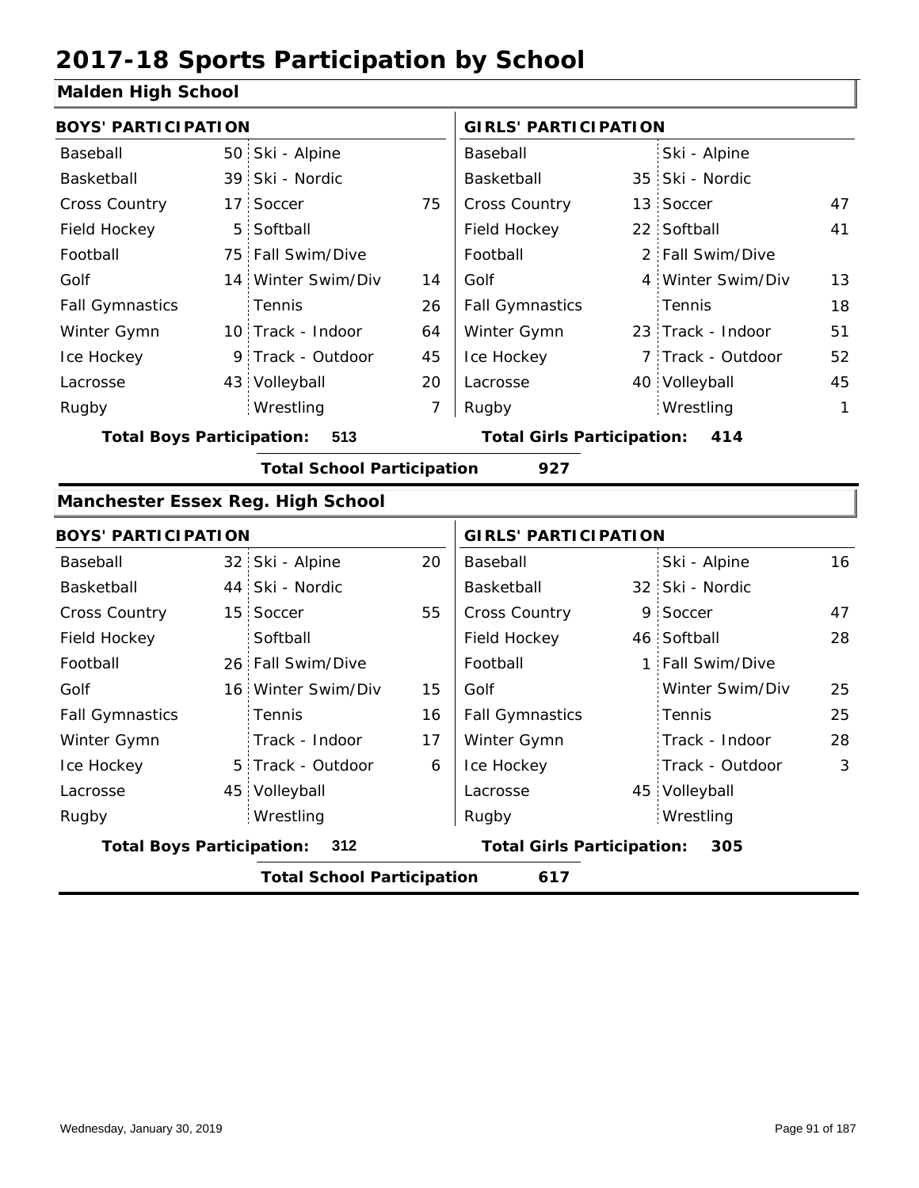# 2017-18 Sports Participation by School

## Malden High School

| BOYS' PARTICIPATION | | | | GIRLS' PARTICIPATION | | | |
|---|---|---|---|---|---|---|---|
| Baseball | 50 | Ski - Alpine | | Baseball | | Ski - Alpine | |
| Basketball | 39 | Ski - Nordic | | Basketball | 35 | Ski - Nordic | |
| Cross Country | 17 | Soccer | 75 | Cross Country | 13 | Soccer | 47 |
| Field Hockey | 5 | Softball | | Field Hockey | 22 | Softball | 41 |
| Football | 75 | Fall Swim/Dive | | Football | 2 | Fall Swim/Dive | |
| Golf | 14 | Winter Swim/Div | 14 | Golf | 4 | Winter Swim/Div | 13 |
| Fall Gymnastics | | Tennis | 26 | Fall Gymnastics | | Tennis | 18 |
| Winter Gymn | 10 | Track - Indoor | 64 | Winter Gymn | 23 | Track - Indoor | 51 |
| Ice Hockey | 9 | Track - Outdoor | 45 | Ice Hockey | 7 | Track - Outdoor | 52 |
| Lacrosse | 43 | Volleyball | 20 | Lacrosse | 40 | Volleyball | 45 |
| Rugby | | Wrestling | 7 | Rugby | | Wrestling | 1 |

**Total Boys Participation: 513** | **Total Girls Participation: 414**

**Total School Participation 927**

## Manchester Essex Reg. High School

| BOYS' PARTICIPATION | | | | GIRLS' PARTICIPATION | | | |
|---|---|---|---|---|---|---|---|
| Baseball | 32 | Ski - Alpine | 20 | Baseball | | Ski - Alpine | 16 |
| Basketball | 44 | Ski - Nordic | | Basketball | 32 | Ski - Nordic | |
| Cross Country | 15 | Soccer | 55 | Cross Country | 9 | Soccer | 47 |
| Field Hockey | | Softball | | Field Hockey | 46 | Softball | 28 |
| Football | 26 | Fall Swim/Dive | | Football | 1 | Fall Swim/Dive | |
| Golf | 16 | Winter Swim/Div | 15 | Golf | | Winter Swim/Div | 25 |
| Fall Gymnastics | | Tennis | 16 | Fall Gymnastics | | Tennis | 25 |
| Winter Gymn | | Track - Indoor | 17 | Winter Gymn | | Track - Indoor | 28 |
| Ice Hockey | 5 | Track - Outdoor | 6 | Ice Hockey | | Track - Outdoor | 3 |
| Lacrosse | 45 | Volleyball | | Lacrosse | 45 | Volleyball | |
| Rugby | | Wrestling | | Rugby | | Wrestling | |

**Total Boys Participation: 312** | **Total Girls Participation: 305**

**Total School Participation 617**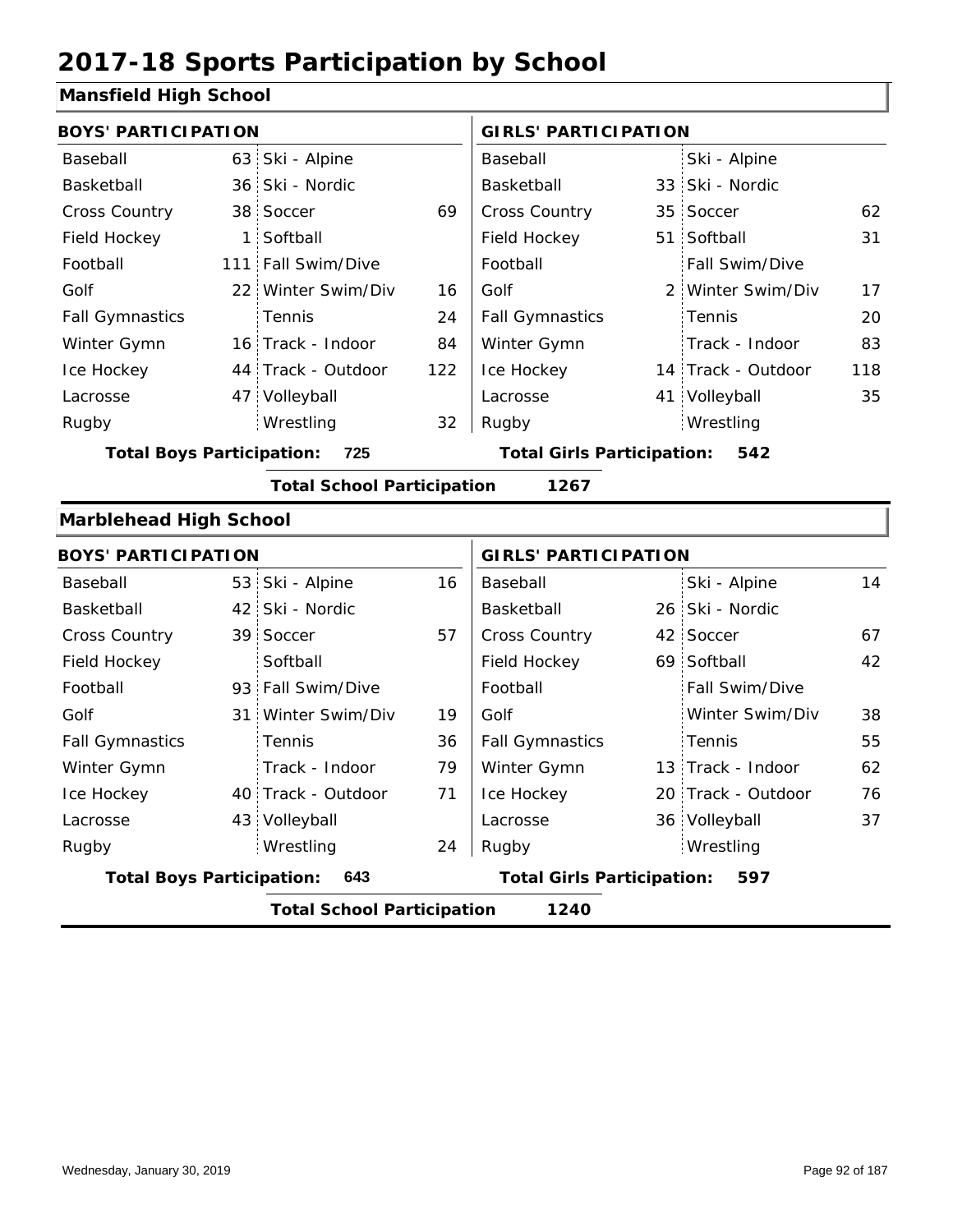# 2017-18 Sports Participation by School

## Mansfield High School

| BOYS' PARTICIPATION | | | | GIRLS' PARTICIPATION | | | |
|---|---|---|---|---|---|---|---|
| Baseball | 63 | Ski - Alpine | | Baseball | | Ski - Alpine | |
| Basketball | 36 | Ski - Nordic | | Basketball | 33 | Ski - Nordic | |
| Cross Country | 38 | Soccer | 69 | Cross Country | 35 | Soccer | 62 |
| Field Hockey | 1 | Softball | | Field Hockey | 51 | Softball | 31 |
| Football | 111 | Fall Swim/Dive | | Football | | Fall Swim/Dive | |
| Golf | 22 | Winter Swim/Div | 16 | Golf | 2 | Winter Swim/Div | 17 |
| Fall Gymnastics | | Tennis | 24 | Fall Gymnastics | | Tennis | 20 |
| Winter Gymn | 16 | Track - Indoor | 84 | Winter Gymn | | Track - Indoor | 83 |
| Ice Hockey | 44 | Track - Outdoor | 122 | Ice Hockey | 14 | Track - Outdoor | 118 |
| Lacrosse | 47 | Volleyball | | Lacrosse | 41 | Volleyball | 35 |
| Rugby | | Wrestling | 32 | Rugby | | Wrestling | |

**Total Boys Participation: 725** | **Total Girls Participation: 542**

**Total School Participation 1267**

## Marblehead High School

| BOYS' PARTICIPATION | | | | GIRLS' PARTICIPATION | | | |
|---|---|---|---|---|---|---|---|
| Baseball | 53 | Ski - Alpine | 16 | Baseball | | Ski - Alpine | 14 |
| Basketball | 42 | Ski - Nordic | | Basketball | 26 | Ski - Nordic | |
| Cross Country | 39 | Soccer | 57 | Cross Country | 42 | Soccer | 67 |
| Field Hockey | | Softball | | Field Hockey | 69 | Softball | 42 |
| Football | 93 | Fall Swim/Dive | | Football | | Fall Swim/Dive | |
| Golf | 31 | Winter Swim/Div | 19 | Golf | | Winter Swim/Div | 38 |
| Fall Gymnastics | | Tennis | 36 | Fall Gymnastics | | Tennis | 55 |
| Winter Gymn | | Track - Indoor | 79 | Winter Gymn | 13 | Track - Indoor | 62 |
| Ice Hockey | 40 | Track - Outdoor | 71 | Ice Hockey | 20 | Track - Outdoor | 76 |
| Lacrosse | 43 | Volleyball | | Lacrosse | 36 | Volleyball | 37 |
| Rugby | | Wrestling | 24 | Rugby | | Wrestling | |

**Total Boys Participation: 643** | **Total Girls Participation: 597**

**Total School Participation 1240**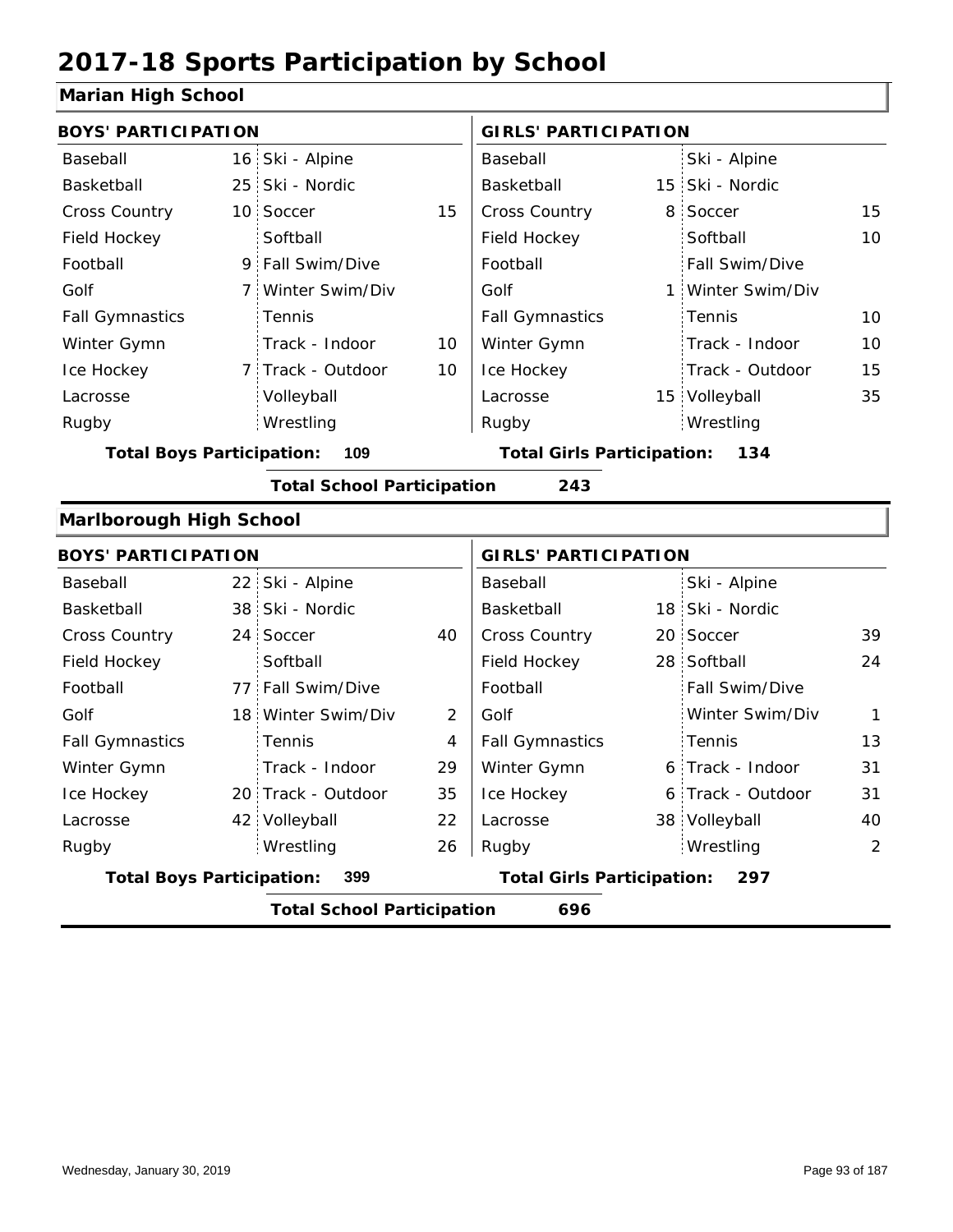# 2017-18 Sports Participation by School

## Marian High School

| BOYS' PARTICIPATION | | | | GIRLS' PARTICIPATION | | | |
|---|---|---|---|---|---|---|---|
| Baseball | 16 | Ski - Alpine | | Baseball | | Ski - Alpine | |
| Basketball | 25 | Ski - Nordic | | Basketball | 15 | Ski - Nordic | |
| Cross Country | 10 | Soccer | 15 | Cross Country | 8 | Soccer | 15 |
| Field Hockey | | Softball | | Field Hockey | | Softball | 10 |
| Football | 9 | Fall Swim/Dive | | Football | | Fall Swim/Dive | |
| Golf | 7 | Winter Swim/Div | | Golf | 1 | Winter Swim/Div | |
| Fall Gymnastics | | Tennis | | Fall Gymnastics | | Tennis | 10 |
| Winter Gymn | | Track - Indoor | 10 | Winter Gymn | | Track - Indoor | 10 |
| Ice Hockey | 7 | Track - Outdoor | 10 | Ice Hockey | | Track - Outdoor | 15 |
| Lacrosse | | Volleyball | | Lacrosse | 15 | Volleyball | 35 |
| Rugby | | Wrestling | | Rugby | | Wrestling | |

**Total Boys Participation: 109** — **Total Girls Participation: 134**

**Total School Participation 243**

## Marlborough High School

| BOYS' PARTICIPATION | | | | GIRLS' PARTICIPATION | | | |
|---|---|---|---|---|---|---|---|
| Baseball | 22 | Ski - Alpine | | Baseball | | Ski - Alpine | |
| Basketball | 38 | Ski - Nordic | | Basketball | 18 | Ski - Nordic | |
| Cross Country | 24 | Soccer | 40 | Cross Country | 20 | Soccer | 39 |
| Field Hockey | | Softball | | Field Hockey | 28 | Softball | 24 |
| Football | 77 | Fall Swim/Dive | | Football | | Fall Swim/Dive | |
| Golf | 18 | Winter Swim/Div | 2 | Golf | | Winter Swim/Div | 1 |
| Fall Gymnastics | | Tennis | 4 | Fall Gymnastics | | Tennis | 13 |
| Winter Gymn | | Track - Indoor | 29 | Winter Gymn | 6 | Track - Indoor | 31 |
| Ice Hockey | 20 | Track - Outdoor | 35 | Ice Hockey | 6 | Track - Outdoor | 31 |
| Lacrosse | 42 | Volleyball | 22 | Lacrosse | 38 | Volleyball | 40 |
| Rugby | | Wrestling | 26 | Rugby | | Wrestling | 2 |

**Total Boys Participation: 399** — **Total Girls Participation: 297**

**Total School Participation 696**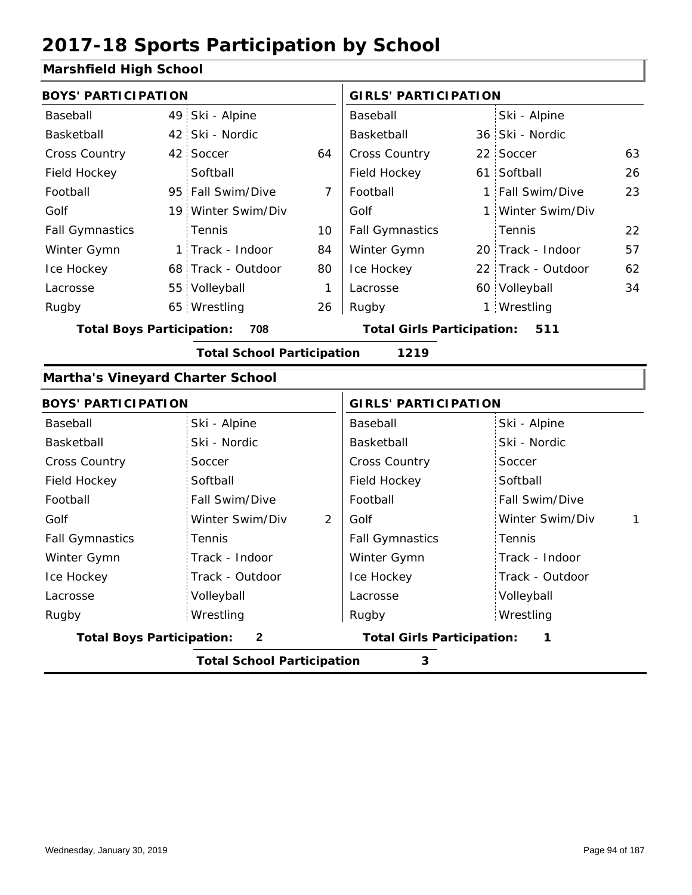# 2017-18 Sports Participation by School

## Marshfield High School

| BOYS' PARTICIPATION | | | | GIRLS' PARTICIPATION | | | |
|---|---|---|---|---|---|---|---|
| Baseball | 49 | Ski - Alpine | | Baseball | | Ski - Alpine | |
| Basketball | 42 | Ski - Nordic | | Basketball | 36 | Ski - Nordic | |
| Cross Country | 42 | Soccer | 64 | Cross Country | 22 | Soccer | 63 |
| Field Hockey | | Softball | | Field Hockey | 61 | Softball | 26 |
| Football | 95 | Fall Swim/Dive | 7 | Football | 1 | Fall Swim/Dive | 23 |
| Golf | 19 | Winter Swim/Div | | Golf | 1 | Winter Swim/Div | |
| Fall Gymnastics | | Tennis | 10 | Fall Gymnastics | | Tennis | 22 |
| Winter Gymn | 1 | Track - Indoor | 84 | Winter Gymn | 20 | Track - Indoor | 57 |
| Ice Hockey | 68 | Track - Outdoor | 80 | Ice Hockey | 22 | Track - Outdoor | 62 |
| Lacrosse | 55 | Volleyball | 1 | Lacrosse | 60 | Volleyball | 34 |
| Rugby | 65 | Wrestling | 26 | Rugby | 1 | Wrestling | |

**Total Boys Participation: 708** **Total Girls Participation: 511**

**Total School Participation 1219**

## Martha's Vineyard Charter School

| BOYS' PARTICIPATION | | | | GIRLS' PARTICIPATION | | | |
|---|---|---|---|---|---|---|---|
| Baseball | | Ski - Alpine | | Baseball | | Ski - Alpine | |
| Basketball | | Ski - Nordic | | Basketball | | Ski - Nordic | |
| Cross Country | | Soccer | | Cross Country | | Soccer | |
| Field Hockey | | Softball | | Field Hockey | | Softball | |
| Football | | Fall Swim/Dive | | Football | | Fall Swim/Dive | |
| Golf | | Winter Swim/Div | 2 | Golf | | Winter Swim/Div | 1 |
| Fall Gymnastics | | Tennis | | Fall Gymnastics | | Tennis | |
| Winter Gymn | | Track - Indoor | | Winter Gymn | | Track - Indoor | |
| Ice Hockey | | Track - Outdoor | | Ice Hockey | | Track - Outdoor | |
| Lacrosse | | Volleyball | | Lacrosse | | Volleyball | |
| Rugby | | Wrestling | | Rugby | | Wrestling | |

**Total Boys Participation: 2** **Total Girls Participation: 1**

**Total School Participation 3**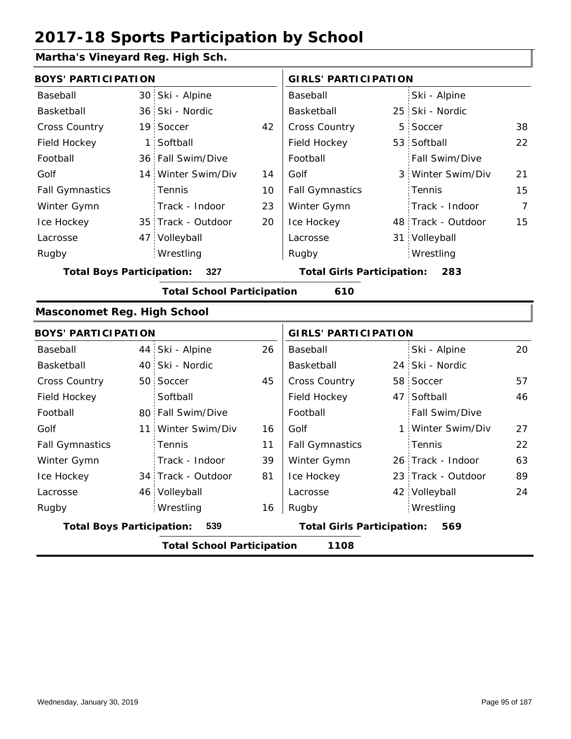# 2017-18 Sports Participation by School

## Martha's Vineyard Reg. High Sch.

| BOYS' PARTICIPATION | | | | GIRLS' PARTICIPATION | | | |
|---|---|---|---|---|---|---|---|
| Baseball | 30 | Ski - Alpine | | Baseball | | Ski - Alpine | |
| Basketball | 36 | Ski - Nordic | | Basketball | 25 | Ski - Nordic | |
| Cross Country | 19 | Soccer | 42 | Cross Country | 5 | Soccer | 38 |
| Field Hockey | 1 | Softball | | Field Hockey | 53 | Softball | 22 |
| Football | 36 | Fall Swim/Dive | | Football | | Fall Swim/Dive | |
| Golf | 14 | Winter Swim/Div | 14 | Golf | 3 | Winter Swim/Div | 21 |
| Fall Gymnastics | | Tennis | 10 | Fall Gymnastics | | Tennis | 15 |
| Winter Gymn | | Track - Indoor | 23 | Winter Gymn | | Track - Indoor | 7 |
| Ice Hockey | 35 | Track - Outdoor | 20 | Ice Hockey | 48 | Track - Outdoor | 15 |
| Lacrosse | 47 | Volleyball | | Lacrosse | 31 | Volleyball | |
| Rugby | | Wrestling | | Rugby | | Wrestling | |

**Total Boys Participation: 327** **Total Girls Participation: 283**

**Total School Participation 610**

## Masconomet Reg. High School

| BOYS' PARTICIPATION | | | | GIRLS' PARTICIPATION | | | |
|---|---|---|---|---|---|---|---|
| Baseball | 44 | Ski - Alpine | 26 | Baseball | | Ski - Alpine | 20 |
| Basketball | 40 | Ski - Nordic | | Basketball | 24 | Ski - Nordic | |
| Cross Country | 50 | Soccer | 45 | Cross Country | 58 | Soccer | 57 |
| Field Hockey | | Softball | | Field Hockey | 47 | Softball | 46 |
| Football | 80 | Fall Swim/Dive | | Football | | Fall Swim/Dive | |
| Golf | 11 | Winter Swim/Div | 16 | Golf | 1 | Winter Swim/Div | 27 |
| Fall Gymnastics | | Tennis | 11 | Fall Gymnastics | | Tennis | 22 |
| Winter Gymn | | Track - Indoor | 39 | Winter Gymn | 26 | Track - Indoor | 63 |
| Ice Hockey | 34 | Track - Outdoor | 81 | Ice Hockey | 23 | Track - Outdoor | 89 |
| Lacrosse | 46 | Volleyball | | Lacrosse | 42 | Volleyball | 24 |
| Rugby | | Wrestling | 16 | Rugby | | Wrestling | |

**Total Boys Participation: 539** **Total Girls Participation: 569**

**Total School Participation 1108**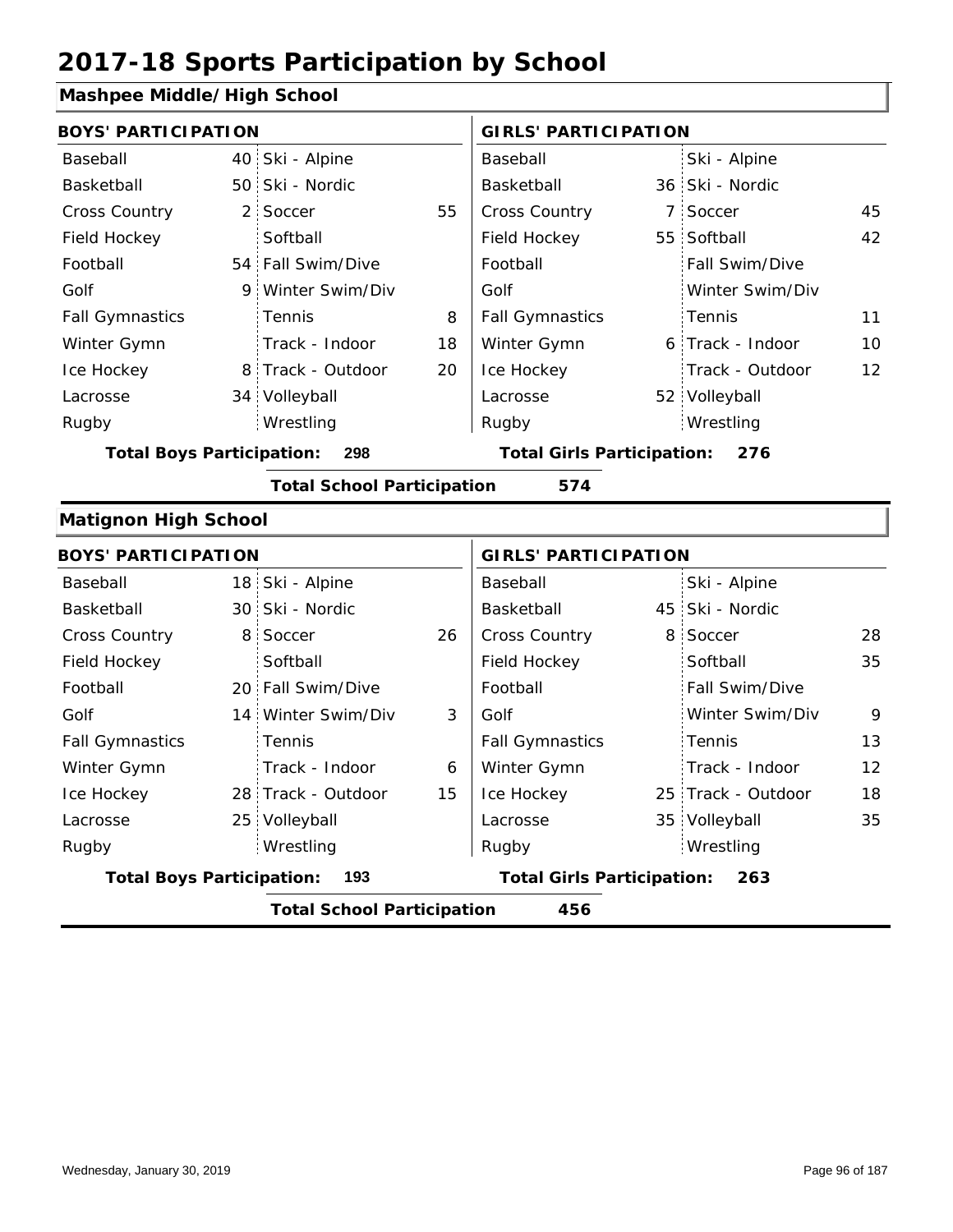# 2017-18 Sports Participation by School

## Mashpee Middle/High School

| BOYS' PARTICIPATION | | | | GIRLS' PARTICIPATION | | | |
|---|---|---|---|---|---|---|---|
| Baseball | 40 | Ski - Alpine | | Baseball | | Ski - Alpine | |
| Basketball | 50 | Ski - Nordic | | Basketball | 36 | Ski - Nordic | |
| Cross Country | 2 | Soccer | 55 | Cross Country | 7 | Soccer | 45 |
| Field Hockey | | Softball | | Field Hockey | 55 | Softball | 42 |
| Football | 54 | Fall Swim/Dive | | Football | | Fall Swim/Dive | |
| Golf | 9 | Winter Swim/Div | | Golf | | Winter Swim/Div | |
| Fall Gymnastics | | Tennis | 8 | Fall Gymnastics | | Tennis | 11 |
| Winter Gymn | | Track - Indoor | 18 | Winter Gymn | 6 | Track - Indoor | 10 |
| Ice Hockey | 8 | Track - Outdoor | 20 | Ice Hockey | | Track - Outdoor | 12 |
| Lacrosse | 34 | Volleyball | | Lacrosse | 52 | Volleyball | |
| Rugby | | Wrestling | | Rugby | | Wrestling | |

**Total Boys Participation: 298** | **Total Girls Participation: 276**

**Total School Participation 574**

## Matignon High School

| BOYS' PARTICIPATION | | | | GIRLS' PARTICIPATION | | | |
|---|---|---|---|---|---|---|---|
| Baseball | 18 | Ski - Alpine | | Baseball | | Ski - Alpine | |
| Basketball | 30 | Ski - Nordic | | Basketball | 45 | Ski - Nordic | |
| Cross Country | 8 | Soccer | 26 | Cross Country | 8 | Soccer | 28 |
| Field Hockey | | Softball | | Field Hockey | | Softball | 35 |
| Football | 20 | Fall Swim/Dive | | Football | | Fall Swim/Dive | |
| Golf | 14 | Winter Swim/Div | 3 | Golf | | Winter Swim/Div | 9 |
| Fall Gymnastics | | Tennis | | Fall Gymnastics | | Tennis | 13 |
| Winter Gymn | | Track - Indoor | 6 | Winter Gymn | | Track - Indoor | 12 |
| Ice Hockey | 28 | Track - Outdoor | 15 | Ice Hockey | 25 | Track - Outdoor | 18 |
| Lacrosse | 25 | Volleyball | | Lacrosse | 35 | Volleyball | 35 |
| Rugby | | Wrestling | | Rugby | | Wrestling | |

**Total Boys Participation: 193** | **Total Girls Participation: 263**

**Total School Participation 456**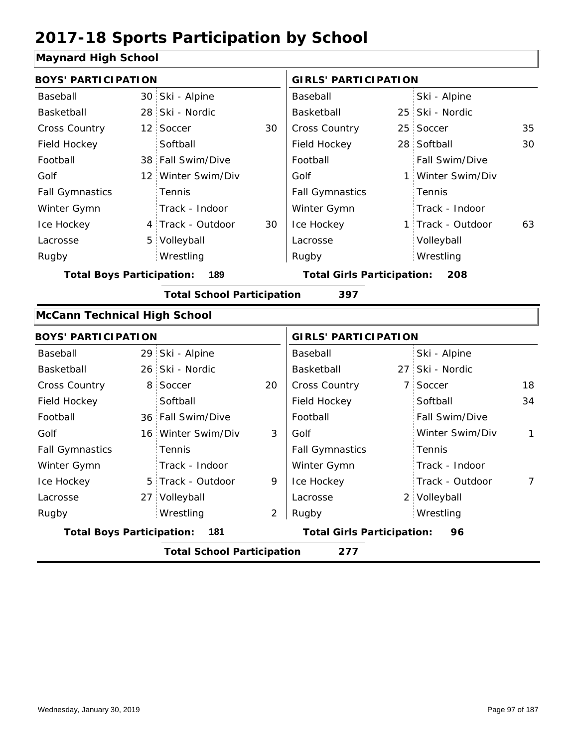# 2017-18 Sports Participation by School

## Maynard High School

| BOYS' PARTICIPATION | | | | GIRLS' PARTICIPATION | | | |
|---|---|---|---|---|---|---|---|
| Baseball | 30 | Ski - Alpine | | Baseball | | Ski - Alpine | |
| Basketball | 28 | Ski - Nordic | | Basketball | 25 | Ski - Nordic | |
| Cross Country | 12 | Soccer | 30 | Cross Country | 25 | Soccer | 35 |
| Field Hockey | | Softball | | Field Hockey | 28 | Softball | 30 |
| Football | 38 | Fall Swim/Dive | | Football | | Fall Swim/Dive | |
| Golf | 12 | Winter Swim/Div | | Golf | 1 | Winter Swim/Div | |
| Fall Gymnastics | | Tennis | | Fall Gymnastics | | Tennis | |
| Winter Gymn | | Track - Indoor | | Winter Gymn | | Track - Indoor | |
| Ice Hockey | 4 | Track - Outdoor | 30 | Ice Hockey | 1 | Track - Outdoor | 63 |
| Lacrosse | 5 | Volleyball | | Lacrosse | | Volleyball | |
| Rugby | | Wrestling | | Rugby | | Wrestling | |

**Total Boys Participation: 189** **Total Girls Participation: 208**

**Total School Participation 397**

## McCann Technical High School

| BOYS' PARTICIPATION | | | | GIRLS' PARTICIPATION | | | |
|---|---|---|---|---|---|---|---|
| Baseball | 29 | Ski - Alpine | | Baseball | | Ski - Alpine | |
| Basketball | 26 | Ski - Nordic | | Basketball | 27 | Ski - Nordic | |
| Cross Country | 8 | Soccer | 20 | Cross Country | 7 | Soccer | 18 |
| Field Hockey | | Softball | | Field Hockey | | Softball | 34 |
| Football | 36 | Fall Swim/Dive | | Football | | Fall Swim/Dive | |
| Golf | 16 | Winter Swim/Div | 3 | Golf | | Winter Swim/Div | 1 |
| Fall Gymnastics | | Tennis | | Fall Gymnastics | | Tennis | |
| Winter Gymn | | Track - Indoor | | Winter Gymn | | Track - Indoor | |
| Ice Hockey | 5 | Track - Outdoor | 9 | Ice Hockey | | Track - Outdoor | 7 |
| Lacrosse | 27 | Volleyball | | Lacrosse | 2 | Volleyball | |
| Rugby | | Wrestling | 2 | Rugby | | Wrestling | |

**Total Boys Participation: 181** **Total Girls Participation: 96**

**Total School Participation 277**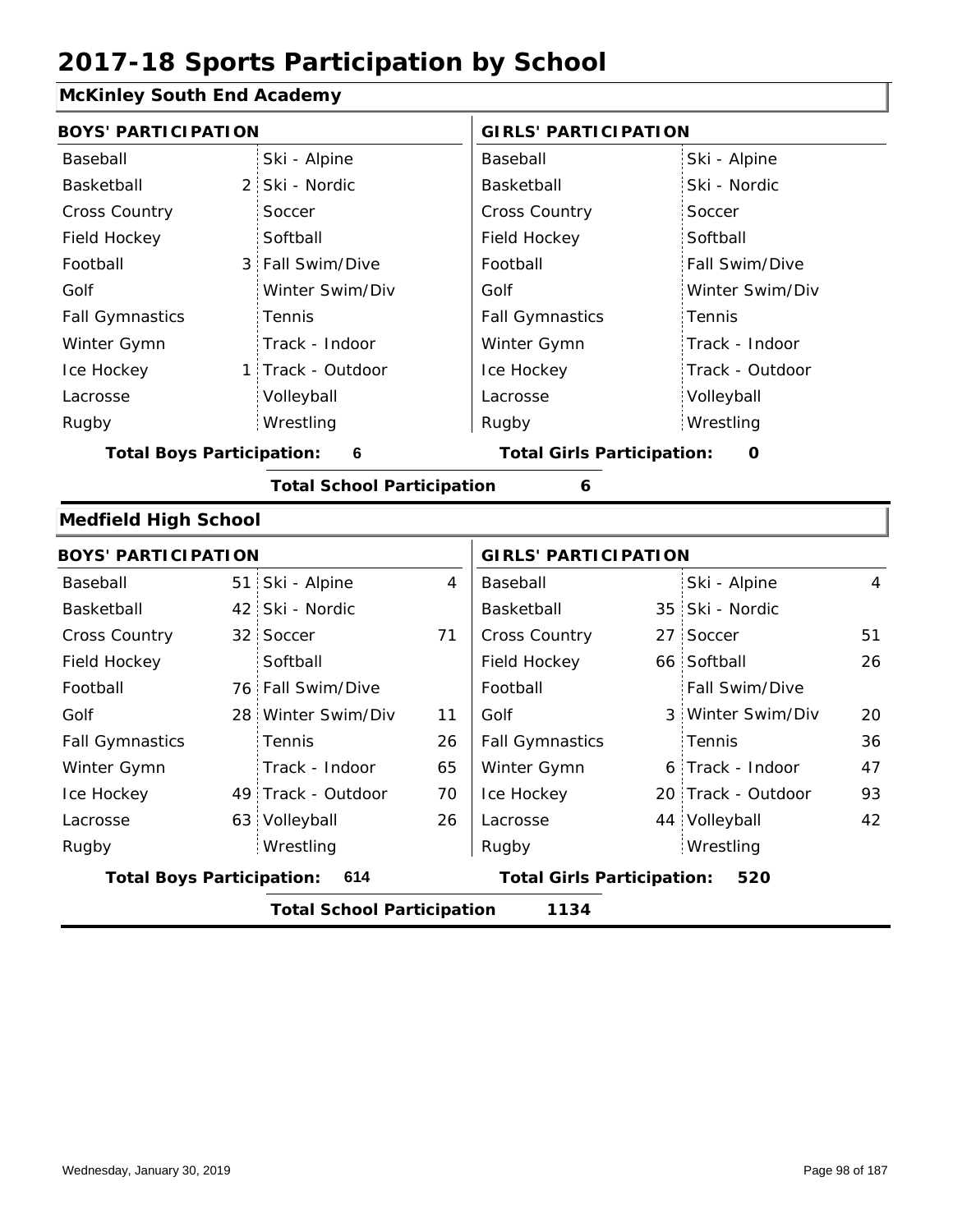# 2017-18 Sports Participation by School

## McKinley South End Academy

| BOYS' PARTICIPATION | | | | GIRLS' PARTICIPATION | | | |
|---|---|---|---|---|---|---|---|
| Baseball | | Ski - Alpine | | Baseball | | Ski - Alpine | |
| Basketball | 2 | Ski - Nordic | | Basketball | | Ski - Nordic | |
| Cross Country | | Soccer | | Cross Country | | Soccer | |
| Field Hockey | | Softball | | Field Hockey | | Softball | |
| Football | 3 | Fall Swim/Dive | | Football | | Fall Swim/Dive | |
| Golf | | Winter Swim/Div | | Golf | | Winter Swim/Div | |
| Fall Gymnastics | | Tennis | | Fall Gymnastics | | Tennis | |
| Winter Gymn | | Track - Indoor | | Winter Gymn | | Track - Indoor | |
| Ice Hockey | 1 | Track - Outdoor | | Ice Hockey | | Track - Outdoor | |
| Lacrosse | | Volleyball | | Lacrosse | | Volleyball | |
| Rugby | | Wrestling | | Rugby | | Wrestling | |

**Total Boys Participation: 6** | **Total Girls Participation: 0**

**Total School Participation 6**

## Medfield High School

| BOYS' PARTICIPATION | | | | GIRLS' PARTICIPATION | | | |
|---|---|---|---|---|---|---|---|
| Baseball | 51 | Ski - Alpine | 4 | Baseball | | Ski - Alpine | 4 |
| Basketball | 42 | Ski - Nordic | | Basketball | 35 | Ski - Nordic | |
| Cross Country | 32 | Soccer | 71 | Cross Country | 27 | Soccer | 51 |
| Field Hockey | | Softball | | Field Hockey | 66 | Softball | 26 |
| Football | 76 | Fall Swim/Dive | | Football | | Fall Swim/Dive | |
| Golf | 28 | Winter Swim/Div | 11 | Golf | 3 | Winter Swim/Div | 20 |
| Fall Gymnastics | | Tennis | 26 | Fall Gymnastics | | Tennis | 36 |
| Winter Gymn | | Track - Indoor | 65 | Winter Gymn | 6 | Track - Indoor | 47 |
| Ice Hockey | 49 | Track - Outdoor | 70 | Ice Hockey | 20 | Track - Outdoor | 93 |
| Lacrosse | 63 | Volleyball | 26 | Lacrosse | 44 | Volleyball | 42 |
| Rugby | | Wrestling | | Rugby | | Wrestling | |

**Total Boys Participation: 614** | **Total Girls Participation: 520**

**Total School Participation 1134**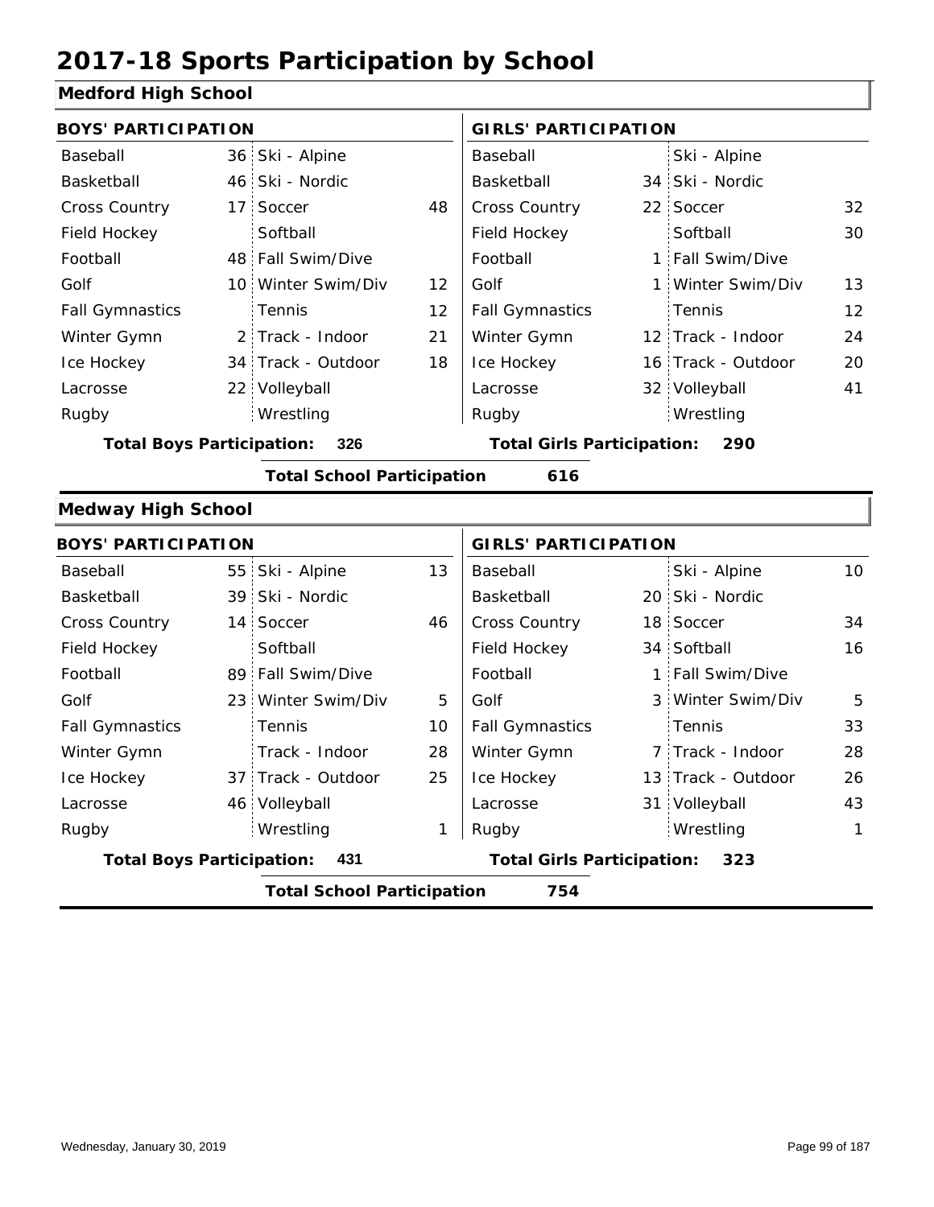# 2017-18 Sports Participation by School

## Medford High School

| BOYS' PARTICIPATION | | | | GIRLS' PARTICIPATION | | | |
|---|---|---|---|---|---|---|---|
| Baseball | 36 | Ski - Alpine | | Baseball | | Ski - Alpine | |
| Basketball | 46 | Ski - Nordic | | Basketball | 34 | Ski - Nordic | |
| Cross Country | 17 | Soccer | 48 | Cross Country | 22 | Soccer | 32 |
| Field Hockey | | Softball | | Field Hockey | | Softball | 30 |
| Football | 48 | Fall Swim/Dive | | Football | 1 | Fall Swim/Dive | |
| Golf | 10 | Winter Swim/Div | 12 | Golf | 1 | Winter Swim/Div | 13 |
| Fall Gymnastics | | Tennis | 12 | Fall Gymnastics | | Tennis | 12 |
| Winter Gymn | 2 | Track - Indoor | 21 | Winter Gymn | 12 | Track - Indoor | 24 |
| Ice Hockey | 34 | Track - Outdoor | 18 | Ice Hockey | 16 | Track - Outdoor | 20 |
| Lacrosse | 22 | Volleyball | | Lacrosse | 32 | Volleyball | 41 |
| Rugby | | Wrestling | | Rugby | | Wrestling | |

**Total Boys Participation: 326** **Total Girls Participation: 290**

**Total School Participation 616**

## Medway High School

| BOYS' PARTICIPATION | | | | GIRLS' PARTICIPATION | | | |
|---|---|---|---|---|---|---|---|
| Baseball | 55 | Ski - Alpine | 13 | Baseball | | Ski - Alpine | 10 |
| Basketball | 39 | Ski - Nordic | | Basketball | 20 | Ski - Nordic | |
| Cross Country | 14 | Soccer | 46 | Cross Country | 18 | Soccer | 34 |
| Field Hockey | | Softball | | Field Hockey | 34 | Softball | 16 |
| Football | 89 | Fall Swim/Dive | | Football | 1 | Fall Swim/Dive | |
| Golf | 23 | Winter Swim/Div | 5 | Golf | 3 | Winter Swim/Div | 5 |
| Fall Gymnastics | | Tennis | 10 | Fall Gymnastics | | Tennis | 33 |
| Winter Gymn | | Track - Indoor | 28 | Winter Gymn | 7 | Track - Indoor | 28 |
| Ice Hockey | 37 | Track - Outdoor | 25 | Ice Hockey | 13 | Track - Outdoor | 26 |
| Lacrosse | 46 | Volleyball | | Lacrosse | 31 | Volleyball | 43 |
| Rugby | | Wrestling | 1 | Rugby | | Wrestling | 1 |

**Total Boys Participation: 431** **Total Girls Participation: 323**

**Total School Participation 754**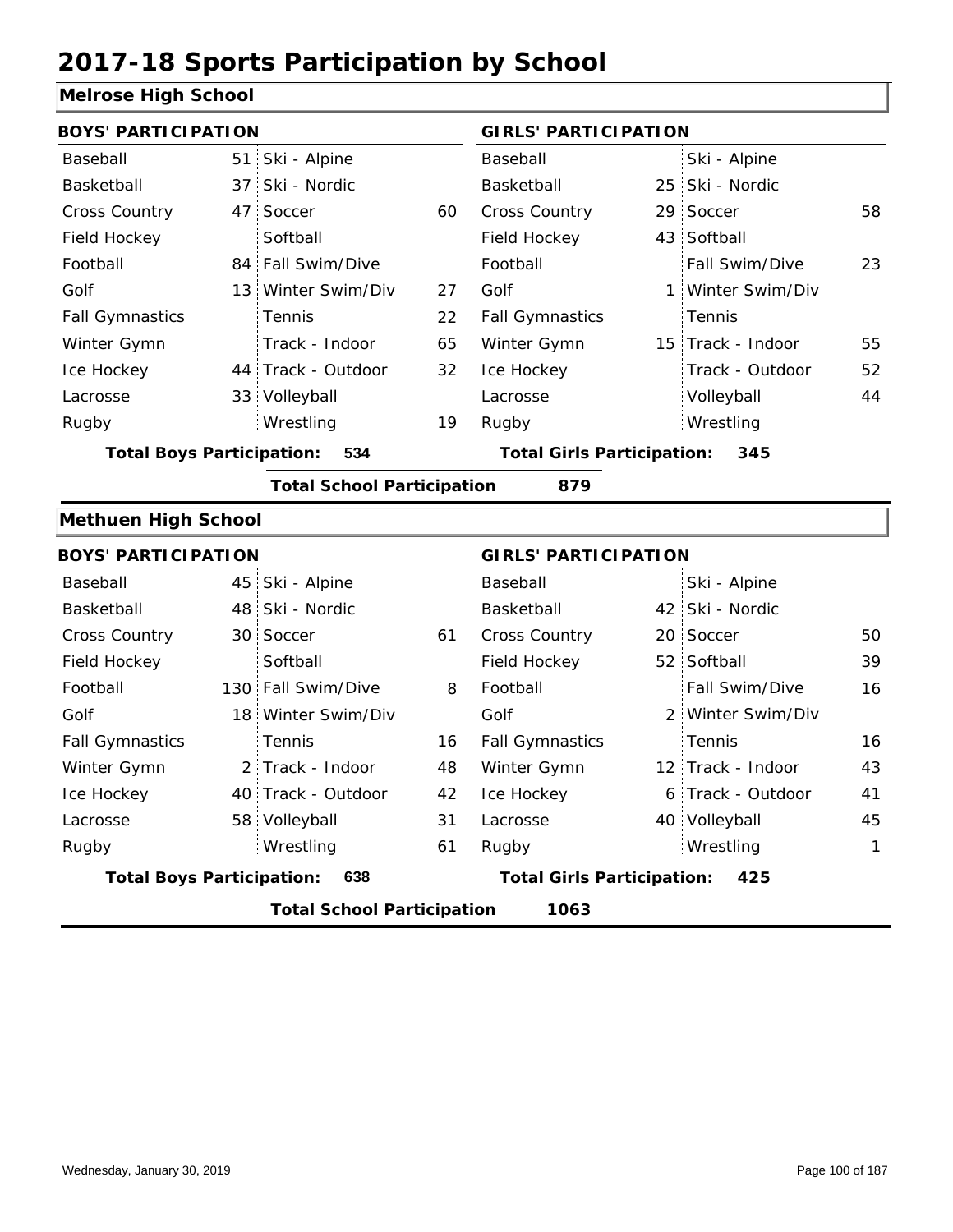# 2017-18 Sports Participation by School

## Melrose High School

| BOYS' PARTICIPATION | | | | GIRLS' PARTICIPATION | | | |
|---|---|---|---|---|---|---|---|
| Baseball | 51 | Ski - Alpine | | Baseball | | Ski - Alpine | |
| Basketball | 37 | Ski - Nordic | | Basketball | 25 | Ski - Nordic | |
| Cross Country | 47 | Soccer | 60 | Cross Country | 29 | Soccer | 58 |
| Field Hockey | | Softball | | Field Hockey | 43 | Softball | |
| Football | 84 | Fall Swim/Dive | | Football | | Fall Swim/Dive | 23 |
| Golf | 13 | Winter Swim/Div | 27 | Golf | 1 | Winter Swim/Div | |
| Fall Gymnastics | | Tennis | 22 | Fall Gymnastics | | Tennis | |
| Winter Gymn | | Track - Indoor | 65 | Winter Gymn | 15 | Track - Indoor | 55 |
| Ice Hockey | 44 | Track - Outdoor | 32 | Ice Hockey | | Track - Outdoor | 52 |
| Lacrosse | 33 | Volleyball | | Lacrosse | | Volleyball | 44 |
| Rugby | | Wrestling | 19 | Rugby | | Wrestling | |

**Total Boys Participation: 534** | **Total Girls Participation: 345**

**Total School Participation 879**

## Methuen High School

| BOYS' PARTICIPATION | | | | GIRLS' PARTICIPATION | | | |
|---|---|---|---|---|---|---|---|
| Baseball | 45 | Ski - Alpine | | Baseball | | Ski - Alpine | |
| Basketball | 48 | Ski - Nordic | | Basketball | 42 | Ski - Nordic | |
| Cross Country | 30 | Soccer | 61 | Cross Country | 20 | Soccer | 50 |
| Field Hockey | | Softball | | Field Hockey | 52 | Softball | 39 |
| Football | 130 | Fall Swim/Dive | 8 | Football | | Fall Swim/Dive | 16 |
| Golf | 18 | Winter Swim/Div | | Golf | 2 | Winter Swim/Div | |
| Fall Gymnastics | | Tennis | 16 | Fall Gymnastics | | Tennis | 16 |
| Winter Gymn | 2 | Track - Indoor | 48 | Winter Gymn | 12 | Track - Indoor | 43 |
| Ice Hockey | 40 | Track - Outdoor | 42 | Ice Hockey | 6 | Track - Outdoor | 41 |
| Lacrosse | 58 | Volleyball | 31 | Lacrosse | 40 | Volleyball | 45 |
| Rugby | | Wrestling | 61 | Rugby | | Wrestling | 1 |

**Total Boys Participation: 638** | **Total Girls Participation: 425**

**Total School Participation 1063**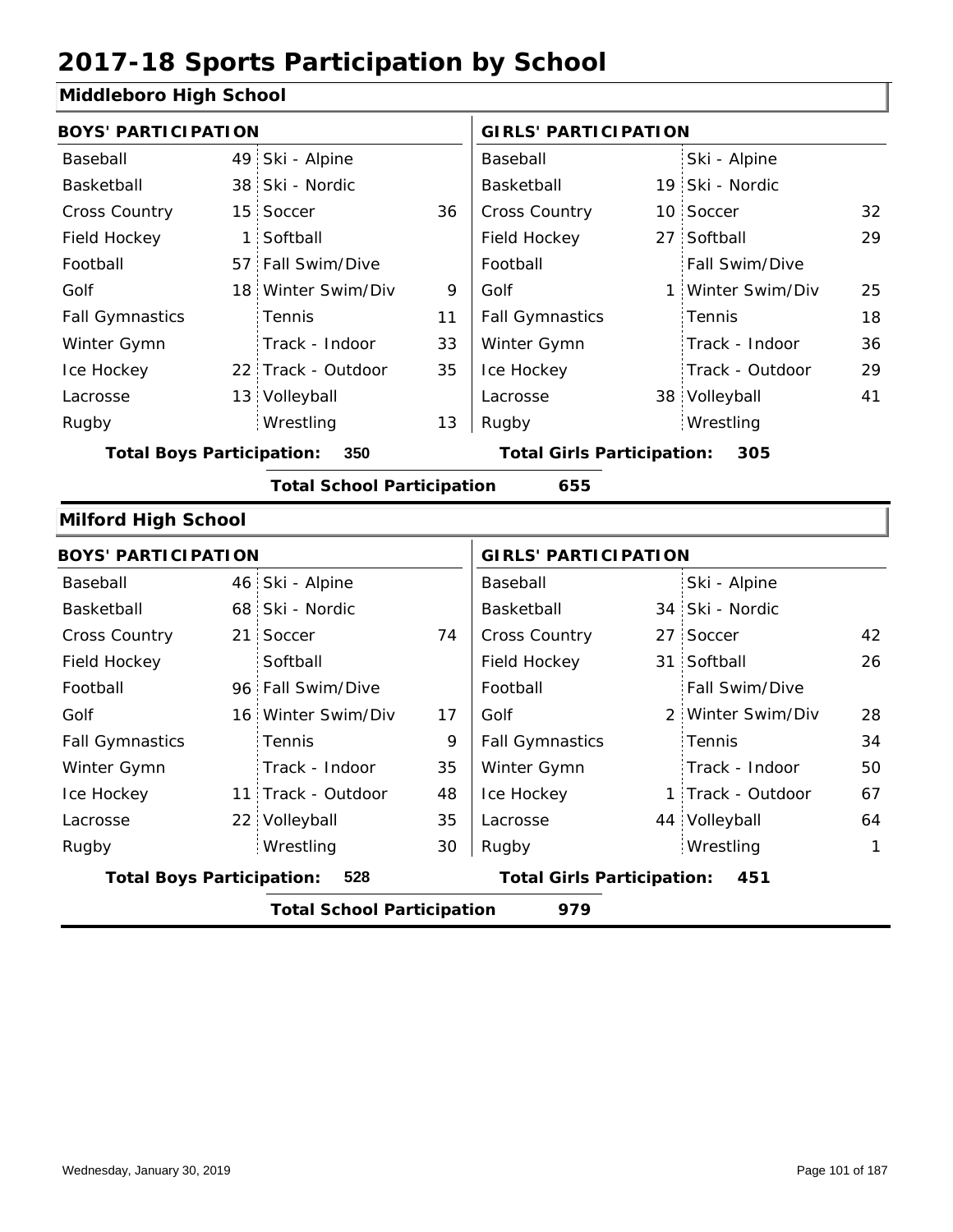# 2017-18 Sports Participation by School

## Middleboro High School

| BOYS' PARTICIPATION | | | | GIRLS' PARTICIPATION | | | |
|---|---|---|---|---|---|---|---|
| Baseball | 49 | Ski - Alpine | | Baseball | | Ski - Alpine | |
| Basketball | 38 | Ski - Nordic | | Basketball | 19 | Ski - Nordic | |
| Cross Country | 15 | Soccer | 36 | Cross Country | 10 | Soccer | 32 |
| Field Hockey | 1 | Softball | | Field Hockey | 27 | Softball | 29 |
| Football | 57 | Fall Swim/Dive | | Football | | Fall Swim/Dive | |
| Golf | 18 | Winter Swim/Div | 9 | Golf | 1 | Winter Swim/Div | 25 |
| Fall Gymnastics | | Tennis | 11 | Fall Gymnastics | | Tennis | 18 |
| Winter Gymn | | Track - Indoor | 33 | Winter Gymn | | Track - Indoor | 36 |
| Ice Hockey | 22 | Track - Outdoor | 35 | Ice Hockey | | Track - Outdoor | 29 |
| Lacrosse | 13 | Volleyball | | Lacrosse | 38 | Volleyball | 41 |
| Rugby | | Wrestling | 13 | Rugby | | Wrestling | |

**Total Boys Participation: 350** **Total Girls Participation: 305**

**Total School Participation 655**

## Milford High School

| BOYS' PARTICIPATION | | | | GIRLS' PARTICIPATION | | | |
|---|---|---|---|---|---|---|---|
| Baseball | 46 | Ski - Alpine | | Baseball | | Ski - Alpine | |
| Basketball | 68 | Ski - Nordic | | Basketball | 34 | Ski - Nordic | |
| Cross Country | 21 | Soccer | 74 | Cross Country | 27 | Soccer | 42 |
| Field Hockey | | Softball | | Field Hockey | 31 | Softball | 26 |
| Football | 96 | Fall Swim/Dive | | Football | | Fall Swim/Dive | |
| Golf | 16 | Winter Swim/Div | 17 | Golf | 2 | Winter Swim/Div | 28 |
| Fall Gymnastics | | Tennis | 9 | Fall Gymnastics | | Tennis | 34 |
| Winter Gymn | | Track - Indoor | 35 | Winter Gymn | | Track - Indoor | 50 |
| Ice Hockey | 11 | Track - Outdoor | 48 | Ice Hockey | 1 | Track - Outdoor | 67 |
| Lacrosse | 22 | Volleyball | 35 | Lacrosse | 44 | Volleyball | 64 |
| Rugby | | Wrestling | 30 | Rugby | | Wrestling | 1 |

**Total Boys Participation: 528** **Total Girls Participation: 451**

**Total School Participation 979**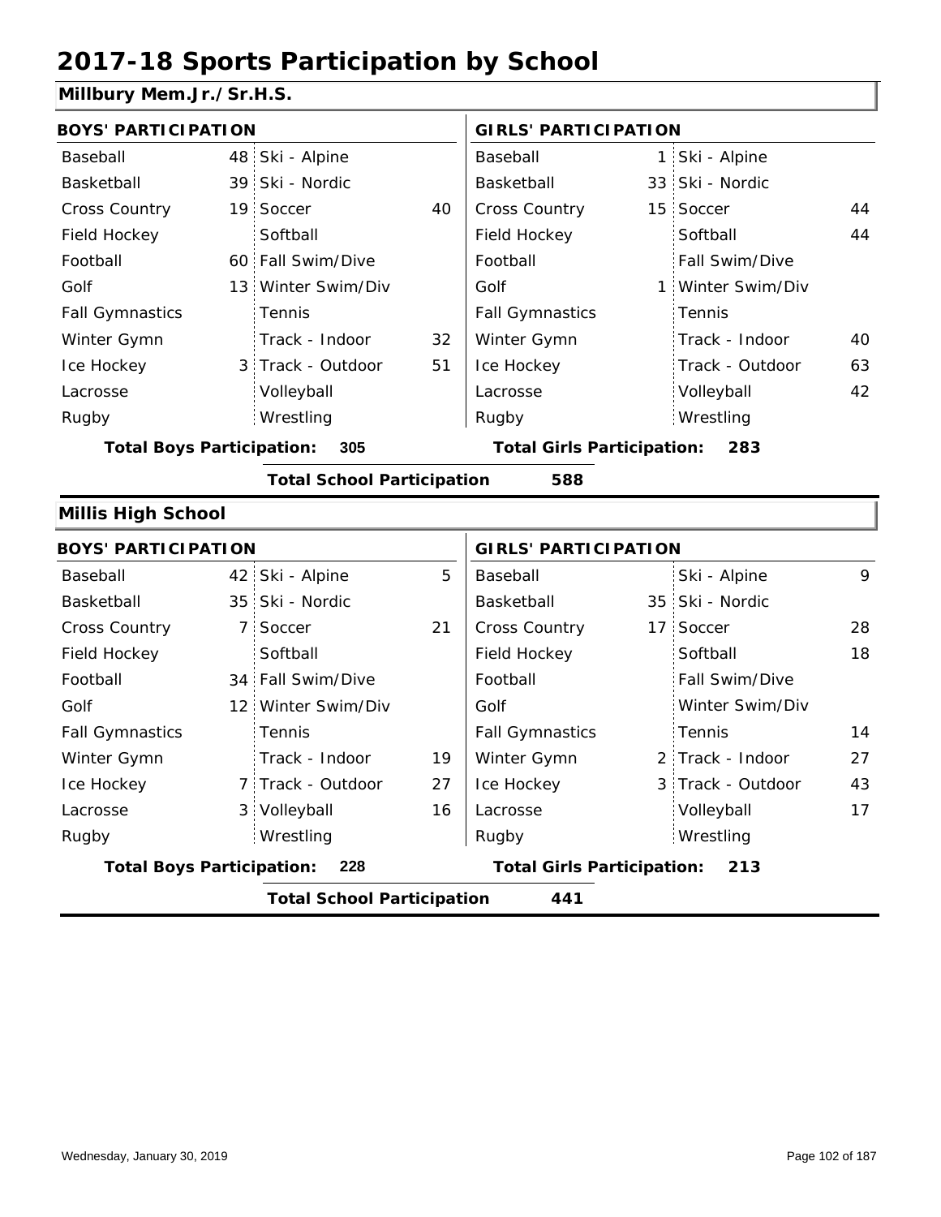# 2017-18 Sports Participation by School

## Millbury Mem.Jr./Sr.H.S.

| BOYS' PARTICIPATION | | | | GIRLS' PARTICIPATION | | | |
|---|---|---|---|---|---|---|---|
| Baseball | 48 | Ski - Alpine | | Baseball | 1 | Ski - Alpine | |
| Basketball | 39 | Ski - Nordic | | Basketball | 33 | Ski - Nordic | |
| Cross Country | 19 | Soccer | 40 | Cross Country | 15 | Soccer | 44 |
| Field Hockey | | Softball | | Field Hockey | | Softball | 44 |
| Football | 60 | Fall Swim/Dive | | Football | | Fall Swim/Dive | |
| Golf | 13 | Winter Swim/Div | | Golf | 1 | Winter Swim/Div | |
| Fall Gymnastics | | Tennis | | Fall Gymnastics | | Tennis | |
| Winter Gymn | | Track - Indoor | 32 | Winter Gymn | | Track - Indoor | 40 |
| Ice Hockey | 3 | Track - Outdoor | 51 | Ice Hockey | | Track - Outdoor | 63 |
| Lacrosse | | Volleyball | | Lacrosse | | Volleyball | 42 |
| Rugby | | Wrestling | | Rugby | | Wrestling | |

**Total Boys Participation: 305** | **Total Girls Participation: 283**

**Total School Participation 588**

## Millis High School

| BOYS' PARTICIPATION | | | | GIRLS' PARTICIPATION | | | |
|---|---|---|---|---|---|---|---|
| Baseball | 42 | Ski - Alpine | 5 | Baseball | | Ski - Alpine | 9 |
| Basketball | 35 | Ski - Nordic | | Basketball | 35 | Ski - Nordic | |
| Cross Country | 7 | Soccer | 21 | Cross Country | 17 | Soccer | 28 |
| Field Hockey | | Softball | | Field Hockey | | Softball | 18 |
| Football | 34 | Fall Swim/Dive | | Football | | Fall Swim/Dive | |
| Golf | 12 | Winter Swim/Div | | Golf | | Winter Swim/Div | |
| Fall Gymnastics | | Tennis | | Fall Gymnastics | | Tennis | 14 |
| Winter Gymn | | Track - Indoor | 19 | Winter Gymn | 2 | Track - Indoor | 27 |
| Ice Hockey | 7 | Track - Outdoor | 27 | Ice Hockey | 3 | Track - Outdoor | 43 |
| Lacrosse | 3 | Volleyball | 16 | Lacrosse | | Volleyball | 17 |
| Rugby | | Wrestling | | Rugby | | Wrestling | |

**Total Boys Participation: 228** | **Total Girls Participation: 213**

**Total School Participation 441**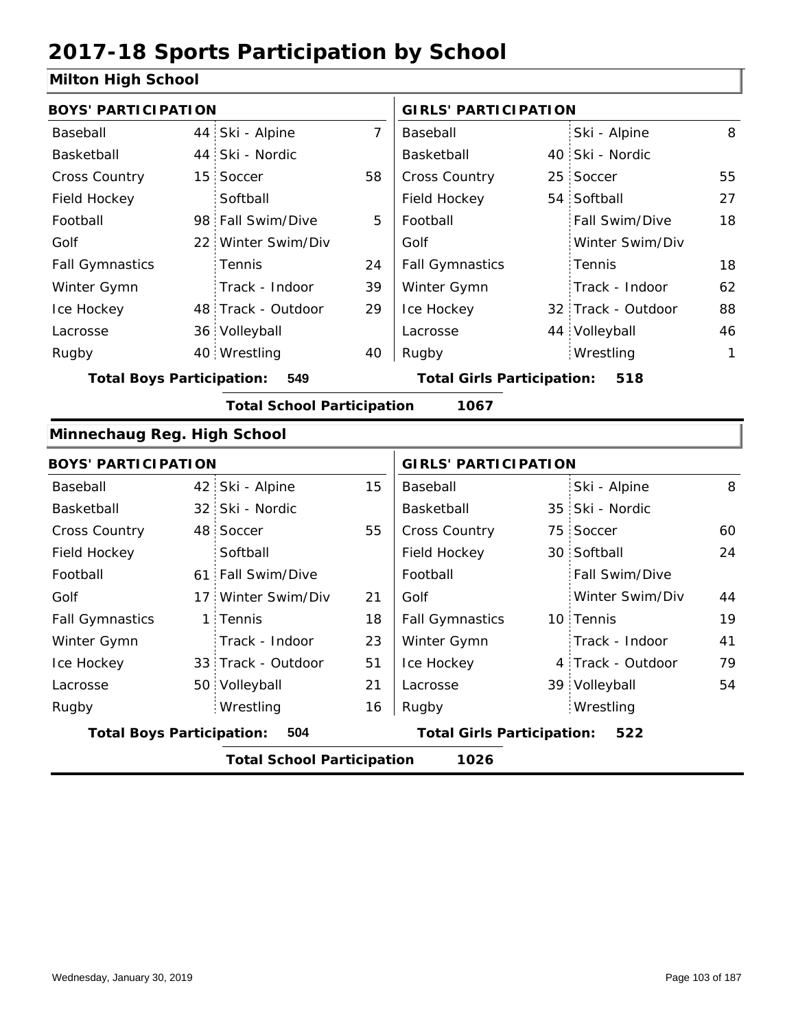# 2017-18 Sports Participation by School

## Milton High School

| BOYS' PARTICIPATION | | | | GIRLS' PARTICIPATION | | | |
|---|---|---|---|---|---|---|---|
| Baseball | 44 | Ski - Alpine | 7 | Baseball | | Ski - Alpine | 8 |
| Basketball | 44 | Ski - Nordic | | Basketball | 40 | Ski - Nordic | |
| Cross Country | 15 | Soccer | 58 | Cross Country | 25 | Soccer | 55 |
| Field Hockey | | Softball | | Field Hockey | 54 | Softball | 27 |
| Football | 98 | Fall Swim/Dive | 5 | Football | | Fall Swim/Dive | 18 |
| Golf | 22 | Winter Swim/Div | | Golf | | Winter Swim/Div | |
| Fall Gymnastics | | Tennis | 24 | Fall Gymnastics | | Tennis | 18 |
| Winter Gymn | | Track - Indoor | 39 | Winter Gymn | | Track - Indoor | 62 |
| Ice Hockey | 48 | Track - Outdoor | 29 | Ice Hockey | 32 | Track - Outdoor | 88 |
| Lacrosse | 36 | Volleyball | | Lacrosse | 44 | Volleyball | 46 |
| Rugby | 40 | Wrestling | 40 | Rugby | | Wrestling | 1 |

**Total Boys Participation: 549** **Total Girls Participation: 518**

**Total School Participation 1067**

## Minnechaug Reg. High School

| BOYS' PARTICIPATION | | | | GIRLS' PARTICIPATION | | | |
|---|---|---|---|---|---|---|---|
| Baseball | 42 | Ski - Alpine | 15 | Baseball | | Ski - Alpine | 8 |
| Basketball | 32 | Ski - Nordic | | Basketball | 35 | Ski - Nordic | |
| Cross Country | 48 | Soccer | 55 | Cross Country | 75 | Soccer | 60 |
| Field Hockey | | Softball | | Field Hockey | 30 | Softball | 24 |
| Football | 61 | Fall Swim/Dive | | Football | | Fall Swim/Dive | |
| Golf | 17 | Winter Swim/Div | 21 | Golf | | Winter Swim/Div | 44 |
| Fall Gymnastics | 1 | Tennis | 18 | Fall Gymnastics | 10 | Tennis | 19 |
| Winter Gymn | | Track - Indoor | 23 | Winter Gymn | | Track - Indoor | 41 |
| Ice Hockey | 33 | Track - Outdoor | 51 | Ice Hockey | 4 | Track - Outdoor | 79 |
| Lacrosse | 50 | Volleyball | 21 | Lacrosse | 39 | Volleyball | 54 |
| Rugby | | Wrestling | 16 | Rugby | | Wrestling | |

**Total Boys Participation: 504** **Total Girls Participation: 522**

**Total School Participation 1026**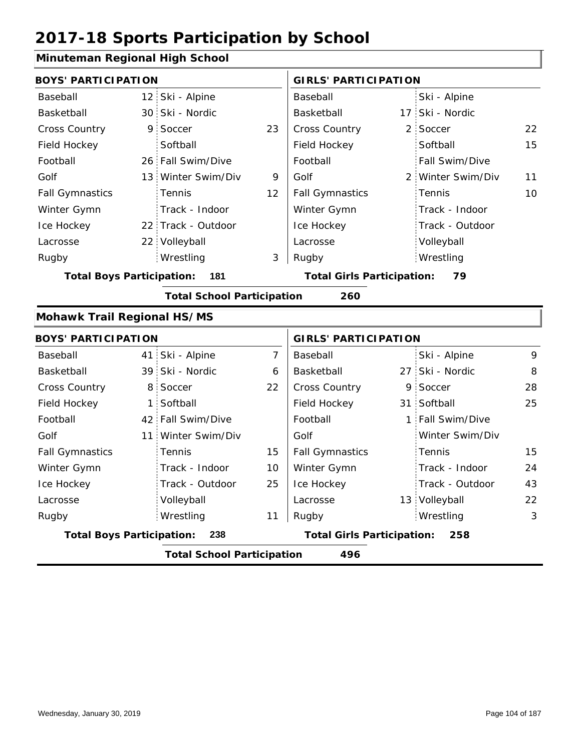# 2017-18 Sports Participation by School

## Minuteman Regional High School

| BOYS' PARTICIPATION | | | | GIRLS' PARTICIPATION | | | |
|---|---|---|---|---|---|---|---|
| Baseball | 12 | Ski - Alpine | | Baseball | | Ski - Alpine | |
| Basketball | 30 | Ski - Nordic | | Basketball | 17 | Ski - Nordic | |
| Cross Country | 9 | Soccer | 23 | Cross Country | 2 | Soccer | 22 |
| Field Hockey | | Softball | | Field Hockey | | Softball | 15 |
| Football | 26 | Fall Swim/Dive | | Football | | Fall Swim/Dive | |
| Golf | 13 | Winter Swim/Div | 9 | Golf | 2 | Winter Swim/Div | 11 |
| Fall Gymnastics | | Tennis | 12 | Fall Gymnastics | | Tennis | 10 |
| Winter Gymn | | Track - Indoor | | Winter Gymn | | Track - Indoor | |
| Ice Hockey | 22 | Track - Outdoor | | Ice Hockey | | Track - Outdoor | |
| Lacrosse | 22 | Volleyball | | Lacrosse | | Volleyball | |
| Rugby | | Wrestling | 3 | Rugby | | Wrestling | |

**Total Boys Participation:** 181 **Total Girls Participation:** 79

**Total School Participation** 260

## Mohawk Trail Regional HS/MS

| BOYS' PARTICIPATION | | | | GIRLS' PARTICIPATION | | | |
|---|---|---|---|---|---|---|---|
| Baseball | 41 | Ski - Alpine | 7 | Baseball | | Ski - Alpine | 9 |
| Basketball | 39 | Ski - Nordic | 6 | Basketball | 27 | Ski - Nordic | 8 |
| Cross Country | 8 | Soccer | 22 | Cross Country | 9 | Soccer | 28 |
| Field Hockey | 1 | Softball | | Field Hockey | 31 | Softball | 25 |
| Football | 42 | Fall Swim/Dive | | Football | 1 | Fall Swim/Dive | |
| Golf | 11 | Winter Swim/Div | | Golf | | Winter Swim/Div | |
| Fall Gymnastics | | Tennis | 15 | Fall Gymnastics | | Tennis | 15 |
| Winter Gymn | | Track - Indoor | 10 | Winter Gymn | | Track - Indoor | 24 |
| Ice Hockey | | Track - Outdoor | 25 | Ice Hockey | | Track - Outdoor | 43 |
| Lacrosse | | Volleyball | | Lacrosse | 13 | Volleyball | 22 |
| Rugby | | Wrestling | 11 | Rugby | | Wrestling | 3 |

**Total Boys Participation:** 238 **Total Girls Participation:** 258

**Total School Participation** 496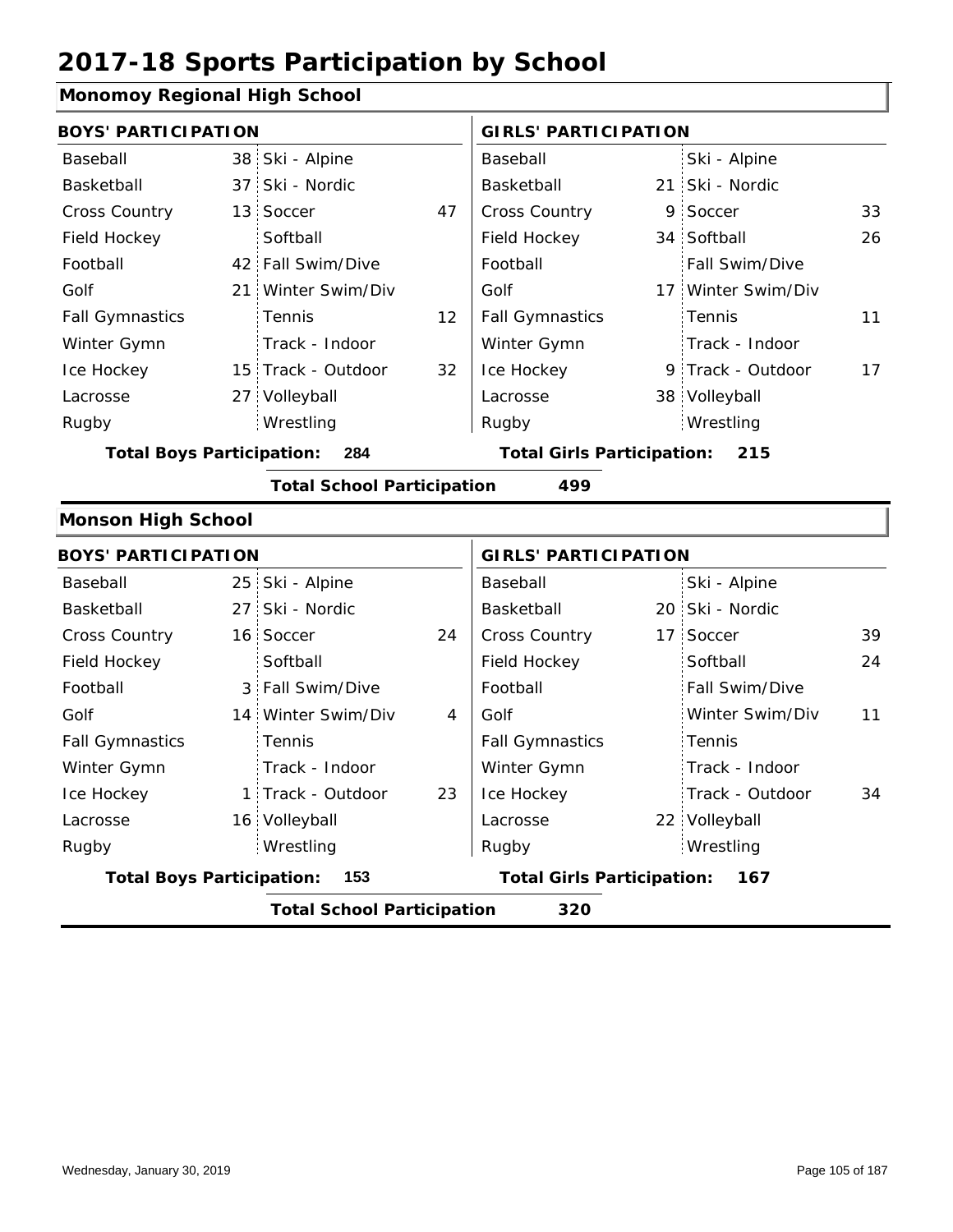# 2017-18 Sports Participation by School

## Monomoy Regional High School

| BOYS' PARTICIPATION | | | | GIRLS' PARTICIPATION | | | |
|---|---|---|---|---|---|---|---|
| Baseball | 38 | Ski - Alpine | | Baseball | | Ski - Alpine | |
| Basketball | 37 | Ski - Nordic | | Basketball | 21 | Ski - Nordic | |
| Cross Country | 13 | Soccer | 47 | Cross Country | 9 | Soccer | 33 |
| Field Hockey | | Softball | | Field Hockey | 34 | Softball | 26 |
| Football | 42 | Fall Swim/Dive | | Football | | Fall Swim/Dive | |
| Golf | 21 | Winter Swim/Div | | Golf | 17 | Winter Swim/Div | |
| Fall Gymnastics | | Tennis | 12 | Fall Gymnastics | | Tennis | 11 |
| Winter Gymn | | Track - Indoor | | Winter Gymn | | Track - Indoor | |
| Ice Hockey | 15 | Track - Outdoor | 32 | Ice Hockey | 9 | Track - Outdoor | 17 |
| Lacrosse | 27 | Volleyball | | Lacrosse | 38 | Volleyball | |
| Rugby | | Wrestling | | Rugby | | Wrestling | |

**Total Boys Participation: 284** | **Total Girls Participation: 215**

**Total School Participation 499**

## Monson High School

| BOYS' PARTICIPATION | | | | GIRLS' PARTICIPATION | | | |
|---|---|---|---|---|---|---|---|
| Baseball | 25 | Ski - Alpine | | Baseball | | Ski - Alpine | |
| Basketball | 27 | Ski - Nordic | | Basketball | 20 | Ski - Nordic | |
| Cross Country | 16 | Soccer | 24 | Cross Country | 17 | Soccer | 39 |
| Field Hockey | | Softball | | Field Hockey | | Softball | 24 |
| Football | 3 | Fall Swim/Dive | | Football | | Fall Swim/Dive | |
| Golf | 14 | Winter Swim/Div | 4 | Golf | | Winter Swim/Div | 11 |
| Fall Gymnastics | | Tennis | | Fall Gymnastics | | Tennis | |
| Winter Gymn | | Track - Indoor | | Winter Gymn | | Track - Indoor | |
| Ice Hockey | 1 | Track - Outdoor | 23 | Ice Hockey | | Track - Outdoor | 34 |
| Lacrosse | 16 | Volleyball | | Lacrosse | 22 | Volleyball | |
| Rugby | | Wrestling | | Rugby | | Wrestling | |

**Total Boys Participation: 153** | **Total Girls Participation: 167**

**Total School Participation 320**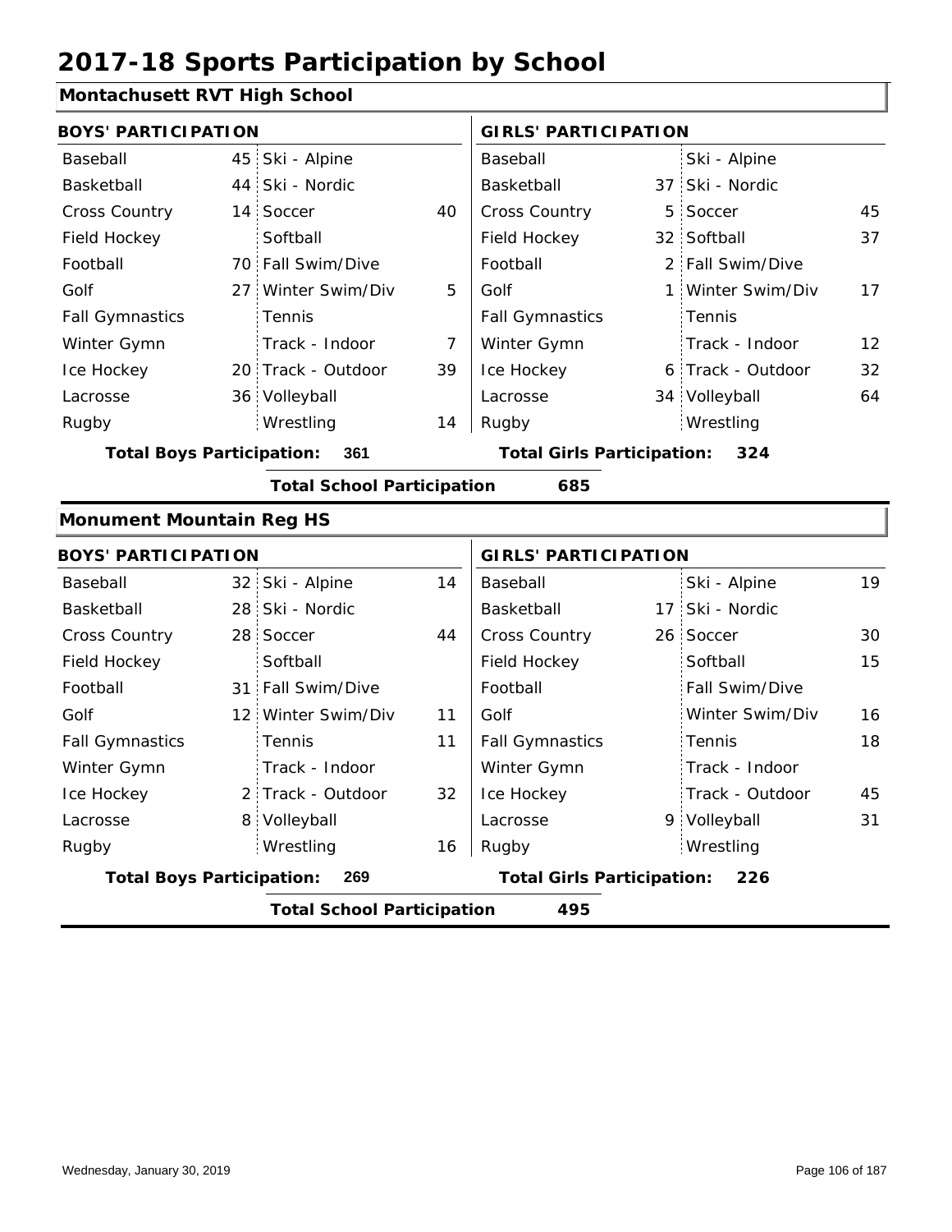# 2017-18 Sports Participation by School

## Montachusett RVT High School

| BOYS' PARTICIPATION | | | | GIRLS' PARTICIPATION | | | |
|---|---|---|---|---|---|---|---|
| Baseball | 45 | Ski - Alpine | | Baseball | | Ski - Alpine | |
| Basketball | 44 | Ski - Nordic | | Basketball | 37 | Ski - Nordic | |
| Cross Country | 14 | Soccer | 40 | Cross Country | 5 | Soccer | 45 |
| Field Hockey | | Softball | | Field Hockey | 32 | Softball | 37 |
| Football | 70 | Fall Swim/Dive | | Football | 2 | Fall Swim/Dive | |
| Golf | 27 | Winter Swim/Div | 5 | Golf | 1 | Winter Swim/Div | 17 |
| Fall Gymnastics | | Tennis | | Fall Gymnastics | | Tennis | |
| Winter Gymn | | Track - Indoor | 7 | Winter Gymn | | Track - Indoor | 12 |
| Ice Hockey | 20 | Track - Outdoor | 39 | Ice Hockey | 6 | Track - Outdoor | 32 |
| Lacrosse | 36 | Volleyball | | Lacrosse | 34 | Volleyball | 64 |
| Rugby | | Wrestling | 14 | Rugby | | Wrestling | |

**Total Boys Participation: 361** | **Total Girls Participation: 324**

**Total School Participation 685**

## Monument Mountain Reg HS

| BOYS' PARTICIPATION | | | | GIRLS' PARTICIPATION | | | |
|---|---|---|---|---|---|---|---|
| Baseball | 32 | Ski - Alpine | 14 | Baseball | | Ski - Alpine | 19 |
| Basketball | 28 | Ski - Nordic | | Basketball | 17 | Ski - Nordic | |
| Cross Country | 28 | Soccer | 44 | Cross Country | 26 | Soccer | 30 |
| Field Hockey | | Softball | | Field Hockey | | Softball | 15 |
| Football | 31 | Fall Swim/Dive | | Football | | Fall Swim/Dive | |
| Golf | 12 | Winter Swim/Div | 11 | Golf | | Winter Swim/Div | 16 |
| Fall Gymnastics | | Tennis | 11 | Fall Gymnastics | | Tennis | 18 |
| Winter Gymn | | Track - Indoor | | Winter Gymn | | Track - Indoor | |
| Ice Hockey | 2 | Track - Outdoor | 32 | Ice Hockey | | Track - Outdoor | 45 |
| Lacrosse | 8 | Volleyball | | Lacrosse | 9 | Volleyball | 31 |
| Rugby | | Wrestling | 16 | Rugby | | Wrestling | |

**Total Boys Participation: 269** | **Total Girls Participation: 226**

**Total School Participation 495**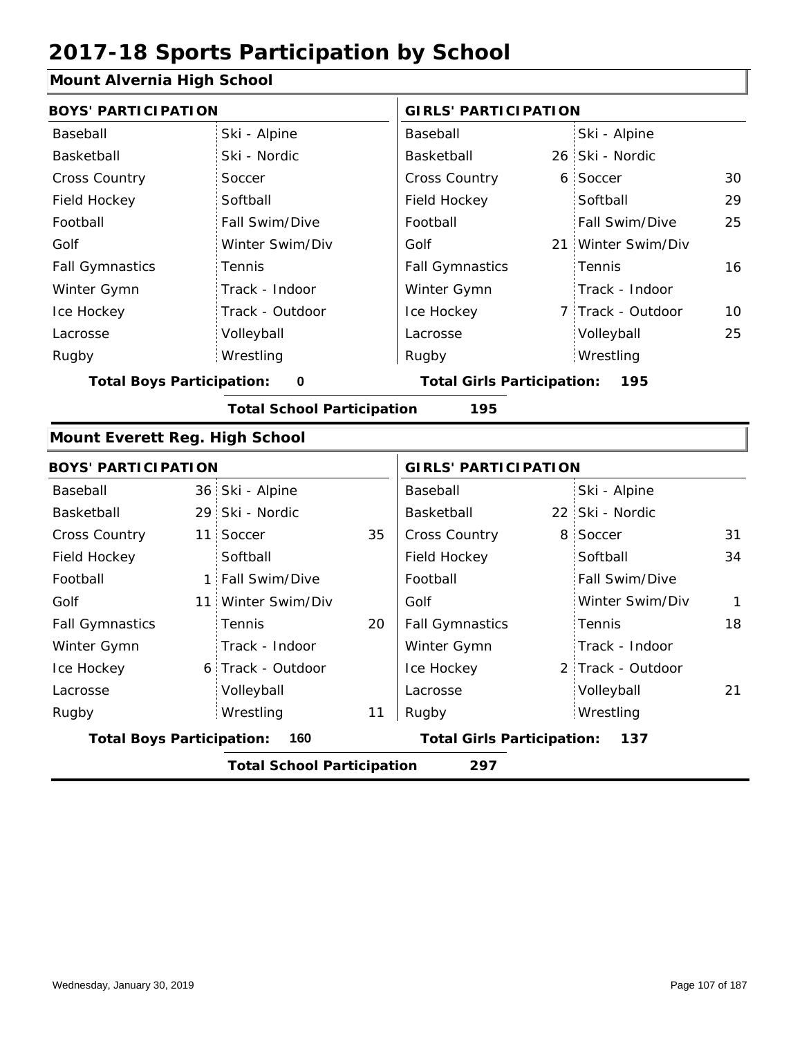# 2017-18 Sports Participation by School

## Mount Alvernia High School

| BOYS' PARTICIPATION | | | | GIRLS' PARTICIPATION | | | |
|---|---|---|---|---|---|---|---|
| Baseball | | Ski - Alpine | | Baseball | | Ski - Alpine | |
| Basketball | | Ski - Nordic | | Basketball | 26 | Ski - Nordic | |
| Cross Country | | Soccer | | Cross Country | 6 | Soccer | 30 |
| Field Hockey | | Softball | | Field Hockey | | Softball | 29 |
| Football | | Fall Swim/Dive | | Football | | Fall Swim/Dive | 25 |
| Golf | | Winter Swim/Div | | Golf | 21 | Winter Swim/Div | |
| Fall Gymnastics | | Tennis | | Fall Gymnastics | | Tennis | 16 |
| Winter Gymn | | Track - Indoor | | Winter Gymn | | Track - Indoor | |
| Ice Hockey | | Track - Outdoor | | Ice Hockey | 7 | Track - Outdoor | 10 |
| Lacrosse | | Volleyball | | Lacrosse | | Volleyball | 25 |
| Rugby | | Wrestling | | Rugby | | Wrestling | |

**Total Boys Participation: 0** **Total Girls Participation: 195**

**Total School Participation 195**

## Mount Everett Reg. High School

| BOYS' PARTICIPATION | | | | GIRLS' PARTICIPATION | | | |
|---|---|---|---|---|---|---|---|
| Baseball | 36 | Ski - Alpine | | Baseball | | Ski - Alpine | |
| Basketball | 29 | Ski - Nordic | | Basketball | 22 | Ski - Nordic | |
| Cross Country | 11 | Soccer | 35 | Cross Country | 8 | Soccer | 31 |
| Field Hockey | | Softball | | Field Hockey | | Softball | 34 |
| Football | 1 | Fall Swim/Dive | | Football | | Fall Swim/Dive | |
| Golf | 11 | Winter Swim/Div | | Golf | | Winter Swim/Div | 1 |
| Fall Gymnastics | | Tennis | 20 | Fall Gymnastics | | Tennis | 18 |
| Winter Gymn | | Track - Indoor | | Winter Gymn | | Track - Indoor | |
| Ice Hockey | 6 | Track - Outdoor | | Ice Hockey | 2 | Track - Outdoor | |
| Lacrosse | | Volleyball | | Lacrosse | | Volleyball | 21 |
| Rugby | | Wrestling | 11 | Rugby | | Wrestling | |

**Total Boys Participation: 160** **Total Girls Participation: 137**

**Total School Participation 297**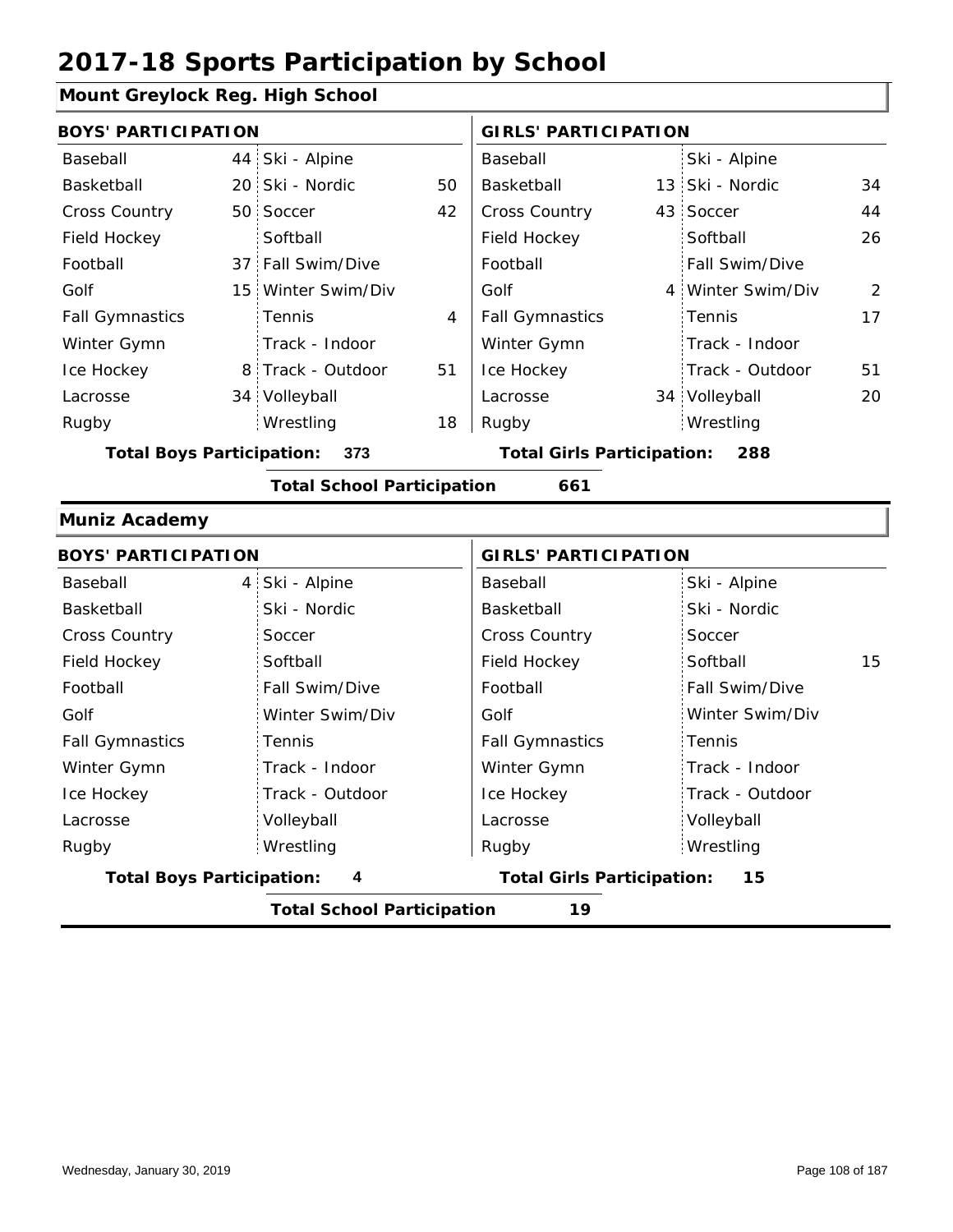# 2017-18 Sports Participation by School

## Mount Greylock Reg. High School

| BOYS' PARTICIPATION | | | | GIRLS' PARTICIPATION | | | |
|---|---|---|---|---|---|---|---|
| Baseball | 44 | Ski - Alpine | | Baseball | | Ski - Alpine | |
| Basketball | 20 | Ski - Nordic | 50 | Basketball | 13 | Ski - Nordic | 34 |
| Cross Country | 50 | Soccer | 42 | Cross Country | 43 | Soccer | 44 |
| Field Hockey | | Softball | | Field Hockey | | Softball | 26 |
| Football | 37 | Fall Swim/Dive | | Football | | Fall Swim/Dive | |
| Golf | 15 | Winter Swim/Div | | Golf | 4 | Winter Swim/Div | 2 |
| Fall Gymnastics | | Tennis | 4 | Fall Gymnastics | | Tennis | 17 |
| Winter Gymn | | Track - Indoor | | Winter Gymn | | Track - Indoor | |
| Ice Hockey | 8 | Track - Outdoor | 51 | Ice Hockey | | Track - Outdoor | 51 |
| Lacrosse | 34 | Volleyball | | Lacrosse | 34 | Volleyball | 20 |
| Rugby | | Wrestling | 18 | Rugby | | Wrestling | |

**Total Boys Participation: 373** **Total Girls Participation: 288**

**Total School Participation 661**

## Muniz Academy

| BOYS' PARTICIPATION | | | | GIRLS' PARTICIPATION | | | |
|---|---|---|---|---|---|---|---|
| Baseball | 4 | Ski - Alpine | | Baseball | | Ski - Alpine | |
| Basketball | | Ski - Nordic | | Basketball | | Ski - Nordic | |
| Cross Country | | Soccer | | Cross Country | | Soccer | |
| Field Hockey | | Softball | | Field Hockey | | Softball | 15 |
| Football | | Fall Swim/Dive | | Football | | Fall Swim/Dive | |
| Golf | | Winter Swim/Div | | Golf | | Winter Swim/Div | |
| Fall Gymnastics | | Tennis | | Fall Gymnastics | | Tennis | |
| Winter Gymn | | Track - Indoor | | Winter Gymn | | Track - Indoor | |
| Ice Hockey | | Track - Outdoor | | Ice Hockey | | Track - Outdoor | |
| Lacrosse | | Volleyball | | Lacrosse | | Volleyball | |
| Rugby | | Wrestling | | Rugby | | Wrestling | |

**Total Boys Participation: 4** **Total Girls Participation: 15**

**Total School Participation 19**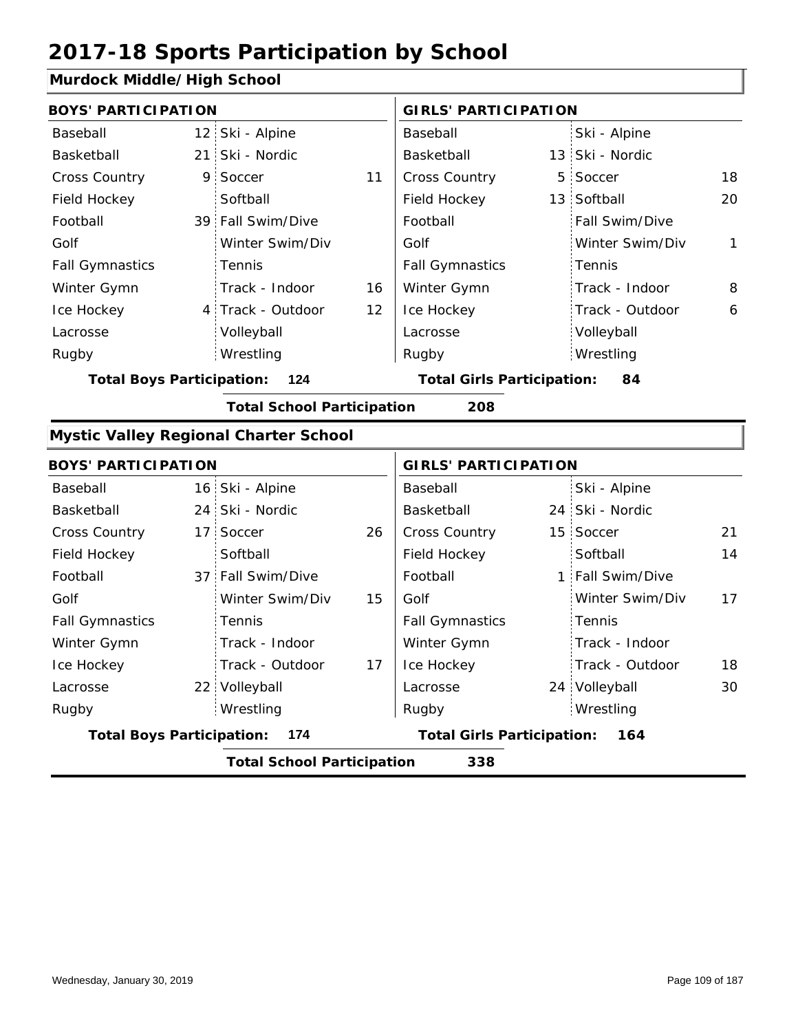# 2017-18 Sports Participation by School

## Murdock Middle/High School

| BOYS' PARTICIPATION | | | | GIRLS' PARTICIPATION | | | |
|---|---|---|---|---|---|---|---|
| Baseball | 12 | Ski - Alpine | | Baseball | | Ski - Alpine | |
| Basketball | 21 | Ski - Nordic | | Basketball | 13 | Ski - Nordic | |
| Cross Country | 9 | Soccer | 11 | Cross Country | 5 | Soccer | 18 |
| Field Hockey | | Softball | | Field Hockey | 13 | Softball | 20 |
| Football | 39 | Fall Swim/Dive | | Football | | Fall Swim/Dive | |
| Golf | | Winter Swim/Div | | Golf | | Winter Swim/Div | 1 |
| Fall Gymnastics | | Tennis | | Fall Gymnastics | | Tennis | |
| Winter Gymn | | Track - Indoor | 16 | Winter Gymn | | Track - Indoor | 8 |
| Ice Hockey | 4 | Track - Outdoor | 12 | Ice Hockey | | Track - Outdoor | 6 |
| Lacrosse | | Volleyball | | Lacrosse | | Volleyball | |
| Rugby | | Wrestling | | Rugby | | Wrestling | |

**Total Boys Participation: 124** | **Total Girls Participation: 84**

**Total School Participation 208**

## Mystic Valley Regional Charter School

| BOYS' PARTICIPATION | | | | GIRLS' PARTICIPATION | | | |
|---|---|---|---|---|---|---|---|
| Baseball | 16 | Ski - Alpine | | Baseball | | Ski - Alpine | |
| Basketball | 24 | Ski - Nordic | | Basketball | 24 | Ski - Nordic | |
| Cross Country | 17 | Soccer | 26 | Cross Country | 15 | Soccer | 21 |
| Field Hockey | | Softball | | Field Hockey | | Softball | 14 |
| Football | 37 | Fall Swim/Dive | | Football | 1 | Fall Swim/Dive | |
| Golf | | Winter Swim/Div | 15 | Golf | | Winter Swim/Div | 17 |
| Fall Gymnastics | | Tennis | | Fall Gymnastics | | Tennis | |
| Winter Gymn | | Track - Indoor | | Winter Gymn | | Track - Indoor | |
| Ice Hockey | | Track - Outdoor | 17 | Ice Hockey | | Track - Outdoor | 18 |
| Lacrosse | 22 | Volleyball | | Lacrosse | 24 | Volleyball | 30 |
| Rugby | | Wrestling | | Rugby | | Wrestling | |

**Total Boys Participation: 174** | **Total Girls Participation: 164**

**Total School Participation 338**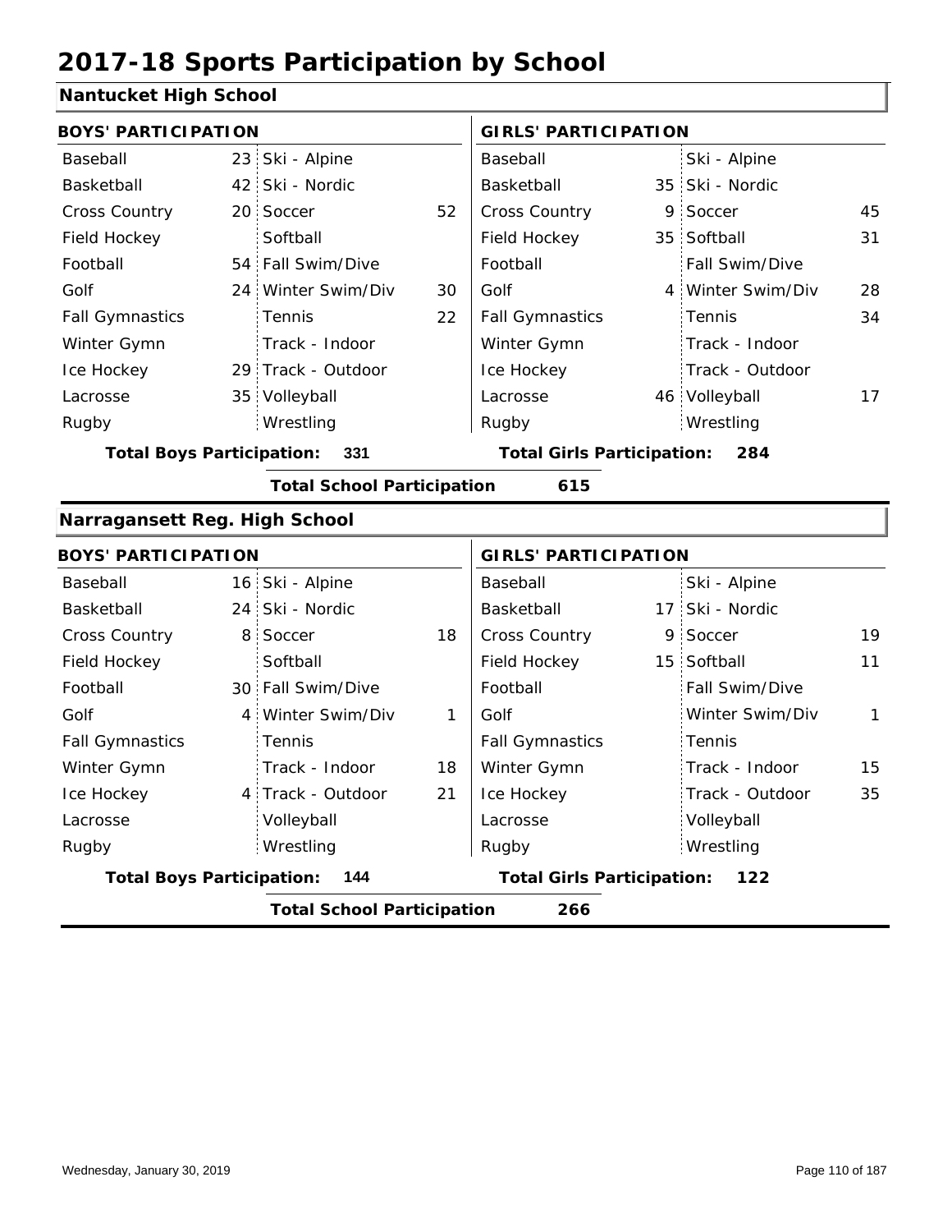# 2017-18 Sports Participation by School

## Nantucket High School

| BOYS' PARTICIPATION | | | | GIRLS' PARTICIPATION | | | |
|---|---|---|---|---|---|---|---|
| Baseball | 23 | Ski - Alpine | | Baseball | | Ski - Alpine | |
| Basketball | 42 | Ski - Nordic | | Basketball | 35 | Ski - Nordic | |
| Cross Country | 20 | Soccer | 52 | Cross Country | 9 | Soccer | 45 |
| Field Hockey | | Softball | | Field Hockey | 35 | Softball | 31 |
| Football | 54 | Fall Swim/Dive | | Football | | Fall Swim/Dive | |
| Golf | 24 | Winter Swim/Div | 30 | Golf | 4 | Winter Swim/Div | 28 |
| Fall Gymnastics | | Tennis | 22 | Fall Gymnastics | | Tennis | 34 |
| Winter Gymn | | Track - Indoor | | Winter Gymn | | Track - Indoor | |
| Ice Hockey | 29 | Track - Outdoor | | Ice Hockey | | Track - Outdoor | |
| Lacrosse | 35 | Volleyball | | Lacrosse | 46 | Volleyball | 17 |
| Rugby | | Wrestling | | Rugby | | Wrestling | |

**Total Boys Participation: 331** | **Total Girls Participation: 284**

**Total School Participation 615**

## Narragansett Reg. High School

| BOYS' PARTICIPATION | | | | GIRLS' PARTICIPATION | | | |
|---|---|---|---|---|---|---|---|
| Baseball | 16 | Ski - Alpine | | Baseball | | Ski - Alpine | |
| Basketball | 24 | Ski - Nordic | | Basketball | 17 | Ski - Nordic | |
| Cross Country | 8 | Soccer | 18 | Cross Country | 9 | Soccer | 19 |
| Field Hockey | | Softball | | Field Hockey | 15 | Softball | 11 |
| Football | 30 | Fall Swim/Dive | | Football | | Fall Swim/Dive | |
| Golf | 4 | Winter Swim/Div | 1 | Golf | | Winter Swim/Div | 1 |
| Fall Gymnastics | | Tennis | | Fall Gymnastics | | Tennis | |
| Winter Gymn | | Track - Indoor | 18 | Winter Gymn | | Track - Indoor | 15 |
| Ice Hockey | 4 | Track - Outdoor | 21 | Ice Hockey | | Track - Outdoor | 35 |
| Lacrosse | | Volleyball | | Lacrosse | | Volleyball | |
| Rugby | | Wrestling | | Rugby | | Wrestling | |

**Total Boys Participation: 144** | **Total Girls Participation: 122**

**Total School Participation 266**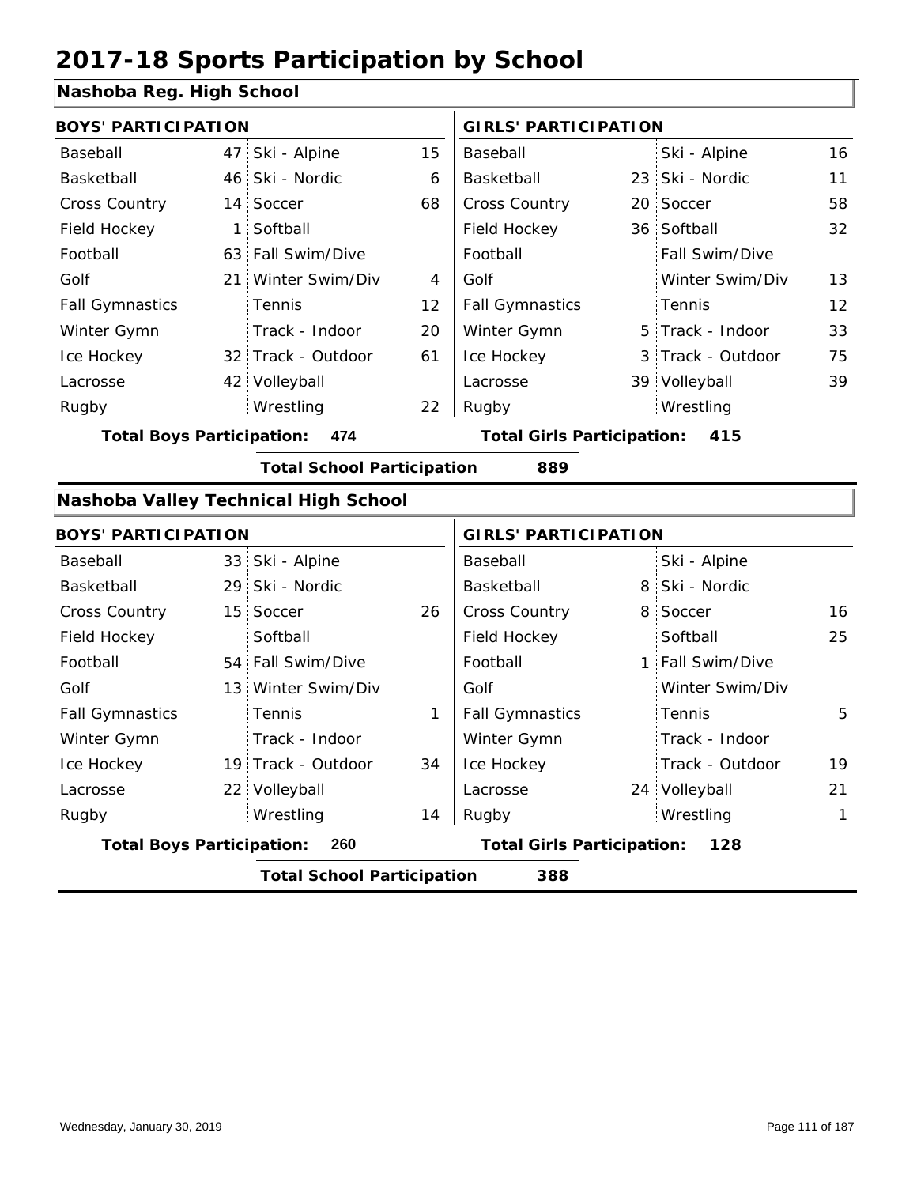# 2017-18 Sports Participation by School

## Nashoba Reg. High School

| BOYS' PARTICIPATION | | | | GIRLS' PARTICIPATION | | | |
|---|---|---|---|---|---|---|---|
| Baseball | 47 | Ski - Alpine | 15 | Baseball | | Ski - Alpine | 16 |
| Basketball | 46 | Ski - Nordic | 6 | Basketball | 23 | Ski - Nordic | 11 |
| Cross Country | 14 | Soccer | 68 | Cross Country | 20 | Soccer | 58 |
| Field Hockey | 1 | Softball | | Field Hockey | 36 | Softball | 32 |
| Football | 63 | Fall Swim/Dive | | Football | | Fall Swim/Dive | |
| Golf | 21 | Winter Swim/Div | 4 | Golf | | Winter Swim/Div | 13 |
| Fall Gymnastics | | Tennis | 12 | Fall Gymnastics | | Tennis | 12 |
| Winter Gymn | | Track - Indoor | 20 | Winter Gymn | 5 | Track - Indoor | 33 |
| Ice Hockey | 32 | Track - Outdoor | 61 | Ice Hockey | 3 | Track - Outdoor | 75 |
| Lacrosse | 42 | Volleyball | | Lacrosse | 39 | Volleyball | 39 |
| Rugby | | Wrestling | 22 | Rugby | | Wrestling | |

**Total Boys Participation: 474** | **Total Girls Participation: 415**

**Total School Participation 889**

## Nashoba Valley Technical High School

| BOYS' PARTICIPATION | | | | GIRLS' PARTICIPATION | | | |
|---|---|---|---|---|---|---|---|
| Baseball | 33 | Ski - Alpine | | Baseball | | Ski - Alpine | |
| Basketball | 29 | Ski - Nordic | | Basketball | 8 | Ski - Nordic | |
| Cross Country | 15 | Soccer | 26 | Cross Country | 8 | Soccer | 16 |
| Field Hockey | | Softball | | Field Hockey | | Softball | 25 |
| Football | 54 | Fall Swim/Dive | | Football | 1 | Fall Swim/Dive | |
| Golf | 13 | Winter Swim/Div | | Golf | | Winter Swim/Div | |
| Fall Gymnastics | | Tennis | 1 | Fall Gymnastics | | Tennis | 5 |
| Winter Gymn | | Track - Indoor | | Winter Gymn | | Track - Indoor | |
| Ice Hockey | 19 | Track - Outdoor | 34 | Ice Hockey | | Track - Outdoor | 19 |
| Lacrosse | 22 | Volleyball | | Lacrosse | 24 | Volleyball | 21 |
| Rugby | | Wrestling | 14 | Rugby | | Wrestling | 1 |

**Total Boys Participation: 260** | **Total Girls Participation: 128**

**Total School Participation 388**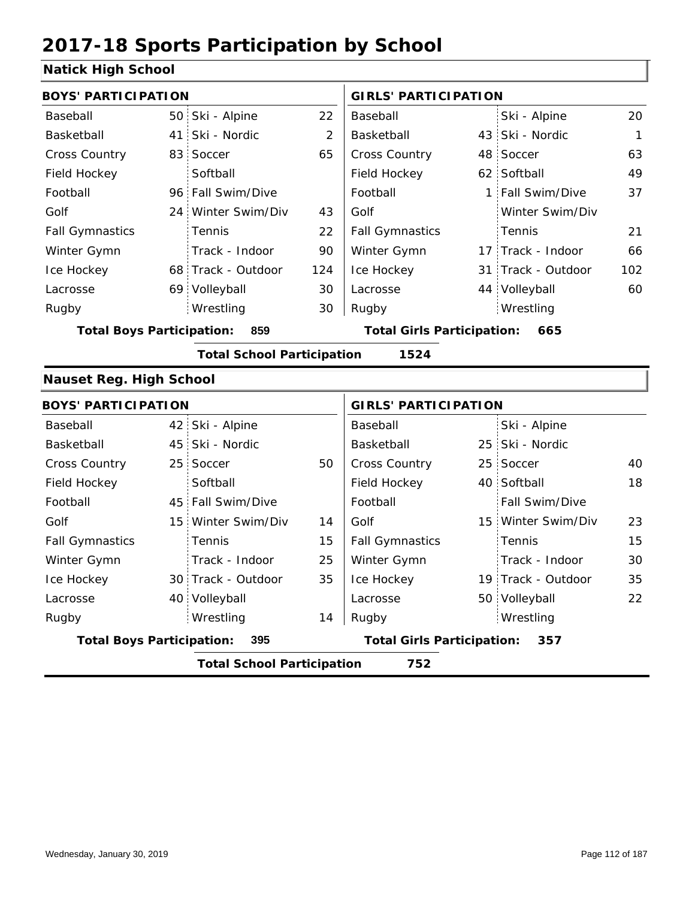# 2017-18 Sports Participation by School

## Natick High School

| BOYS' PARTICIPATION | | | | GIRLS' PARTICIPATION | | | |
|---|---|---|---|---|---|---|---|
| Baseball | 50 | Ski - Alpine | 22 | Baseball | | Ski - Alpine | 20 |
| Basketball | 41 | Ski - Nordic | 2 | Basketball | 43 | Ski - Nordic | 1 |
| Cross Country | 83 | Soccer | 65 | Cross Country | 48 | Soccer | 63 |
| Field Hockey | | Softball | | Field Hockey | 62 | Softball | 49 |
| Football | 96 | Fall Swim/Dive | | Football | 1 | Fall Swim/Dive | 37 |
| Golf | 24 | Winter Swim/Div | 43 | Golf | | Winter Swim/Div | |
| Fall Gymnastics | | Tennis | 22 | Fall Gymnastics | | Tennis | 21 |
| Winter Gymn | | Track - Indoor | 90 | Winter Gymn | 17 | Track - Indoor | 66 |
| Ice Hockey | 68 | Track - Outdoor | 124 | Ice Hockey | 31 | Track - Outdoor | 102 |
| Lacrosse | 69 | Volleyball | 30 | Lacrosse | 44 | Volleyball | 60 |
| Rugby | | Wrestling | 30 | Rugby | | Wrestling | |

**Total Boys Participation: 859** **Total Girls Participation: 665**

**Total School Participation 1524**

## Nauset Reg. High School

| BOYS' PARTICIPATION | | | | GIRLS' PARTICIPATION | | | |
|---|---|---|---|---|---|---|---|
| Baseball | 42 | Ski - Alpine | | Baseball | | Ski - Alpine | |
| Basketball | 45 | Ski - Nordic | | Basketball | 25 | Ski - Nordic | |
| Cross Country | 25 | Soccer | 50 | Cross Country | 25 | Soccer | 40 |
| Field Hockey | | Softball | | Field Hockey | 40 | Softball | 18 |
| Football | 45 | Fall Swim/Dive | | Football | | Fall Swim/Dive | |
| Golf | 15 | Winter Swim/Div | 14 | Golf | 15 | Winter Swim/Div | 23 |
| Fall Gymnastics | | Tennis | 15 | Fall Gymnastics | | Tennis | 15 |
| Winter Gymn | | Track - Indoor | 25 | Winter Gymn | | Track - Indoor | 30 |
| Ice Hockey | 30 | Track - Outdoor | 35 | Ice Hockey | 19 | Track - Outdoor | 35 |
| Lacrosse | 40 | Volleyball | | Lacrosse | 50 | Volleyball | 22 |
| Rugby | | Wrestling | 14 | Rugby | | Wrestling | |

**Total Boys Participation: 395** **Total Girls Participation: 357**

**Total School Participation 752**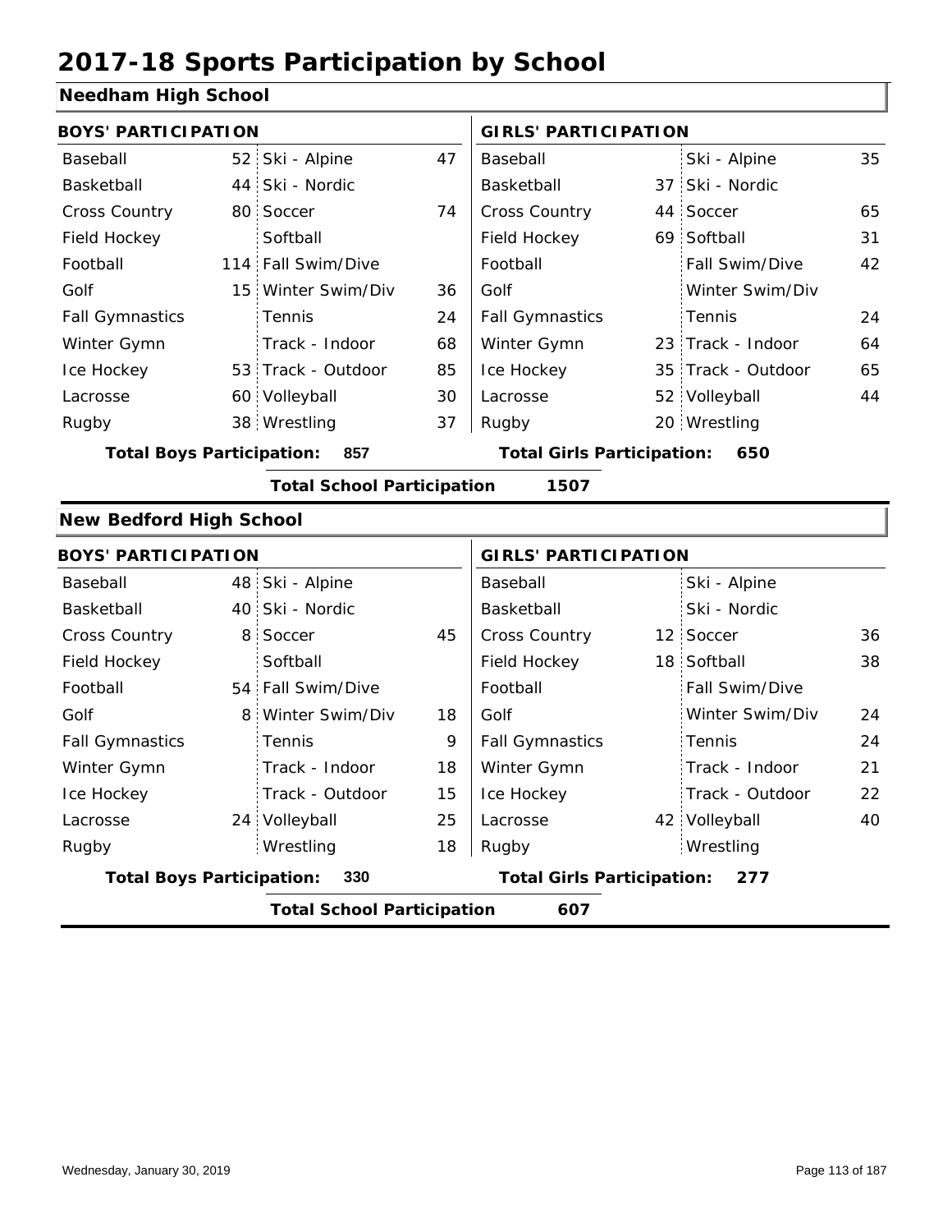# 2017-18 Sports Participation by School

## Needham High School

| BOYS' PARTICIPATION | | | | GIRLS' PARTICIPATION | | | |
|---|---|---|---|---|---|---|---|
| Baseball | 52 | Ski - Alpine | 47 | Baseball | | Ski - Alpine | 35 |
| Basketball | 44 | Ski - Nordic | | Basketball | 37 | Ski - Nordic | |
| Cross Country | 80 | Soccer | 74 | Cross Country | 44 | Soccer | 65 |
| Field Hockey | | Softball | | Field Hockey | 69 | Softball | 31 |
| Football | 114 | Fall Swim/Dive | | Football | | Fall Swim/Dive | 42 |
| Golf | 15 | Winter Swim/Div | 36 | Golf | | Winter Swim/Div | |
| Fall Gymnastics | | Tennis | 24 | Fall Gymnastics | | Tennis | 24 |
| Winter Gymn | | Track - Indoor | 68 | Winter Gymn | 23 | Track - Indoor | 64 |
| Ice Hockey | 53 | Track - Outdoor | 85 | Ice Hockey | 35 | Track - Outdoor | 65 |
| Lacrosse | 60 | Volleyball | 30 | Lacrosse | 52 | Volleyball | 44 |
| Rugby | 38 | Wrestling | 37 | Rugby | 20 | Wrestling | |

**Total Boys Participation: 857** | **Total Girls Participation: 650**

**Total School Participation 1507**

## New Bedford High School

| BOYS' PARTICIPATION | | | | GIRLS' PARTICIPATION | | | |
|---|---|---|---|---|---|---|---|
| Baseball | 48 | Ski - Alpine | | Baseball | | Ski - Alpine | |
| Basketball | 40 | Ski - Nordic | | Basketball | | Ski - Nordic | |
| Cross Country | 8 | Soccer | 45 | Cross Country | 12 | Soccer | 36 |
| Field Hockey | | Softball | | Field Hockey | 18 | Softball | 38 |
| Football | 54 | Fall Swim/Dive | | Football | | Fall Swim/Dive | |
| Golf | 8 | Winter Swim/Div | 18 | Golf | | Winter Swim/Div | 24 |
| Fall Gymnastics | | Tennis | 9 | Fall Gymnastics | | Tennis | 24 |
| Winter Gymn | | Track - Indoor | 18 | Winter Gymn | | Track - Indoor | 21 |
| Ice Hockey | | Track - Outdoor | 15 | Ice Hockey | | Track - Outdoor | 22 |
| Lacrosse | 24 | Volleyball | 25 | Lacrosse | 42 | Volleyball | 40 |
| Rugby | | Wrestling | 18 | Rugby | | Wrestling | |

**Total Boys Participation: 330** | **Total Girls Participation: 277**

**Total School Participation 607**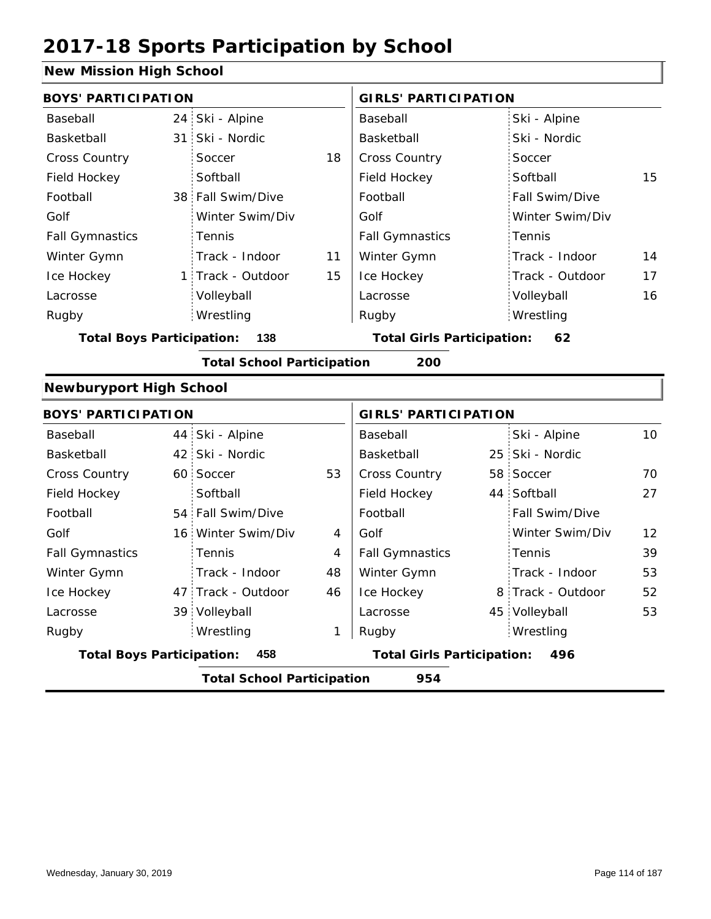# 2017-18 Sports Participation by School

## New Mission High School

| BOYS' PARTICIPATION | | | | GIRLS' PARTICIPATION | | | |
|---|---|---|---|---|---|---|---|
| Baseball | 24 | Ski - Alpine | | Baseball | | Ski - Alpine | |
| Basketball | 31 | Ski - Nordic | | Basketball | | Ski - Nordic | |
| Cross Country | | Soccer | 18 | Cross Country | | Soccer | |
| Field Hockey | | Softball | | Field Hockey | | Softball | 15 |
| Football | 38 | Fall Swim/Dive | | Football | | Fall Swim/Dive | |
| Golf | | Winter Swim/Div | | Golf | | Winter Swim/Div | |
| Fall Gymnastics | | Tennis | | Fall Gymnastics | | Tennis | |
| Winter Gymn | | Track - Indoor | 11 | Winter Gymn | | Track - Indoor | 14 |
| Ice Hockey | 1 | Track - Outdoor | 15 | Ice Hockey | | Track - Outdoor | 17 |
| Lacrosse | | Volleyball | | Lacrosse | | Volleyball | 16 |
| Rugby | | Wrestling | | Rugby | | Wrestling | |

**Total Boys Participation: 138** **Total Girls Participation: 62**

**Total School Participation 200**

## Newburyport High School

| BOYS' PARTICIPATION | | | | GIRLS' PARTICIPATION | | | |
|---|---|---|---|---|---|---|---|
| Baseball | 44 | Ski - Alpine | | Baseball | | Ski - Alpine | 10 |
| Basketball | 42 | Ski - Nordic | | Basketball | 25 | Ski - Nordic | |
| Cross Country | 60 | Soccer | 53 | Cross Country | 58 | Soccer | 70 |
| Field Hockey | | Softball | | Field Hockey | 44 | Softball | 27 |
| Football | 54 | Fall Swim/Dive | | Football | | Fall Swim/Dive | |
| Golf | 16 | Winter Swim/Div | 4 | Golf | | Winter Swim/Div | 12 |
| Fall Gymnastics | | Tennis | 4 | Fall Gymnastics | | Tennis | 39 |
| Winter Gymn | | Track - Indoor | 48 | Winter Gymn | | Track - Indoor | 53 |
| Ice Hockey | 47 | Track - Outdoor | 46 | Ice Hockey | 8 | Track - Outdoor | 52 |
| Lacrosse | 39 | Volleyball | | Lacrosse | 45 | Volleyball | 53 |
| Rugby | | Wrestling | 1 | Rugby | | Wrestling | |

**Total Boys Participation: 458** **Total Girls Participation: 496**

**Total School Participation 954**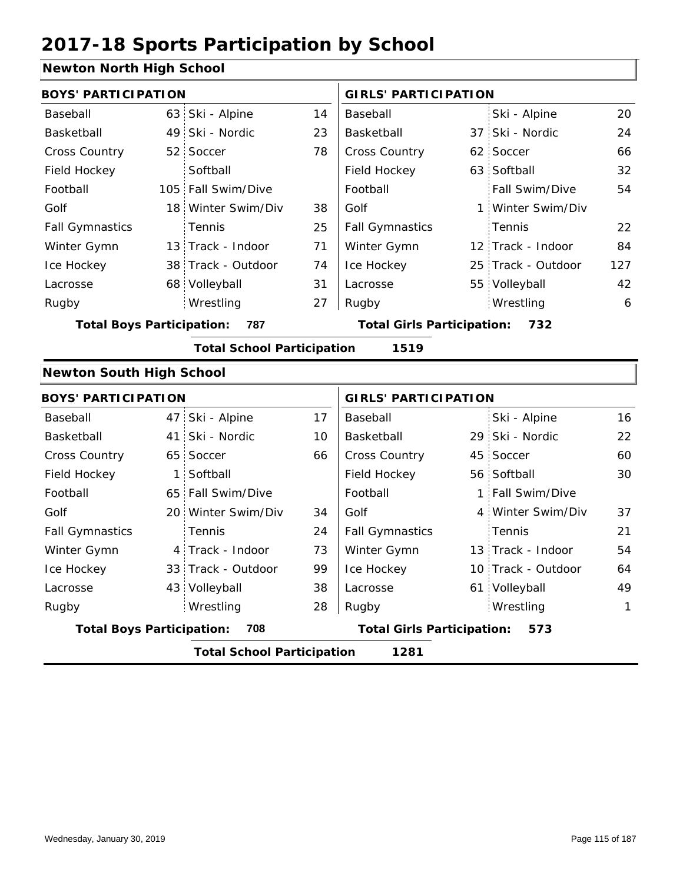# 2017-18 Sports Participation by School

## Newton North High School

| BOYS' PARTICIPATION | | | | GIRLS' PARTICIPATION | | | |
|---|---|---|---|---|---|---|---|
| Baseball | 63 | Ski - Alpine | 14 | Baseball | | Ski - Alpine | 20 |
| Basketball | 49 | Ski - Nordic | 23 | Basketball | 37 | Ski - Nordic | 24 |
| Cross Country | 52 | Soccer | 78 | Cross Country | 62 | Soccer | 66 |
| Field Hockey | | Softball | | Field Hockey | 63 | Softball | 32 |
| Football | 105 | Fall Swim/Dive | | Football | | Fall Swim/Dive | 54 |
| Golf | 18 | Winter Swim/Div | 38 | Golf | 1 | Winter Swim/Div | |
| Fall Gymnastics | | Tennis | 25 | Fall Gymnastics | | Tennis | 22 |
| Winter Gymn | 13 | Track - Indoor | 71 | Winter Gymn | 12 | Track - Indoor | 84 |
| Ice Hockey | 38 | Track - Outdoor | 74 | Ice Hockey | 25 | Track - Outdoor | 127 |
| Lacrosse | 68 | Volleyball | 31 | Lacrosse | 55 | Volleyball | 42 |
| Rugby | | Wrestling | 27 | Rugby | | Wrestling | 6 |

**Total Boys Participation: 787** | **Total Girls Participation: 732**

**Total School Participation 1519**

## Newton South High School

| BOYS' PARTICIPATION | | | | GIRLS' PARTICIPATION | | | |
|---|---|---|---|---|---|---|---|
| Baseball | 47 | Ski - Alpine | 17 | Baseball | | Ski - Alpine | 16 |
| Basketball | 41 | Ski - Nordic | 10 | Basketball | 29 | Ski - Nordic | 22 |
| Cross Country | 65 | Soccer | 66 | Cross Country | 45 | Soccer | 60 |
| Field Hockey | 1 | Softball | | Field Hockey | 56 | Softball | 30 |
| Football | 65 | Fall Swim/Dive | | Football | 1 | Fall Swim/Dive | |
| Golf | 20 | Winter Swim/Div | 34 | Golf | 4 | Winter Swim/Div | 37 |
| Fall Gymnastics | | Tennis | 24 | Fall Gymnastics | | Tennis | 21 |
| Winter Gymn | 4 | Track - Indoor | 73 | Winter Gymn | 13 | Track - Indoor | 54 |
| Ice Hockey | 33 | Track - Outdoor | 99 | Ice Hockey | 10 | Track - Outdoor | 64 |
| Lacrosse | 43 | Volleyball | 38 | Lacrosse | 61 | Volleyball | 49 |
| Rugby | | Wrestling | 28 | Rugby | | Wrestling | 1 |

**Total Boys Participation: 708** | **Total Girls Participation: 573**

**Total School Participation 1281**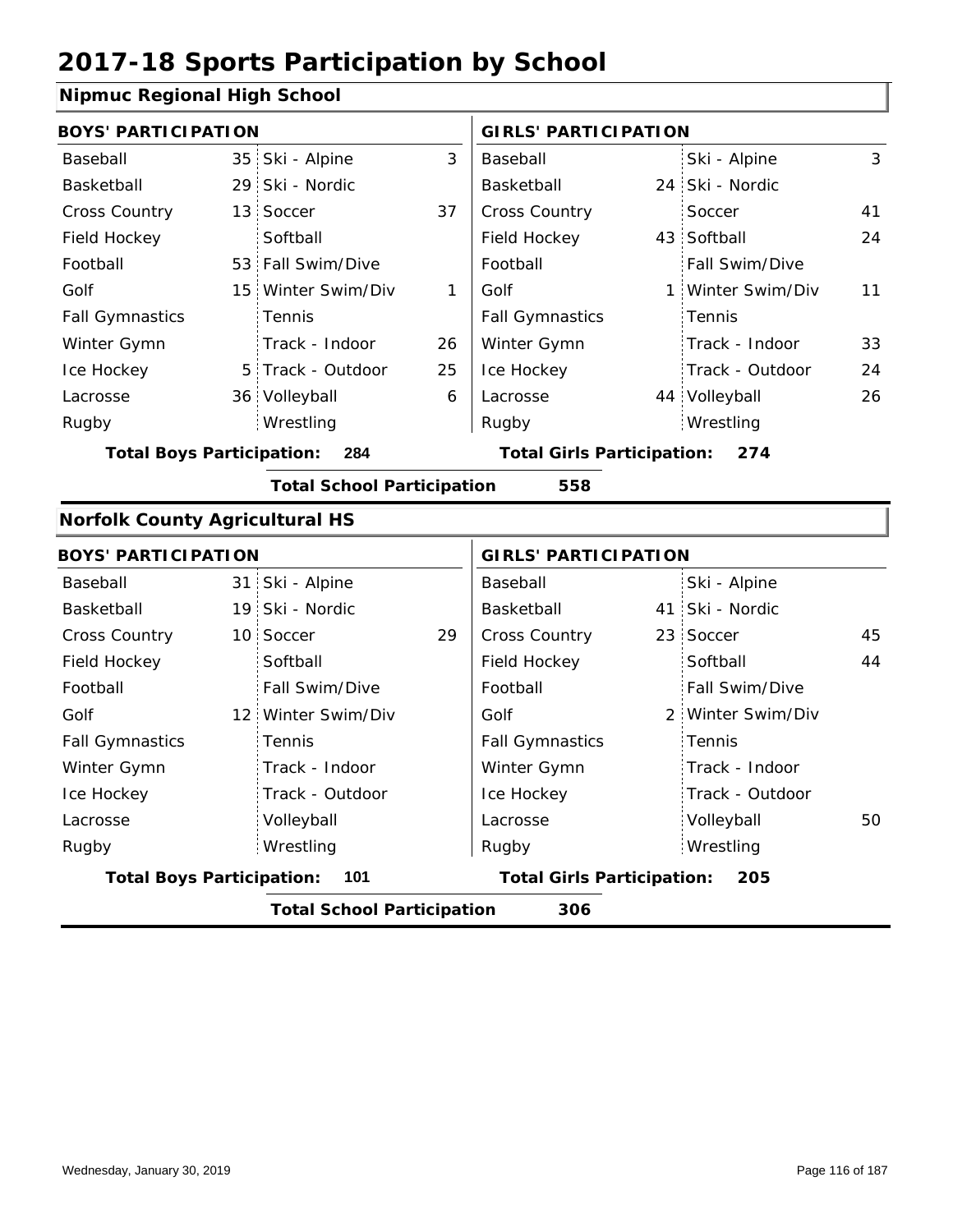# 2017-18 Sports Participation by School

## Nipmuc Regional High School

| BOYS' PARTICIPATION | | | | GIRLS' PARTICIPATION | | | |
|---|---|---|---|---|---|---|---|
| Baseball | 35 | Ski - Alpine | 3 | Baseball | | Ski - Alpine | 3 |
| Basketball | 29 | Ski - Nordic | | Basketball | 24 | Ski - Nordic | |
| Cross Country | 13 | Soccer | 37 | Cross Country | | Soccer | 41 |
| Field Hockey | | Softball | | Field Hockey | 43 | Softball | 24 |
| Football | 53 | Fall Swim/Dive | | Football | | Fall Swim/Dive | |
| Golf | 15 | Winter Swim/Div | 1 | Golf | 1 | Winter Swim/Div | 11 |
| Fall Gymnastics | | Tennis | | Fall Gymnastics | | Tennis | |
| Winter Gymn | | Track - Indoor | 26 | Winter Gymn | | Track - Indoor | 33 |
| Ice Hockey | 5 | Track - Outdoor | 25 | Ice Hockey | | Track - Outdoor | 24 |
| Lacrosse | 36 | Volleyball | 6 | Lacrosse | 44 | Volleyball | 26 |
| Rugby | | Wrestling | | Rugby | | Wrestling | |

**Total Boys Participation:** 284 **Total Girls Participation:** 274

**Total School Participation** 558

## Norfolk County Agricultural HS

| BOYS' PARTICIPATION | | | | GIRLS' PARTICIPATION | | | |
|---|---|---|---|---|---|---|---|
| Baseball | 31 | Ski - Alpine | | Baseball | | Ski - Alpine | |
| Basketball | 19 | Ski - Nordic | | Basketball | 41 | Ski - Nordic | |
| Cross Country | 10 | Soccer | 29 | Cross Country | 23 | Soccer | 45 |
| Field Hockey | | Softball | | Field Hockey | | Softball | 44 |
| Football | | Fall Swim/Dive | | Football | | Fall Swim/Dive | |
| Golf | 12 | Winter Swim/Div | | Golf | 2 | Winter Swim/Div | |
| Fall Gymnastics | | Tennis | | Fall Gymnastics | | Tennis | |
| Winter Gymn | | Track - Indoor | | Winter Gymn | | Track - Indoor | |
| Ice Hockey | | Track - Outdoor | | Ice Hockey | | Track - Outdoor | |
| Lacrosse | | Volleyball | | Lacrosse | | Volleyball | 50 |
| Rugby | | Wrestling | | Rugby | | Wrestling | |

**Total Boys Participation:** 101 **Total Girls Participation:** 205

**Total School Participation** 306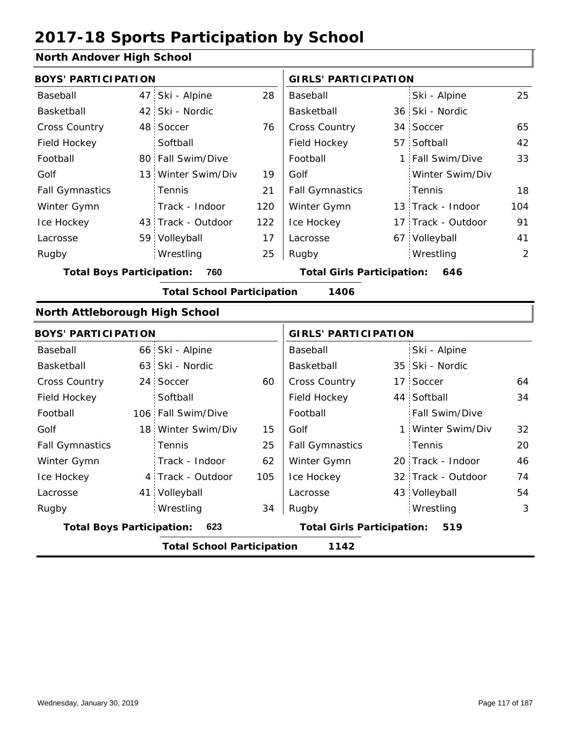# 2017-18 Sports Participation by School

## North Andover High School

| BOYS' PARTICIPATION | | | | GIRLS' PARTICIPATION | | | |
|---|---|---|---|---|---|---|---|
| Baseball | 47 | Ski - Alpine | 28 | Baseball | | Ski - Alpine | 25 |
| Basketball | 42 | Ski - Nordic | | Basketball | 36 | Ski - Nordic | |
| Cross Country | 48 | Soccer | 76 | Cross Country | 34 | Soccer | 65 |
| Field Hockey | | Softball | | Field Hockey | 57 | Softball | 42 |
| Football | 80 | Fall Swim/Dive | | Football | 1 | Fall Swim/Dive | 33 |
| Golf | 13 | Winter Swim/Div | 19 | Golf | | Winter Swim/Div | |
| Fall Gymnastics | | Tennis | 21 | Fall Gymnastics | | Tennis | 18 |
| Winter Gymn | | Track - Indoor | 120 | Winter Gymn | 13 | Track - Indoor | 104 |
| Ice Hockey | 43 | Track - Outdoor | 122 | Ice Hockey | 17 | Track - Outdoor | 91 |
| Lacrosse | 59 | Volleyball | 17 | Lacrosse | 67 | Volleyball | 41 |
| Rugby | | Wrestling | 25 | Rugby | | Wrestling | 2 |

**Total Boys Participation: 760** **Total Girls Participation: 646**

**Total School Participation 1406**

## North Attleborough High School

| BOYS' PARTICIPATION | | | | GIRLS' PARTICIPATION | | | |
|---|---|---|---|---|---|---|---|
| Baseball | 66 | Ski - Alpine | | Baseball | | Ski - Alpine | |
| Basketball | 63 | Ski - Nordic | | Basketball | 35 | Ski - Nordic | |
| Cross Country | 24 | Soccer | 60 | Cross Country | 17 | Soccer | 64 |
| Field Hockey | | Softball | | Field Hockey | 44 | Softball | 34 |
| Football | 106 | Fall Swim/Dive | | Football | | Fall Swim/Dive | |
| Golf | 18 | Winter Swim/Div | 15 | Golf | 1 | Winter Swim/Div | 32 |
| Fall Gymnastics | | Tennis | 25 | Fall Gymnastics | | Tennis | 20 |
| Winter Gymn | | Track - Indoor | 62 | Winter Gymn | 20 | Track - Indoor | 46 |
| Ice Hockey | 4 | Track - Outdoor | 105 | Ice Hockey | 32 | Track - Outdoor | 74 |
| Lacrosse | 41 | Volleyball | | Lacrosse | 43 | Volleyball | 54 |
| Rugby | | Wrestling | 34 | Rugby | | Wrestling | 3 |

**Total Boys Participation: 623** **Total Girls Participation: 519**

**Total School Participation 1142**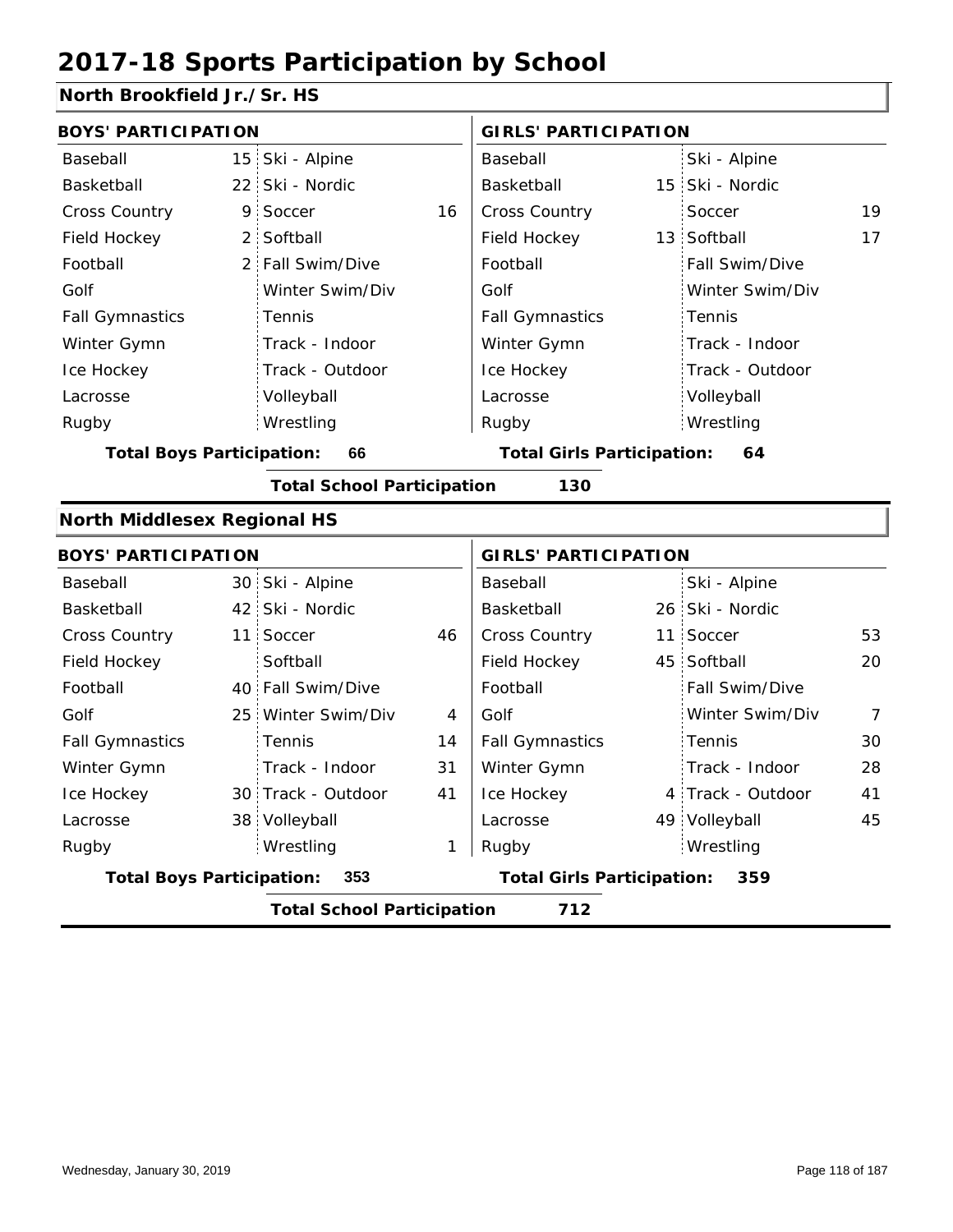# 2017-18 Sports Participation by School

## North Brookfield Jr./Sr. HS

| BOYS' PARTICIPATION | | | | GIRLS' PARTICIPATION | | | |
|---|---|---|---|---|---|---|---|
| Baseball | 15 | Ski - Alpine | | Baseball | | Ski - Alpine | |
| Basketball | 22 | Ski - Nordic | | Basketball | 15 | Ski - Nordic | |
| Cross Country | 9 | Soccer | 16 | Cross Country | | Soccer | 19 |
| Field Hockey | 2 | Softball | | Field Hockey | 13 | Softball | 17 |
| Football | 2 | Fall Swim/Dive | | Football | | Fall Swim/Dive | |
| Golf | | Winter Swim/Div | | Golf | | Winter Swim/Div | |
| Fall Gymnastics | | Tennis | | Fall Gymnastics | | Tennis | |
| Winter Gymn | | Track - Indoor | | Winter Gymn | | Track - Indoor | |
| Ice Hockey | | Track - Outdoor | | Ice Hockey | | Track - Outdoor | |
| Lacrosse | | Volleyball | | Lacrosse | | Volleyball | |
| Rugby | | Wrestling | | Rugby | | Wrestling | |

**Total Boys Participation: 66** | **Total Girls Participation: 64**

**Total School Participation 130**

## North Middlesex Regional HS

| BOYS' PARTICIPATION | | | | GIRLS' PARTICIPATION | | | |
|---|---|---|---|---|---|---|---|
| Baseball | 30 | Ski - Alpine | | Baseball | | Ski - Alpine | |
| Basketball | 42 | Ski - Nordic | | Basketball | 26 | Ski - Nordic | |
| Cross Country | 11 | Soccer | 46 | Cross Country | 11 | Soccer | 53 |
| Field Hockey | | Softball | | Field Hockey | 45 | Softball | 20 |
| Football | 40 | Fall Swim/Dive | | Football | | Fall Swim/Dive | |
| Golf | 25 | Winter Swim/Div | 4 | Golf | | Winter Swim/Div | 7 |
| Fall Gymnastics | | Tennis | 14 | Fall Gymnastics | | Tennis | 30 |
| Winter Gymn | | Track - Indoor | 31 | Winter Gymn | | Track - Indoor | 28 |
| Ice Hockey | 30 | Track - Outdoor | 41 | Ice Hockey | 4 | Track - Outdoor | 41 |
| Lacrosse | 38 | Volleyball | | Lacrosse | 49 | Volleyball | 45 |
| Rugby | | Wrestling | 1 | Rugby | | Wrestling | |

**Total Boys Participation: 353** | **Total Girls Participation: 359**

**Total School Participation 712**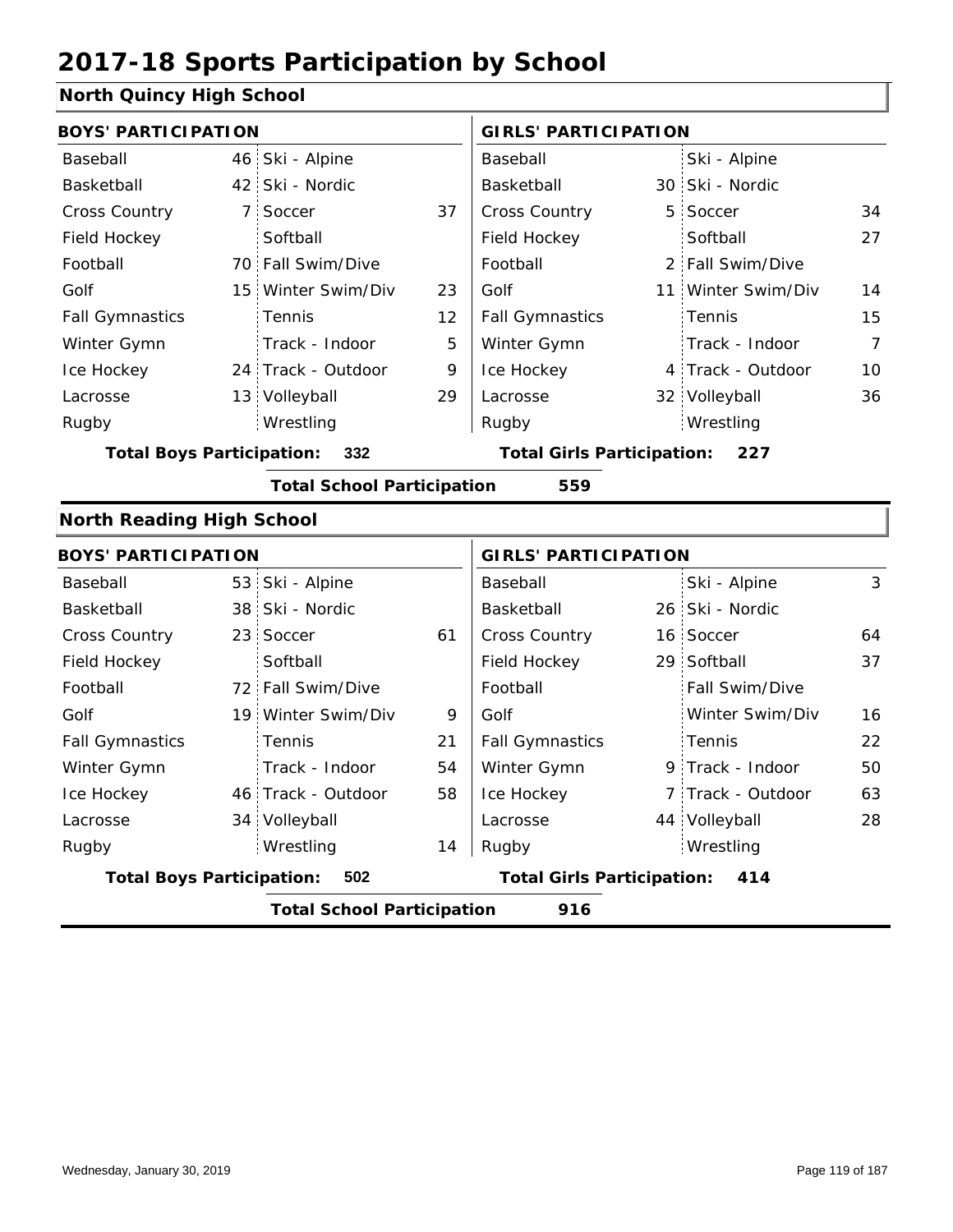# 2017-18 Sports Participation by School

## North Quincy High School

| BOYS' PARTICIPATION | | | | GIRLS' PARTICIPATION | | | |
|---|---|---|---|---|---|---|---|
| Baseball | 46 | Ski - Alpine | | Baseball | | Ski - Alpine | |
| Basketball | 42 | Ski - Nordic | | Basketball | 30 | Ski - Nordic | |
| Cross Country | 7 | Soccer | 37 | Cross Country | 5 | Soccer | 34 |
| Field Hockey | | Softball | | Field Hockey | | Softball | 27 |
| Football | 70 | Fall Swim/Dive | | Football | 2 | Fall Swim/Dive | |
| Golf | 15 | Winter Swim/Div | 23 | Golf | 11 | Winter Swim/Div | 14 |
| Fall Gymnastics | | Tennis | 12 | Fall Gymnastics | | Tennis | 15 |
| Winter Gymn | | Track - Indoor | 5 | Winter Gymn | | Track - Indoor | 7 |
| Ice Hockey | 24 | Track - Outdoor | 9 | Ice Hockey | 4 | Track - Outdoor | 10 |
| Lacrosse | 13 | Volleyball | 29 | Lacrosse | 32 | Volleyball | 36 |
| Rugby | | Wrestling | | Rugby | | Wrestling | |

**Total Boys Participation:** 332 **Total Girls Participation:** 227

**Total School Participation** 559

## North Reading High School

| BOYS' PARTICIPATION | | | | GIRLS' PARTICIPATION | | | |
|---|---|---|---|---|---|---|---|
| Baseball | 53 | Ski - Alpine | | Baseball | | Ski - Alpine | 3 |
| Basketball | 38 | Ski - Nordic | | Basketball | 26 | Ski - Nordic | |
| Cross Country | 23 | Soccer | 61 | Cross Country | 16 | Soccer | 64 |
| Field Hockey | | Softball | | Field Hockey | 29 | Softball | 37 |
| Football | 72 | Fall Swim/Dive | | Football | | Fall Swim/Dive | |
| Golf | 19 | Winter Swim/Div | 9 | Golf | | Winter Swim/Div | 16 |
| Fall Gymnastics | | Tennis | 21 | Fall Gymnastics | | Tennis | 22 |
| Winter Gymn | | Track - Indoor | 54 | Winter Gymn | 9 | Track - Indoor | 50 |
| Ice Hockey | 46 | Track - Outdoor | 58 | Ice Hockey | 7 | Track - Outdoor | 63 |
| Lacrosse | 34 | Volleyball | | Lacrosse | 44 | Volleyball | 28 |
| Rugby | | Wrestling | 14 | Rugby | | Wrestling | |

**Total Boys Participation:** 502 **Total Girls Participation:** 414

**Total School Participation** 916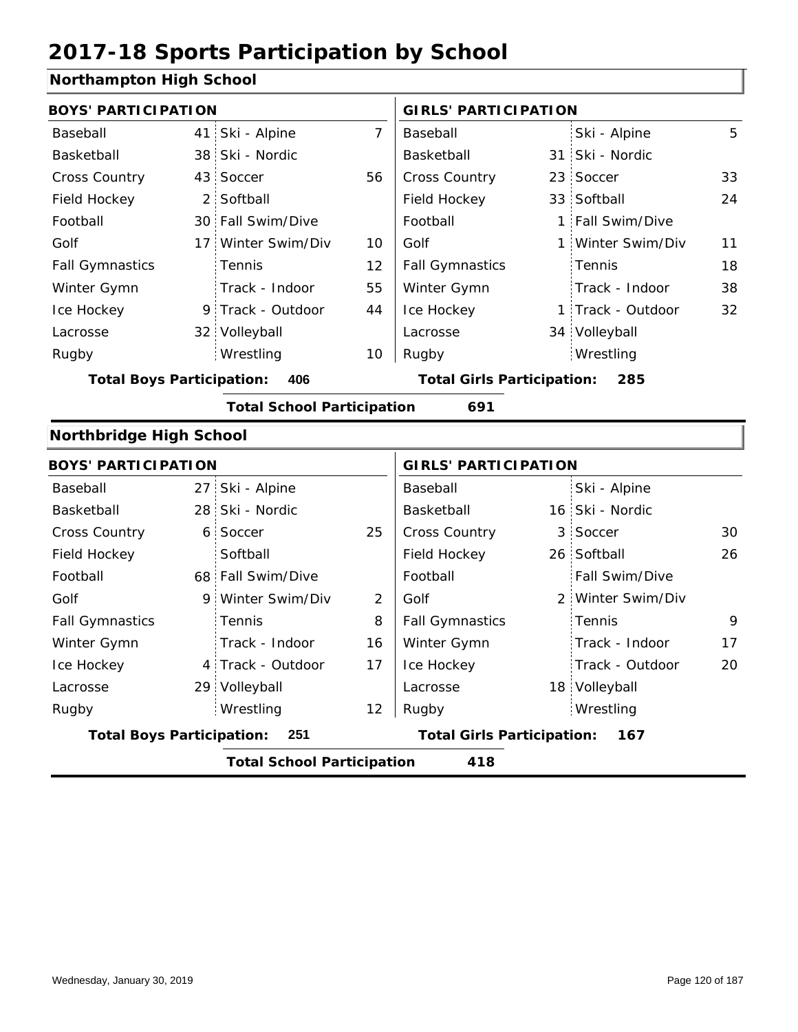# 2017-18 Sports Participation by School

## Northampton High School

| BOYS' PARTICIPATION | | | | GIRLS' PARTICIPATION | | | |
|---|---|---|---|---|---|---|---|
| Baseball | 41 | Ski - Alpine | 7 | Baseball | | Ski - Alpine | 5 |
| Basketball | 38 | Ski - Nordic | | Basketball | 31 | Ski - Nordic | |
| Cross Country | 43 | Soccer | 56 | Cross Country | 23 | Soccer | 33 |
| Field Hockey | 2 | Softball | | Field Hockey | 33 | Softball | 24 |
| Football | 30 | Fall Swim/Dive | | Football | 1 | Fall Swim/Dive | |
| Golf | 17 | Winter Swim/Div | 10 | Golf | 1 | Winter Swim/Div | 11 |
| Fall Gymnastics | | Tennis | 12 | Fall Gymnastics | | Tennis | 18 |
| Winter Gymn | | Track - Indoor | 55 | Winter Gymn | | Track - Indoor | 38 |
| Ice Hockey | 9 | Track - Outdoor | 44 | Ice Hockey | 1 | Track - Outdoor | 32 |
| Lacrosse | 32 | Volleyball | | Lacrosse | 34 | Volleyball | |
| Rugby | | Wrestling | 10 | Rugby | | Wrestling | |

**Total Boys Participation: 406** | **Total Girls Participation: 285**

**Total School Participation 691**

## Northbridge High School

| BOYS' PARTICIPATION | | | | GIRLS' PARTICIPATION | | | |
|---|---|---|---|---|---|---|---|
| Baseball | 27 | Ski - Alpine | | Baseball | | Ski - Alpine | |
| Basketball | 28 | Ski - Nordic | | Basketball | 16 | Ski - Nordic | |
| Cross Country | 6 | Soccer | 25 | Cross Country | 3 | Soccer | 30 |
| Field Hockey | | Softball | | Field Hockey | 26 | Softball | 26 |
| Football | 68 | Fall Swim/Dive | | Football | | Fall Swim/Dive | |
| Golf | 9 | Winter Swim/Div | 2 | Golf | 2 | Winter Swim/Div | |
| Fall Gymnastics | | Tennis | 8 | Fall Gymnastics | | Tennis | 9 |
| Winter Gymn | | Track - Indoor | 16 | Winter Gymn | | Track - Indoor | 17 |
| Ice Hockey | 4 | Track - Outdoor | 17 | Ice Hockey | | Track - Outdoor | 20 |
| Lacrosse | 29 | Volleyball | | Lacrosse | 18 | Volleyball | |
| Rugby | | Wrestling | 12 | Rugby | | Wrestling | |

**Total Boys Participation: 251** | **Total Girls Participation: 167**

**Total School Participation 418**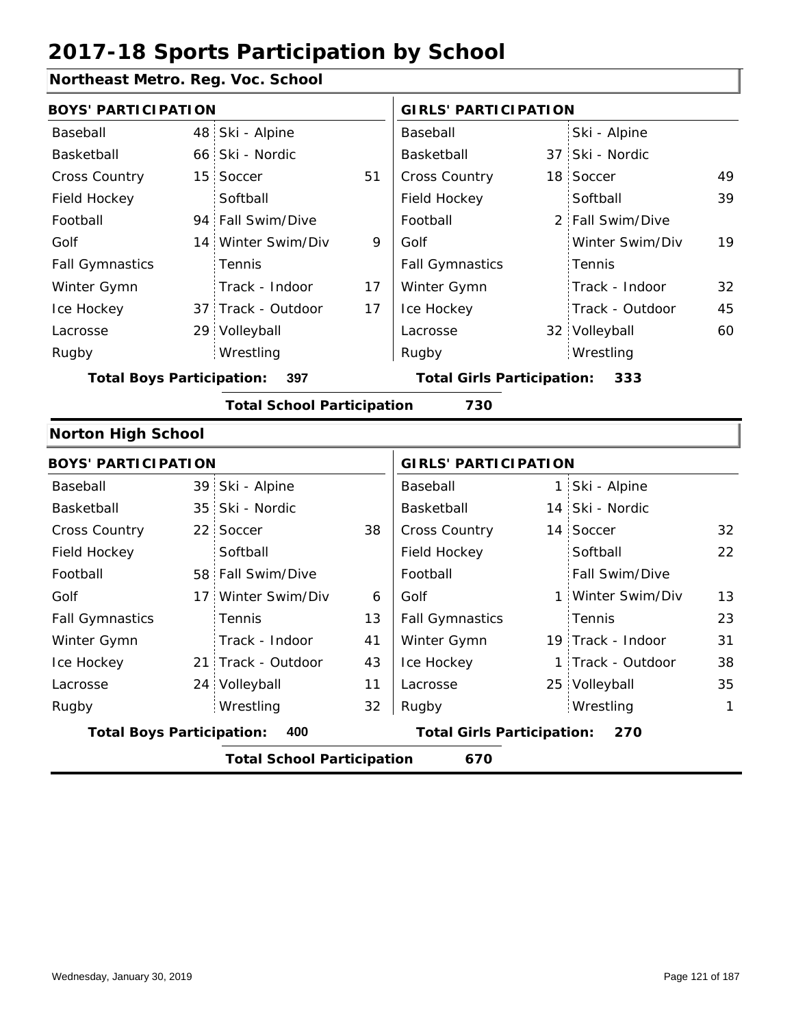# 2017-18 Sports Participation by School

## Northeast Metro. Reg. Voc. School

| BOYS' PARTICIPATION | | | | GIRLS' PARTICIPATION | | | |
|---|---|---|---|---|---|---|---|
| Baseball | 48 | Ski - Alpine | | Baseball | | Ski - Alpine | |
| Basketball | 66 | Ski - Nordic | | Basketball | 37 | Ski - Nordic | |
| Cross Country | 15 | Soccer | 51 | Cross Country | 18 | Soccer | 49 |
| Field Hockey | | Softball | | Field Hockey | | Softball | 39 |
| Football | 94 | Fall Swim/Dive | | Football | 2 | Fall Swim/Dive | |
| Golf | 14 | Winter Swim/Div | 9 | Golf | | Winter Swim/Div | 19 |
| Fall Gymnastics | | Tennis | | Fall Gymnastics | | Tennis | |
| Winter Gymn | | Track - Indoor | 17 | Winter Gymn | | Track - Indoor | 32 |
| Ice Hockey | 37 | Track - Outdoor | 17 | Ice Hockey | | Track - Outdoor | 45 |
| Lacrosse | 29 | Volleyball | | Lacrosse | 32 | Volleyball | 60 |
| Rugby | | Wrestling | | Rugby | | Wrestling | |

**Total Boys Participation: 397** | **Total Girls Participation: 333**

**Total School Participation 730**

## Norton High School

| BOYS' PARTICIPATION | | | | GIRLS' PARTICIPATION | | | |
|---|---|---|---|---|---|---|---|
| Baseball | 39 | Ski - Alpine | | Baseball | 1 | Ski - Alpine | |
| Basketball | 35 | Ski - Nordic | | Basketball | 14 | Ski - Nordic | |
| Cross Country | 22 | Soccer | 38 | Cross Country | 14 | Soccer | 32 |
| Field Hockey | | Softball | | Field Hockey | | Softball | 22 |
| Football | 58 | Fall Swim/Dive | | Football | | Fall Swim/Dive | |
| Golf | 17 | Winter Swim/Div | 6 | Golf | 1 | Winter Swim/Div | 13 |
| Fall Gymnastics | | Tennis | 13 | Fall Gymnastics | | Tennis | 23 |
| Winter Gymn | | Track - Indoor | 41 | Winter Gymn | 19 | Track - Indoor | 31 |
| Ice Hockey | 21 | Track - Outdoor | 43 | Ice Hockey | 1 | Track - Outdoor | 38 |
| Lacrosse | 24 | Volleyball | 11 | Lacrosse | 25 | Volleyball | 35 |
| Rugby | | Wrestling | 32 | Rugby | | Wrestling | 1 |

**Total Boys Participation: 400** | **Total Girls Participation: 270**

**Total School Participation 670**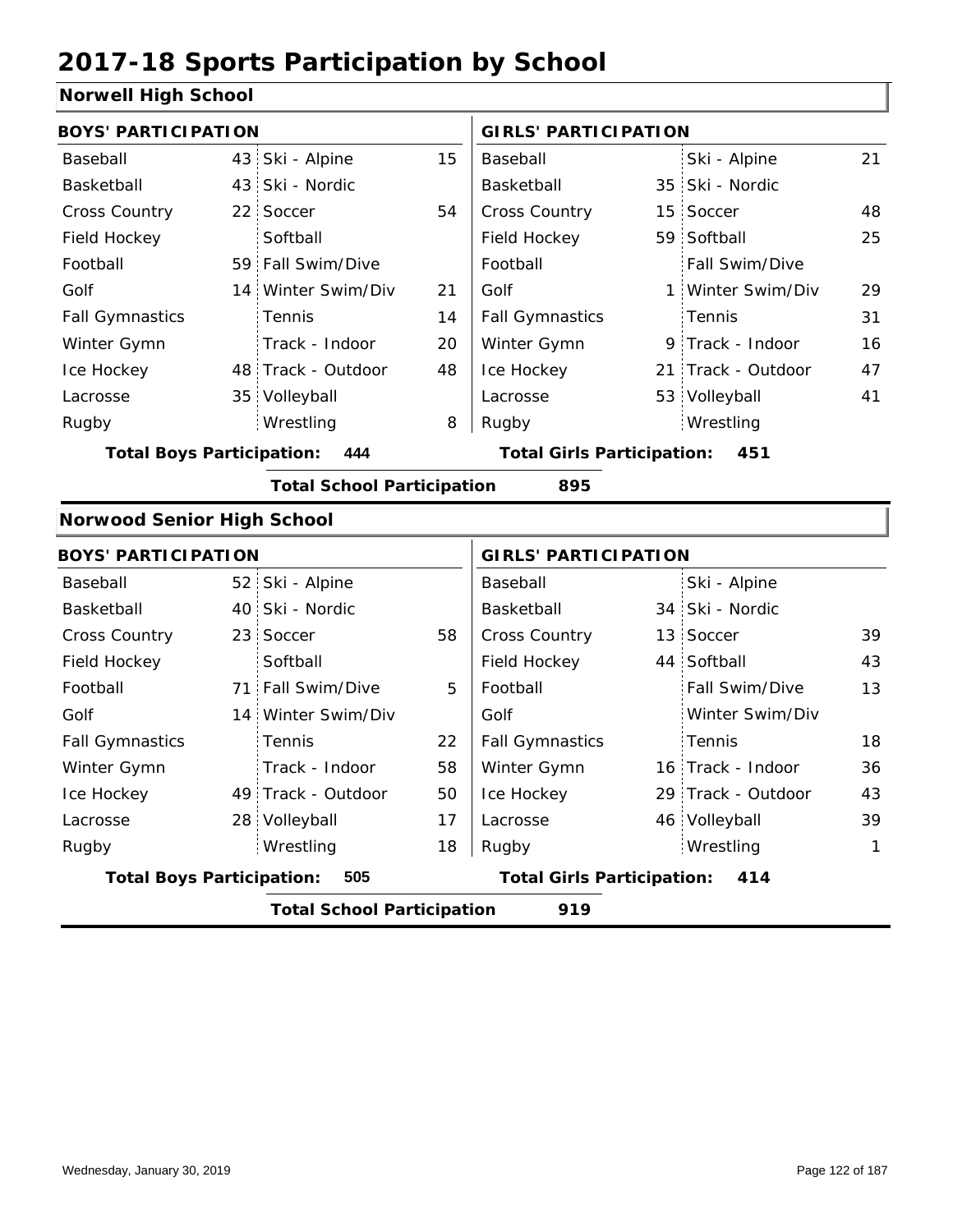# 2017-18 Sports Participation by School

## Norwell High School

| BOYS' PARTICIPATION | | | | GIRLS' PARTICIPATION | | | |
|---|---|---|---|---|---|---|---|
| Baseball | 43 | Ski - Alpine | 15 | Baseball | | Ski - Alpine | 21 |
| Basketball | 43 | Ski - Nordic | | Basketball | 35 | Ski - Nordic | |
| Cross Country | 22 | Soccer | 54 | Cross Country | 15 | Soccer | 48 |
| Field Hockey | | Softball | | Field Hockey | 59 | Softball | 25 |
| Football | 59 | Fall Swim/Dive | | Football | | Fall Swim/Dive | |
| Golf | 14 | Winter Swim/Div | 21 | Golf | 1 | Winter Swim/Div | 29 |
| Fall Gymnastics | | Tennis | 14 | Fall Gymnastics | | Tennis | 31 |
| Winter Gymn | | Track - Indoor | 20 | Winter Gymn | 9 | Track - Indoor | 16 |
| Ice Hockey | 48 | Track - Outdoor | 48 | Ice Hockey | 21 | Track - Outdoor | 47 |
| Lacrosse | 35 | Volleyball | | Lacrosse | 53 | Volleyball | 41 |
| Rugby | | Wrestling | 8 | Rugby | | Wrestling | |

**Total Boys Participation: 444** **Total Girls Participation: 451**

**Total School Participation 895**

## Norwood Senior High School

| BOYS' PARTICIPATION | | | | GIRLS' PARTICIPATION | | | |
|---|---|---|---|---|---|---|---|
| Baseball | 52 | Ski - Alpine | | Baseball | | Ski - Alpine | |
| Basketball | 40 | Ski - Nordic | | Basketball | 34 | Ski - Nordic | |
| Cross Country | 23 | Soccer | 58 | Cross Country | 13 | Soccer | 39 |
| Field Hockey | | Softball | | Field Hockey | 44 | Softball | 43 |
| Football | 71 | Fall Swim/Dive | 5 | Football | | Fall Swim/Dive | 13 |
| Golf | 14 | Winter Swim/Div | | Golf | | Winter Swim/Div | |
| Fall Gymnastics | | Tennis | 22 | Fall Gymnastics | | Tennis | 18 |
| Winter Gymn | | Track - Indoor | 58 | Winter Gymn | 16 | Track - Indoor | 36 |
| Ice Hockey | 49 | Track - Outdoor | 50 | Ice Hockey | 29 | Track - Outdoor | 43 |
| Lacrosse | 28 | Volleyball | 17 | Lacrosse | 46 | Volleyball | 39 |
| Rugby | | Wrestling | 18 | Rugby | | Wrestling | 1 |

**Total Boys Participation: 505** **Total Girls Participation: 414**

**Total School Participation 919**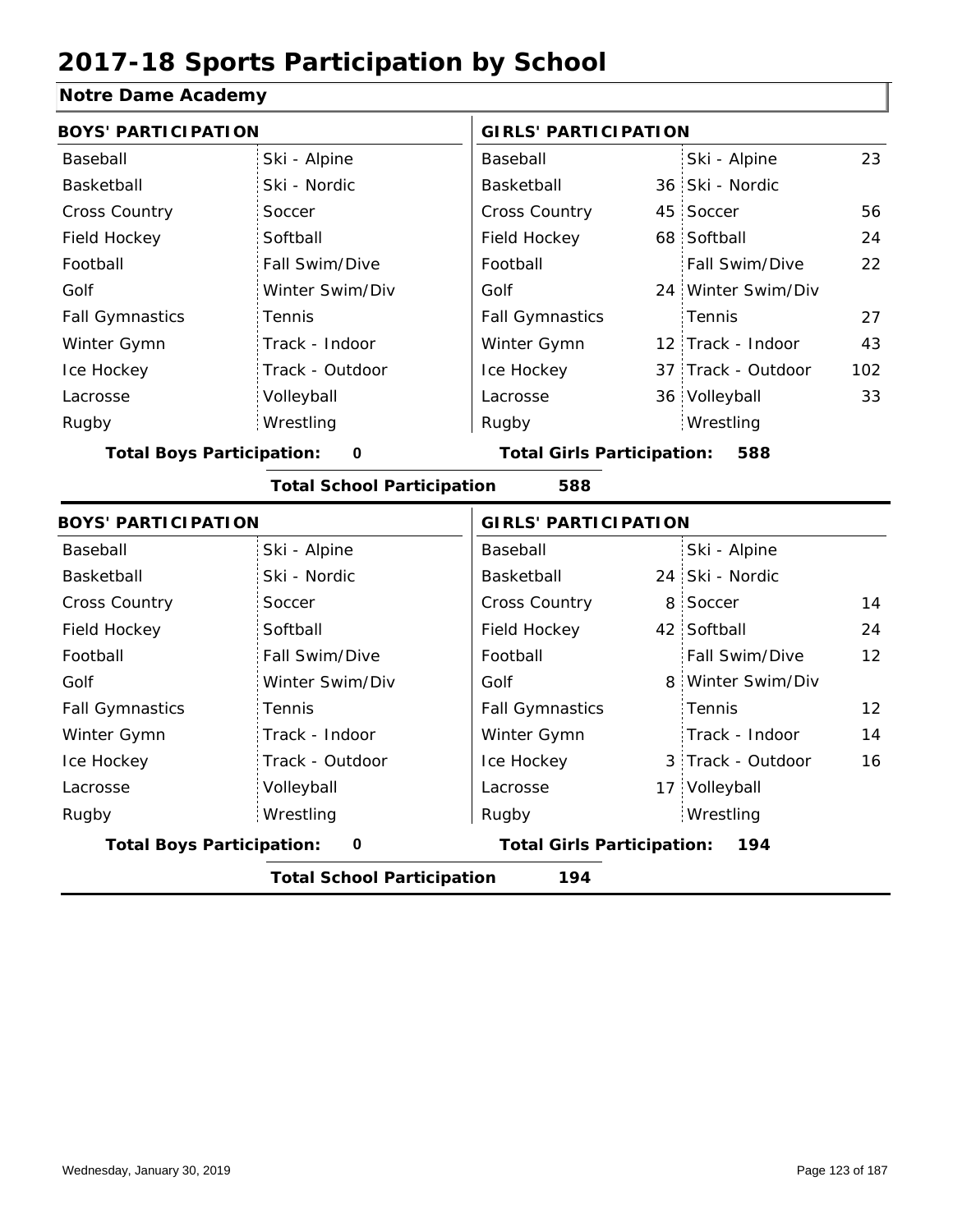# 2017-18 Sports Participation by School

## Notre Dame Academy

| BOYS' PARTICIPATION | | | | GIRLS' PARTICIPATION | | | |
|---|---|---|---|---|---|---|---|
| Baseball | | Ski - Alpine | | Baseball | | Ski - Alpine | 23 |
| Basketball | | Ski - Nordic | | Basketball | 36 | Ski - Nordic | |
| Cross Country | | Soccer | | Cross Country | 45 | Soccer | 56 |
| Field Hockey | | Softball | | Field Hockey | 68 | Softball | 24 |
| Football | | Fall Swim/Dive | | Football | | Fall Swim/Dive | 22 |
| Golf | | Winter Swim/Div | | Golf | 24 | Winter Swim/Div | |
| Fall Gymnastics | | Tennis | | Fall Gymnastics | | Tennis | 27 |
| Winter Gymn | | Track - Indoor | | Winter Gymn | 12 | Track - Indoor | 43 |
| Ice Hockey | | Track - Outdoor | | Ice Hockey | 37 | Track - Outdoor | 102 |
| Lacrosse | | Volleyball | | Lacrosse | 36 | Volleyball | 33 |
| Rugby | | Wrestling | | Rugby | | Wrestling | |

**Total Boys Participation: 0** | **Total Girls Participation: 588**

**Total School Participation 588**

| BOYS' PARTICIPATION | | | | GIRLS' PARTICIPATION | | | |
|---|---|---|---|---|---|---|---|
| Baseball | | Ski - Alpine | | Baseball | | Ski - Alpine | |
| Basketball | | Ski - Nordic | | Basketball | 24 | Ski - Nordic | |
| Cross Country | | Soccer | | Cross Country | 8 | Soccer | 14 |
| Field Hockey | | Softball | | Field Hockey | 42 | Softball | 24 |
| Football | | Fall Swim/Dive | | Football | | Fall Swim/Dive | 12 |
| Golf | | Winter Swim/Div | | Golf | 8 | Winter Swim/Div | |
| Fall Gymnastics | | Tennis | | Fall Gymnastics | | Tennis | 12 |
| Winter Gymn | | Track - Indoor | | Winter Gymn | | Track - Indoor | 14 |
| Ice Hockey | | Track - Outdoor | | Ice Hockey | 3 | Track - Outdoor | 16 |
| Lacrosse | | Volleyball | | Lacrosse | 17 | Volleyball | |
| Rugby | | Wrestling | | Rugby | | Wrestling | |

**Total Boys Participation: 0** | **Total Girls Participation: 194**

**Total School Participation 194**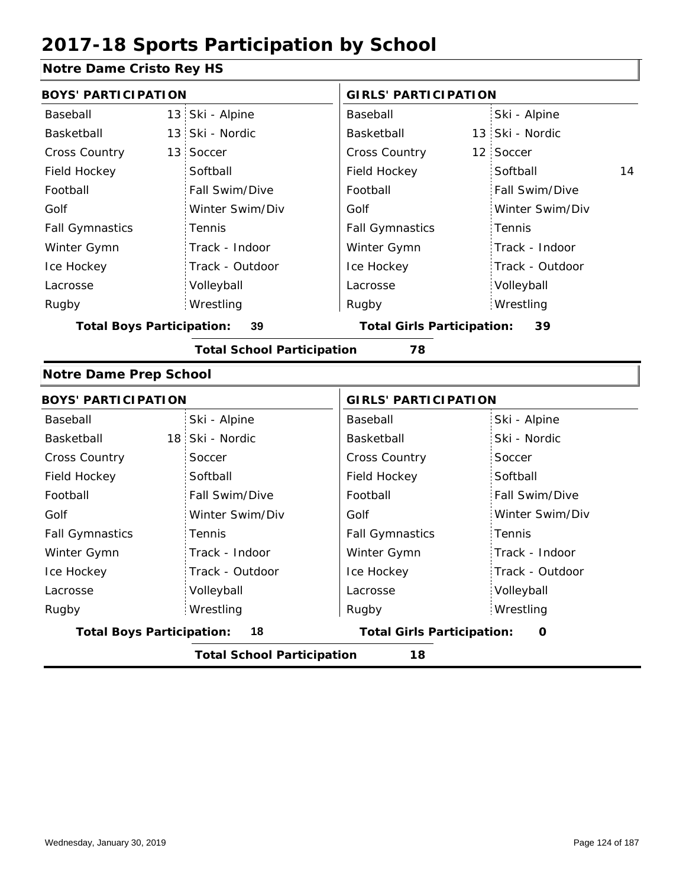# 2017-18 Sports Participation by School

## Notre Dame Cristo Rey HS

| BOYS' PARTICIPATION | | | | GIRLS' PARTICIPATION | | | |
|---|---|---|---|---|---|---|---|
| Baseball | 13 | Ski - Alpine | | Baseball | | Ski - Alpine | |
| Basketball | 13 | Ski - Nordic | | Basketball | 13 | Ski - Nordic | |
| Cross Country | 13 | Soccer | | Cross Country | 12 | Soccer | |
| Field Hockey | | Softball | | Field Hockey | | Softball | 14 |
| Football | | Fall Swim/Dive | | Football | | Fall Swim/Dive | |
| Golf | | Winter Swim/Div | | Golf | | Winter Swim/Div | |
| Fall Gymnastics | | Tennis | | Fall Gymnastics | | Tennis | |
| Winter Gymn | | Track - Indoor | | Winter Gymn | | Track - Indoor | |
| Ice Hockey | | Track - Outdoor | | Ice Hockey | | Track - Outdoor | |
| Lacrosse | | Volleyball | | Lacrosse | | Volleyball | |
| Rugby | | Wrestling | | Rugby | | Wrestling | |

**Total Boys Participation: 39** | **Total Girls Participation: 39**

**Total School Participation 78**

## Notre Dame Prep School

| BOYS' PARTICIPATION | | | | GIRLS' PARTICIPATION | | | |
|---|---|---|---|---|---|---|---|
| Baseball | | Ski - Alpine | | Baseball | | Ski - Alpine | |
| Basketball | 18 | Ski - Nordic | | Basketball | | Ski - Nordic | |
| Cross Country | | Soccer | | Cross Country | | Soccer | |
| Field Hockey | | Softball | | Field Hockey | | Softball | |
| Football | | Fall Swim/Dive | | Football | | Fall Swim/Dive | |
| Golf | | Winter Swim/Div | | Golf | | Winter Swim/Div | |
| Fall Gymnastics | | Tennis | | Fall Gymnastics | | Tennis | |
| Winter Gymn | | Track - Indoor | | Winter Gymn | | Track - Indoor | |
| Ice Hockey | | Track - Outdoor | | Ice Hockey | | Track - Outdoor | |
| Lacrosse | | Volleyball | | Lacrosse | | Volleyball | |
| Rugby | | Wrestling | | Rugby | | Wrestling | |

**Total Boys Participation: 18** | **Total Girls Participation: 0**

**Total School Participation 18**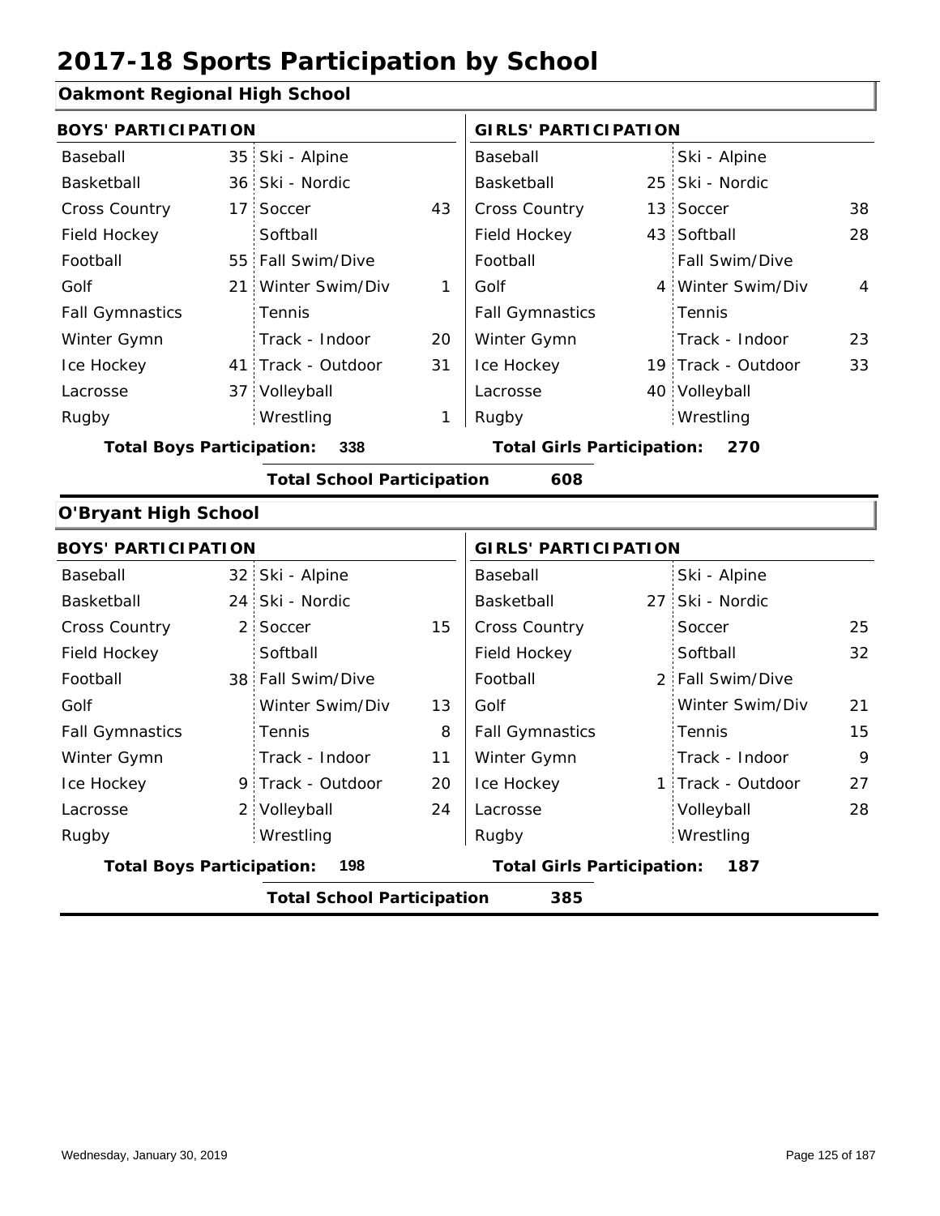# 2017-18 Sports Participation by School

## Oakmont Regional High School

| BOYS' PARTICIPATION | | | | GIRLS' PARTICIPATION | | | |
|---|---|---|---|---|---|---|---|
| Baseball | 35 | Ski - Alpine | | Baseball | | Ski - Alpine | |
| Basketball | 36 | Ski - Nordic | | Basketball | 25 | Ski - Nordic | |
| Cross Country | 17 | Soccer | 43 | Cross Country | 13 | Soccer | 38 |
| Field Hockey | | Softball | | Field Hockey | 43 | Softball | 28 |
| Football | 55 | Fall Swim/Dive | | Football | | Fall Swim/Dive | |
| Golf | 21 | Winter Swim/Div | 1 | Golf | 4 | Winter Swim/Div | 4 |
| Fall Gymnastics | | Tennis | | Fall Gymnastics | | Tennis | |
| Winter Gymn | | Track - Indoor | 20 | Winter Gymn | | Track - Indoor | 23 |
| Ice Hockey | 41 | Track - Outdoor | 31 | Ice Hockey | 19 | Track - Outdoor | 33 |
| Lacrosse | 37 | Volleyball | | Lacrosse | 40 | Volleyball | |
| Rugby | | Wrestling | 1 | Rugby | | Wrestling | |

**Total Boys Participation: 338** **Total Girls Participation: 270**

**Total School Participation 608**

## O'Bryant High School

| BOYS' PARTICIPATION | | | | GIRLS' PARTICIPATION | | | |
|---|---|---|---|---|---|---|---|
| Baseball | 32 | Ski - Alpine | | Baseball | | Ski - Alpine | |
| Basketball | 24 | Ski - Nordic | | Basketball | 27 | Ski - Nordic | |
| Cross Country | 2 | Soccer | 15 | Cross Country | | Soccer | 25 |
| Field Hockey | | Softball | | Field Hockey | | Softball | 32 |
| Football | 38 | Fall Swim/Dive | | Football | 2 | Fall Swim/Dive | |
| Golf | | Winter Swim/Div | 13 | Golf | | Winter Swim/Div | 21 |
| Fall Gymnastics | | Tennis | 8 | Fall Gymnastics | | Tennis | 15 |
| Winter Gymn | | Track - Indoor | 11 | Winter Gymn | | Track - Indoor | 9 |
| Ice Hockey | 9 | Track - Outdoor | 20 | Ice Hockey | 1 | Track - Outdoor | 27 |
| Lacrosse | 2 | Volleyball | 24 | Lacrosse | | Volleyball | 28 |
| Rugby | | Wrestling | | Rugby | | Wrestling | |

**Total Boys Participation: 198** **Total Girls Participation: 187**

**Total School Participation 385**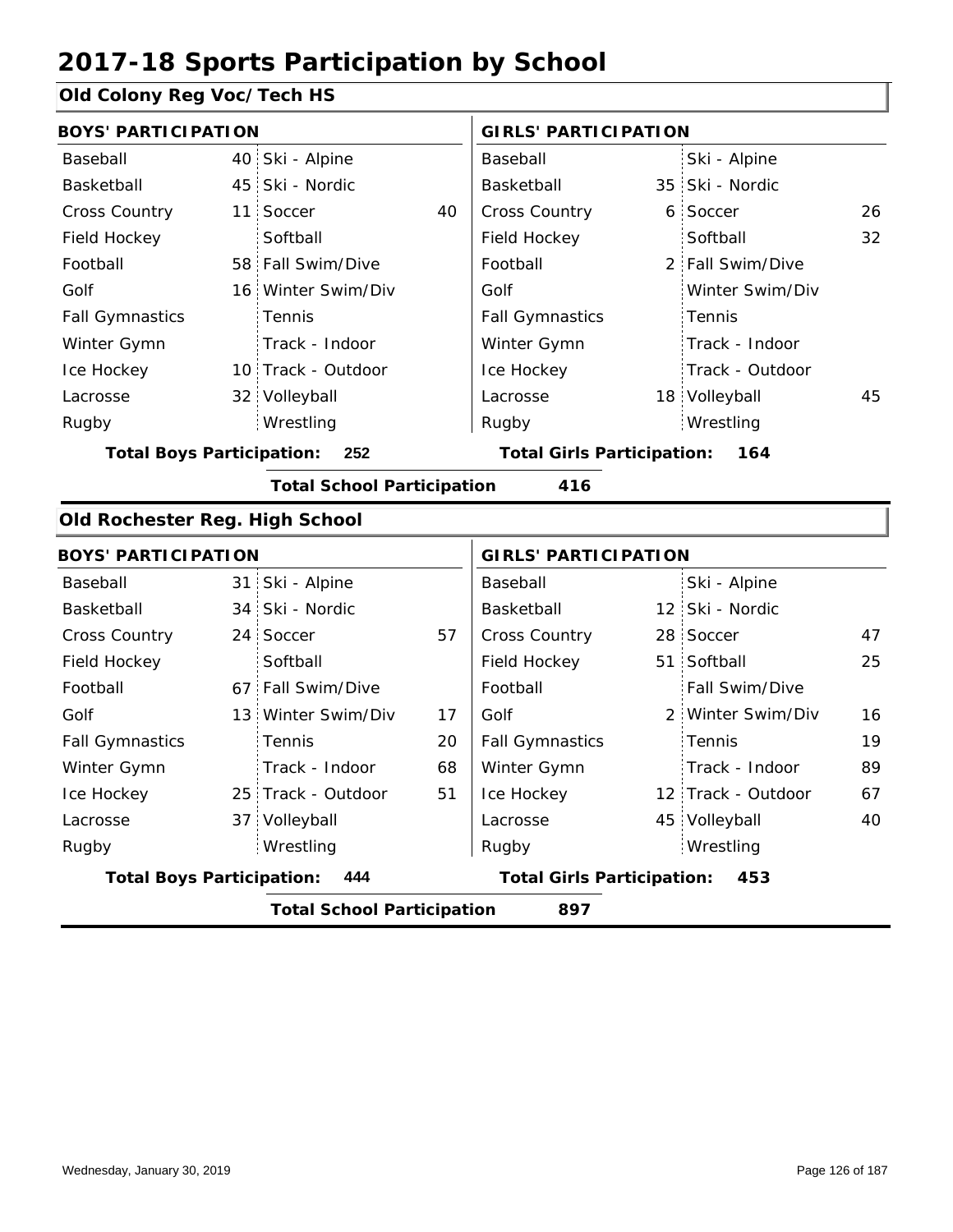# 2017-18 Sports Participation by School

## Old Colony Reg Voc/Tech HS

| BOYS' PARTICIPATION | | | | GIRLS' PARTICIPATION | | | |
|---|---|---|---|---|---|---|---|
| Baseball | 40 | Ski - Alpine | | Baseball | | Ski - Alpine | |
| Basketball | 45 | Ski - Nordic | | Basketball | 35 | Ski - Nordic | |
| Cross Country | 11 | Soccer | 40 | Cross Country | 6 | Soccer | 26 |
| Field Hockey | | Softball | | Field Hockey | | Softball | 32 |
| Football | 58 | Fall Swim/Dive | | Football | 2 | Fall Swim/Dive | |
| Golf | 16 | Winter Swim/Div | | Golf | | Winter Swim/Div | |
| Fall Gymnastics | | Tennis | | Fall Gymnastics | | Tennis | |
| Winter Gymn | | Track - Indoor | | Winter Gymn | | Track - Indoor | |
| Ice Hockey | 10 | Track - Outdoor | | Ice Hockey | | Track - Outdoor | |
| Lacrosse | 32 | Volleyball | | Lacrosse | 18 | Volleyball | 45 |
| Rugby | | Wrestling | | Rugby | | Wrestling | |

**Total Boys Participation: 252** **Total Girls Participation: 164**

**Total School Participation 416**

## Old Rochester Reg. High School

| BOYS' PARTICIPATION | | | | GIRLS' PARTICIPATION | | | |
|---|---|---|---|---|---|---|---|
| Baseball | 31 | Ski - Alpine | | Baseball | | Ski - Alpine | |
| Basketball | 34 | Ski - Nordic | | Basketball | 12 | Ski - Nordic | |
| Cross Country | 24 | Soccer | 57 | Cross Country | 28 | Soccer | 47 |
| Field Hockey | | Softball | | Field Hockey | 51 | Softball | 25 |
| Football | 67 | Fall Swim/Dive | | Football | | Fall Swim/Dive | |
| Golf | 13 | Winter Swim/Div | 17 | Golf | 2 | Winter Swim/Div | 16 |
| Fall Gymnastics | | Tennis | 20 | Fall Gymnastics | | Tennis | 19 |
| Winter Gymn | | Track - Indoor | 68 | Winter Gymn | | Track - Indoor | 89 |
| Ice Hockey | 25 | Track - Outdoor | 51 | Ice Hockey | 12 | Track - Outdoor | 67 |
| Lacrosse | 37 | Volleyball | | Lacrosse | 45 | Volleyball | 40 |
| Rugby | | Wrestling | | Rugby | | Wrestling | |

**Total Boys Participation: 444** **Total Girls Participation: 453**

**Total School Participation 897**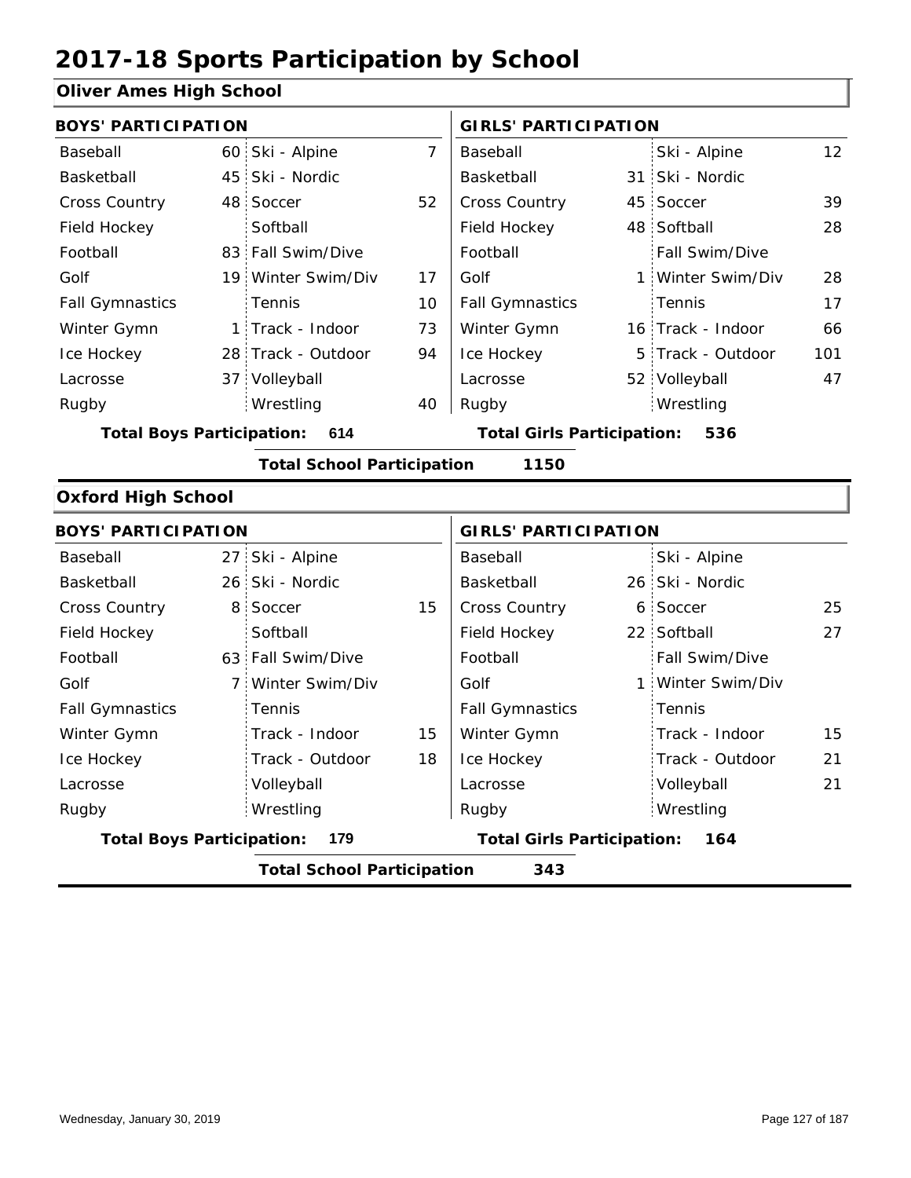# 2017-18 Sports Participation by School

## Oliver Ames High School

| BOYS' PARTICIPATION | | | | GIRLS' PARTICIPATION | | | |
|---|---|---|---|---|---|---|---|
| Baseball | 60 | Ski - Alpine | 7 | Baseball | | Ski - Alpine | 12 |
| Basketball | 45 | Ski - Nordic | | Basketball | 31 | Ski - Nordic | |
| Cross Country | 48 | Soccer | 52 | Cross Country | 45 | Soccer | 39 |
| Field Hockey | | Softball | | Field Hockey | 48 | Softball | 28 |
| Football | 83 | Fall Swim/Dive | | Football | | Fall Swim/Dive | |
| Golf | 19 | Winter Swim/Div | 17 | Golf | 1 | Winter Swim/Div | 28 |
| Fall Gymnastics | | Tennis | 10 | Fall Gymnastics | | Tennis | 17 |
| Winter Gymn | 1 | Track - Indoor | 73 | Winter Gymn | 16 | Track - Indoor | 66 |
| Ice Hockey | 28 | Track - Outdoor | 94 | Ice Hockey | 5 | Track - Outdoor | 101 |
| Lacrosse | 37 | Volleyball | | Lacrosse | 52 | Volleyball | 47 |
| Rugby | | Wrestling | 40 | Rugby | | Wrestling | |

**Total Boys Participation: 614** | **Total Girls Participation: 536**

**Total School Participation 1150**

## Oxford High School

| BOYS' PARTICIPATION | | | | GIRLS' PARTICIPATION | | | |
|---|---|---|---|---|---|---|---|
| Baseball | 27 | Ski - Alpine | | Baseball | | Ski - Alpine | |
| Basketball | 26 | Ski - Nordic | | Basketball | 26 | Ski - Nordic | |
| Cross Country | 8 | Soccer | 15 | Cross Country | 6 | Soccer | 25 |
| Field Hockey | | Softball | | Field Hockey | 22 | Softball | 27 |
| Football | 63 | Fall Swim/Dive | | Football | | Fall Swim/Dive | |
| Golf | 7 | Winter Swim/Div | | Golf | 1 | Winter Swim/Div | |
| Fall Gymnastics | | Tennis | | Fall Gymnastics | | Tennis | |
| Winter Gymn | | Track - Indoor | 15 | Winter Gymn | | Track - Indoor | 15 |
| Ice Hockey | | Track - Outdoor | 18 | Ice Hockey | | Track - Outdoor | 21 |
| Lacrosse | | Volleyball | | Lacrosse | | Volleyball | 21 |
| Rugby | | Wrestling | | Rugby | | Wrestling | |

**Total Boys Participation: 179** | **Total Girls Participation: 164**

**Total School Participation 343**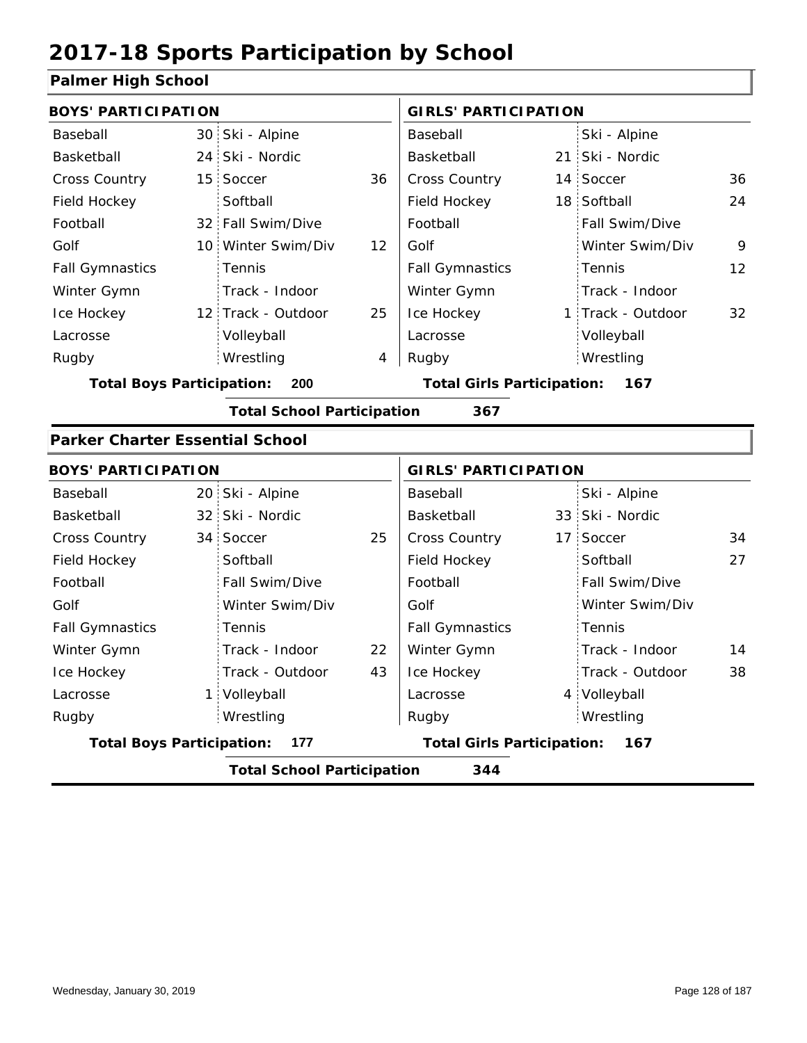# 2017-18 Sports Participation by School

## Palmer High School

| BOYS' PARTICIPATION | | | | GIRLS' PARTICIPATION | | | |
|---|---|---|---|---|---|---|---|
| Baseball | 30 | Ski - Alpine | | Baseball | | Ski - Alpine | |
| Basketball | 24 | Ski - Nordic | | Basketball | 21 | Ski - Nordic | |
| Cross Country | 15 | Soccer | 36 | Cross Country | 14 | Soccer | 36 |
| Field Hockey | | Softball | | Field Hockey | 18 | Softball | 24 |
| Football | 32 | Fall Swim/Dive | | Football | | Fall Swim/Dive | |
| Golf | 10 | Winter Swim/Div | 12 | Golf | | Winter Swim/Div | 9 |
| Fall Gymnastics | | Tennis | | Fall Gymnastics | | Tennis | 12 |
| Winter Gymn | | Track - Indoor | | Winter Gymn | | Track - Indoor | |
| Ice Hockey | 12 | Track - Outdoor | 25 | Ice Hockey | 1 | Track - Outdoor | 32 |
| Lacrosse | | Volleyball | | Lacrosse | | Volleyball | |
| Rugby | | Wrestling | 4 | Rugby | | Wrestling | |

**Total Boys Participation: 200** **Total Girls Participation: 167**

**Total School Participation 367**

## Parker Charter Essential School

| BOYS' PARTICIPATION | | | | GIRLS' PARTICIPATION | | | |
|---|---|---|---|---|---|---|---|
| Baseball | 20 | Ski - Alpine | | Baseball | | Ski - Alpine | |
| Basketball | 32 | Ski - Nordic | | Basketball | 33 | Ski - Nordic | |
| Cross Country | 34 | Soccer | 25 | Cross Country | 17 | Soccer | 34 |
| Field Hockey | | Softball | | Field Hockey | | Softball | 27 |
| Football | | Fall Swim/Dive | | Football | | Fall Swim/Dive | |
| Golf | | Winter Swim/Div | | Golf | | Winter Swim/Div | |
| Fall Gymnastics | | Tennis | | Fall Gymnastics | | Tennis | |
| Winter Gymn | | Track - Indoor | 22 | Winter Gymn | | Track - Indoor | 14 |
| Ice Hockey | | Track - Outdoor | 43 | Ice Hockey | | Track - Outdoor | 38 |
| Lacrosse | 1 | Volleyball | | Lacrosse | 4 | Volleyball | |
| Rugby | | Wrestling | | Rugby | | Wrestling | |

**Total Boys Participation: 177** **Total Girls Participation: 167**

**Total School Participation 344**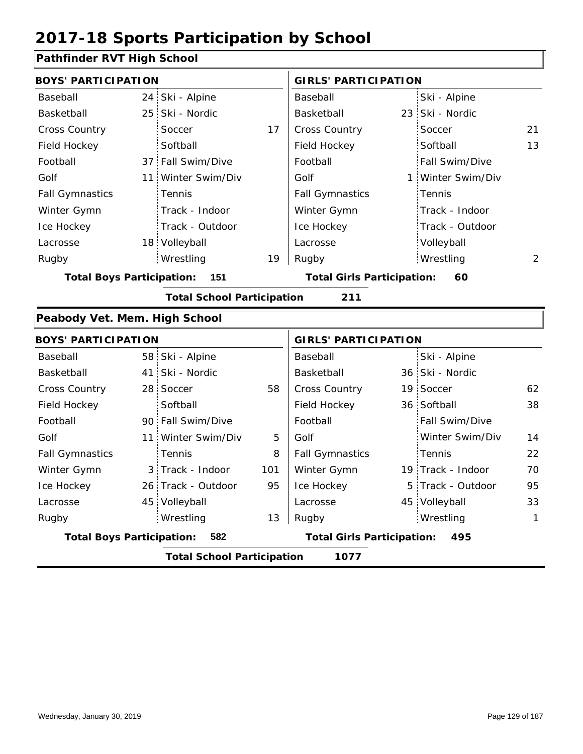# 2017-18 Sports Participation by School

## Pathfinder RVT High School

| BOYS' PARTICIPATION | | | | GIRLS' PARTICIPATION | | | |
|---|---|---|---|---|---|---|---|
| Baseball | 24 | Ski - Alpine | | Baseball | | Ski - Alpine | |
| Basketball | 25 | Ski - Nordic | | Basketball | 23 | Ski - Nordic | |
| Cross Country | | Soccer | 17 | Cross Country | | Soccer | 21 |
| Field Hockey | | Softball | | Field Hockey | | Softball | 13 |
| Football | 37 | Fall Swim/Dive | | Football | | Fall Swim/Dive | |
| Golf | 11 | Winter Swim/Div | | Golf | 1 | Winter Swim/Div | |
| Fall Gymnastics | | Tennis | | Fall Gymnastics | | Tennis | |
| Winter Gymn | | Track - Indoor | | Winter Gymn | | Track - Indoor | |
| Ice Hockey | | Track - Outdoor | | Ice Hockey | | Track - Outdoor | |
| Lacrosse | 18 | Volleyball | | Lacrosse | | Volleyball | |
| Rugby | | Wrestling | 19 | Rugby | | Wrestling | 2 |

**Total Boys Participation:** 151 **Total Girls Participation:** 60

**Total School Participation** 211

## Peabody Vet. Mem. High School

| BOYS' PARTICIPATION | | | | GIRLS' PARTICIPATION | | | |
|---|---|---|---|---|---|---|---|
| Baseball | 58 | Ski - Alpine | | Baseball | | Ski - Alpine | |
| Basketball | 41 | Ski - Nordic | | Basketball | 36 | Ski - Nordic | |
| Cross Country | 28 | Soccer | 58 | Cross Country | 19 | Soccer | 62 |
| Field Hockey | | Softball | | Field Hockey | 36 | Softball | 38 |
| Football | 90 | Fall Swim/Dive | | Football | | Fall Swim/Dive | |
| Golf | 11 | Winter Swim/Div | 5 | Golf | | Winter Swim/Div | 14 |
| Fall Gymnastics | | Tennis | 8 | Fall Gymnastics | | Tennis | 22 |
| Winter Gymn | 3 | Track - Indoor | 101 | Winter Gymn | 19 | Track - Indoor | 70 |
| Ice Hockey | 26 | Track - Outdoor | 95 | Ice Hockey | 5 | Track - Outdoor | 95 |
| Lacrosse | 45 | Volleyball | | Lacrosse | 45 | Volleyball | 33 |
| Rugby | | Wrestling | 13 | Rugby | | Wrestling | 1 |

**Total Boys Participation:** 582 **Total Girls Participation:** 495

**Total School Participation** 1077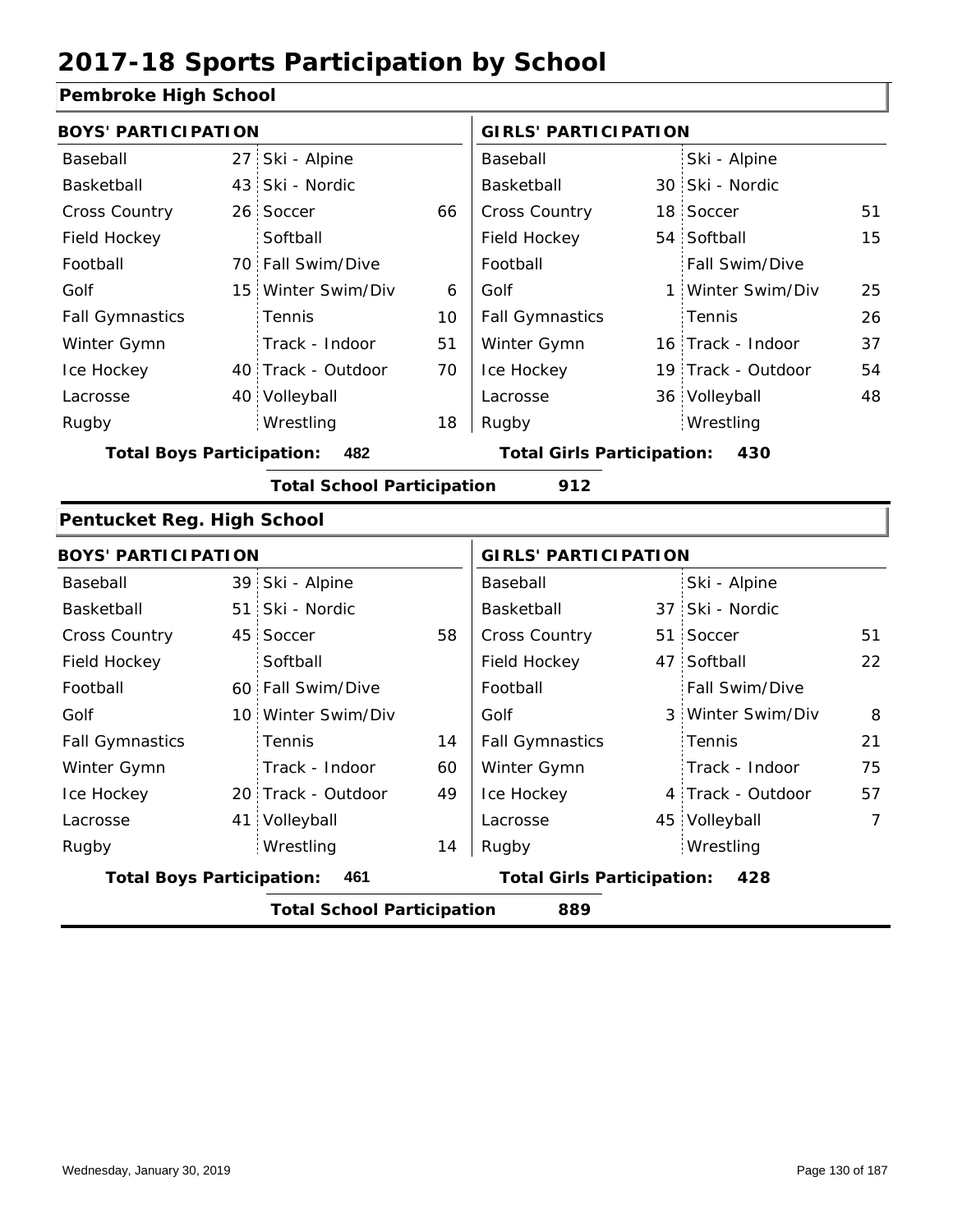# 2017-18 Sports Participation by School

## Pembroke High School

| BOYS' PARTICIPATION | | | | GIRLS' PARTICIPATION | | | |
|---|---|---|---|---|---|---|---|
| Baseball | 27 | Ski - Alpine | | Baseball | | Ski - Alpine | |
| Basketball | 43 | Ski - Nordic | | Basketball | 30 | Ski - Nordic | |
| Cross Country | 26 | Soccer | 66 | Cross Country | 18 | Soccer | 51 |
| Field Hockey | | Softball | | Field Hockey | 54 | Softball | 15 |
| Football | 70 | Fall Swim/Dive | | Football | | Fall Swim/Dive | |
| Golf | 15 | Winter Swim/Div | 6 | Golf | 1 | Winter Swim/Div | 25 |
| Fall Gymnastics | | Tennis | 10 | Fall Gymnastics | | Tennis | 26 |
| Winter Gymn | | Track - Indoor | 51 | Winter Gymn | 16 | Track - Indoor | 37 |
| Ice Hockey | 40 | Track - Outdoor | 70 | Ice Hockey | 19 | Track - Outdoor | 54 |
| Lacrosse | 40 | Volleyball | | Lacrosse | 36 | Volleyball | 48 |
| Rugby | | Wrestling | 18 | Rugby | | Wrestling | |

**Total Boys Participation: 482** **Total Girls Participation: 430**

**Total School Participation 912**

## Pentucket Reg. High School

| BOYS' PARTICIPATION | | | | GIRLS' PARTICIPATION | | | |
|---|---|---|---|---|---|---|---|
| Baseball | 39 | Ski - Alpine | | Baseball | | Ski - Alpine | |
| Basketball | 51 | Ski - Nordic | | Basketball | 37 | Ski - Nordic | |
| Cross Country | 45 | Soccer | 58 | Cross Country | 51 | Soccer | 51 |
| Field Hockey | | Softball | | Field Hockey | 47 | Softball | 22 |
| Football | 60 | Fall Swim/Dive | | Football | | Fall Swim/Dive | |
| Golf | 10 | Winter Swim/Div | | Golf | 3 | Winter Swim/Div | 8 |
| Fall Gymnastics | | Tennis | 14 | Fall Gymnastics | | Tennis | 21 |
| Winter Gymn | | Track - Indoor | 60 | Winter Gymn | | Track - Indoor | 75 |
| Ice Hockey | 20 | Track - Outdoor | 49 | Ice Hockey | 4 | Track - Outdoor | 57 |
| Lacrosse | 41 | Volleyball | | Lacrosse | 45 | Volleyball | 7 |
| Rugby | | Wrestling | 14 | Rugby | | Wrestling | |

**Total Boys Participation: 461** **Total Girls Participation: 428**

**Total School Participation 889**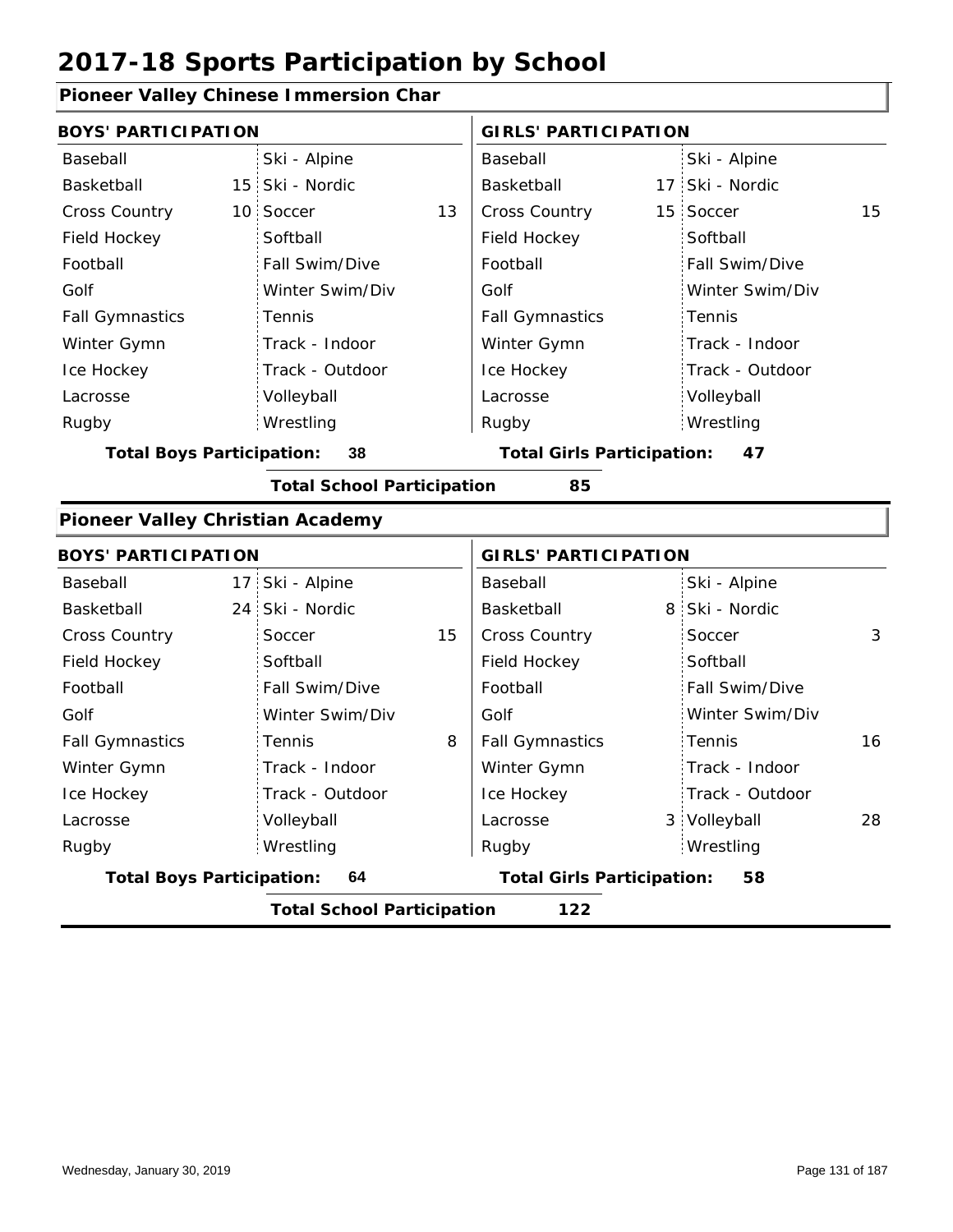# 2017-18 Sports Participation by School

## Pioneer Valley Chinese Immersion Char

| BOYS' PARTICIPATION | | | | GIRLS' PARTICIPATION | | | |
|---|---|---|---|---|---|---|---|
| Baseball | | Ski - Alpine | | Baseball | | Ski - Alpine | |
| Basketball | 15 | Ski - Nordic | | Basketball | 17 | Ski - Nordic | |
| Cross Country | 10 | Soccer | 13 | Cross Country | 15 | Soccer | 15 |
| Field Hockey | | Softball | | Field Hockey | | Softball | |
| Football | | Fall Swim/Dive | | Football | | Fall Swim/Dive | |
| Golf | | Winter Swim/Div | | Golf | | Winter Swim/Div | |
| Fall Gymnastics | | Tennis | | Fall Gymnastics | | Tennis | |
| Winter Gymn | | Track - Indoor | | Winter Gymn | | Track - Indoor | |
| Ice Hockey | | Track - Outdoor | | Ice Hockey | | Track - Outdoor | |
| Lacrosse | | Volleyball | | Lacrosse | | Volleyball | |
| Rugby | | Wrestling | | Rugby | | Wrestling | |

**Total Boys Participation:** 38 **Total Girls Participation:** 47

**Total School Participation** 85

## Pioneer Valley Christian Academy

| BOYS' PARTICIPATION | | | | GIRLS' PARTICIPATION | | | |
|---|---|---|---|---|---|---|---|
| Baseball | 17 | Ski - Alpine | | Baseball | | Ski - Alpine | |
| Basketball | 24 | Ski - Nordic | | Basketball | 8 | Ski - Nordic | |
| Cross Country | | Soccer | 15 | Cross Country | | Soccer | 3 |
| Field Hockey | | Softball | | Field Hockey | | Softball | |
| Football | | Fall Swim/Dive | | Football | | Fall Swim/Dive | |
| Golf | | Winter Swim/Div | | Golf | | Winter Swim/Div | |
| Fall Gymnastics | | Tennis | 8 | Fall Gymnastics | | Tennis | 16 |
| Winter Gymn | | Track - Indoor | | Winter Gymn | | Track - Indoor | |
| Ice Hockey | | Track - Outdoor | | Ice Hockey | | Track - Outdoor | |
| Lacrosse | | Volleyball | | Lacrosse | 3 | Volleyball | 28 |
| Rugby | | Wrestling | | Rugby | | Wrestling | |

**Total Boys Participation:** 64 **Total Girls Participation:** 58

**Total School Participation** 122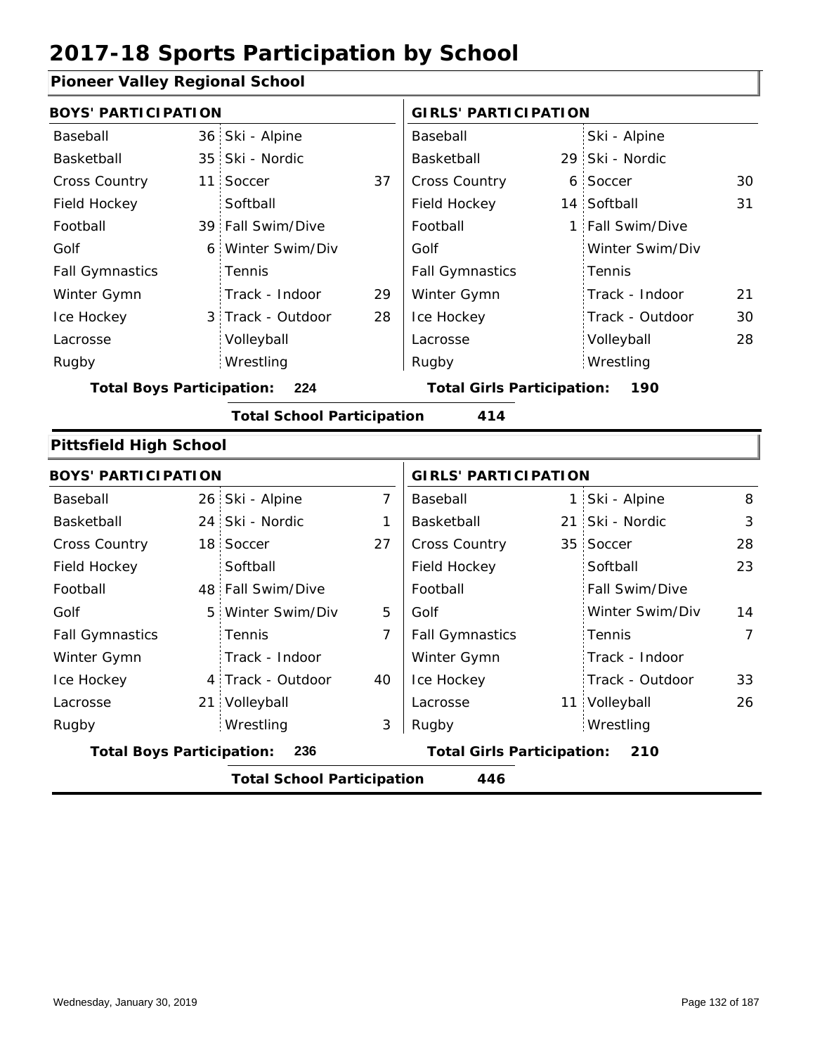# 2017-18 Sports Participation by School

## Pioneer Valley Regional School

| BOYS' PARTICIPATION | | | | GIRLS' PARTICIPATION | | | |
|---|---|---|---|---|---|---|---|
| Baseball | 36 | Ski - Alpine | | Baseball | | Ski - Alpine | |
| Basketball | 35 | Ski - Nordic | | Basketball | 29 | Ski - Nordic | |
| Cross Country | 11 | Soccer | 37 | Cross Country | 6 | Soccer | 30 |
| Field Hockey | | Softball | | Field Hockey | 14 | Softball | 31 |
| Football | 39 | Fall Swim/Dive | | Football | 1 | Fall Swim/Dive | |
| Golf | 6 | Winter Swim/Div | | Golf | | Winter Swim/Div | |
| Fall Gymnastics | | Tennis | | Fall Gymnastics | | Tennis | |
| Winter Gymn | | Track - Indoor | 29 | Winter Gymn | | Track - Indoor | 21 |
| Ice Hockey | 3 | Track - Outdoor | 28 | Ice Hockey | | Track - Outdoor | 30 |
| Lacrosse | | Volleyball | | Lacrosse | | Volleyball | 28 |
| Rugby | | Wrestling | | Rugby | | Wrestling | |

**Total Boys Participation: 224** **Total Girls Participation: 190**

**Total School Participation 414**

## Pittsfield High School

| BOYS' PARTICIPATION | | | | GIRLS' PARTICIPATION | | | |
|---|---|---|---|---|---|---|---|
| Baseball | 26 | Ski - Alpine | 7 | Baseball | 1 | Ski - Alpine | 8 |
| Basketball | 24 | Ski - Nordic | 1 | Basketball | 21 | Ski - Nordic | 3 |
| Cross Country | 18 | Soccer | 27 | Cross Country | 35 | Soccer | 28 |
| Field Hockey | | Softball | | Field Hockey | | Softball | 23 |
| Football | 48 | Fall Swim/Dive | | Football | | Fall Swim/Dive | |
| Golf | 5 | Winter Swim/Div | 5 | Golf | | Winter Swim/Div | 14 |
| Fall Gymnastics | | Tennis | 7 | Fall Gymnastics | | Tennis | 7 |
| Winter Gymn | | Track - Indoor | | Winter Gymn | | Track - Indoor | |
| Ice Hockey | 4 | Track - Outdoor | 40 | Ice Hockey | | Track - Outdoor | 33 |
| Lacrosse | 21 | Volleyball | | Lacrosse | 11 | Volleyball | 26 |
| Rugby | | Wrestling | 3 | Rugby | | Wrestling | |

**Total Boys Participation: 236** **Total Girls Participation: 210**

**Total School Participation 446**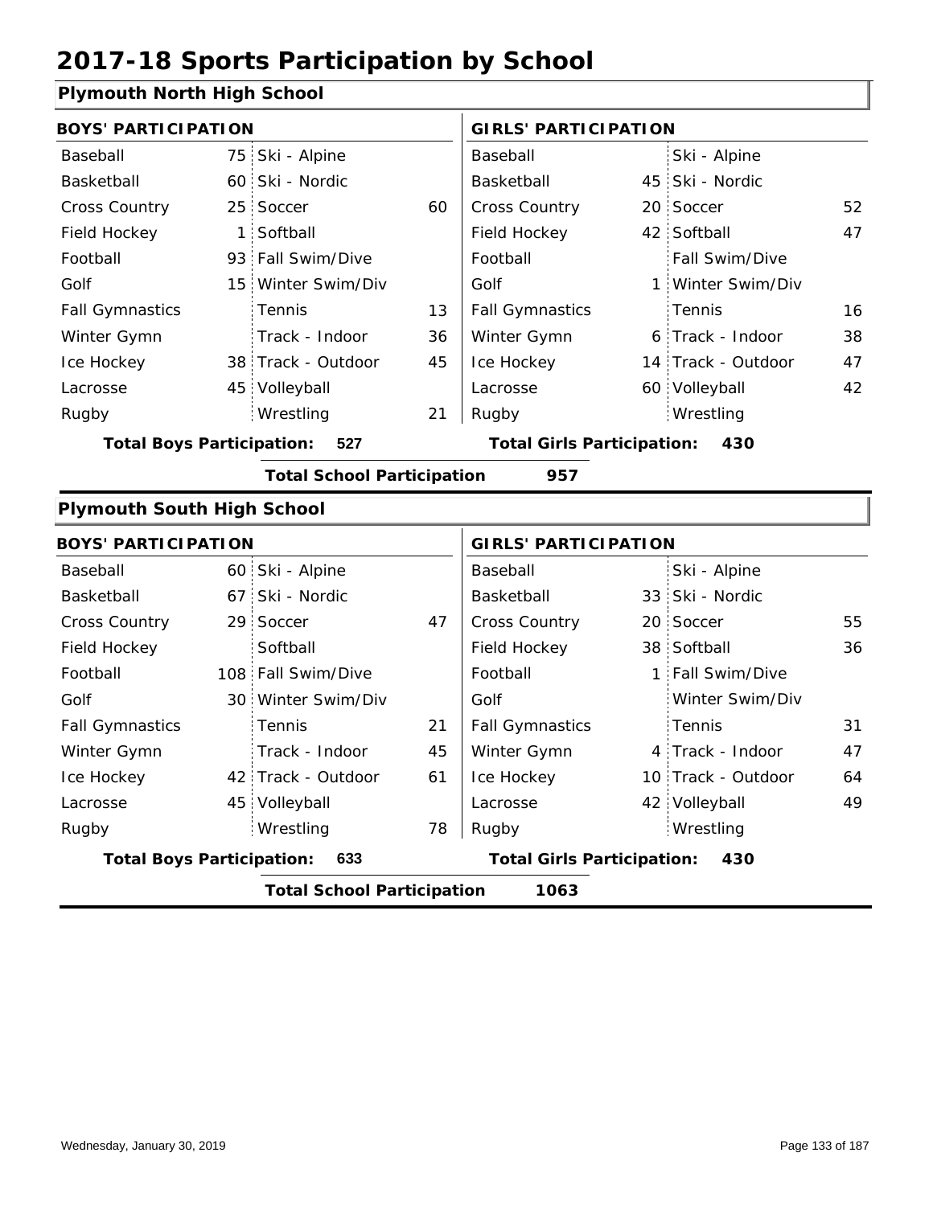# 2017-18 Sports Participation by School

## Plymouth North High School

| BOYS' PARTICIPATION | | | | GIRLS' PARTICIPATION | | | |
|---|---|---|---|---|---|---|---|
| Baseball | 75 | Ski - Alpine | | Baseball | | Ski - Alpine | |
| Basketball | 60 | Ski - Nordic | | Basketball | 45 | Ski - Nordic | |
| Cross Country | 25 | Soccer | 60 | Cross Country | 20 | Soccer | 52 |
| Field Hockey | 1 | Softball | | Field Hockey | 42 | Softball | 47 |
| Football | 93 | Fall Swim/Dive | | Football | | Fall Swim/Dive | |
| Golf | 15 | Winter Swim/Div | | Golf | 1 | Winter Swim/Div | |
| Fall Gymnastics | | Tennis | 13 | Fall Gymnastics | | Tennis | 16 |
| Winter Gymn | | Track - Indoor | 36 | Winter Gymn | 6 | Track - Indoor | 38 |
| Ice Hockey | 38 | Track - Outdoor | 45 | Ice Hockey | 14 | Track - Outdoor | 47 |
| Lacrosse | 45 | Volleyball | | Lacrosse | 60 | Volleyball | 42 |
| Rugby | | Wrestling | 21 | Rugby | | Wrestling | |

**Total Boys Participation: 527** **Total Girls Participation: 430**

**Total School Participation 957**

## Plymouth South High School

| BOYS' PARTICIPATION | | | | GIRLS' PARTICIPATION | | | |
|---|---|---|---|---|---|---|---|
| Baseball | 60 | Ski - Alpine | | Baseball | | Ski - Alpine | |
| Basketball | 67 | Ski - Nordic | | Basketball | 33 | Ski - Nordic | |
| Cross Country | 29 | Soccer | 47 | Cross Country | 20 | Soccer | 55 |
| Field Hockey | | Softball | | Field Hockey | 38 | Softball | 36 |
| Football | 108 | Fall Swim/Dive | | Football | 1 | Fall Swim/Dive | |
| Golf | 30 | Winter Swim/Div | | Golf | | Winter Swim/Div | |
| Fall Gymnastics | | Tennis | 21 | Fall Gymnastics | | Tennis | 31 |
| Winter Gymn | | Track - Indoor | 45 | Winter Gymn | 4 | Track - Indoor | 47 |
| Ice Hockey | 42 | Track - Outdoor | 61 | Ice Hockey | 10 | Track - Outdoor | 64 |
| Lacrosse | 45 | Volleyball | | Lacrosse | 42 | Volleyball | 49 |
| Rugby | | Wrestling | 78 | Rugby | | Wrestling | |

**Total Boys Participation: 633** **Total Girls Participation: 430**

**Total School Participation 1063**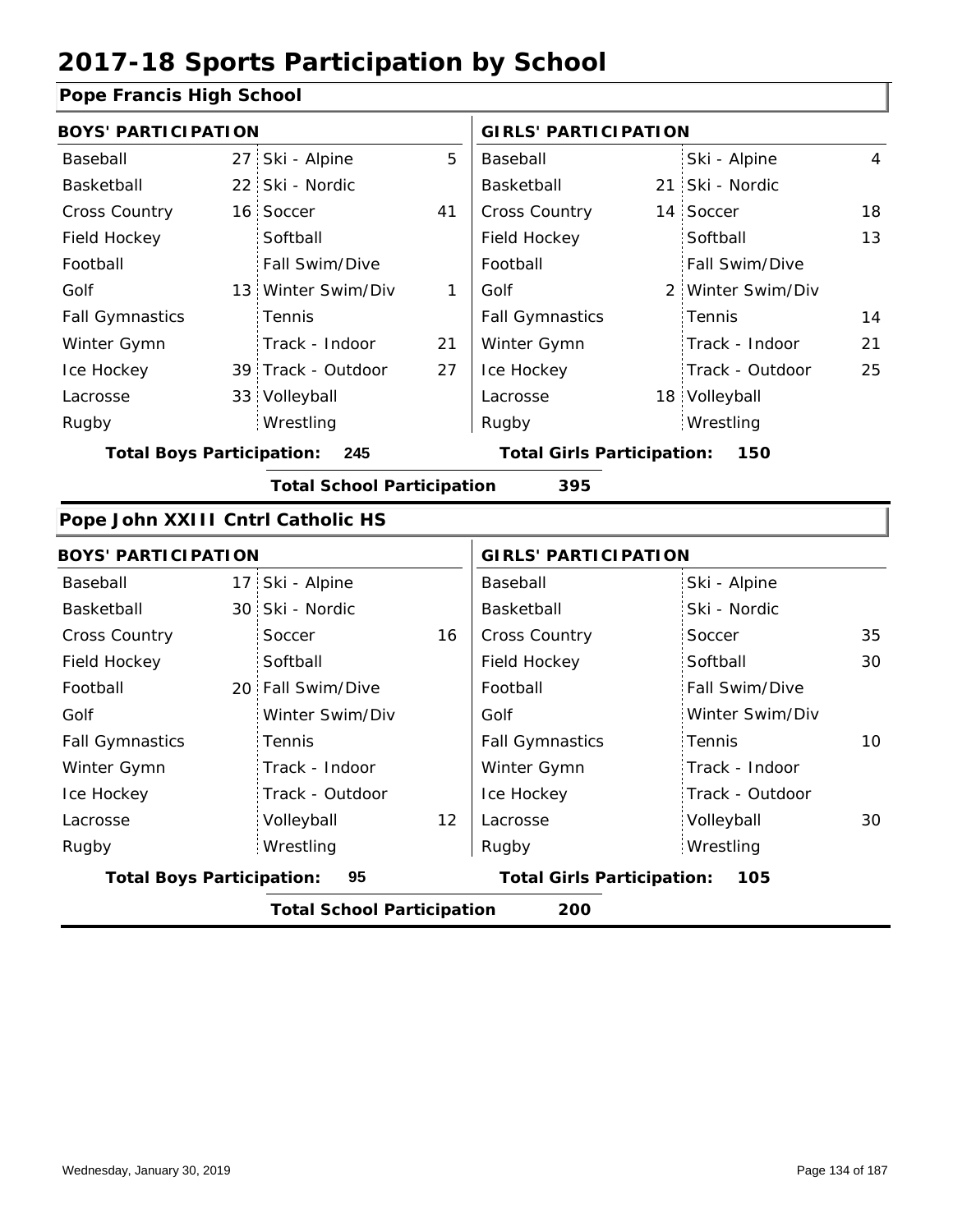# 2017-18 Sports Participation by School

## Pope Francis High School

| BOYS' PARTICIPATION | | | | GIRLS' PARTICIPATION | | | |
|---|---|---|---|---|---|---|---|
| Baseball | 27 | Ski - Alpine | 5 | Baseball | | Ski - Alpine | 4 |
| Basketball | 22 | Ski - Nordic | | Basketball | 21 | Ski - Nordic | |
| Cross Country | 16 | Soccer | 41 | Cross Country | 14 | Soccer | 18 |
| Field Hockey | | Softball | | Field Hockey | | Softball | 13 |
| Football | | Fall Swim/Dive | | Football | | Fall Swim/Dive | |
| Golf | 13 | Winter Swim/Div | 1 | Golf | 2 | Winter Swim/Div | |
| Fall Gymnastics | | Tennis | | Fall Gymnastics | | Tennis | 14 |
| Winter Gymn | | Track - Indoor | 21 | Winter Gymn | | Track - Indoor | 21 |
| Ice Hockey | 39 | Track - Outdoor | 27 | Ice Hockey | | Track - Outdoor | 25 |
| Lacrosse | 33 | Volleyball | | Lacrosse | 18 | Volleyball | |
| Rugby | | Wrestling | | Rugby | | Wrestling | |

**Total Boys Participation: 245** **Total Girls Participation: 150**

**Total School Participation 395**

## Pope John XXIII Cntrl Catholic HS

| BOYS' PARTICIPATION | | | | GIRLS' PARTICIPATION | | | |
|---|---|---|---|---|---|---|---|
| Baseball | 17 | Ski - Alpine | | Baseball | | Ski - Alpine | |
| Basketball | 30 | Ski - Nordic | | Basketball | | Ski - Nordic | |
| Cross Country | | Soccer | 16 | Cross Country | | Soccer | 35 |
| Field Hockey | | Softball | | Field Hockey | | Softball | 30 |
| Football | 20 | Fall Swim/Dive | | Football | | Fall Swim/Dive | |
| Golf | | Winter Swim/Div | | Golf | | Winter Swim/Div | |
| Fall Gymnastics | | Tennis | | Fall Gymnastics | | Tennis | 10 |
| Winter Gymn | | Track - Indoor | | Winter Gymn | | Track - Indoor | |
| Ice Hockey | | Track - Outdoor | | Ice Hockey | | Track - Outdoor | |
| Lacrosse | | Volleyball | 12 | Lacrosse | | Volleyball | 30 |
| Rugby | | Wrestling | | Rugby | | Wrestling | |

**Total Boys Participation: 95** **Total Girls Participation: 105**

**Total School Participation 200**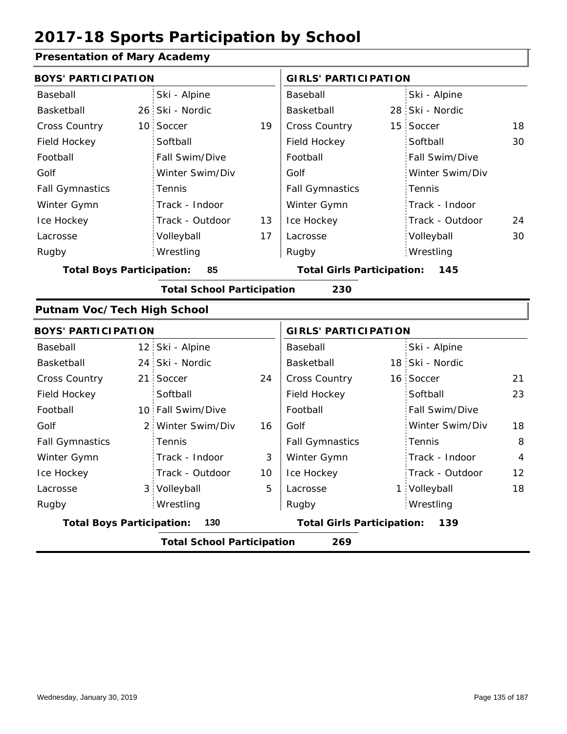# 2017-18 Sports Participation by School

## Presentation of Mary Academy

| BOYS' PARTICIPATION | | | | GIRLS' PARTICIPATION | | | |
|---|---|---|---|---|---|---|---|
| Baseball | | Ski - Alpine | | Baseball | | Ski - Alpine | |
| Basketball | 26 | Ski - Nordic | | Basketball | 28 | Ski - Nordic | |
| Cross Country | 10 | Soccer | 19 | Cross Country | 15 | Soccer | 18 |
| Field Hockey | | Softball | | Field Hockey | | Softball | 30 |
| Football | | Fall Swim/Dive | | Football | | Fall Swim/Dive | |
| Golf | | Winter Swim/Div | | Golf | | Winter Swim/Div | |
| Fall Gymnastics | | Tennis | | Fall Gymnastics | | Tennis | |
| Winter Gymn | | Track - Indoor | | Winter Gymn | | Track - Indoor | |
| Ice Hockey | | Track - Outdoor | 13 | Ice Hockey | | Track - Outdoor | 24 |
| Lacrosse | | Volleyball | 17 | Lacrosse | | Volleyball | 30 |
| Rugby | | Wrestling | | Rugby | | Wrestling | |

**Total Boys Participation: 85** | **Total Girls Participation: 145**

**Total School Participation 230**

## Putnam Voc/Tech High School

| BOYS' PARTICIPATION | | | | GIRLS' PARTICIPATION | | | |
|---|---|---|---|---|---|---|---|
| Baseball | 12 | Ski - Alpine | | Baseball | | Ski - Alpine | |
| Basketball | 24 | Ski - Nordic | | Basketball | 18 | Ski - Nordic | |
| Cross Country | 21 | Soccer | 24 | Cross Country | 16 | Soccer | 21 |
| Field Hockey | | Softball | | Field Hockey | | Softball | 23 |
| Football | 10 | Fall Swim/Dive | | Football | | Fall Swim/Dive | |
| Golf | 2 | Winter Swim/Div | 16 | Golf | | Winter Swim/Div | 18 |
| Fall Gymnastics | | Tennis | | Fall Gymnastics | | Tennis | 8 |
| Winter Gymn | | Track - Indoor | 3 | Winter Gymn | | Track - Indoor | 4 |
| Ice Hockey | | Track - Outdoor | 10 | Ice Hockey | | Track - Outdoor | 12 |
| Lacrosse | 3 | Volleyball | 5 | Lacrosse | 1 | Volleyball | 18 |
| Rugby | | Wrestling | | Rugby | | Wrestling | |

**Total Boys Participation: 130** | **Total Girls Participation: 139**

**Total School Participation 269**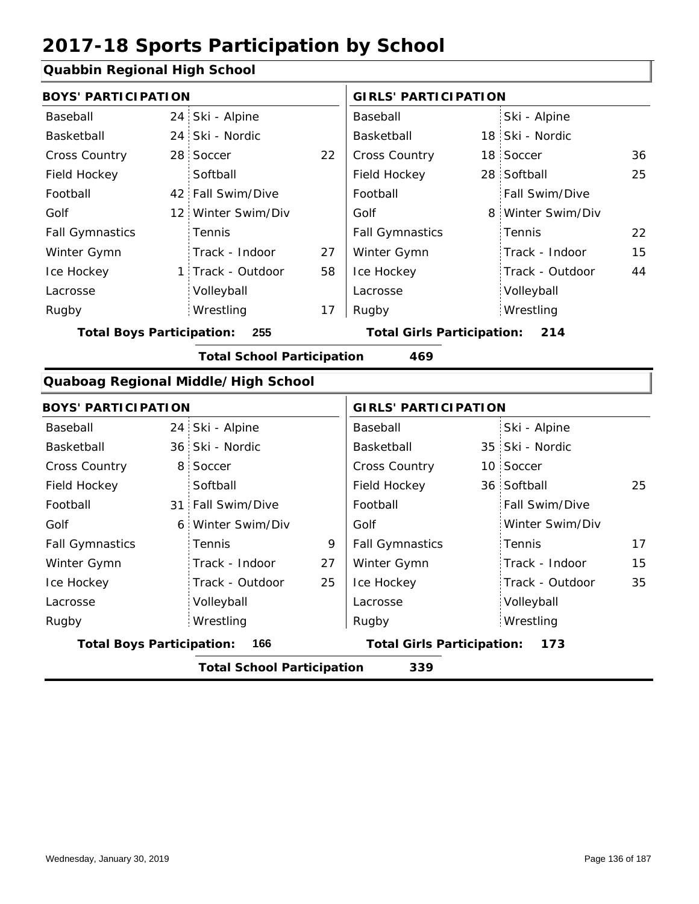# 2017-18 Sports Participation by School

## Quabbin Regional High School

**BOYS' PARTICIPATION**

| Sport | # | Sport | # |
|---|---|---|---|
| Baseball | 24 | Ski - Alpine | |
| Basketball | 24 | Ski - Nordic | |
| Cross Country | 28 | Soccer | 22 |
| Field Hockey | | Softball | |
| Football | 42 | Fall Swim/Dive | |
| Golf | 12 | Winter Swim/Div | |
| Fall Gymnastics | | Tennis | |
| Winter Gymn | | Track - Indoor | 27 |
| Ice Hockey | 1 | Track - Outdoor | 58 |
| Lacrosse | | Volleyball | |
| Rugby | | Wrestling | 17 |

**Total Boys Participation: 255**

**GIRLS' PARTICIPATION**

| Sport | # | Sport | # |
|---|---|---|---|
| Baseball | | Ski - Alpine | |
| Basketball | 18 | Ski - Nordic | |
| Cross Country | 18 | Soccer | 36 |
| Field Hockey | 28 | Softball | 25 |
| Football | | Fall Swim/Dive | |
| Golf | 8 | Winter Swim/Div | |
| Fall Gymnastics | | Tennis | 22 |
| Winter Gymn | | Track - Indoor | 15 |
| Ice Hockey | | Track - Outdoor | 44 |
| Lacrosse | | Volleyball | |
| Rugby | | Wrestling | |

**Total Girls Participation: 214**

**Total School Participation 469**

## Quaboag Regional Middle/High School

**BOYS' PARTICIPATION**

| Sport | # | Sport | # |
|---|---|---|---|
| Baseball | 24 | Ski - Alpine | |
| Basketball | 36 | Ski - Nordic | |
| Cross Country | 8 | Soccer | |
| Field Hockey | | Softball | |
| Football | 31 | Fall Swim/Dive | |
| Golf | 6 | Winter Swim/Div | |
| Fall Gymnastics | | Tennis | 9 |
| Winter Gymn | | Track - Indoor | 27 |
| Ice Hockey | | Track - Outdoor | 25 |
| Lacrosse | | Volleyball | |
| Rugby | | Wrestling | |

**Total Boys Participation: 166**

**GIRLS' PARTICIPATION**

| Sport | # | Sport | # |
|---|---|---|---|
| Baseball | | Ski - Alpine | |
| Basketball | 35 | Ski - Nordic | |
| Cross Country | 10 | Soccer | |
| Field Hockey | 36 | Softball | 25 |
| Football | | Fall Swim/Dive | |
| Golf | | Winter Swim/Div | |
| Fall Gymnastics | | Tennis | 17 |
| Winter Gymn | | Track - Indoor | 15 |
| Ice Hockey | | Track - Outdoor | 35 |
| Lacrosse | | Volleyball | |
| Rugby | | Wrestling | |

**Total Girls Participation: 173**

**Total School Participation 339**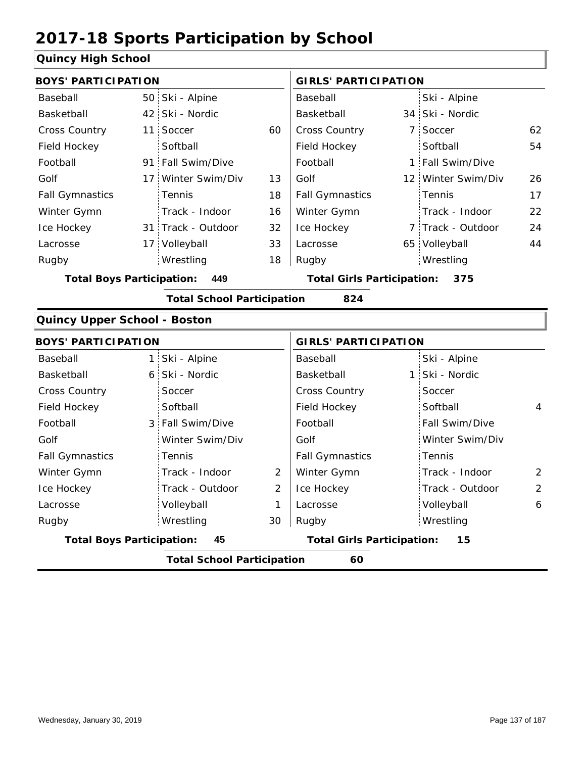# 2017-18 Sports Participation by School

## Quincy High School

| BOYS' PARTICIPATION | | | | GIRLS' PARTICIPATION | | | |
|---|---|---|---|---|---|---|---|
| Baseball | 50 | Ski - Alpine | | Baseball | | Ski - Alpine | |
| Basketball | 42 | Ski - Nordic | | Basketball | 34 | Ski - Nordic | |
| Cross Country | 11 | Soccer | 60 | Cross Country | 7 | Soccer | 62 |
| Field Hockey | | Softball | | Field Hockey | | Softball | 54 |
| Football | 91 | Fall Swim/Dive | | Football | 1 | Fall Swim/Dive | |
| Golf | 17 | Winter Swim/Div | 13 | Golf | 12 | Winter Swim/Div | 26 |
| Fall Gymnastics | | Tennis | 18 | Fall Gymnastics | | Tennis | 17 |
| Winter Gymn | | Track - Indoor | 16 | Winter Gymn | | Track - Indoor | 22 |
| Ice Hockey | 31 | Track - Outdoor | 32 | Ice Hockey | 7 | Track - Outdoor | 24 |
| Lacrosse | 17 | Volleyball | 33 | Lacrosse | 65 | Volleyball | 44 |
| Rugby | | Wrestling | 18 | Rugby | | Wrestling | |

**Total Boys Participation: 449** **Total Girls Participation: 375**

**Total School Participation 824**

## Quincy Upper School - Boston

| BOYS' PARTICIPATION | | | | GIRLS' PARTICIPATION | | | |
|---|---|---|---|---|---|---|---|
| Baseball | 1 | Ski - Alpine | | Baseball | | Ski - Alpine | |
| Basketball | 6 | Ski - Nordic | | Basketball | 1 | Ski - Nordic | |
| Cross Country | | Soccer | | Cross Country | | Soccer | |
| Field Hockey | | Softball | | Field Hockey | | Softball | 4 |
| Football | 3 | Fall Swim/Dive | | Football | | Fall Swim/Dive | |
| Golf | | Winter Swim/Div | | Golf | | Winter Swim/Div | |
| Fall Gymnastics | | Tennis | | Fall Gymnastics | | Tennis | |
| Winter Gymn | | Track - Indoor | 2 | Winter Gymn | | Track - Indoor | 2 |
| Ice Hockey | | Track - Outdoor | 2 | Ice Hockey | | Track - Outdoor | 2 |
| Lacrosse | | Volleyball | 1 | Lacrosse | | Volleyball | 6 |
| Rugby | | Wrestling | 30 | Rugby | | Wrestling | |

**Total Boys Participation: 45** **Total Girls Participation: 15**

**Total School Participation 60**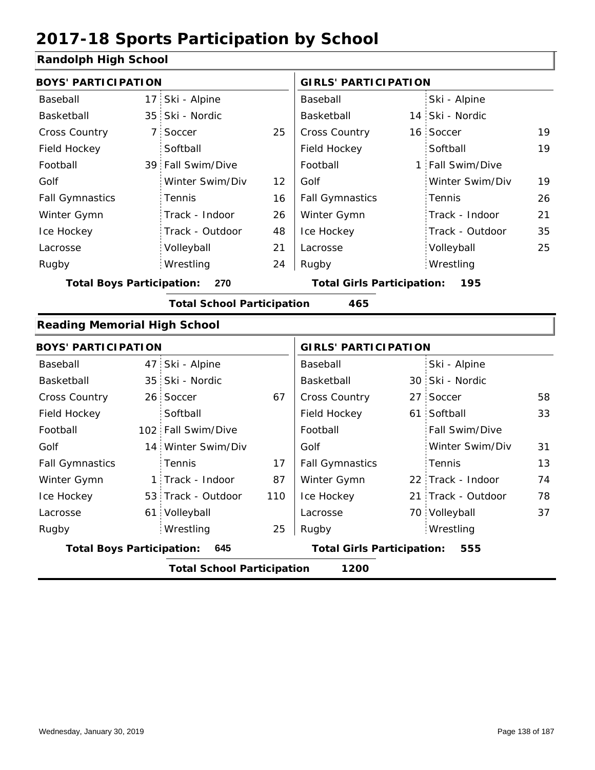# 2017-18 Sports Participation by School

## Randolph High School

| BOYS' PARTICIPATION | | | | GIRLS' PARTICIPATION | | | |
|---|---|---|---|---|---|---|---|
| Baseball | 17 | Ski - Alpine | | Baseball | | Ski - Alpine | |
| Basketball | 35 | Ski - Nordic | | Basketball | 14 | Ski - Nordic | |
| Cross Country | 7 | Soccer | 25 | Cross Country | 16 | Soccer | 19 |
| Field Hockey | | Softball | | Field Hockey | | Softball | 19 |
| Football | 39 | Fall Swim/Dive | | Football | 1 | Fall Swim/Dive | |
| Golf | | Winter Swim/Div | 12 | Golf | | Winter Swim/Div | 19 |
| Fall Gymnastics | | Tennis | 16 | Fall Gymnastics | | Tennis | 26 |
| Winter Gymn | | Track - Indoor | 26 | Winter Gymn | | Track - Indoor | 21 |
| Ice Hockey | | Track - Outdoor | 48 | Ice Hockey | | Track - Outdoor | 35 |
| Lacrosse | | Volleyball | 21 | Lacrosse | | Volleyball | 25 |
| Rugby | | Wrestling | 24 | Rugby | | Wrestling | |

**Total Boys Participation: 270** **Total Girls Participation: 195**

**Total School Participation 465**

## Reading Memorial High School

| BOYS' PARTICIPATION | | | | GIRLS' PARTICIPATION | | | |
|---|---|---|---|---|---|---|---|
| Baseball | 47 | Ski - Alpine | | Baseball | | Ski - Alpine | |
| Basketball | 35 | Ski - Nordic | | Basketball | 30 | Ski - Nordic | |
| Cross Country | 26 | Soccer | 67 | Cross Country | 27 | Soccer | 58 |
| Field Hockey | | Softball | | Field Hockey | 61 | Softball | 33 |
| Football | 102 | Fall Swim/Dive | | Football | | Fall Swim/Dive | |
| Golf | 14 | Winter Swim/Div | | Golf | | Winter Swim/Div | 31 |
| Fall Gymnastics | | Tennis | 17 | Fall Gymnastics | | Tennis | 13 |
| Winter Gymn | 1 | Track - Indoor | 87 | Winter Gymn | 22 | Track - Indoor | 74 |
| Ice Hockey | 53 | Track - Outdoor | 110 | Ice Hockey | 21 | Track - Outdoor | 78 |
| Lacrosse | 61 | Volleyball | | Lacrosse | 70 | Volleyball | 37 |
| Rugby | | Wrestling | 25 | Rugby | | Wrestling | |

**Total Boys Participation: 645** **Total Girls Participation: 555**

**Total School Participation 1200**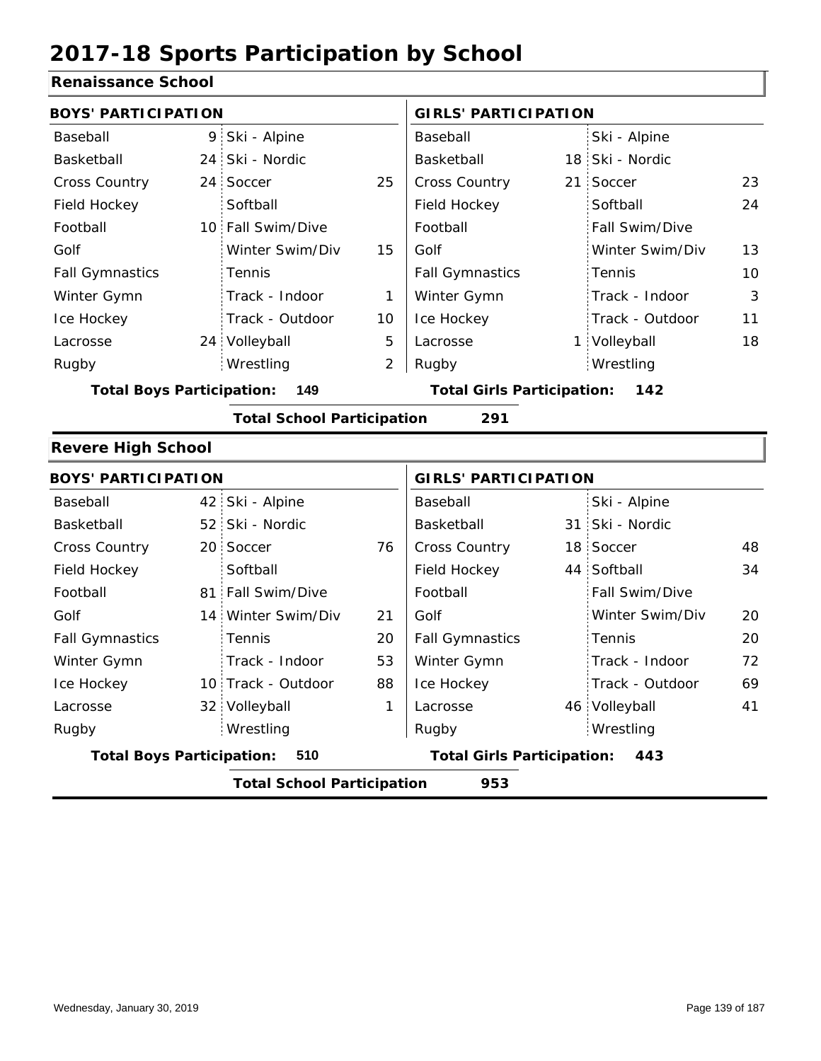# 2017-18 Sports Participation by School

## Renaissance School

| BOYS' PARTICIPATION | | | | GIRLS' PARTICIPATION | | | |
|---|---|---|---|---|---|---|---|
| Baseball | 9 | Ski - Alpine | | Baseball | | Ski - Alpine | |
| Basketball | 24 | Ski - Nordic | | Basketball | 18 | Ski - Nordic | |
| Cross Country | 24 | Soccer | 25 | Cross Country | 21 | Soccer | 23 |
| Field Hockey | | Softball | | Field Hockey | | Softball | 24 |
| Football | 10 | Fall Swim/Dive | | Football | | Fall Swim/Dive | |
| Golf | | Winter Swim/Div | 15 | Golf | | Winter Swim/Div | 13 |
| Fall Gymnastics | | Tennis | | Fall Gymnastics | | Tennis | 10 |
| Winter Gymn | | Track - Indoor | 1 | Winter Gymn | | Track - Indoor | 3 |
| Ice Hockey | | Track - Outdoor | 10 | Ice Hockey | | Track - Outdoor | 11 |
| Lacrosse | 24 | Volleyball | 5 | Lacrosse | 1 | Volleyball | 18 |
| Rugby | | Wrestling | 2 | Rugby | | Wrestling | |

**Total Boys Participation: 149** **Total Girls Participation: 142**

**Total School Participation 291**

## Revere High School

| BOYS' PARTICIPATION | | | | GIRLS' PARTICIPATION | | | |
|---|---|---|---|---|---|---|---|
| Baseball | 42 | Ski - Alpine | | Baseball | | Ski - Alpine | |
| Basketball | 52 | Ski - Nordic | | Basketball | 31 | Ski - Nordic | |
| Cross Country | 20 | Soccer | 76 | Cross Country | 18 | Soccer | 48 |
| Field Hockey | | Softball | | Field Hockey | 44 | Softball | 34 |
| Football | 81 | Fall Swim/Dive | | Football | | Fall Swim/Dive | |
| Golf | 14 | Winter Swim/Div | 21 | Golf | | Winter Swim/Div | 20 |
| Fall Gymnastics | | Tennis | 20 | Fall Gymnastics | | Tennis | 20 |
| Winter Gymn | | Track - Indoor | 53 | Winter Gymn | | Track - Indoor | 72 |
| Ice Hockey | 10 | Track - Outdoor | 88 | Ice Hockey | | Track - Outdoor | 69 |
| Lacrosse | 32 | Volleyball | 1 | Lacrosse | 46 | Volleyball | 41 |
| Rugby | | Wrestling | | Rugby | | Wrestling | |

**Total Boys Participation: 510** **Total Girls Participation: 443**

**Total School Participation 953**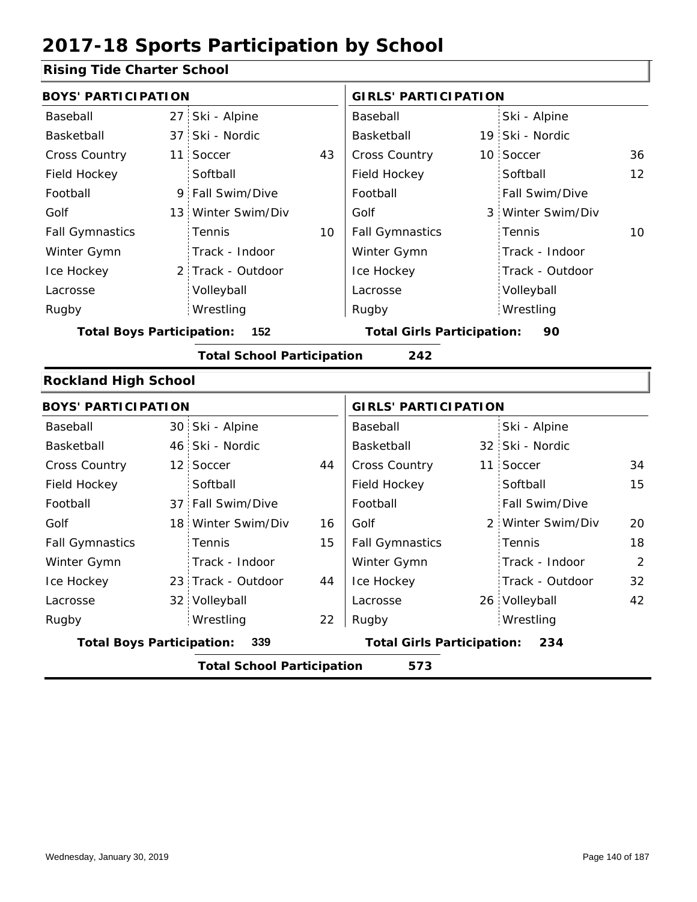# 2017-18 Sports Participation by School

## Rising Tide Charter School

| BOYS' PARTICIPATION | | | | GIRLS' PARTICIPATION | | | |
|---|---|---|---|---|---|---|---|
| Baseball | 27 | Ski - Alpine | | Baseball | | Ski - Alpine | |
| Basketball | 37 | Ski - Nordic | | Basketball | 19 | Ski - Nordic | |
| Cross Country | 11 | Soccer | 43 | Cross Country | 10 | Soccer | 36 |
| Field Hockey | | Softball | | Field Hockey | | Softball | 12 |
| Football | 9 | Fall Swim/Dive | | Football | | Fall Swim/Dive | |
| Golf | 13 | Winter Swim/Div | | Golf | 3 | Winter Swim/Div | |
| Fall Gymnastics | | Tennis | 10 | Fall Gymnastics | | Tennis | 10 |
| Winter Gymn | | Track - Indoor | | Winter Gymn | | Track - Indoor | |
| Ice Hockey | 2 | Track - Outdoor | | Ice Hockey | | Track - Outdoor | |
| Lacrosse | | Volleyball | | Lacrosse | | Volleyball | |
| Rugby | | Wrestling | | Rugby | | Wrestling | |

**Total Boys Participation:** 152 **Total Girls Participation:** 90

**Total School Participation** 242

## Rockland High School

| BOYS' PARTICIPATION | | | | GIRLS' PARTICIPATION | | | |
|---|---|---|---|---|---|---|---|
| Baseball | 30 | Ski - Alpine | | Baseball | | Ski - Alpine | |
| Basketball | 46 | Ski - Nordic | | Basketball | 32 | Ski - Nordic | |
| Cross Country | 12 | Soccer | 44 | Cross Country | 11 | Soccer | 34 |
| Field Hockey | | Softball | | Field Hockey | | Softball | 15 |
| Football | 37 | Fall Swim/Dive | | Football | | Fall Swim/Dive | |
| Golf | 18 | Winter Swim/Div | 16 | Golf | 2 | Winter Swim/Div | 20 |
| Fall Gymnastics | | Tennis | 15 | Fall Gymnastics | | Tennis | 18 |
| Winter Gymn | | Track - Indoor | | Winter Gymn | | Track - Indoor | 2 |
| Ice Hockey | 23 | Track - Outdoor | 44 | Ice Hockey | | Track - Outdoor | 32 |
| Lacrosse | 32 | Volleyball | | Lacrosse | 26 | Volleyball | 42 |
| Rugby | | Wrestling | 22 | Rugby | | Wrestling | |

**Total Boys Participation:** 339 **Total Girls Participation:** 234

**Total School Participation** 573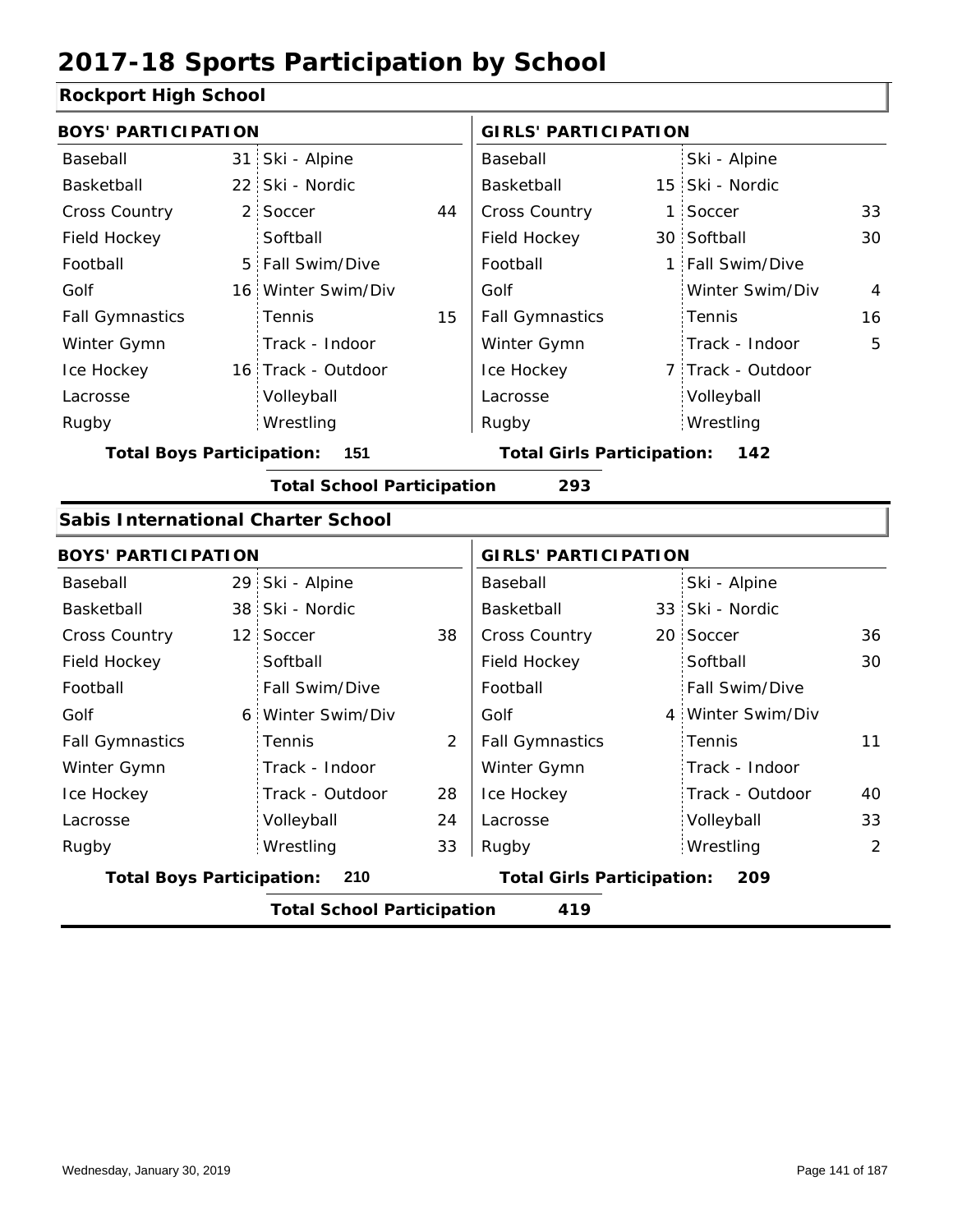# 2017-18 Sports Participation by School

## Rockport High School

| BOYS' PARTICIPATION | | | | GIRLS' PARTICIPATION | | | |
|---|---|---|---|---|---|---|---|
| Baseball | 31 | Ski - Alpine | | Baseball | | Ski - Alpine | |
| Basketball | 22 | Ski - Nordic | | Basketball | 15 | Ski - Nordic | |
| Cross Country | 2 | Soccer | 44 | Cross Country | 1 | Soccer | 33 |
| Field Hockey | | Softball | | Field Hockey | 30 | Softball | 30 |
| Football | 5 | Fall Swim/Dive | | Football | 1 | Fall Swim/Dive | |
| Golf | 16 | Winter Swim/Div | | Golf | | Winter Swim/Div | 4 |
| Fall Gymnastics | | Tennis | 15 | Fall Gymnastics | | Tennis | 16 |
| Winter Gymn | | Track - Indoor | | Winter Gymn | | Track - Indoor | 5 |
| Ice Hockey | 16 | Track - Outdoor | | Ice Hockey | 7 | Track - Outdoor | |
| Lacrosse | | Volleyball | | Lacrosse | | Volleyball | |
| Rugby | | Wrestling | | Rugby | | Wrestling | |

**Total Boys Participation: 151** **Total Girls Participation: 142**

**Total School Participation 293**

## Sabis International Charter School

| BOYS' PARTICIPATION | | | | GIRLS' PARTICIPATION | | | |
|---|---|---|---|---|---|---|---|
| Baseball | 29 | Ski - Alpine | | Baseball | | Ski - Alpine | |
| Basketball | 38 | Ski - Nordic | | Basketball | 33 | Ski - Nordic | |
| Cross Country | 12 | Soccer | 38 | Cross Country | 20 | Soccer | 36 |
| Field Hockey | | Softball | | Field Hockey | | Softball | 30 |
| Football | | Fall Swim/Dive | | Football | | Fall Swim/Dive | |
| Golf | 6 | Winter Swim/Div | | Golf | 4 | Winter Swim/Div | |
| Fall Gymnastics | | Tennis | 2 | Fall Gymnastics | | Tennis | 11 |
| Winter Gymn | | Track - Indoor | | Winter Gymn | | Track - Indoor | |
| Ice Hockey | | Track - Outdoor | 28 | Ice Hockey | | Track - Outdoor | 40 |
| Lacrosse | | Volleyball | 24 | Lacrosse | | Volleyball | 33 |
| Rugby | | Wrestling | 33 | Rugby | | Wrestling | 2 |

**Total Boys Participation: 210** **Total Girls Participation: 209**

**Total School Participation 419**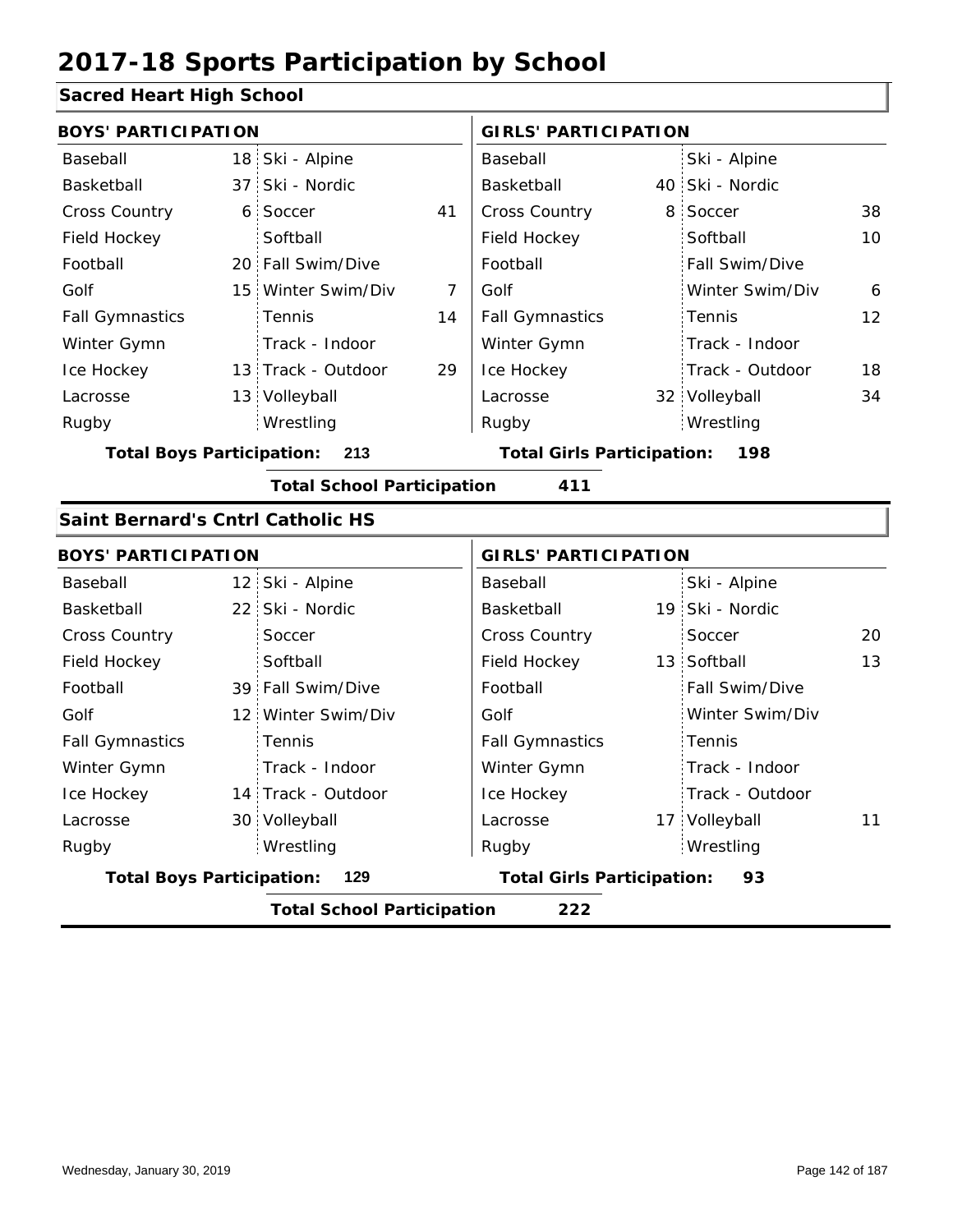# 2017-18 Sports Participation by School

## Sacred Heart High School

| BOYS' PARTICIPATION | | | | GIRLS' PARTICIPATION | | | |
|---|---|---|---|---|---|---|---|
| Baseball | 18 | Ski - Alpine | | Baseball | | Ski - Alpine | |
| Basketball | 37 | Ski - Nordic | | Basketball | 40 | Ski - Nordic | |
| Cross Country | 6 | Soccer | 41 | Cross Country | 8 | Soccer | 38 |
| Field Hockey | | Softball | | Field Hockey | | Softball | 10 |
| Football | 20 | Fall Swim/Dive | | Football | | Fall Swim/Dive | |
| Golf | 15 | Winter Swim/Div | 7 | Golf | | Winter Swim/Div | 6 |
| Fall Gymnastics | | Tennis | 14 | Fall Gymnastics | | Tennis | 12 |
| Winter Gymn | | Track - Indoor | | Winter Gymn | | Track - Indoor | |
| Ice Hockey | 13 | Track - Outdoor | 29 | Ice Hockey | | Track - Outdoor | 18 |
| Lacrosse | 13 | Volleyball | | Lacrosse | 32 | Volleyball | 34 |
| Rugby | | Wrestling | | Rugby | | Wrestling | |

**Total Boys Participation:** 213 **Total Girls Participation:** 198

**Total School Participation** 411

## Saint Bernard's Cntrl Catholic HS

| BOYS' PARTICIPATION | | | | GIRLS' PARTICIPATION | | | |
|---|---|---|---|---|---|---|---|
| Baseball | 12 | Ski - Alpine | | Baseball | | Ski - Alpine | |
| Basketball | 22 | Ski - Nordic | | Basketball | 19 | Ski - Nordic | |
| Cross Country | | Soccer | | Cross Country | | Soccer | 20 |
| Field Hockey | | Softball | | Field Hockey | 13 | Softball | 13 |
| Football | 39 | Fall Swim/Dive | | Football | | Fall Swim/Dive | |
| Golf | 12 | Winter Swim/Div | | Golf | | Winter Swim/Div | |
| Fall Gymnastics | | Tennis | | Fall Gymnastics | | Tennis | |
| Winter Gymn | | Track - Indoor | | Winter Gymn | | Track - Indoor | |
| Ice Hockey | 14 | Track - Outdoor | | Ice Hockey | | Track - Outdoor | |
| Lacrosse | 30 | Volleyball | | Lacrosse | 17 | Volleyball | 11 |
| Rugby | | Wrestling | | Rugby | | Wrestling | |

**Total Boys Participation:** 129 **Total Girls Participation:** 93

**Total School Participation** 222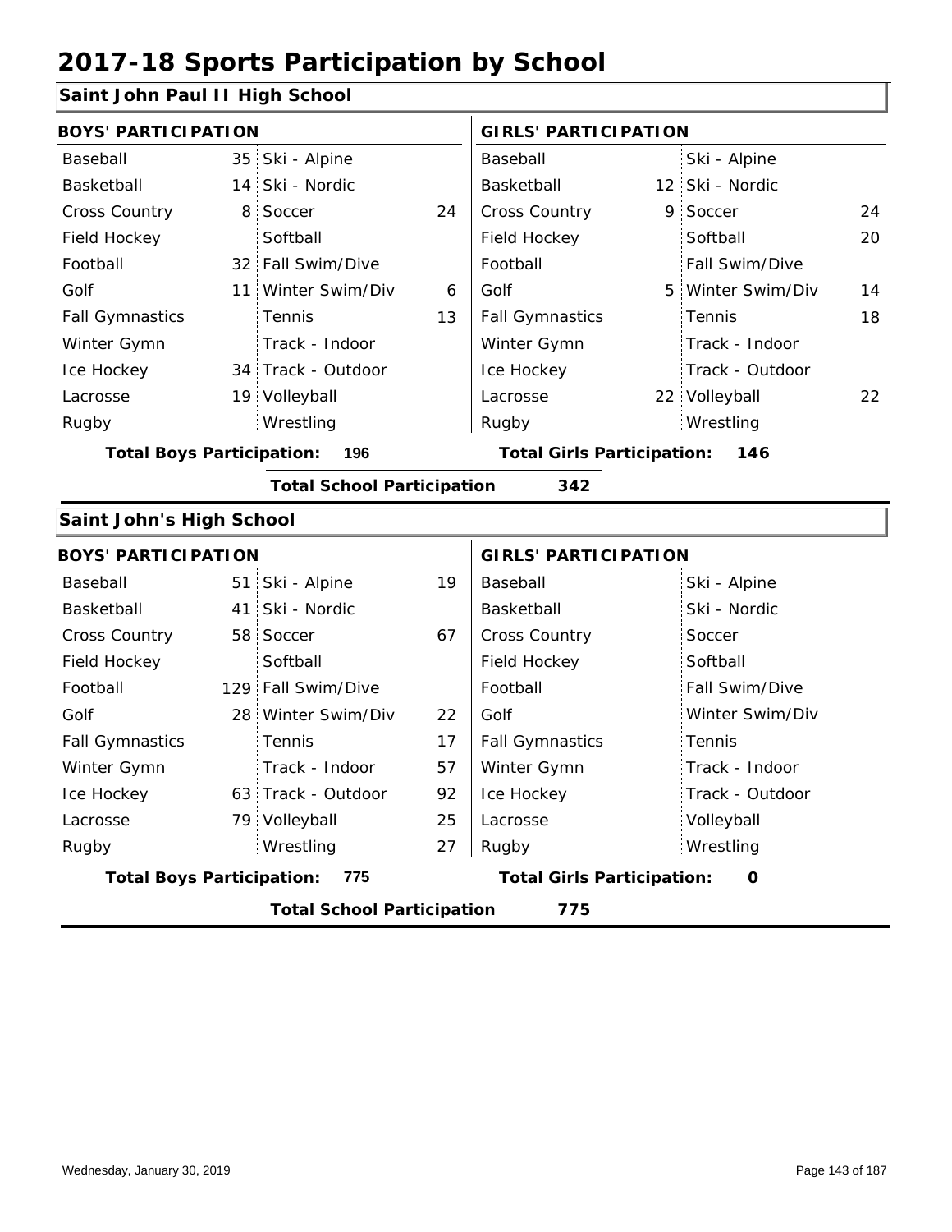# 2017-18 Sports Participation by School

## Saint John Paul II High School

| BOYS' PARTICIPATION | | | | GIRLS' PARTICIPATION | | | |
|---|---|---|---|---|---|---|---|
| Baseball | 35 | Ski - Alpine | | Baseball | | Ski - Alpine | |
| Basketball | 14 | Ski - Nordic | | Basketball | 12 | Ski - Nordic | |
| Cross Country | 8 | Soccer | 24 | Cross Country | 9 | Soccer | 24 |
| Field Hockey | | Softball | | Field Hockey | | Softball | 20 |
| Football | 32 | Fall Swim/Dive | | Football | | Fall Swim/Dive | |
| Golf | 11 | Winter Swim/Div | 6 | Golf | 5 | Winter Swim/Div | 14 |
| Fall Gymnastics | | Tennis | 13 | Fall Gymnastics | | Tennis | 18 |
| Winter Gymn | | Track - Indoor | | Winter Gymn | | Track - Indoor | |
| Ice Hockey | 34 | Track - Outdoor | | Ice Hockey | | Track - Outdoor | |
| Lacrosse | 19 | Volleyball | | Lacrosse | 22 | Volleyball | 22 |
| Rugby | | Wrestling | | Rugby | | Wrestling | |

**Total Boys Participation:** 196 **Total Girls Participation:** 146

**Total School Participation** 342

## Saint John's High School

| BOYS' PARTICIPATION | | | | GIRLS' PARTICIPATION | | | |
|---|---|---|---|---|---|---|---|
| Baseball | 51 | Ski - Alpine | 19 | Baseball | | Ski - Alpine | |
| Basketball | 41 | Ski - Nordic | | Basketball | | Ski - Nordic | |
| Cross Country | 58 | Soccer | 67 | Cross Country | | Soccer | |
| Field Hockey | | Softball | | Field Hockey | | Softball | |
| Football | 129 | Fall Swim/Dive | | Football | | Fall Swim/Dive | |
| Golf | 28 | Winter Swim/Div | 22 | Golf | | Winter Swim/Div | |
| Fall Gymnastics | | Tennis | 17 | Fall Gymnastics | | Tennis | |
| Winter Gymn | | Track - Indoor | 57 | Winter Gymn | | Track - Indoor | |
| Ice Hockey | 63 | Track - Outdoor | 92 | Ice Hockey | | Track - Outdoor | |
| Lacrosse | 79 | Volleyball | 25 | Lacrosse | | Volleyball | |
| Rugby | | Wrestling | 27 | Rugby | | Wrestling | |

**Total Boys Participation:** 775 **Total Girls Participation:** 0

**Total School Participation** 775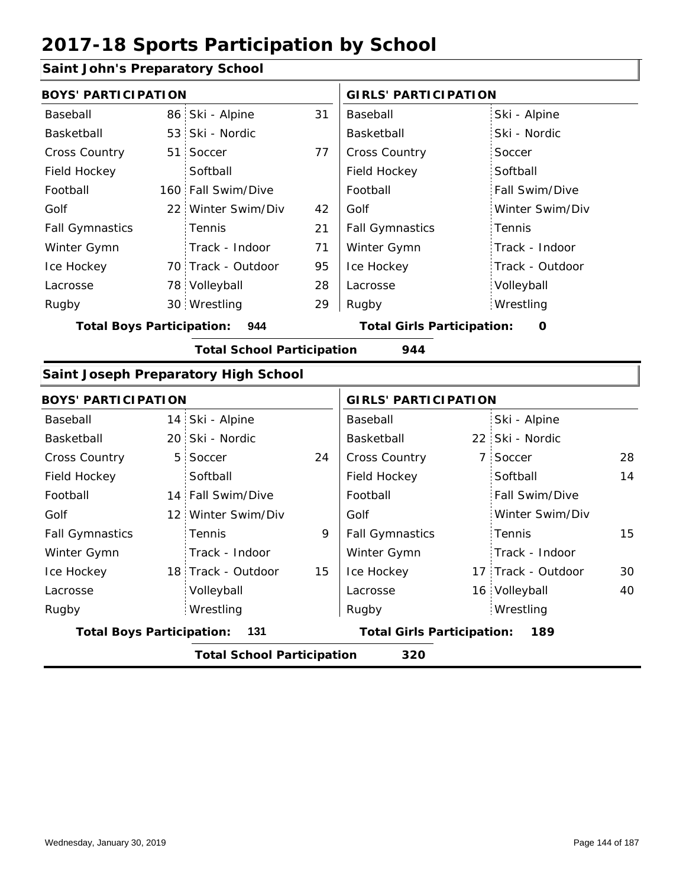# 2017-18 Sports Participation by School

## Saint John's Preparatory School

| BOYS' PARTICIPATION | | | | GIRLS' PARTICIPATION | | | |
|---|---|---|---|---|---|---|---|
| Baseball | 86 | Ski - Alpine | 31 | Baseball | | Ski - Alpine | |
| Basketball | 53 | Ski - Nordic | | Basketball | | Ski - Nordic | |
| Cross Country | 51 | Soccer | 77 | Cross Country | | Soccer | |
| Field Hockey | | Softball | | Field Hockey | | Softball | |
| Football | 160 | Fall Swim/Dive | | Football | | Fall Swim/Dive | |
| Golf | 22 | Winter Swim/Div | 42 | Golf | | Winter Swim/Div | |
| Fall Gymnastics | | Tennis | 21 | Fall Gymnastics | | Tennis | |
| Winter Gymn | | Track - Indoor | 71 | Winter Gymn | | Track - Indoor | |
| Ice Hockey | 70 | Track - Outdoor | 95 | Ice Hockey | | Track - Outdoor | |
| Lacrosse | 78 | Volleyball | 28 | Lacrosse | | Volleyball | |
| Rugby | 30 | Wrestling | 29 | Rugby | | Wrestling | |

**Total Boys Participation:** 944 **Total Girls Participation:** 0

**Total School Participation** 944

## Saint Joseph Preparatory High School

| BOYS' PARTICIPATION | | | | GIRLS' PARTICIPATION | | | |
|---|---|---|---|---|---|---|---|
| Baseball | 14 | Ski - Alpine | | Baseball | | Ski - Alpine | |
| Basketball | 20 | Ski - Nordic | | Basketball | 22 | Ski - Nordic | |
| Cross Country | 5 | Soccer | 24 | Cross Country | 7 | Soccer | 28 |
| Field Hockey | | Softball | | Field Hockey | | Softball | 14 |
| Football | 14 | Fall Swim/Dive | | Football | | Fall Swim/Dive | |
| Golf | 12 | Winter Swim/Div | | Golf | | Winter Swim/Div | |
| Fall Gymnastics | | Tennis | 9 | Fall Gymnastics | | Tennis | 15 |
| Winter Gymn | | Track - Indoor | | Winter Gymn | | Track - Indoor | |
| Ice Hockey | 18 | Track - Outdoor | 15 | Ice Hockey | 17 | Track - Outdoor | 30 |
| Lacrosse | | Volleyball | | Lacrosse | 16 | Volleyball | 40 |
| Rugby | | Wrestling | | Rugby | | Wrestling | |

**Total Boys Participation:** 131 **Total Girls Participation:** 189

**Total School Participation** 320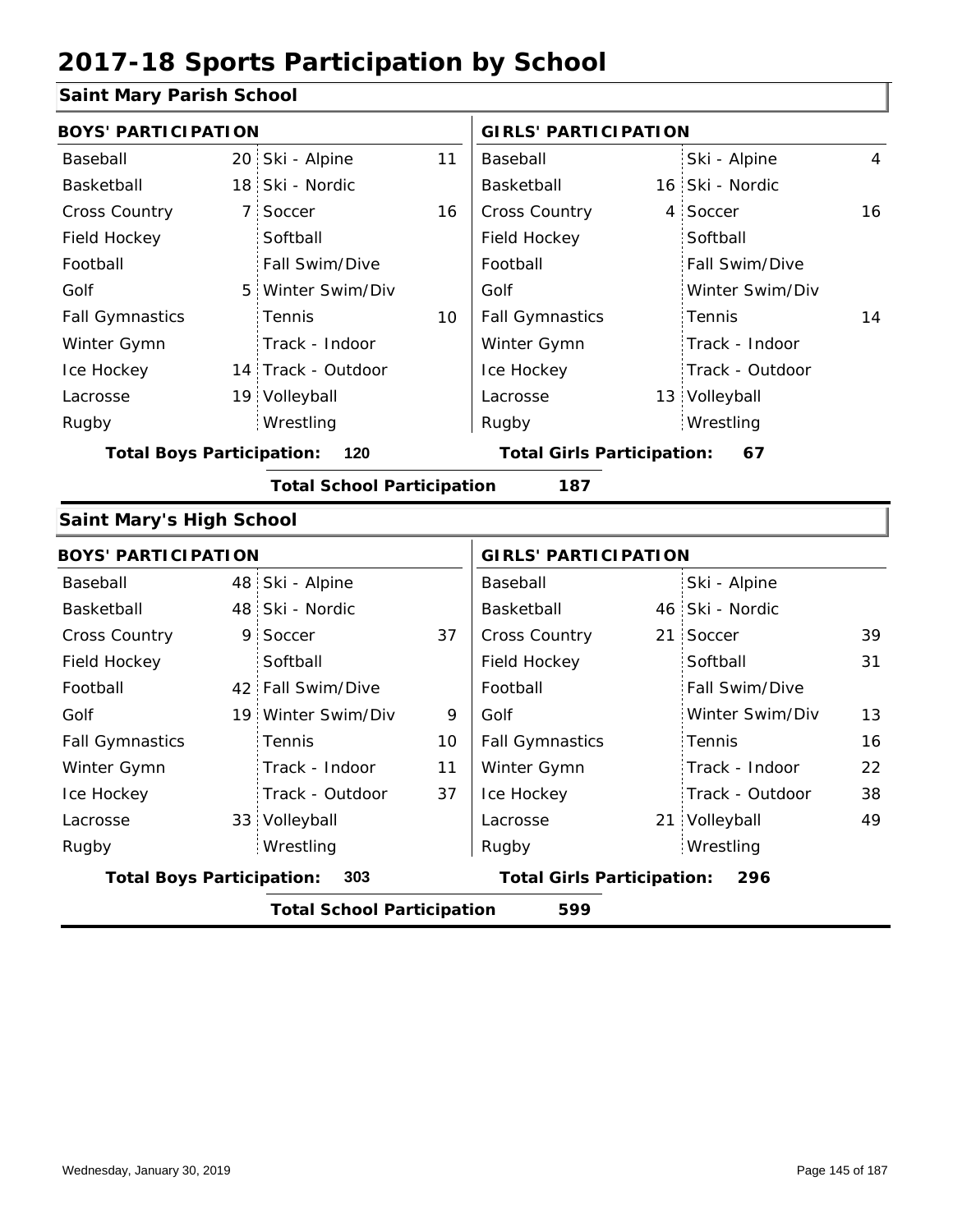# 2017-18 Sports Participation by School

## Saint Mary Parish School

| BOYS' PARTICIPATION | | | | GIRLS' PARTICIPATION | | | |
|---|---|---|---|---|---|---|---|
| Baseball | 20 | Ski - Alpine | 11 | Baseball | | Ski - Alpine | 4 |
| Basketball | 18 | Ski - Nordic | | Basketball | 16 | Ski - Nordic | |
| Cross Country | 7 | Soccer | 16 | Cross Country | 4 | Soccer | 16 |
| Field Hockey | | Softball | | Field Hockey | | Softball | |
| Football | | Fall Swim/Dive | | Football | | Fall Swim/Dive | |
| Golf | 5 | Winter Swim/Div | | Golf | | Winter Swim/Div | |
| Fall Gymnastics | | Tennis | 10 | Fall Gymnastics | | Tennis | 14 |
| Winter Gymn | | Track - Indoor | | Winter Gymn | | Track - Indoor | |
| Ice Hockey | 14 | Track - Outdoor | | Ice Hockey | | Track - Outdoor | |
| Lacrosse | 19 | Volleyball | | Lacrosse | 13 | Volleyball | |
| Rugby | | Wrestling | | Rugby | | Wrestling | |

**Total Boys Participation: 120** **Total Girls Participation: 67**

**Total School Participation 187**

## Saint Mary's High School

| BOYS' PARTICIPATION | | | | GIRLS' PARTICIPATION | | | |
|---|---|---|---|---|---|---|---|
| Baseball | 48 | Ski - Alpine | | Baseball | | Ski - Alpine | |
| Basketball | 48 | Ski - Nordic | | Basketball | 46 | Ski - Nordic | |
| Cross Country | 9 | Soccer | 37 | Cross Country | 21 | Soccer | 39 |
| Field Hockey | | Softball | | Field Hockey | | Softball | 31 |
| Football | 42 | Fall Swim/Dive | | Football | | Fall Swim/Dive | |
| Golf | 19 | Winter Swim/Div | 9 | Golf | | Winter Swim/Div | 13 |
| Fall Gymnastics | | Tennis | 10 | Fall Gymnastics | | Tennis | 16 |
| Winter Gymn | | Track - Indoor | 11 | Winter Gymn | | Track - Indoor | 22 |
| Ice Hockey | | Track - Outdoor | 37 | Ice Hockey | | Track - Outdoor | 38 |
| Lacrosse | 33 | Volleyball | | Lacrosse | 21 | Volleyball | 49 |
| Rugby | | Wrestling | | Rugby | | Wrestling | |

**Total Boys Participation: 303** **Total Girls Participation: 296**

**Total School Participation 599**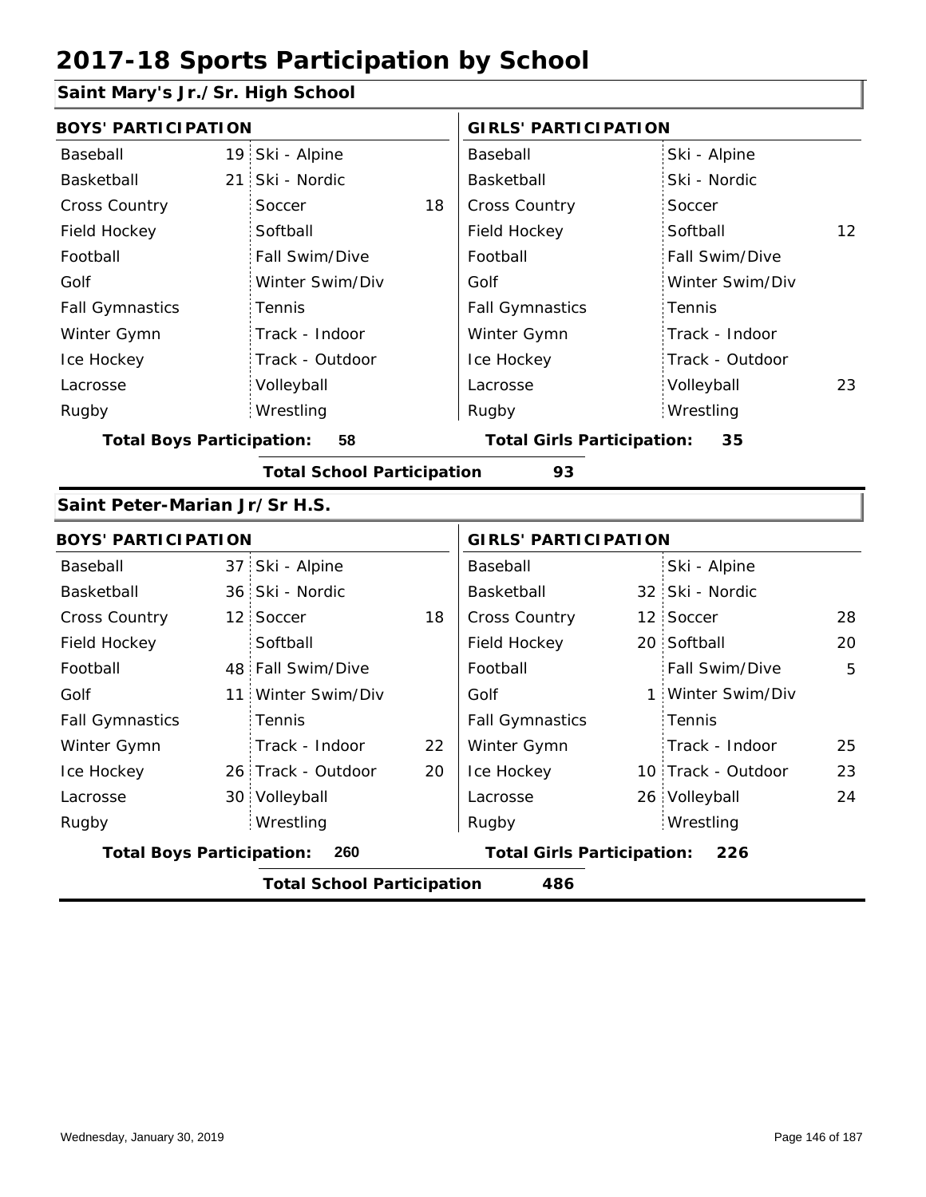# 2017-18 Sports Participation by School

## Saint Mary's Jr./Sr. High School

| BOYS' PARTICIPATION | | | | GIRLS' PARTICIPATION | | | |
|---|---|---|---|---|---|---|---|
| Baseball | 19 | Ski - Alpine | | Baseball | | Ski - Alpine | |
| Basketball | 21 | Ski - Nordic | | Basketball | | Ski - Nordic | |
| Cross Country | | Soccer | 18 | Cross Country | | Soccer | |
| Field Hockey | | Softball | | Field Hockey | | Softball | 12 |
| Football | | Fall Swim/Dive | | Football | | Fall Swim/Dive | |
| Golf | | Winter Swim/Div | | Golf | | Winter Swim/Div | |
| Fall Gymnastics | | Tennis | | Fall Gymnastics | | Tennis | |
| Winter Gymn | | Track - Indoor | | Winter Gymn | | Track - Indoor | |
| Ice Hockey | | Track - Outdoor | | Ice Hockey | | Track - Outdoor | |
| Lacrosse | | Volleyball | | Lacrosse | | Volleyball | 23 |
| Rugby | | Wrestling | | Rugby | | Wrestling | |

**Total Boys Participation: 58** **Total Girls Participation: 35**

**Total School Participation 93**

## Saint Peter-Marian Jr/Sr H.S.

| BOYS' PARTICIPATION | | | | GIRLS' PARTICIPATION | | | |
|---|---|---|---|---|---|---|---|
| Baseball | 37 | Ski - Alpine | | Baseball | | Ski - Alpine | |
| Basketball | 36 | Ski - Nordic | | Basketball | 32 | Ski - Nordic | |
| Cross Country | 12 | Soccer | 18 | Cross Country | 12 | Soccer | 28 |
| Field Hockey | | Softball | | Field Hockey | 20 | Softball | 20 |
| Football | 48 | Fall Swim/Dive | | Football | | Fall Swim/Dive | 5 |
| Golf | 11 | Winter Swim/Div | | Golf | 1 | Winter Swim/Div | |
| Fall Gymnastics | | Tennis | | Fall Gymnastics | | Tennis | |
| Winter Gymn | | Track - Indoor | 22 | Winter Gymn | | Track - Indoor | 25 |
| Ice Hockey | 26 | Track - Outdoor | 20 | Ice Hockey | 10 | Track - Outdoor | 23 |
| Lacrosse | 30 | Volleyball | | Lacrosse | 26 | Volleyball | 24 |
| Rugby | | Wrestling | | Rugby | | Wrestling | |

**Total Boys Participation: 260** **Total Girls Participation: 226**

**Total School Participation 486**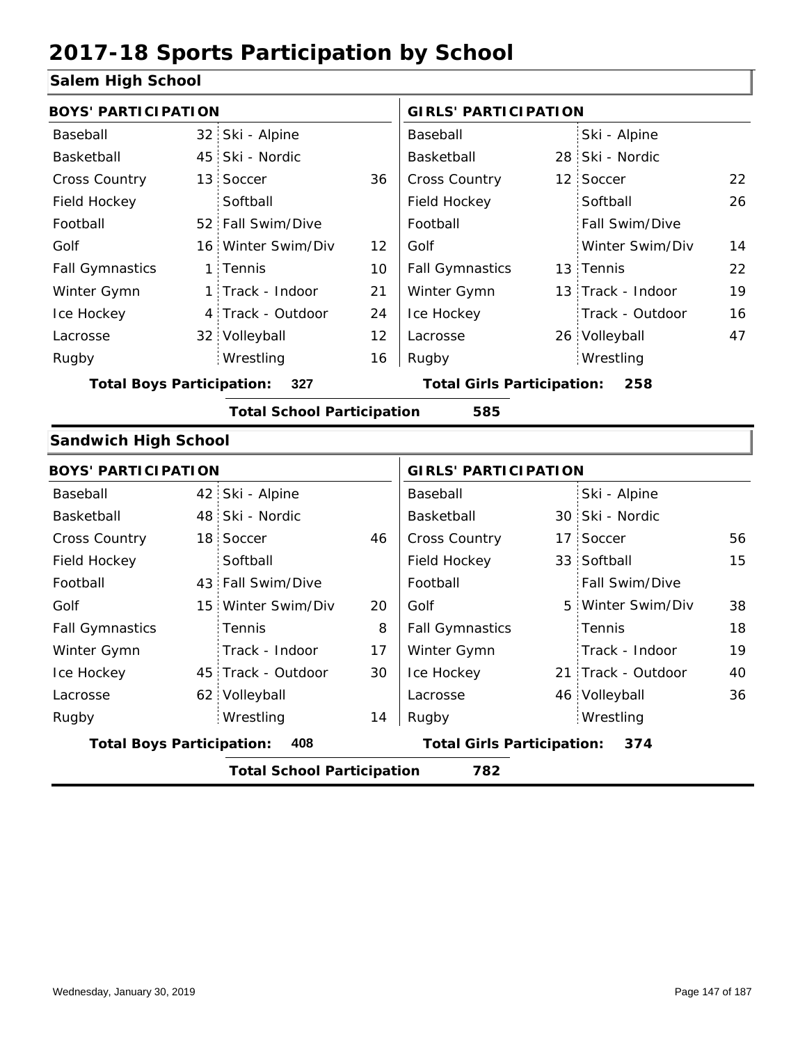# 2017-18 Sports Participation by School

## Salem High School

| BOYS' PARTICIPATION | | | | GIRLS' PARTICIPATION | | | |
|---|---|---|---|---|---|---|---|
| Baseball | 32 | Ski - Alpine | | Baseball | | Ski - Alpine | |
| Basketball | 45 | Ski - Nordic | | Basketball | 28 | Ski - Nordic | |
| Cross Country | 13 | Soccer | 36 | Cross Country | 12 | Soccer | 22 |
| Field Hockey | | Softball | | Field Hockey | | Softball | 26 |
| Football | 52 | Fall Swim/Dive | | Football | | Fall Swim/Dive | |
| Golf | 16 | Winter Swim/Div | 12 | Golf | | Winter Swim/Div | 14 |
| Fall Gymnastics | 1 | Tennis | 10 | Fall Gymnastics | 13 | Tennis | 22 |
| Winter Gymn | 1 | Track - Indoor | 21 | Winter Gymn | 13 | Track - Indoor | 19 |
| Ice Hockey | 4 | Track - Outdoor | 24 | Ice Hockey | | Track - Outdoor | 16 |
| Lacrosse | 32 | Volleyball | 12 | Lacrosse | 26 | Volleyball | 47 |
| Rugby | | Wrestling | 16 | Rugby | | Wrestling | |

**Total Boys Participation: 327** | **Total Girls Participation: 258**

**Total School Participation 585**

## Sandwich High School

| BOYS' PARTICIPATION | | | | GIRLS' PARTICIPATION | | | |
|---|---|---|---|---|---|---|---|
| Baseball | 42 | Ski - Alpine | | Baseball | | Ski - Alpine | |
| Basketball | 48 | Ski - Nordic | | Basketball | 30 | Ski - Nordic | |
| Cross Country | 18 | Soccer | 46 | Cross Country | 17 | Soccer | 56 |
| Field Hockey | | Softball | | Field Hockey | 33 | Softball | 15 |
| Football | 43 | Fall Swim/Dive | | Football | | Fall Swim/Dive | |
| Golf | 15 | Winter Swim/Div | 20 | Golf | 5 | Winter Swim/Div | 38 |
| Fall Gymnastics | | Tennis | 8 | Fall Gymnastics | | Tennis | 18 |
| Winter Gymn | | Track - Indoor | 17 | Winter Gymn | | Track - Indoor | 19 |
| Ice Hockey | 45 | Track - Outdoor | 30 | Ice Hockey | 21 | Track - Outdoor | 40 |
| Lacrosse | 62 | Volleyball | | Lacrosse | 46 | Volleyball | 36 |
| Rugby | | Wrestling | 14 | Rugby | | Wrestling | |

**Total Boys Participation: 408** | **Total Girls Participation: 374**

**Total School Participation 782**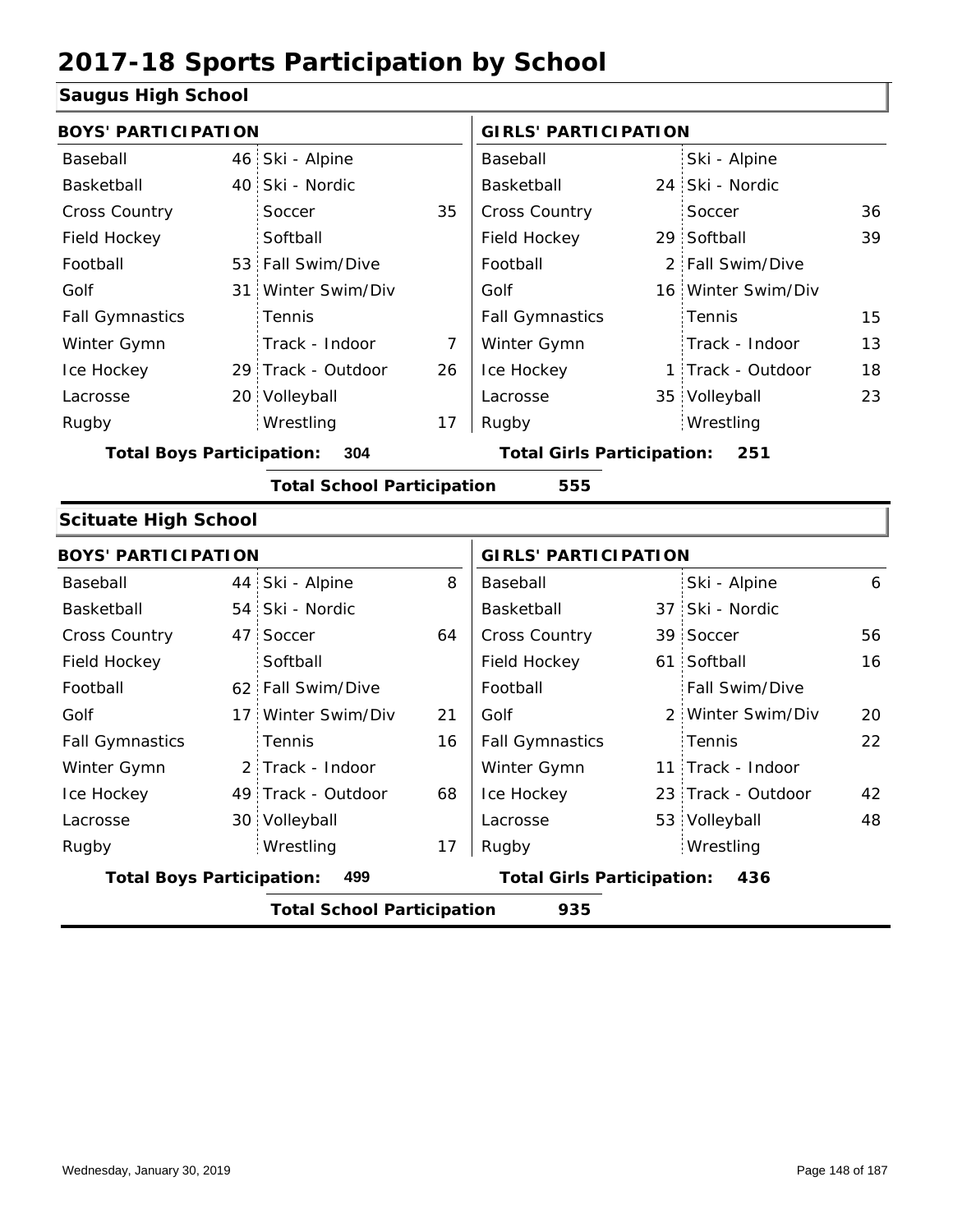# 2017-18 Sports Participation by School

## Saugus High School

| BOYS' PARTICIPATION | | | | GIRLS' PARTICIPATION | | | |
|---|---|---|---|---|---|---|---|
| Baseball | 46 | Ski - Alpine | | Baseball | | Ski - Alpine | |
| Basketball | 40 | Ski - Nordic | | Basketball | 24 | Ski - Nordic | |
| Cross Country | | Soccer | 35 | Cross Country | | Soccer | 36 |
| Field Hockey | | Softball | | Field Hockey | 29 | Softball | 39 |
| Football | 53 | Fall Swim/Dive | | Football | 2 | Fall Swim/Dive | |
| Golf | 31 | Winter Swim/Div | | Golf | 16 | Winter Swim/Div | |
| Fall Gymnastics | | Tennis | | Fall Gymnastics | | Tennis | 15 |
| Winter Gymn | | Track - Indoor | 7 | Winter Gymn | | Track - Indoor | 13 |
| Ice Hockey | 29 | Track - Outdoor | 26 | Ice Hockey | 1 | Track - Outdoor | 18 |
| Lacrosse | 20 | Volleyball | | Lacrosse | 35 | Volleyball | 23 |
| Rugby | | Wrestling | 17 | Rugby | | Wrestling | |

**Total Boys Participation: 304** | **Total Girls Participation: 251**

**Total School Participation 555**

## Scituate High School

| BOYS' PARTICIPATION | | | | GIRLS' PARTICIPATION | | | |
|---|---|---|---|---|---|---|---|
| Baseball | 44 | Ski - Alpine | 8 | Baseball | | Ski - Alpine | 6 |
| Basketball | 54 | Ski - Nordic | | Basketball | 37 | Ski - Nordic | |
| Cross Country | 47 | Soccer | 64 | Cross Country | 39 | Soccer | 56 |
| Field Hockey | | Softball | | Field Hockey | 61 | Softball | 16 |
| Football | 62 | Fall Swim/Dive | | Football | | Fall Swim/Dive | |
| Golf | 17 | Winter Swim/Div | 21 | Golf | 2 | Winter Swim/Div | 20 |
| Fall Gymnastics | | Tennis | 16 | Fall Gymnastics | | Tennis | 22 |
| Winter Gymn | 2 | Track - Indoor | | Winter Gymn | 11 | Track - Indoor | |
| Ice Hockey | 49 | Track - Outdoor | 68 | Ice Hockey | 23 | Track - Outdoor | 42 |
| Lacrosse | 30 | Volleyball | | Lacrosse | 53 | Volleyball | 48 |
| Rugby | | Wrestling | 17 | Rugby | | Wrestling | |

**Total Boys Participation: 499** | **Total Girls Participation: 436**

**Total School Participation 935**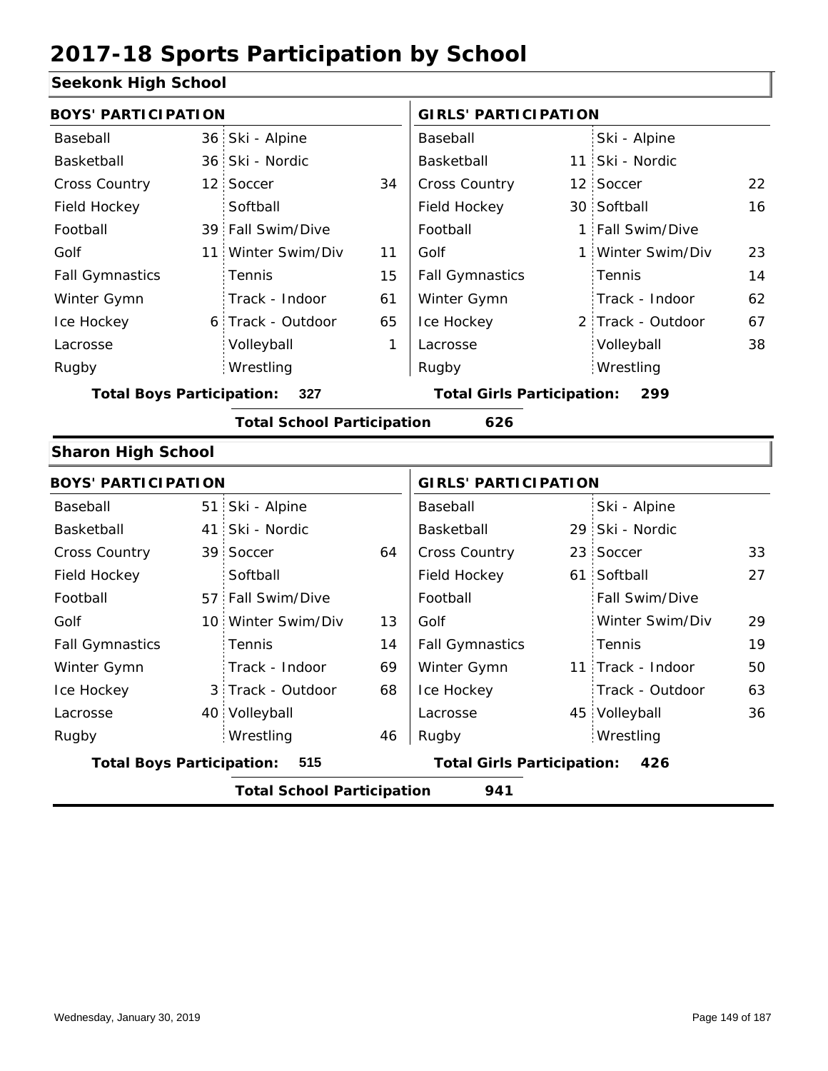# 2017-18 Sports Participation by School

## Seekonk High School

| BOYS' PARTICIPATION | | | | GIRLS' PARTICIPATION | | | |
|---|---|---|---|---|---|---|---|
| Baseball | 36 | Ski - Alpine | | Baseball | | Ski - Alpine | |
| Basketball | 36 | Ski - Nordic | | Basketball | 11 | Ski - Nordic | |
| Cross Country | 12 | Soccer | 34 | Cross Country | 12 | Soccer | 22 |
| Field Hockey | | Softball | | Field Hockey | 30 | Softball | 16 |
| Football | 39 | Fall Swim/Dive | | Football | 1 | Fall Swim/Dive | |
| Golf | 11 | Winter Swim/Div | 11 | Golf | 1 | Winter Swim/Div | 23 |
| Fall Gymnastics | | Tennis | 15 | Fall Gymnastics | | Tennis | 14 |
| Winter Gymn | | Track - Indoor | 61 | Winter Gymn | | Track - Indoor | 62 |
| Ice Hockey | 6 | Track - Outdoor | 65 | Ice Hockey | 2 | Track - Outdoor | 67 |
| Lacrosse | | Volleyball | 1 | Lacrosse | | Volleyball | 38 |
| Rugby | | Wrestling | | Rugby | | Wrestling | |

**Total Boys Participation:** 327 **Total Girls Participation:** 299

**Total School Participation** 626

## Sharon High School

| BOYS' PARTICIPATION | | | | GIRLS' PARTICIPATION | | | |
|---|---|---|---|---|---|---|---|
| Baseball | 51 | Ski - Alpine | | Baseball | | Ski - Alpine | |
| Basketball | 41 | Ski - Nordic | | Basketball | 29 | Ski - Nordic | |
| Cross Country | 39 | Soccer | 64 | Cross Country | 23 | Soccer | 33 |
| Field Hockey | | Softball | | Field Hockey | 61 | Softball | 27 |
| Football | 57 | Fall Swim/Dive | | Football | | Fall Swim/Dive | |
| Golf | 10 | Winter Swim/Div | 13 | Golf | | Winter Swim/Div | 29 |
| Fall Gymnastics | | Tennis | 14 | Fall Gymnastics | | Tennis | 19 |
| Winter Gymn | | Track - Indoor | 69 | Winter Gymn | 11 | Track - Indoor | 50 |
| Ice Hockey | 3 | Track - Outdoor | 68 | Ice Hockey | | Track - Outdoor | 63 |
| Lacrosse | 40 | Volleyball | | Lacrosse | 45 | Volleyball | 36 |
| Rugby | | Wrestling | 46 | Rugby | | Wrestling | |

**Total Boys Participation:** 515 **Total Girls Participation:** 426

**Total School Participation** 941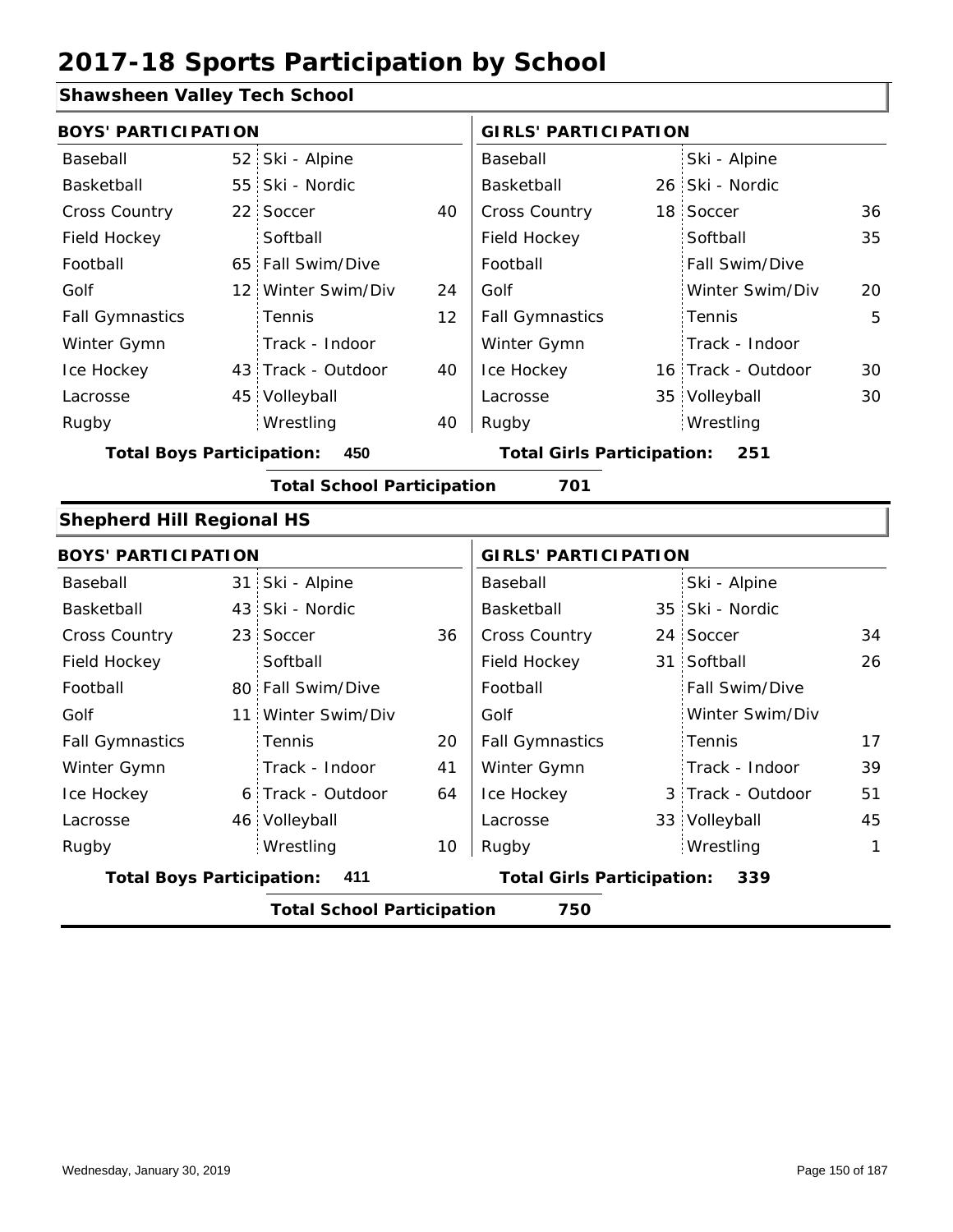# 2017-18 Sports Participation by School

## Shawsheen Valley Tech School

| BOYS' PARTICIPATION | | | | GIRLS' PARTICIPATION | | | |
|---|---|---|---|---|---|---|---|
| Baseball | 52 | Ski - Alpine | | Baseball | | Ski - Alpine | |
| Basketball | 55 | Ski - Nordic | | Basketball | 26 | Ski - Nordic | |
| Cross Country | 22 | Soccer | 40 | Cross Country | 18 | Soccer | 36 |
| Field Hockey | | Softball | | Field Hockey | | Softball | 35 |
| Football | 65 | Fall Swim/Dive | | Football | | Fall Swim/Dive | |
| Golf | 12 | Winter Swim/Div | 24 | Golf | | Winter Swim/Div | 20 |
| Fall Gymnastics | | Tennis | 12 | Fall Gymnastics | | Tennis | 5 |
| Winter Gymn | | Track - Indoor | | Winter Gymn | | Track - Indoor | |
| Ice Hockey | 43 | Track - Outdoor | 40 | Ice Hockey | 16 | Track - Outdoor | 30 |
| Lacrosse | 45 | Volleyball | | Lacrosse | 35 | Volleyball | 30 |
| Rugby | | Wrestling | 40 | Rugby | | Wrestling | |

**Total Boys Participation: 450** **Total Girls Participation: 251**

**Total School Participation 701**

## Shepherd Hill Regional HS

| BOYS' PARTICIPATION | | | | GIRLS' PARTICIPATION | | | |
|---|---|---|---|---|---|---|---|
| Baseball | 31 | Ski - Alpine | | Baseball | | Ski - Alpine | |
| Basketball | 43 | Ski - Nordic | | Basketball | 35 | Ski - Nordic | |
| Cross Country | 23 | Soccer | 36 | Cross Country | 24 | Soccer | 34 |
| Field Hockey | | Softball | | Field Hockey | 31 | Softball | 26 |
| Football | 80 | Fall Swim/Dive | | Football | | Fall Swim/Dive | |
| Golf | 11 | Winter Swim/Div | | Golf | | Winter Swim/Div | |
| Fall Gymnastics | | Tennis | 20 | Fall Gymnastics | | Tennis | 17 |
| Winter Gymn | | Track - Indoor | 41 | Winter Gymn | | Track - Indoor | 39 |
| Ice Hockey | 6 | Track - Outdoor | 64 | Ice Hockey | 3 | Track - Outdoor | 51 |
| Lacrosse | 46 | Volleyball | | Lacrosse | 33 | Volleyball | 45 |
| Rugby | | Wrestling | 10 | Rugby | | Wrestling | 1 |

**Total Boys Participation: 411** **Total Girls Participation: 339**

**Total School Participation 750**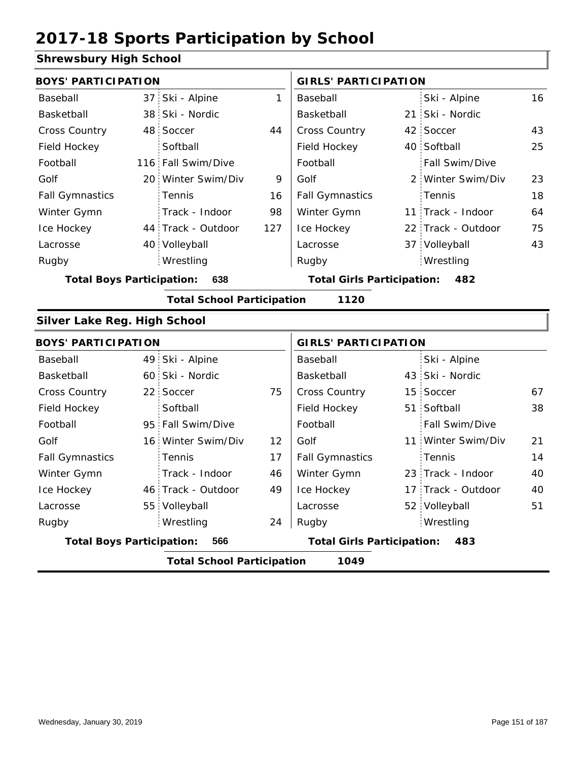// Note: Column header layout reconstructed; footer date omitted.
# 2017-18 Sports Participation by School

## Shrewsbury High School

**BOYS' PARTICIPATION**

| Sport | # | Sport | # |
|---|---|---|---|
| Baseball | 37 | Ski - Alpine | 1 |
| Basketball | 38 | Ski - Nordic | |
| Cross Country | 48 | Soccer | 44 |
| Field Hockey | | Softball | |
| Football | 116 | Fall Swim/Dive | |
| Golf | 20 | Winter Swim/Div | 9 |
| Fall Gymnastics | | Tennis | 16 |
| Winter Gymn | | Track - Indoor | 98 |
| Ice Hockey | 44 | Track - Outdoor | 127 |
| Lacrosse | 40 | Volleyball | |
| Rugby | | Wrestling | |

**Total Boys Participation: 638**

**GIRLS' PARTICIPATION**

| Sport | # | Sport | # |
|---|---|---|---|
| Baseball | | Ski - Alpine | 16 |
| Basketball | 21 | Ski - Nordic | |
| Cross Country | 42 | Soccer | 43 |
| Field Hockey | 40 | Softball | 25 |
| Football | | Fall Swim/Dive | |
| Golf | 2 | Winter Swim/Div | 23 |
| Fall Gymnastics | | Tennis | 18 |
| Winter Gymn | 11 | Track - Indoor | 64 |
| Ice Hockey | 22 | Track - Outdoor | 75 |
| Lacrosse | 37 | Volleyball | 43 |
| Rugby | | Wrestling | |

**Total Girls Participation: 482**

**Total School Participation 1120**

## Silver Lake Reg. High School

**BOYS' PARTICIPATION**

| Sport | # | Sport | # |
|---|---|---|---|
| Baseball | 49 | Ski - Alpine | |
| Basketball | 60 | Ski - Nordic | |
| Cross Country | 22 | Soccer | 75 |
| Field Hockey | | Softball | |
| Football | 95 | Fall Swim/Dive | |
| Golf | 16 | Winter Swim/Div | 12 |
| Fall Gymnastics | | Tennis | 17 |
| Winter Gymn | | Track - Indoor | 46 |
| Ice Hockey | 46 | Track - Outdoor | 49 |
| Lacrosse | 55 | Volleyball | |
| Rugby | | Wrestling | 24 |

**Total Boys Participation: 566**

**GIRLS' PARTICIPATION**

| Sport | # | Sport | # |
|---|---|---|---|
| Baseball | | Ski - Alpine | |
| Basketball | 43 | Ski - Nordic | |
| Cross Country | 15 | Soccer | 67 |
| Field Hockey | 51 | Softball | 38 |
| Football | | Fall Swim/Dive | |
| Golf | 11 | Winter Swim/Div | 21 |
| Fall Gymnastics | | Tennis | 14 |
| Winter Gymn | 23 | Track - Indoor | 40 |
| Ice Hockey | 17 | Track - Outdoor | 40 |
| Lacrosse | 52 | Volleyball | 51 |
| Rugby | | Wrestling | |

**Total Girls Participation: 483**

**Total School Participation 1049**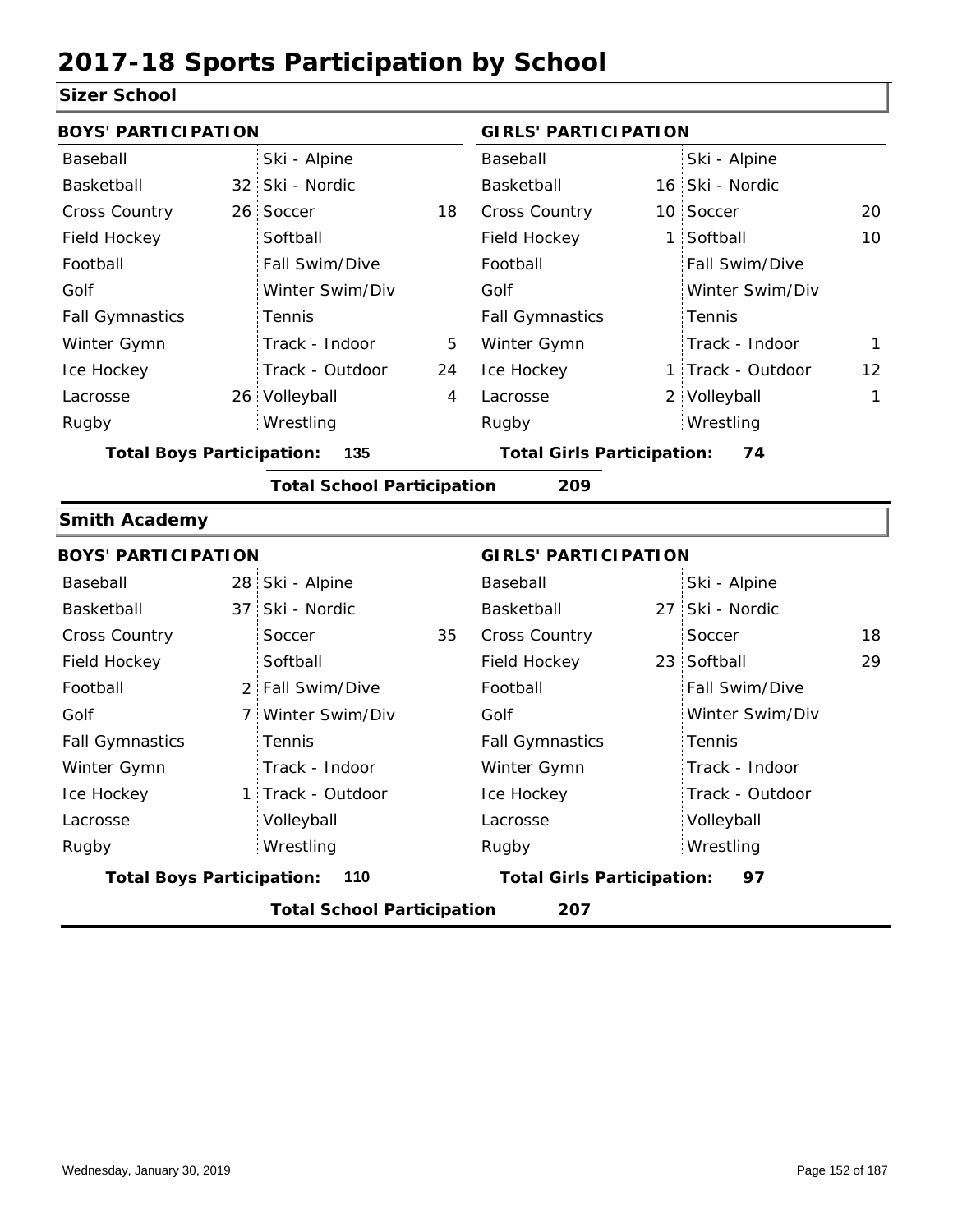# 2017-18 Sports Participation by School

## Sizer School

| BOYS' PARTICIPATION | | | | GIRLS' PARTICIPATION | | | |
|---|---|---|---|---|---|---|---|
| Baseball | | Ski - Alpine | | Baseball | | Ski - Alpine | |
| Basketball | 32 | Ski - Nordic | | Basketball | 16 | Ski - Nordic | |
| Cross Country | 26 | Soccer | 18 | Cross Country | 10 | Soccer | 20 |
| Field Hockey | | Softball | | Field Hockey | 1 | Softball | 10 |
| Football | | Fall Swim/Dive | | Football | | Fall Swim/Dive | |
| Golf | | Winter Swim/Div | | Golf | | Winter Swim/Div | |
| Fall Gymnastics | | Tennis | | Fall Gymnastics | | Tennis | |
| Winter Gymn | | Track - Indoor | 5 | Winter Gymn | | Track - Indoor | 1 |
| Ice Hockey | | Track - Outdoor | 24 | Ice Hockey | 1 | Track - Outdoor | 12 |
| Lacrosse | 26 | Volleyball | 4 | Lacrosse | 2 | Volleyball | 1 |
| Rugby | | Wrestling | | Rugby | | Wrestling | |

**Total Boys Participation:** 135 **Total Girls Participation:** 74

**Total School Participation** 209

## Smith Academy

| BOYS' PARTICIPATION | | | | GIRLS' PARTICIPATION | | | |
|---|---|---|---|---|---|---|---|
| Baseball | 28 | Ski - Alpine | | Baseball | | Ski - Alpine | |
| Basketball | 37 | Ski - Nordic | | Basketball | 27 | Ski - Nordic | |
| Cross Country | | Soccer | 35 | Cross Country | | Soccer | 18 |
| Field Hockey | | Softball | | Field Hockey | 23 | Softball | 29 |
| Football | 2 | Fall Swim/Dive | | Football | | Fall Swim/Dive | |
| Golf | 7 | Winter Swim/Div | | Golf | | Winter Swim/Div | |
| Fall Gymnastics | | Tennis | | Fall Gymnastics | | Tennis | |
| Winter Gymn | | Track - Indoor | | Winter Gymn | | Track - Indoor | |
| Ice Hockey | 1 | Track - Outdoor | | Ice Hockey | | Track - Outdoor | |
| Lacrosse | | Volleyball | | Lacrosse | | Volleyball | |
| Rugby | | Wrestling | | Rugby | | Wrestling | |

**Total Boys Participation:** 110 **Total Girls Participation:** 97

**Total School Participation** 207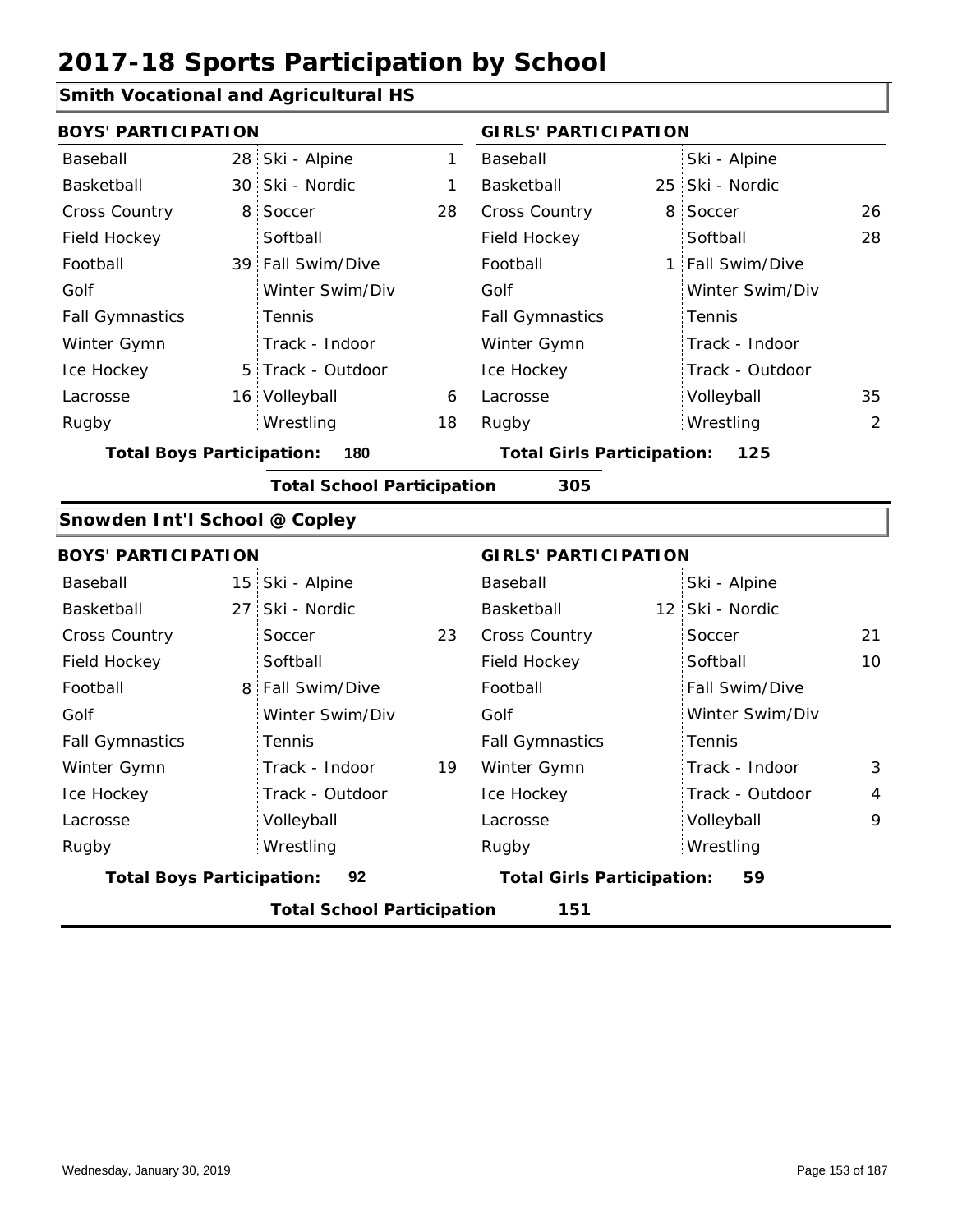# 2017-18 Sports Participation by School

## Smith Vocational and Agricultural HS

| BOYS' PARTICIPATION | | | | GIRLS' PARTICIPATION | | | |
|---|---|---|---|---|---|---|---|
| Baseball | 28 | Ski - Alpine | 1 | Baseball | | Ski - Alpine | |
| Basketball | 30 | Ski - Nordic | 1 | Basketball | 25 | Ski - Nordic | |
| Cross Country | 8 | Soccer | 28 | Cross Country | 8 | Soccer | 26 |
| Field Hockey | | Softball | | Field Hockey | | Softball | 28 |
| Football | 39 | Fall Swim/Dive | | Football | 1 | Fall Swim/Dive | |
| Golf | | Winter Swim/Div | | Golf | | Winter Swim/Div | |
| Fall Gymnastics | | Tennis | | Fall Gymnastics | | Tennis | |
| Winter Gymn | | Track - Indoor | | Winter Gymn | | Track - Indoor | |
| Ice Hockey | 5 | Track - Outdoor | | Ice Hockey | | Track - Outdoor | |
| Lacrosse | 16 | Volleyball | 6 | Lacrosse | | Volleyball | 35 |
| Rugby | | Wrestling | 18 | Rugby | | Wrestling | 2 |

**Total Boys Participation: 180** | **Total Girls Participation: 125**

**Total School Participation 305**

## Snowden Int'l School @ Copley

| BOYS' PARTICIPATION | | | | GIRLS' PARTICIPATION | | | |
|---|---|---|---|---|---|---|---|
| Baseball | 15 | Ski - Alpine | | Baseball | | Ski - Alpine | |
| Basketball | 27 | Ski - Nordic | | Basketball | 12 | Ski - Nordic | |
| Cross Country | | Soccer | 23 | Cross Country | | Soccer | 21 |
| Field Hockey | | Softball | | Field Hockey | | Softball | 10 |
| Football | 8 | Fall Swim/Dive | | Football | | Fall Swim/Dive | |
| Golf | | Winter Swim/Div | | Golf | | Winter Swim/Div | |
| Fall Gymnastics | | Tennis | | Fall Gymnastics | | Tennis | |
| Winter Gymn | | Track - Indoor | 19 | Winter Gymn | | Track - Indoor | 3 |
| Ice Hockey | | Track - Outdoor | | Ice Hockey | | Track - Outdoor | 4 |
| Lacrosse | | Volleyball | | Lacrosse | | Volleyball | 9 |
| Rugby | | Wrestling | | Rugby | | Wrestling | |

**Total Boys Participation: 92** | **Total Girls Participation: 59**

**Total School Participation 151**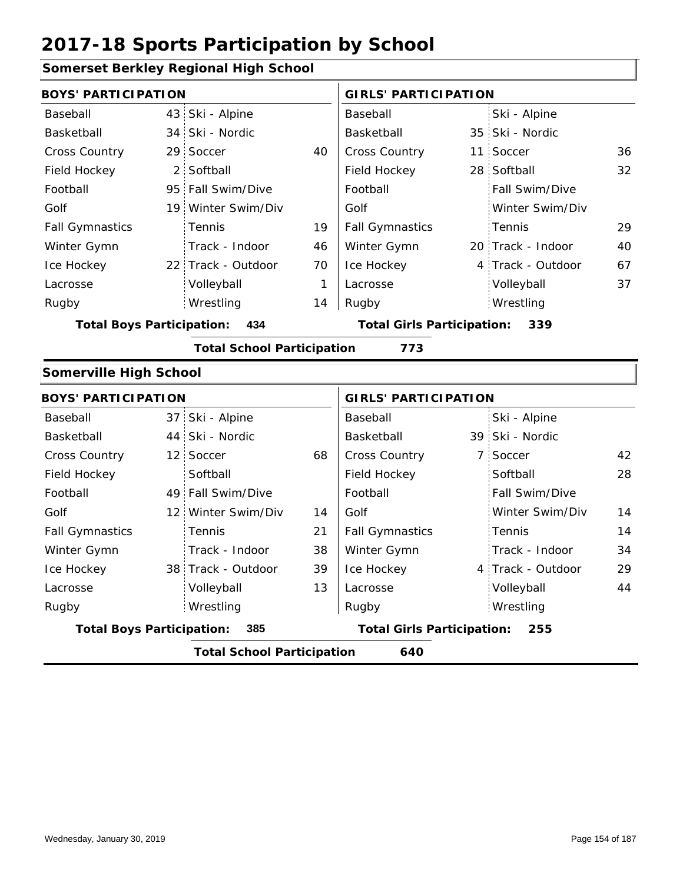# 2017-18 Sports Participation by School

## Somerset Berkley Regional High School

| BOYS' PARTICIPATION | | | | GIRLS' PARTICIPATION | | | |
|---|---|---|---|---|---|---|---|
| Baseball | 43 | Ski - Alpine | | Baseball | | Ski - Alpine | |
| Basketball | 34 | Ski - Nordic | | Basketball | 35 | Ski - Nordic | |
| Cross Country | 29 | Soccer | 40 | Cross Country | 11 | Soccer | 36 |
| Field Hockey | 2 | Softball | | Field Hockey | 28 | Softball | 32 |
| Football | 95 | Fall Swim/Dive | | Football | | Fall Swim/Dive | |
| Golf | 19 | Winter Swim/Div | | Golf | | Winter Swim/Div | |
| Fall Gymnastics | | Tennis | 19 | Fall Gymnastics | | Tennis | 29 |
| Winter Gymn | | Track - Indoor | 46 | Winter Gymn | 20 | Track - Indoor | 40 |
| Ice Hockey | 22 | Track - Outdoor | 70 | Ice Hockey | 4 | Track - Outdoor | 67 |
| Lacrosse | | Volleyball | 1 | Lacrosse | | Volleyball | 37 |
| Rugby | | Wrestling | 14 | Rugby | | Wrestling | |

**Total Boys Participation: 434** **Total Girls Participation: 339**

**Total School Participation 773**

## Somerville High School

| BOYS' PARTICIPATION | | | | GIRLS' PARTICIPATION | | | |
|---|---|---|---|---|---|---|---|
| Baseball | 37 | Ski - Alpine | | Baseball | | Ski - Alpine | |
| Basketball | 44 | Ski - Nordic | | Basketball | 39 | Ski - Nordic | |
| Cross Country | 12 | Soccer | 68 | Cross Country | 7 | Soccer | 42 |
| Field Hockey | | Softball | | Field Hockey | | Softball | 28 |
| Football | 49 | Fall Swim/Dive | | Football | | Fall Swim/Dive | |
| Golf | 12 | Winter Swim/Div | 14 | Golf | | Winter Swim/Div | 14 |
| Fall Gymnastics | | Tennis | 21 | Fall Gymnastics | | Tennis | 14 |
| Winter Gymn | | Track - Indoor | 38 | Winter Gymn | | Track - Indoor | 34 |
| Ice Hockey | 38 | Track - Outdoor | 39 | Ice Hockey | 4 | Track - Outdoor | 29 |
| Lacrosse | | Volleyball | 13 | Lacrosse | | Volleyball | 44 |
| Rugby | | Wrestling | | Rugby | | Wrestling | |

**Total Boys Participation: 385** **Total Girls Participation: 255**

**Total School Participation 640**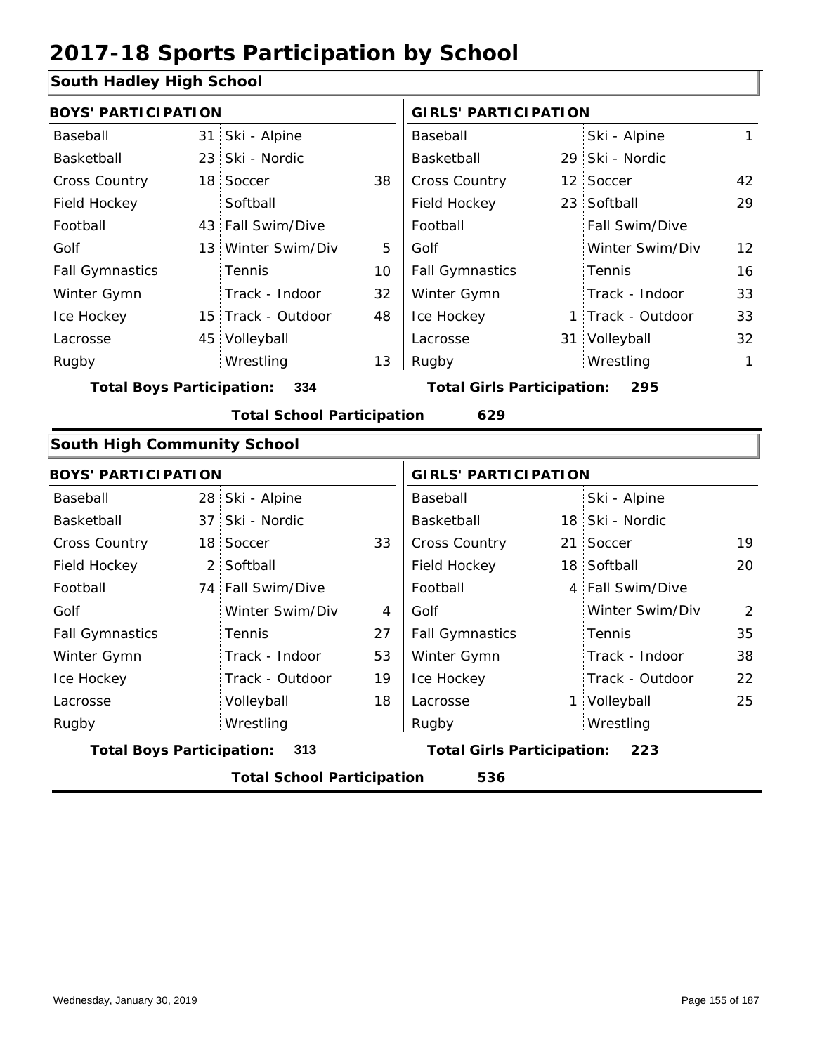# 2017-18 Sports Participation by School

## South Hadley High School

| BOYS' PARTICIPATION | | | | GIRLS' PARTICIPATION | | | |
|---|---|---|---|---|---|---|---|
| Baseball | 31 | Ski - Alpine | | Baseball | | Ski - Alpine | 1 |
| Basketball | 23 | Ski - Nordic | | Basketball | 29 | Ski - Nordic | |
| Cross Country | 18 | Soccer | 38 | Cross Country | 12 | Soccer | 42 |
| Field Hockey | | Softball | | Field Hockey | 23 | Softball | 29 |
| Football | 43 | Fall Swim/Dive | | Football | | Fall Swim/Dive | |
| Golf | 13 | Winter Swim/Div | 5 | Golf | | Winter Swim/Div | 12 |
| Fall Gymnastics | | Tennis | 10 | Fall Gymnastics | | Tennis | 16 |
| Winter Gymn | | Track - Indoor | 32 | Winter Gymn | | Track - Indoor | 33 |
| Ice Hockey | 15 | Track - Outdoor | 48 | Ice Hockey | 1 | Track - Outdoor | 33 |
| Lacrosse | 45 | Volleyball | | Lacrosse | 31 | Volleyball | 32 |
| Rugby | | Wrestling | 13 | Rugby | | Wrestling | 1 |

**Total Boys Participation: 334** **Total Girls Participation: 295**

**Total School Participation 629**

## South High Community School

| BOYS' PARTICIPATION | | | | GIRLS' PARTICIPATION | | | |
|---|---|---|---|---|---|---|---|
| Baseball | 28 | Ski - Alpine | | Baseball | | Ski - Alpine | |
| Basketball | 37 | Ski - Nordic | | Basketball | 18 | Ski - Nordic | |
| Cross Country | 18 | Soccer | 33 | Cross Country | 21 | Soccer | 19 |
| Field Hockey | 2 | Softball | | Field Hockey | 18 | Softball | 20 |
| Football | 74 | Fall Swim/Dive | | Football | 4 | Fall Swim/Dive | |
| Golf | | Winter Swim/Div | 4 | Golf | | Winter Swim/Div | 2 |
| Fall Gymnastics | | Tennis | 27 | Fall Gymnastics | | Tennis | 35 |
| Winter Gymn | | Track - Indoor | 53 | Winter Gymn | | Track - Indoor | 38 |
| Ice Hockey | | Track - Outdoor | 19 | Ice Hockey | | Track - Outdoor | 22 |
| Lacrosse | | Volleyball | 18 | Lacrosse | 1 | Volleyball | 25 |
| Rugby | | Wrestling | | Rugby | | Wrestling | |

**Total Boys Participation: 313** **Total Girls Participation: 223**

**Total School Participation 536**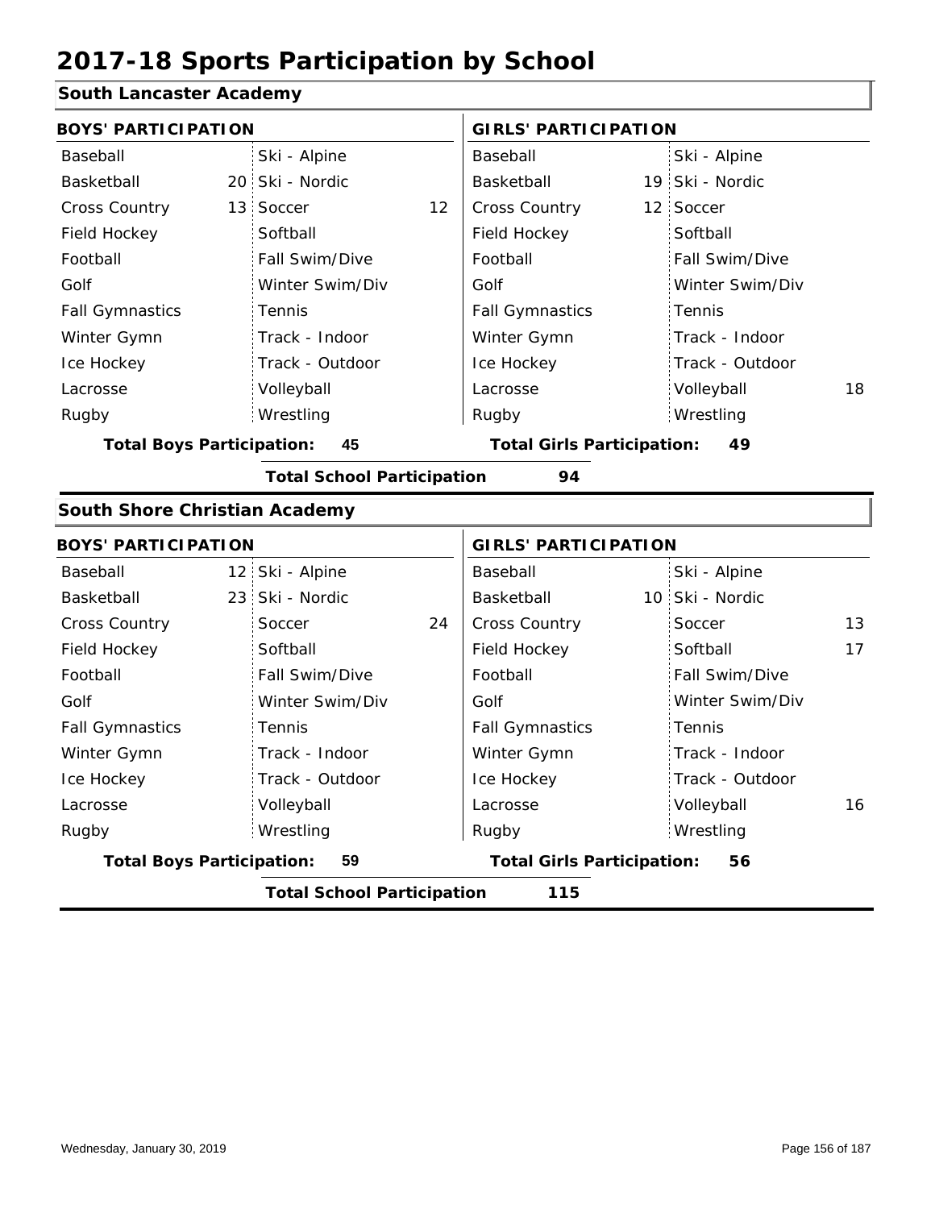# 2017-18 Sports Participation by School

## South Lancaster Academy

| BOYS' PARTICIPATION | | | | GIRLS' PARTICIPATION | | | |
|---|---|---|---|---|---|---|---|
| Baseball | | Ski - Alpine | | Baseball | | Ski - Alpine | |
| Basketball | 20 | Ski - Nordic | | Basketball | 19 | Ski - Nordic | |
| Cross Country | 13 | Soccer | 12 | Cross Country | 12 | Soccer | |
| Field Hockey | | Softball | | Field Hockey | | Softball | |
| Football | | Fall Swim/Dive | | Football | | Fall Swim/Dive | |
| Golf | | Winter Swim/Div | | Golf | | Winter Swim/Div | |
| Fall Gymnastics | | Tennis | | Fall Gymnastics | | Tennis | |
| Winter Gymn | | Track - Indoor | | Winter Gymn | | Track - Indoor | |
| Ice Hockey | | Track - Outdoor | | Ice Hockey | | Track - Outdoor | |
| Lacrosse | | Volleyball | | Lacrosse | | Volleyball | 18 |
| Rugby | | Wrestling | | Rugby | | Wrestling | |

**Total Boys Participation: 45** **Total Girls Participation: 49**

**Total School Participation 94**

## South Shore Christian Academy

| BOYS' PARTICIPATION | | | | GIRLS' PARTICIPATION | | | |
|---|---|---|---|---|---|---|---|
| Baseball | 12 | Ski - Alpine | | Baseball | | Ski - Alpine | |
| Basketball | 23 | Ski - Nordic | | Basketball | 10 | Ski - Nordic | |
| Cross Country | | Soccer | 24 | Cross Country | | Soccer | 13 |
| Field Hockey | | Softball | | Field Hockey | | Softball | 17 |
| Football | | Fall Swim/Dive | | Football | | Fall Swim/Dive | |
| Golf | | Winter Swim/Div | | Golf | | Winter Swim/Div | |
| Fall Gymnastics | | Tennis | | Fall Gymnastics | | Tennis | |
| Winter Gymn | | Track - Indoor | | Winter Gymn | | Track - Indoor | |
| Ice Hockey | | Track - Outdoor | | Ice Hockey | | Track - Outdoor | |
| Lacrosse | | Volleyball | | Lacrosse | | Volleyball | 16 |
| Rugby | | Wrestling | | Rugby | | Wrestling | |

**Total Boys Participation: 59** **Total Girls Participation: 56**

**Total School Participation 115**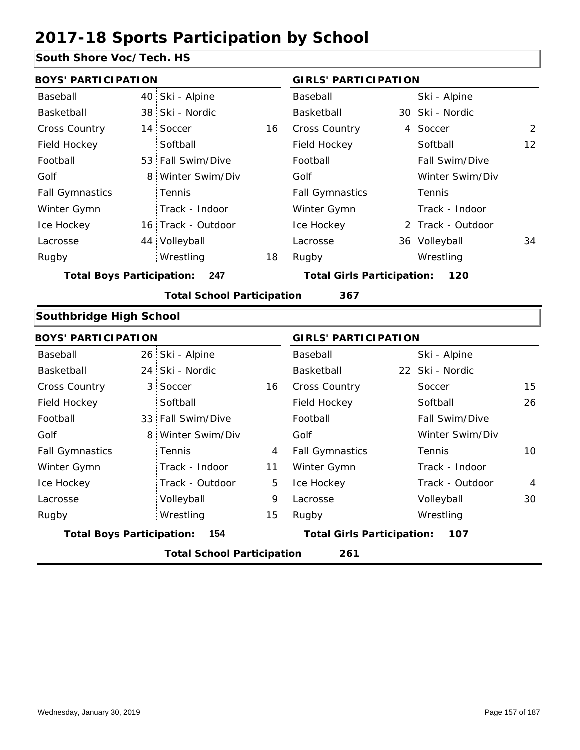# 2017-18 Sports Participation by School

## South Shore Voc/Tech. HS

| BOYS' PARTICIPATION | | | | GIRLS' PARTICIPATION | | | |
|---|---|---|---|---|---|---|---|
| Baseball | 40 | Ski - Alpine | | Baseball | | Ski - Alpine | |
| Basketball | 38 | Ski - Nordic | | Basketball | 30 | Ski - Nordic | |
| Cross Country | 14 | Soccer | 16 | Cross Country | 4 | Soccer | 2 |
| Field Hockey | | Softball | | Field Hockey | | Softball | 12 |
| Football | 53 | Fall Swim/Dive | | Football | | Fall Swim/Dive | |
| Golf | 8 | Winter Swim/Div | | Golf | | Winter Swim/Div | |
| Fall Gymnastics | | Tennis | | Fall Gymnastics | | Tennis | |
| Winter Gymn | | Track - Indoor | | Winter Gymn | | Track - Indoor | |
| Ice Hockey | 16 | Track - Outdoor | | Ice Hockey | 2 | Track - Outdoor | |
| Lacrosse | 44 | Volleyball | | Lacrosse | 36 | Volleyball | 34 |
| Rugby | | Wrestling | 18 | Rugby | | Wrestling | |

**Total Boys Participation: 247** **Total Girls Participation: 120**

**Total School Participation 367**

## Southbridge High School

| BOYS' PARTICIPATION | | | | GIRLS' PARTICIPATION | | | |
|---|---|---|---|---|---|---|---|
| Baseball | 26 | Ski - Alpine | | Baseball | | Ski - Alpine | |
| Basketball | 24 | Ski - Nordic | | Basketball | 22 | Ski - Nordic | |
| Cross Country | 3 | Soccer | 16 | Cross Country | | Soccer | 15 |
| Field Hockey | | Softball | | Field Hockey | | Softball | 26 |
| Football | 33 | Fall Swim/Dive | | Football | | Fall Swim/Dive | |
| Golf | 8 | Winter Swim/Div | | Golf | | Winter Swim/Div | |
| Fall Gymnastics | | Tennis | 4 | Fall Gymnastics | | Tennis | 10 |
| Winter Gymn | | Track - Indoor | 11 | Winter Gymn | | Track - Indoor | |
| Ice Hockey | | Track - Outdoor | 5 | Ice Hockey | | Track - Outdoor | 4 |
| Lacrosse | | Volleyball | 9 | Lacrosse | | Volleyball | 30 |
| Rugby | | Wrestling | 15 | Rugby | | Wrestling | |

**Total Boys Participation: 154** **Total Girls Participation: 107**

**Total School Participation 261**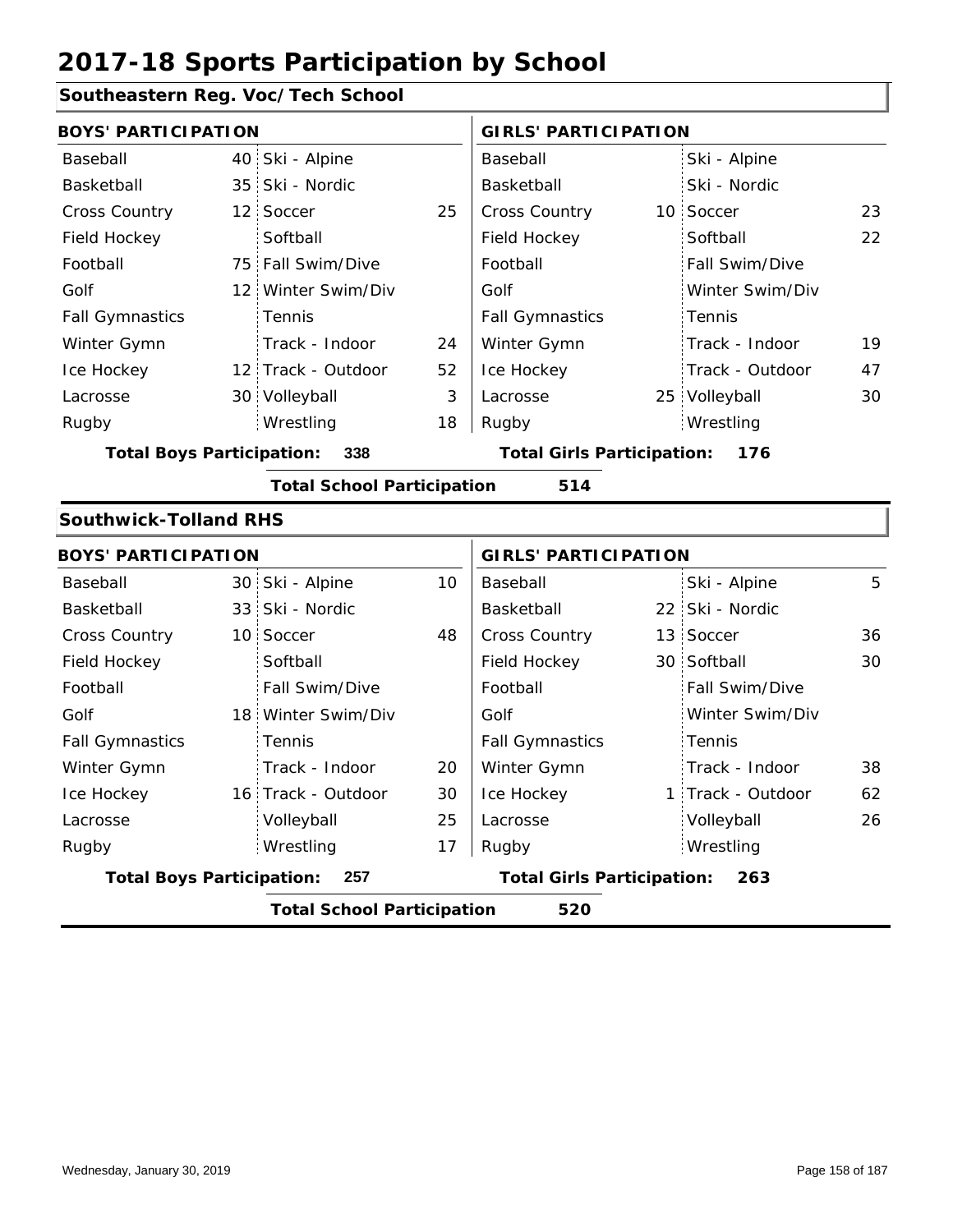# 2017-18 Sports Participation by School

## Southeastern Reg. Voc/Tech School

| BOYS' PARTICIPATION | | | | GIRLS' PARTICIPATION | | | |
|---|---|---|---|---|---|---|---|
| Baseball | 40 | Ski - Alpine | | Baseball | | Ski - Alpine | |
| Basketball | 35 | Ski - Nordic | | Basketball | | Ski - Nordic | |
| Cross Country | 12 | Soccer | 25 | Cross Country | 10 | Soccer | 23 |
| Field Hockey | | Softball | | Field Hockey | | Softball | 22 |
| Football | 75 | Fall Swim/Dive | | Football | | Fall Swim/Dive | |
| Golf | 12 | Winter Swim/Div | | Golf | | Winter Swim/Div | |
| Fall Gymnastics | | Tennis | | Fall Gymnastics | | Tennis | |
| Winter Gymn | | Track - Indoor | 24 | Winter Gymn | | Track - Indoor | 19 |
| Ice Hockey | 12 | Track - Outdoor | 52 | Ice Hockey | | Track - Outdoor | 47 |
| Lacrosse | 30 | Volleyball | 3 | Lacrosse | 25 | Volleyball | 30 |
| Rugby | | Wrestling | 18 | Rugby | | Wrestling | |

**Total Boys Participation: 338** **Total Girls Participation: 176**

**Total School Participation 514**

## Southwick-Tolland RHS

| BOYS' PARTICIPATION | | | | GIRLS' PARTICIPATION | | | |
|---|---|---|---|---|---|---|---|
| Baseball | 30 | Ski - Alpine | 10 | Baseball | | Ski - Alpine | 5 |
| Basketball | 33 | Ski - Nordic | | Basketball | 22 | Ski - Nordic | |
| Cross Country | 10 | Soccer | 48 | Cross Country | 13 | Soccer | 36 |
| Field Hockey | | Softball | | Field Hockey | 30 | Softball | 30 |
| Football | | Fall Swim/Dive | | Football | | Fall Swim/Dive | |
| Golf | 18 | Winter Swim/Div | | Golf | | Winter Swim/Div | |
| Fall Gymnastics | | Tennis | | Fall Gymnastics | | Tennis | |
| Winter Gymn | | Track - Indoor | 20 | Winter Gymn | | Track - Indoor | 38 |
| Ice Hockey | 16 | Track - Outdoor | 30 | Ice Hockey | 1 | Track - Outdoor | 62 |
| Lacrosse | | Volleyball | 25 | Lacrosse | | Volleyball | 26 |
| Rugby | | Wrestling | 17 | Rugby | | Wrestling | |

**Total Boys Participation: 257** **Total Girls Participation: 263**

**Total School Participation 520**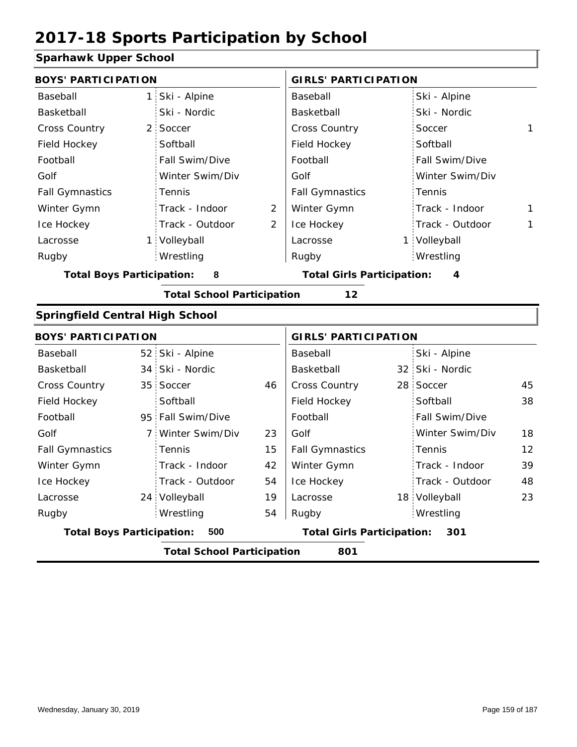# 2017-18 Sports Participation by School

## Sparhawk Upper School

| BOYS' PARTICIPATION | | | | GIRLS' PARTICIPATION | | | |
|---|---|---|---|---|---|---|---|
| Baseball | 1 | Ski - Alpine | | Baseball | | Ski - Alpine | |
| Basketball | | Ski - Nordic | | Basketball | | Ski - Nordic | |
| Cross Country | 2 | Soccer | | Cross Country | | Soccer | 1 |
| Field Hockey | | Softball | | Field Hockey | | Softball | |
| Football | | Fall Swim/Dive | | Football | | Fall Swim/Dive | |
| Golf | | Winter Swim/Div | | Golf | | Winter Swim/Div | |
| Fall Gymnastics | | Tennis | | Fall Gymnastics | | Tennis | |
| Winter Gymn | | Track - Indoor | 2 | Winter Gymn | | Track - Indoor | 1 |
| Ice Hockey | | Track - Outdoor | 2 | Ice Hockey | | Track - Outdoor | 1 |
| Lacrosse | 1 | Volleyball | | Lacrosse | 1 | Volleyball | |
| Rugby | | Wrestling | | Rugby | | Wrestling | |

**Total Boys Participation:** 8 **Total Girls Participation:** 4

**Total School Participation** 12

## Springfield Central High School

| BOYS' PARTICIPATION | | | | GIRLS' PARTICIPATION | | | |
|---|---|---|---|---|---|---|---|
| Baseball | 52 | Ski - Alpine | | Baseball | | Ski - Alpine | |
| Basketball | 34 | Ski - Nordic | | Basketball | 32 | Ski - Nordic | |
| Cross Country | 35 | Soccer | 46 | Cross Country | 28 | Soccer | 45 |
| Field Hockey | | Softball | | Field Hockey | | Softball | 38 |
| Football | 95 | Fall Swim/Dive | | Football | | Fall Swim/Dive | |
| Golf | 7 | Winter Swim/Div | 23 | Golf | | Winter Swim/Div | 18 |
| Fall Gymnastics | | Tennis | 15 | Fall Gymnastics | | Tennis | 12 |
| Winter Gymn | | Track - Indoor | 42 | Winter Gymn | | Track - Indoor | 39 |
| Ice Hockey | | Track - Outdoor | 54 | Ice Hockey | | Track - Outdoor | 48 |
| Lacrosse | 24 | Volleyball | 19 | Lacrosse | 18 | Volleyball | 23 |
| Rugby | | Wrestling | 54 | Rugby | | Wrestling | |

**Total Boys Participation:** 500 **Total Girls Participation:** 301

**Total School Participation** 801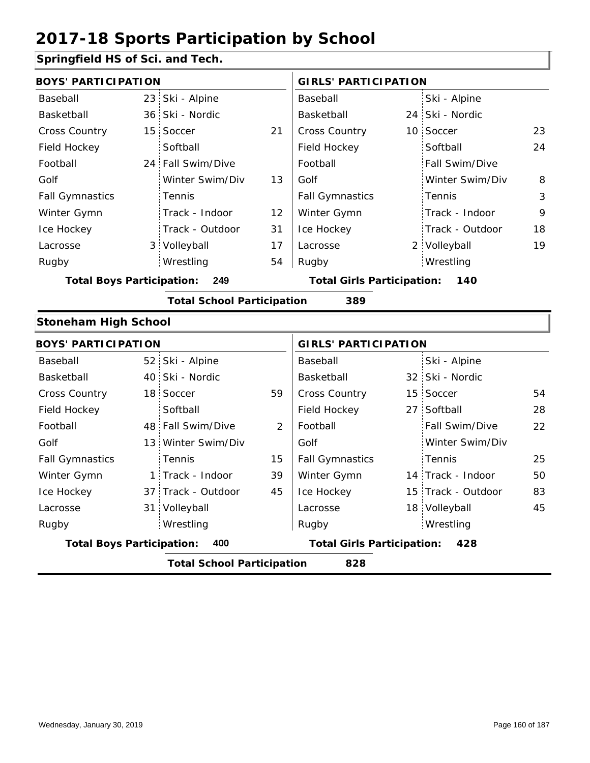# 2017-18 Sports Participation by School

## Springfield HS of Sci. and Tech.

| BOYS' PARTICIPATION | | | | GIRLS' PARTICIPATION | | | |
|---|---|---|---|---|---|---|---|
| Baseball | 23 | Ski - Alpine | | Baseball | | Ski - Alpine | |
| Basketball | 36 | Ski - Nordic | | Basketball | 24 | Ski - Nordic | |
| Cross Country | 15 | Soccer | 21 | Cross Country | 10 | Soccer | 23 |
| Field Hockey | | Softball | | Field Hockey | | Softball | 24 |
| Football | 24 | Fall Swim/Dive | | Football | | Fall Swim/Dive | |
| Golf | | Winter Swim/Div | 13 | Golf | | Winter Swim/Div | 8 |
| Fall Gymnastics | | Tennis | | Fall Gymnastics | | Tennis | 3 |
| Winter Gymn | | Track - Indoor | 12 | Winter Gymn | | Track - Indoor | 9 |
| Ice Hockey | | Track - Outdoor | 31 | Ice Hockey | | Track - Outdoor | 18 |
| Lacrosse | 3 | Volleyball | 17 | Lacrosse | 2 | Volleyball | 19 |
| Rugby | | Wrestling | 54 | Rugby | | Wrestling | |

**Total Boys Participation: 249** **Total Girls Participation: 140**

**Total School Participation 389**

## Stoneham High School

| BOYS' PARTICIPATION | | | | GIRLS' PARTICIPATION | | | |
|---|---|---|---|---|---|---|---|
| Baseball | 52 | Ski - Alpine | | Baseball | | Ski - Alpine | |
| Basketball | 40 | Ski - Nordic | | Basketball | 32 | Ski - Nordic | |
| Cross Country | 18 | Soccer | 59 | Cross Country | 15 | Soccer | 54 |
| Field Hockey | | Softball | | Field Hockey | 27 | Softball | 28 |
| Football | 48 | Fall Swim/Dive | 2 | Football | | Fall Swim/Dive | 22 |
| Golf | 13 | Winter Swim/Div | | Golf | | Winter Swim/Div | |
| Fall Gymnastics | | Tennis | 15 | Fall Gymnastics | | Tennis | 25 |
| Winter Gymn | 1 | Track - Indoor | 39 | Winter Gymn | 14 | Track - Indoor | 50 |
| Ice Hockey | 37 | Track - Outdoor | 45 | Ice Hockey | 15 | Track - Outdoor | 83 |
| Lacrosse | 31 | Volleyball | | Lacrosse | 18 | Volleyball | 45 |
| Rugby | | Wrestling | | Rugby | | Wrestling | |

**Total Boys Participation: 400** **Total Girls Participation: 428**

**Total School Participation 828**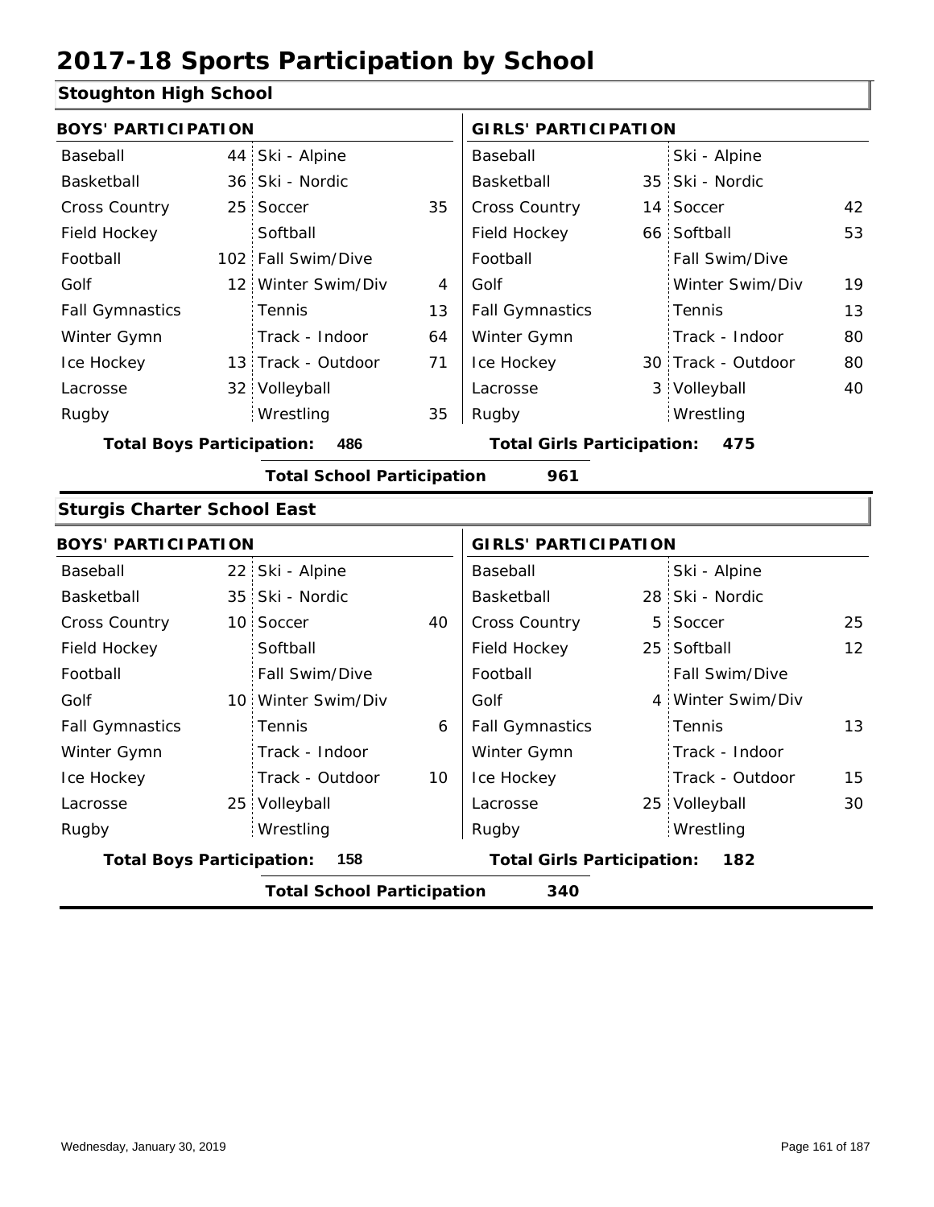# 2017-18 Sports Participation by School

## Stoughton High School

| BOYS' PARTICIPATION | | | | GIRLS' PARTICIPATION | | | |
|---|---|---|---|---|---|---|---|
| Baseball | 44 | Ski - Alpine | | Baseball | | Ski - Alpine | |
| Basketball | 36 | Ski - Nordic | | Basketball | 35 | Ski - Nordic | |
| Cross Country | 25 | Soccer | 35 | Cross Country | 14 | Soccer | 42 |
| Field Hockey | | Softball | | Field Hockey | 66 | Softball | 53 |
| Football | 102 | Fall Swim/Dive | | Football | | Fall Swim/Dive | |
| Golf | 12 | Winter Swim/Div | 4 | Golf | | Winter Swim/Div | 19 |
| Fall Gymnastics | | Tennis | 13 | Fall Gymnastics | | Tennis | 13 |
| Winter Gymn | | Track - Indoor | 64 | Winter Gymn | | Track - Indoor | 80 |
| Ice Hockey | 13 | Track - Outdoor | 71 | Ice Hockey | 30 | Track - Outdoor | 80 |
| Lacrosse | 32 | Volleyball | | Lacrosse | 3 | Volleyball | 40 |
| Rugby | | Wrestling | 35 | Rugby | | Wrestling | |

**Total Boys Participation:** 486 **Total Girls Participation:** 475

**Total School Participation** 961

## Sturgis Charter School East

| BOYS' PARTICIPATION | | | | GIRLS' PARTICIPATION | | | |
|---|---|---|---|---|---|---|---|
| Baseball | 22 | Ski - Alpine | | Baseball | | Ski - Alpine | |
| Basketball | 35 | Ski - Nordic | | Basketball | 28 | Ski - Nordic | |
| Cross Country | 10 | Soccer | 40 | Cross Country | 5 | Soccer | 25 |
| Field Hockey | | Softball | | Field Hockey | 25 | Softball | 12 |
| Football | | Fall Swim/Dive | | Football | | Fall Swim/Dive | |
| Golf | 10 | Winter Swim/Div | | Golf | 4 | Winter Swim/Div | |
| Fall Gymnastics | | Tennis | 6 | Fall Gymnastics | | Tennis | 13 |
| Winter Gymn | | Track - Indoor | | Winter Gymn | | Track - Indoor | |
| Ice Hockey | | Track - Outdoor | 10 | Ice Hockey | | Track - Outdoor | 15 |
| Lacrosse | 25 | Volleyball | | Lacrosse | 25 | Volleyball | 30 |
| Rugby | | Wrestling | | Rugby | | Wrestling | |

**Total Boys Participation:** 158 **Total Girls Participation:** 182

**Total School Participation** 340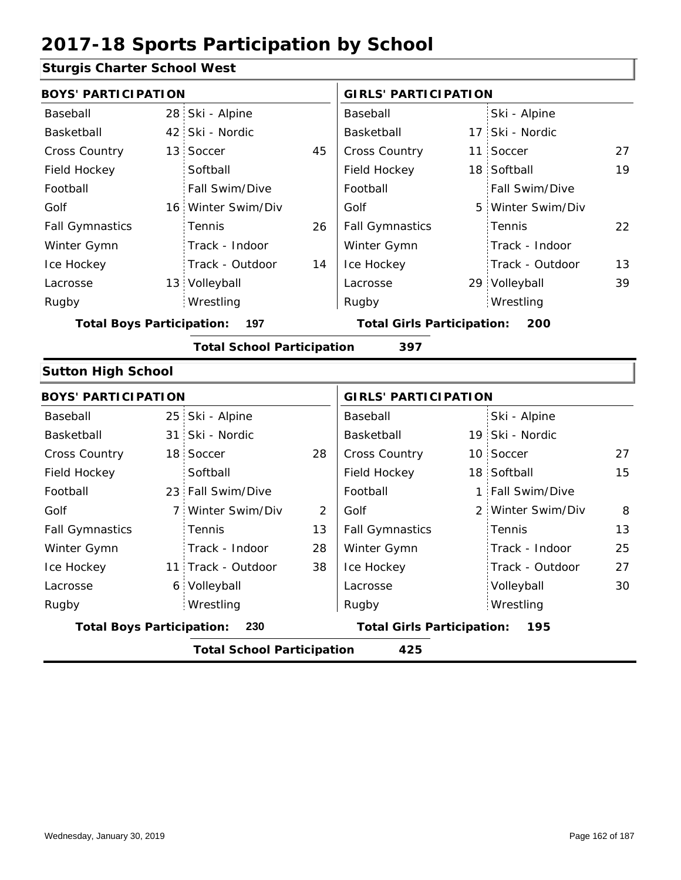# 2017-18 Sports Participation by School

## Sturgis Charter School West

| BOYS' PARTICIPATION | | | | GIRLS' PARTICIPATION | | | |
|---|---|---|---|---|---|---|---|
| Baseball | 28 | Ski - Alpine | | Baseball | | Ski - Alpine | |
| Basketball | 42 | Ski - Nordic | | Basketball | 17 | Ski - Nordic | |
| Cross Country | 13 | Soccer | 45 | Cross Country | 11 | Soccer | 27 |
| Field Hockey | | Softball | | Field Hockey | 18 | Softball | 19 |
| Football | | Fall Swim/Dive | | Football | | Fall Swim/Dive | |
| Golf | 16 | Winter Swim/Div | | Golf | 5 | Winter Swim/Div | |
| Fall Gymnastics | | Tennis | 26 | Fall Gymnastics | | Tennis | 22 |
| Winter Gymn | | Track - Indoor | | Winter Gymn | | Track - Indoor | |
| Ice Hockey | | Track - Outdoor | 14 | Ice Hockey | | Track - Outdoor | 13 |
| Lacrosse | 13 | Volleyball | | Lacrosse | 29 | Volleyball | 39 |
| Rugby | | Wrestling | | Rugby | | Wrestling | |

**Total Boys Participation: 197** **Total Girls Participation: 200**

**Total School Participation 397**

## Sutton High School

| BOYS' PARTICIPATION | | | | GIRLS' PARTICIPATION | | | |
|---|---|---|---|---|---|---|---|
| Baseball | 25 | Ski - Alpine | | Baseball | | Ski - Alpine | |
| Basketball | 31 | Ski - Nordic | | Basketball | 19 | Ski - Nordic | |
| Cross Country | 18 | Soccer | 28 | Cross Country | 10 | Soccer | 27 |
| Field Hockey | | Softball | | Field Hockey | 18 | Softball | 15 |
| Football | 23 | Fall Swim/Dive | | Football | 1 | Fall Swim/Dive | |
| Golf | 7 | Winter Swim/Div | 2 | Golf | 2 | Winter Swim/Div | 8 |
| Fall Gymnastics | | Tennis | 13 | Fall Gymnastics | | Tennis | 13 |
| Winter Gymn | | Track - Indoor | 28 | Winter Gymn | | Track - Indoor | 25 |
| Ice Hockey | 11 | Track - Outdoor | 38 | Ice Hockey | | Track - Outdoor | 27 |
| Lacrosse | 6 | Volleyball | | Lacrosse | | Volleyball | 30 |
| Rugby | | Wrestling | | Rugby | | Wrestling | |

**Total Boys Participation: 230** **Total Girls Participation: 195**

**Total School Participation 425**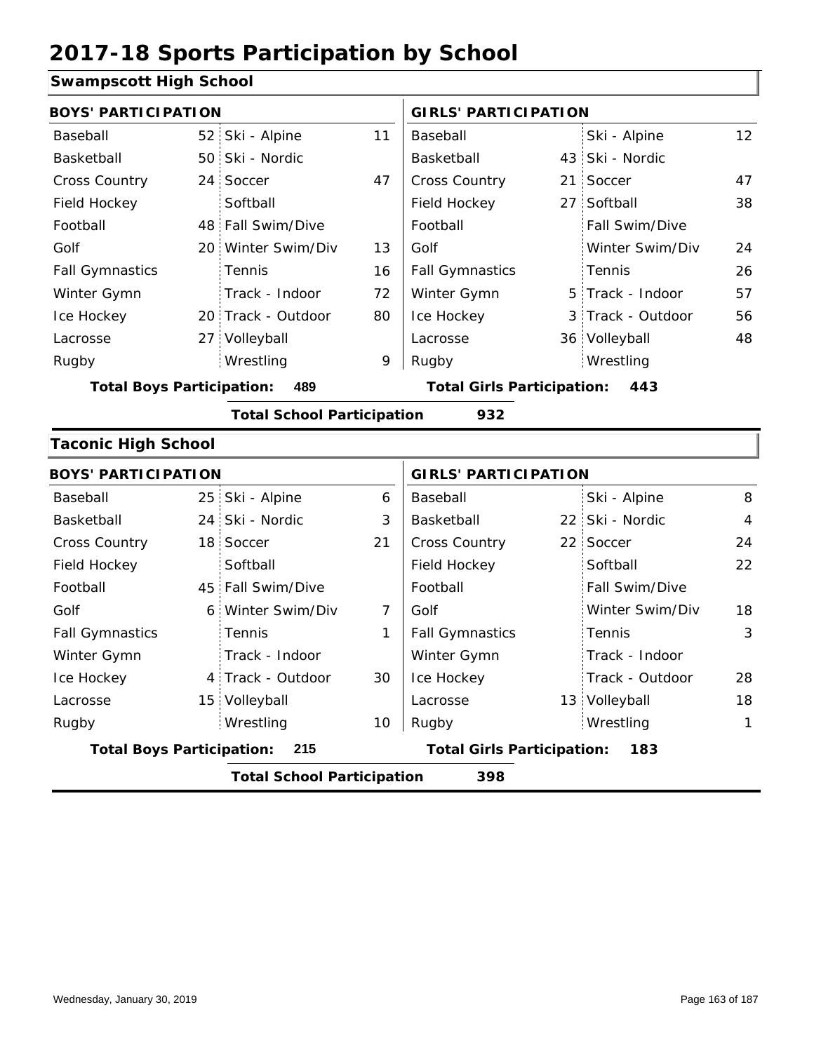# 2017-18 Sports Participation by School

## Swampscott High School

| BOYS' PARTICIPATION | | | | GIRLS' PARTICIPATION | | | |
|---|---|---|---|---|---|---|---|
| Baseball | 52 | Ski - Alpine | 11 | Baseball | | Ski - Alpine | 12 |
| Basketball | 50 | Ski - Nordic | | Basketball | 43 | Ski - Nordic | |
| Cross Country | 24 | Soccer | 47 | Cross Country | 21 | Soccer | 47 |
| Field Hockey | | Softball | | Field Hockey | 27 | Softball | 38 |
| Football | 48 | Fall Swim/Dive | | Football | | Fall Swim/Dive | |
| Golf | 20 | Winter Swim/Div | 13 | Golf | | Winter Swim/Div | 24 |
| Fall Gymnastics | | Tennis | 16 | Fall Gymnastics | | Tennis | 26 |
| Winter Gymn | | Track - Indoor | 72 | Winter Gymn | 5 | Track - Indoor | 57 |
| Ice Hockey | 20 | Track - Outdoor | 80 | Ice Hockey | 3 | Track - Outdoor | 56 |
| Lacrosse | 27 | Volleyball | | Lacrosse | 36 | Volleyball | 48 |
| Rugby | | Wrestling | 9 | Rugby | | Wrestling | |

**Total Boys Participation: 489** **Total Girls Participation: 443**

**Total School Participation 932**

## Taconic High School

| BOYS' PARTICIPATION | | | | GIRLS' PARTICIPATION | | | |
|---|---|---|---|---|---|---|---|
| Baseball | 25 | Ski - Alpine | 6 | Baseball | | Ski - Alpine | 8 |
| Basketball | 24 | Ski - Nordic | 3 | Basketball | 22 | Ski - Nordic | 4 |
| Cross Country | 18 | Soccer | 21 | Cross Country | 22 | Soccer | 24 |
| Field Hockey | | Softball | | Field Hockey | | Softball | 22 |
| Football | 45 | Fall Swim/Dive | | Football | | Fall Swim/Dive | |
| Golf | 6 | Winter Swim/Div | 7 | Golf | | Winter Swim/Div | 18 |
| Fall Gymnastics | | Tennis | 1 | Fall Gymnastics | | Tennis | 3 |
| Winter Gymn | | Track - Indoor | | Winter Gymn | | Track - Indoor | |
| Ice Hockey | 4 | Track - Outdoor | 30 | Ice Hockey | | Track - Outdoor | 28 |
| Lacrosse | 15 | Volleyball | | Lacrosse | 13 | Volleyball | 18 |
| Rugby | | Wrestling | 10 | Rugby | | Wrestling | 1 |

**Total Boys Participation: 215** **Total Girls Participation: 183**

**Total School Participation 398**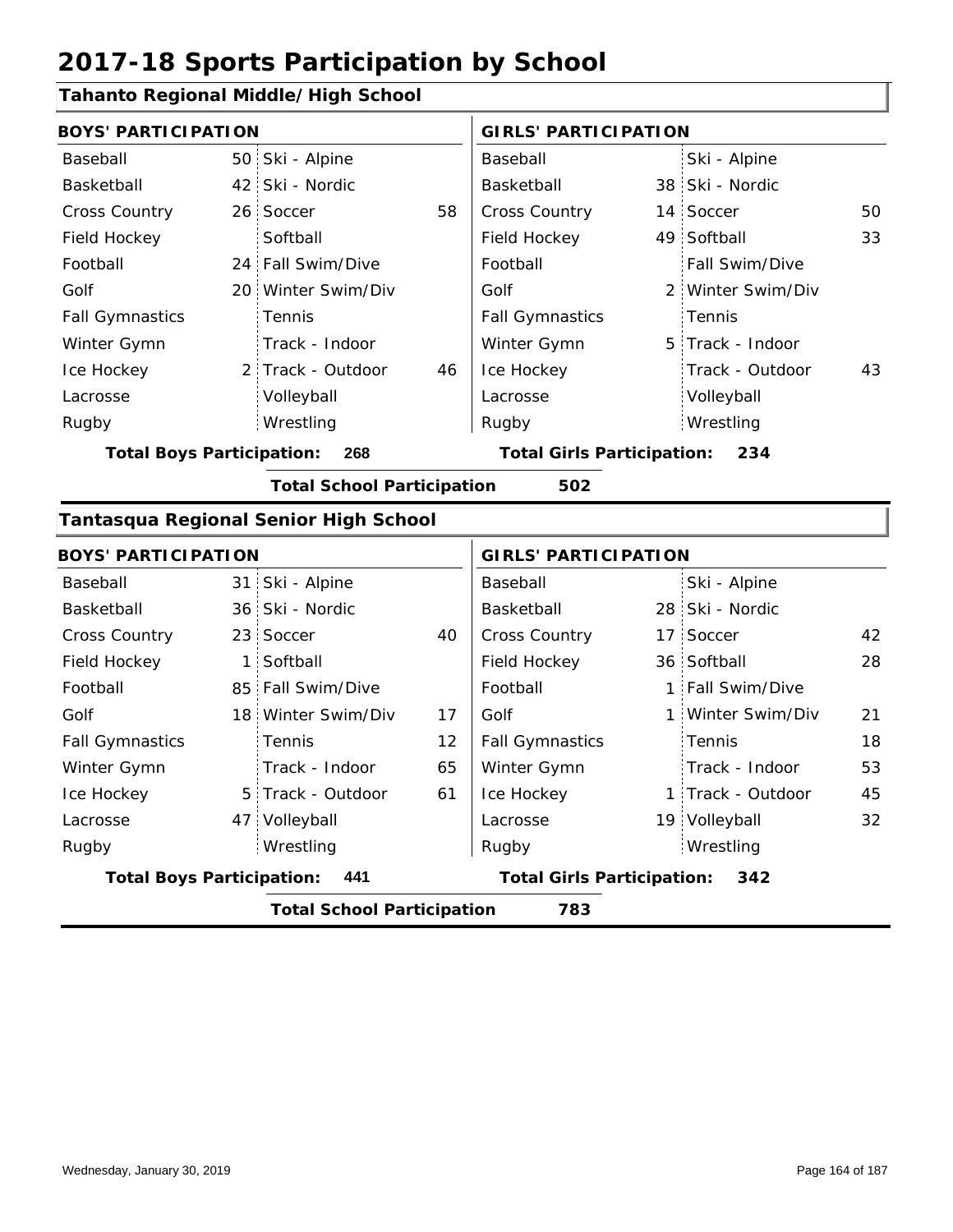# 2017-18 Sports Participation by School

## Tahanto Regional Middle/High School

| BOYS' PARTICIPATION | | | | GIRLS' PARTICIPATION | | | |
|---|---|---|---|---|---|---|---|
| Baseball | 50 | Ski - Alpine | | Baseball | | Ski - Alpine | |
| Basketball | 42 | Ski - Nordic | | Basketball | 38 | Ski - Nordic | |
| Cross Country | 26 | Soccer | 58 | Cross Country | 14 | Soccer | 50 |
| Field Hockey | | Softball | | Field Hockey | 49 | Softball | 33 |
| Football | 24 | Fall Swim/Dive | | Football | | Fall Swim/Dive | |
| Golf | 20 | Winter Swim/Div | | Golf | 2 | Winter Swim/Div | |
| Fall Gymnastics | | Tennis | | Fall Gymnastics | | Tennis | |
| Winter Gymn | | Track - Indoor | | Winter Gymn | 5 | Track - Indoor | |
| Ice Hockey | 2 | Track - Outdoor | 46 | Ice Hockey | | Track - Outdoor | 43 |
| Lacrosse | | Volleyball | | Lacrosse | | Volleyball | |
| Rugby | | Wrestling | | Rugby | | Wrestling | |

**Total Boys Participation: 268** | **Total Girls Participation: 234**

**Total School Participation 502**

## Tantasqua Regional Senior High School

| BOYS' PARTICIPATION | | | | GIRLS' PARTICIPATION | | | |
|---|---|---|---|---|---|---|---|
| Baseball | 31 | Ski - Alpine | | Baseball | | Ski - Alpine | |
| Basketball | 36 | Ski - Nordic | | Basketball | 28 | Ski - Nordic | |
| Cross Country | 23 | Soccer | 40 | Cross Country | 17 | Soccer | 42 |
| Field Hockey | 1 | Softball | | Field Hockey | 36 | Softball | 28 |
| Football | 85 | Fall Swim/Dive | | Football | 1 | Fall Swim/Dive | |
| Golf | 18 | Winter Swim/Div | 17 | Golf | 1 | Winter Swim/Div | 21 |
| Fall Gymnastics | | Tennis | 12 | Fall Gymnastics | | Tennis | 18 |
| Winter Gymn | | Track - Indoor | 65 | Winter Gymn | | Track - Indoor | 53 |
| Ice Hockey | 5 | Track - Outdoor | 61 | Ice Hockey | 1 | Track - Outdoor | 45 |
| Lacrosse | 47 | Volleyball | | Lacrosse | 19 | Volleyball | 32 |
| Rugby | | Wrestling | | Rugby | | Wrestling | |

**Total Boys Participation: 441** | **Total Girls Participation: 342**

**Total School Participation 783**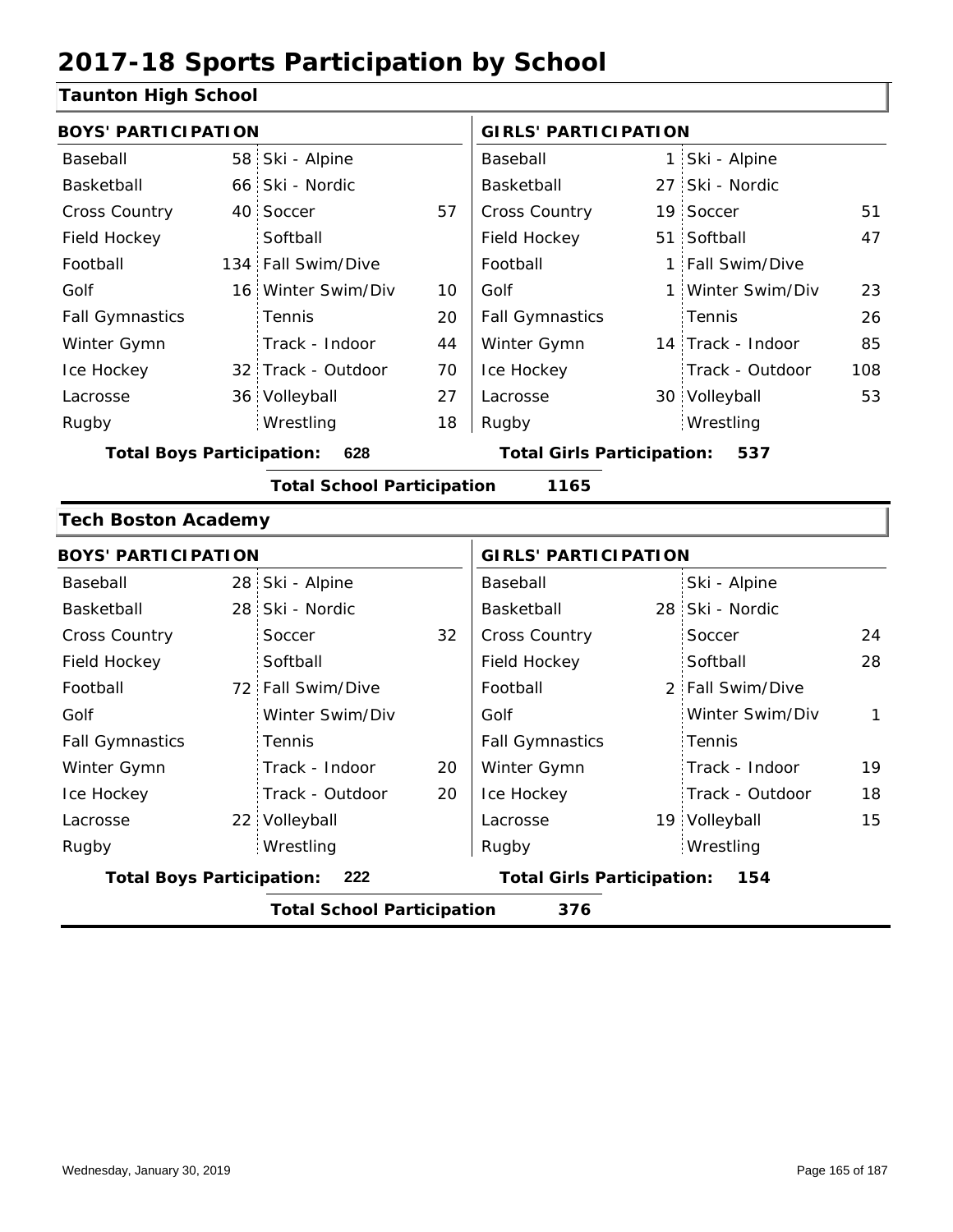# 2017-18 Sports Participation by School

## Taunton High School

| BOYS' PARTICIPATION | | | | GIRLS' PARTICIPATION | | | |
|---|---|---|---|---|---|---|---|
| Baseball | 58 | Ski - Alpine | | Baseball | 1 | Ski - Alpine | |
| Basketball | 66 | Ski - Nordic | | Basketball | 27 | Ski - Nordic | |
| Cross Country | 40 | Soccer | 57 | Cross Country | 19 | Soccer | 51 |
| Field Hockey | | Softball | | Field Hockey | 51 | Softball | 47 |
| Football | 134 | Fall Swim/Dive | | Football | 1 | Fall Swim/Dive | |
| Golf | 16 | Winter Swim/Div | 10 | Golf | 1 | Winter Swim/Div | 23 |
| Fall Gymnastics | | Tennis | 20 | Fall Gymnastics | | Tennis | 26 |
| Winter Gymn | | Track - Indoor | 44 | Winter Gymn | 14 | Track - Indoor | 85 |
| Ice Hockey | 32 | Track - Outdoor | 70 | Ice Hockey | | Track - Outdoor | 108 |
| Lacrosse | 36 | Volleyball | 27 | Lacrosse | 30 | Volleyball | 53 |
| Rugby | | Wrestling | 18 | Rugby | | Wrestling | |

**Total Boys Participation: 628** **Total Girls Participation: 537**

**Total School Participation 1165**

## Tech Boston Academy

| BOYS' PARTICIPATION | | | | GIRLS' PARTICIPATION | | | |
|---|---|---|---|---|---|---|---|
| Baseball | 28 | Ski - Alpine | | Baseball | | Ski - Alpine | |
| Basketball | 28 | Ski - Nordic | | Basketball | 28 | Ski - Nordic | |
| Cross Country | | Soccer | 32 | Cross Country | | Soccer | 24 |
| Field Hockey | | Softball | | Field Hockey | | Softball | 28 |
| Football | 72 | Fall Swim/Dive | | Football | 2 | Fall Swim/Dive | |
| Golf | | Winter Swim/Div | | Golf | | Winter Swim/Div | 1 |
| Fall Gymnastics | | Tennis | | Fall Gymnastics | | Tennis | |
| Winter Gymn | | Track - Indoor | 20 | Winter Gymn | | Track - Indoor | 19 |
| Ice Hockey | | Track - Outdoor | 20 | Ice Hockey | | Track - Outdoor | 18 |
| Lacrosse | 22 | Volleyball | | Lacrosse | 19 | Volleyball | 15 |
| Rugby | | Wrestling | | Rugby | | Wrestling | |

**Total Boys Participation: 222** **Total Girls Participation: 154**

**Total School Participation 376**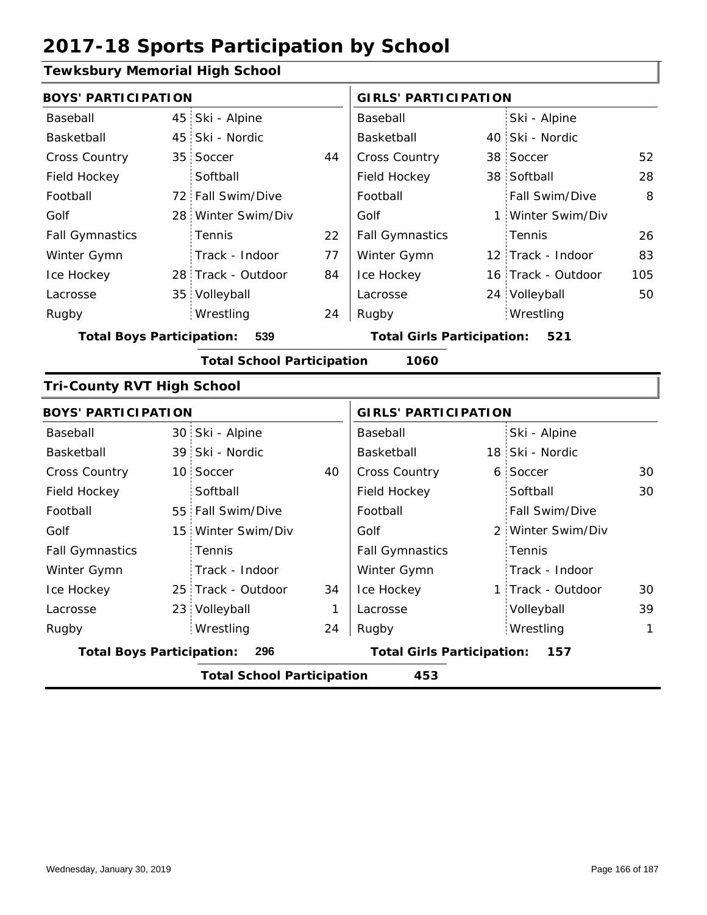# 2017-18 Sports Participation by School

## Tewksbury Memorial High School

**BOYS' PARTICIPATION**

| Sport | # | Sport | # |
|---|---|---|---|
| Baseball | 45 | Ski - Alpine | |
| Basketball | 45 | Ski - Nordic | |
| Cross Country | 35 | Soccer | 44 |
| Field Hockey | | Softball | |
| Football | 72 | Fall Swim/Dive | |
| Golf | 28 | Winter Swim/Div | |
| Fall Gymnastics | | Tennis | 22 |
| Winter Gymn | | Track - Indoor | 77 |
| Ice Hockey | 28 | Track - Outdoor | 84 |
| Lacrosse | 35 | Volleyball | |
| Rugby | | Wrestling | 24 |

**Total Boys Participation: 539**

**GIRLS' PARTICIPATION**

| Sport | # | Sport | # |
|---|---|---|---|
| Baseball | | Ski - Alpine | |
| Basketball | 40 | Ski - Nordic | |
| Cross Country | 38 | Soccer | 52 |
| Field Hockey | 38 | Softball | 28 |
| Football | | Fall Swim/Dive | 8 |
| Golf | 1 | Winter Swim/Div | |
| Fall Gymnastics | | Tennis | 26 |
| Winter Gymn | 12 | Track - Indoor | 83 |
| Ice Hockey | 16 | Track - Outdoor | 105 |
| Lacrosse | 24 | Volleyball | 50 |
| Rugby | | Wrestling | |

**Total Girls Participation: 521**

**Total School Participation 1060**

## Tri-County RVT High School

**BOYS' PARTICIPATION**

| Sport | # | Sport | # |
|---|---|---|---|
| Baseball | 30 | Ski - Alpine | |
| Basketball | 39 | Ski - Nordic | |
| Cross Country | 10 | Soccer | 40 |
| Field Hockey | | Softball | |
| Football | 55 | Fall Swim/Dive | |
| Golf | 15 | Winter Swim/Div | |
| Fall Gymnastics | | Tennis | |
| Winter Gymn | | Track - Indoor | |
| Ice Hockey | 25 | Track - Outdoor | 34 |
| Lacrosse | 23 | Volleyball | 1 |
| Rugby | | Wrestling | 24 |

**Total Boys Participation: 296**

**GIRLS' PARTICIPATION**

| Sport | # | Sport | # |
|---|---|---|---|
| Baseball | | Ski - Alpine | |
| Basketball | 18 | Ski - Nordic | |
| Cross Country | 6 | Soccer | 30 |
| Field Hockey | | Softball | 30 |
| Football | | Fall Swim/Dive | |
| Golf | 2 | Winter Swim/Div | |
| Fall Gymnastics | | Tennis | |
| Winter Gymn | | Track - Indoor | |
| Ice Hockey | 1 | Track - Outdoor | 30 |
| Lacrosse | | Volleyball | 39 |
| Rugby | | Wrestling | 1 |

**Total Girls Participation: 157**

**Total School Participation 453**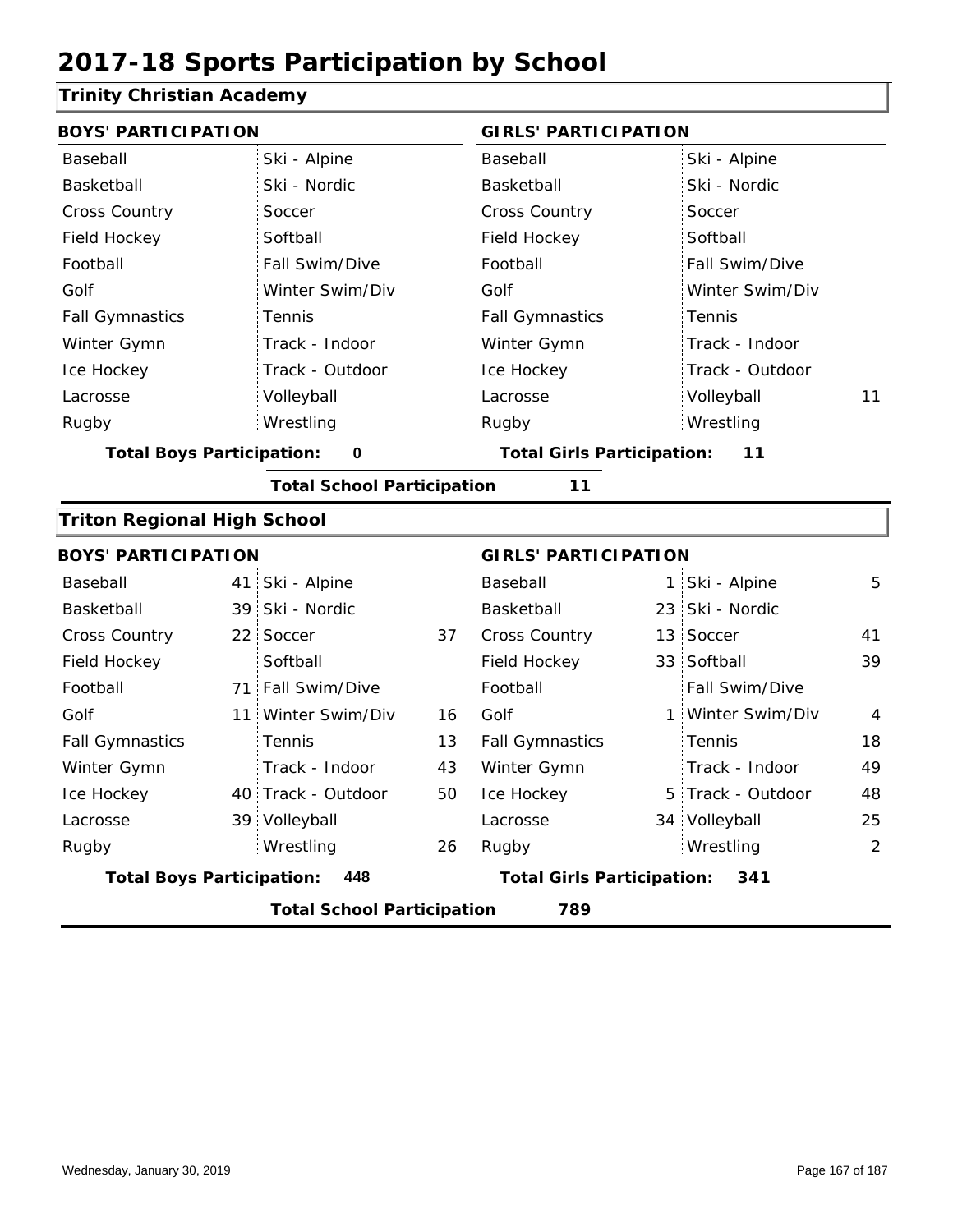# 2017-18 Sports Participation by School

## Trinity Christian Academy

| BOYS' PARTICIPATION | | | | GIRLS' PARTICIPATION | | | |
|---|---|---|---|---|---|---|---|
| Baseball | | Ski - Alpine | | Baseball | | Ski - Alpine | |
| Basketball | | Ski - Nordic | | Basketball | | Ski - Nordic | |
| Cross Country | | Soccer | | Cross Country | | Soccer | |
| Field Hockey | | Softball | | Field Hockey | | Softball | |
| Football | | Fall Swim/Dive | | Football | | Fall Swim/Dive | |
| Golf | | Winter Swim/Div | | Golf | | Winter Swim/Div | |
| Fall Gymnastics | | Tennis | | Fall Gymnastics | | Tennis | |
| Winter Gymn | | Track - Indoor | | Winter Gymn | | Track - Indoor | |
| Ice Hockey | | Track - Outdoor | | Ice Hockey | | Track - Outdoor | |
| Lacrosse | | Volleyball | | Lacrosse | | Volleyball | 11 |
| Rugby | | Wrestling | | Rugby | | Wrestling | |

**Total Boys Participation: 0** | **Total Girls Participation: 11**

**Total School Participation 11**

## Triton Regional High School

| BOYS' PARTICIPATION | | | | GIRLS' PARTICIPATION | | | |
|---|---|---|---|---|---|---|---|
| Baseball | 41 | Ski - Alpine | | Baseball | 1 | Ski - Alpine | 5 |
| Basketball | 39 | Ski - Nordic | | Basketball | 23 | Ski - Nordic | |
| Cross Country | 22 | Soccer | 37 | Cross Country | 13 | Soccer | 41 |
| Field Hockey | | Softball | | Field Hockey | 33 | Softball | 39 |
| Football | 71 | Fall Swim/Dive | | Football | | Fall Swim/Dive | |
| Golf | 11 | Winter Swim/Div | 16 | Golf | 1 | Winter Swim/Div | 4 |
| Fall Gymnastics | | Tennis | 13 | Fall Gymnastics | | Tennis | 18 |
| Winter Gymn | | Track - Indoor | 43 | Winter Gymn | | Track - Indoor | 49 |
| Ice Hockey | 40 | Track - Outdoor | 50 | Ice Hockey | 5 | Track - Outdoor | 48 |
| Lacrosse | 39 | Volleyball | | Lacrosse | 34 | Volleyball | 25 |
| Rugby | | Wrestling | 26 | Rugby | | Wrestling | 2 |

**Total Boys Participation: 448** | **Total Girls Participation: 341**

**Total School Participation 789**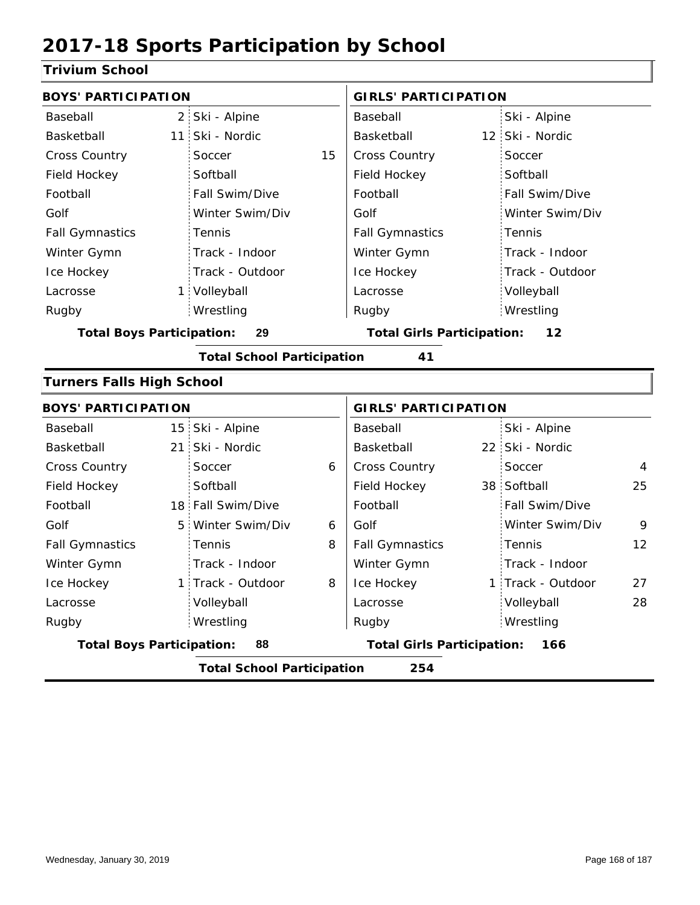# 2017-18 Sports Participation by School

## Trivium School

| BOYS' PARTICIPATION | | | | GIRLS' PARTICIPATION | | | |
|---|---|---|---|---|---|---|---|
| Baseball | 2 | Ski - Alpine | | Baseball | | Ski - Alpine | |
| Basketball | 11 | Ski - Nordic | | Basketball | 12 | Ski - Nordic | |
| Cross Country | | Soccer | 15 | Cross Country | | Soccer | |
| Field Hockey | | Softball | | Field Hockey | | Softball | |
| Football | | Fall Swim/Dive | | Football | | Fall Swim/Dive | |
| Golf | | Winter Swim/Div | | Golf | | Winter Swim/Div | |
| Fall Gymnastics | | Tennis | | Fall Gymnastics | | Tennis | |
| Winter Gymn | | Track - Indoor | | Winter Gymn | | Track - Indoor | |
| Ice Hockey | | Track - Outdoor | | Ice Hockey | | Track - Outdoor | |
| Lacrosse | 1 | Volleyball | | Lacrosse | | Volleyball | |
| Rugby | | Wrestling | | Rugby | | Wrestling | |

**Total Boys Participation:** 29 **Total Girls Participation:** 12

**Total School Participation** 41

## Turners Falls High School

| BOYS' PARTICIPATION | | | | GIRLS' PARTICIPATION | | | |
|---|---|---|---|---|---|---|---|
| Baseball | 15 | Ski - Alpine | | Baseball | | Ski - Alpine | |
| Basketball | 21 | Ski - Nordic | | Basketball | 22 | Ski - Nordic | |
| Cross Country | | Soccer | 6 | Cross Country | | Soccer | 4 |
| Field Hockey | | Softball | | Field Hockey | 38 | Softball | 25 |
| Football | 18 | Fall Swim/Dive | | Football | | Fall Swim/Dive | |
| Golf | 5 | Winter Swim/Div | 6 | Golf | | Winter Swim/Div | 9 |
| Fall Gymnastics | | Tennis | 8 | Fall Gymnastics | | Tennis | 12 |
| Winter Gymn | | Track - Indoor | | Winter Gymn | | Track - Indoor | |
| Ice Hockey | 1 | Track - Outdoor | 8 | Ice Hockey | 1 | Track - Outdoor | 27 |
| Lacrosse | | Volleyball | | Lacrosse | | Volleyball | 28 |
| Rugby | | Wrestling | | Rugby | | Wrestling | |

**Total Boys Participation:** 88 **Total Girls Participation:** 166

**Total School Participation** 254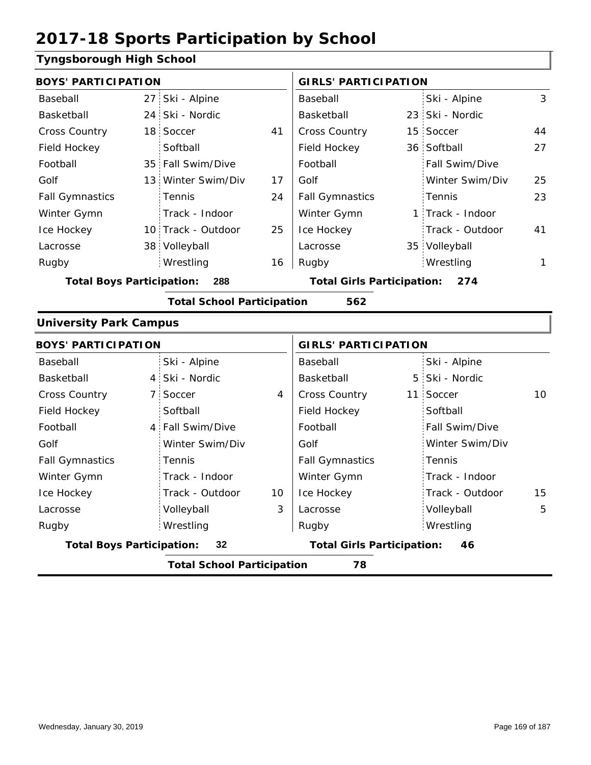# 2017-18 Sports Participation by School

## Tyngsborough High School

| BOYS' PARTICIPATION | | | | GIRLS' PARTICIPATION | | | |
|---|---|---|---|---|---|---|---|
| Baseball | 27 | Ski - Alpine | | Baseball | | Ski - Alpine | 3 |
| Basketball | 24 | Ski - Nordic | | Basketball | 23 | Ski - Nordic | |
| Cross Country | 18 | Soccer | 41 | Cross Country | 15 | Soccer | 44 |
| Field Hockey | | Softball | | Field Hockey | 36 | Softball | 27 |
| Football | 35 | Fall Swim/Dive | | Football | | Fall Swim/Dive | |
| Golf | 13 | Winter Swim/Div | 17 | Golf | | Winter Swim/Div | 25 |
| Fall Gymnastics | | Tennis | 24 | Fall Gymnastics | | Tennis | 23 |
| Winter Gymn | | Track - Indoor | | Winter Gymn | 1 | Track - Indoor | |
| Ice Hockey | 10 | Track - Outdoor | 25 | Ice Hockey | | Track - Outdoor | 41 |
| Lacrosse | 38 | Volleyball | | Lacrosse | 35 | Volleyball | |
| Rugby | | Wrestling | 16 | Rugby | | Wrestling | 1 |

**Total Boys Participation: 288** **Total Girls Participation: 274**

**Total School Participation 562**

## University Park Campus

| BOYS' PARTICIPATION | | | | GIRLS' PARTICIPATION | | | |
|---|---|---|---|---|---|---|---|
| Baseball | | Ski - Alpine | | Baseball | | Ski - Alpine | |
| Basketball | 4 | Ski - Nordic | | Basketball | 5 | Ski - Nordic | |
| Cross Country | 7 | Soccer | 4 | Cross Country | 11 | Soccer | 10 |
| Field Hockey | | Softball | | Field Hockey | | Softball | |
| Football | 4 | Fall Swim/Dive | | Football | | Fall Swim/Dive | |
| Golf | | Winter Swim/Div | | Golf | | Winter Swim/Div | |
| Fall Gymnastics | | Tennis | | Fall Gymnastics | | Tennis | |
| Winter Gymn | | Track - Indoor | | Winter Gymn | | Track - Indoor | |
| Ice Hockey | | Track - Outdoor | 10 | Ice Hockey | | Track - Outdoor | 15 |
| Lacrosse | | Volleyball | 3 | Lacrosse | | Volleyball | 5 |
| Rugby | | Wrestling | | Rugby | | Wrestling | |

**Total Boys Participation: 32** **Total Girls Participation: 46**

**Total School Participation 78**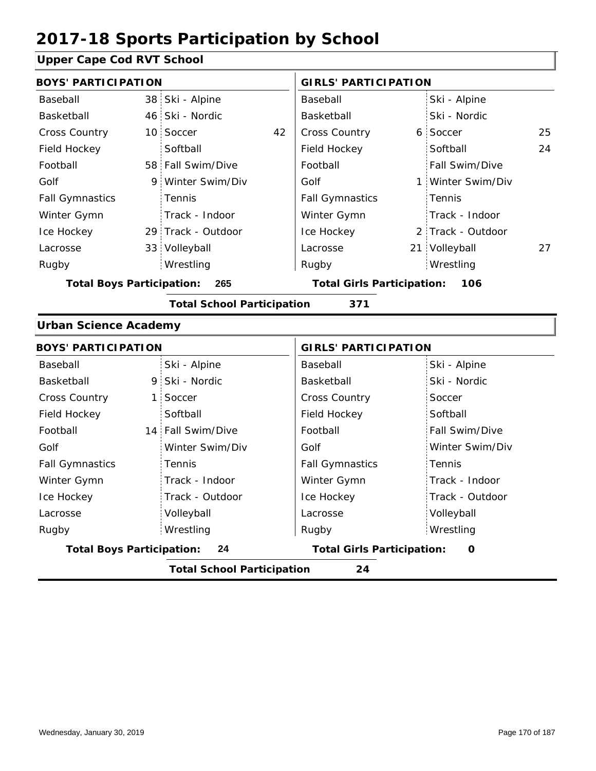# 2017-18 Sports Participation by School

## Upper Cape Cod RVT School

| BOYS' PARTICIPATION | | | | GIRLS' PARTICIPATION | | | |
|---|---|---|---|---|---|---|---|
| Baseball | 38 | Ski - Alpine | | Baseball | | Ski - Alpine | |
| Basketball | 46 | Ski - Nordic | | Basketball | | Ski - Nordic | |
| Cross Country | 10 | Soccer | 42 | Cross Country | 6 | Soccer | 25 |
| Field Hockey | | Softball | | Field Hockey | | Softball | 24 |
| Football | 58 | Fall Swim/Dive | | Football | | Fall Swim/Dive | |
| Golf | 9 | Winter Swim/Div | | Golf | 1 | Winter Swim/Div | |
| Fall Gymnastics | | Tennis | | Fall Gymnastics | | Tennis | |
| Winter Gymn | | Track - Indoor | | Winter Gymn | | Track - Indoor | |
| Ice Hockey | 29 | Track - Outdoor | | Ice Hockey | 2 | Track - Outdoor | |
| Lacrosse | 33 | Volleyball | | Lacrosse | 21 | Volleyball | 27 |
| Rugby | | Wrestling | | Rugby | | Wrestling | |

**Total Boys Participation: 265** **Total Girls Participation: 106**

**Total School Participation 371**

## Urban Science Academy

| BOYS' PARTICIPATION | | | | GIRLS' PARTICIPATION | | | |
|---|---|---|---|---|---|---|---|
| Baseball | | Ski - Alpine | | Baseball | | Ski - Alpine | |
| Basketball | 9 | Ski - Nordic | | Basketball | | Ski - Nordic | |
| Cross Country | 1 | Soccer | | Cross Country | | Soccer | |
| Field Hockey | | Softball | | Field Hockey | | Softball | |
| Football | 14 | Fall Swim/Dive | | Football | | Fall Swim/Dive | |
| Golf | | Winter Swim/Div | | Golf | | Winter Swim/Div | |
| Fall Gymnastics | | Tennis | | Fall Gymnastics | | Tennis | |
| Winter Gymn | | Track - Indoor | | Winter Gymn | | Track - Indoor | |
| Ice Hockey | | Track - Outdoor | | Ice Hockey | | Track - Outdoor | |
| Lacrosse | | Volleyball | | Lacrosse | | Volleyball | |
| Rugby | | Wrestling | | Rugby | | Wrestling | |

**Total Boys Participation: 24** **Total Girls Participation: 0**

**Total School Participation 24**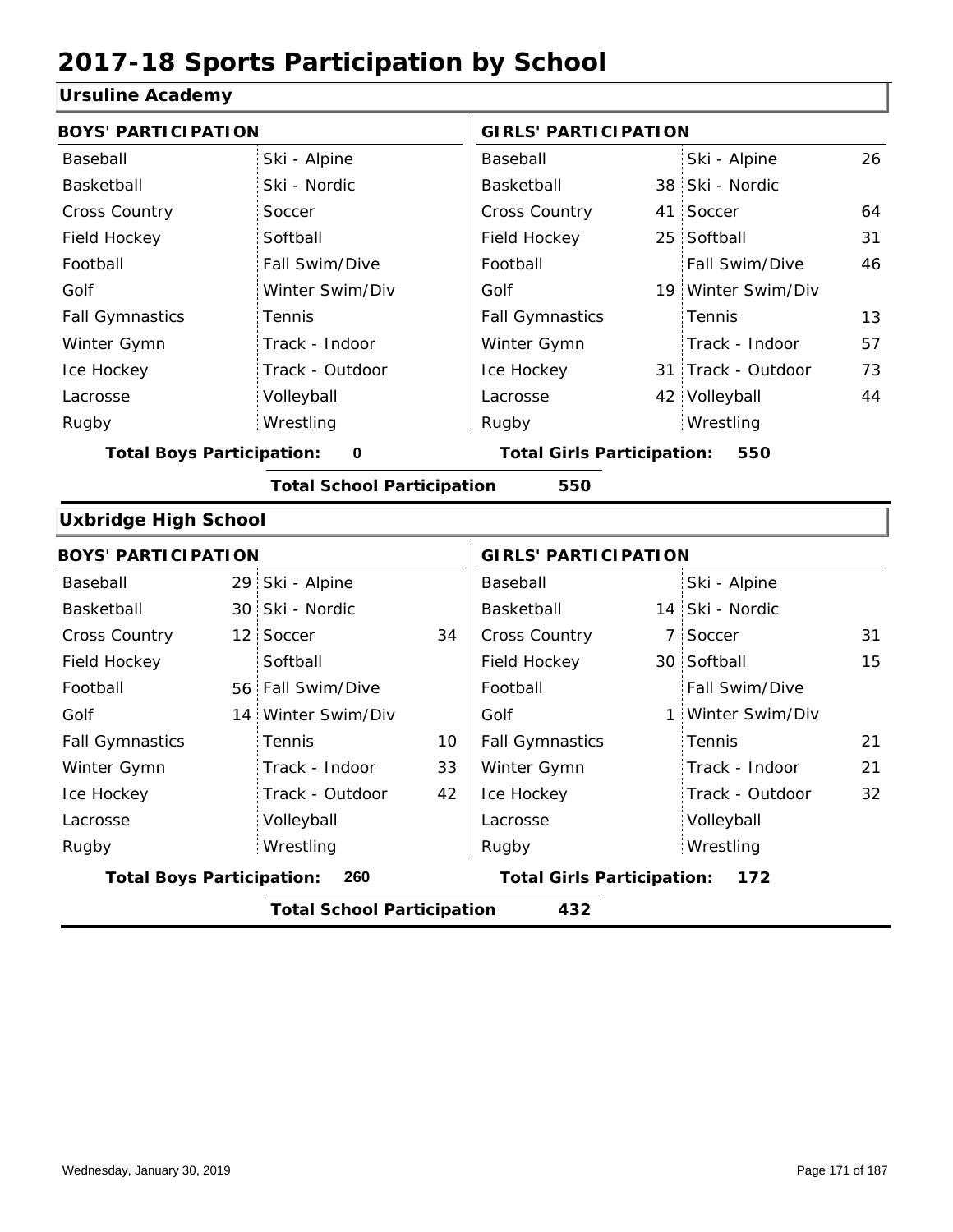# 2017-18 Sports Participation by School

## Ursuline Academy

| BOYS' PARTICIPATION | | | | GIRLS' PARTICIPATION | | | |
|---|---|---|---|---|---|---|---|
| Baseball | | Ski - Alpine | | Baseball | | Ski - Alpine | 26 |
| Basketball | | Ski - Nordic | | Basketball | 38 | Ski - Nordic | |
| Cross Country | | Soccer | | Cross Country | 41 | Soccer | 64 |
| Field Hockey | | Softball | | Field Hockey | 25 | Softball | 31 |
| Football | | Fall Swim/Dive | | Football | | Fall Swim/Dive | 46 |
| Golf | | Winter Swim/Div | | Golf | 19 | Winter Swim/Div | |
| Fall Gymnastics | | Tennis | | Fall Gymnastics | | Tennis | 13 |
| Winter Gymn | | Track - Indoor | | Winter Gymn | | Track - Indoor | 57 |
| Ice Hockey | | Track - Outdoor | | Ice Hockey | 31 | Track - Outdoor | 73 |
| Lacrosse | | Volleyball | | Lacrosse | 42 | Volleyball | 44 |
| Rugby | | Wrestling | | Rugby | | Wrestling | |

**Total Boys Participation: 0** **Total Girls Participation: 550**

**Total School Participation 550**

## Uxbridge High School

| BOYS' PARTICIPATION | | | | GIRLS' PARTICIPATION | | | |
|---|---|---|---|---|---|---|---|
| Baseball | 29 | Ski - Alpine | | Baseball | | Ski - Alpine | |
| Basketball | 30 | Ski - Nordic | | Basketball | 14 | Ski - Nordic | |
| Cross Country | 12 | Soccer | 34 | Cross Country | 7 | Soccer | 31 |
| Field Hockey | | Softball | | Field Hockey | 30 | Softball | 15 |
| Football | 56 | Fall Swim/Dive | | Football | | Fall Swim/Dive | |
| Golf | 14 | Winter Swim/Div | | Golf | 1 | Winter Swim/Div | |
| Fall Gymnastics | | Tennis | 10 | Fall Gymnastics | | Tennis | 21 |
| Winter Gymn | | Track - Indoor | 33 | Winter Gymn | | Track - Indoor | 21 |
| Ice Hockey | | Track - Outdoor | 42 | Ice Hockey | | Track - Outdoor | 32 |
| Lacrosse | | Volleyball | | Lacrosse | | Volleyball | |
| Rugby | | Wrestling | | Rugby | | Wrestling | |

**Total Boys Participation: 260** **Total Girls Participation: 172**

**Total School Participation 432**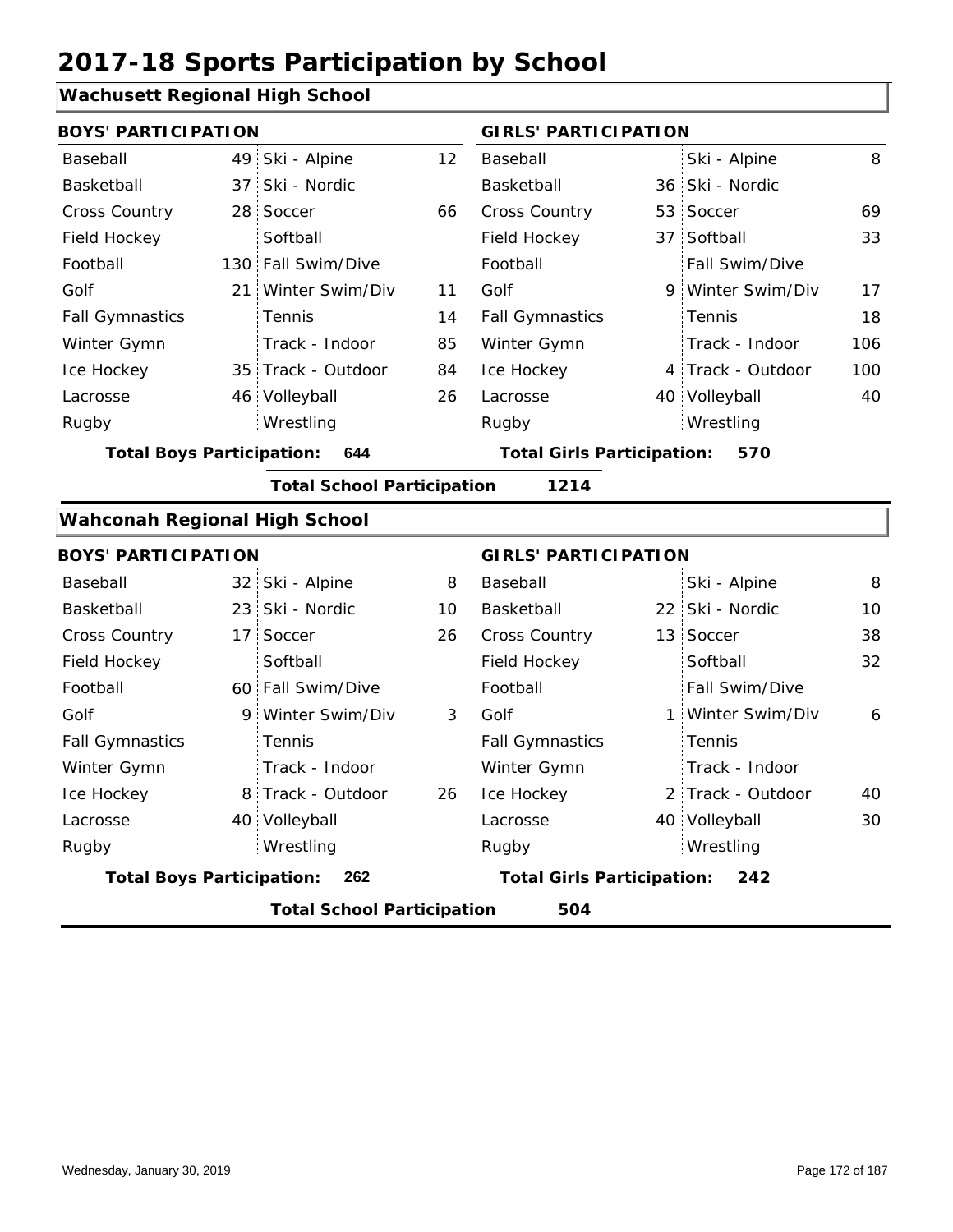# 2017-18 Sports Participation by School

## Wachusett Regional High School

| BOYS' PARTICIPATION | | | | GIRLS' PARTICIPATION | | | |
|---|---|---|---|---|---|---|---|
| Baseball | 49 | Ski - Alpine | 12 | Baseball | | Ski - Alpine | 8 |
| Basketball | 37 | Ski - Nordic | | Basketball | 36 | Ski - Nordic | |
| Cross Country | 28 | Soccer | 66 | Cross Country | 53 | Soccer | 69 |
| Field Hockey | | Softball | | Field Hockey | 37 | Softball | 33 |
| Football | 130 | Fall Swim/Dive | | Football | | Fall Swim/Dive | |
| Golf | 21 | Winter Swim/Div | 11 | Golf | 9 | Winter Swim/Div | 17 |
| Fall Gymnastics | | Tennis | 14 | Fall Gymnastics | | Tennis | 18 |
| Winter Gymn | | Track - Indoor | 85 | Winter Gymn | | Track - Indoor | 106 |
| Ice Hockey | 35 | Track - Outdoor | 84 | Ice Hockey | 4 | Track - Outdoor | 100 |
| Lacrosse | 46 | Volleyball | 26 | Lacrosse | 40 | Volleyball | 40 |
| Rugby | | Wrestling | | Rugby | | Wrestling | |

**Total Boys Participation: 644** **Total Girls Participation: 570**

**Total School Participation 1214**

## Wahconah Regional High School

| BOYS' PARTICIPATION | | | | GIRLS' PARTICIPATION | | | |
|---|---|---|---|---|---|---|---|
| Baseball | 32 | Ski - Alpine | 8 | Baseball | | Ski - Alpine | 8 |
| Basketball | 23 | Ski - Nordic | 10 | Basketball | 22 | Ski - Nordic | 10 |
| Cross Country | 17 | Soccer | 26 | Cross Country | 13 | Soccer | 38 |
| Field Hockey | | Softball | | Field Hockey | | Softball | 32 |
| Football | 60 | Fall Swim/Dive | | Football | | Fall Swim/Dive | |
| Golf | 9 | Winter Swim/Div | 3 | Golf | 1 | Winter Swim/Div | 6 |
| Fall Gymnastics | | Tennis | | Fall Gymnastics | | Tennis | |
| Winter Gymn | | Track - Indoor | | Winter Gymn | | Track - Indoor | |
| Ice Hockey | 8 | Track - Outdoor | 26 | Ice Hockey | 2 | Track - Outdoor | 40 |
| Lacrosse | 40 | Volleyball | | Lacrosse | 40 | Volleyball | 30 |
| Rugby | | Wrestling | | Rugby | | Wrestling | |

**Total Boys Participation: 262** **Total Girls Participation: 242**

**Total School Participation 504**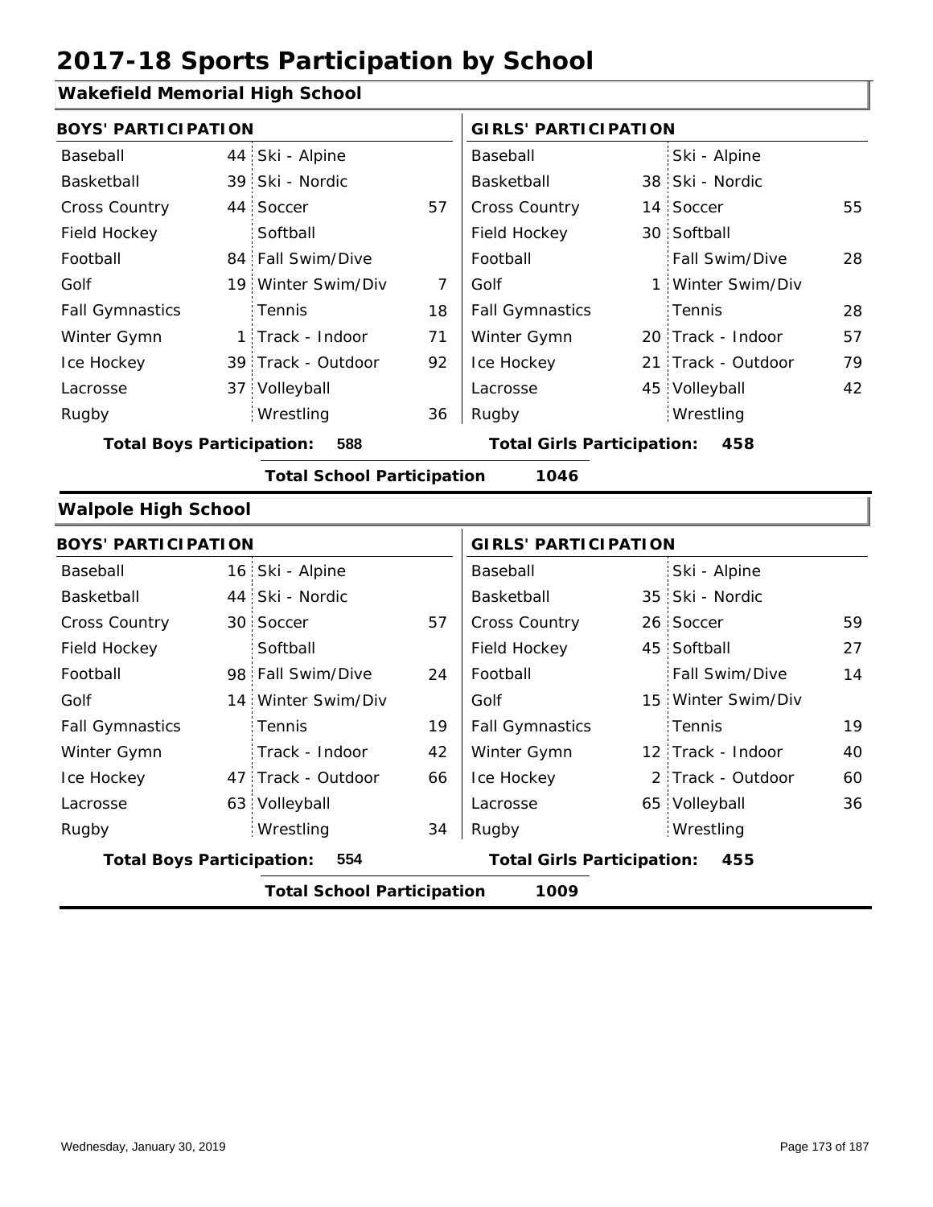# 2017-18 Sports Participation by School

## Wakefield Memorial High School

| BOYS' PARTICIPATION | | | | GIRLS' PARTICIPATION | | | |
|---|---|---|---|---|---|---|---|
| Baseball | 44 | Ski - Alpine | | Baseball | | Ski - Alpine | |
| Basketball | 39 | Ski - Nordic | | Basketball | 38 | Ski - Nordic | |
| Cross Country | 44 | Soccer | 57 | Cross Country | 14 | Soccer | 55 |
| Field Hockey | | Softball | | Field Hockey | 30 | Softball | |
| Football | 84 | Fall Swim/Dive | | Football | | Fall Swim/Dive | 28 |
| Golf | 19 | Winter Swim/Div | 7 | Golf | 1 | Winter Swim/Div | |
| Fall Gymnastics | | Tennis | 18 | Fall Gymnastics | | Tennis | 28 |
| Winter Gymn | 1 | Track - Indoor | 71 | Winter Gymn | 20 | Track - Indoor | 57 |
| Ice Hockey | 39 | Track - Outdoor | 92 | Ice Hockey | 21 | Track - Outdoor | 79 |
| Lacrosse | 37 | Volleyball | | Lacrosse | 45 | Volleyball | 42 |
| Rugby | | Wrestling | 36 | Rugby | | Wrestling | |

**Total Boys Participation: 588** | **Total Girls Participation: 458**

**Total School Participation 1046**

## Walpole High School

| BOYS' PARTICIPATION | | | | GIRLS' PARTICIPATION | | | |
|---|---|---|---|---|---|---|---|
| Baseball | 16 | Ski - Alpine | | Baseball | | Ski - Alpine | |
| Basketball | 44 | Ski - Nordic | | Basketball | 35 | Ski - Nordic | |
| Cross Country | 30 | Soccer | 57 | Cross Country | 26 | Soccer | 59 |
| Field Hockey | | Softball | | Field Hockey | 45 | Softball | 27 |
| Football | 98 | Fall Swim/Dive | 24 | Football | | Fall Swim/Dive | 14 |
| Golf | 14 | Winter Swim/Div | | Golf | 15 | Winter Swim/Div | |
| Fall Gymnastics | | Tennis | 19 | Fall Gymnastics | | Tennis | 19 |
| Winter Gymn | | Track - Indoor | 42 | Winter Gymn | 12 | Track - Indoor | 40 |
| Ice Hockey | 47 | Track - Outdoor | 66 | Ice Hockey | 2 | Track - Outdoor | 60 |
| Lacrosse | 63 | Volleyball | | Lacrosse | 65 | Volleyball | 36 |
| Rugby | | Wrestling | 34 | Rugby | | Wrestling | |

**Total Boys Participation: 554** | **Total Girls Participation: 455**

**Total School Participation 1009**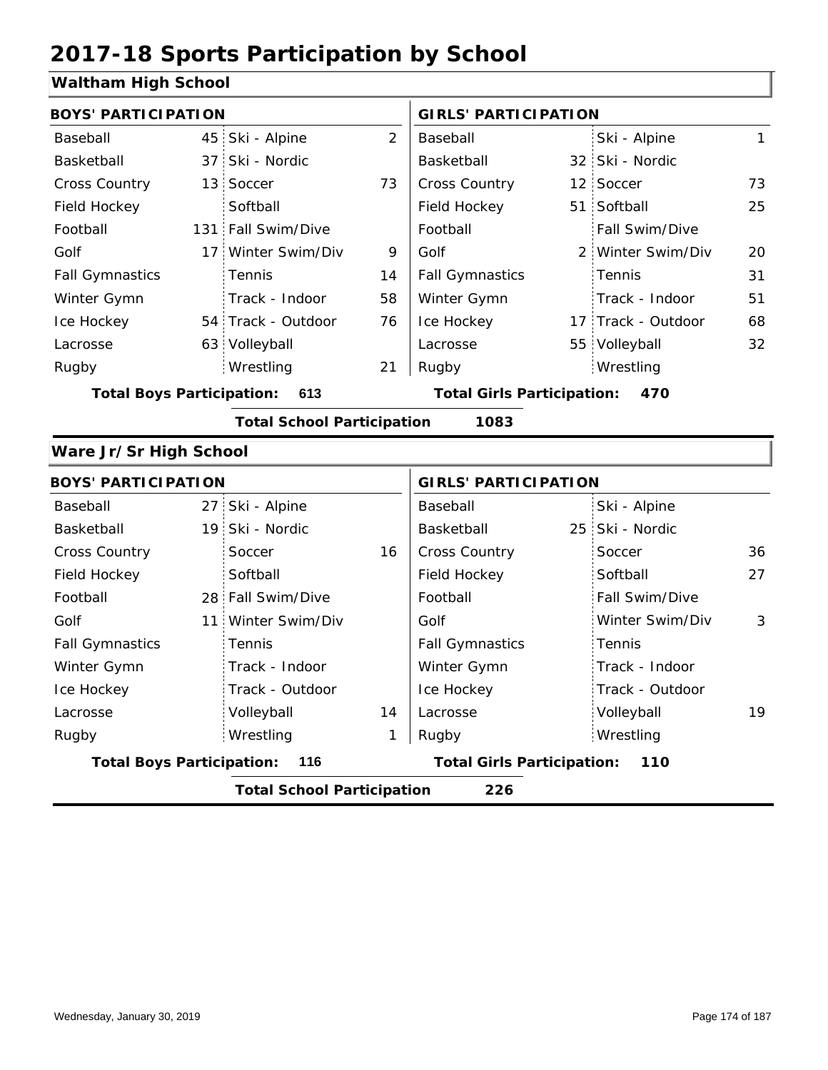# 2017-18 Sports Participation by School

## Waltham High School

| BOYS' PARTICIPATION | | | | GIRLS' PARTICIPATION | | | |
|---|---|---|---|---|---|---|---|
| Baseball | 45 | Ski - Alpine | 2 | Baseball | | Ski - Alpine | 1 |
| Basketball | 37 | Ski - Nordic | | Basketball | 32 | Ski - Nordic | |
| Cross Country | 13 | Soccer | 73 | Cross Country | 12 | Soccer | 73 |
| Field Hockey | | Softball | | Field Hockey | 51 | Softball | 25 |
| Football | 131 | Fall Swim/Dive | | Football | | Fall Swim/Dive | |
| Golf | 17 | Winter Swim/Div | 9 | Golf | 2 | Winter Swim/Div | 20 |
| Fall Gymnastics | | Tennis | 14 | Fall Gymnastics | | Tennis | 31 |
| Winter Gymn | | Track - Indoor | 58 | Winter Gymn | | Track - Indoor | 51 |
| Ice Hockey | 54 | Track - Outdoor | 76 | Ice Hockey | 17 | Track - Outdoor | 68 |
| Lacrosse | 63 | Volleyball | | Lacrosse | 55 | Volleyball | 32 |
| Rugby | | Wrestling | 21 | Rugby | | Wrestling | |

**Total Boys Participation: 613** **Total Girls Participation: 470**

**Total School Participation 1083**

## Ware Jr/Sr High School

| BOYS' PARTICIPATION | | | | GIRLS' PARTICIPATION | | | |
|---|---|---|---|---|---|---|---|
| Baseball | 27 | Ski - Alpine | | Baseball | | Ski - Alpine | |
| Basketball | 19 | Ski - Nordic | | Basketball | 25 | Ski - Nordic | |
| Cross Country | | Soccer | 16 | Cross Country | | Soccer | 36 |
| Field Hockey | | Softball | | Field Hockey | | Softball | 27 |
| Football | 28 | Fall Swim/Dive | | Football | | Fall Swim/Dive | |
| Golf | 11 | Winter Swim/Div | | Golf | | Winter Swim/Div | 3 |
| Fall Gymnastics | | Tennis | | Fall Gymnastics | | Tennis | |
| Winter Gymn | | Track - Indoor | | Winter Gymn | | Track - Indoor | |
| Ice Hockey | | Track - Outdoor | | Ice Hockey | | Track - Outdoor | |
| Lacrosse | | Volleyball | 14 | Lacrosse | | Volleyball | 19 |
| Rugby | | Wrestling | 1 | Rugby | | Wrestling | |

**Total Boys Participation: 116** **Total Girls Participation: 110**

**Total School Participation 226**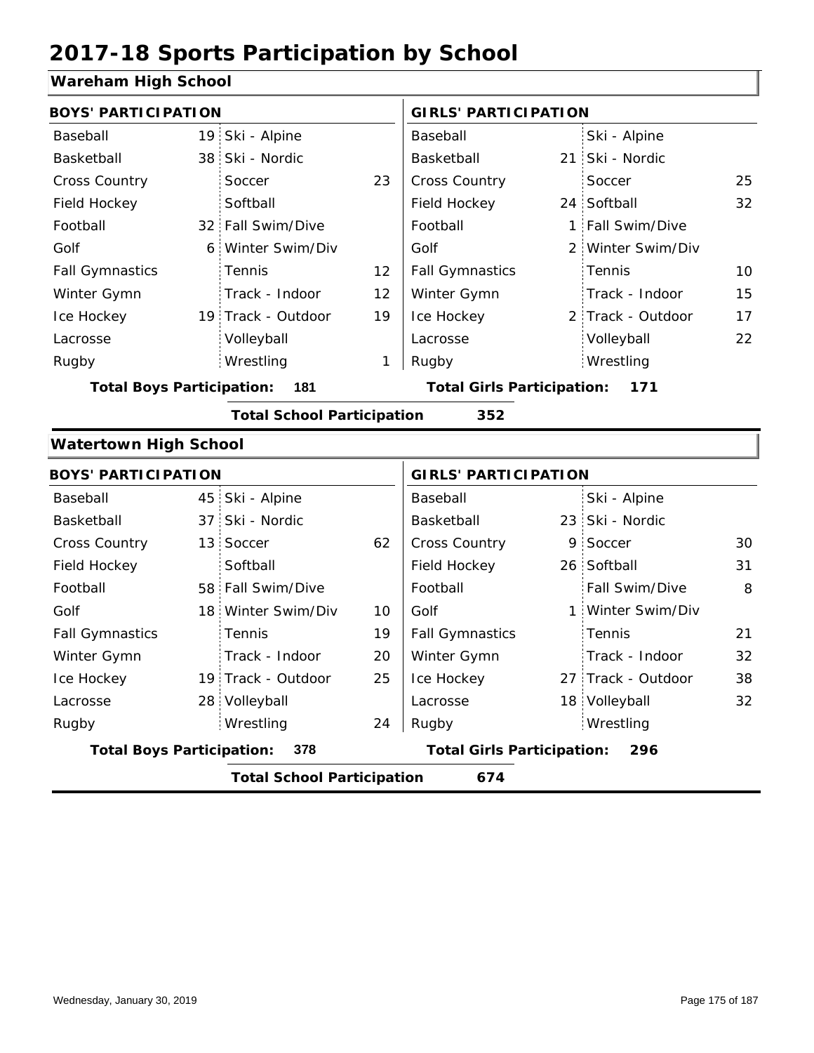# 2017-18 Sports Participation by School

## Wareham High School

| BOYS' PARTICIPATION | | | | GIRLS' PARTICIPATION | | | |
|---|---|---|---|---|---|---|---|
| Baseball | 19 | Ski - Alpine | | Baseball | | Ski - Alpine | |
| Basketball | 38 | Ski - Nordic | | Basketball | 21 | Ski - Nordic | |
| Cross Country | | Soccer | 23 | Cross Country | | Soccer | 25 |
| Field Hockey | | Softball | | Field Hockey | 24 | Softball | 32 |
| Football | 32 | Fall Swim/Dive | | Football | 1 | Fall Swim/Dive | |
| Golf | 6 | Winter Swim/Div | | Golf | 2 | Winter Swim/Div | |
| Fall Gymnastics | | Tennis | 12 | Fall Gymnastics | | Tennis | 10 |
| Winter Gymn | | Track - Indoor | 12 | Winter Gymn | | Track - Indoor | 15 |
| Ice Hockey | 19 | Track - Outdoor | 19 | Ice Hockey | 2 | Track - Outdoor | 17 |
| Lacrosse | | Volleyball | | Lacrosse | | Volleyball | 22 |
| Rugby | | Wrestling | 1 | Rugby | | Wrestling | |

**Total Boys Participation: 181** **Total Girls Participation: 171**

**Total School Participation 352**

## Watertown High School

| BOYS' PARTICIPATION | | | | GIRLS' PARTICIPATION | | | |
|---|---|---|---|---|---|---|---|
| Baseball | 45 | Ski - Alpine | | Baseball | | Ski - Alpine | |
| Basketball | 37 | Ski - Nordic | | Basketball | 23 | Ski - Nordic | |
| Cross Country | 13 | Soccer | 62 | Cross Country | 9 | Soccer | 30 |
| Field Hockey | | Softball | | Field Hockey | 26 | Softball | 31 |
| Football | 58 | Fall Swim/Dive | | Football | | Fall Swim/Dive | 8 |
| Golf | 18 | Winter Swim/Div | 10 | Golf | 1 | Winter Swim/Div | |
| Fall Gymnastics | | Tennis | 19 | Fall Gymnastics | | Tennis | 21 |
| Winter Gymn | | Track - Indoor | 20 | Winter Gymn | | Track - Indoor | 32 |
| Ice Hockey | 19 | Track - Outdoor | 25 | Ice Hockey | 27 | Track - Outdoor | 38 |
| Lacrosse | 28 | Volleyball | | Lacrosse | 18 | Volleyball | 32 |
| Rugby | | Wrestling | 24 | Rugby | | Wrestling | |

**Total Boys Participation: 378** **Total Girls Participation: 296**

**Total School Participation 674**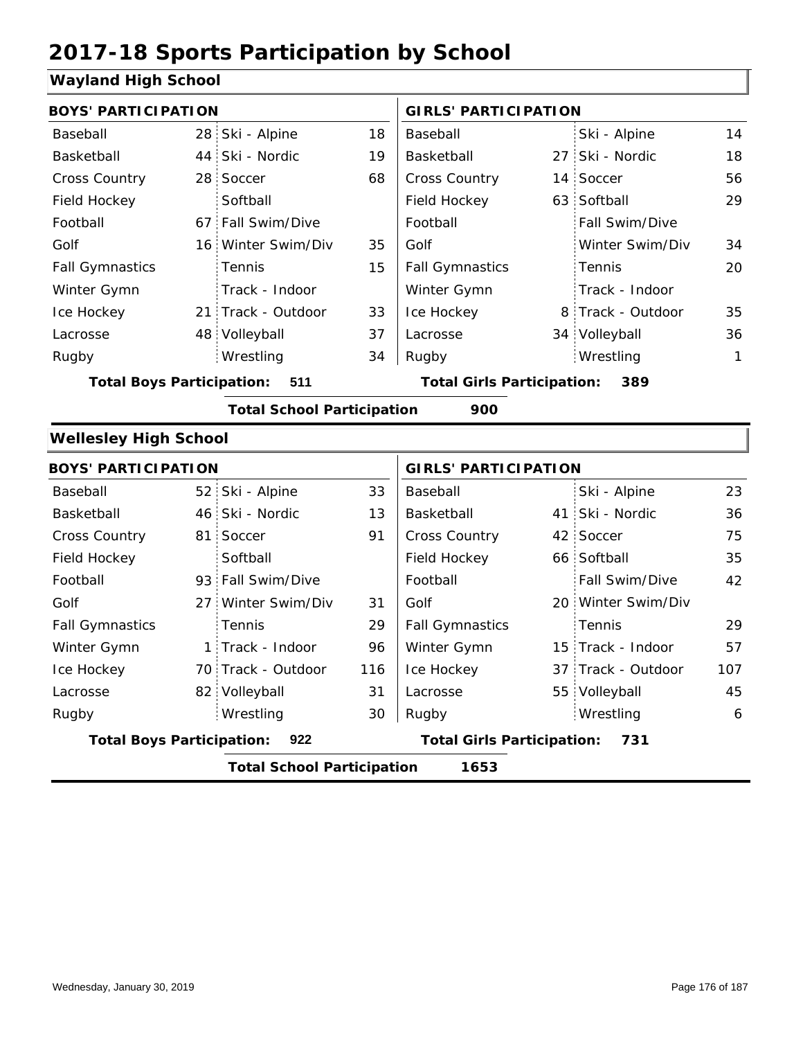# 2017-18 Sports Participation by School

## Wayland High School

### BOYS' PARTICIPATION

| Sport | Count | Sport | Count |
|---|---|---|---|
| Baseball | 28 | Ski - Alpine | 18 |
| Basketball | 44 | Ski - Nordic | 19 |
| Cross Country | 28 | Soccer | 68 |
| Field Hockey | | Softball | |
| Football | 67 | Fall Swim/Dive | |
| Golf | 16 | Winter Swim/Div | 35 |
| Fall Gymnastics | | Tennis | 15 |
| Winter Gymn | | Track - Indoor | |
| Ice Hockey | 21 | Track - Outdoor | 33 |
| Lacrosse | 48 | Volleyball | 37 |
| Rugby | | Wrestling | 34 |

**Total Boys Participation: 511**

### GIRLS' PARTICIPATION

| Sport | Count | Sport | Count |
|---|---|---|---|
| Baseball | | Ski - Alpine | 14 |
| Basketball | 27 | Ski - Nordic | 18 |
| Cross Country | 14 | Soccer | 56 |
| Field Hockey | 63 | Softball | 29 |
| Football | | Fall Swim/Dive | |
| Golf | | Winter Swim/Div | 34 |
| Fall Gymnastics | | Tennis | 20 |
| Winter Gymn | | Track - Indoor | |
| Ice Hockey | 8 | Track - Outdoor | 35 |
| Lacrosse | 34 | Volleyball | 36 |
| Rugby | | Wrestling | 1 |

**Total Girls Participation: 389**

**Total School Participation 900**

## Wellesley High School

### BOYS' PARTICIPATION

| Sport | Count | Sport | Count |
|---|---|---|---|
| Baseball | 52 | Ski - Alpine | 33 |
| Basketball | 46 | Ski - Nordic | 13 |
| Cross Country | 81 | Soccer | 91 |
| Field Hockey | | Softball | |
| Football | 93 | Fall Swim/Dive | |
| Golf | 27 | Winter Swim/Div | 31 |
| Fall Gymnastics | | Tennis | 29 |
| Winter Gymn | 1 | Track - Indoor | 96 |
| Ice Hockey | 70 | Track - Outdoor | 116 |
| Lacrosse | 82 | Volleyball | 31 |
| Rugby | | Wrestling | 30 |

**Total Boys Participation: 922**

### GIRLS' PARTICIPATION

| Sport | Count | Sport | Count |
|---|---|---|---|
| Baseball | | Ski - Alpine | 23 |
| Basketball | 41 | Ski - Nordic | 36 |
| Cross Country | 42 | Soccer | 75 |
| Field Hockey | 66 | Softball | 35 |
| Football | | Fall Swim/Dive | 42 |
| Golf | 20 | Winter Swim/Div | |
| Fall Gymnastics | | Tennis | 29 |
| Winter Gymn | 15 | Track - Indoor | 57 |
| Ice Hockey | 37 | Track - Outdoor | 107 |
| Lacrosse | 55 | Volleyball | 45 |
| Rugby | | Wrestling | 6 |

**Total Girls Participation: 731**

**Total School Participation 1653**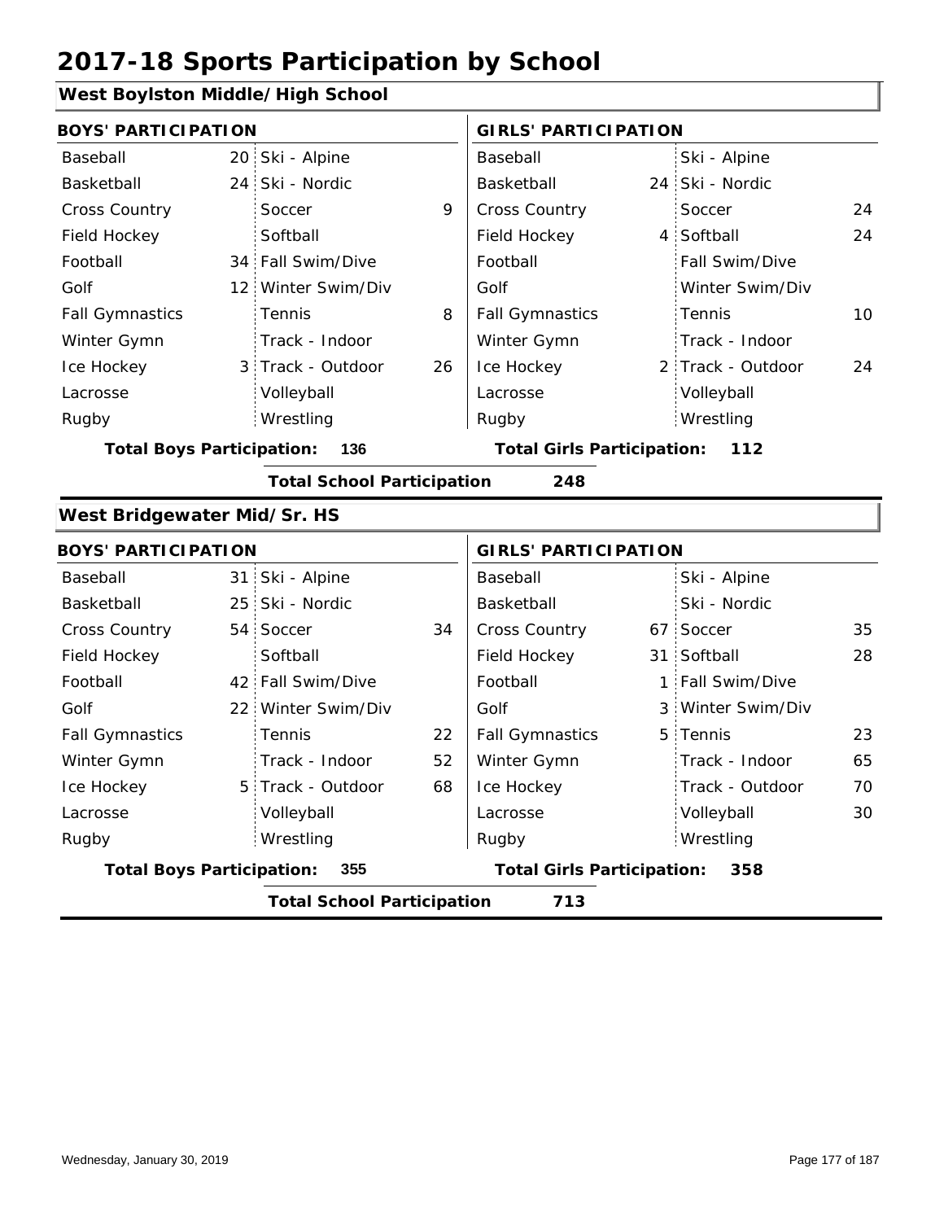# 2017-18 Sports Participation by School

## West Boylston Middle/High School

| BOYS' PARTICIPATION | | | | GIRLS' PARTICIPATION | | | |
|---|---|---|---|---|---|---|---|
| Baseball | 20 | Ski - Alpine | | Baseball | | Ski - Alpine | |
| Basketball | 24 | Ski - Nordic | | Basketball | 24 | Ski - Nordic | |
| Cross Country | | Soccer | 9 | Cross Country | | Soccer | 24 |
| Field Hockey | | Softball | | Field Hockey | 4 | Softball | 24 |
| Football | 34 | Fall Swim/Dive | | Football | | Fall Swim/Dive | |
| Golf | 12 | Winter Swim/Div | | Golf | | Winter Swim/Div | |
| Fall Gymnastics | | Tennis | 8 | Fall Gymnastics | | Tennis | 10 |
| Winter Gymn | | Track - Indoor | | Winter Gymn | | Track - Indoor | |
| Ice Hockey | 3 | Track - Outdoor | 26 | Ice Hockey | 2 | Track - Outdoor | 24 |
| Lacrosse | | Volleyball | | Lacrosse | | Volleyball | |
| Rugby | | Wrestling | | Rugby | | Wrestling | |

**Total Boys Participation: 136** **Total Girls Participation: 112**

**Total School Participation 248**

## West Bridgewater Mid/Sr. HS

| BOYS' PARTICIPATION | | | | GIRLS' PARTICIPATION | | | |
|---|---|---|---|---|---|---|---|
| Baseball | 31 | Ski - Alpine | | Baseball | | Ski - Alpine | |
| Basketball | 25 | Ski - Nordic | | Basketball | | Ski - Nordic | |
| Cross Country | 54 | Soccer | 34 | Cross Country | 67 | Soccer | 35 |
| Field Hockey | | Softball | | Field Hockey | 31 | Softball | 28 |
| Football | 42 | Fall Swim/Dive | | Football | 1 | Fall Swim/Dive | |
| Golf | 22 | Winter Swim/Div | | Golf | 3 | Winter Swim/Div | |
| Fall Gymnastics | | Tennis | 22 | Fall Gymnastics | 5 | Tennis | 23 |
| Winter Gymn | | Track - Indoor | 52 | Winter Gymn | | Track - Indoor | 65 |
| Ice Hockey | 5 | Track - Outdoor | 68 | Ice Hockey | | Track - Outdoor | 70 |
| Lacrosse | | Volleyball | | Lacrosse | | Volleyball | 30 |
| Rugby | | Wrestling | | Rugby | | Wrestling | |

**Total Boys Participation: 355** **Total Girls Participation: 358**

**Total School Participation 713**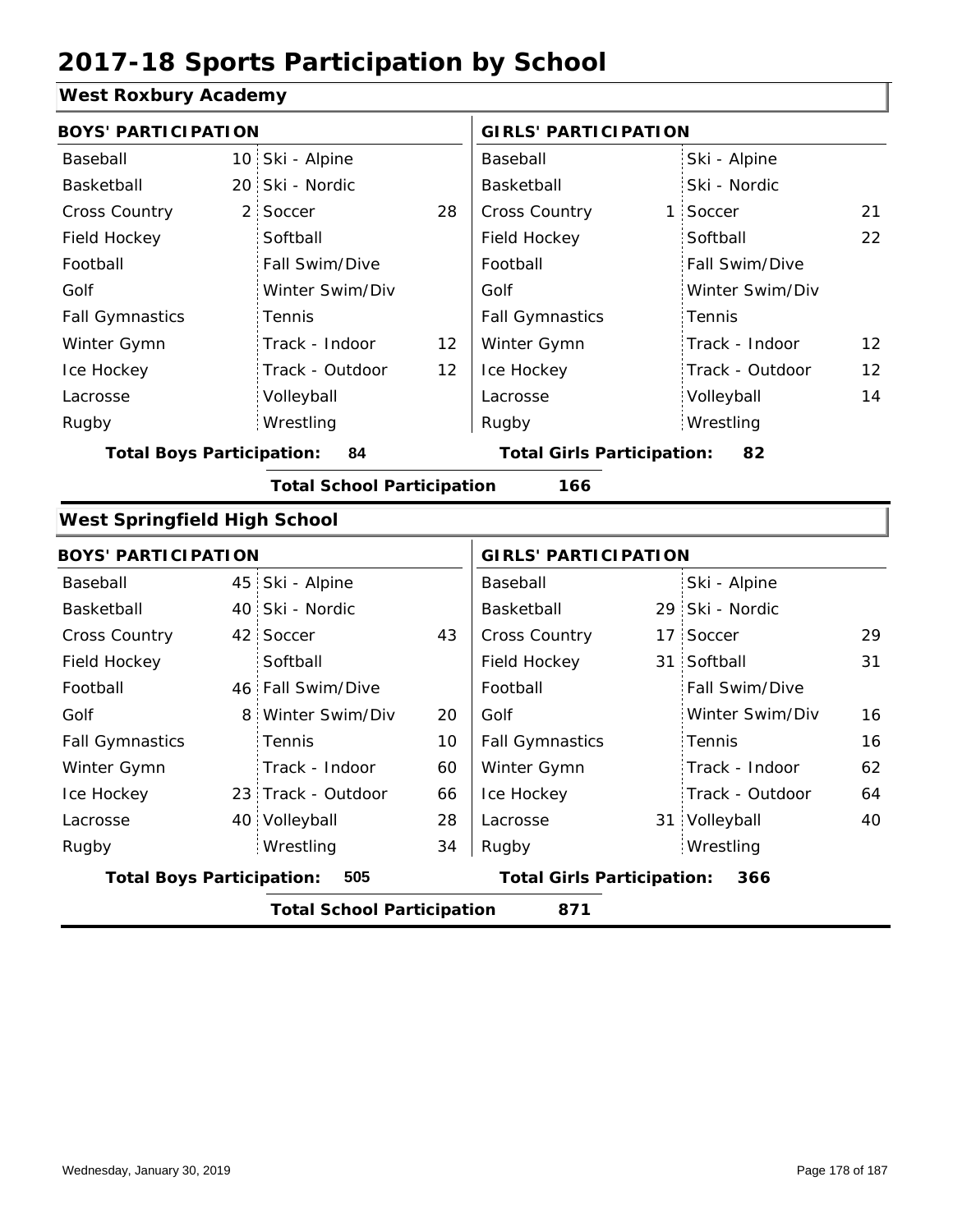# 2017-18 Sports Participation by School

## West Roxbury Academy

| BOYS' PARTICIPATION | | | | GIRLS' PARTICIPATION | | | |
|---|---|---|---|---|---|---|---|
| Baseball | 10 | Ski - Alpine | | Baseball | | Ski - Alpine | |
| Basketball | 20 | Ski - Nordic | | Basketball | | Ski - Nordic | |
| Cross Country | 2 | Soccer | 28 | Cross Country | 1 | Soccer | 21 |
| Field Hockey | | Softball | | Field Hockey | | Softball | 22 |
| Football | | Fall Swim/Dive | | Football | | Fall Swim/Dive | |
| Golf | | Winter Swim/Div | | Golf | | Winter Swim/Div | |
| Fall Gymnastics | | Tennis | | Fall Gymnastics | | Tennis | |
| Winter Gymn | | Track - Indoor | 12 | Winter Gymn | | Track - Indoor | 12 |
| Ice Hockey | | Track - Outdoor | 12 | Ice Hockey | | Track - Outdoor | 12 |
| Lacrosse | | Volleyball | | Lacrosse | | Volleyball | 14 |
| Rugby | | Wrestling | | Rugby | | Wrestling | |

**Total Boys Participation: 84** **Total Girls Participation: 82**

**Total School Participation 166**

## West Springfield High School

| BOYS' PARTICIPATION | | | | GIRLS' PARTICIPATION | | | |
|---|---|---|---|---|---|---|---|
| Baseball | 45 | Ski - Alpine | | Baseball | | Ski - Alpine | |
| Basketball | 40 | Ski - Nordic | | Basketball | 29 | Ski - Nordic | |
| Cross Country | 42 | Soccer | 43 | Cross Country | 17 | Soccer | 29 |
| Field Hockey | | Softball | | Field Hockey | 31 | Softball | 31 |
| Football | 46 | Fall Swim/Dive | | Football | | Fall Swim/Dive | |
| Golf | 8 | Winter Swim/Div | 20 | Golf | | Winter Swim/Div | 16 |
| Fall Gymnastics | | Tennis | 10 | Fall Gymnastics | | Tennis | 16 |
| Winter Gymn | | Track - Indoor | 60 | Winter Gymn | | Track - Indoor | 62 |
| Ice Hockey | 23 | Track - Outdoor | 66 | Ice Hockey | | Track - Outdoor | 64 |
| Lacrosse | 40 | Volleyball | 28 | Lacrosse | 31 | Volleyball | 40 |
| Rugby | | Wrestling | 34 | Rugby | | Wrestling | |

**Total Boys Participation: 505** **Total Girls Participation: 366**

**Total School Participation 871**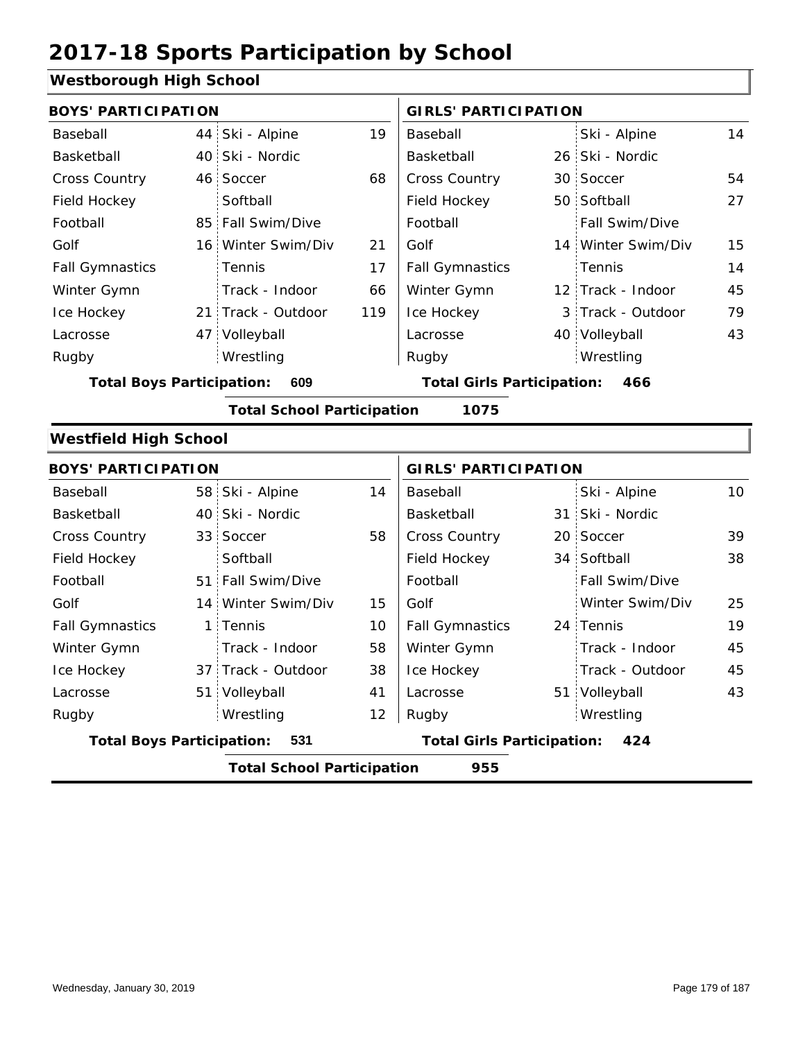# 2017-18 Sports Participation by School

## Westborough High School

| BOYS' PARTICIPATION | | | | GIRLS' PARTICIPATION | | | |
|---|---|---|---|---|---|---|---|
| Baseball | 44 | Ski - Alpine | 19 | Baseball | | Ski - Alpine | 14 |
| Basketball | 40 | Ski - Nordic | | Basketball | 26 | Ski - Nordic | |
| Cross Country | 46 | Soccer | 68 | Cross Country | 30 | Soccer | 54 |
| Field Hockey | | Softball | | Field Hockey | 50 | Softball | 27 |
| Football | 85 | Fall Swim/Dive | | Football | | Fall Swim/Dive | |
| Golf | 16 | Winter Swim/Div | 21 | Golf | 14 | Winter Swim/Div | 15 |
| Fall Gymnastics | | Tennis | 17 | Fall Gymnastics | | Tennis | 14 |
| Winter Gymn | | Track - Indoor | 66 | Winter Gymn | 12 | Track - Indoor | 45 |
| Ice Hockey | 21 | Track - Outdoor | 119 | Ice Hockey | 3 | Track - Outdoor | 79 |
| Lacrosse | 47 | Volleyball | | Lacrosse | 40 | Volleyball | 43 |
| Rugby | | Wrestling | | Rugby | | Wrestling | |

**Total Boys Participation: 609** **Total Girls Participation: 466**

**Total School Participation 1075**

## Westfield High School

| BOYS' PARTICIPATION | | | | GIRLS' PARTICIPATION | | | |
|---|---|---|---|---|---|---|---|
| Baseball | 58 | Ski - Alpine | 14 | Baseball | | Ski - Alpine | 10 |
| Basketball | 40 | Ski - Nordic | | Basketball | 31 | Ski - Nordic | |
| Cross Country | 33 | Soccer | 58 | Cross Country | 20 | Soccer | 39 |
| Field Hockey | | Softball | | Field Hockey | 34 | Softball | 38 |
| Football | 51 | Fall Swim/Dive | | Football | | Fall Swim/Dive | |
| Golf | 14 | Winter Swim/Div | 15 | Golf | | Winter Swim/Div | 25 |
| Fall Gymnastics | 1 | Tennis | 10 | Fall Gymnastics | 24 | Tennis | 19 |
| Winter Gymn | | Track - Indoor | 58 | Winter Gymn | | Track - Indoor | 45 |
| Ice Hockey | 37 | Track - Outdoor | 38 | Ice Hockey | | Track - Outdoor | 45 |
| Lacrosse | 51 | Volleyball | 41 | Lacrosse | 51 | Volleyball | 43 |
| Rugby | | Wrestling | 12 | Rugby | | Wrestling | |

**Total Boys Participation: 531** **Total Girls Participation: 424**

**Total School Participation 955**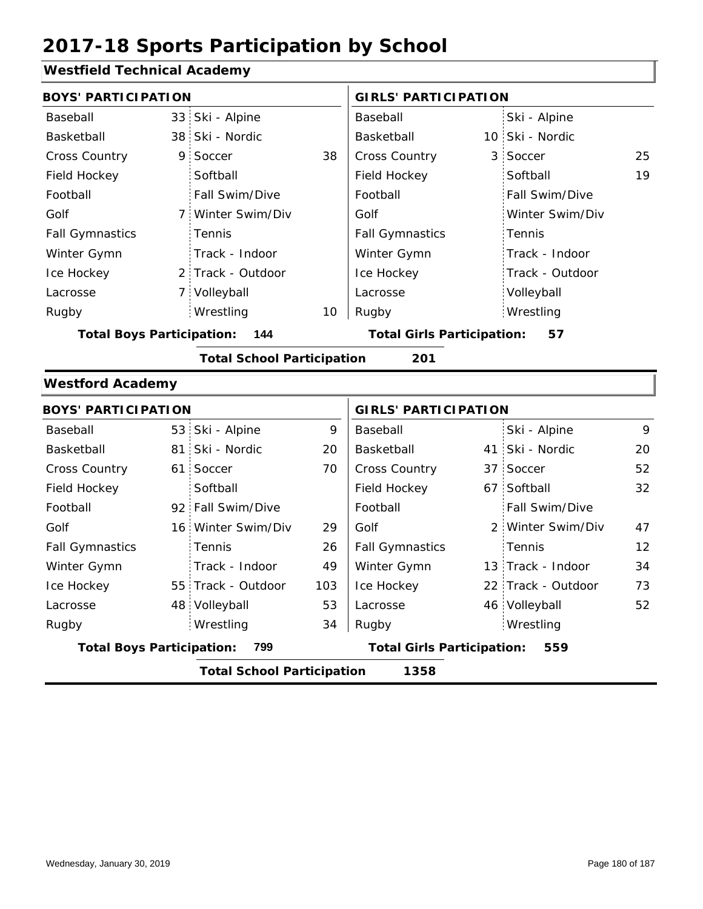# 2017-18 Sports Participation by School

## Westfield Technical Academy

| BOYS' PARTICIPATION | | | | GIRLS' PARTICIPATION | | | |
|---|---|---|---|---|---|---|---|
| Baseball | 33 | Ski - Alpine | | Baseball | | Ski - Alpine | |
| Basketball | 38 | Ski - Nordic | | Basketball | 10 | Ski - Nordic | |
| Cross Country | 9 | Soccer | 38 | Cross Country | 3 | Soccer | 25 |
| Field Hockey | | Softball | | Field Hockey | | Softball | 19 |
| Football | | Fall Swim/Dive | | Football | | Fall Swim/Dive | |
| Golf | 7 | Winter Swim/Div | | Golf | | Winter Swim/Div | |
| Fall Gymnastics | | Tennis | | Fall Gymnastics | | Tennis | |
| Winter Gymn | | Track - Indoor | | Winter Gymn | | Track - Indoor | |
| Ice Hockey | 2 | Track - Outdoor | | Ice Hockey | | Track - Outdoor | |
| Lacrosse | 7 | Volleyball | | Lacrosse | | Volleyball | |
| Rugby | | Wrestling | 10 | Rugby | | Wrestling | |

**Total Boys Participation: 144** | **Total Girls Participation: 57**

**Total School Participation 201**

## Westford Academy

| BOYS' PARTICIPATION | | | | GIRLS' PARTICIPATION | | | |
|---|---|---|---|---|---|---|---|
| Baseball | 53 | Ski - Alpine | 9 | Baseball | | Ski - Alpine | 9 |
| Basketball | 81 | Ski - Nordic | 20 | Basketball | 41 | Ski - Nordic | 20 |
| Cross Country | 61 | Soccer | 70 | Cross Country | 37 | Soccer | 52 |
| Field Hockey | | Softball | | Field Hockey | 67 | Softball | 32 |
| Football | 92 | Fall Swim/Dive | | Football | | Fall Swim/Dive | |
| Golf | 16 | Winter Swim/Div | 29 | Golf | 2 | Winter Swim/Div | 47 |
| Fall Gymnastics | | Tennis | 26 | Fall Gymnastics | | Tennis | 12 |
| Winter Gymn | | Track - Indoor | 49 | Winter Gymn | 13 | Track - Indoor | 34 |
| Ice Hockey | 55 | Track - Outdoor | 103 | Ice Hockey | 22 | Track - Outdoor | 73 |
| Lacrosse | 48 | Volleyball | 53 | Lacrosse | 46 | Volleyball | 52 |
| Rugby | | Wrestling | 34 | Rugby | | Wrestling | |

**Total Boys Participation: 799** | **Total Girls Participation: 559**

**Total School Participation 1358**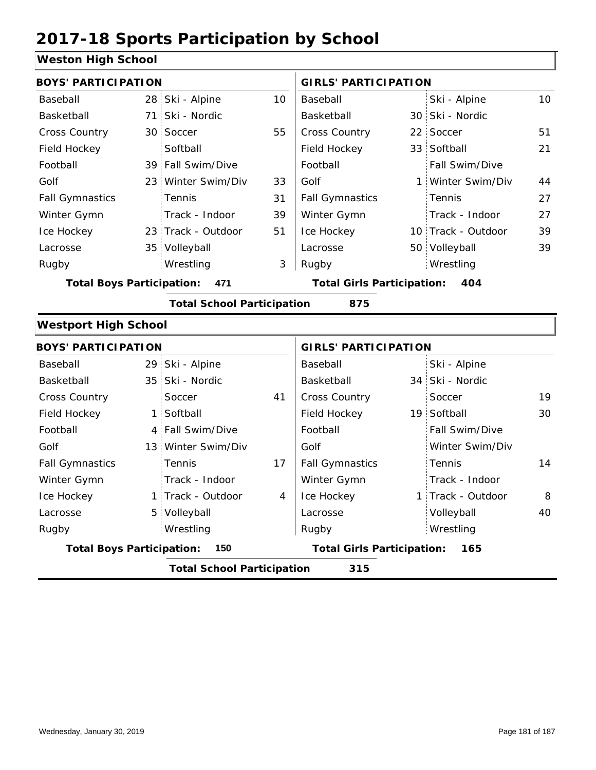# 2017-18 Sports Participation by School

## Weston High School

| BOYS' PARTICIPATION | | | | GIRLS' PARTICIPATION | | | |
|---|---|---|---|---|---|---|---|
| Baseball | 28 | Ski - Alpine | 10 | Baseball | | Ski - Alpine | 10 |
| Basketball | 71 | Ski - Nordic | | Basketball | 30 | Ski - Nordic | |
| Cross Country | 30 | Soccer | 55 | Cross Country | 22 | Soccer | 51 |
| Field Hockey | | Softball | | Field Hockey | 33 | Softball | 21 |
| Football | 39 | Fall Swim/Dive | | Football | | Fall Swim/Dive | |
| Golf | 23 | Winter Swim/Div | 33 | Golf | 1 | Winter Swim/Div | 44 |
| Fall Gymnastics | | Tennis | 31 | Fall Gymnastics | | Tennis | 27 |
| Winter Gymn | | Track - Indoor | 39 | Winter Gymn | | Track - Indoor | 27 |
| Ice Hockey | 23 | Track - Outdoor | 51 | Ice Hockey | 10 | Track - Outdoor | 39 |
| Lacrosse | 35 | Volleyball | | Lacrosse | 50 | Volleyball | 39 |
| Rugby | | Wrestling | 3 | Rugby | | Wrestling | |

**Total Boys Participation:** 471 **Total Girls Participation:** 404

**Total School Participation** 875

## Westport High School

| BOYS' PARTICIPATION | | | | GIRLS' PARTICIPATION | | | |
|---|---|---|---|---|---|---|---|
| Baseball | 29 | Ski - Alpine | | Baseball | | Ski - Alpine | |
| Basketball | 35 | Ski - Nordic | | Basketball | 34 | Ski - Nordic | |
| Cross Country | | Soccer | 41 | Cross Country | | Soccer | 19 |
| Field Hockey | 1 | Softball | | Field Hockey | 19 | Softball | 30 |
| Football | 4 | Fall Swim/Dive | | Football | | Fall Swim/Dive | |
| Golf | 13 | Winter Swim/Div | | Golf | | Winter Swim/Div | |
| Fall Gymnastics | | Tennis | 17 | Fall Gymnastics | | Tennis | 14 |
| Winter Gymn | | Track - Indoor | | Winter Gymn | | Track - Indoor | |
| Ice Hockey | 1 | Track - Outdoor | 4 | Ice Hockey | 1 | Track - Outdoor | 8 |
| Lacrosse | 5 | Volleyball | | Lacrosse | | Volleyball | 40 |
| Rugby | | Wrestling | | Rugby | | Wrestling | |

**Total Boys Participation:** 150 **Total Girls Participation:** 165

**Total School Participation** 315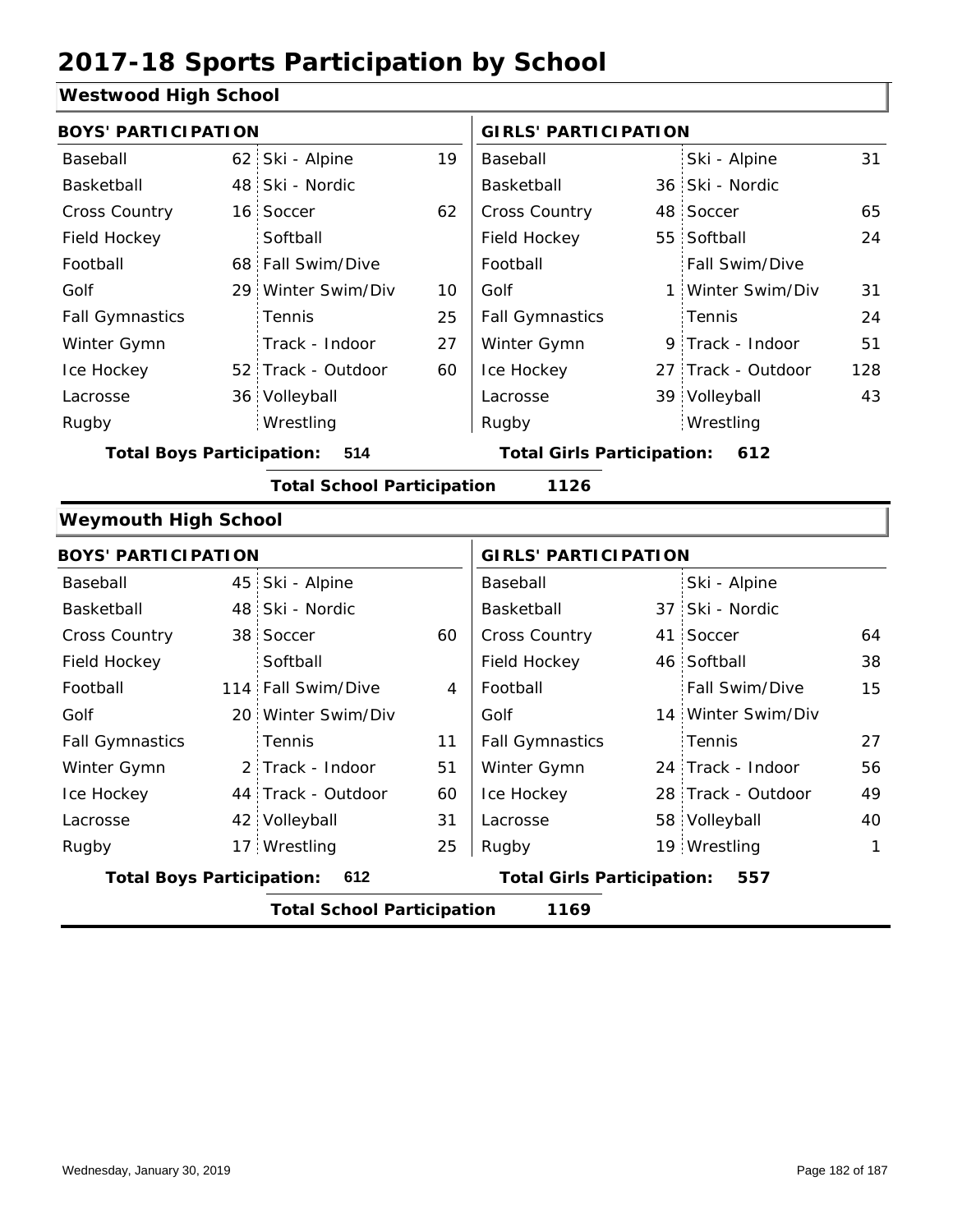# 2017-18 Sports Participation by School

## Westwood High School

| BOYS' PARTICIPATION | | | | GIRLS' PARTICIPATION | | | |
|---|---|---|---|---|---|---|---|
| Baseball | 62 | Ski - Alpine | 19 | Baseball | | Ski - Alpine | 31 |
| Basketball | 48 | Ski - Nordic | | Basketball | 36 | Ski - Nordic | |
| Cross Country | 16 | Soccer | 62 | Cross Country | 48 | Soccer | 65 |
| Field Hockey | | Softball | | Field Hockey | 55 | Softball | 24 |
| Football | 68 | Fall Swim/Dive | | Football | | Fall Swim/Dive | |
| Golf | 29 | Winter Swim/Div | 10 | Golf | 1 | Winter Swim/Div | 31 |
| Fall Gymnastics | | Tennis | 25 | Fall Gymnastics | | Tennis | 24 |
| Winter Gymn | | Track - Indoor | 27 | Winter Gymn | 9 | Track - Indoor | 51 |
| Ice Hockey | 52 | Track - Outdoor | 60 | Ice Hockey | 27 | Track - Outdoor | 128 |
| Lacrosse | 36 | Volleyball | | Lacrosse | 39 | Volleyball | 43 |
| Rugby | | Wrestling | | Rugby | | Wrestling | |

**Total Boys Participation: 514** | **Total Girls Participation: 612**

**Total School Participation 1126**

## Weymouth High School

| BOYS' PARTICIPATION | | | | GIRLS' PARTICIPATION | | | |
|---|---|---|---|---|---|---|---|
| Baseball | 45 | Ski - Alpine | | Baseball | | Ski - Alpine | |
| Basketball | 48 | Ski - Nordic | | Basketball | 37 | Ski - Nordic | |
| Cross Country | 38 | Soccer | 60 | Cross Country | 41 | Soccer | 64 |
| Field Hockey | | Softball | | Field Hockey | 46 | Softball | 38 |
| Football | 114 | Fall Swim/Dive | 4 | Football | | Fall Swim/Dive | 15 |
| Golf | 20 | Winter Swim/Div | | Golf | 14 | Winter Swim/Div | |
| Fall Gymnastics | | Tennis | 11 | Fall Gymnastics | | Tennis | 27 |
| Winter Gymn | 2 | Track - Indoor | 51 | Winter Gymn | 24 | Track - Indoor | 56 |
| Ice Hockey | 44 | Track - Outdoor | 60 | Ice Hockey | 28 | Track - Outdoor | 49 |
| Lacrosse | 42 | Volleyball | 31 | Lacrosse | 58 | Volleyball | 40 |
| Rugby | 17 | Wrestling | 25 | Rugby | 19 | Wrestling | 1 |

**Total Boys Participation: 612** | **Total Girls Participation: 557**

**Total School Participation 1169**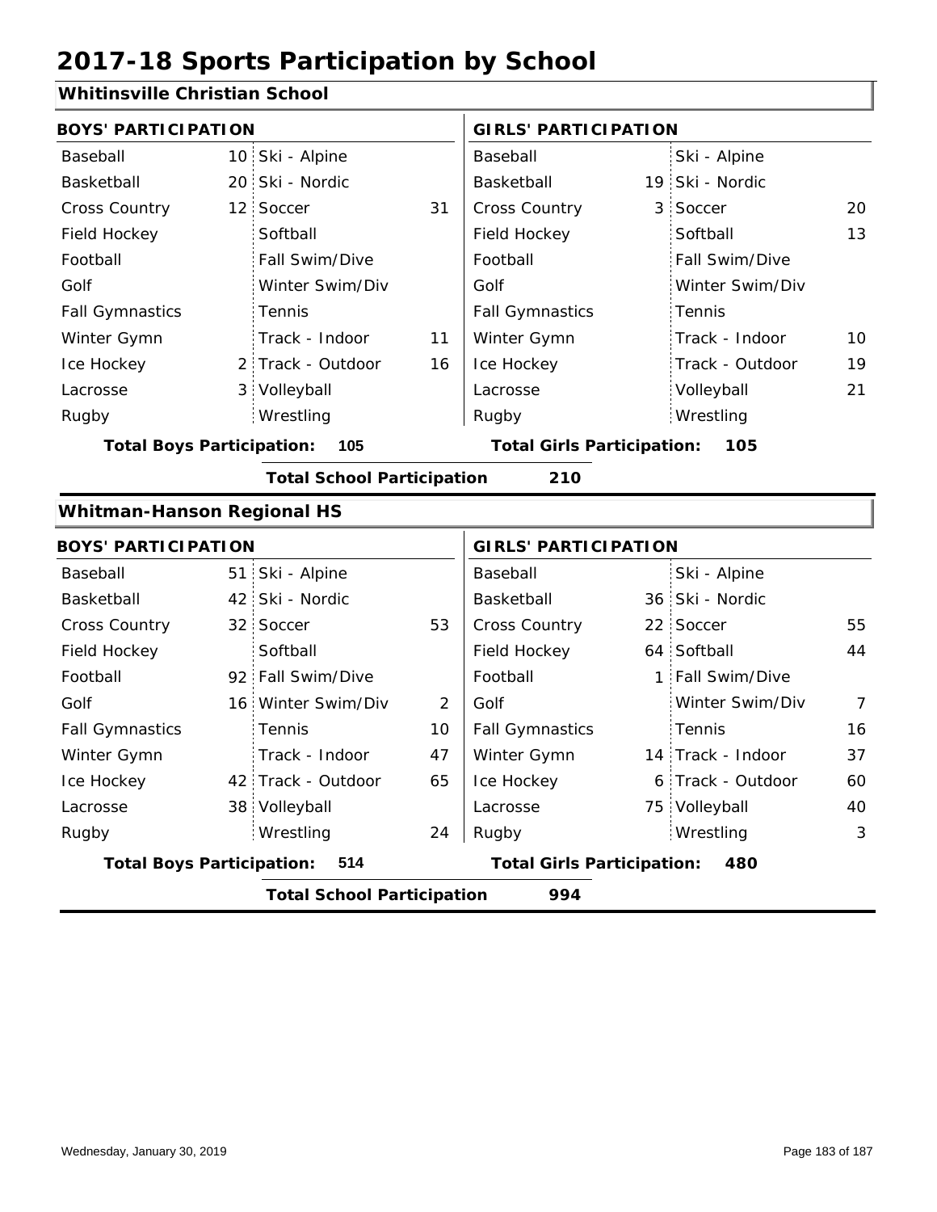# 2017-18 Sports Participation by School

## Whitinsville Christian School

| BOYS' PARTICIPATION | | | | GIRLS' PARTICIPATION | | | |
|---|---|---|---|---|---|---|---|
| Baseball | 10 | Ski - Alpine | | Baseball | | Ski - Alpine | |
| Basketball | 20 | Ski - Nordic | | Basketball | 19 | Ski - Nordic | |
| Cross Country | 12 | Soccer | 31 | Cross Country | 3 | Soccer | 20 |
| Field Hockey | | Softball | | Field Hockey | | Softball | 13 |
| Football | | Fall Swim/Dive | | Football | | Fall Swim/Dive | |
| Golf | | Winter Swim/Div | | Golf | | Winter Swim/Div | |
| Fall Gymnastics | | Tennis | | Fall Gymnastics | | Tennis | |
| Winter Gymn | | Track - Indoor | 11 | Winter Gymn | | Track - Indoor | 10 |
| Ice Hockey | 2 | Track - Outdoor | 16 | Ice Hockey | | Track - Outdoor | 19 |
| Lacrosse | 3 | Volleyball | | Lacrosse | | Volleyball | 21 |
| Rugby | | Wrestling | | Rugby | | Wrestling | |

**Total Boys Participation: 105** **Total Girls Participation: 105**

**Total School Participation 210**

## Whitman-Hanson Regional HS

| BOYS' PARTICIPATION | | | | GIRLS' PARTICIPATION | | | |
|---|---|---|---|---|---|---|---|
| Baseball | 51 | Ski - Alpine | | Baseball | | Ski - Alpine | |
| Basketball | 42 | Ski - Nordic | | Basketball | 36 | Ski - Nordic | |
| Cross Country | 32 | Soccer | 53 | Cross Country | 22 | Soccer | 55 |
| Field Hockey | | Softball | | Field Hockey | 64 | Softball | 44 |
| Football | 92 | Fall Swim/Dive | | Football | 1 | Fall Swim/Dive | |
| Golf | 16 | Winter Swim/Div | 2 | Golf | | Winter Swim/Div | 7 |
| Fall Gymnastics | | Tennis | 10 | Fall Gymnastics | | Tennis | 16 |
| Winter Gymn | | Track - Indoor | 47 | Winter Gymn | 14 | Track - Indoor | 37 |
| Ice Hockey | 42 | Track - Outdoor | 65 | Ice Hockey | 6 | Track - Outdoor | 60 |
| Lacrosse | 38 | Volleyball | | Lacrosse | 75 | Volleyball | 40 |
| Rugby | | Wrestling | 24 | Rugby | | Wrestling | 3 |

**Total Boys Participation: 514** **Total Girls Participation: 480**

**Total School Participation 994**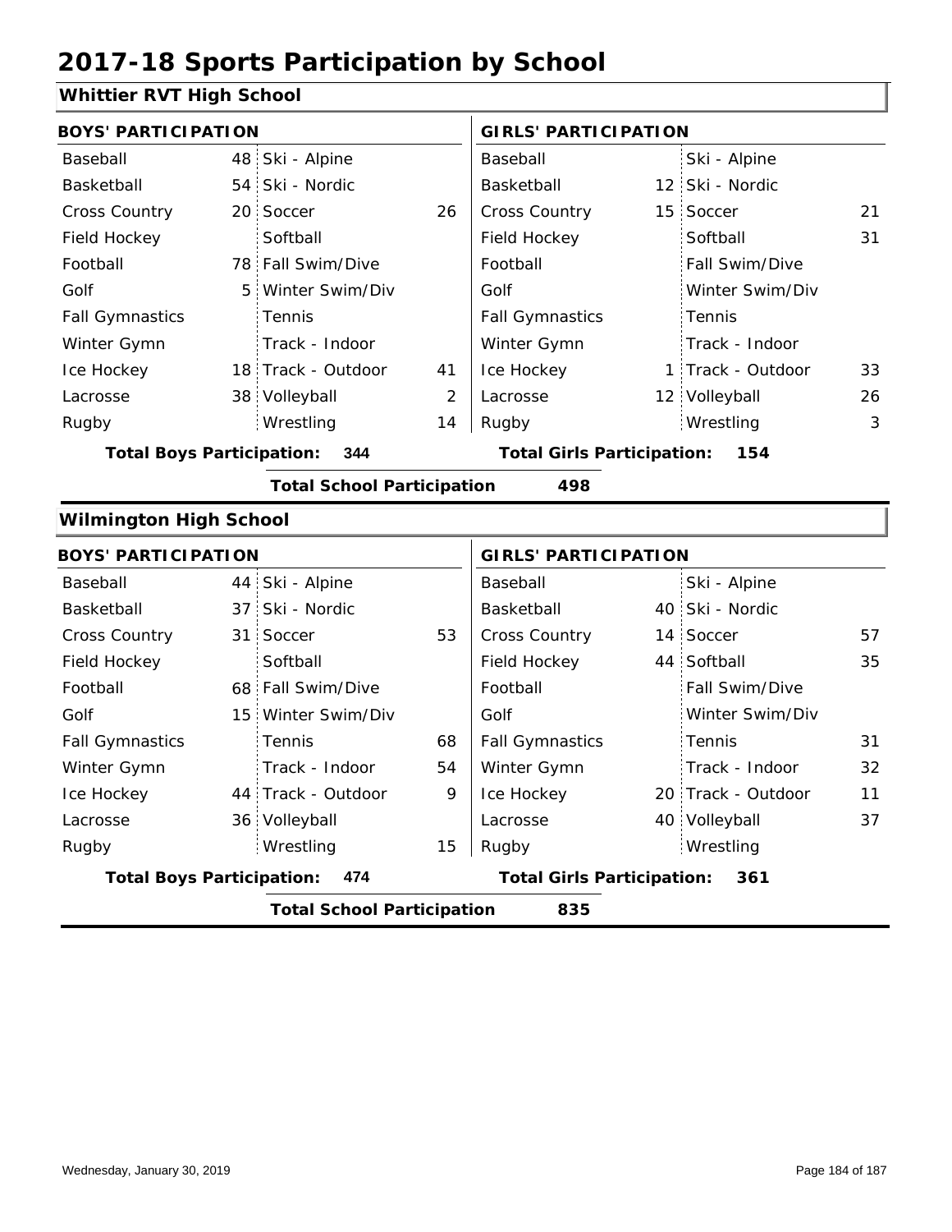# 2017-18 Sports Participation by School

## Whittier RVT High School

| BOYS' PARTICIPATION | | | | GIRLS' PARTICIPATION | | | |
|---|---|---|---|---|---|---|---|
| Baseball | 48 | Ski - Alpine | | Baseball | | Ski - Alpine | |
| Basketball | 54 | Ski - Nordic | | Basketball | 12 | Ski - Nordic | |
| Cross Country | 20 | Soccer | 26 | Cross Country | 15 | Soccer | 21 |
| Field Hockey | | Softball | | Field Hockey | | Softball | 31 |
| Football | 78 | Fall Swim/Dive | | Football | | Fall Swim/Dive | |
| Golf | 5 | Winter Swim/Div | | Golf | | Winter Swim/Div | |
| Fall Gymnastics | | Tennis | | Fall Gymnastics | | Tennis | |
| Winter Gymn | | Track - Indoor | | Winter Gymn | | Track - Indoor | |
| Ice Hockey | 18 | Track - Outdoor | 41 | Ice Hockey | 1 | Track - Outdoor | 33 |
| Lacrosse | 38 | Volleyball | 2 | Lacrosse | 12 | Volleyball | 26 |
| Rugby | | Wrestling | 14 | Rugby | | Wrestling | 3 |

**Total Boys Participation: 344** | **Total Girls Participation: 154**

**Total School Participation 498**

## Wilmington High School

| BOYS' PARTICIPATION | | | | GIRLS' PARTICIPATION | | | |
|---|---|---|---|---|---|---|---|
| Baseball | 44 | Ski - Alpine | | Baseball | | Ski - Alpine | |
| Basketball | 37 | Ski - Nordic | | Basketball | 40 | Ski - Nordic | |
| Cross Country | 31 | Soccer | 53 | Cross Country | 14 | Soccer | 57 |
| Field Hockey | | Softball | | Field Hockey | 44 | Softball | 35 |
| Football | 68 | Fall Swim/Dive | | Football | | Fall Swim/Dive | |
| Golf | 15 | Winter Swim/Div | | Golf | | Winter Swim/Div | |
| Fall Gymnastics | | Tennis | 68 | Fall Gymnastics | | Tennis | 31 |
| Winter Gymn | | Track - Indoor | 54 | Winter Gymn | | Track - Indoor | 32 |
| Ice Hockey | 44 | Track - Outdoor | 9 | Ice Hockey | 20 | Track - Outdoor | 11 |
| Lacrosse | 36 | Volleyball | | Lacrosse | 40 | Volleyball | 37 |
| Rugby | | Wrestling | 15 | Rugby | | Wrestling | |

**Total Boys Participation: 474** | **Total Girls Participation: 361**

**Total School Participation 835**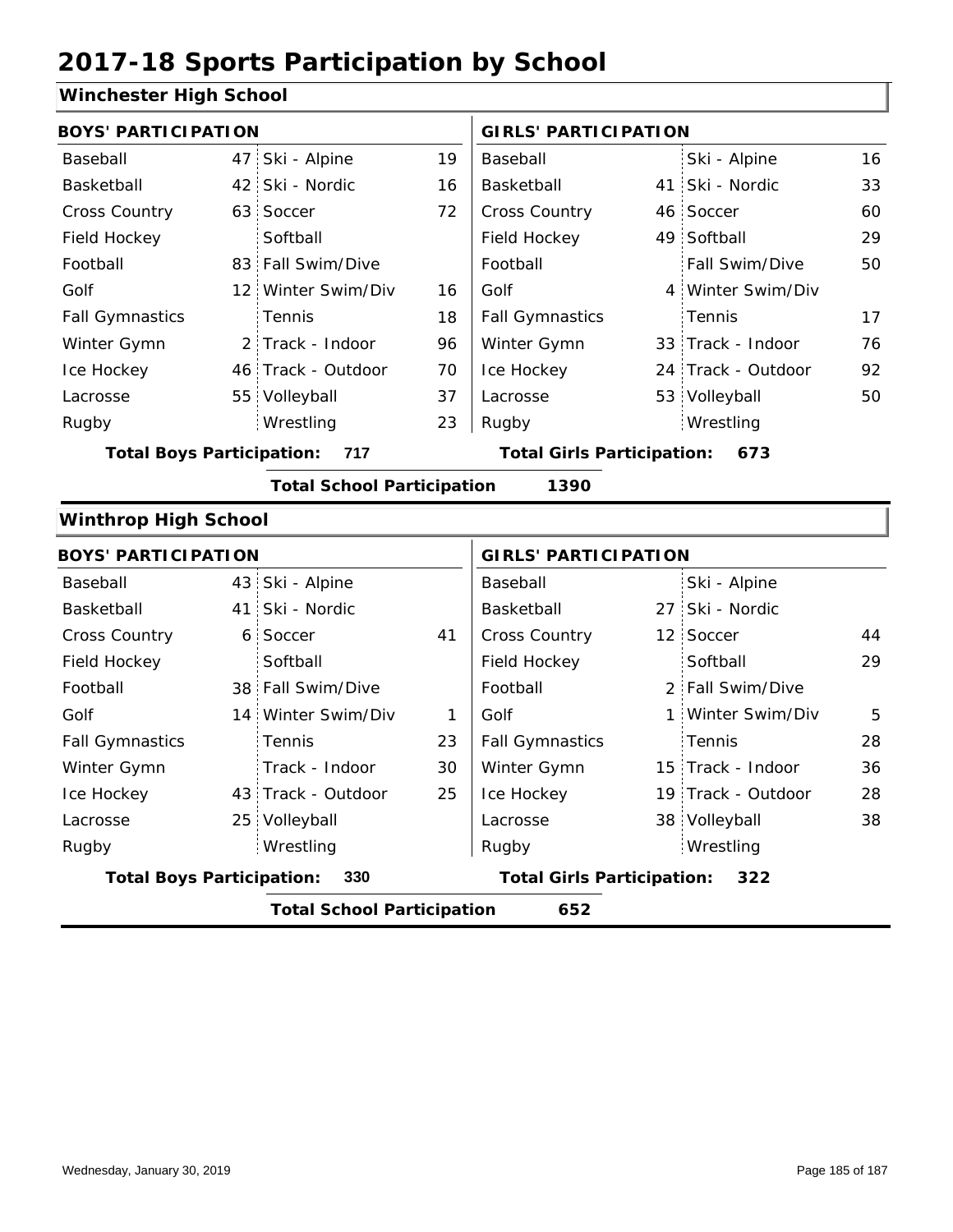# 2017-18 Sports Participation by School

## Winchester High School

### BOYS' PARTICIPATION

| Sport | Count | Sport | Count |
|---|---|---|---|
| Baseball | 47 | Ski - Alpine | 19 |
| Basketball | 42 | Ski - Nordic | 16 |
| Cross Country | 63 | Soccer | 72 |
| Field Hockey | | Softball | |
| Football | 83 | Fall Swim/Dive | |
| Golf | 12 | Winter Swim/Div | 16 |
| Fall Gymnastics | | Tennis | 18 |
| Winter Gymn | 2 | Track - Indoor | 96 |
| Ice Hockey | 46 | Track - Outdoor | 70 |
| Lacrosse | 55 | Volleyball | 37 |
| Rugby | | Wrestling | 23 |

**Total Boys Participation: 717**

### GIRLS' PARTICIPATION

| Sport | Count | Sport | Count |
|---|---|---|---|
| Baseball | | Ski - Alpine | 16 |
| Basketball | 41 | Ski - Nordic | 33 |
| Cross Country | 46 | Soccer | 60 |
| Field Hockey | 49 | Softball | 29 |
| Football | | Fall Swim/Dive | 50 |
| Golf | 4 | Winter Swim/Div | |
| Fall Gymnastics | | Tennis | 17 |
| Winter Gymn | 33 | Track - Indoor | 76 |
| Ice Hockey | 24 | Track - Outdoor | 92 |
| Lacrosse | 53 | Volleyball | 50 |
| Rugby | | Wrestling | |

**Total Girls Participation: 673**

**Total School Participation 1390**

## Winthrop High School

### BOYS' PARTICIPATION

| Sport | Count | Sport | Count |
|---|---|---|---|
| Baseball | 43 | Ski - Alpine | |
| Basketball | 41 | Ski - Nordic | |
| Cross Country | 6 | Soccer | 41 |
| Field Hockey | | Softball | |
| Football | 38 | Fall Swim/Dive | |
| Golf | 14 | Winter Swim/Div | 1 |
| Fall Gymnastics | | Tennis | 23 |
| Winter Gymn | | Track - Indoor | 30 |
| Ice Hockey | 43 | Track - Outdoor | 25 |
| Lacrosse | 25 | Volleyball | |
| Rugby | | Wrestling | |

**Total Boys Participation: 330**

### GIRLS' PARTICIPATION

| Sport | Count | Sport | Count |
|---|---|---|---|
| Baseball | | Ski - Alpine | |
| Basketball | 27 | Ski - Nordic | |
| Cross Country | 12 | Soccer | 44 |
| Field Hockey | | Softball | 29 |
| Football | 2 | Fall Swim/Dive | |
| Golf | 1 | Winter Swim/Div | 5 |
| Fall Gymnastics | | Tennis | 28 |
| Winter Gymn | 15 | Track - Indoor | 36 |
| Ice Hockey | 19 | Track - Outdoor | 28 |
| Lacrosse | 38 | Volleyball | 38 |
| Rugby | | Wrestling | |

**Total Girls Participation: 322**

**Total School Participation 652**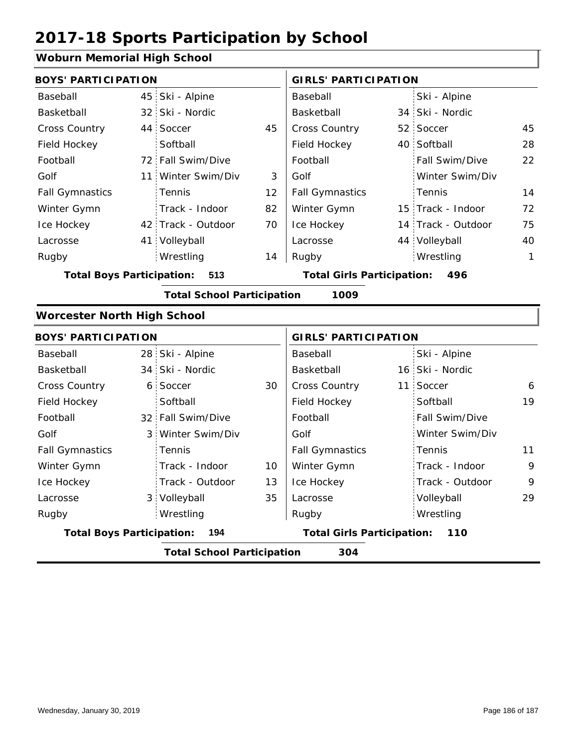# 2017-18 Sports Participation by School

## Woburn Memorial High School

| BOYS' PARTICIPATION | | | | GIRLS' PARTICIPATION | | | |
|---|---|---|---|---|---|---|---|
| Baseball | 45 | Ski - Alpine | | Baseball | | Ski - Alpine | |
| Basketball | 32 | Ski - Nordic | | Basketball | 34 | Ski - Nordic | |
| Cross Country | 44 | Soccer | 45 | Cross Country | 52 | Soccer | 45 |
| Field Hockey | | Softball | | Field Hockey | 40 | Softball | 28 |
| Football | 72 | Fall Swim/Dive | | Football | | Fall Swim/Dive | 22 |
| Golf | 11 | Winter Swim/Div | 3 | Golf | | Winter Swim/Div | |
| Fall Gymnastics | | Tennis | 12 | Fall Gymnastics | | Tennis | 14 |
| Winter Gymn | | Track - Indoor | 82 | Winter Gymn | 15 | Track - Indoor | 72 |
| Ice Hockey | 42 | Track - Outdoor | 70 | Ice Hockey | 14 | Track - Outdoor | 75 |
| Lacrosse | 41 | Volleyball | | Lacrosse | 44 | Volleyball | 40 |
| Rugby | | Wrestling | 14 | Rugby | | Wrestling | 1 |

**Total Boys Participation: 513** **Total Girls Participation: 496**

**Total School Participation 1009**

## Worcester North High School

| BOYS' PARTICIPATION | | | | GIRLS' PARTICIPATION | | | |
|---|---|---|---|---|---|---|---|
| Baseball | 28 | Ski - Alpine | | Baseball | | Ski - Alpine | |
| Basketball | 34 | Ski - Nordic | | Basketball | 16 | Ski - Nordic | |
| Cross Country | 6 | Soccer | 30 | Cross Country | 11 | Soccer | 6 |
| Field Hockey | | Softball | | Field Hockey | | Softball | 19 |
| Football | 32 | Fall Swim/Dive | | Football | | Fall Swim/Dive | |
| Golf | 3 | Winter Swim/Div | | Golf | | Winter Swim/Div | |
| Fall Gymnastics | | Tennis | | Fall Gymnastics | | Tennis | 11 |
| Winter Gymn | | Track - Indoor | 10 | Winter Gymn | | Track - Indoor | 9 |
| Ice Hockey | | Track - Outdoor | 13 | Ice Hockey | | Track - Outdoor | 9 |
| Lacrosse | 3 | Volleyball | 35 | Lacrosse | | Volleyball | 29 |
| Rugby | | Wrestling | | Rugby | | Wrestling | |

**Total Boys Participation: 194** **Total Girls Participation: 110**

**Total School Participation 304**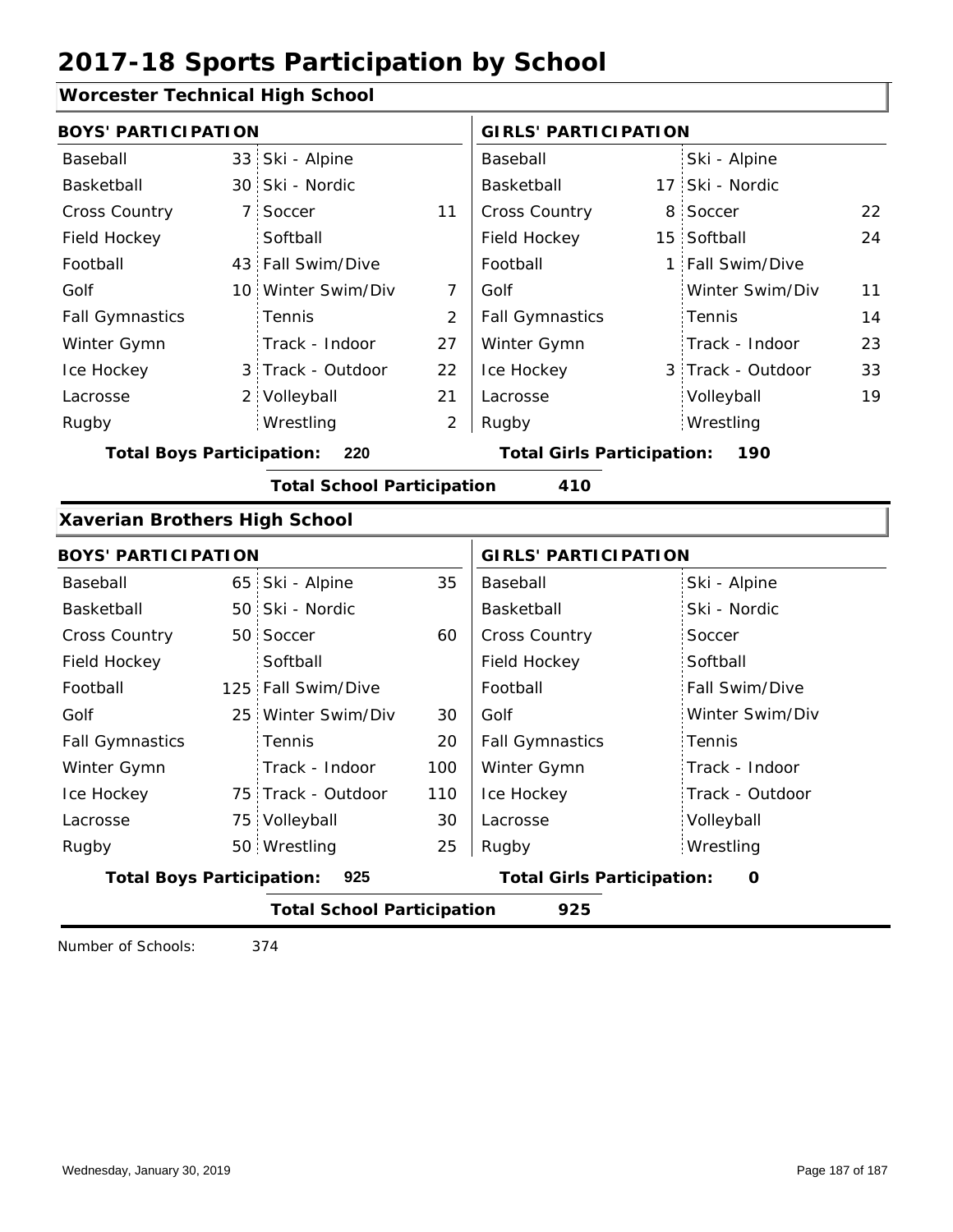# 2017-18 Sports Participation by School

## Worcester Technical High School

| BOYS' PARTICIPATION | | | | GIRLS' PARTICIPATION | | | |
|---|---|---|---|---|---|---|---|
| Baseball | 33 | Ski - Alpine | | Baseball | | Ski - Alpine | |
| Basketball | 30 | Ski - Nordic | | Basketball | 17 | Ski - Nordic | |
| Cross Country | 7 | Soccer | 11 | Cross Country | 8 | Soccer | 22 |
| Field Hockey | | Softball | | Field Hockey | 15 | Softball | 24 |
| Football | 43 | Fall Swim/Dive | | Football | 1 | Fall Swim/Dive | |
| Golf | 10 | Winter Swim/Div | 7 | Golf | | Winter Swim/Div | 11 |
| Fall Gymnastics | | Tennis | 2 | Fall Gymnastics | | Tennis | 14 |
| Winter Gymn | | Track - Indoor | 27 | Winter Gymn | | Track - Indoor | 23 |
| Ice Hockey | 3 | Track - Outdoor | 22 | Ice Hockey | 3 | Track - Outdoor | 33 |
| Lacrosse | 2 | Volleyball | 21 | Lacrosse | | Volleyball | 19 |
| Rugby | | Wrestling | 2 | Rugby | | Wrestling | |

**Total Boys Participation: 220** **Total Girls Participation: 190**

**Total School Participation 410**

## Xaverian Brothers High School

| BOYS' PARTICIPATION | | | | GIRLS' PARTICIPATION | | | |
|---|---|---|---|---|---|---|---|
| Baseball | 65 | Ski - Alpine | 35 | Baseball | | Ski - Alpine | |
| Basketball | 50 | Ski - Nordic | | Basketball | | Ski - Nordic | |
| Cross Country | 50 | Soccer | 60 | Cross Country | | Soccer | |
| Field Hockey | | Softball | | Field Hockey | | Softball | |
| Football | 125 | Fall Swim/Dive | | Football | | Fall Swim/Dive | |
| Golf | 25 | Winter Swim/Div | 30 | Golf | | Winter Swim/Div | |
| Fall Gymnastics | | Tennis | 20 | Fall Gymnastics | | Tennis | |
| Winter Gymn | | Track - Indoor | 100 | Winter Gymn | | Track - Indoor | |
| Ice Hockey | 75 | Track - Outdoor | 110 | Ice Hockey | | Track - Outdoor | |
| Lacrosse | 75 | Volleyball | 30 | Lacrosse | | Volleyball | |
| Rugby | 50 | Wrestling | 25 | Rugby | | Wrestling | |

**Total Boys Participation: 925** **Total Girls Participation: 0**

**Total School Participation 925**

Number of Schools: 374